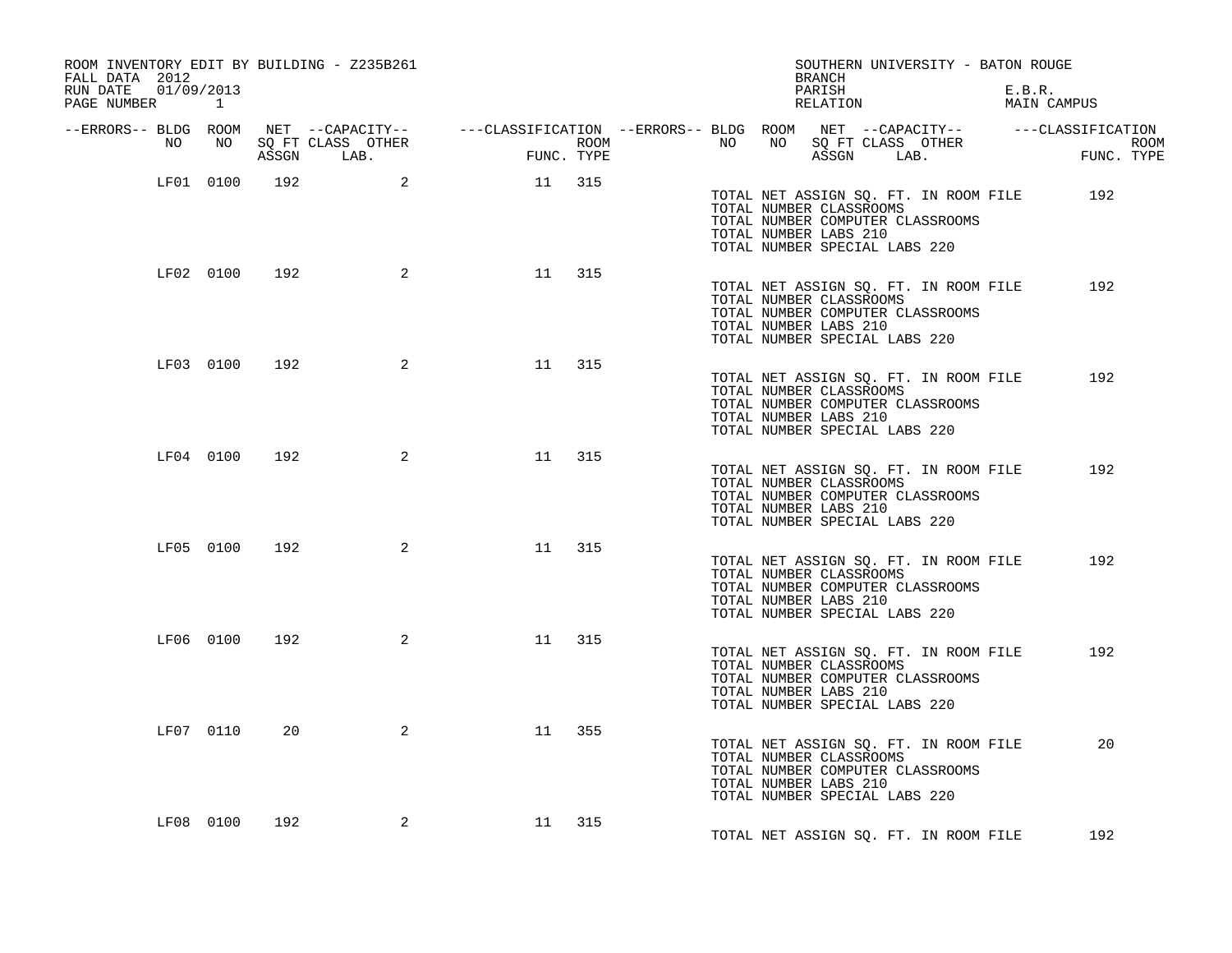ROOM INVENTORY EDIT BY BUILDING - Z235B261
FALL DATA 2012
RUN DATE 01/09/2013

SOUTHERN UNIVERSITY - BATON ROUGE
BRANCH
PARISH E.B.R.
RELATION MAIN CAMPUS

| --ERRORS-- | BLDG NO | ROOM NO | NET SQ FT ASSGN | --CAPACITY-- CLASS LAB. | OTHER | ---CLASSIFICATION FUNC. | ROOM TYPE |
|---|---|---|---|---|---|---|---|
| | LF01 | 0100 | 192 | | 2 | 11 | 315 |

TOTAL NET ASSIGN SQ. FT. IN ROOM FILE 192
TOTAL NUMBER CLASSROOMS
TOTAL NUMBER COMPUTER CLASSROOMS
TOTAL NUMBER LABS 210
TOTAL NUMBER SPECIAL LABS 220

| --ERRORS-- | BLDG NO | ROOM NO | NET SQ FT ASSGN | --CAPACITY-- CLASS LAB. | OTHER | ---CLASSIFICATION FUNC. | ROOM TYPE |
|---|---|---|---|---|---|---|---|
| | LF02 | 0100 | 192 | | 2 | 11 | 315 |

TOTAL NET ASSIGN SQ. FT. IN ROOM FILE 192
TOTAL NUMBER CLASSROOMS
TOTAL NUMBER COMPUTER CLASSROOMS
TOTAL NUMBER LABS 210
TOTAL NUMBER SPECIAL LABS 220

| --ERRORS-- | BLDG NO | ROOM NO | NET SQ FT ASSGN | --CAPACITY-- CLASS LAB. | OTHER | ---CLASSIFICATION FUNC. | ROOM TYPE |
|---|---|---|---|---|---|---|---|
| | LF03 | 0100 | 192 | | 2 | 11 | 315 |

TOTAL NET ASSIGN SQ. FT. IN ROOM FILE 192
TOTAL NUMBER CLASSROOMS
TOTAL NUMBER COMPUTER CLASSROOMS
TOTAL NUMBER LABS 210
TOTAL NUMBER SPECIAL LABS 220

| --ERRORS-- | BLDG NO | ROOM NO | NET SQ FT ASSGN | --CAPACITY-- CLASS LAB. | OTHER | ---CLASSIFICATION FUNC. | ROOM TYPE |
|---|---|---|---|---|---|---|---|
| | LF04 | 0100 | 192 | | 2 | 11 | 315 |

TOTAL NET ASSIGN SQ. FT. IN ROOM FILE 192
TOTAL NUMBER CLASSROOMS
TOTAL NUMBER COMPUTER CLASSROOMS
TOTAL NUMBER LABS 210
TOTAL NUMBER SPECIAL LABS 220

| --ERRORS-- | BLDG NO | ROOM NO | NET SQ FT ASSGN | --CAPACITY-- CLASS LAB. | OTHER | ---CLASSIFICATION FUNC. | ROOM TYPE |
|---|---|---|---|---|---|---|---|
| | LF05 | 0100 | 192 | | 2 | 11 | 315 |

TOTAL NET ASSIGN SQ. FT. IN ROOM FILE 192
TOTAL NUMBER CLASSROOMS
TOTAL NUMBER COMPUTER CLASSROOMS
TOTAL NUMBER LABS 210
TOTAL NUMBER SPECIAL LABS 220

| --ERRORS-- | BLDG NO | ROOM NO | NET SQ FT ASSGN | --CAPACITY-- CLASS LAB. | OTHER | ---CLASSIFICATION FUNC. | ROOM TYPE |
|---|---|---|---|---|---|---|---|
| | LF06 | 0100 | 192 | | 2 | 11 | 315 |

TOTAL NET ASSIGN SQ. FT. IN ROOM FILE 192
TOTAL NUMBER CLASSROOMS
TOTAL NUMBER COMPUTER CLASSROOMS
TOTAL NUMBER LABS 210
TOTAL NUMBER SPECIAL LABS 220

| --ERRORS-- | BLDG NO | ROOM NO | NET SQ FT ASSGN | --CAPACITY-- CLASS LAB. | OTHER | ---CLASSIFICATION FUNC. | ROOM TYPE |
|---|---|---|---|---|---|---|---|
| | LF07 | 0110 | 20 | | 2 | 11 | 355 |

TOTAL NET ASSIGN SQ. FT. IN ROOM FILE 20
TOTAL NUMBER CLASSROOMS
TOTAL NUMBER COMPUTER CLASSROOMS
TOTAL NUMBER LABS 210
TOTAL NUMBER SPECIAL LABS 220

| --ERRORS-- | BLDG NO | ROOM NO | NET SQ FT ASSGN | --CAPACITY-- CLASS LAB. | OTHER | ---CLASSIFICATION FUNC. | ROOM TYPE |
|---|---|---|---|---|---|---|---|
| | LF08 | 0100 | 192 | | 2 | 11 | 315 |

TOTAL NET ASSIGN SQ. FT. IN ROOM FILE 192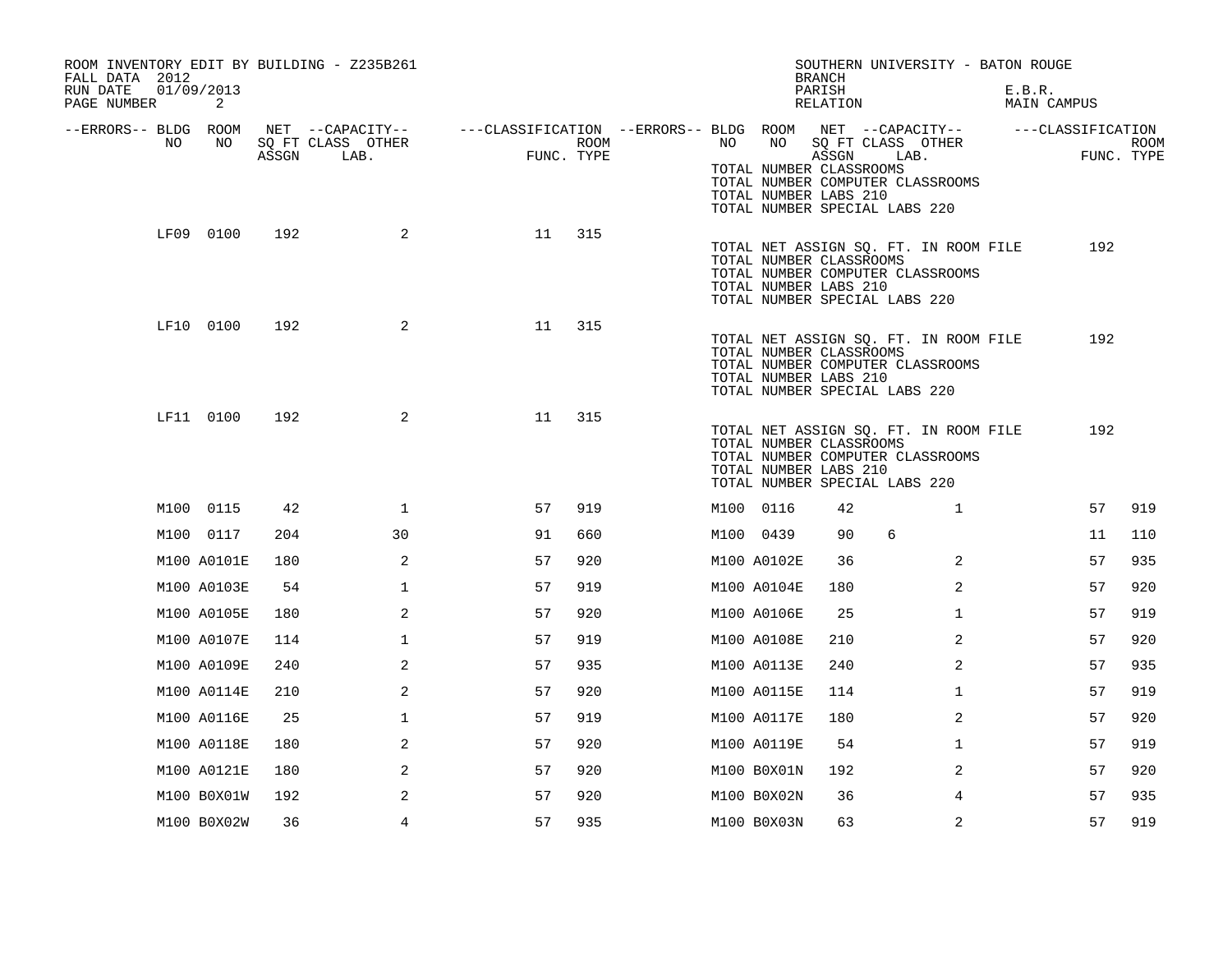ROOM INVENTORY EDIT BY BUILDING - Z235B261
FALL DATA 2012
RUN DATE 01/09/2013

SOUTHERN UNIVERSITY - BATON ROUGE
BRANCH
PARISH E.B.R.
RELATION MAIN CAMPUS

| --ERRORS-- | BLDG NO | ROOM NO | NET SQ FT ASSGN | --CAPACITY-- CLASS | LAB. | OTHER | ---CLASSIFICATION FUNC. | ROOM TYPE | --ERRORS-- | BLDG NO | ROOM NO | NET SQ FT ASSGN | --CAPACITY-- CLASS | LAB. | OTHER | ---CLASSIFICATION FUNC. | ROOM TYPE |
|---|---|---|---|---|---|---|---|---|---|---|---|---|---|---|---|---|---|
| | | | | | | | | | | TOTAL NUMBER CLASSROOMS | | | | | | | |
| | | | | | | | | | | TOTAL NUMBER COMPUTER CLASSROOMS | | | | | | | |
| | | | | | | | | | | TOTAL NUMBER LABS 210 | | | | | | | |
| | | | | | | | | | | TOTAL NUMBER SPECIAL LABS 220 | | | | | | | |
| | LF09 | 0100 | 192 | | | 2 | 11 | 315 | | | | | | | | | |
| | | | | | | | | | | TOTAL NET ASSIGN SQ. FT. IN ROOM FILE | | 192 | | | | | |
| | | | | | | | | | | TOTAL NUMBER CLASSROOMS | | | | | | | |
| | | | | | | | | | | TOTAL NUMBER COMPUTER CLASSROOMS | | | | | | | |
| | | | | | | | | | | TOTAL NUMBER LABS 210 | | | | | | | |
| | | | | | | | | | | TOTAL NUMBER SPECIAL LABS 220 | | | | | | | |
| | LF10 | 0100 | 192 | | | 2 | 11 | 315 | | | | | | | | | |
| | | | | | | | | | | TOTAL NET ASSIGN SQ. FT. IN ROOM FILE | | 192 | | | | | |
| | | | | | | | | | | TOTAL NUMBER CLASSROOMS | | | | | | | |
| | | | | | | | | | | TOTAL NUMBER COMPUTER CLASSROOMS | | | | | | | |
| | | | | | | | | | | TOTAL NUMBER LABS 210 | | | | | | | |
| | | | | | | | | | | TOTAL NUMBER SPECIAL LABS 220 | | | | | | | |
| | LF11 | 0100 | 192 | | | 2 | 11 | 315 | | | | | | | | | |
| | | | | | | | | | | TOTAL NET ASSIGN SQ. FT. IN ROOM FILE | | 192 | | | | | |
| | | | | | | | | | | TOTAL NUMBER CLASSROOMS | | | | | | | |
| | | | | | | | | | | TOTAL NUMBER COMPUTER CLASSROOMS | | | | | | | |
| | | | | | | | | | | TOTAL NUMBER LABS 210 | | | | | | | |
| | | | | | | | | | | TOTAL NUMBER SPECIAL LABS 220 | | | | | | | |
| | M100 | 0115 | 42 | | | 1 | 57 | 919 | | M100 | 0116 | 42 | | | 1 | 57 | 919 |
| | M100 | 0117 | 204 | | | 30 | 91 | 660 | | M100 | 0439 | 90 | 6 | | | 11 | 110 |
| | M100 | A0101E | 180 | | | 2 | 57 | 920 | | M100 | A0102E | 36 | | | 2 | 57 | 935 |
| | M100 | A0103E | 54 | | | 1 | 57 | 919 | | M100 | A0104E | 180 | | | 2 | 57 | 920 |
| | M100 | A0105E | 180 | | | 2 | 57 | 920 | | M100 | A0106E | 25 | | | 1 | 57 | 919 |
| | M100 | A0107E | 114 | | | 1 | 57 | 919 | | M100 | A0108E | 210 | | | 2 | 57 | 920 |
| | M100 | A0109E | 240 | | | 2 | 57 | 935 | | M100 | A0113E | 240 | | | 2 | 57 | 935 |
| | M100 | A0114E | 210 | | | 2 | 57 | 920 | | M100 | A0115E | 114 | | | 1 | 57 | 919 |
| | M100 | A0116E | 25 | | | 1 | 57 | 919 | | M100 | A0117E | 180 | | | 2 | 57 | 920 |
| | M100 | A0118E | 180 | | | 2 | 57 | 920 | | M100 | A0119E | 54 | | | 1 | 57 | 919 |
| | M100 | A0121E | 180 | | | 2 | 57 | 920 | | M100 | B0X01N | 192 | | | 2 | 57 | 920 |
| | M100 | B0X01W | 192 | | | 2 | 57 | 920 | | M100 | B0X02N | 36 | | | 4 | 57 | 935 |
| | M100 | B0X02W | 36 | | | 4 | 57 | 935 | | M100 | B0X03N | 63 | | | 2 | 57 | 919 |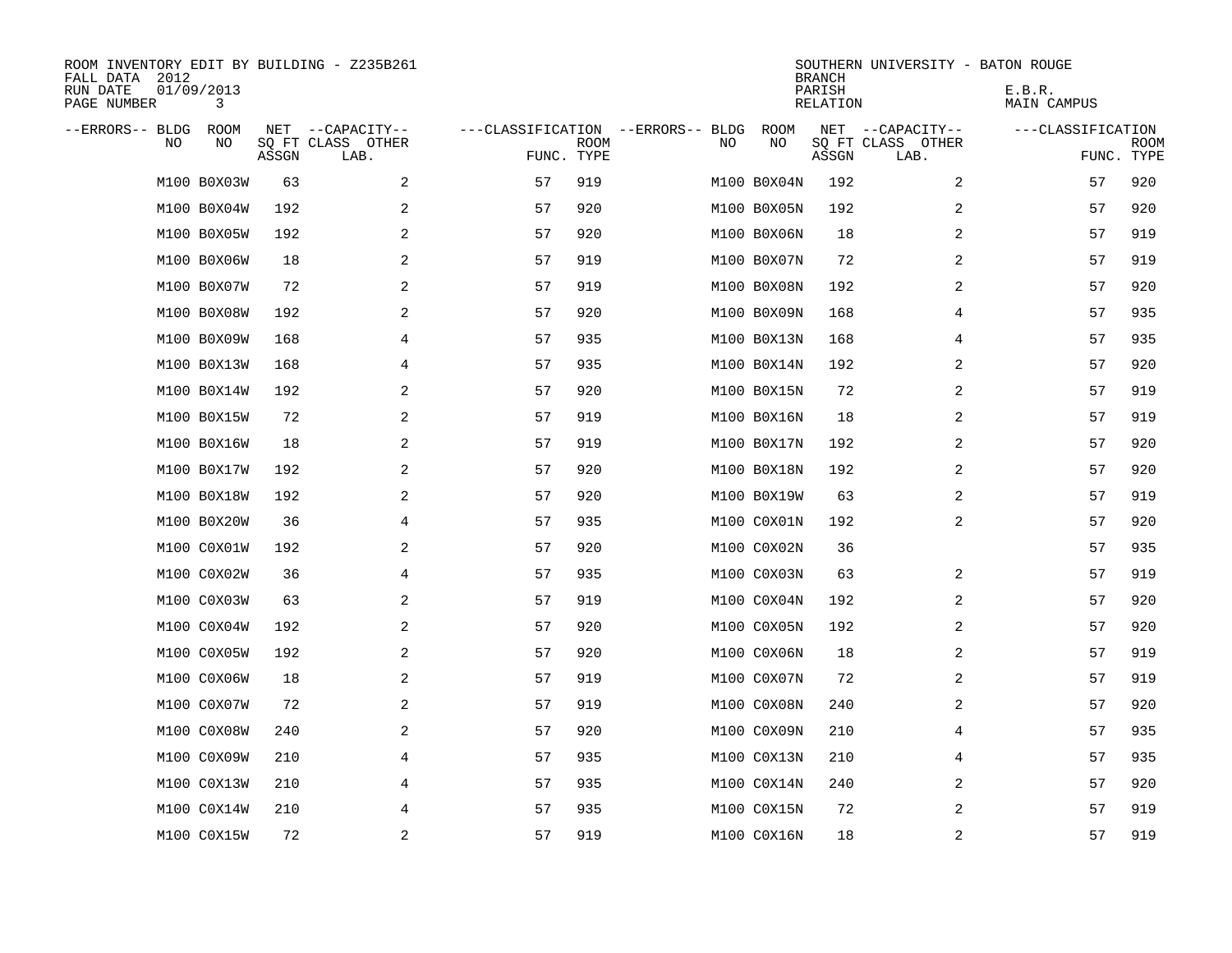ROOM INVENTORY EDIT BY BUILDING - Z235B261
FALL DATA 2012
RUN DATE 01/09/2013

SOUTHERN UNIVERSITY - BATON ROUGE
BRANCH
PARISH E.B.R.
RELATION MAIN CAMPUS

| --ERRORS-- | BLDG NO | ROOM NO | NET SQ FT ASSGN | CAPACITY CLASS LAB. | CAPACITY OTHER | CLASSIFICATION FUNC. | ROOM TYPE | --ERRORS-- | BLDG NO | ROOM NO | NET SQ FT ASSGN | CAPACITY CLASS LAB. | CAPACITY OTHER | CLASSIFICATION FUNC. | ROOM TYPE |
|---|---|---|---|---|---|---|---|---|---|---|---|---|---|---|---|
| | M100 | B0X03W | 63 | | 2 | 57 | 919 | | M100 | B0X04N | 192 | | 2 | 57 | 920 |
| | M100 | B0X04W | 192 | | 2 | 57 | 920 | | M100 | B0X05N | 192 | | 2 | 57 | 920 |
| | M100 | B0X05W | 192 | | 2 | 57 | 920 | | M100 | B0X06N | 18 | | 2 | 57 | 919 |
| | M100 | B0X06W | 18 | | 2 | 57 | 919 | | M100 | B0X07N | 72 | | 2 | 57 | 919 |
| | M100 | B0X07W | 72 | | 2 | 57 | 919 | | M100 | B0X08N | 192 | | 2 | 57 | 920 |
| | M100 | B0X08W | 192 | | 2 | 57 | 920 | | M100 | B0X09N | 168 | | 4 | 57 | 935 |
| | M100 | B0X09W | 168 | | 4 | 57 | 935 | | M100 | B0X13N | 168 | | 4 | 57 | 935 |
| | M100 | B0X13W | 168 | | 4 | 57 | 935 | | M100 | B0X14N | 192 | | 2 | 57 | 920 |
| | M100 | B0X14W | 192 | | 2 | 57 | 920 | | M100 | B0X15N | 72 | | 2 | 57 | 919 |
| | M100 | B0X15W | 72 | | 2 | 57 | 919 | | M100 | B0X16N | 18 | | 2 | 57 | 919 |
| | M100 | B0X16W | 18 | | 2 | 57 | 919 | | M100 | B0X17N | 192 | | 2 | 57 | 920 |
| | M100 | B0X17W | 192 | | 2 | 57 | 920 | | M100 | B0X18N | 192 | | 2 | 57 | 920 |
| | M100 | B0X18W | 192 | | 2 | 57 | 920 | | M100 | B0X19W | 63 | | 2 | 57 | 919 |
| | M100 | B0X20W | 36 | | 4 | 57 | 935 | | M100 | C0X01N | 192 | | 2 | 57 | 920 |
| | M100 | C0X01W | 192 | | 2 | 57 | 920 | | M100 | C0X02N | 36 | | | 57 | 935 |
| | M100 | C0X02W | 36 | | 4 | 57 | 935 | | M100 | C0X03N | 63 | | 2 | 57 | 919 |
| | M100 | C0X03W | 63 | | 2 | 57 | 919 | | M100 | C0X04N | 192 | | 2 | 57 | 920 |
| | M100 | C0X04W | 192 | | 2 | 57 | 920 | | M100 | C0X05N | 192 | | 2 | 57 | 920 |
| | M100 | C0X05W | 192 | | 2 | 57 | 920 | | M100 | C0X06N | 18 | | 2 | 57 | 919 |
| | M100 | C0X06W | 18 | | 2 | 57 | 919 | | M100 | C0X07N | 72 | | 2 | 57 | 919 |
| | M100 | C0X07W | 72 | | 2 | 57 | 919 | | M100 | C0X08N | 240 | | 2 | 57 | 920 |
| | M100 | C0X08W | 240 | | 2 | 57 | 920 | | M100 | C0X09N | 210 | | 4 | 57 | 935 |
| | M100 | C0X09W | 210 | | 4 | 57 | 935 | | M100 | C0X13N | 210 | | 4 | 57 | 935 |
| | M100 | C0X13W | 210 | | 4 | 57 | 935 | | M100 | C0X14N | 240 | | 2 | 57 | 920 |
| | M100 | C0X14W | 210 | | 4 | 57 | 935 | | M100 | C0X15N | 72 | | 2 | 57 | 919 |
| | M100 | C0X15W | 72 | | 2 | 57 | 919 | | M100 | C0X16N | 18 | | 2 | 57 | 919 |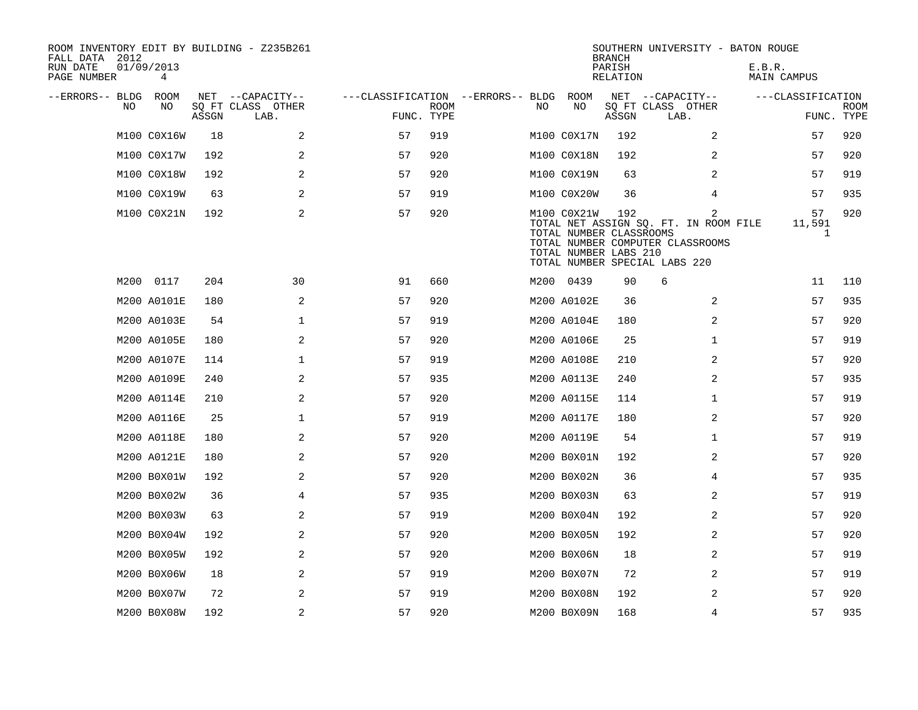ROOM INVENTORY EDIT BY BUILDING - Z235B261
FALL DATA 2012
RUN DATE 01/09/2013

SOUTHERN UNIVERSITY - BATON ROUGE
BRANCH
PARISH E.B.R.
RELATION MAIN CAMPUS

| --ERRORS-- | BLDG NO | ROOM NO | NET SQ FT ASSGN | --CAPACITY-- CLASS LAB. | OTHER | ---CLASSIFICATION FUNC. | ROOM TYPE | --ERRORS-- | BLDG NO | ROOM NO | NET SQ FT ASSGN | --CAPACITY-- CLASS LAB. | OTHER | ---CLASSIFICATION FUNC. | ROOM TYPE |
|---|---|---|---|---|---|---|---|---|---|---|---|---|---|---|---|
| | M100 | C0X16W | 18 | | 2 | 57 | 919 | | M100 | C0X17N | 192 | | 2 | 57 | 920 |
| | M100 | C0X17W | 192 | | 2 | 57 | 920 | | M100 | C0X18N | 192 | | 2 | 57 | 920 |
| | M100 | C0X18W | 192 | | 2 | 57 | 920 | | M100 | C0X19N | 63 | | 2 | 57 | 919 |
| | M100 | C0X19W | 63 | | 2 | 57 | 919 | | M100 | C0X20W | 36 | | 4 | 57 | 935 |
| | M100 | C0X21N | 192 | | 2 | 57 | 920 | | M100 | C0X21W | 192 | | 2 | 57 | 920 |

TOTAL NET ASSIGN SQ. FT. IN ROOM FILE 11,591
TOTAL NUMBER CLASSROOMS 1
TOTAL NUMBER COMPUTER CLASSROOMS
TOTAL NUMBER LABS 210
TOTAL NUMBER SPECIAL LABS 220

| --ERRORS-- | BLDG NO | ROOM NO | NET SQ FT ASSGN | --CAPACITY-- CLASS LAB. | OTHER | ---CLASSIFICATION FUNC. | ROOM TYPE | --ERRORS-- | BLDG NO | ROOM NO | NET SQ FT ASSGN | --CAPACITY-- CLASS LAB. | OTHER | ---CLASSIFICATION FUNC. | ROOM TYPE |
|---|---|---|---|---|---|---|---|---|---|---|---|---|---|---|---|
| | M200 | 0117 | 204 | | 30 | 91 | 660 | | M200 | 0439 | 90 | 6 | | 11 | 110 |
| | M200 | A0101E | 180 | | 2 | 57 | 920 | | M200 | A0102E | 36 | | 2 | 57 | 935 |
| | M200 | A0103E | 54 | | 1 | 57 | 919 | | M200 | A0104E | 180 | | 2 | 57 | 920 |
| | M200 | A0105E | 180 | | 2 | 57 | 920 | | M200 | A0106E | 25 | | 1 | 57 | 919 |
| | M200 | A0107E | 114 | | 1 | 57 | 919 | | M200 | A0108E | 210 | | 2 | 57 | 920 |
| | M200 | A0109E | 240 | | 2 | 57 | 935 | | M200 | A0113E | 240 | | 2 | 57 | 935 |
| | M200 | A0114E | 210 | | 2 | 57 | 920 | | M200 | A0115E | 114 | | 1 | 57 | 919 |
| | M200 | A0116E | 25 | | 1 | 57 | 919 | | M200 | A0117E | 180 | | 2 | 57 | 920 |
| | M200 | A0118E | 180 | | 2 | 57 | 920 | | M200 | A0119E | 54 | | 1 | 57 | 919 |
| | M200 | A0121E | 180 | | 2 | 57 | 920 | | M200 | B0X01N | 192 | | 2 | 57 | 920 |
| | M200 | B0X01W | 192 | | 2 | 57 | 920 | | M200 | B0X02N | 36 | | 4 | 57 | 935 |
| | M200 | B0X02W | 36 | | 4 | 57 | 935 | | M200 | B0X03N | 63 | | 2 | 57 | 919 |
| | M200 | B0X03W | 63 | | 2 | 57 | 919 | | M200 | B0X04N | 192 | | 2 | 57 | 920 |
| | M200 | B0X04W | 192 | | 2 | 57 | 920 | | M200 | B0X05N | 192 | | 2 | 57 | 920 |
| | M200 | B0X05W | 192 | | 2 | 57 | 920 | | M200 | B0X06N | 18 | | 2 | 57 | 919 |
| | M200 | B0X06W | 18 | | 2 | 57 | 919 | | M200 | B0X07N | 72 | | 2 | 57 | 919 |
| | M200 | B0X07W | 72 | | 2 | 57 | 919 | | M200 | B0X08N | 192 | | 2 | 57 | 920 |
| | M200 | B0X08W | 192 | | 2 | 57 | 920 | | M200 | B0X09N | 168 | | 4 | 57 | 935 |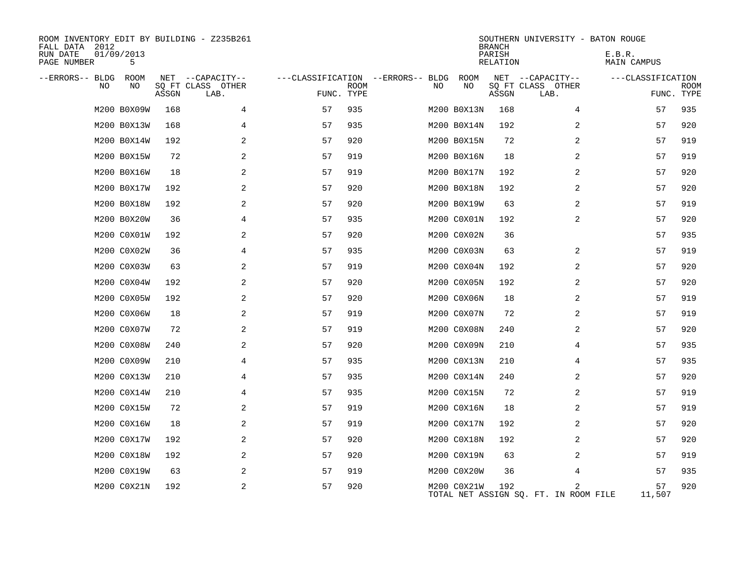ROOM INVENTORY EDIT BY BUILDING - Z235B261
FALL DATA 2012
RUN DATE 01/09/2013
PAGE NUMBER 5

SOUTHERN UNIVERSITY - BATON ROUGE
BRANCH
PARISH E.B.R.
RELATION MAIN CAMPUS

| --ERRORS-- | BLDG NO | ROOM NO | NET SQ FT ASSGN | --CAPACITY-- CLASS LAB. | OTHER | ---CLASSIFICATION FUNC. | ROOM TYPE | --ERRORS-- | BLDG NO | ROOM NO | NET SQ FT ASSGN | --CAPACITY-- CLASS LAB. | OTHER | ---CLASSIFICATION FUNC. | ROOM TYPE |
|---|---|---|---|---|---|---|---|---|---|---|---|---|---|---|---|
| | M200 | B0X09W | 168 | | 4 | 57 | 935 | | M200 | B0X13N | 168 | | 4 | 57 | 935 |
| | M200 | B0X13W | 168 | | 4 | 57 | 935 | | M200 | B0X14N | 192 | | 2 | 57 | 920 |
| | M200 | B0X14W | 192 | | 2 | 57 | 920 | | M200 | B0X15N | 72 | | 2 | 57 | 919 |
| | M200 | B0X15W | 72 | | 2 | 57 | 919 | | M200 | B0X16N | 18 | | 2 | 57 | 919 |
| | M200 | B0X16W | 18 | | 2 | 57 | 919 | | M200 | B0X17N | 192 | | 2 | 57 | 920 |
| | M200 | B0X17W | 192 | | 2 | 57 | 920 | | M200 | B0X18N | 192 | | 2 | 57 | 920 |
| | M200 | B0X18W | 192 | | 2 | 57 | 920 | | M200 | B0X19W | 63 | | 2 | 57 | 919 |
| | M200 | B0X20W | 36 | | 4 | 57 | 935 | | M200 | C0X01N | 192 | | 2 | 57 | 920 |
| | M200 | C0X01W | 192 | | 2 | 57 | 920 | | M200 | C0X02N | 36 | | | 57 | 935 |
| | M200 | C0X02W | 36 | | 4 | 57 | 935 | | M200 | C0X03N | 63 | | 2 | 57 | 919 |
| | M200 | C0X03W | 63 | | 2 | 57 | 919 | | M200 | C0X04N | 192 | | 2 | 57 | 920 |
| | M200 | C0X04W | 192 | | 2 | 57 | 920 | | M200 | C0X05N | 192 | | 2 | 57 | 920 |
| | M200 | C0X05W | 192 | | 2 | 57 | 920 | | M200 | C0X06N | 18 | | 2 | 57 | 919 |
| | M200 | C0X06W | 18 | | 2 | 57 | 919 | | M200 | C0X07N | 72 | | 2 | 57 | 919 |
| | M200 | C0X07W | 72 | | 2 | 57 | 919 | | M200 | C0X08N | 240 | | 2 | 57 | 920 |
| | M200 | C0X08W | 240 | | 2 | 57 | 920 | | M200 | C0X09N | 210 | | 4 | 57 | 935 |
| | M200 | C0X09W | 210 | | 4 | 57 | 935 | | M200 | C0X13N | 210 | | 4 | 57 | 935 |
| | M200 | C0X13W | 210 | | 4 | 57 | 935 | | M200 | C0X14N | 240 | | 2 | 57 | 920 |
| | M200 | C0X14W | 210 | | 4 | 57 | 935 | | M200 | C0X15N | 72 | | 2 | 57 | 919 |
| | M200 | C0X15W | 72 | | 2 | 57 | 919 | | M200 | C0X16N | 18 | | 2 | 57 | 919 |
| | M200 | C0X16W | 18 | | 2 | 57 | 919 | | M200 | C0X17N | 192 | | 2 | 57 | 920 |
| | M200 | C0X17W | 192 | | 2 | 57 | 920 | | M200 | C0X18N | 192 | | 2 | 57 | 920 |
| | M200 | C0X18W | 192 | | 2 | 57 | 920 | | M200 | C0X19N | 63 | | 2 | 57 | 919 |
| | M200 | C0X19W | 63 | | 2 | 57 | 919 | | M200 | C0X20W | 36 | | 4 | 57 | 935 |
| | M200 | C0X21N | 192 | | 2 | 57 | 920 | | M200 | C0X21W | 192 | | 2 | 57 | 920 |

TOTAL NET ASSIGN SQ. FT. IN ROOM FILE 11,507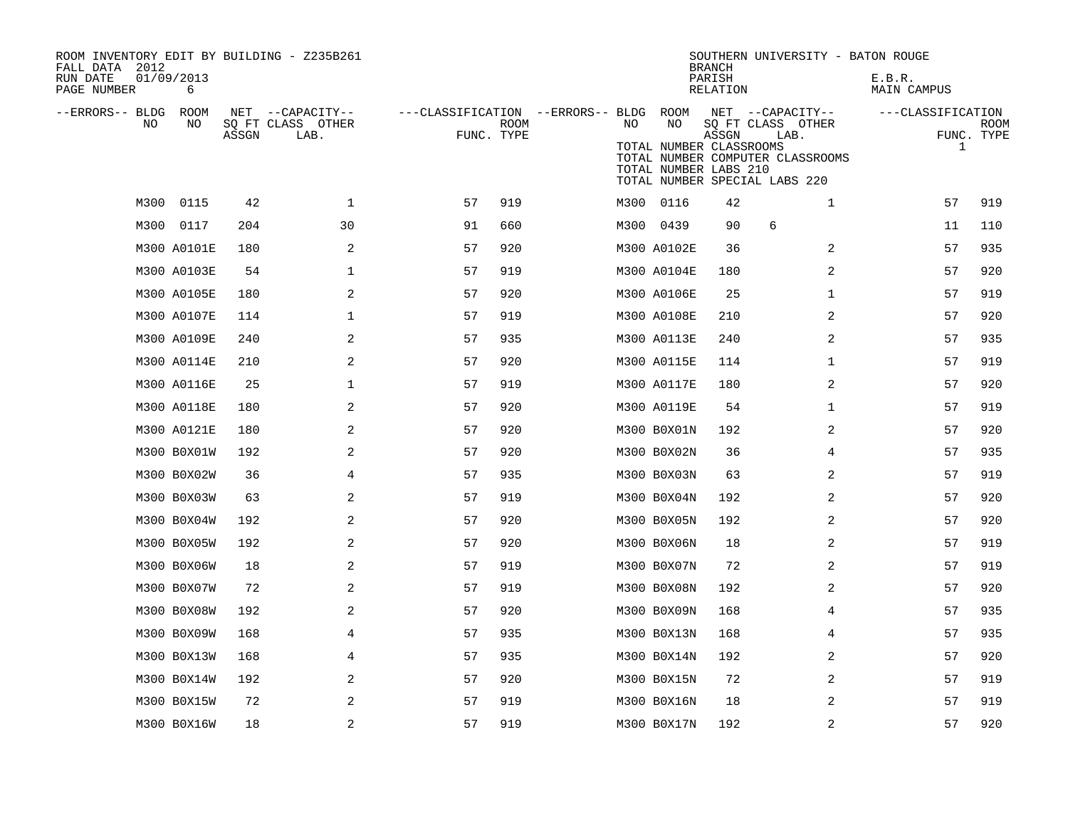ROOM INVENTORY EDIT BY BUILDING - Z235B261
FALL DATA 2012
RUN DATE 01/09/2013
PAGE NUMBER 6

SOUTHERN UNIVERSITY - BATON ROUGE
BRANCH
PARISH E.B.R.
RELATION MAIN CAMPUS

TOTAL NUMBER CLASSROOMS 1
TOTAL NUMBER COMPUTER CLASSROOMS
TOTAL NUMBER LABS 210
TOTAL NUMBER SPECIAL LABS 220

| --ERRORS-- | BLDG NO | ROOM NO | NET SQ FT ASSGN | CAPACITY CLASS LAB. | CAPACITY OTHER | CLASSIFICATION FUNC. | ROOM TYPE | --ERRORS-- | BLDG NO | ROOM NO | NET SQ FT ASSGN | CAPACITY CLASS LAB. | CAPACITY OTHER | CLASSIFICATION FUNC. | ROOM TYPE |
|---|---|---|---|---|---|---|---|---|---|---|---|---|---|---|---|
| | M300 | 0115 | 42 | | 1 | 57 | 919 | | M300 | 0116 | 42 | | 1 | 57 | 919 |
| | M300 | 0117 | 204 | | 30 | 91 | 660 | | M300 | 0439 | 90 | 6 | | 11 | 110 |
| | M300 | A0101E | 180 | | 2 | 57 | 920 | | M300 | A0102E | 36 | | 2 | 57 | 935 |
| | M300 | A0103E | 54 | | 1 | 57 | 919 | | M300 | A0104E | 180 | | 2 | 57 | 920 |
| | M300 | A0105E | 180 | | 2 | 57 | 920 | | M300 | A0106E | 25 | | 1 | 57 | 919 |
| | M300 | A0107E | 114 | | 1 | 57 | 919 | | M300 | A0108E | 210 | | 2 | 57 | 920 |
| | M300 | A0109E | 240 | | 2 | 57 | 935 | | M300 | A0113E | 240 | | 2 | 57 | 935 |
| | M300 | A0114E | 210 | | 2 | 57 | 920 | | M300 | A0115E | 114 | | 1 | 57 | 919 |
| | M300 | A0116E | 25 | | 1 | 57 | 919 | | M300 | A0117E | 180 | | 2 | 57 | 920 |
| | M300 | A0118E | 180 | | 2 | 57 | 920 | | M300 | A0119E | 54 | | 1 | 57 | 919 |
| | M300 | A0121E | 180 | | 2 | 57 | 920 | | M300 | B0X01N | 192 | | 2 | 57 | 920 |
| | M300 | B0X01W | 192 | | 2 | 57 | 920 | | M300 | B0X02N | 36 | | 4 | 57 | 935 |
| | M300 | B0X02W | 36 | | 4 | 57 | 935 | | M300 | B0X03N | 63 | | 2 | 57 | 919 |
| | M300 | B0X03W | 63 | | 2 | 57 | 919 | | M300 | B0X04N | 192 | | 2 | 57 | 920 |
| | M300 | B0X04W | 192 | | 2 | 57 | 920 | | M300 | B0X05N | 192 | | 2 | 57 | 920 |
| | M300 | B0X05W | 192 | | 2 | 57 | 920 | | M300 | B0X06N | 18 | | 2 | 57 | 919 |
| | M300 | B0X06W | 18 | | 2 | 57 | 919 | | M300 | B0X07N | 72 | | 2 | 57 | 919 |
| | M300 | B0X07W | 72 | | 2 | 57 | 919 | | M300 | B0X08N | 192 | | 2 | 57 | 920 |
| | M300 | B0X08W | 192 | | 2 | 57 | 920 | | M300 | B0X09N | 168 | | 4 | 57 | 935 |
| | M300 | B0X09W | 168 | | 4 | 57 | 935 | | M300 | B0X13N | 168 | | 4 | 57 | 935 |
| | M300 | B0X13W | 168 | | 4 | 57 | 935 | | M300 | B0X14N | 192 | | 2 | 57 | 920 |
| | M300 | B0X14W | 192 | | 2 | 57 | 920 | | M300 | B0X15N | 72 | | 2 | 57 | 919 |
| | M300 | B0X15W | 72 | | 2 | 57 | 919 | | M300 | B0X16N | 18 | | 2 | 57 | 919 |
| | M300 | B0X16W | 18 | | 2 | 57 | 919 | | M300 | B0X17N | 192 | | 2 | 57 | 920 |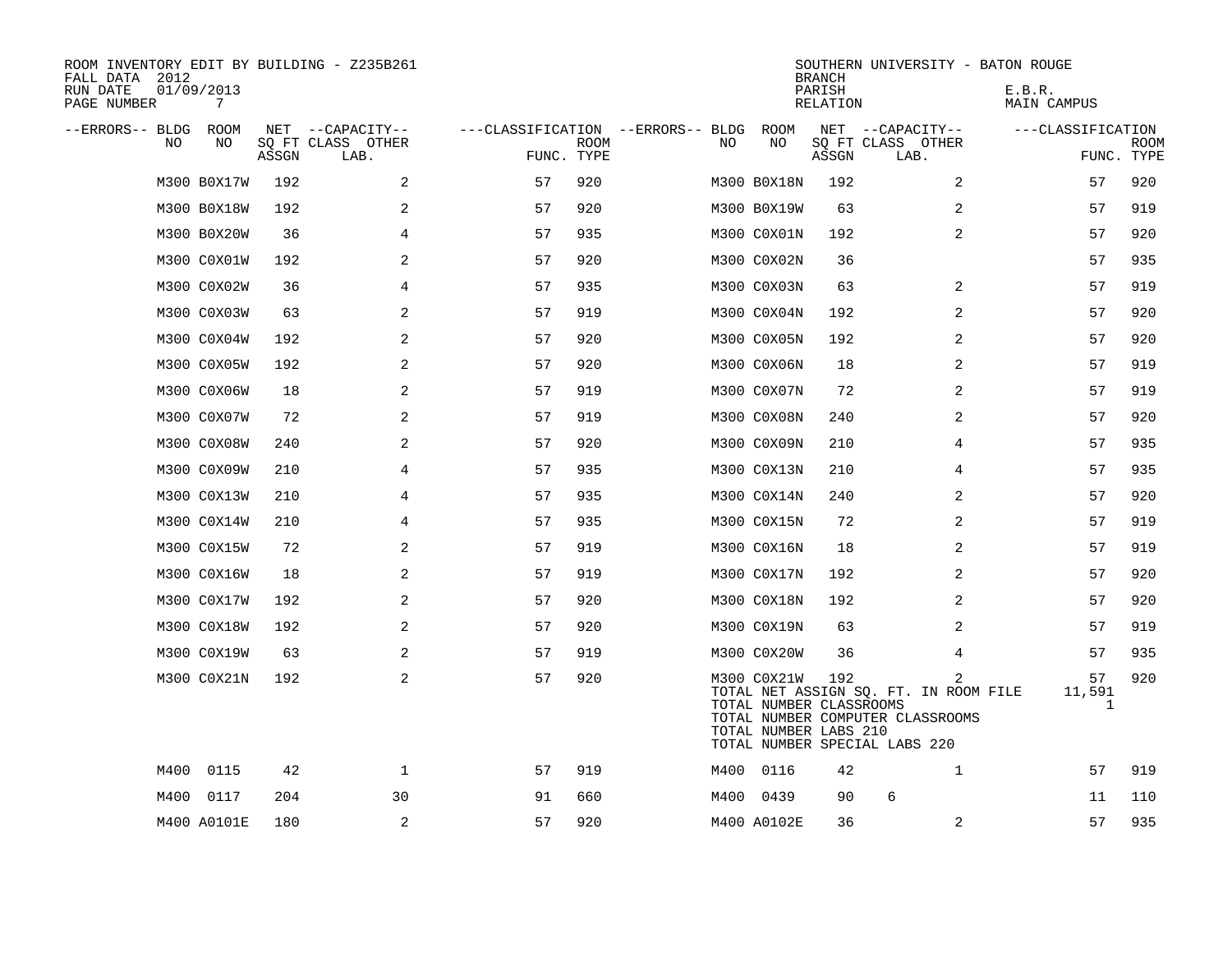ROOM INVENTORY EDIT BY BUILDING - Z235B261
FALL DATA 2012
RUN DATE 01/09/2013

SOUTHERN UNIVERSITY - BATON ROUGE
BRANCH
PARISH E.B.R.
RELATION MAIN CAMPUS

| --ERRORS-- | BLDG NO | ROOM NO | NET SQ FT ASSGN | --CAPACITY-- CLASS | LAB. | OTHER | ---CLASSIFICATION FUNC. | ROOM TYPE | --ERRORS-- | BLDG NO | ROOM NO | NET SQ FT ASSGN | --CAPACITY-- CLASS | LAB. | OTHER | ---CLASSIFICATION FUNC. | ROOM TYPE |
|---|---|---|---|---|---|---|---|---|---|---|---|---|---|---|---|---|---|
| | M300 | B0X17W | 192 | | | 2 | 57 | 920 | | M300 | B0X18N | 192 | | | 2 | 57 | 920 |
| | M300 | B0X18W | 192 | | | 2 | 57 | 920 | | M300 | B0X19W | 63 | | | 2 | 57 | 919 |
| | M300 | B0X20W | 36 | | | 4 | 57 | 935 | | M300 | C0X01N | 192 | | | 2 | 57 | 920 |
| | M300 | C0X01W | 192 | | | 2 | 57 | 920 | | M300 | C0X02N | 36 | | | | 57 | 935 |
| | M300 | C0X02W | 36 | | | 4 | 57 | 935 | | M300 | C0X03N | 63 | | | 2 | 57 | 919 |
| | M300 | C0X03W | 63 | | | 2 | 57 | 919 | | M300 | C0X04N | 192 | | | 2 | 57 | 920 |
| | M300 | C0X04W | 192 | | | 2 | 57 | 920 | | M300 | C0X05N | 192 | | | 2 | 57 | 920 |
| | M300 | C0X05W | 192 | | | 2 | 57 | 920 | | M300 | C0X06N | 18 | | | 2 | 57 | 919 |
| | M300 | C0X06W | 18 | | | 2 | 57 | 919 | | M300 | C0X07N | 72 | | | 2 | 57 | 919 |
| | M300 | C0X07W | 72 | | | 2 | 57 | 919 | | M300 | C0X08N | 240 | | | 2 | 57 | 920 |
| | M300 | C0X08W | 240 | | | 2 | 57 | 920 | | M300 | C0X09N | 210 | | | 4 | 57 | 935 |
| | M300 | C0X09W | 210 | | | 4 | 57 | 935 | | M300 | C0X13N | 210 | | | 4 | 57 | 935 |
| | M300 | C0X13W | 210 | | | 4 | 57 | 935 | | M300 | C0X14N | 240 | | | 2 | 57 | 920 |
| | M300 | C0X14W | 210 | | | 4 | 57 | 935 | | M300 | C0X15N | 72 | | | 2 | 57 | 919 |
| | M300 | C0X15W | 72 | | | 2 | 57 | 919 | | M300 | C0X16N | 18 | | | 2 | 57 | 919 |
| | M300 | C0X16W | 18 | | | 2 | 57 | 919 | | M300 | C0X17N | 192 | | | 2 | 57 | 920 |
| | M300 | C0X17W | 192 | | | 2 | 57 | 920 | | M300 | C0X18N | 192 | | | 2 | 57 | 920 |
| | M300 | C0X18W | 192 | | | 2 | 57 | 920 | | M300 | C0X19N | 63 | | | 2 | 57 | 919 |
| | M300 | C0X19W | 63 | | | 2 | 57 | 919 | | M300 | C0X20W | 36 | | | 4 | 57 | 935 |
| | M300 | C0X21N | 192 | | | 2 | 57 | 920 | | M300 | C0X21W | 192 | | | 2 | 57 | 920 |
| | M400 | 0115 | 42 | | | 1 | 57 | 919 | | M400 | 0116 | 42 | | | 1 | 57 | 919 |
| | M400 | 0117 | 204 | | | 30 | 91 | 660 | | M400 | 0439 | 90 | 6 | | | 11 | 110 |
| | M400 | A0101E | 180 | | | 2 | 57 | 920 | | M400 | A0102E | 36 | | | 2 | 57 | 935 |

TOTAL NET ASSIGN SQ. FT. IN ROOM FILE 11,591
TOTAL NUMBER CLASSROOMS 1
TOTAL NUMBER COMPUTER CLASSROOMS
TOTAL NUMBER LABS 210
TOTAL NUMBER SPECIAL LABS 220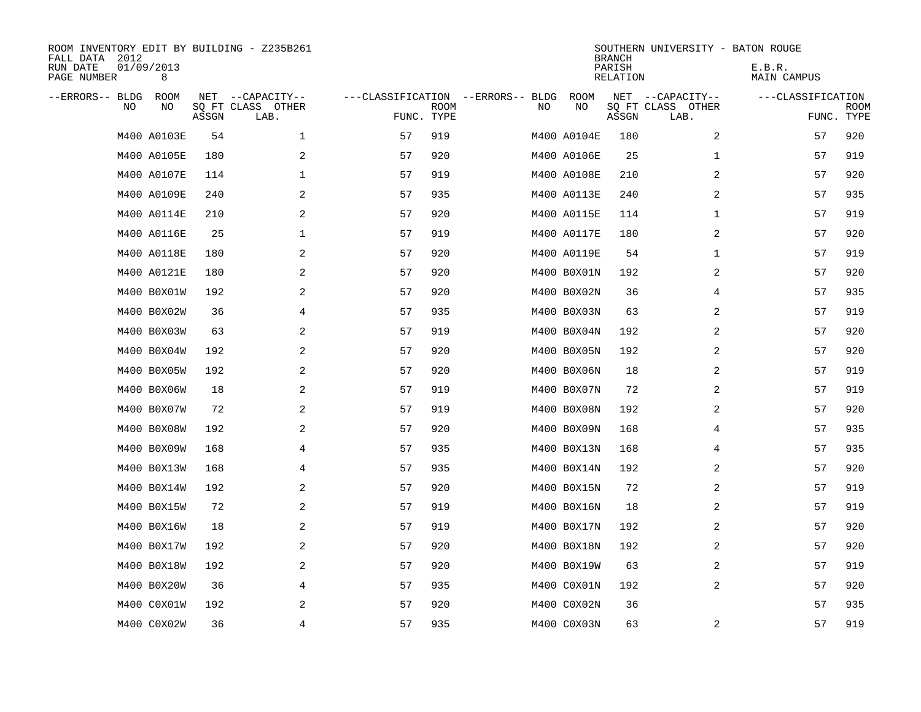ROOM INVENTORY EDIT BY BUILDING - Z235B261
FALL DATA 2012
RUN DATE 01/09/2013
PAGE NUMBER 8

SOUTHERN UNIVERSITY - BATON ROUGE
BRANCH
PARISH E.B.R.
RELATION MAIN CAMPUS

| --ERRORS-- | BLDG NO | ROOM NO | NET SQ FT ASSGN | --CAPACITY-- CLASS LAB. | OTHER | ---CLASSIFICATION FUNC. | ROOM TYPE | --ERRORS-- | BLDG NO | ROOM NO | NET SQ FT ASSGN | --CAPACITY-- CLASS LAB. | OTHER | ---CLASSIFICATION FUNC. | ROOM TYPE |
|---|---|---|---|---|---|---|---|---|---|---|---|---|---|---|---|
| | M400 | A0103E | 54 | | 1 | 57 | 919 | | M400 | A0104E | 180 | | 2 | 57 | 920 |
| | M400 | A0105E | 180 | | 2 | 57 | 920 | | M400 | A0106E | 25 | | 1 | 57 | 919 |
| | M400 | A0107E | 114 | | 1 | 57 | 919 | | M400 | A0108E | 210 | | 2 | 57 | 920 |
| | M400 | A0109E | 240 | | 2 | 57 | 935 | | M400 | A0113E | 240 | | 2 | 57 | 935 |
| | M400 | A0114E | 210 | | 2 | 57 | 920 | | M400 | A0115E | 114 | | 1 | 57 | 919 |
| | M400 | A0116E | 25 | | 1 | 57 | 919 | | M400 | A0117E | 180 | | 2 | 57 | 920 |
| | M400 | A0118E | 180 | | 2 | 57 | 920 | | M400 | A0119E | 54 | | 1 | 57 | 919 |
| | M400 | A0121E | 180 | | 2 | 57 | 920 | | M400 | B0X01N | 192 | | 2 | 57 | 920 |
| | M400 | B0X01W | 192 | | 2 | 57 | 920 | | M400 | B0X02N | 36 | | 4 | 57 | 935 |
| | M400 | B0X02W | 36 | | 4 | 57 | 935 | | M400 | B0X03N | 63 | | 2 | 57 | 919 |
| | M400 | B0X03W | 63 | | 2 | 57 | 919 | | M400 | B0X04N | 192 | | 2 | 57 | 920 |
| | M400 | B0X04W | 192 | | 2 | 57 | 920 | | M400 | B0X05N | 192 | | 2 | 57 | 920 |
| | M400 | B0X05W | 192 | | 2 | 57 | 920 | | M400 | B0X06N | 18 | | 2 | 57 | 919 |
| | M400 | B0X06W | 18 | | 2 | 57 | 919 | | M400 | B0X07N | 72 | | 2 | 57 | 919 |
| | M400 | B0X07W | 72 | | 2 | 57 | 919 | | M400 | B0X08N | 192 | | 2 | 57 | 920 |
| | M400 | B0X08W | 192 | | 2 | 57 | 920 | | M400 | B0X09N | 168 | | 4 | 57 | 935 |
| | M400 | B0X09W | 168 | | 4 | 57 | 935 | | M400 | B0X13N | 168 | | 4 | 57 | 935 |
| | M400 | B0X13W | 168 | | 4 | 57 | 935 | | M400 | B0X14N | 192 | | 2 | 57 | 920 |
| | M400 | B0X14W | 192 | | 2 | 57 | 920 | | M400 | B0X15N | 72 | | 2 | 57 | 919 |
| | M400 | B0X15W | 72 | | 2 | 57 | 919 | | M400 | B0X16N | 18 | | 2 | 57 | 919 |
| | M400 | B0X16W | 18 | | 2 | 57 | 919 | | M400 | B0X17N | 192 | | 2 | 57 | 920 |
| | M400 | B0X17W | 192 | | 2 | 57 | 920 | | M400 | B0X18N | 192 | | 2 | 57 | 920 |
| | M400 | B0X18W | 192 | | 2 | 57 | 920 | | M400 | B0X19W | 63 | | 2 | 57 | 919 |
| | M400 | B0X20W | 36 | | 4 | 57 | 935 | | M400 | C0X01N | 192 | | 2 | 57 | 920 |
| | M400 | C0X01W | 192 | | 2 | 57 | 920 | | M400 | C0X02N | 36 | | | 57 | 935 |
| | M400 | C0X02W | 36 | | 4 | 57 | 935 | | M400 | C0X03N | 63 | | 2 | 57 | 919 |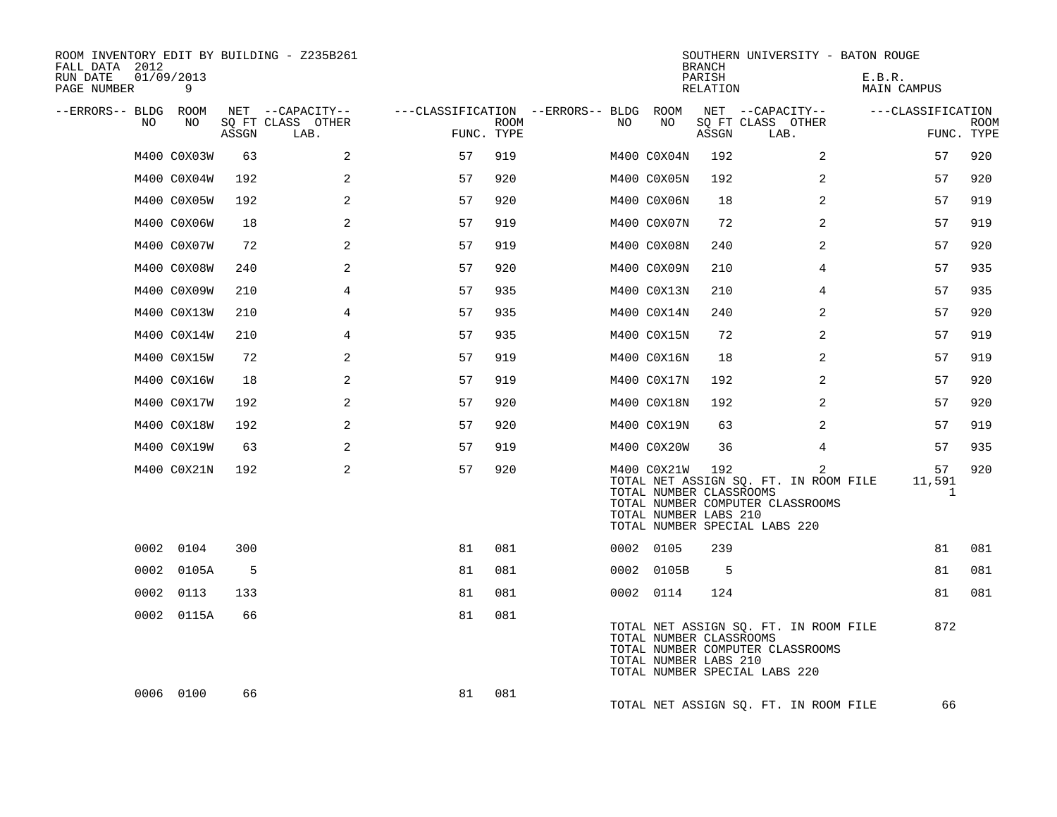ROOM INVENTORY EDIT BY BUILDING - Z235B261
FALL DATA 2012
RUN DATE 01/09/2013
PAGE NUMBER 9

SOUTHERN UNIVERSITY - BATON ROUGE
BRANCH
PARISH E.B.R.
RELATION MAIN CAMPUS

| --ERRORS-- | BLDG NO | ROOM NO | NET SQ FT ASSGN | --CAPACITY-- CLASS LAB. | OTHER | ---CLASSIFICATION FUNC. | ROOM TYPE | --ERRORS-- | BLDG NO | ROOM NO | NET SQ FT ASSGN | --CAPACITY-- CLASS LAB. | OTHER | ---CLASSIFICATION FUNC. | ROOM TYPE |
|---|---|---|---|---|---|---|---|---|---|---|---|---|---|---|---|
| | M400 | C0X03W | 63 | | 2 | 57 | 919 | | M400 | C0X04N | 192 | | 2 | 57 | 920 |
| | M400 | C0X04W | 192 | | 2 | 57 | 920 | | M400 | C0X05N | 192 | | 2 | 57 | 920 |
| | M400 | C0X05W | 192 | | 2 | 57 | 920 | | M400 | C0X06N | 18 | | 2 | 57 | 919 |
| | M400 | C0X06W | 18 | | 2 | 57 | 919 | | M400 | C0X07N | 72 | | 2 | 57 | 919 |
| | M400 | C0X07W | 72 | | 2 | 57 | 919 | | M400 | C0X08N | 240 | | 2 | 57 | 920 |
| | M400 | C0X08W | 240 | | 2 | 57 | 920 | | M400 | C0X09N | 210 | | 4 | 57 | 935 |
| | M400 | C0X09W | 210 | | 4 | 57 | 935 | | M400 | C0X13N | 210 | | 4 | 57 | 935 |
| | M400 | C0X13W | 210 | | 4 | 57 | 935 | | M400 | C0X14N | 240 | | 2 | 57 | 920 |
| | M400 | C0X14W | 210 | | 4 | 57 | 935 | | M400 | C0X15N | 72 | | 2 | 57 | 919 |
| | M400 | C0X15W | 72 | | 2 | 57 | 919 | | M400 | C0X16N | 18 | | 2 | 57 | 919 |
| | M400 | C0X16W | 18 | | 2 | 57 | 919 | | M400 | C0X17N | 192 | | 2 | 57 | 920 |
| | M400 | C0X17W | 192 | | 2 | 57 | 920 | | M400 | C0X18N | 192 | | 2 | 57 | 920 |
| | M400 | C0X18W | 192 | | 2 | 57 | 920 | | M400 | C0X19N | 63 | | 2 | 57 | 919 |
| | M400 | C0X19W | 63 | | 2 | 57 | 919 | | M400 | C0X20W | 36 | | 4 | 57 | 935 |
| | M400 | C0X21N | 192 | | 2 | 57 | 920 | | M400 | C0X21W | 192 | | 2 | 57 | 920 |

TOTAL NET ASSIGN SQ. FT. IN ROOM FILE 11,591
TOTAL NUMBER CLASSROOMS 1
TOTAL NUMBER COMPUTER CLASSROOMS
TOTAL NUMBER LABS 210
TOTAL NUMBER SPECIAL LABS 220

| --ERRORS-- | BLDG NO | ROOM NO | NET SQ FT ASSGN | --CAPACITY-- CLASS LAB. | OTHER | ---CLASSIFICATION FUNC. | ROOM TYPE | --ERRORS-- | BLDG NO | ROOM NO | NET SQ FT ASSGN | --CAPACITY-- CLASS LAB. | OTHER | ---CLASSIFICATION FUNC. | ROOM TYPE |
|---|---|---|---|---|---|---|---|---|---|---|---|---|---|---|---|
| | 0002 | 0104 | 300 | | | 81 | 081 | | 0002 | 0105 | 239 | | | 81 | 081 |
| | 0002 | 0105A | 5 | | | 81 | 081 | | 0002 | 0105B | 5 | | | 81 | 081 |
| | 0002 | 0113 | 133 | | | 81 | 081 | | 0002 | 0114 | 124 | | | 81 | 081 |
| | 0002 | 0115A | 66 | | | 81 | 081 | | | | | | | | |

TOTAL NET ASSIGN SQ. FT. IN ROOM FILE 872
TOTAL NUMBER CLASSROOMS
TOTAL NUMBER COMPUTER CLASSROOMS
TOTAL NUMBER LABS 210
TOTAL NUMBER SPECIAL LABS 220

| --ERRORS-- | BLDG NO | ROOM NO | NET SQ FT ASSGN | --CAPACITY-- CLASS LAB. | OTHER | ---CLASSIFICATION FUNC. | ROOM TYPE |
|---|---|---|---|---|---|---|---|
| | 0006 | 0100 | 66 | | | 81 | 081 |

TOTAL NET ASSIGN SQ. FT. IN ROOM FILE 66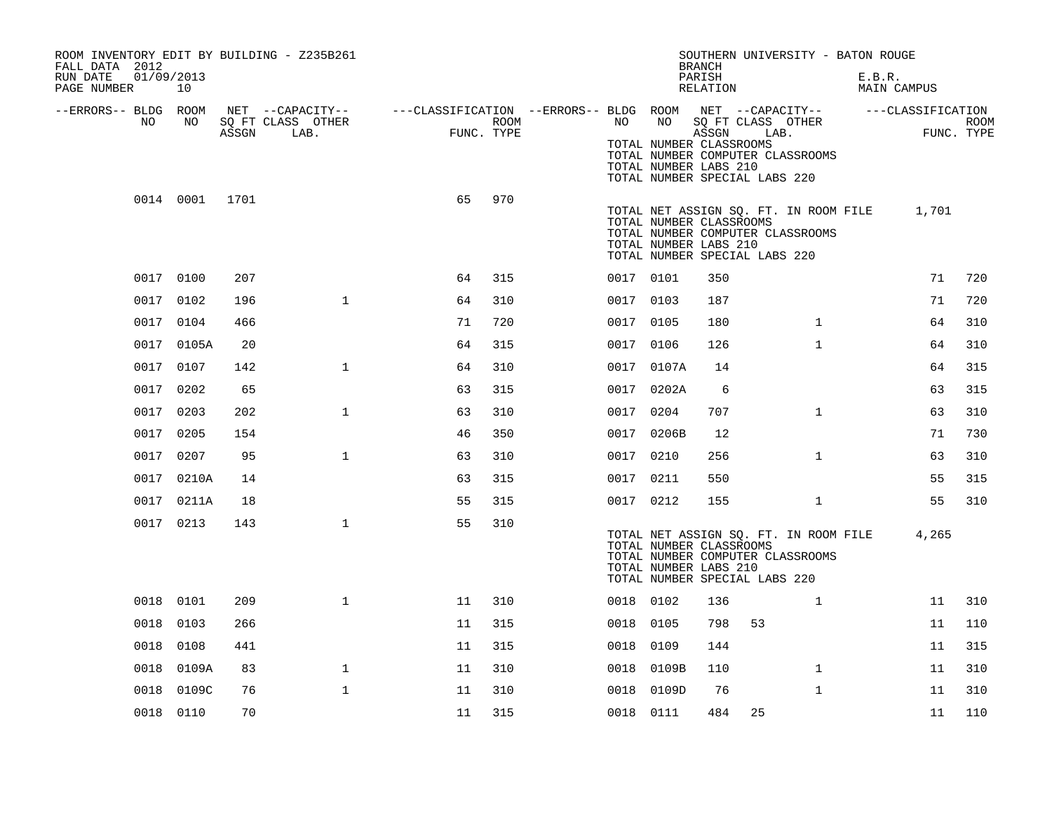ROOM INVENTORY EDIT BY BUILDING - Z235B261
FALL DATA 2012
RUN DATE 01/09/2013
PAGE NUMBER 10

SOUTHERN UNIVERSITY - BATON ROUGE
BRANCH
PARISH E.B.R.
RELATION MAIN CAMPUS

| --ERRORS-- | BLDG NO | ROOM NO | NET SQ FT ASSGN | --CAPACITY-- CLASS LAB. | OTHER | ---CLASSIFICATION FUNC. | ROOM TYPE | --ERRORS-- | BLDG NO | ROOM NO | NET SQ FT ASSGN | --CAPACITY-- CLASS LAB. | OTHER | ---CLASSIFICATION FUNC. | ROOM TYPE |
|---|---|---|---|---|---|---|---|---|---|---|---|---|---|---|---|
| | | | | | | | | | TOTAL NUMBER CLASSROOMS | | | | | | |
| | | | | | | | | | TOTAL NUMBER COMPUTER CLASSROOMS | | | | | | |
| | | | | | | | | | TOTAL NUMBER LABS 210 | | | | | | |
| | | | | | | | | | TOTAL NUMBER SPECIAL LABS 220 | | | | | | |
| | 0014 | 0001 | 1701 | | | 65 | 970 | | | | | | | | |
| | | | | | | | | | TOTAL NET ASSIGN SQ. FT. IN ROOM FILE | | | | | 1,701 | |
| | | | | | | | | | TOTAL NUMBER CLASSROOMS | | | | | | |
| | | | | | | | | | TOTAL NUMBER COMPUTER CLASSROOMS | | | | | | |
| | | | | | | | | | TOTAL NUMBER LABS 210 | | | | | | |
| | | | | | | | | | TOTAL NUMBER SPECIAL LABS 220 | | | | | | |
| | 0017 | 0100 | 207 | | | 64 | 315 | | 0017 | 0101 | 350 | | | 71 | 720 |
| | 0017 | 0102 | 196 | | 1 | 64 | 310 | | 0017 | 0103 | 187 | | | 71 | 720 |
| | 0017 | 0104 | 466 | | | 71 | 720 | | 0017 | 0105 | 180 | | 1 | 64 | 310 |
| | 0017 | 0105A | 20 | | | 64 | 315 | | 0017 | 0106 | 126 | | 1 | 64 | 310 |
| | 0017 | 0107 | 142 | | 1 | 64 | 310 | | 0017 | 0107A | 14 | | | 64 | 315 |
| | 0017 | 0202 | 65 | | | 63 | 315 | | 0017 | 0202A | 6 | | | 63 | 315 |
| | 0017 | 0203 | 202 | | 1 | 63 | 310 | | 0017 | 0204 | 707 | | 1 | 63 | 310 |
| | 0017 | 0205 | 154 | | | 46 | 350 | | 0017 | 0206B | 12 | | | 71 | 730 |
| | 0017 | 0207 | 95 | | 1 | 63 | 310 | | 0017 | 0210 | 256 | | 1 | 63 | 310 |
| | 0017 | 0210A | 14 | | | 63 | 315 | | 0017 | 0211 | 550 | | | 55 | 315 |
| | 0017 | 0211A | 18 | | | 55 | 315 | | 0017 | 0212 | 155 | | 1 | 55 | 310 |
| | 0017 | 0213 | 143 | | 1 | 55 | 310 | | | | | | | | |
| | | | | | | | | | TOTAL NET ASSIGN SQ. FT. IN ROOM FILE | | | | | 4,265 | |
| | | | | | | | | | TOTAL NUMBER CLASSROOMS | | | | | | |
| | | | | | | | | | TOTAL NUMBER COMPUTER CLASSROOMS | | | | | | |
| | | | | | | | | | TOTAL NUMBER LABS 210 | | | | | | |
| | | | | | | | | | TOTAL NUMBER SPECIAL LABS 220 | | | | | | |
| | 0018 | 0101 | 209 | | 1 | 11 | 310 | | 0018 | 0102 | 136 | | 1 | 11 | 310 |
| | 0018 | 0103 | 266 | | | 11 | 315 | | 0018 | 0105 | 798 | 53 | | 11 | 110 |
| | 0018 | 0108 | 441 | | | 11 | 315 | | 0018 | 0109 | 144 | | | 11 | 315 |
| | 0018 | 0109A | 83 | | 1 | 11 | 310 | | 0018 | 0109B | 110 | | 1 | 11 | 310 |
| | 0018 | 0109C | 76 | | 1 | 11 | 310 | | 0018 | 0109D | 76 | | 1 | 11 | 310 |
| | 0018 | 0110 | 70 | | | 11 | 315 | | 0018 | 0111 | 484 | 25 | | 11 | 110 |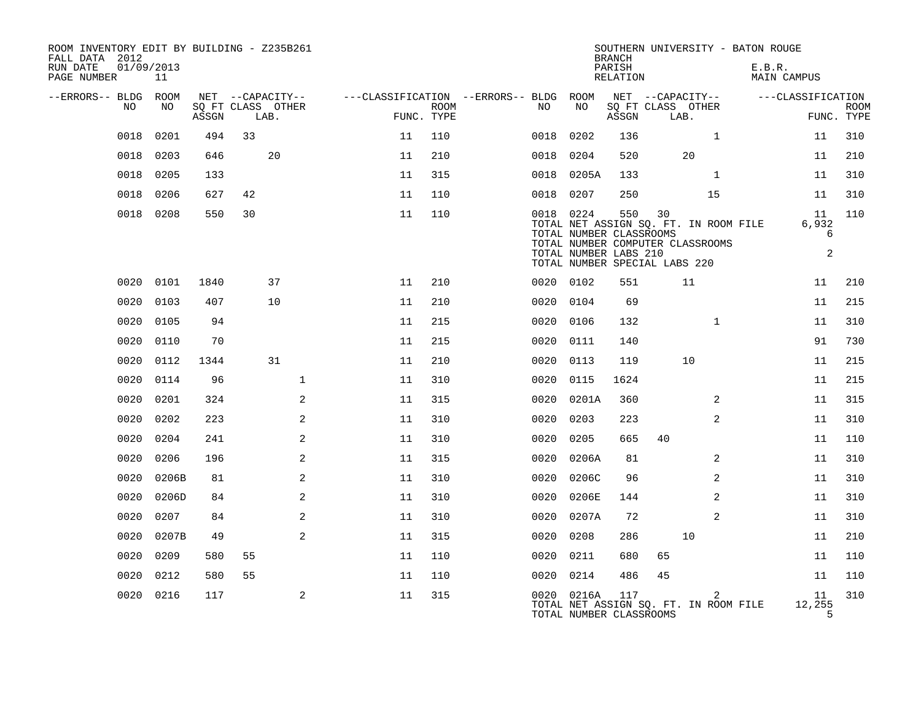ROOM INVENTORY EDIT BY BUILDING - Z235B261
FALL DATA 2012
RUN DATE 01/09/2013
PAGE NUMBER 11

SOUTHERN UNIVERSITY - BATON ROUGE
BRANCH
PARISH E.B.R.
RELATION MAIN CAMPUS

| --ERRORS-- | BLDG NO | ROOM NO | NET SQ FT ASSGN | CAPACITY CLASS | CAPACITY LAB. | CAPACITY OTHER | FUNC. | ROOM TYPE | --ERRORS-- | BLDG NO | ROOM NO | NET SQ FT ASSGN | CAPACITY CLASS | CAPACITY LAB. | CAPACITY OTHER | FUNC. | ROOM TYPE |
|---|---|---|---|---|---|---|---|---|---|---|---|---|---|---|---|---|---|
| | 0018 | 0201 | 494 | 33 | | | 11 | 110 | | 0018 | 0202 | 136 | | | 1 | 11 | 310 |
| | 0018 | 0203 | 646 | | 20 | | 11 | 210 | | 0018 | 0204 | 520 | | 20 | | 11 | 210 |
| | 0018 | 0205 | 133 | | | | 11 | 315 | | 0018 | 0205A | 133 | | | 1 | 11 | 310 |
| | 0018 | 0206 | 627 | 42 | | | 11 | 110 | | 0018 | 0207 | 250 | | | 15 | 11 | 310 |
| | 0018 | 0208 | 550 | 30 | | | 11 | 110 | | 0018 | 0224 | 550 | 30 | | | 11 | 110 |
| | | | | | | | | | | TOTAL NET ASSIGN SQ. FT. IN ROOM FILE | | | | | | 6,932 | |
| | | | | | | | | | | TOTAL NUMBER CLASSROOMS | | | | | | 6 | |
| | | | | | | | | | | TOTAL NUMBER COMPUTER CLASSROOMS | | | | | | | |
| | | | | | | | | | | TOTAL NUMBER LABS 210 | | | | | | 2 | |
| | | | | | | | | | | TOTAL NUMBER SPECIAL LABS 220 | | | | | | | |
| | 0020 | 0101 | 1840 | | 37 | | 11 | 210 | | 0020 | 0102 | 551 | | 11 | | 11 | 210 |
| | 0020 | 0103 | 407 | | 10 | | 11 | 210 | | 0020 | 0104 | 69 | | | | 11 | 215 |
| | 0020 | 0105 | 94 | | | | 11 | 215 | | 0020 | 0106 | 132 | | | 1 | 11 | 310 |
| | 0020 | 0110 | 70 | | | | 11 | 215 | | 0020 | 0111 | 140 | | | | 91 | 730 |
| | 0020 | 0112 | 1344 | | 31 | | 11 | 210 | | 0020 | 0113 | 119 | | 10 | | 11 | 215 |
| | 0020 | 0114 | 96 | | | 1 | 11 | 310 | | 0020 | 0115 | 1624 | | | | 11 | 215 |
| | 0020 | 0201 | 324 | | | 2 | 11 | 315 | | 0020 | 0201A | 360 | | | 2 | 11 | 315 |
| | 0020 | 0202 | 223 | | | 2 | 11 | 310 | | 0020 | 0203 | 223 | | | 2 | 11 | 310 |
| | 0020 | 0204 | 241 | | | 2 | 11 | 310 | | 0020 | 0205 | 665 | 40 | | | 11 | 110 |
| | 0020 | 0206 | 196 | | | 2 | 11 | 315 | | 0020 | 0206A | 81 | | | 2 | 11 | 310 |
| | 0020 | 0206B | 81 | | | 2 | 11 | 310 | | 0020 | 0206C | 96 | | | 2 | 11 | 310 |
| | 0020 | 0206D | 84 | | | 2 | 11 | 310 | | 0020 | 0206E | 144 | | | 2 | 11 | 310 |
| | 0020 | 0207 | 84 | | | 2 | 11 | 310 | | 0020 | 0207A | 72 | | | 2 | 11 | 310 |
| | 0020 | 0207B | 49 | | | 2 | 11 | 315 | | 0020 | 0208 | 286 | | 10 | | 11 | 210 |
| | 0020 | 0209 | 580 | 55 | | | 11 | 110 | | 0020 | 0211 | 680 | 65 | | | 11 | 110 |
| | 0020 | 0212 | 580 | 55 | | | 11 | 110 | | 0020 | 0214 | 486 | 45 | | | 11 | 110 |
| | 0020 | 0216 | 117 | | | 2 | 11 | 315 | | 0020 | 0216A | 117 | | | 2 | 11 | 310 |
| | | | | | | | | | | TOTAL NET ASSIGN SQ. FT. IN ROOM FILE | | | | | | 12,255 | |
| | | | | | | | | | | TOTAL NUMBER CLASSROOMS | | | | | | 5 | |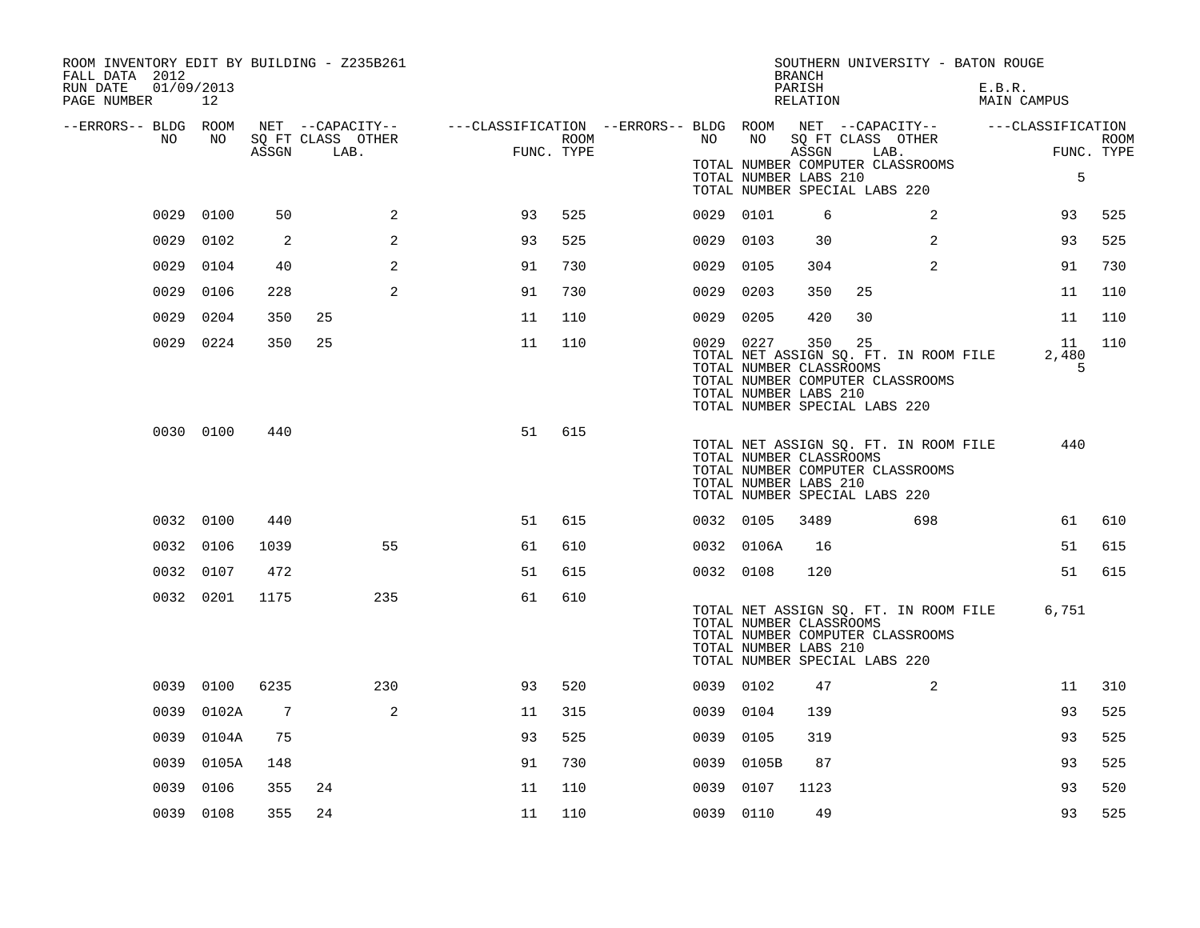ROOM INVENTORY EDIT BY BUILDING - Z235B261
FALL DATA 2012
RUN DATE 01/09/2013
PAGE NUMBER 12

SOUTHERN UNIVERSITY - BATON ROUGE
BRANCH
PARISH E.B.R.
RELATION MAIN CAMPUS

| --ERRORS-- | BLDG NO | ROOM NO | NET ASSGN | CAPACITY CLASS | CAPACITY LAB. | CAPACITY OTHER | CLASSIFICATION FUNC. | ROOM TYPE | --ERRORS-- | BLDG NO | ROOM NO | NET ASSGN | CAPACITY CLASS | CAPACITY LAB. | CAPACITY OTHER | CLASSIFICATION FUNC. | ROOM TYPE |
|---|---|---|---|---|---|---|---|---|---|---|---|---|---|---|---|---|---|
| | | | | | | | | | | | TOTAL NUMBER COMPUTER CLASSROOMS | | | | | | |
| | | | | | | | | | | | TOTAL NUMBER LABS 210 | | | | | 5 | |
| | | | | | | | | | | | TOTAL NUMBER SPECIAL LABS 220 | | | | | | |
| | 0029 | 0100 | 50 | | | 2 | 93 | 525 | | 0029 | 0101 | 6 | | | 2 | 93 | 525 |
| | 0029 | 0102 | 2 | | | 2 | 93 | 525 | | 0029 | 0103 | 30 | | | 2 | 93 | 525 |
| | 0029 | 0104 | 40 | | | 2 | 91 | 730 | | 0029 | 0105 | 304 | | | 2 | 91 | 730 |
| | 0029 | 0106 | 228 | | | 2 | 91 | 730 | | 0029 | 0203 | 350 | 25 | | | 11 | 110 |
| | 0029 | 0204 | 350 | 25 | | | 11 | 110 | | 0029 | 0205 | 420 | 30 | | | 11 | 110 |
| | 0029 | 0224 | 350 | 25 | | | 11 | 110 | | 0029 | 0227 | 350 | 25 | | | 11 | 110 |
| | | | | | | | | | | | TOTAL NET ASSIGN SQ. FT. IN ROOM FILE | | | | | 2,480 | |
| | | | | | | | | | | | TOTAL NUMBER CLASSROOMS | | | | | 5 | |
| | | | | | | | | | | | TOTAL NUMBER COMPUTER CLASSROOMS | | | | | | |
| | | | | | | | | | | | TOTAL NUMBER LABS 210 | | | | | | |
| | | | | | | | | | | | TOTAL NUMBER SPECIAL LABS 220 | | | | | | |
| | 0030 | 0100 | 440 | | | | 51 | 615 | | | | | | | | | |
| | | | | | | | | | | | TOTAL NET ASSIGN SQ. FT. IN ROOM FILE | | | | | 440 | |
| | | | | | | | | | | | TOTAL NUMBER CLASSROOMS | | | | | | |
| | | | | | | | | | | | TOTAL NUMBER COMPUTER CLASSROOMS | | | | | | |
| | | | | | | | | | | | TOTAL NUMBER LABS 210 | | | | | | |
| | | | | | | | | | | | TOTAL NUMBER SPECIAL LABS 220 | | | | | | |
| | 0032 | 0100 | 440 | | | | 51 | 615 | | 0032 | 0105 | 3489 | | | 698 | 61 | 610 |
| | 0032 | 0106 | 1039 | | | 55 | 61 | 610 | | 0032 | 0106A | 16 | | | | 51 | 615 |
| | 0032 | 0107 | 472 | | | | 51 | 615 | | 0032 | 0108 | 120 | | | | 51 | 615 |
| | 0032 | 0201 | 1175 | | | 235 | 61 | 610 | | | | | | | | | |
| | | | | | | | | | | | TOTAL NET ASSIGN SQ. FT. IN ROOM FILE | | | | | 6,751 | |
| | | | | | | | | | | | TOTAL NUMBER CLASSROOMS | | | | | | |
| | | | | | | | | | | | TOTAL NUMBER COMPUTER CLASSROOMS | | | | | | |
| | | | | | | | | | | | TOTAL NUMBER LABS 210 | | | | | | |
| | | | | | | | | | | | TOTAL NUMBER SPECIAL LABS 220 | | | | | | |
| | 0039 | 0100 | 6235 | | | 230 | 93 | 520 | | 0039 | 0102 | 47 | | | 2 | 11 | 310 |
| | 0039 | 0102A | 7 | | | 2 | 11 | 315 | | 0039 | 0104 | 139 | | | | 93 | 525 |
| | 0039 | 0104A | 75 | | | | 93 | 525 | | 0039 | 0105 | 319 | | | | 93 | 525 |
| | 0039 | 0105A | 148 | | | | 91 | 730 | | 0039 | 0105B | 87 | | | | 93 | 525 |
| | 0039 | 0106 | 355 | 24 | | | 11 | 110 | | 0039 | 0107 | 1123 | | | | 93 | 520 |
| | 0039 | 0108 | 355 | 24 | | | 11 | 110 | | 0039 | 0110 | 49 | | | | 93 | 525 |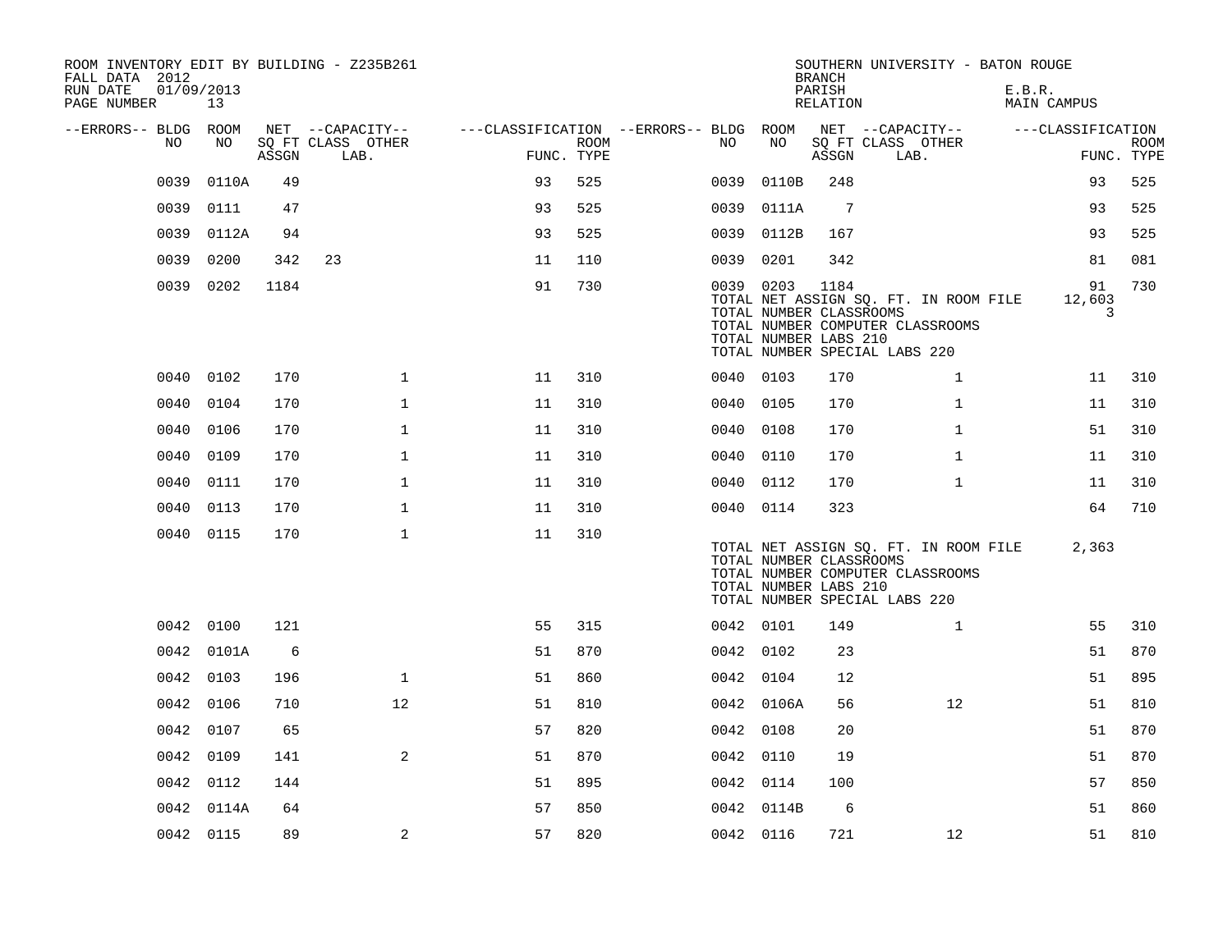ROOM INVENTORY EDIT BY BUILDING - Z235B261
FALL DATA 2012
RUN DATE 01/09/2013
PAGE NUMBER 13

SOUTHERN UNIVERSITY - BATON ROUGE
BRANCH
PARISH E.B.R.
RELATION MAIN CAMPUS

| --ERRORS-- | BLDG NO | ROOM NO | NET SQ FT ASSGN | --CAPACITY-- CLASS | OTHER LAB. | ---CLASSIFICATION FUNC. | ROOM TYPE | --ERRORS-- | BLDG NO | ROOM NO | NET SQ FT ASSGN | --CAPACITY-- CLASS | OTHER LAB. | ---CLASSIFICATION FUNC. | ROOM TYPE |
|---|---|---|---|---|---|---|---|---|---|---|---|---|---|---|---|
| | 0039 | 0110A | 49 | | | 93 | 525 | | 0039 | 0110B | 248 | | | 93 | 525 |
| | 0039 | 0111 | 47 | | | 93 | 525 | | 0039 | 0111A | 7 | | | 93 | 525 |
| | 0039 | 0112A | 94 | | | 93 | 525 | | 0039 | 0112B | 167 | | | 93 | 525 |
| | 0039 | 0200 | 342 | 23 | | 11 | 110 | | 0039 | 0201 | 342 | | | 81 | 081 |
| | 0039 | 0202 | 1184 | | | 91 | 730 | | 0039 | 0203 | 1184 | | | 91 | 730 |
| | | | | | | | | | TOTAL NET ASSIGN SQ. FT. IN ROOM FILE | | | | | 12,603 | |
| | | | | | | | | | TOTAL NUMBER CLASSROOMS | | | | | 3 | |
| | | | | | | | | | TOTAL NUMBER COMPUTER CLASSROOMS | | | | | | |
| | | | | | | | | | TOTAL NUMBER LABS 210 | | | | | | |
| | | | | | | | | | TOTAL NUMBER SPECIAL LABS 220 | | | | | | |
| | 0040 | 0102 | 170 | | 1 | 11 | 310 | | 0040 | 0103 | 170 | | 1 | 11 | 310 |
| | 0040 | 0104 | 170 | | 1 | 11 | 310 | | 0040 | 0105 | 170 | | 1 | 11 | 310 |
| | 0040 | 0106 | 170 | | 1 | 11 | 310 | | 0040 | 0108 | 170 | | 1 | 51 | 310 |
| | 0040 | 0109 | 170 | | 1 | 11 | 310 | | 0040 | 0110 | 170 | | 1 | 11 | 310 |
| | 0040 | 0111 | 170 | | 1 | 11 | 310 | | 0040 | 0112 | 170 | | 1 | 11 | 310 |
| | 0040 | 0113 | 170 | | 1 | 11 | 310 | | 0040 | 0114 | 323 | | | 64 | 710 |
| | 0040 | 0115 | 170 | | 1 | 11 | 310 | | | | | | | | |
| | | | | | | | | | TOTAL NET ASSIGN SQ. FT. IN ROOM FILE | | | | | 2,363 | |
| | | | | | | | | | TOTAL NUMBER CLASSROOMS | | | | | | |
| | | | | | | | | | TOTAL NUMBER COMPUTER CLASSROOMS | | | | | | |
| | | | | | | | | | TOTAL NUMBER LABS 210 | | | | | | |
| | | | | | | | | | TOTAL NUMBER SPECIAL LABS 220 | | | | | | |
| | 0042 | 0100 | 121 | | | 55 | 315 | | 0042 | 0101 | 149 | | 1 | 55 | 310 |
| | 0042 | 0101A | 6 | | | 51 | 870 | | 0042 | 0102 | 23 | | | 51 | 870 |
| | 0042 | 0103 | 196 | | 1 | 51 | 860 | | 0042 | 0104 | 12 | | | 51 | 895 |
| | 0042 | 0106 | 710 | | 12 | 51 | 810 | | 0042 | 0106A | 56 | | 12 | 51 | 810 |
| | 0042 | 0107 | 65 | | | 57 | 820 | | 0042 | 0108 | 20 | | | 51 | 870 |
| | 0042 | 0109 | 141 | | 2 | 51 | 870 | | 0042 | 0110 | 19 | | | 51 | 870 |
| | 0042 | 0112 | 144 | | | 51 | 895 | | 0042 | 0114 | 100 | | | 57 | 850 |
| | 0042 | 0114A | 64 | | | 57 | 850 | | 0042 | 0114B | 6 | | | 51 | 860 |
| | 0042 | 0115 | 89 | | 2 | 57 | 820 | | 0042 | 0116 | 721 | | 12 | 51 | 810 |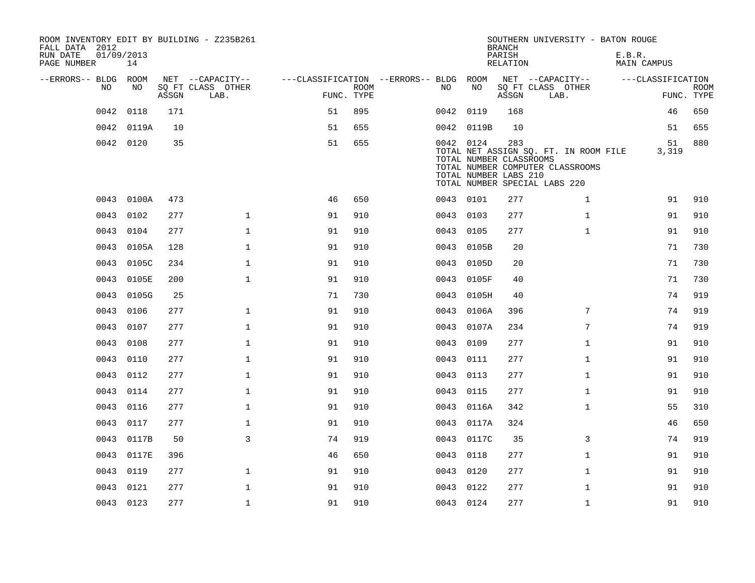ROOM INVENTORY EDIT BY BUILDING - Z235B261
FALL DATA 2012
RUN DATE 01/09/2013
PAGE NUMBER 14

SOUTHERN UNIVERSITY - BATON ROUGE
BRANCH
PARISH E.B.R.
RELATION MAIN CAMPUS

| --ERRORS-- | BLDG NO | ROOM NO | NET SQ FT ASSGN | --CAPACITY-- CLASS | OTHER LAB. | ---CLASSIFICATION FUNC. | ROOM TYPE | --ERRORS-- | BLDG NO | ROOM NO | NET SQ FT ASSGN | --CAPACITY-- CLASS | OTHER LAB. | ---CLASSIFICATION FUNC. | ROOM TYPE |
|---|---|---|---|---|---|---|---|---|---|---|---|---|---|---|---|
| | 0042 | 0118 | 171 | | | 51 | 895 | | 0042 | 0119 | 168 | | | 46 | 650 |
| | 0042 | 0119A | 10 | | | 51 | 655 | | 0042 | 0119B | 10 | | | 51 | 655 |
| | 0042 | 0120 | 35 | | | 51 | 655 | | 0042 | 0124 | 283 | | | 51 | 880 |
| | | | | | | | | | TOTAL NET ASSIGN SQ. FT. IN ROOM FILE | | | | | 3,319 | |
| | | | | | | | | | TOTAL NUMBER CLASSROOMS | | | | | | |
| | | | | | | | | | TOTAL NUMBER COMPUTER CLASSROOMS | | | | | | |
| | | | | | | | | | TOTAL NUMBER LABS 210 | | | | | | |
| | | | | | | | | | TOTAL NUMBER SPECIAL LABS 220 | | | | | | |
| | 0043 | 0100A | 473 | | | 46 | 650 | | 0043 | 0101 | 277 | | 1 | 91 | 910 |
| | 0043 | 0102 | 277 | | 1 | 91 | 910 | | 0043 | 0103 | 277 | | 1 | 91 | 910 |
| | 0043 | 0104 | 277 | | 1 | 91 | 910 | | 0043 | 0105 | 277 | | 1 | 91 | 910 |
| | 0043 | 0105A | 128 | | 1 | 91 | 910 | | 0043 | 0105B | 20 | | | 71 | 730 |
| | 0043 | 0105C | 234 | | 1 | 91 | 910 | | 0043 | 0105D | 20 | | | 71 | 730 |
| | 0043 | 0105E | 200 | | 1 | 91 | 910 | | 0043 | 0105F | 40 | | | 71 | 730 |
| | 0043 | 0105G | 25 | | | 71 | 730 | | 0043 | 0105H | 40 | | | 74 | 919 |
| | 0043 | 0106 | 277 | | 1 | 91 | 910 | | 0043 | 0106A | 396 | | 7 | 74 | 919 |
| | 0043 | 0107 | 277 | | 1 | 91 | 910 | | 0043 | 0107A | 234 | | 7 | 74 | 919 |
| | 0043 | 0108 | 277 | | 1 | 91 | 910 | | 0043 | 0109 | 277 | | 1 | 91 | 910 |
| | 0043 | 0110 | 277 | | 1 | 91 | 910 | | 0043 | 0111 | 277 | | 1 | 91 | 910 |
| | 0043 | 0112 | 277 | | 1 | 91 | 910 | | 0043 | 0113 | 277 | | 1 | 91 | 910 |
| | 0043 | 0114 | 277 | | 1 | 91 | 910 | | 0043 | 0115 | 277 | | 1 | 91 | 910 |
| | 0043 | 0116 | 277 | | 1 | 91 | 910 | | 0043 | 0116A | 342 | | 1 | 55 | 310 |
| | 0043 | 0117 | 277 | | 1 | 91 | 910 | | 0043 | 0117A | 324 | | | 46 | 650 |
| | 0043 | 0117B | 50 | | 3 | 74 | 919 | | 0043 | 0117C | 35 | | 3 | 74 | 919 |
| | 0043 | 0117E | 396 | | | 46 | 650 | | 0043 | 0118 | 277 | | 1 | 91 | 910 |
| | 0043 | 0119 | 277 | | 1 | 91 | 910 | | 0043 | 0120 | 277 | | 1 | 91 | 910 |
| | 0043 | 0121 | 277 | | 1 | 91 | 910 | | 0043 | 0122 | 277 | | 1 | 91 | 910 |
| | 0043 | 0123 | 277 | | 1 | 91 | 910 | | 0043 | 0124 | 277 | | 1 | 91 | 910 |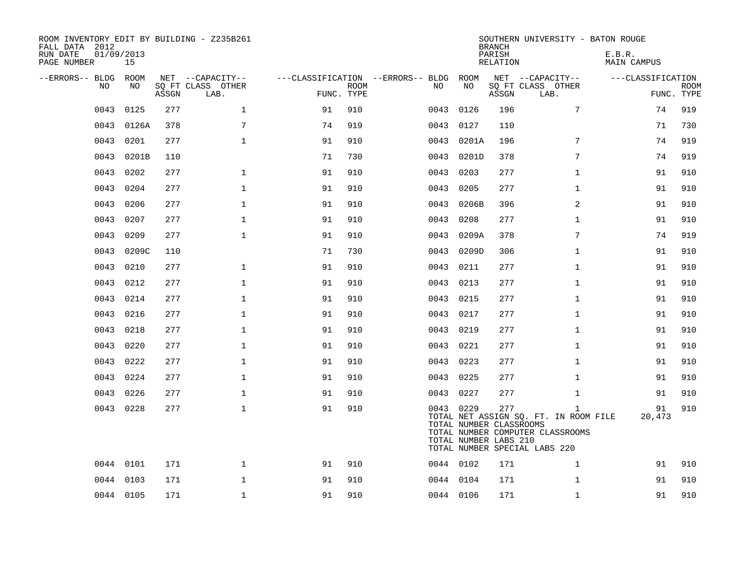ROOM INVENTORY EDIT BY BUILDING - Z235B261
FALL DATA 2012
RUN DATE 01/09/2013
PAGE NUMBER 15

SOUTHERN UNIVERSITY - BATON ROUGE
BRANCH
PARISH E.B.R.
RELATION MAIN CAMPUS

| --ERRORS-- | BLDG NO | ROOM NO | NET SQ FT ASSGN | --CAPACITY-- CLASS LAB. | OTHER | ---CLASSIFICATION FUNC. | ROOM TYPE | --ERRORS-- | BLDG NO | ROOM NO | NET SQ FT ASSGN | --CAPACITY-- CLASS LAB. | OTHER | ---CLASSIFICATION FUNC. | ROOM TYPE |
|---|---|---|---|---|---|---|---|---|---|---|---|---|---|---|---|
| | 0043 | 0125 | 277 | | 1 | 91 | 910 | | 0043 | 0126 | 196 | | 7 | 74 | 919 |
| | 0043 | 0126A | 378 | | 7 | 74 | 919 | | 0043 | 0127 | 110 | | | 71 | 730 |
| | 0043 | 0201 | 277 | | 1 | 91 | 910 | | 0043 | 0201A | 196 | | 7 | 74 | 919 |
| | 0043 | 0201B | 110 | | | 71 | 730 | | 0043 | 0201D | 378 | | 7 | 74 | 919 |
| | 0043 | 0202 | 277 | | 1 | 91 | 910 | | 0043 | 0203 | 277 | | 1 | 91 | 910 |
| | 0043 | 0204 | 277 | | 1 | 91 | 910 | | 0043 | 0205 | 277 | | 1 | 91 | 910 |
| | 0043 | 0206 | 277 | | 1 | 91 | 910 | | 0043 | 0206B | 396 | | 2 | 91 | 910 |
| | 0043 | 0207 | 277 | | 1 | 91 | 910 | | 0043 | 0208 | 277 | | 1 | 91 | 910 |
| | 0043 | 0209 | 277 | | 1 | 91 | 910 | | 0043 | 0209A | 378 | | 7 | 74 | 919 |
| | 0043 | 0209C | 110 | | | 71 | 730 | | 0043 | 0209D | 306 | | 1 | 91 | 910 |
| | 0043 | 0210 | 277 | | 1 | 91 | 910 | | 0043 | 0211 | 277 | | 1 | 91 | 910 |
| | 0043 | 0212 | 277 | | 1 | 91 | 910 | | 0043 | 0213 | 277 | | 1 | 91 | 910 |
| | 0043 | 0214 | 277 | | 1 | 91 | 910 | | 0043 | 0215 | 277 | | 1 | 91 | 910 |
| | 0043 | 0216 | 277 | | 1 | 91 | 910 | | 0043 | 0217 | 277 | | 1 | 91 | 910 |
| | 0043 | 0218 | 277 | | 1 | 91 | 910 | | 0043 | 0219 | 277 | | 1 | 91 | 910 |
| | 0043 | 0220 | 277 | | 1 | 91 | 910 | | 0043 | 0221 | 277 | | 1 | 91 | 910 |
| | 0043 | 0222 | 277 | | 1 | 91 | 910 | | 0043 | 0223 | 277 | | 1 | 91 | 910 |
| | 0043 | 0224 | 277 | | 1 | 91 | 910 | | 0043 | 0225 | 277 | | 1 | 91 | 910 |
| | 0043 | 0226 | 277 | | 1 | 91 | 910 | | 0043 | 0227 | 277 | | 1 | 91 | 910 |
| | 0043 | 0228 | 277 | | 1 | 91 | 910 | | 0043 | 0229 | 277 | | 1 | 91 | 910 |

TOTAL NET ASSIGN SQ. FT. IN ROOM FILE 20,473
TOTAL NUMBER CLASSROOMS
TOTAL NUMBER COMPUTER CLASSROOMS
TOTAL NUMBER LABS 210
TOTAL NUMBER SPECIAL LABS 220

| --ERRORS-- | BLDG NO | ROOM NO | NET SQ FT ASSGN | --CAPACITY-- CLASS LAB. | OTHER | ---CLASSIFICATION FUNC. | ROOM TYPE | --ERRORS-- | BLDG NO | ROOM NO | NET SQ FT ASSGN | --CAPACITY-- CLASS LAB. | OTHER | ---CLASSIFICATION FUNC. | ROOM TYPE |
|---|---|---|---|---|---|---|---|---|---|---|---|---|---|---|---|
| | 0044 | 0101 | 171 | | 1 | 91 | 910 | | 0044 | 0102 | 171 | | 1 | 91 | 910 |
| | 0044 | 0103 | 171 | | 1 | 91 | 910 | | 0044 | 0104 | 171 | | 1 | 91 | 910 |
| | 0044 | 0105 | 171 | | 1 | 91 | 910 | | 0044 | 0106 | 171 | | 1 | 91 | 910 |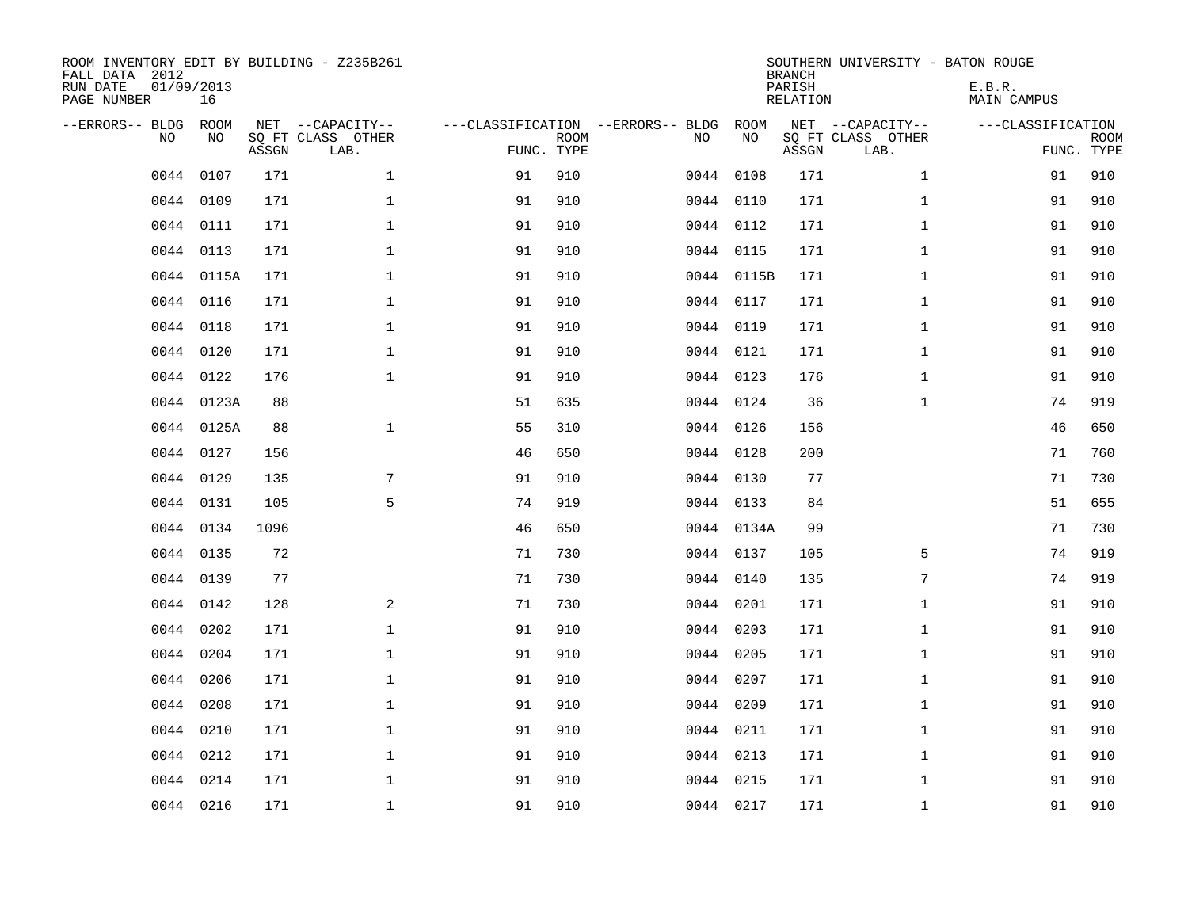ROOM INVENTORY EDIT BY BUILDING - Z235B261
FALL DATA 2012
RUN DATE 01/09/2013
PAGE NUMBER 16

SOUTHERN UNIVERSITY - BATON ROUGE
BRANCH
PARISH E.B.R.
RELATION MAIN CAMPUS

| --ERRORS-- | BLDG NO | ROOM NO | NET SQ FT ASSGN | --CAPACITY-- CLASS LAB. | OTHER | ---CLASSIFICATION FUNC. | ROOM TYPE | --ERRORS-- | BLDG NO | ROOM NO | NET SQ FT ASSGN | --CAPACITY-- CLASS LAB. | OTHER | ---CLASSIFICATION FUNC. | ROOM TYPE |
|---|---|---|---|---|---|---|---|---|---|---|---|---|---|---|---|
| | 0044 | 0107 | 171 | | 1 | 91 | 910 | | 0044 | 0108 | 171 | | 1 | 91 | 910 |
| | 0044 | 0109 | 171 | | 1 | 91 | 910 | | 0044 | 0110 | 171 | | 1 | 91 | 910 |
| | 0044 | 0111 | 171 | | 1 | 91 | 910 | | 0044 | 0112 | 171 | | 1 | 91 | 910 |
| | 0044 | 0113 | 171 | | 1 | 91 | 910 | | 0044 | 0115 | 171 | | 1 | 91 | 910 |
| | 0044 | 0115A | 171 | | 1 | 91 | 910 | | 0044 | 0115B | 171 | | 1 | 91 | 910 |
| | 0044 | 0116 | 171 | | 1 | 91 | 910 | | 0044 | 0117 | 171 | | 1 | 91 | 910 |
| | 0044 | 0118 | 171 | | 1 | 91 | 910 | | 0044 | 0119 | 171 | | 1 | 91 | 910 |
| | 0044 | 0120 | 171 | | 1 | 91 | 910 | | 0044 | 0121 | 171 | | 1 | 91 | 910 |
| | 0044 | 0122 | 176 | | 1 | 91 | 910 | | 0044 | 0123 | 176 | | 1 | 91 | 910 |
| | 0044 | 0123A | 88 | | | 51 | 635 | | 0044 | 0124 | 36 | | 1 | 74 | 919 |
| | 0044 | 0125A | 88 | | 1 | 55 | 310 | | 0044 | 0126 | 156 | | | 46 | 650 |
| | 0044 | 0127 | 156 | | | 46 | 650 | | 0044 | 0128 | 200 | | | 71 | 760 |
| | 0044 | 0129 | 135 | | 7 | 91 | 910 | | 0044 | 0130 | 77 | | | 71 | 730 |
| | 0044 | 0131 | 105 | | 5 | 74 | 919 | | 0044 | 0133 | 84 | | | 51 | 655 |
| | 0044 | 0134 | 1096 | | | 46 | 650 | | 0044 | 0134A | 99 | | | 71 | 730 |
| | 0044 | 0135 | 72 | | | 71 | 730 | | 0044 | 0137 | 105 | | 5 | 74 | 919 |
| | 0044 | 0139 | 77 | | | 71 | 730 | | 0044 | 0140 | 135 | | 7 | 74 | 919 |
| | 0044 | 0142 | 128 | | 2 | 71 | 730 | | 0044 | 0201 | 171 | | 1 | 91 | 910 |
| | 0044 | 0202 | 171 | | 1 | 91 | 910 | | 0044 | 0203 | 171 | | 1 | 91 | 910 |
| | 0044 | 0204 | 171 | | 1 | 91 | 910 | | 0044 | 0205 | 171 | | 1 | 91 | 910 |
| | 0044 | 0206 | 171 | | 1 | 91 | 910 | | 0044 | 0207 | 171 | | 1 | 91 | 910 |
| | 0044 | 0208 | 171 | | 1 | 91 | 910 | | 0044 | 0209 | 171 | | 1 | 91 | 910 |
| | 0044 | 0210 | 171 | | 1 | 91 | 910 | | 0044 | 0211 | 171 | | 1 | 91 | 910 |
| | 0044 | 0212 | 171 | | 1 | 91 | 910 | | 0044 | 0213 | 171 | | 1 | 91 | 910 |
| | 0044 | 0214 | 171 | | 1 | 91 | 910 | | 0044 | 0215 | 171 | | 1 | 91 | 910 |
| | 0044 | 0216 | 171 | | 1 | 91 | 910 | | 0044 | 0217 | 171 | | 1 | 91 | 910 |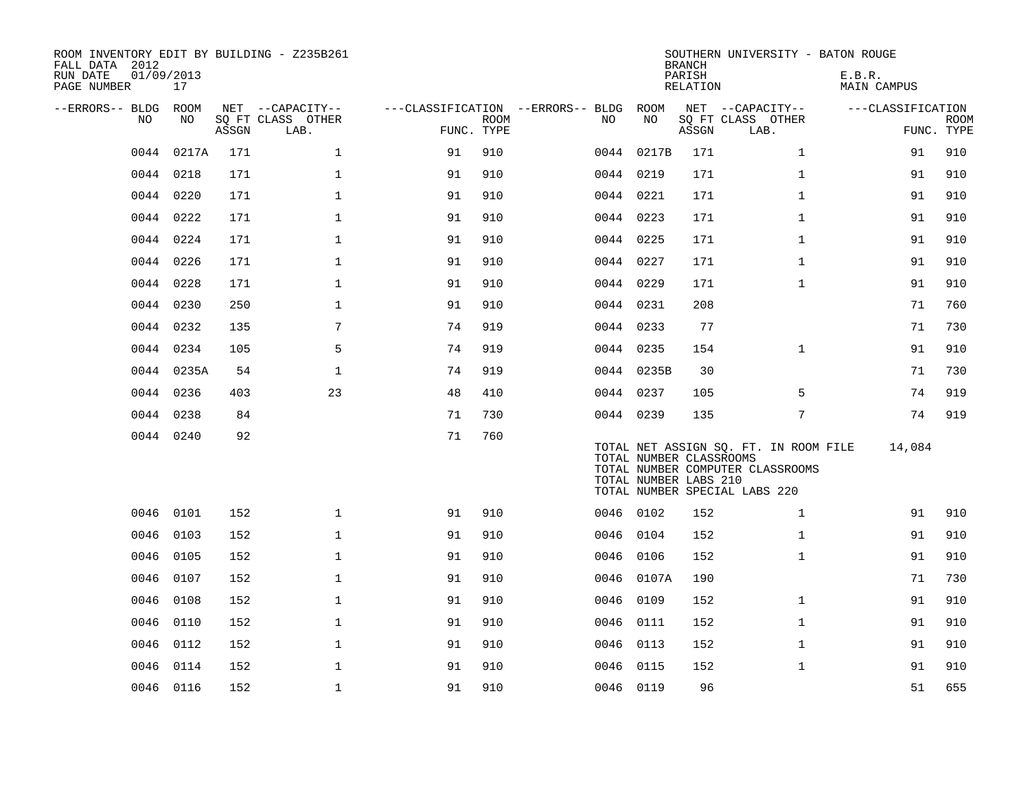ROOM INVENTORY EDIT BY BUILDING - Z235B261
FALL DATA 2012
RUN DATE 01/09/2013
PAGE NUMBER 17

SOUTHERN UNIVERSITY - BATON ROUGE
BRANCH
PARISH E.B.R.
RELATION MAIN CAMPUS

| --ERRORS-- | BLDG NO | ROOM NO | NET ASSGN SQ FT | CAPACITY CLASS LAB. | CAPACITY OTHER | CLASSIFICATION FUNC. | ROOM TYPE | --ERRORS-- | BLDG NO | ROOM NO | NET ASSGN SQ FT | CAPACITY CLASS LAB. | CAPACITY OTHER | CLASSIFICATION FUNC. | ROOM TYPE |
|---|---|---|---|---|---|---|---|---|---|---|---|---|---|---|---|
| | 0044 | 0217A | 171 | | 1 | 91 | 910 | | 0044 | 0217B | 171 | | 1 | 91 | 910 |
| | 0044 | 0218 | 171 | | 1 | 91 | 910 | | 0044 | 0219 | 171 | | 1 | 91 | 910 |
| | 0044 | 0220 | 171 | | 1 | 91 | 910 | | 0044 | 0221 | 171 | | 1 | 91 | 910 |
| | 0044 | 0222 | 171 | | 1 | 91 | 910 | | 0044 | 0223 | 171 | | 1 | 91 | 910 |
| | 0044 | 0224 | 171 | | 1 | 91 | 910 | | 0044 | 0225 | 171 | | 1 | 91 | 910 |
| | 0044 | 0226 | 171 | | 1 | 91 | 910 | | 0044 | 0227 | 171 | | 1 | 91 | 910 |
| | 0044 | 0228 | 171 | | 1 | 91 | 910 | | 0044 | 0229 | 171 | | 1 | 91 | 910 |
| | 0044 | 0230 | 250 | | 1 | 91 | 910 | | 0044 | 0231 | 208 | | | 71 | 760 |
| | 0044 | 0232 | 135 | | 7 | 74 | 919 | | 0044 | 0233 | 77 | | | 71 | 730 |
| | 0044 | 0234 | 105 | | 5 | 74 | 919 | | 0044 | 0235 | 154 | | 1 | 91 | 910 |
| | 0044 | 0235A | 54 | | 1 | 74 | 919 | | 0044 | 0235B | 30 | | | 71 | 730 |
| | 0044 | 0236 | 403 | | 23 | 48 | 410 | | 0044 | 0237 | 105 | | 5 | 74 | 919 |
| | 0044 | 0238 | 84 | | | 71 | 730 | | 0044 | 0239 | 135 | | 7 | 74 | 919 |
| | 0044 | 0240 | 92 | | | 71 | 760 | | | | | | | | |

TOTAL NET ASSIGN SQ. FT. IN ROOM FILE 14,084
TOTAL NUMBER CLASSROOMS
TOTAL NUMBER COMPUTER CLASSROOMS
TOTAL NUMBER LABS 210
TOTAL NUMBER SPECIAL LABS 220

| --ERRORS-- | BLDG NO | ROOM NO | NET ASSGN SQ FT | CAPACITY CLASS LAB. | CAPACITY OTHER | CLASSIFICATION FUNC. | ROOM TYPE | --ERRORS-- | BLDG NO | ROOM NO | NET ASSGN SQ FT | CAPACITY CLASS LAB. | CAPACITY OTHER | CLASSIFICATION FUNC. | ROOM TYPE |
|---|---|---|---|---|---|---|---|---|---|---|---|---|---|---|---|
| | 0046 | 0101 | 152 | | 1 | 91 | 910 | | 0046 | 0102 | 152 | | 1 | 91 | 910 |
| | 0046 | 0103 | 152 | | 1 | 91 | 910 | | 0046 | 0104 | 152 | | 1 | 91 | 910 |
| | 0046 | 0105 | 152 | | 1 | 91 | 910 | | 0046 | 0106 | 152 | | 1 | 91 | 910 |
| | 0046 | 0107 | 152 | | 1 | 91 | 910 | | 0046 | 0107A | 190 | | | 71 | 730 |
| | 0046 | 0108 | 152 | | 1 | 91 | 910 | | 0046 | 0109 | 152 | | 1 | 91 | 910 |
| | 0046 | 0110 | 152 | | 1 | 91 | 910 | | 0046 | 0111 | 152 | | 1 | 91 | 910 |
| | 0046 | 0112 | 152 | | 1 | 91 | 910 | | 0046 | 0113 | 152 | | 1 | 91 | 910 |
| | 0046 | 0114 | 152 | | 1 | 91 | 910 | | 0046 | 0115 | 152 | | 1 | 91 | 910 |
| | 0046 | 0116 | 152 | | 1 | 91 | 910 | | 0046 | 0119 | 96 | | | 51 | 655 |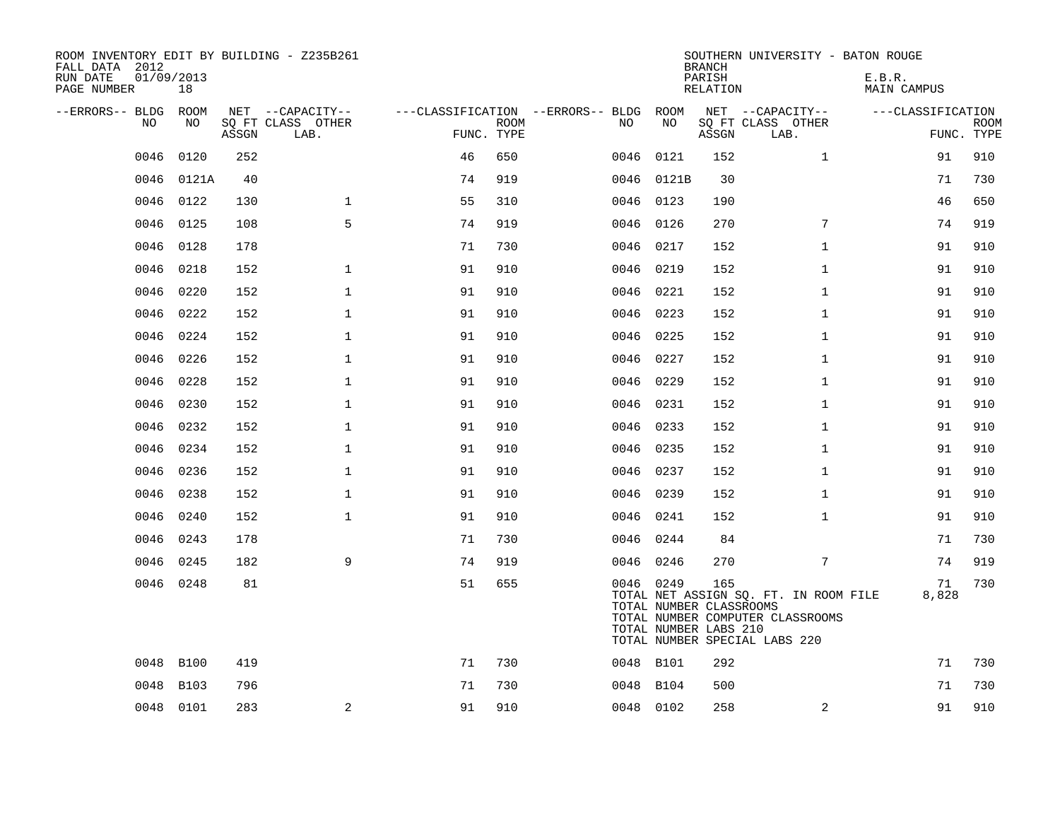ROOM INVENTORY EDIT BY BUILDING - Z235B261
FALL DATA 2012
RUN DATE 01/09/2013
PAGE NUMBER 18

SOUTHERN UNIVERSITY - BATON ROUGE
BRANCH
PARISH E.B.R.
RELATION MAIN CAMPUS

| --ERRORS-- | BLDG NO | ROOM NO | NET SQ FT ASSGN | --CAPACITY-- CLASS LAB. | OTHER | ---CLASSIFICATION FUNC. | ROOM TYPE | --ERRORS-- | BLDG NO | ROOM NO | NET SQ FT ASSGN | --CAPACITY-- CLASS LAB. | OTHER | ---CLASSIFICATION FUNC. | ROOM TYPE |
|---|---|---|---|---|---|---|---|---|---|---|---|---|---|---|---|
| | 0046 | 0120 | 252 | | | 46 | 650 | | 0046 | 0121 | 152 | | 1 | 91 | 910 |
| | 0046 | 0121A | 40 | | | 74 | 919 | | 0046 | 0121B | 30 | | | 71 | 730 |
| | 0046 | 0122 | 130 | | 1 | 55 | 310 | | 0046 | 0123 | 190 | | | 46 | 650 |
| | 0046 | 0125 | 108 | | 5 | 74 | 919 | | 0046 | 0126 | 270 | | 7 | 74 | 919 |
| | 0046 | 0128 | 178 | | | 71 | 730 | | 0046 | 0217 | 152 | | 1 | 91 | 910 |
| | 0046 | 0218 | 152 | | 1 | 91 | 910 | | 0046 | 0219 | 152 | | 1 | 91 | 910 |
| | 0046 | 0220 | 152 | | 1 | 91 | 910 | | 0046 | 0221 | 152 | | 1 | 91 | 910 |
| | 0046 | 0222 | 152 | | 1 | 91 | 910 | | 0046 | 0223 | 152 | | 1 | 91 | 910 |
| | 0046 | 0224 | 152 | | 1 | 91 | 910 | | 0046 | 0225 | 152 | | 1 | 91 | 910 |
| | 0046 | 0226 | 152 | | 1 | 91 | 910 | | 0046 | 0227 | 152 | | 1 | 91 | 910 |
| | 0046 | 0228 | 152 | | 1 | 91 | 910 | | 0046 | 0229 | 152 | | 1 | 91 | 910 |
| | 0046 | 0230 | 152 | | 1 | 91 | 910 | | 0046 | 0231 | 152 | | 1 | 91 | 910 |
| | 0046 | 0232 | 152 | | 1 | 91 | 910 | | 0046 | 0233 | 152 | | 1 | 91 | 910 |
| | 0046 | 0234 | 152 | | 1 | 91 | 910 | | 0046 | 0235 | 152 | | 1 | 91 | 910 |
| | 0046 | 0236 | 152 | | 1 | 91 | 910 | | 0046 | 0237 | 152 | | 1 | 91 | 910 |
| | 0046 | 0238 | 152 | | 1 | 91 | 910 | | 0046 | 0239 | 152 | | 1 | 91 | 910 |
| | 0046 | 0240 | 152 | | 1 | 91 | 910 | | 0046 | 0241 | 152 | | 1 | 91 | 910 |
| | 0046 | 0243 | 178 | | | 71 | 730 | | 0046 | 0244 | 84 | | | 71 | 730 |
| | 0046 | 0245 | 182 | | 9 | 74 | 919 | | 0046 | 0246 | 270 | | 7 | 74 | 919 |
| | 0046 | 0248 | 81 | | | 51 | 655 | | 0046 | 0249 | 165 | | | 71 | 730 |

TOTAL NET ASSIGN SQ. FT. IN ROOM FILE 8,828
TOTAL NUMBER CLASSROOMS
TOTAL NUMBER COMPUTER CLASSROOMS
TOTAL NUMBER LABS 210
TOTAL NUMBER SPECIAL LABS 220

| --ERRORS-- | BLDG NO | ROOM NO | NET SQ FT ASSGN | --CAPACITY-- CLASS LAB. | OTHER | ---CLASSIFICATION FUNC. | ROOM TYPE | --ERRORS-- | BLDG NO | ROOM NO | NET SQ FT ASSGN | --CAPACITY-- CLASS LAB. | OTHER | ---CLASSIFICATION FUNC. | ROOM TYPE |
|---|---|---|---|---|---|---|---|---|---|---|---|---|---|---|---|
| | 0048 | B100 | 419 | | | 71 | 730 | | 0048 | B101 | 292 | | | 71 | 730 |
| | 0048 | B103 | 796 | | | 71 | 730 | | 0048 | B104 | 500 | | | 71 | 730 |
| | 0048 | 0101 | 283 | | 2 | 91 | 910 | | 0048 | 0102 | 258 | | 2 | 91 | 910 |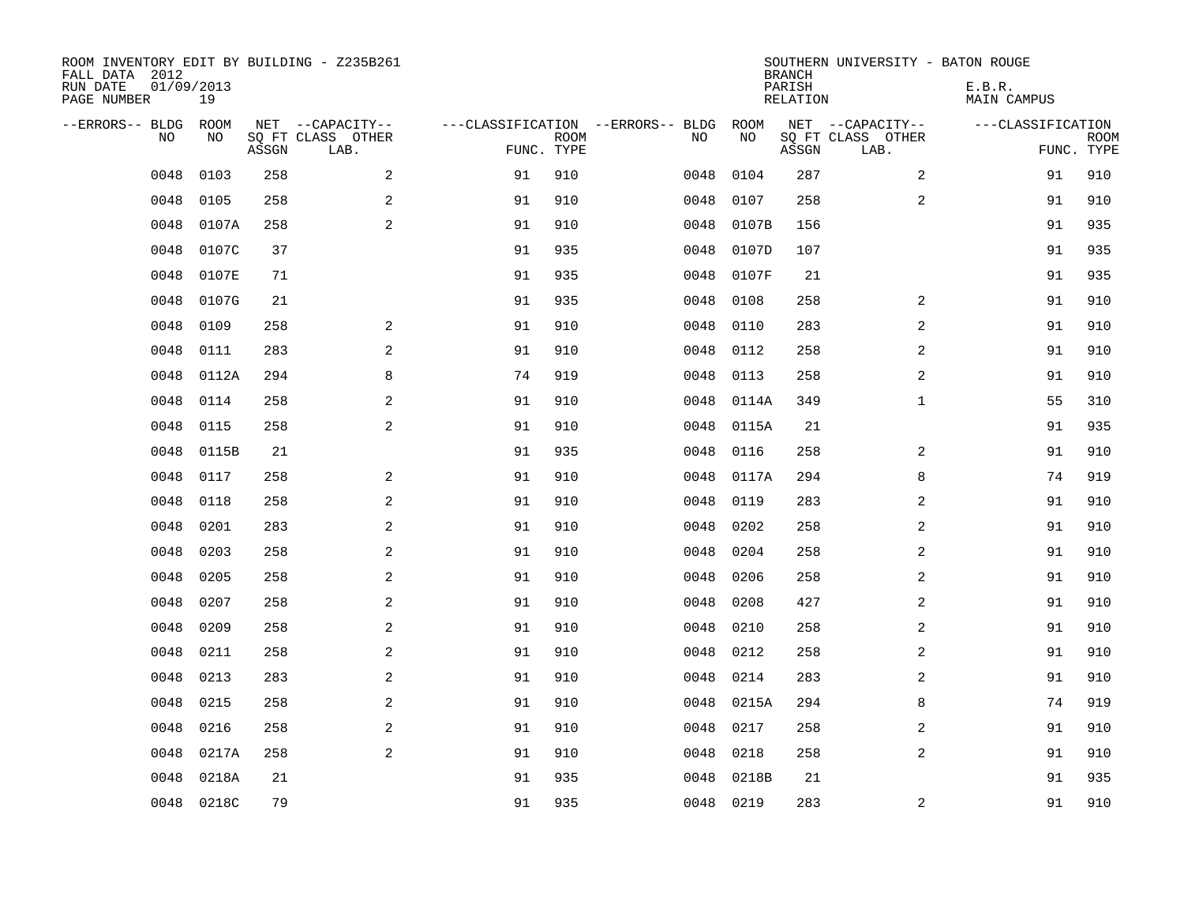ROOM INVENTORY EDIT BY BUILDING - Z235B261
FALL DATA 2012
RUN DATE 01/09/2013
PAGE NUMBER 19

SOUTHERN UNIVERSITY - BATON ROUGE
BRANCH
PARISH E.B.R.
RELATION MAIN CAMPUS

| --ERRORS-- | BLDG NO | ROOM NO | NET SQ FT ASSGN | --CAPACITY-- CLASS LAB. | OTHER | ---CLASSIFICATION FUNC. | ROOM TYPE | --ERRORS-- | BLDG NO | ROOM NO | NET SQ FT ASSGN | --CAPACITY-- CLASS LAB. | OTHER | ---CLASSIFICATION FUNC. | ROOM TYPE |
|---|---|---|---|---|---|---|---|---|---|---|---|---|---|---|---|
| | 0048 | 0103 | 258 | | 2 | 91 | 910 | | 0048 | 0104 | 287 | | 2 | 91 | 910 |
| | 0048 | 0105 | 258 | | 2 | 91 | 910 | | 0048 | 0107 | 258 | | 2 | 91 | 910 |
| | 0048 | 0107A | 258 | | 2 | 91 | 910 | | 0048 | 0107B | 156 | | | 91 | 935 |
| | 0048 | 0107C | 37 | | | 91 | 935 | | 0048 | 0107D | 107 | | | 91 | 935 |
| | 0048 | 0107E | 71 | | | 91 | 935 | | 0048 | 0107F | 21 | | | 91 | 935 |
| | 0048 | 0107G | 21 | | | 91 | 935 | | 0048 | 0108 | 258 | | 2 | 91 | 910 |
| | 0048 | 0109 | 258 | | 2 | 91 | 910 | | 0048 | 0110 | 283 | | 2 | 91 | 910 |
| | 0048 | 0111 | 283 | | 2 | 91 | 910 | | 0048 | 0112 | 258 | | 2 | 91 | 910 |
| | 0048 | 0112A | 294 | | 8 | 74 | 919 | | 0048 | 0113 | 258 | | 2 | 91 | 910 |
| | 0048 | 0114 | 258 | | 2 | 91 | 910 | | 0048 | 0114A | 349 | | 1 | 55 | 310 |
| | 0048 | 0115 | 258 | | 2 | 91 | 910 | | 0048 | 0115A | 21 | | | 91 | 935 |
| | 0048 | 0115B | 21 | | | 91 | 935 | | 0048 | 0116 | 258 | | 2 | 91 | 910 |
| | 0048 | 0117 | 258 | | 2 | 91 | 910 | | 0048 | 0117A | 294 | | 8 | 74 | 919 |
| | 0048 | 0118 | 258 | | 2 | 91 | 910 | | 0048 | 0119 | 283 | | 2 | 91 | 910 |
| | 0048 | 0201 | 283 | | 2 | 91 | 910 | | 0048 | 0202 | 258 | | 2 | 91 | 910 |
| | 0048 | 0203 | 258 | | 2 | 91 | 910 | | 0048 | 0204 | 258 | | 2 | 91 | 910 |
| | 0048 | 0205 | 258 | | 2 | 91 | 910 | | 0048 | 0206 | 258 | | 2 | 91 | 910 |
| | 0048 | 0207 | 258 | | 2 | 91 | 910 | | 0048 | 0208 | 427 | | 2 | 91 | 910 |
| | 0048 | 0209 | 258 | | 2 | 91 | 910 | | 0048 | 0210 | 258 | | 2 | 91 | 910 |
| | 0048 | 0211 | 258 | | 2 | 91 | 910 | | 0048 | 0212 | 258 | | 2 | 91 | 910 |
| | 0048 | 0213 | 283 | | 2 | 91 | 910 | | 0048 | 0214 | 283 | | 2 | 91 | 910 |
| | 0048 | 0215 | 258 | | 2 | 91 | 910 | | 0048 | 0215A | 294 | | 8 | 74 | 919 |
| | 0048 | 0216 | 258 | | 2 | 91 | 910 | | 0048 | 0217 | 258 | | 2 | 91 | 910 |
| | 0048 | 0217A | 258 | | 2 | 91 | 910 | | 0048 | 0218 | 258 | | 2 | 91 | 910 |
| | 0048 | 0218A | 21 | | | 91 | 935 | | 0048 | 0218B | 21 | | | 91 | 935 |
| | 0048 | 0218C | 79 | | | 91 | 935 | | 0048 | 0219 | 283 | | 2 | 91 | 910 |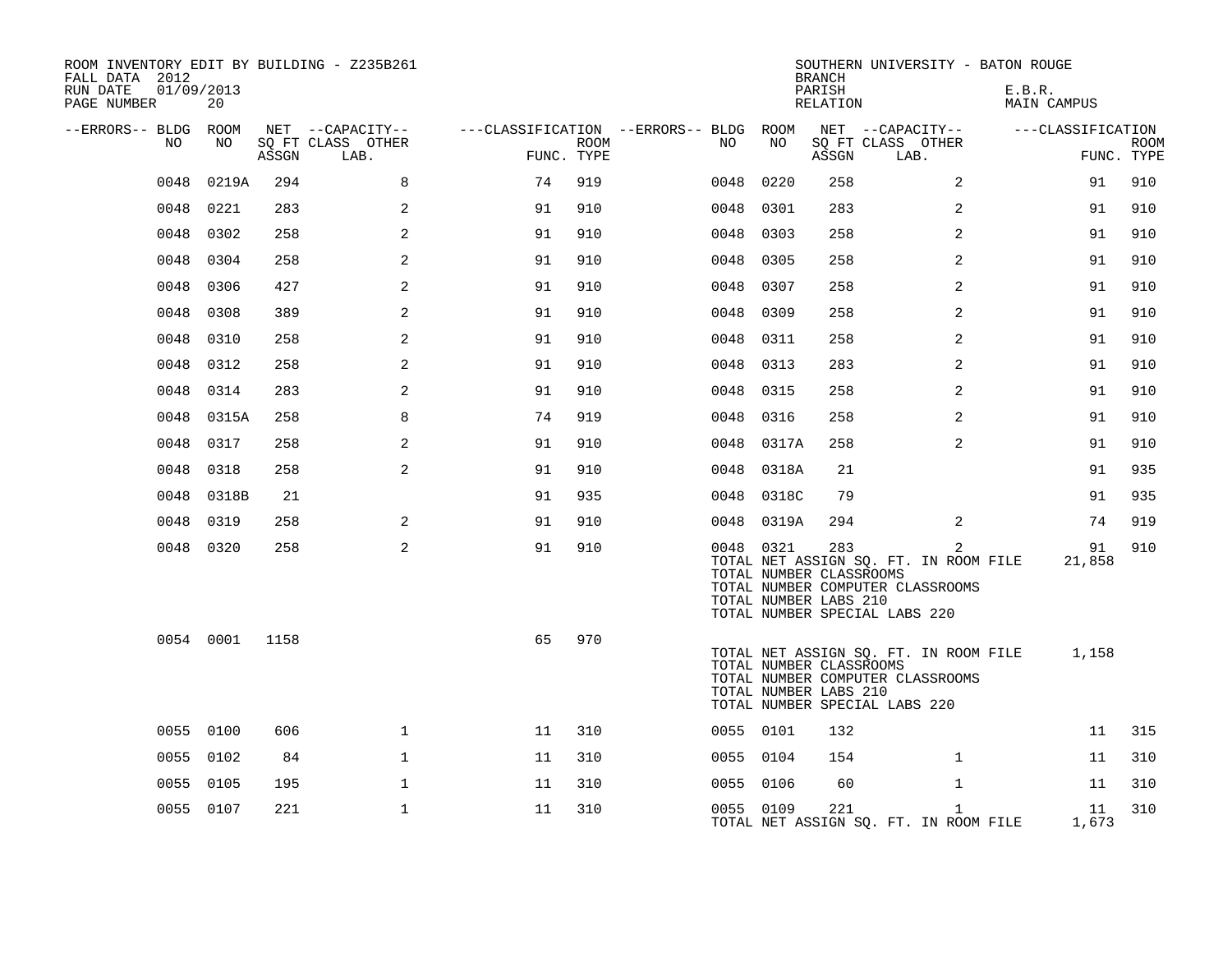ROOM INVENTORY EDIT BY BUILDING - Z235B261
FALL DATA 2012
RUN DATE 01/09/2013
PAGE NUMBER 20

SOUTHERN UNIVERSITY - BATON ROUGE
BRANCH
PARISH E.B.R.
RELATION MAIN CAMPUS

| --ERRORS-- | BLDG NO | ROOM NO | NET SQ FT ASSGN | --CAPACITY-- CLASS | OTHER LAB. | ---CLASSIFICATION FUNC. | ROOM TYPE | --ERRORS-- | BLDG NO | ROOM NO | NET SQ FT ASSGN | --CAPACITY-- CLASS | OTHER LAB. | ---CLASSIFICATION FUNC. | ROOM TYPE |
|---|---|---|---|---|---|---|---|---|---|---|---|---|---|---|---|
| | 0048 | 0219A | 294 | | 8 | 74 | 919 | | 0048 | 0220 | 258 | | 2 | 91 | 910 |
| | 0048 | 0221 | 283 | | 2 | 91 | 910 | | 0048 | 0301 | 283 | | 2 | 91 | 910 |
| | 0048 | 0302 | 258 | | 2 | 91 | 910 | | 0048 | 0303 | 258 | | 2 | 91 | 910 |
| | 0048 | 0304 | 258 | | 2 | 91 | 910 | | 0048 | 0305 | 258 | | 2 | 91 | 910 |
| | 0048 | 0306 | 427 | | 2 | 91 | 910 | | 0048 | 0307 | 258 | | 2 | 91 | 910 |
| | 0048 | 0308 | 389 | | 2 | 91 | 910 | | 0048 | 0309 | 258 | | 2 | 91 | 910 |
| | 0048 | 0310 | 258 | | 2 | 91 | 910 | | 0048 | 0311 | 258 | | 2 | 91 | 910 |
| | 0048 | 0312 | 258 | | 2 | 91 | 910 | | 0048 | 0313 | 283 | | 2 | 91 | 910 |
| | 0048 | 0314 | 283 | | 2 | 91 | 910 | | 0048 | 0315 | 258 | | 2 | 91 | 910 |
| | 0048 | 0315A | 258 | | 8 | 74 | 919 | | 0048 | 0316 | 258 | | 2 | 91 | 910 |
| | 0048 | 0317 | 258 | | 2 | 91 | 910 | | 0048 | 0317A | 258 | | 2 | 91 | 910 |
| | 0048 | 0318 | 258 | | 2 | 91 | 910 | | 0048 | 0318A | 21 | | | 91 | 935 |
| | 0048 | 0318B | 21 | | | 91 | 935 | | 0048 | 0318C | 79 | | | 91 | 935 |
| | 0048 | 0319 | 258 | | 2 | 91 | 910 | | 0048 | 0319A | 294 | | 2 | 74 | 919 |
| | 0048 | 0320 | 258 | | 2 | 91 | 910 | | 0048 | 0321 | 283 | | 2 | 91 | 910 |

TOTAL NET ASSIGN SQ. FT. IN ROOM FILE 21,858
TOTAL NUMBER CLASSROOMS
TOTAL NUMBER COMPUTER CLASSROOMS
TOTAL NUMBER LABS 210
TOTAL NUMBER SPECIAL LABS 220

| --ERRORS-- | BLDG NO | ROOM NO | NET SQ FT ASSGN | --CAPACITY-- CLASS | OTHER LAB. | ---CLASSIFICATION FUNC. | ROOM TYPE |
|---|---|---|---|---|---|---|---|
| | 0054 | 0001 | 1158 | | | 65 | 970 |

TOTAL NET ASSIGN SQ. FT. IN ROOM FILE 1,158
TOTAL NUMBER CLASSROOMS
TOTAL NUMBER COMPUTER CLASSROOMS
TOTAL NUMBER LABS 210
TOTAL NUMBER SPECIAL LABS 220

| --ERRORS-- | BLDG NO | ROOM NO | NET SQ FT ASSGN | --CAPACITY-- CLASS | OTHER LAB. | ---CLASSIFICATION FUNC. | ROOM TYPE | --ERRORS-- | BLDG NO | ROOM NO | NET SQ FT ASSGN | --CAPACITY-- CLASS | OTHER LAB. | ---CLASSIFICATION FUNC. | ROOM TYPE |
|---|---|---|---|---|---|---|---|---|---|---|---|---|---|---|---|
| | 0055 | 0100 | 606 | | 1 | 11 | 310 | | 0055 | 0101 | 132 | | | 11 | 315 |
| | 0055 | 0102 | 84 | | 1 | 11 | 310 | | 0055 | 0104 | 154 | | 1 | 11 | 310 |
| | 0055 | 0105 | 195 | | 1 | 11 | 310 | | 0055 | 0106 | 60 | | 1 | 11 | 310 |
| | 0055 | 0107 | 221 | | 1 | 11 | 310 | | 0055 | 0109 | 221 | | 1 | 11 | 310 |

TOTAL NET ASSIGN SQ. FT. IN ROOM FILE 1,673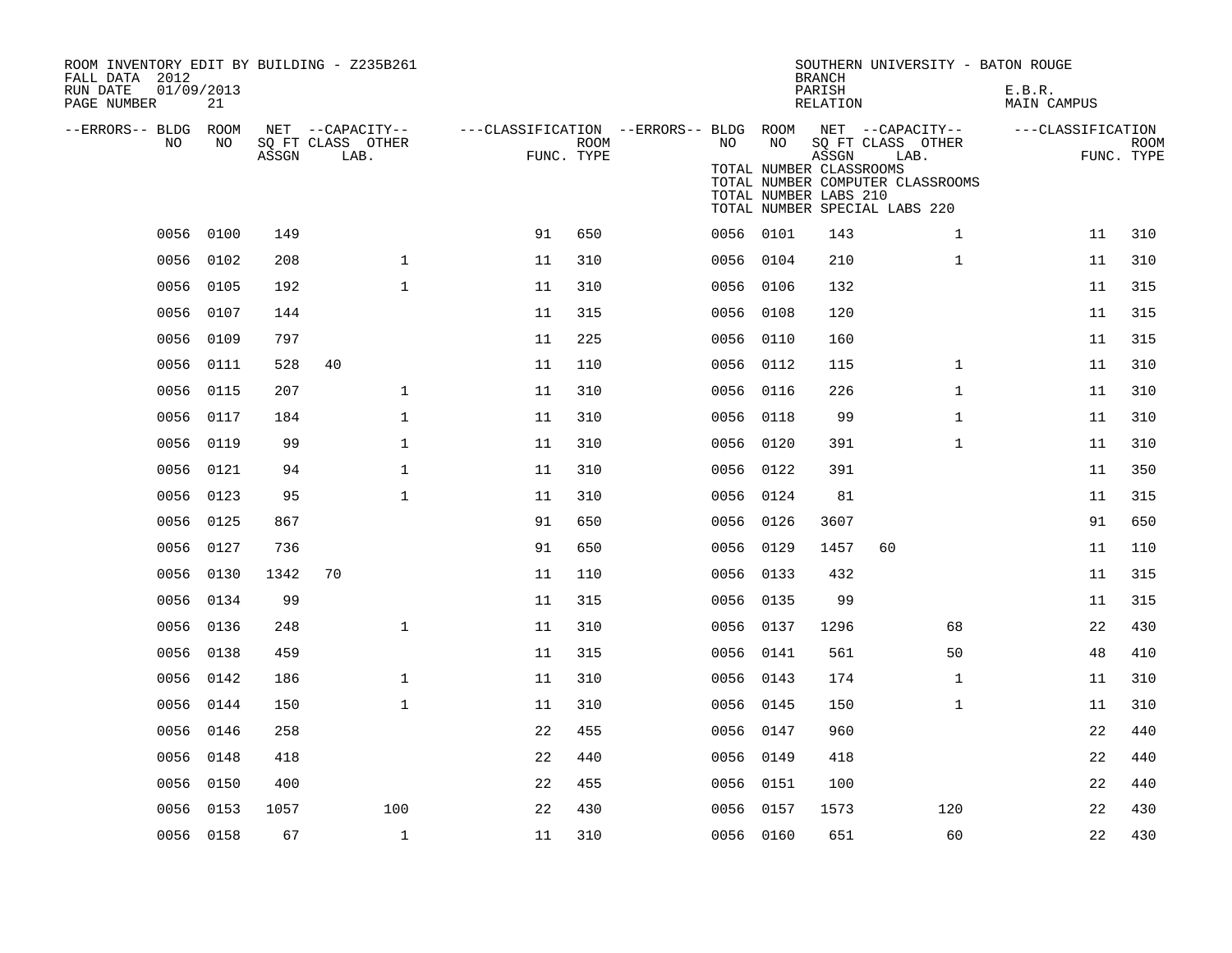ROOM INVENTORY EDIT BY BUILDING - Z235B261
FALL DATA 2012
RUN DATE 01/09/2013
PAGE NUMBER 21

SOUTHERN UNIVERSITY - BATON ROUGE
BRANCH
PARISH E.B.R.
RELATION MAIN CAMPUS

TOTAL NUMBER CLASSROOMS
TOTAL NUMBER COMPUTER CLASSROOMS
TOTAL NUMBER LABS 210
TOTAL NUMBER SPECIAL LABS 220

| --ERRORS-- | BLDG NO | ROOM NO | NET SQ FT ASSGN | CAPACITY CLASS | CAPACITY OTHER LAB. | CLASSIFICATION FUNC. | ROOM TYPE | --ERRORS-- | BLDG NO | ROOM NO | NET SQ FT ASSGN | CAPACITY CLASS | CAPACITY OTHER LAB. | CLASSIFICATION FUNC. | ROOM TYPE |
|---|---|---|---|---|---|---|---|---|---|---|---|---|---|---|---|
| | 0056 | 0100 | 149 | | | 91 | 650 | | 0056 | 0101 | 143 | | 1 | 11 | 310 |
| | 0056 | 0102 | 208 | | 1 | 11 | 310 | | 0056 | 0104 | 210 | | 1 | 11 | 310 |
| | 0056 | 0105 | 192 | | 1 | 11 | 310 | | 0056 | 0106 | 132 | | | 11 | 315 |
| | 0056 | 0107 | 144 | | | 11 | 315 | | 0056 | 0108 | 120 | | | 11 | 315 |
| | 0056 | 0109 | 797 | | | 11 | 225 | | 0056 | 0110 | 160 | | | 11 | 315 |
| | 0056 | 0111 | 528 | 40 | | 11 | 110 | | 0056 | 0112 | 115 | | 1 | 11 | 310 |
| | 0056 | 0115 | 207 | | 1 | 11 | 310 | | 0056 | 0116 | 226 | | 1 | 11 | 310 |
| | 0056 | 0117 | 184 | | 1 | 11 | 310 | | 0056 | 0118 | 99 | | 1 | 11 | 310 |
| | 0056 | 0119 | 99 | | 1 | 11 | 310 | | 0056 | 0120 | 391 | | 1 | 11 | 310 |
| | 0056 | 0121 | 94 | | 1 | 11 | 310 | | 0056 | 0122 | 391 | | | 11 | 350 |
| | 0056 | 0123 | 95 | | 1 | 11 | 310 | | 0056 | 0124 | 81 | | | 11 | 315 |
| | 0056 | 0125 | 867 | | | 91 | 650 | | 0056 | 0126 | 3607 | | | 91 | 650 |
| | 0056 | 0127 | 736 | | | 91 | 650 | | 0056 | 0129 | 1457 | 60 | | 11 | 110 |
| | 0056 | 0130 | 1342 | 70 | | 11 | 110 | | 0056 | 0133 | 432 | | | 11 | 315 |
| | 0056 | 0134 | 99 | | | 11 | 315 | | 0056 | 0135 | 99 | | | 11 | 315 |
| | 0056 | 0136 | 248 | | 1 | 11 | 310 | | 0056 | 0137 | 1296 | | 68 | 22 | 430 |
| | 0056 | 0138 | 459 | | | 11 | 315 | | 0056 | 0141 | 561 | | 50 | 48 | 410 |
| | 0056 | 0142 | 186 | | 1 | 11 | 310 | | 0056 | 0143 | 174 | | 1 | 11 | 310 |
| | 0056 | 0144 | 150 | | 1 | 11 | 310 | | 0056 | 0145 | 150 | | 1 | 11 | 310 |
| | 0056 | 0146 | 258 | | | 22 | 455 | | 0056 | 0147 | 960 | | | 22 | 440 |
| | 0056 | 0148 | 418 | | | 22 | 440 | | 0056 | 0149 | 418 | | | 22 | 440 |
| | 0056 | 0150 | 400 | | | 22 | 455 | | 0056 | 0151 | 100 | | | 22 | 440 |
| | 0056 | 0153 | 1057 | | 100 | 22 | 430 | | 0056 | 0157 | 1573 | | 120 | 22 | 430 |
| | 0056 | 0158 | 67 | | 1 | 11 | 310 | | 0056 | 0160 | 651 | | 60 | 22 | 430 |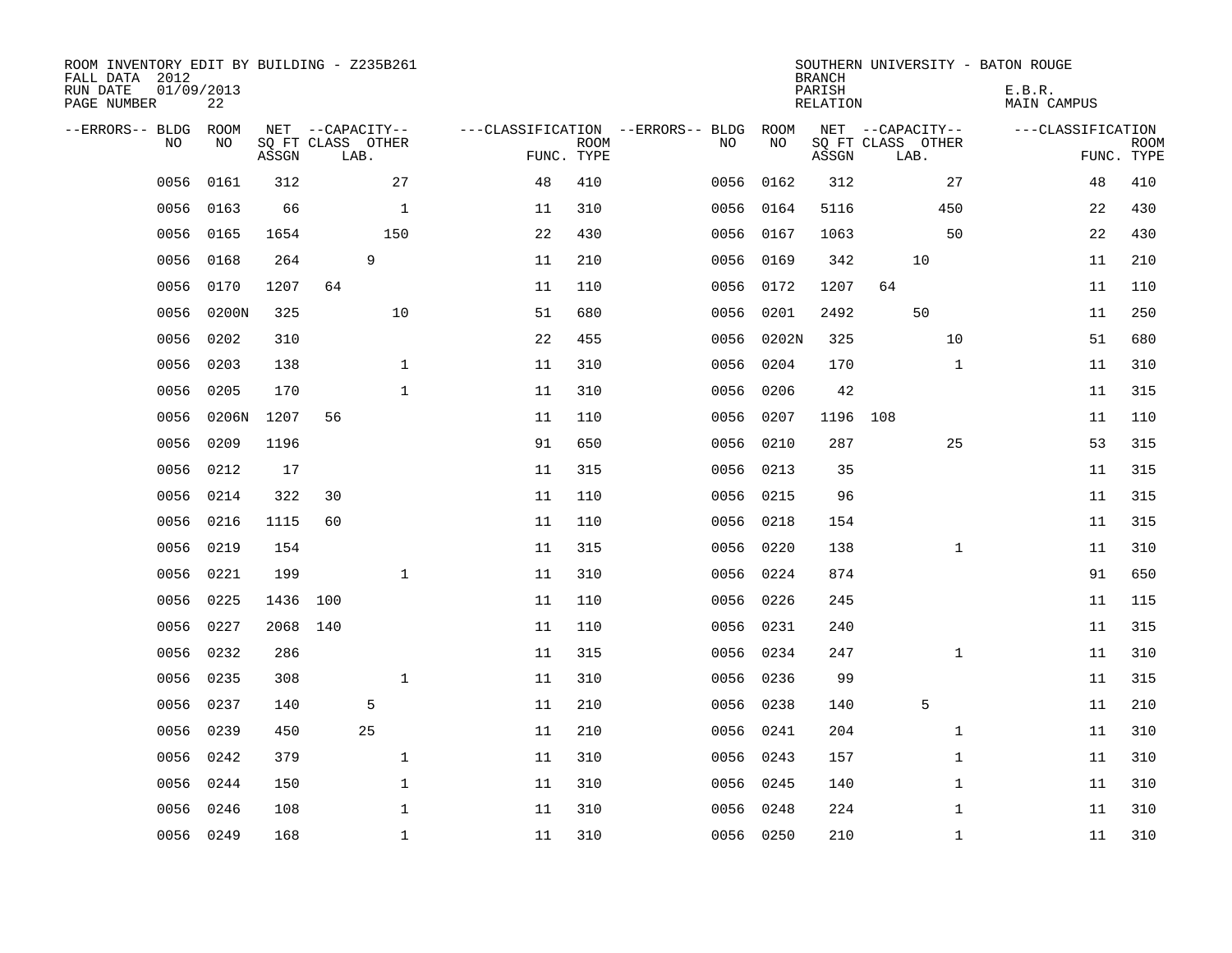ROOM INVENTORY EDIT BY BUILDING - Z235B261
FALL DATA 2012
RUN DATE 01/09/2013
PAGE NUMBER 22

SOUTHERN UNIVERSITY - BATON ROUGE
BRANCH
PARISH E.B.R.
RELATION MAIN CAMPUS

| --ERRORS-- | BLDG NO | ROOM NO | NET SQ FT ASSGN | CAPACITY CLASS LAB. | CAPACITY OTHER | CLASSIFICATION FUNC. | ROOM TYPE | --ERRORS-- | BLDG NO | ROOM NO | NET SQ FT ASSGN | CAPACITY CLASS LAB. | CAPACITY OTHER | CLASSIFICATION FUNC. | ROOM TYPE |
|---|---|---|---|---|---|---|---|---|---|---|---|---|---|---|---|
| | 0056 | 0161 | 312 | | 27 | 48 | 410 | | 0056 | 0162 | 312 | | 27 | 48 | 410 |
| | 0056 | 0163 | 66 | | 1 | 11 | 310 | | 0056 | 0164 | 5116 | | 450 | 22 | 430 |
| | 0056 | 0165 | 1654 | | 150 | 22 | 430 | | 0056 | 0167 | 1063 | | 50 | 22 | 430 |
| | 0056 | 0168 | 264 | 9 | | 11 | 210 | | 0056 | 0169 | 342 | 10 | | 11 | 210 |
| | 0056 | 0170 | 1207 | 64 | | 11 | 110 | | 0056 | 0172 | 1207 | 64 | | 11 | 110 |
| | 0056 | 0200N | 325 | | 10 | 51 | 680 | | 0056 | 0201 | 2492 | 50 | | 11 | 250 |
| | 0056 | 0202 | 310 | | | 22 | 455 | | 0056 | 0202N | 325 | | 10 | 51 | 680 |
| | 0056 | 0203 | 138 | | 1 | 11 | 310 | | 0056 | 0204 | 170 | | 1 | 11 | 310 |
| | 0056 | 0205 | 170 | | 1 | 11 | 310 | | 0056 | 0206 | 42 | | | 11 | 315 |
| | 0056 | 0206N | 1207 | 56 | | 11 | 110 | | 0056 | 0207 | 1196 | 108 | | 11 | 110 |
| | 0056 | 0209 | 1196 | | | 91 | 650 | | 0056 | 0210 | 287 | | 25 | 53 | 315 |
| | 0056 | 0212 | 17 | | | 11 | 315 | | 0056 | 0213 | 35 | | | 11 | 315 |
| | 0056 | 0214 | 322 | 30 | | 11 | 110 | | 0056 | 0215 | 96 | | | 11 | 315 |
| | 0056 | 0216 | 1115 | 60 | | 11 | 110 | | 0056 | 0218 | 154 | | | 11 | 315 |
| | 0056 | 0219 | 154 | | | 11 | 315 | | 0056 | 0220 | 138 | | 1 | 11 | 310 |
| | 0056 | 0221 | 199 | | 1 | 11 | 310 | | 0056 | 0224 | 874 | | | 91 | 650 |
| | 0056 | 0225 | 1436 | 100 | | 11 | 110 | | 0056 | 0226 | 245 | | | 11 | 115 |
| | 0056 | 0227 | 2068 | 140 | | 11 | 110 | | 0056 | 0231 | 240 | | | 11 | 315 |
| | 0056 | 0232 | 286 | | | 11 | 315 | | 0056 | 0234 | 247 | | 1 | 11 | 310 |
| | 0056 | 0235 | 308 | | 1 | 11 | 310 | | 0056 | 0236 | 99 | | | 11 | 315 |
| | 0056 | 0237 | 140 | 5 | | 11 | 210 | | 0056 | 0238 | 140 | 5 | | 11 | 210 |
| | 0056 | 0239 | 450 | 25 | | 11 | 210 | | 0056 | 0241 | 204 | | 1 | 11 | 310 |
| | 0056 | 0242 | 379 | | 1 | 11 | 310 | | 0056 | 0243 | 157 | | 1 | 11 | 310 |
| | 0056 | 0244 | 150 | | 1 | 11 | 310 | | 0056 | 0245 | 140 | | 1 | 11 | 310 |
| | 0056 | 0246 | 108 | | 1 | 11 | 310 | | 0056 | 0248 | 224 | | 1 | 11 | 310 |
| | 0056 | 0249 | 168 | | 1 | 11 | 310 | | 0056 | 0250 | 210 | | 1 | 11 | 310 |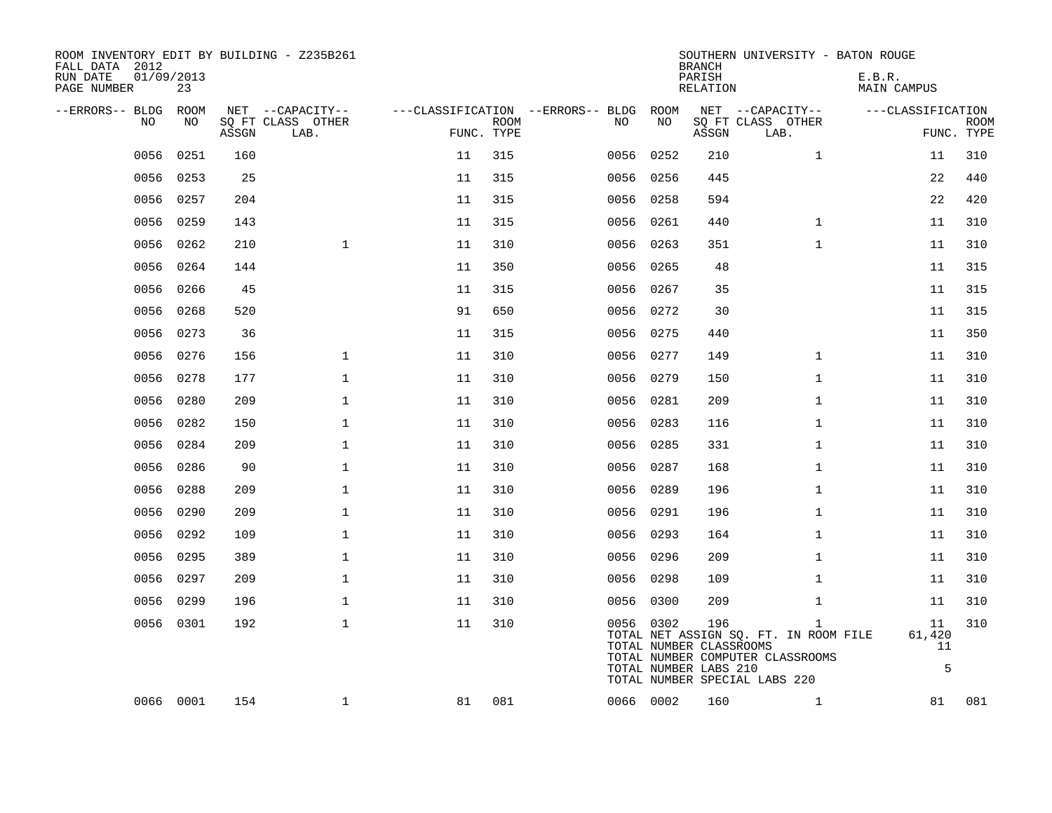ROOM INVENTORY EDIT BY BUILDING - Z235B261
FALL DATA 2012
RUN DATE 01/09/2013
PAGE NUMBER 23

SOUTHERN UNIVERSITY - BATON ROUGE
BRANCH
PARISH E.B.R.
RELATION MAIN CAMPUS

| --ERRORS-- | BLDG NO | ROOM NO | NET SQ FT ASSGN | --CAPACITY-- CLASS | OTHER LAB. | ---CLASSIFICATION FUNC. | ROOM TYPE | --ERRORS-- | BLDG NO | ROOM NO | NET SQ FT ASSGN | --CAPACITY-- CLASS | OTHER LAB. | ---CLASSIFICATION FUNC. | ROOM TYPE |
|---|---|---|---|---|---|---|---|---|---|---|---|---|---|---|---|
| | 0056 | 0251 | 160 | | | 11 | 315 | | 0056 | 0252 | 210 | | 1 | 11 | 310 |
| | 0056 | 0253 | 25 | | | 11 | 315 | | 0056 | 0256 | 445 | | | 22 | 440 |
| | 0056 | 0257 | 204 | | | 11 | 315 | | 0056 | 0258 | 594 | | | 22 | 420 |
| | 0056 | 0259 | 143 | | | 11 | 315 | | 0056 | 0261 | 440 | | 1 | 11 | 310 |
| | 0056 | 0262 | 210 | | 1 | 11 | 310 | | 0056 | 0263 | 351 | | 1 | 11 | 310 |
| | 0056 | 0264 | 144 | | | 11 | 350 | | 0056 | 0265 | 48 | | | 11 | 315 |
| | 0056 | 0266 | 45 | | | 11 | 315 | | 0056 | 0267 | 35 | | | 11 | 315 |
| | 0056 | 0268 | 520 | | | 91 | 650 | | 0056 | 0272 | 30 | | | 11 | 315 |
| | 0056 | 0273 | 36 | | | 11 | 315 | | 0056 | 0275 | 440 | | | 11 | 350 |
| | 0056 | 0276 | 156 | | 1 | 11 | 310 | | 0056 | 0277 | 149 | | 1 | 11 | 310 |
| | 0056 | 0278 | 177 | | 1 | 11 | 310 | | 0056 | 0279 | 150 | | 1 | 11 | 310 |
| | 0056 | 0280 | 209 | | 1 | 11 | 310 | | 0056 | 0281 | 209 | | 1 | 11 | 310 |
| | 0056 | 0282 | 150 | | 1 | 11 | 310 | | 0056 | 0283 | 116 | | 1 | 11 | 310 |
| | 0056 | 0284 | 209 | | 1 | 11 | 310 | | 0056 | 0285 | 331 | | 1 | 11 | 310 |
| | 0056 | 0286 | 90 | | 1 | 11 | 310 | | 0056 | 0287 | 168 | | 1 | 11 | 310 |
| | 0056 | 0288 | 209 | | 1 | 11 | 310 | | 0056 | 0289 | 196 | | 1 | 11 | 310 |
| | 0056 | 0290 | 209 | | 1 | 11 | 310 | | 0056 | 0291 | 196 | | 1 | 11 | 310 |
| | 0056 | 0292 | 109 | | 1 | 11 | 310 | | 0056 | 0293 | 164 | | 1 | 11 | 310 |
| | 0056 | 0295 | 389 | | 1 | 11 | 310 | | 0056 | 0296 | 209 | | 1 | 11 | 310 |
| | 0056 | 0297 | 209 | | 1 | 11 | 310 | | 0056 | 0298 | 109 | | 1 | 11 | 310 |
| | 0056 | 0299 | 196 | | 1 | 11 | 310 | | 0056 | 0300 | 209 | | 1 | 11 | 310 |
| | 0056 | 0301 | 192 | | 1 | 11 | 310 | | 0056 | 0302 | 196 | | 1 | 11 | 310 |
| | 0066 | 0001 | 154 | | 1 | 81 | 081 | | 0066 | 0002 | 160 | | 1 | 81 | 081 |

TOTAL NET ASSIGN SQ. FT. IN ROOM FILE 61,420
TOTAL NUMBER CLASSROOMS 11
TOTAL NUMBER COMPUTER CLASSROOMS
TOTAL NUMBER LABS 210 5
TOTAL NUMBER SPECIAL LABS 220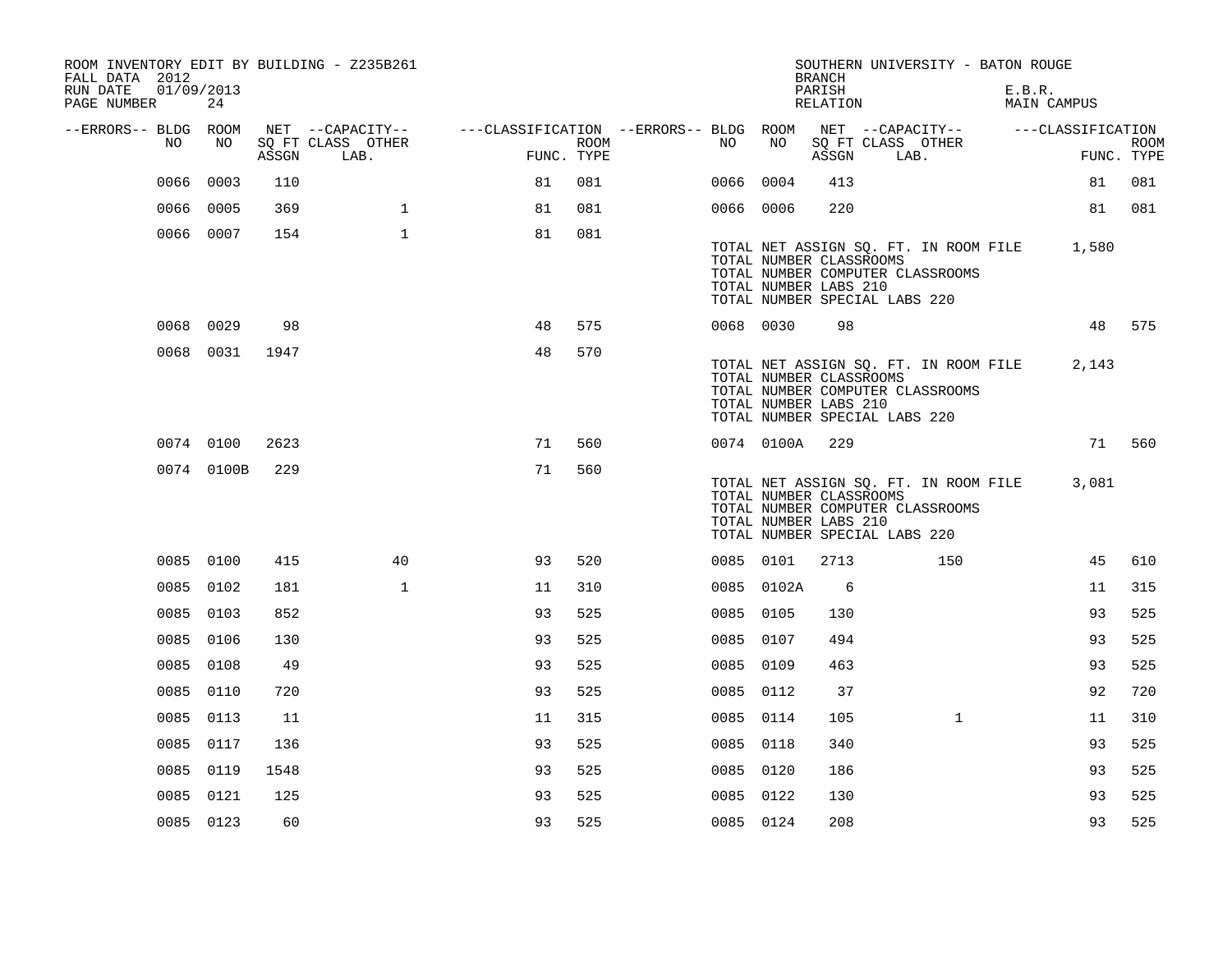ROOM INVENTORY EDIT BY BUILDING - Z235B261
FALL DATA 2012
RUN DATE 01/09/2013
PAGE NUMBER 24

SOUTHERN UNIVERSITY - BATON ROUGE
BRANCH
PARISH E.B.R.
RELATION MAIN CAMPUS

| --ERRORS-- | BLDG NO | ROOM NO | NET SQ FT ASSGN | --CAPACITY-- CLASS LAB. | OTHER | ---CLASSIFICATION FUNC. | ROOM TYPE | --ERRORS-- | BLDG NO | ROOM NO | NET SQ FT ASSGN | --CAPACITY-- CLASS LAB. | OTHER | ---CLASSIFICATION FUNC. | ROOM TYPE |
|---|---|---|---|---|---|---|---|---|---|---|---|---|---|---|---|
| | 0066 | 0003 | 110 | | | 81 | 081 | | 0066 | 0004 | 413 | | | 81 | 081 |
| | 0066 | 0005 | 369 | | 1 | 81 | 081 | | 0066 | 0006 | 220 | | | 81 | 081 |
| | 0066 | 0007 | 154 | | 1 | 81 | 081 | | | | | | | | |

TOTAL NET ASSIGN SQ. FT. IN ROOM FILE 1,580
TOTAL NUMBER CLASSROOMS
TOTAL NUMBER COMPUTER CLASSROOMS
TOTAL NUMBER LABS 210
TOTAL NUMBER SPECIAL LABS 220

| --ERRORS-- | BLDG NO | ROOM NO | NET SQ FT ASSGN | --CAPACITY-- CLASS LAB. | OTHER | ---CLASSIFICATION FUNC. | ROOM TYPE | --ERRORS-- | BLDG NO | ROOM NO | NET SQ FT ASSGN | --CAPACITY-- CLASS LAB. | OTHER | ---CLASSIFICATION FUNC. | ROOM TYPE |
|---|---|---|---|---|---|---|---|---|---|---|---|---|---|---|---|
| | 0068 | 0029 | 98 | | | 48 | 575 | | 0068 | 0030 | 98 | | | 48 | 575 |
| | 0068 | 0031 | 1947 | | | 48 | 570 | | | | | | | | |

TOTAL NET ASSIGN SQ. FT. IN ROOM FILE 2,143
TOTAL NUMBER CLASSROOMS
TOTAL NUMBER COMPUTER CLASSROOMS
TOTAL NUMBER LABS 210
TOTAL NUMBER SPECIAL LABS 220

| --ERRORS-- | BLDG NO | ROOM NO | NET SQ FT ASSGN | --CAPACITY-- CLASS LAB. | OTHER | ---CLASSIFICATION FUNC. | ROOM TYPE | --ERRORS-- | BLDG NO | ROOM NO | NET SQ FT ASSGN | --CAPACITY-- CLASS LAB. | OTHER | ---CLASSIFICATION FUNC. | ROOM TYPE |
|---|---|---|---|---|---|---|---|---|---|---|---|---|---|---|---|
| | 0074 | 0100 | 2623 | | | 71 | 560 | | 0074 | 0100A | 229 | | | 71 | 560 |
| | 0074 | 0100B | 229 | | | 71 | 560 | | | | | | | | |

TOTAL NET ASSIGN SQ. FT. IN ROOM FILE 3,081
TOTAL NUMBER CLASSROOMS
TOTAL NUMBER COMPUTER CLASSROOMS
TOTAL NUMBER LABS 210
TOTAL NUMBER SPECIAL LABS 220

| --ERRORS-- | BLDG NO | ROOM NO | NET SQ FT ASSGN | --CAPACITY-- CLASS LAB. | OTHER | ---CLASSIFICATION FUNC. | ROOM TYPE | --ERRORS-- | BLDG NO | ROOM NO | NET SQ FT ASSGN | --CAPACITY-- CLASS LAB. | OTHER | ---CLASSIFICATION FUNC. | ROOM TYPE |
|---|---|---|---|---|---|---|---|---|---|---|---|---|---|---|---|
| | 0085 | 0100 | 415 | | 40 | 93 | 520 | | 0085 | 0101 | 2713 | | 150 | 45 | 610 |
| | 0085 | 0102 | 181 | | 1 | 11 | 310 | | 0085 | 0102A | 6 | | | 11 | 315 |
| | 0085 | 0103 | 852 | | | 93 | 525 | | 0085 | 0105 | 130 | | | 93 | 525 |
| | 0085 | 0106 | 130 | | | 93 | 525 | | 0085 | 0107 | 494 | | | 93 | 525 |
| | 0085 | 0108 | 49 | | | 93 | 525 | | 0085 | 0109 | 463 | | | 93 | 525 |
| | 0085 | 0110 | 720 | | | 93 | 525 | | 0085 | 0112 | 37 | | | 92 | 720 |
| | 0085 | 0113 | 11 | | | 11 | 315 | | 0085 | 0114 | 105 | | 1 | 11 | 310 |
| | 0085 | 0117 | 136 | | | 93 | 525 | | 0085 | 0118 | 340 | | | 93 | 525 |
| | 0085 | 0119 | 1548 | | | 93 | 525 | | 0085 | 0120 | 186 | | | 93 | 525 |
| | 0085 | 0121 | 125 | | | 93 | 525 | | 0085 | 0122 | 130 | | | 93 | 525 |
| | 0085 | 0123 | 60 | | | 93 | 525 | | 0085 | 0124 | 208 | | | 93 | 525 |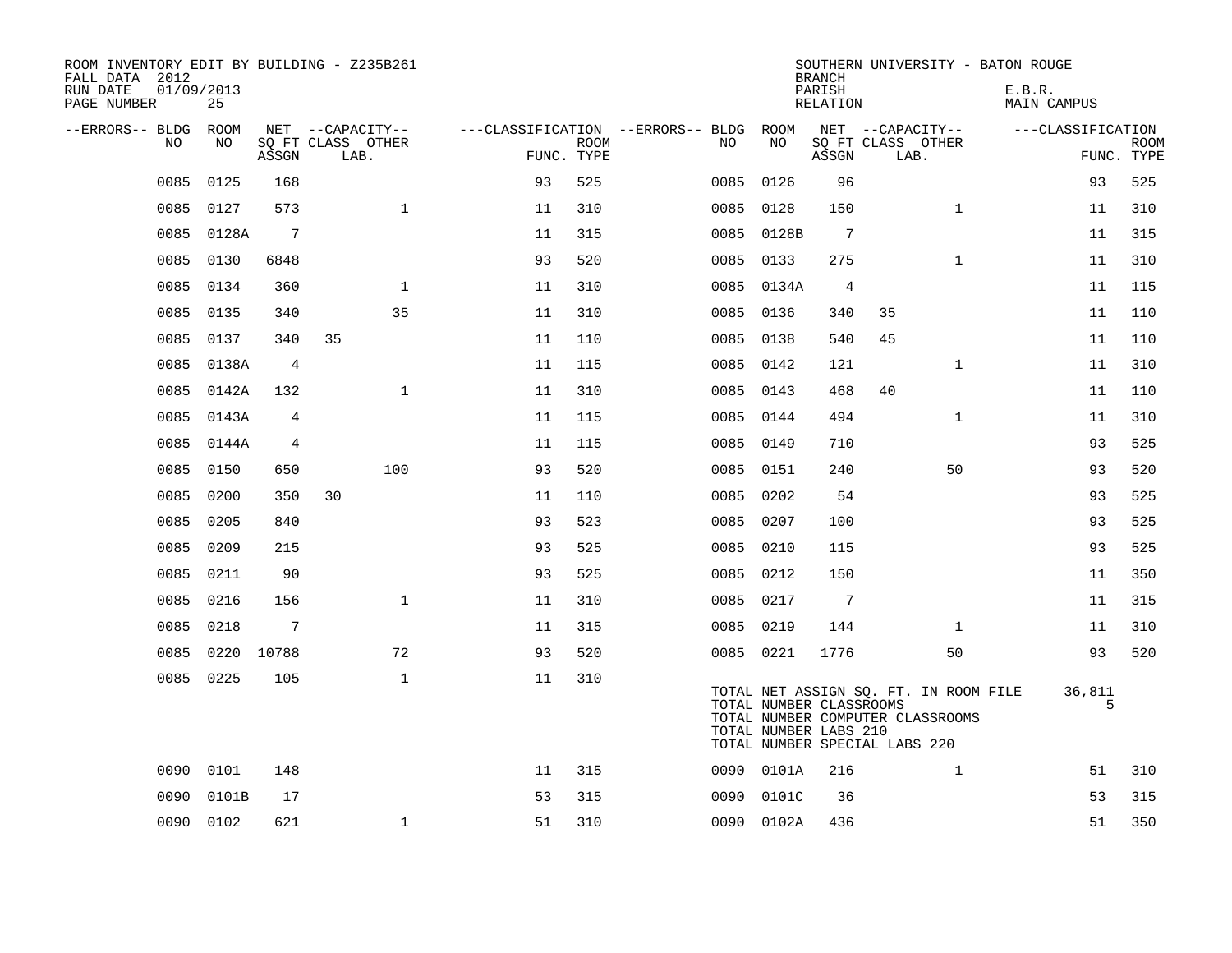ROOM INVENTORY EDIT BY BUILDING - Z235B261
FALL DATA 2012
RUN DATE 01/09/2013
PAGE NUMBER 25

SOUTHERN UNIVERSITY - BATON ROUGE
BRANCH
PARISH E.B.R.
RELATION MAIN CAMPUS

| --ERRORS-- | BLDG NO | ROOM NO | NET SQ FT ASSGN | --CAPACITY-- CLASS | LAB. | OTHER | ---CLASSIFICATION FUNC. | ROOM TYPE | --ERRORS-- | BLDG NO | ROOM NO | NET SQ FT ASSGN | --CAPACITY-- CLASS | LAB. | OTHER | ---CLASSIFICATION FUNC. | ROOM TYPE |
|---|---|---|---|---|---|---|---|---|---|---|---|---|---|---|---|---|---|
| | 0085 | 0125 | 168 | | | | 93 | 525 | | 0085 | 0126 | 96 | | | | 93 | 525 |
| | 0085 | 0127 | 573 | | | 1 | 11 | 310 | | 0085 | 0128 | 150 | | | 1 | 11 | 310 |
| | 0085 | 0128A | 7 | | | | 11 | 315 | | 0085 | 0128B | 7 | | | | 11 | 315 |
| | 0085 | 0130 | 6848 | | | | 93 | 520 | | 0085 | 0133 | 275 | | | 1 | 11 | 310 |
| | 0085 | 0134 | 360 | | | 1 | 11 | 310 | | 0085 | 0134A | 4 | | | | 11 | 115 |
| | 0085 | 0135 | 340 | | | 35 | 11 | 310 | | 0085 | 0136 | 340 | 35 | | | 11 | 110 |
| | 0085 | 0137 | 340 | 35 | | | 11 | 110 | | 0085 | 0138 | 540 | 45 | | | 11 | 110 |
| | 0085 | 0138A | 4 | | | | 11 | 115 | | 0085 | 0142 | 121 | | | 1 | 11 | 310 |
| | 0085 | 0142A | 132 | | | 1 | 11 | 310 | | 0085 | 0143 | 468 | 40 | | | 11 | 110 |
| | 0085 | 0143A | 4 | | | | 11 | 115 | | 0085 | 0144 | 494 | | | 1 | 11 | 310 |
| | 0085 | 0144A | 4 | | | | 11 | 115 | | 0085 | 0149 | 710 | | | | 93 | 525 |
| | 0085 | 0150 | 650 | | | 100 | 93 | 520 | | 0085 | 0151 | 240 | | | 50 | 93 | 520 |
| | 0085 | 0200 | 350 | 30 | | | 11 | 110 | | 0085 | 0202 | 54 | | | | 93 | 525 |
| | 0085 | 0205 | 840 | | | | 93 | 523 | | 0085 | 0207 | 100 | | | | 93 | 525 |
| | 0085 | 0209 | 215 | | | | 93 | 525 | | 0085 | 0210 | 115 | | | | 93 | 525 |
| | 0085 | 0211 | 90 | | | | 93 | 525 | | 0085 | 0212 | 150 | | | | 11 | 350 |
| | 0085 | 0216 | 156 | | | 1 | 11 | 310 | | 0085 | 0217 | 7 | | | | 11 | 315 |
| | 0085 | 0218 | 7 | | | | 11 | 315 | | 0085 | 0219 | 144 | | | 1 | 11 | 310 |
| | 0085 | 0220 | 10788 | | | 72 | 93 | 520 | | 0085 | 0221 | 1776 | | | 50 | 93 | 520 |
| | 0085 | 0225 | 105 | | | 1 | 11 | 310 | | | | | | | | | |

TOTAL NET ASSIGN SQ. FT. IN ROOM FILE 36,811
TOTAL NUMBER CLASSROOMS 5
TOTAL NUMBER COMPUTER CLASSROOMS
TOTAL NUMBER LABS 210
TOTAL NUMBER SPECIAL LABS 220

| --ERRORS-- | BLDG NO | ROOM NO | NET SQ FT ASSGN | --CAPACITY-- CLASS | LAB. | OTHER | ---CLASSIFICATION FUNC. | ROOM TYPE | --ERRORS-- | BLDG NO | ROOM NO | NET SQ FT ASSGN | --CAPACITY-- CLASS | LAB. | OTHER | ---CLASSIFICATION FUNC. | ROOM TYPE |
|---|---|---|---|---|---|---|---|---|---|---|---|---|---|---|---|---|---|
| | 0090 | 0101 | 148 | | | | 11 | 315 | | 0090 | 0101A | 216 | | | 1 | 51 | 310 |
| | 0090 | 0101B | 17 | | | | 53 | 315 | | 0090 | 0101C | 36 | | | | 53 | 315 |
| | 0090 | 0102 | 621 | | | 1 | 51 | 310 | | 0090 | 0102A | 436 | | | | 51 | 350 |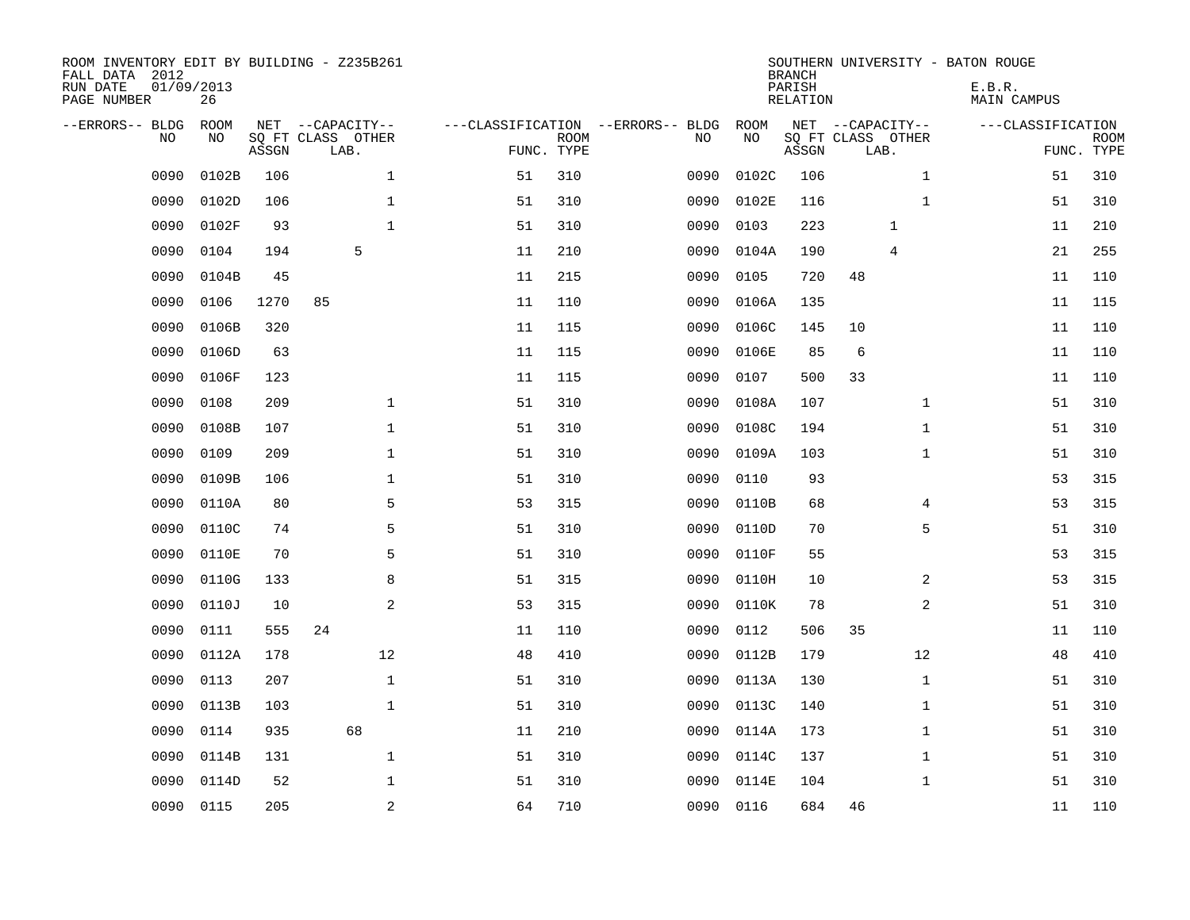ROOM INVENTORY EDIT BY BUILDING - Z235B261
FALL DATA 2012
RUN DATE 01/09/2013
PAGE NUMBER 26

SOUTHERN UNIVERSITY - BATON ROUGE
BRANCH
PARISH E.B.R.
RELATION MAIN CAMPUS

| --ERRORS-- | BLDG NO | ROOM NO | NET SQ FT ASSGN | CAPACITY CLASS | CAPACITY LAB. | CAPACITY OTHER | CLASSIFICATION FUNC. | ROOM TYPE | --ERRORS-- | BLDG NO | ROOM NO | NET SQ FT ASSGN | CAPACITY CLASS | CAPACITY LAB. | CAPACITY OTHER | CLASSIFICATION FUNC. | ROOM TYPE |
|---|---|---|---|---|---|---|---|---|---|---|---|---|---|---|---|---|---|
| | 0090 | 0102B | 106 | | | 1 | 51 | 310 | | 0090 | 0102C | 106 | | | 1 | 51 | 310 |
| | 0090 | 0102D | 106 | | | 1 | 51 | 310 | | 0090 | 0102E | 116 | | | 1 | 51 | 310 |
| | 0090 | 0102F | 93 | | | 1 | 51 | 310 | | 0090 | 0103 | 223 | | 1 | | 11 | 210 |
| | 0090 | 0104 | 194 | | 5 | | 11 | 210 | | 0090 | 0104A | 190 | | 4 | | 21 | 255 |
| | 0090 | 0104B | 45 | | | | 11 | 215 | | 0090 | 0105 | 720 | 48 | | | 11 | 110 |
| | 0090 | 0106 | 1270 | 85 | | | 11 | 110 | | 0090 | 0106A | 135 | | | | 11 | 115 |
| | 0090 | 0106B | 320 | | | | 11 | 115 | | 0090 | 0106C | 145 | 10 | | | 11 | 110 |
| | 0090 | 0106D | 63 | | | | 11 | 115 | | 0090 | 0106E | 85 | 6 | | | 11 | 110 |
| | 0090 | 0106F | 123 | | | | 11 | 115 | | 0090 | 0107 | 500 | 33 | | | 11 | 110 |
| | 0090 | 0108 | 209 | | | 1 | 51 | 310 | | 0090 | 0108A | 107 | | | 1 | 51 | 310 |
| | 0090 | 0108B | 107 | | | 1 | 51 | 310 | | 0090 | 0108C | 194 | | | 1 | 51 | 310 |
| | 0090 | 0109 | 209 | | | 1 | 51 | 310 | | 0090 | 0109A | 103 | | | 1 | 51 | 310 |
| | 0090 | 0109B | 106 | | | 1 | 51 | 310 | | 0090 | 0110 | 93 | | | | 53 | 315 |
| | 0090 | 0110A | 80 | | | 5 | 53 | 315 | | 0090 | 0110B | 68 | | | 4 | 53 | 315 |
| | 0090 | 0110C | 74 | | | 5 | 51 | 310 | | 0090 | 0110D | 70 | | | 5 | 51 | 310 |
| | 0090 | 0110E | 70 | | | 5 | 51 | 310 | | 0090 | 0110F | 55 | | | | 53 | 315 |
| | 0090 | 0110G | 133 | | | 8 | 51 | 315 | | 0090 | 0110H | 10 | | | 2 | 53 | 315 |
| | 0090 | 0110J | 10 | | | 2 | 53 | 315 | | 0090 | 0110K | 78 | | | 2 | 51 | 310 |
| | 0090 | 0111 | 555 | 24 | | | 11 | 110 | | 0090 | 0112 | 506 | 35 | | | 11 | 110 |
| | 0090 | 0112A | 178 | | | 12 | 48 | 410 | | 0090 | 0112B | 179 | | | 12 | 48 | 410 |
| | 0090 | 0113 | 207 | | | 1 | 51 | 310 | | 0090 | 0113A | 130 | | | 1 | 51 | 310 |
| | 0090 | 0113B | 103 | | | 1 | 51 | 310 | | 0090 | 0113C | 140 | | | 1 | 51 | 310 |
| | 0090 | 0114 | 935 | | 68 | | 11 | 210 | | 0090 | 0114A | 173 | | | 1 | 51 | 310 |
| | 0090 | 0114B | 131 | | | 1 | 51 | 310 | | 0090 | 0114C | 137 | | | 1 | 51 | 310 |
| | 0090 | 0114D | 52 | | | 1 | 51 | 310 | | 0090 | 0114E | 104 | | | 1 | 51 | 310 |
| | 0090 | 0115 | 205 | | | 2 | 64 | 710 | | 0090 | 0116 | 684 | 46 | | | 11 | 110 |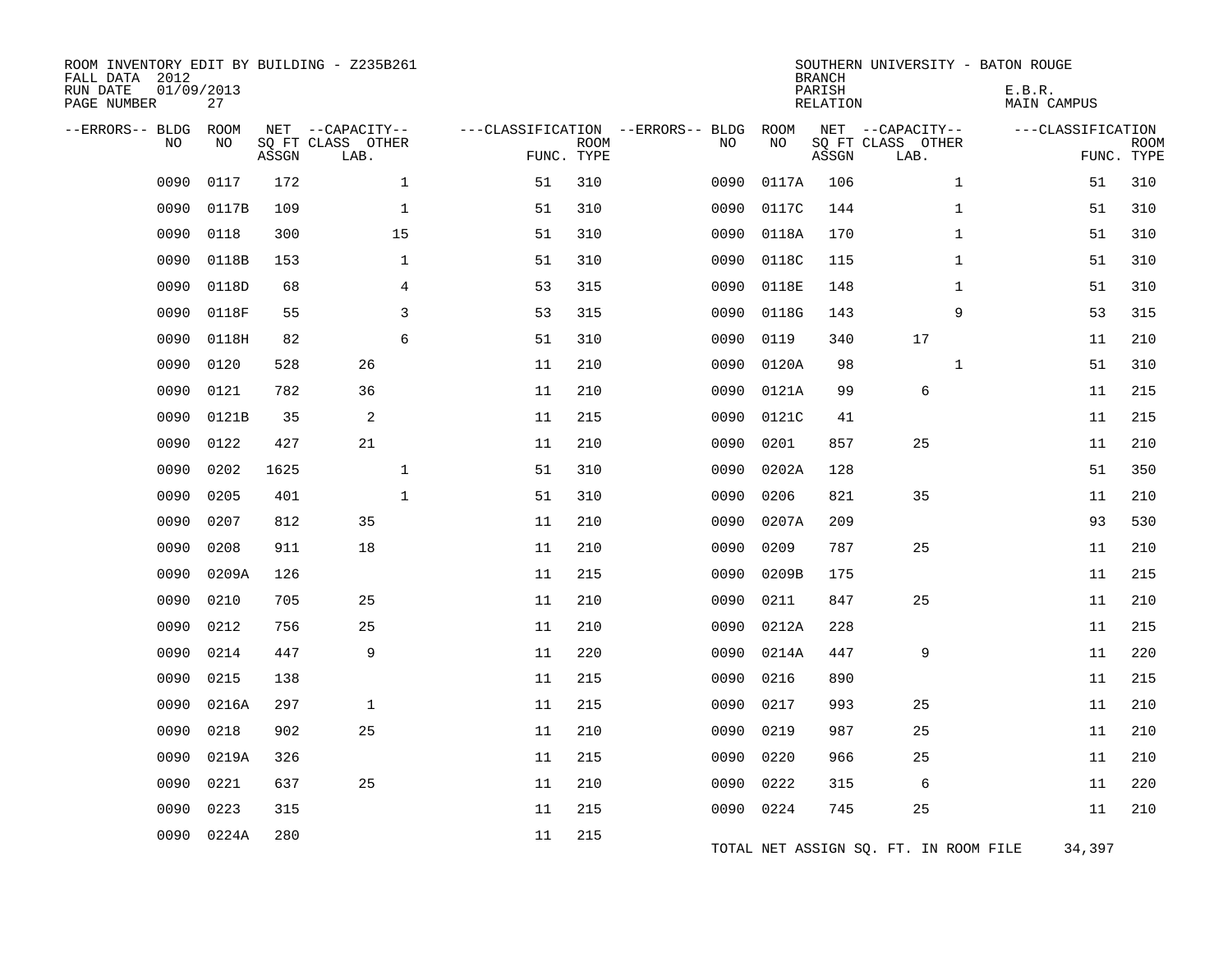ROOM INVENTORY EDIT BY BUILDING - Z235B261
FALL DATA 2012
RUN DATE 01/09/2013
PAGE NUMBER 27

SOUTHERN UNIVERSITY - BATON ROUGE
BRANCH
PARISH E.B.R.
RELATION MAIN CAMPUS

| --ERRORS-- | BLDG NO | ROOM NO | NET SQ FT ASSGN | CAPACITY CLASS LAB. | CAPACITY OTHER | CLASSIFICATION FUNC. | ROOM TYPE | --ERRORS-- | BLDG NO | ROOM NO | NET SQ FT ASSGN | CAPACITY CLASS LAB. | CAPACITY OTHER | CLASSIFICATION FUNC. | ROOM TYPE |
|---|---|---|---|---|---|---|---|---|---|---|---|---|---|---|---|
| | 0090 | 0117 | 172 | | 1 | 51 | 310 | | 0090 | 0117A | 106 | | 1 | 51 | 310 |
| | 0090 | 0117B | 109 | | 1 | 51 | 310 | | 0090 | 0117C | 144 | | 1 | 51 | 310 |
| | 0090 | 0118 | 300 | | 15 | 51 | 310 | | 0090 | 0118A | 170 | | 1 | 51 | 310 |
| | 0090 | 0118B | 153 | | 1 | 51 | 310 | | 0090 | 0118C | 115 | | 1 | 51 | 310 |
| | 0090 | 0118D | 68 | | 4 | 53 | 315 | | 0090 | 0118E | 148 | | 1 | 51 | 310 |
| | 0090 | 0118F | 55 | | 3 | 53 | 315 | | 0090 | 0118G | 143 | | 9 | 53 | 315 |
| | 0090 | 0118H | 82 | | 6 | 51 | 310 | | 0090 | 0119 | 340 | 17 | | 11 | 210 |
| | 0090 | 0120 | 528 | 26 | | 11 | 210 | | 0090 | 0120A | 98 | | 1 | 51 | 310 |
| | 0090 | 0121 | 782 | 36 | | 11 | 210 | | 0090 | 0121A | 99 | 6 | | 11 | 215 |
| | 0090 | 0121B | 35 | 2 | | 11 | 215 | | 0090 | 0121C | 41 | | | 11 | 215 |
| | 0090 | 0122 | 427 | 21 | | 11 | 210 | | 0090 | 0201 | 857 | 25 | | 11 | 210 |
| | 0090 | 0202 | 1625 | | 1 | 51 | 310 | | 0090 | 0202A | 128 | | | 51 | 350 |
| | 0090 | 0205 | 401 | | 1 | 51 | 310 | | 0090 | 0206 | 821 | 35 | | 11 | 210 |
| | 0090 | 0207 | 812 | 35 | | 11 | 210 | | 0090 | 0207A | 209 | | | 93 | 530 |
| | 0090 | 0208 | 911 | 18 | | 11 | 210 | | 0090 | 0209 | 787 | 25 | | 11 | 210 |
| | 0090 | 0209A | 126 | | | 11 | 215 | | 0090 | 0209B | 175 | | | 11 | 215 |
| | 0090 | 0210 | 705 | 25 | | 11 | 210 | | 0090 | 0211 | 847 | 25 | | 11 | 210 |
| | 0090 | 0212 | 756 | 25 | | 11 | 210 | | 0090 | 0212A | 228 | | | 11 | 215 |
| | 0090 | 0214 | 447 | 9 | | 11 | 220 | | 0090 | 0214A | 447 | 9 | | 11 | 220 |
| | 0090 | 0215 | 138 | | | 11 | 215 | | 0090 | 0216 | 890 | | | 11 | 215 |
| | 0090 | 0216A | 297 | 1 | | 11 | 215 | | 0090 | 0217 | 993 | 25 | | 11 | 210 |
| | 0090 | 0218 | 902 | 25 | | 11 | 210 | | 0090 | 0219 | 987 | 25 | | 11 | 210 |
| | 0090 | 0219A | 326 | | | 11 | 215 | | 0090 | 0220 | 966 | 25 | | 11 | 210 |
| | 0090 | 0221 | 637 | 25 | | 11 | 210 | | 0090 | 0222 | 315 | 6 | | 11 | 220 |
| | 0090 | 0223 | 315 | | | 11 | 215 | | 0090 | 0224 | 745 | 25 | | 11 | 210 |
| | 0090 | 0224A | 280 | | | 11 | 215 | | | | | | | | |

TOTAL NET ASSIGN SQ. FT. IN ROOM FILE 34,397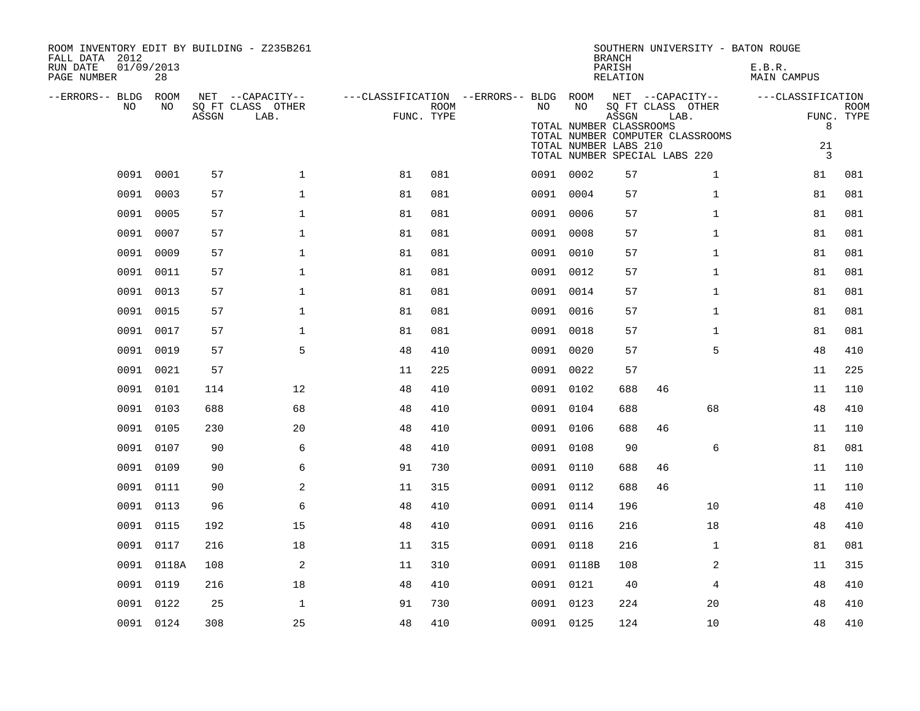ROOM INVENTORY EDIT BY BUILDING - Z235B261
FALL DATA 2012
RUN DATE 01/09/2013
PAGE NUMBER 28

SOUTHERN UNIVERSITY - BATON ROUGE
BRANCH
PARISH E.B.R.
RELATION MAIN CAMPUS

TOTAL NUMBER CLASSROOMS 8
TOTAL NUMBER COMPUTER CLASSROOMS
TOTAL NUMBER LABS 210 21
TOTAL NUMBER SPECIAL LABS 220 3

| --ERRORS-- | BLDG NO | ROOM NO | NET SQ FT ASSGN | CAPACITY CLASS LAB. | CAPACITY OTHER | FUNC. | ROOM TYPE | --ERRORS-- | BLDG NO | ROOM NO | NET SQ FT ASSGN | CAPACITY CLASS LAB. | CAPACITY OTHER | FUNC. | ROOM TYPE |
|---|---|---|---|---|---|---|---|---|---|---|---|---|---|---|---|
| | 0091 | 0001 | 57 | | 1 | 81 | 081 | | 0091 | 0002 | 57 | | 1 | 81 | 081 |
| | 0091 | 0003 | 57 | | 1 | 81 | 081 | | 0091 | 0004 | 57 | | 1 | 81 | 081 |
| | 0091 | 0005 | 57 | | 1 | 81 | 081 | | 0091 | 0006 | 57 | | 1 | 81 | 081 |
| | 0091 | 0007 | 57 | | 1 | 81 | 081 | | 0091 | 0008 | 57 | | 1 | 81 | 081 |
| | 0091 | 0009 | 57 | | 1 | 81 | 081 | | 0091 | 0010 | 57 | | 1 | 81 | 081 |
| | 0091 | 0011 | 57 | | 1 | 81 | 081 | | 0091 | 0012 | 57 | | 1 | 81 | 081 |
| | 0091 | 0013 | 57 | | 1 | 81 | 081 | | 0091 | 0014 | 57 | | 1 | 81 | 081 |
| | 0091 | 0015 | 57 | | 1 | 81 | 081 | | 0091 | 0016 | 57 | | 1 | 81 | 081 |
| | 0091 | 0017 | 57 | | 1 | 81 | 081 | | 0091 | 0018 | 57 | | 1 | 81 | 081 |
| | 0091 | 0019 | 57 | | 5 | 48 | 410 | | 0091 | 0020 | 57 | | 5 | 48 | 410 |
| | 0091 | 0021 | 57 | | | 11 | 225 | | 0091 | 0022 | 57 | | | 11 | 225 |
| | 0091 | 0101 | 114 | | 12 | 48 | 410 | | 0091 | 0102 | 688 | 46 | | 11 | 110 |
| | 0091 | 0103 | 688 | | 68 | 48 | 410 | | 0091 | 0104 | 688 | | 68 | 48 | 410 |
| | 0091 | 0105 | 230 | | 20 | 48 | 410 | | 0091 | 0106 | 688 | 46 | | 11 | 110 |
| | 0091 | 0107 | 90 | | 6 | 48 | 410 | | 0091 | 0108 | 90 | | 6 | 81 | 081 |
| | 0091 | 0109 | 90 | | 6 | 91 | 730 | | 0091 | 0110 | 688 | 46 | | 11 | 110 |
| | 0091 | 0111 | 90 | | 2 | 11 | 315 | | 0091 | 0112 | 688 | 46 | | 11 | 110 |
| | 0091 | 0113 | 96 | | 6 | 48 | 410 | | 0091 | 0114 | 196 | | 10 | 48 | 410 |
| | 0091 | 0115 | 192 | | 15 | 48 | 410 | | 0091 | 0116 | 216 | | 18 | 48 | 410 |
| | 0091 | 0117 | 216 | | 18 | 11 | 315 | | 0091 | 0118 | 216 | | 1 | 81 | 081 |
| | 0091 | 0118A | 108 | | 2 | 11 | 310 | | 0091 | 0118B | 108 | | 2 | 11 | 315 |
| | 0091 | 0119 | 216 | | 18 | 48 | 410 | | 0091 | 0121 | 40 | | 4 | 48 | 410 |
| | 0091 | 0122 | 25 | | 1 | 91 | 730 | | 0091 | 0123 | 224 | | 20 | 48 | 410 |
| | 0091 | 0124 | 308 | | 25 | 48 | 410 | | 0091 | 0125 | 124 | | 10 | 48 | 410 |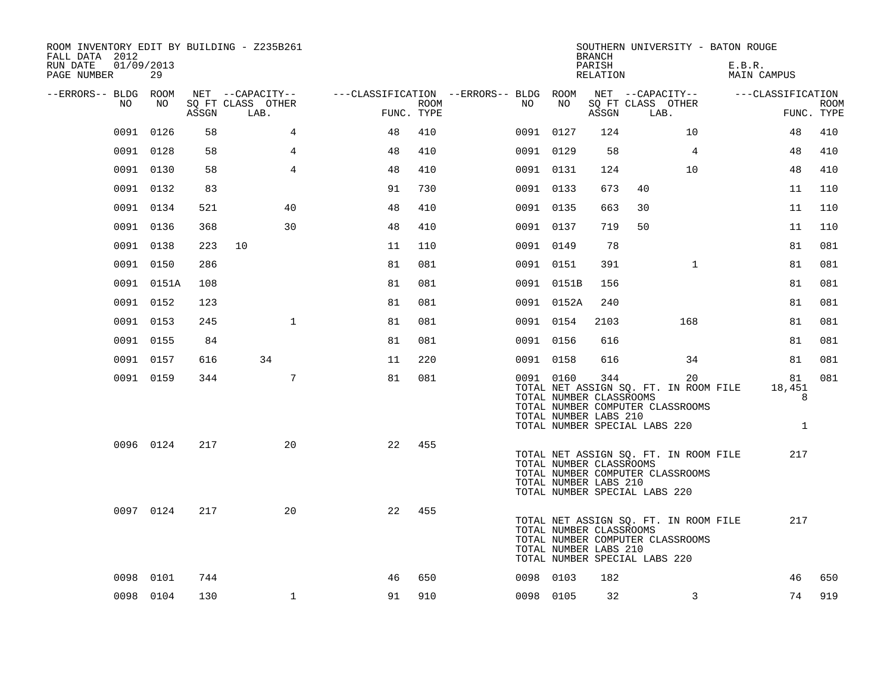ROOM INVENTORY EDIT BY BUILDING - Z235B261
FALL DATA 2012
RUN DATE 01/09/2013
PAGE NUMBER 29

SOUTHERN UNIVERSITY - BATON ROUGE
BRANCH
PARISH E.B.R.
RELATION MAIN CAMPUS

| --ERRORS-- | BLDG NO | ROOM NO | NET SQ FT ASSGN | --CAPACITY-- CLASS | LAB. | OTHER | ---CLASSIFICATION FUNC. | ROOM TYPE | --ERRORS-- | BLDG NO | ROOM NO | NET SQ FT ASSGN | --CAPACITY-- CLASS | LAB. | OTHER | ---CLASSIFICATION FUNC. | ROOM TYPE |
|---|---|---|---|---|---|---|---|---|---|---|---|---|---|---|---|---|---|
| | 0091 | 0126 | 58 | | | 4 | 48 | 410 | | 0091 | 0127 | 124 | | | 10 | 48 | 410 |
| | 0091 | 0128 | 58 | | | 4 | 48 | 410 | | 0091 | 0129 | 58 | | | 4 | 48 | 410 |
| | 0091 | 0130 | 58 | | | 4 | 48 | 410 | | 0091 | 0131 | 124 | | | 10 | 48 | 410 |
| | 0091 | 0132 | 83 | | | | 91 | 730 | | 0091 | 0133 | 673 | 40 | | | 11 | 110 |
| | 0091 | 0134 | 521 | | | 40 | 48 | 410 | | 0091 | 0135 | 663 | 30 | | | 11 | 110 |
| | 0091 | 0136 | 368 | | | 30 | 48 | 410 | | 0091 | 0137 | 719 | 50 | | | 11 | 110 |
| | 0091 | 0138 | 223 | 10 | | | 11 | 110 | | 0091 | 0149 | 78 | | | | 81 | 081 |
| | 0091 | 0150 | 286 | | | | 81 | 081 | | 0091 | 0151 | 391 | | | 1 | 81 | 081 |
| | 0091 | 0151A | 108 | | | | 81 | 081 | | 0091 | 0151B | 156 | | | | 81 | 081 |
| | 0091 | 0152 | 123 | | | | 81 | 081 | | 0091 | 0152A | 240 | | | | 81 | 081 |
| | 0091 | 0153 | 245 | | | 1 | 81 | 081 | | 0091 | 0154 | 2103 | | | 168 | 81 | 081 |
| | 0091 | 0155 | 84 | | | | 81 | 081 | | 0091 | 0156 | 616 | | | | 81 | 081 |
| | 0091 | 0157 | 616 | | 34 | | 11 | 220 | | 0091 | 0158 | 616 | | | 34 | 81 | 081 |
| | 0091 | 0159 | 344 | | | 7 | 81 | 081 | | 0091 | 0160 | 344 | | | 20 | 81 | 081 |

TOTAL NET ASSIGN SQ. FT. IN ROOM FILE 18,451
TOTAL NUMBER CLASSROOMS 8
TOTAL NUMBER COMPUTER CLASSROOMS
TOTAL NUMBER LABS 210
TOTAL NUMBER SPECIAL LABS 220 1

| --ERRORS-- | BLDG NO | ROOM NO | NET SQ FT ASSGN | --CAPACITY-- CLASS | LAB. | OTHER | ---CLASSIFICATION FUNC. | ROOM TYPE |
|---|---|---|---|---|---|---|---|---|
| | 0096 | 0124 | 217 | | | 20 | 22 | 455 |

TOTAL NET ASSIGN SQ. FT. IN ROOM FILE 217
TOTAL NUMBER CLASSROOMS
TOTAL NUMBER COMPUTER CLASSROOMS
TOTAL NUMBER LABS 210
TOTAL NUMBER SPECIAL LABS 220

| --ERRORS-- | BLDG NO | ROOM NO | NET SQ FT ASSGN | --CAPACITY-- CLASS | LAB. | OTHER | ---CLASSIFICATION FUNC. | ROOM TYPE |
|---|---|---|---|---|---|---|---|---|
| | 0097 | 0124 | 217 | | | 20 | 22 | 455 |

TOTAL NET ASSIGN SQ. FT. IN ROOM FILE 217
TOTAL NUMBER CLASSROOMS
TOTAL NUMBER COMPUTER CLASSROOMS
TOTAL NUMBER LABS 210
TOTAL NUMBER SPECIAL LABS 220

| --ERRORS-- | BLDG NO | ROOM NO | NET SQ FT ASSGN | --CAPACITY-- CLASS | LAB. | OTHER | ---CLASSIFICATION FUNC. | ROOM TYPE | --ERRORS-- | BLDG NO | ROOM NO | NET SQ FT ASSGN | --CAPACITY-- CLASS | LAB. | OTHER | ---CLASSIFICATION FUNC. | ROOM TYPE |
|---|---|---|---|---|---|---|---|---|---|---|---|---|---|---|---|---|---|
| | 0098 | 0101 | 744 | | | | 46 | 650 | | 0098 | 0103 | 182 | | | | 46 | 650 |
| | 0098 | 0104 | 130 | | | 1 | 91 | 910 | | 0098 | 0105 | 32 | | | 3 | 74 | 919 |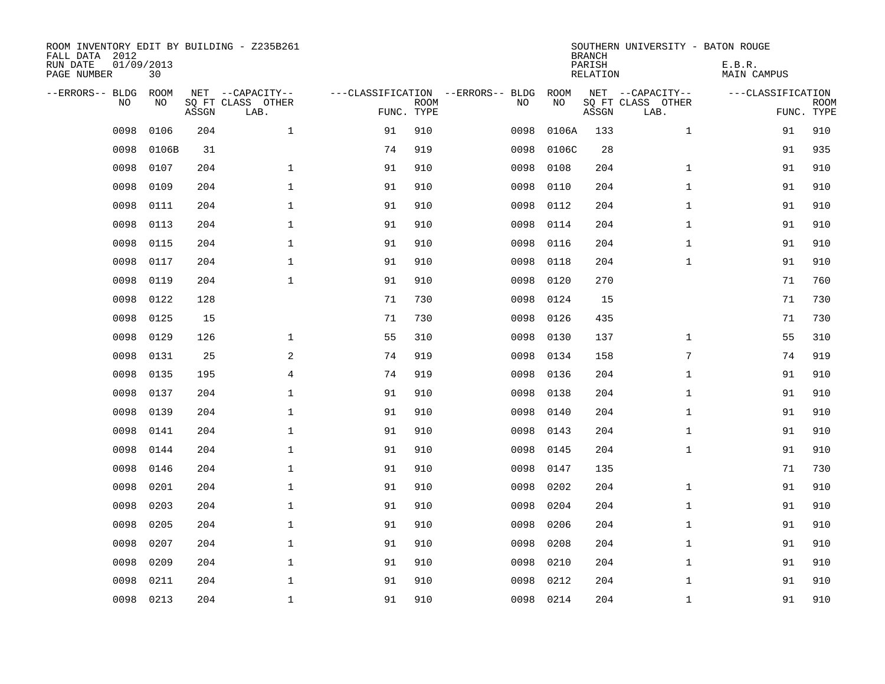ROOM INVENTORY EDIT BY BUILDING - Z235B261
FALL DATA 2012
RUN DATE 01/09/2013
PAGE NUMBER 30

SOUTHERN UNIVERSITY - BATON ROUGE
BRANCH
PARISH E.B.R.
RELATION MAIN CAMPUS

| --ERRORS-- | BLDG NO | ROOM NO | NET SQ FT ASSGN | --CAPACITY-- CLASS LAB. | OTHER | ---CLASSIFICATION FUNC. | ROOM TYPE | --ERRORS-- | BLDG NO | ROOM NO | NET SQ FT ASSGN | --CAPACITY-- CLASS LAB. | OTHER | ---CLASSIFICATION FUNC. | ROOM TYPE |
|---|---|---|---|---|---|---|---|---|---|---|---|---|---|---|---|
| | 0098 | 0106 | 204 | | 1 | 91 | 910 | | 0098 | 0106A | 133 | | 1 | 91 | 910 |
| | 0098 | 0106B | 31 | | | 74 | 919 | | 0098 | 0106C | 28 | | | 91 | 935 |
| | 0098 | 0107 | 204 | | 1 | 91 | 910 | | 0098 | 0108 | 204 | | 1 | 91 | 910 |
| | 0098 | 0109 | 204 | | 1 | 91 | 910 | | 0098 | 0110 | 204 | | 1 | 91 | 910 |
| | 0098 | 0111 | 204 | | 1 | 91 | 910 | | 0098 | 0112 | 204 | | 1 | 91 | 910 |
| | 0098 | 0113 | 204 | | 1 | 91 | 910 | | 0098 | 0114 | 204 | | 1 | 91 | 910 |
| | 0098 | 0115 | 204 | | 1 | 91 | 910 | | 0098 | 0116 | 204 | | 1 | 91 | 910 |
| | 0098 | 0117 | 204 | | 1 | 91 | 910 | | 0098 | 0118 | 204 | | 1 | 91 | 910 |
| | 0098 | 0119 | 204 | | 1 | 91 | 910 | | 0098 | 0120 | 270 | | | 71 | 760 |
| | 0098 | 0122 | 128 | | | 71 | 730 | | 0098 | 0124 | 15 | | | 71 | 730 |
| | 0098 | 0125 | 15 | | | 71 | 730 | | 0098 | 0126 | 435 | | | 71 | 730 |
| | 0098 | 0129 | 126 | | 1 | 55 | 310 | | 0098 | 0130 | 137 | | 1 | 55 | 310 |
| | 0098 | 0131 | 25 | | 2 | 74 | 919 | | 0098 | 0134 | 158 | | 7 | 74 | 919 |
| | 0098 | 0135 | 195 | | 4 | 74 | 919 | | 0098 | 0136 | 204 | | 1 | 91 | 910 |
| | 0098 | 0137 | 204 | | 1 | 91 | 910 | | 0098 | 0138 | 204 | | 1 | 91 | 910 |
| | 0098 | 0139 | 204 | | 1 | 91 | 910 | | 0098 | 0140 | 204 | | 1 | 91 | 910 |
| | 0098 | 0141 | 204 | | 1 | 91 | 910 | | 0098 | 0143 | 204 | | 1 | 91 | 910 |
| | 0098 | 0144 | 204 | | 1 | 91 | 910 | | 0098 | 0145 | 204 | | 1 | 91 | 910 |
| | 0098 | 0146 | 204 | | 1 | 91 | 910 | | 0098 | 0147 | 135 | | | 71 | 730 |
| | 0098 | 0201 | 204 | | 1 | 91 | 910 | | 0098 | 0202 | 204 | | 1 | 91 | 910 |
| | 0098 | 0203 | 204 | | 1 | 91 | 910 | | 0098 | 0204 | 204 | | 1 | 91 | 910 |
| | 0098 | 0205 | 204 | | 1 | 91 | 910 | | 0098 | 0206 | 204 | | 1 | 91 | 910 |
| | 0098 | 0207 | 204 | | 1 | 91 | 910 | | 0098 | 0208 | 204 | | 1 | 91 | 910 |
| | 0098 | 0209 | 204 | | 1 | 91 | 910 | | 0098 | 0210 | 204 | | 1 | 91 | 910 |
| | 0098 | 0211 | 204 | | 1 | 91 | 910 | | 0098 | 0212 | 204 | | 1 | 91 | 910 |
| | 0098 | 0213 | 204 | | 1 | 91 | 910 | | 0098 | 0214 | 204 | | 1 | 91 | 910 |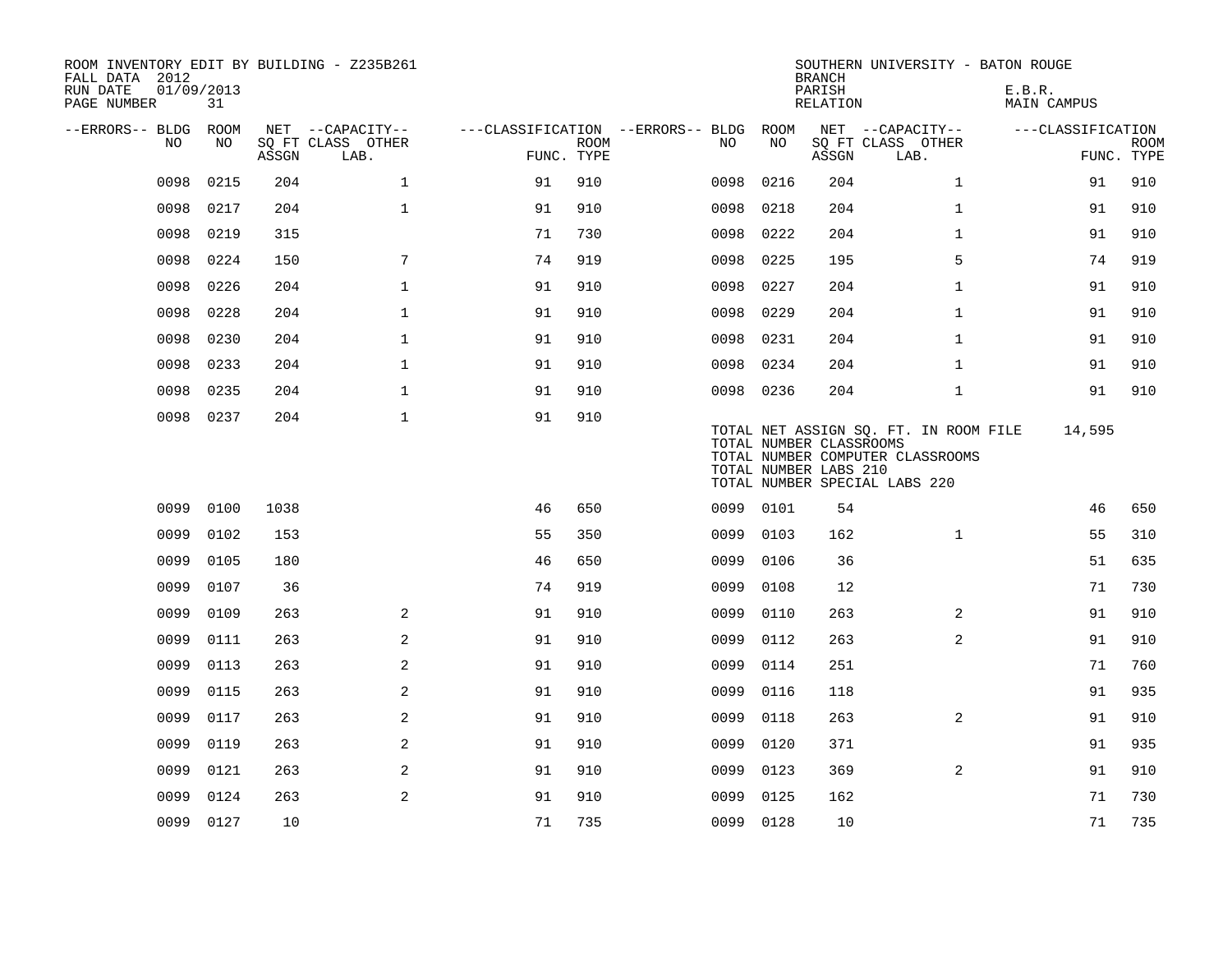ROOM INVENTORY EDIT BY BUILDING - Z235B261
FALL DATA 2012
RUN DATE 01/09/2013
PAGE NUMBER 31

SOUTHERN UNIVERSITY - BATON ROUGE
BRANCH
PARISH E.B.R.
RELATION MAIN CAMPUS

| --ERRORS-- | BLDG NO | ROOM NO | NET SQ FT ASSGN | CAPACITY CLASS LAB. | CAPACITY OTHER | CLASSIFICATION FUNC. | ROOM TYPE | --ERRORS-- | BLDG NO | ROOM NO | NET SQ FT ASSGN | CAPACITY CLASS LAB. | CAPACITY OTHER | CLASSIFICATION FUNC. | ROOM TYPE |
|---|---|---|---|---|---|---|---|---|---|---|---|---|---|---|---|
| | 0098 | 0215 | 204 | | 1 | 91 | 910 | | 0098 | 0216 | 204 | | 1 | 91 | 910 |
| | 0098 | 0217 | 204 | | 1 | 91 | 910 | | 0098 | 0218 | 204 | | 1 | 91 | 910 |
| | 0098 | 0219 | 315 | | | 71 | 730 | | 0098 | 0222 | 204 | | 1 | 91 | 910 |
| | 0098 | 0224 | 150 | | 7 | 74 | 919 | | 0098 | 0225 | 195 | | 5 | 74 | 919 |
| | 0098 | 0226 | 204 | | 1 | 91 | 910 | | 0098 | 0227 | 204 | | 1 | 91 | 910 |
| | 0098 | 0228 | 204 | | 1 | 91 | 910 | | 0098 | 0229 | 204 | | 1 | 91 | 910 |
| | 0098 | 0230 | 204 | | 1 | 91 | 910 | | 0098 | 0231 | 204 | | 1 | 91 | 910 |
| | 0098 | 0233 | 204 | | 1 | 91 | 910 | | 0098 | 0234 | 204 | | 1 | 91 | 910 |
| | 0098 | 0235 | 204 | | 1 | 91 | 910 | | 0098 | 0236 | 204 | | 1 | 91 | 910 |
| | 0098 | 0237 | 204 | | 1 | 91 | 910 | | | | | | | | |

TOTAL NET ASSIGN SQ. FT. IN ROOM FILE 14,595
TOTAL NUMBER CLASSROOMS
TOTAL NUMBER COMPUTER CLASSROOMS
TOTAL NUMBER LABS 210
TOTAL NUMBER SPECIAL LABS 220

| --ERRORS-- | BLDG NO | ROOM NO | NET SQ FT ASSGN | CAPACITY CLASS LAB. | CAPACITY OTHER | CLASSIFICATION FUNC. | ROOM TYPE | --ERRORS-- | BLDG NO | ROOM NO | NET SQ FT ASSGN | CAPACITY CLASS LAB. | CAPACITY OTHER | CLASSIFICATION FUNC. | ROOM TYPE |
|---|---|---|---|---|---|---|---|---|---|---|---|---|---|---|---|
| | 0099 | 0100 | 1038 | | | 46 | 650 | | 0099 | 0101 | 54 | | | 46 | 650 |
| | 0099 | 0102 | 153 | | | 55 | 350 | | 0099 | 0103 | 162 | | 1 | 55 | 310 |
| | 0099 | 0105 | 180 | | | 46 | 650 | | 0099 | 0106 | 36 | | | 51 | 635 |
| | 0099 | 0107 | 36 | | | 74 | 919 | | 0099 | 0108 | 12 | | | 71 | 730 |
| | 0099 | 0109 | 263 | | 2 | 91 | 910 | | 0099 | 0110 | 263 | | 2 | 91 | 910 |
| | 0099 | 0111 | 263 | | 2 | 91 | 910 | | 0099 | 0112 | 263 | | 2 | 91 | 910 |
| | 0099 | 0113 | 263 | | 2 | 91 | 910 | | 0099 | 0114 | 251 | | | 71 | 760 |
| | 0099 | 0115 | 263 | | 2 | 91 | 910 | | 0099 | 0116 | 118 | | | 91 | 935 |
| | 0099 | 0117 | 263 | | 2 | 91 | 910 | | 0099 | 0118 | 263 | | 2 | 91 | 910 |
| | 0099 | 0119 | 263 | | 2 | 91 | 910 | | 0099 | 0120 | 371 | | | 91 | 935 |
| | 0099 | 0121 | 263 | | 2 | 91 | 910 | | 0099 | 0123 | 369 | | 2 | 91 | 910 |
| | 0099 | 0124 | 263 | | 2 | 91 | 910 | | 0099 | 0125 | 162 | | | 71 | 730 |
| | 0099 | 0127 | 10 | | | 71 | 735 | | 0099 | 0128 | 10 | | | 71 | 735 |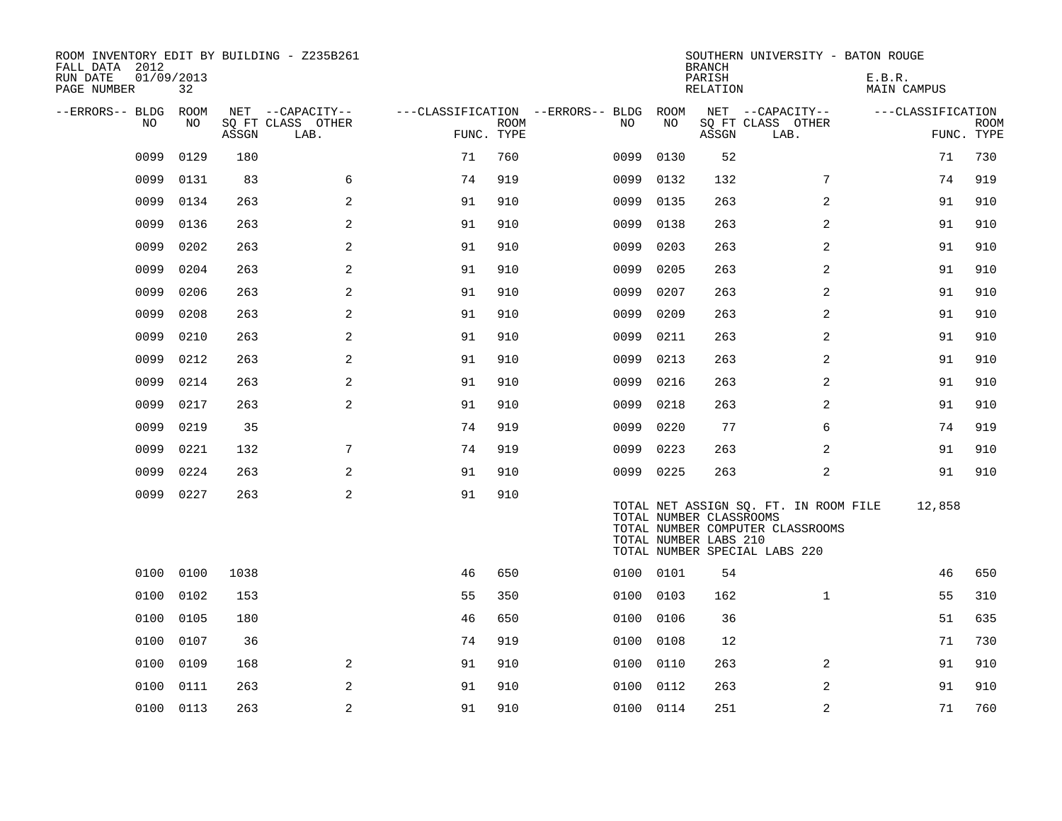ROOM INVENTORY EDIT BY BUILDING - Z235B261
FALL DATA 2012
RUN DATE 01/09/2013
PAGE NUMBER 32

SOUTHERN UNIVERSITY - BATON ROUGE
BRANCH
PARISH E.B.R.
RELATION MAIN CAMPUS

| --ERRORS-- | BLDG NO | ROOM NO | NET SQ FT ASSGN | CAPACITY CLASS LAB. | CAPACITY OTHER | CLASSIFICATION FUNC. | ROOM TYPE | --ERRORS-- | BLDG NO | ROOM NO | NET SQ FT ASSGN | CAPACITY CLASS LAB. | CAPACITY OTHER | CLASSIFICATION FUNC. | ROOM TYPE |
|---|---|---|---|---|---|---|---|---|---|---|---|---|---|---|---|
| | 0099 | 0129 | 180 | | | 71 | 760 | | 0099 | 0130 | 52 | | | 71 | 730 |
| | 0099 | 0131 | 83 | | 6 | 74 | 919 | | 0099 | 0132 | 132 | | 7 | 74 | 919 |
| | 0099 | 0134 | 263 | | 2 | 91 | 910 | | 0099 | 0135 | 263 | | 2 | 91 | 910 |
| | 0099 | 0136 | 263 | | 2 | 91 | 910 | | 0099 | 0138 | 263 | | 2 | 91 | 910 |
| | 0099 | 0202 | 263 | | 2 | 91 | 910 | | 0099 | 0203 | 263 | | 2 | 91 | 910 |
| | 0099 | 0204 | 263 | | 2 | 91 | 910 | | 0099 | 0205 | 263 | | 2 | 91 | 910 |
| | 0099 | 0206 | 263 | | 2 | 91 | 910 | | 0099 | 0207 | 263 | | 2 | 91 | 910 |
| | 0099 | 0208 | 263 | | 2 | 91 | 910 | | 0099 | 0209 | 263 | | 2 | 91 | 910 |
| | 0099 | 0210 | 263 | | 2 | 91 | 910 | | 0099 | 0211 | 263 | | 2 | 91 | 910 |
| | 0099 | 0212 | 263 | | 2 | 91 | 910 | | 0099 | 0213 | 263 | | 2 | 91 | 910 |
| | 0099 | 0214 | 263 | | 2 | 91 | 910 | | 0099 | 0216 | 263 | | 2 | 91 | 910 |
| | 0099 | 0217 | 263 | | 2 | 91 | 910 | | 0099 | 0218 | 263 | | 2 | 91 | 910 |
| | 0099 | 0219 | 35 | | | 74 | 919 | | 0099 | 0220 | 77 | | 6 | 74 | 919 |
| | 0099 | 0221 | 132 | | 7 | 74 | 919 | | 0099 | 0223 | 263 | | 2 | 91 | 910 |
| | 0099 | 0224 | 263 | | 2 | 91 | 910 | | 0099 | 0225 | 263 | | 2 | 91 | 910 |
| | 0099 | 0227 | 263 | | 2 | 91 | 910 | | | | | | | | |

TOTAL NET ASSIGN SQ. FT. IN ROOM FILE 12,858
TOTAL NUMBER CLASSROOMS
TOTAL NUMBER COMPUTER CLASSROOMS
TOTAL NUMBER LABS 210
TOTAL NUMBER SPECIAL LABS 220

| --ERRORS-- | BLDG NO | ROOM NO | NET SQ FT ASSGN | CAPACITY CLASS LAB. | CAPACITY OTHER | CLASSIFICATION FUNC. | ROOM TYPE | --ERRORS-- | BLDG NO | ROOM NO | NET SQ FT ASSGN | CAPACITY CLASS LAB. | CAPACITY OTHER | CLASSIFICATION FUNC. | ROOM TYPE |
|---|---|---|---|---|---|---|---|---|---|---|---|---|---|---|---|
| | 0100 | 0100 | 1038 | | | 46 | 650 | | 0100 | 0101 | 54 | | | 46 | 650 |
| | 0100 | 0102 | 153 | | | 55 | 350 | | 0100 | 0103 | 162 | | 1 | 55 | 310 |
| | 0100 | 0105 | 180 | | | 46 | 650 | | 0100 | 0106 | 36 | | | 51 | 635 |
| | 0100 | 0107 | 36 | | | 74 | 919 | | 0100 | 0108 | 12 | | | 71 | 730 |
| | 0100 | 0109 | 168 | | 2 | 91 | 910 | | 0100 | 0110 | 263 | | 2 | 91 | 910 |
| | 0100 | 0111 | 263 | | 2 | 91 | 910 | | 0100 | 0112 | 263 | | 2 | 91 | 910 |
| | 0100 | 0113 | 263 | | 2 | 91 | 910 | | 0100 | 0114 | 251 | | 2 | 71 | 760 |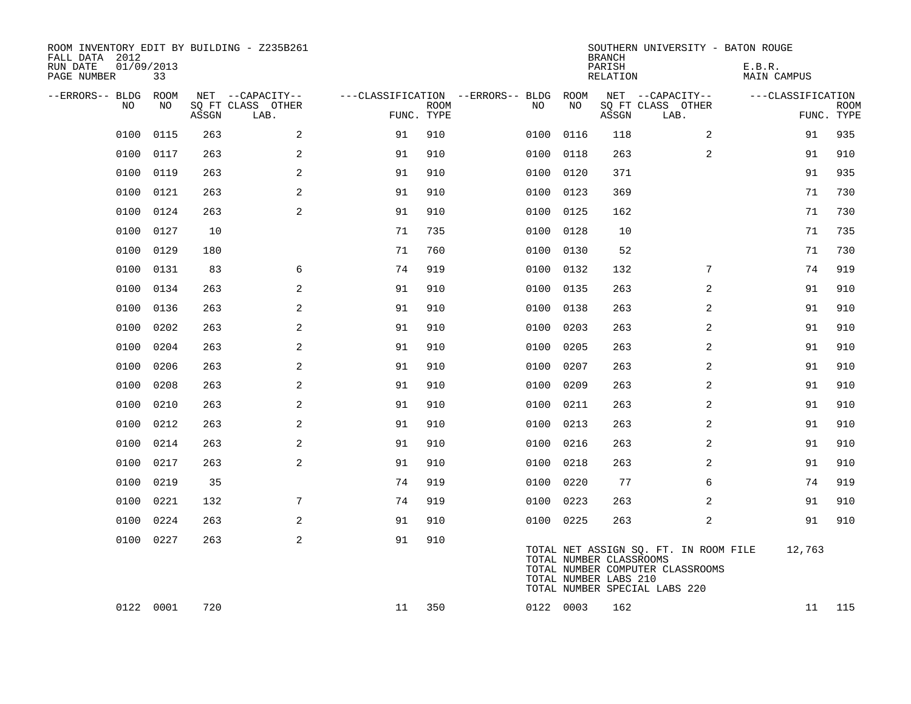ROOM INVENTORY EDIT BY BUILDING - Z235B261
FALL DATA 2012
RUN DATE 01/09/2013
PAGE NUMBER 33

SOUTHERN UNIVERSITY - BATON ROUGE
BRANCH
PARISH E.B.R.
RELATION MAIN CAMPUS

| --ERRORS-- | BLDG NO | ROOM NO | NET SQ FT ASSGN | --CAPACITY-- CLASS | OTHER LAB. | ---CLASSIFICATION FUNC. | ROOM TYPE | --ERRORS-- | BLDG NO | ROOM NO | NET SQ FT ASSGN | --CAPACITY-- CLASS | OTHER LAB. | ---CLASSIFICATION FUNC. | ROOM TYPE |
|---|---|---|---|---|---|---|---|---|---|---|---|---|---|---|---|
| | 0100 | 0115 | 263 | | 2 | 91 | 910 | | 0100 | 0116 | 118 | | 2 | 91 | 935 |
| | 0100 | 0117 | 263 | | 2 | 91 | 910 | | 0100 | 0118 | 263 | | 2 | 91 | 910 |
| | 0100 | 0119 | 263 | | 2 | 91 | 910 | | 0100 | 0120 | 371 | | | 91 | 935 |
| | 0100 | 0121 | 263 | | 2 | 91 | 910 | | 0100 | 0123 | 369 | | | 71 | 730 |
| | 0100 | 0124 | 263 | | 2 | 91 | 910 | | 0100 | 0125 | 162 | | | 71 | 730 |
| | 0100 | 0127 | 10 | | | 71 | 735 | | 0100 | 0128 | 10 | | | 71 | 735 |
| | 0100 | 0129 | 180 | | | 71 | 760 | | 0100 | 0130 | 52 | | | 71 | 730 |
| | 0100 | 0131 | 83 | | 6 | 74 | 919 | | 0100 | 0132 | 132 | | 7 | 74 | 919 |
| | 0100 | 0134 | 263 | | 2 | 91 | 910 | | 0100 | 0135 | 263 | | 2 | 91 | 910 |
| | 0100 | 0136 | 263 | | 2 | 91 | 910 | | 0100 | 0138 | 263 | | 2 | 91 | 910 |
| | 0100 | 0202 | 263 | | 2 | 91 | 910 | | 0100 | 0203 | 263 | | 2 | 91 | 910 |
| | 0100 | 0204 | 263 | | 2 | 91 | 910 | | 0100 | 0205 | 263 | | 2 | 91 | 910 |
| | 0100 | 0206 | 263 | | 2 | 91 | 910 | | 0100 | 0207 | 263 | | 2 | 91 | 910 |
| | 0100 | 0208 | 263 | | 2 | 91 | 910 | | 0100 | 0209 | 263 | | 2 | 91 | 910 |
| | 0100 | 0210 | 263 | | 2 | 91 | 910 | | 0100 | 0211 | 263 | | 2 | 91 | 910 |
| | 0100 | 0212 | 263 | | 2 | 91 | 910 | | 0100 | 0213 | 263 | | 2 | 91 | 910 |
| | 0100 | 0214 | 263 | | 2 | 91 | 910 | | 0100 | 0216 | 263 | | 2 | 91 | 910 |
| | 0100 | 0217 | 263 | | 2 | 91 | 910 | | 0100 | 0218 | 263 | | 2 | 91 | 910 |
| | 0100 | 0219 | 35 | | | 74 | 919 | | 0100 | 0220 | 77 | | 6 | 74 | 919 |
| | 0100 | 0221 | 132 | | 7 | 74 | 919 | | 0100 | 0223 | 263 | | 2 | 91 | 910 |
| | 0100 | 0224 | 263 | | 2 | 91 | 910 | | 0100 | 0225 | 263 | | 2 | 91 | 910 |
| | 0100 | 0227 | 263 | | 2 | 91 | 910 | | | | | | | | |
| | 0122 | 0001 | 720 | | | 11 | 350 | | 0122 | 0003 | 162 | | | 11 | 115 |

TOTAL NET ASSIGN SQ. FT. IN ROOM FILE 12,763
TOTAL NUMBER CLASSROOMS
TOTAL NUMBER COMPUTER CLASSROOMS
TOTAL NUMBER LABS 210
TOTAL NUMBER SPECIAL LABS 220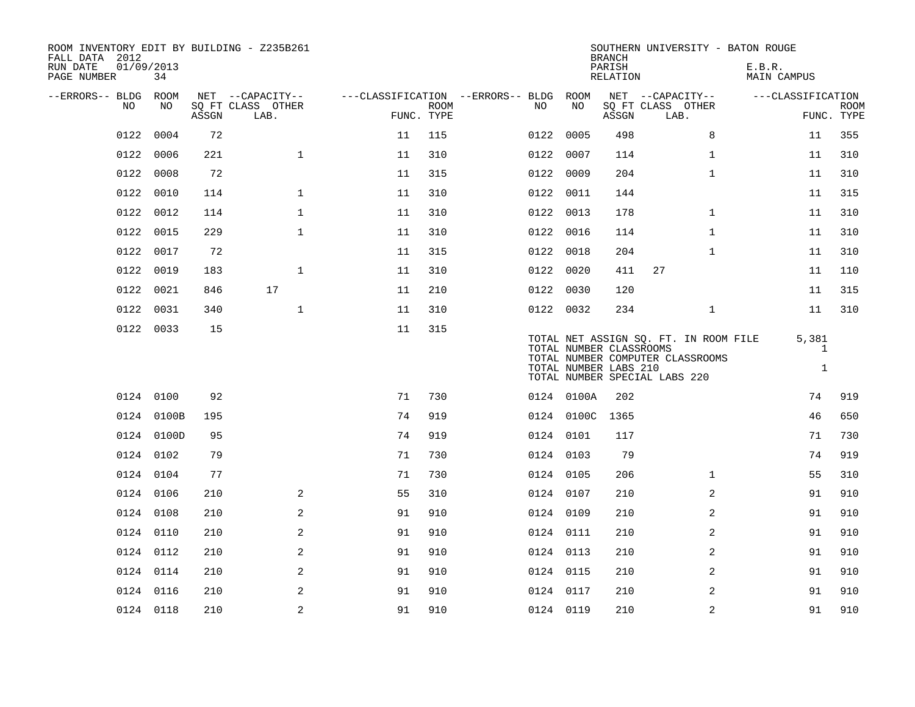ROOM INVENTORY EDIT BY BUILDING - Z235B261
FALL DATA 2012
RUN DATE 01/09/2013
PAGE NUMBER 34

SOUTHERN UNIVERSITY - BATON ROUGE
BRANCH
PARISH E.B.R.
RELATION MAIN CAMPUS

| --ERRORS-- | BLDG NO | ROOM NO | NET SQ FT ASSGN | CAPACITY CLASS LAB. | CAPACITY OTHER | CLASSIFICATION FUNC. | ROOM TYPE | --ERRORS-- | BLDG NO | ROOM NO | NET SQ FT ASSGN | CAPACITY CLASS LAB. | CAPACITY OTHER | CLASSIFICATION FUNC. | ROOM TYPE |
|---|---|---|---|---|---|---|---|---|---|---|---|---|---|---|---|
| | 0122 | 0004 | 72 | | | 11 | 115 | | 0122 | 0005 | 498 | | 8 | 11 | 355 |
| | 0122 | 0006 | 221 | | 1 | 11 | 310 | | 0122 | 0007 | 114 | | 1 | 11 | 310 |
| | 0122 | 0008 | 72 | | | 11 | 315 | | 0122 | 0009 | 204 | | 1 | 11 | 310 |
| | 0122 | 0010 | 114 | | 1 | 11 | 310 | | 0122 | 0011 | 144 | | | 11 | 315 |
| | 0122 | 0012 | 114 | | 1 | 11 | 310 | | 0122 | 0013 | 178 | | 1 | 11 | 310 |
| | 0122 | 0015 | 229 | | 1 | 11 | 310 | | 0122 | 0016 | 114 | | 1 | 11 | 310 |
| | 0122 | 0017 | 72 | | | 11 | 315 | | 0122 | 0018 | 204 | | 1 | 11 | 310 |
| | 0122 | 0019 | 183 | | 1 | 11 | 310 | | 0122 | 0020 | 411 | 27 | | 11 | 110 |
| | 0122 | 0021 | 846 | 17 | | 11 | 210 | | 0122 | 0030 | 120 | | | 11 | 315 |
| | 0122 | 0031 | 340 | | 1 | 11 | 310 | | 0122 | 0032 | 234 | | 1 | 11 | 310 |
| | 0122 | 0033 | 15 | | | 11 | 315 | | | | | | | | |

TOTAL NET ASSIGN SQ. FT. IN ROOM FILE 5,381
TOTAL NUMBER CLASSROOMS 1
TOTAL NUMBER COMPUTER CLASSROOMS
TOTAL NUMBER LABS 210 1
TOTAL NUMBER SPECIAL LABS 220

| --ERRORS-- | BLDG NO | ROOM NO | NET SQ FT ASSGN | CAPACITY CLASS LAB. | CAPACITY OTHER | CLASSIFICATION FUNC. | ROOM TYPE | --ERRORS-- | BLDG NO | ROOM NO | NET SQ FT ASSGN | CAPACITY CLASS LAB. | CAPACITY OTHER | CLASSIFICATION FUNC. | ROOM TYPE |
|---|---|---|---|---|---|---|---|---|---|---|---|---|---|---|---|
| | 0124 | 0100 | 92 | | | 71 | 730 | | 0124 | 0100A | 202 | | | 74 | 919 |
| | 0124 | 0100B | 195 | | | 74 | 919 | | 0124 | 0100C | 1365 | | | 46 | 650 |
| | 0124 | 0100D | 95 | | | 74 | 919 | | 0124 | 0101 | 117 | | | 71 | 730 |
| | 0124 | 0102 | 79 | | | 71 | 730 | | 0124 | 0103 | 79 | | | 74 | 919 |
| | 0124 | 0104 | 77 | | | 71 | 730 | | 0124 | 0105 | 206 | | 1 | 55 | 310 |
| | 0124 | 0106 | 210 | | 2 | 55 | 310 | | 0124 | 0107 | 210 | | 2 | 91 | 910 |
| | 0124 | 0108 | 210 | | 2 | 91 | 910 | | 0124 | 0109 | 210 | | 2 | 91 | 910 |
| | 0124 | 0110 | 210 | | 2 | 91 | 910 | | 0124 | 0111 | 210 | | 2 | 91 | 910 |
| | 0124 | 0112 | 210 | | 2 | 91 | 910 | | 0124 | 0113 | 210 | | 2 | 91 | 910 |
| | 0124 | 0114 | 210 | | 2 | 91 | 910 | | 0124 | 0115 | 210 | | 2 | 91 | 910 |
| | 0124 | 0116 | 210 | | 2 | 91 | 910 | | 0124 | 0117 | 210 | | 2 | 91 | 910 |
| | 0124 | 0118 | 210 | | 2 | 91 | 910 | | 0124 | 0119 | 210 | | 2 | 91 | 910 |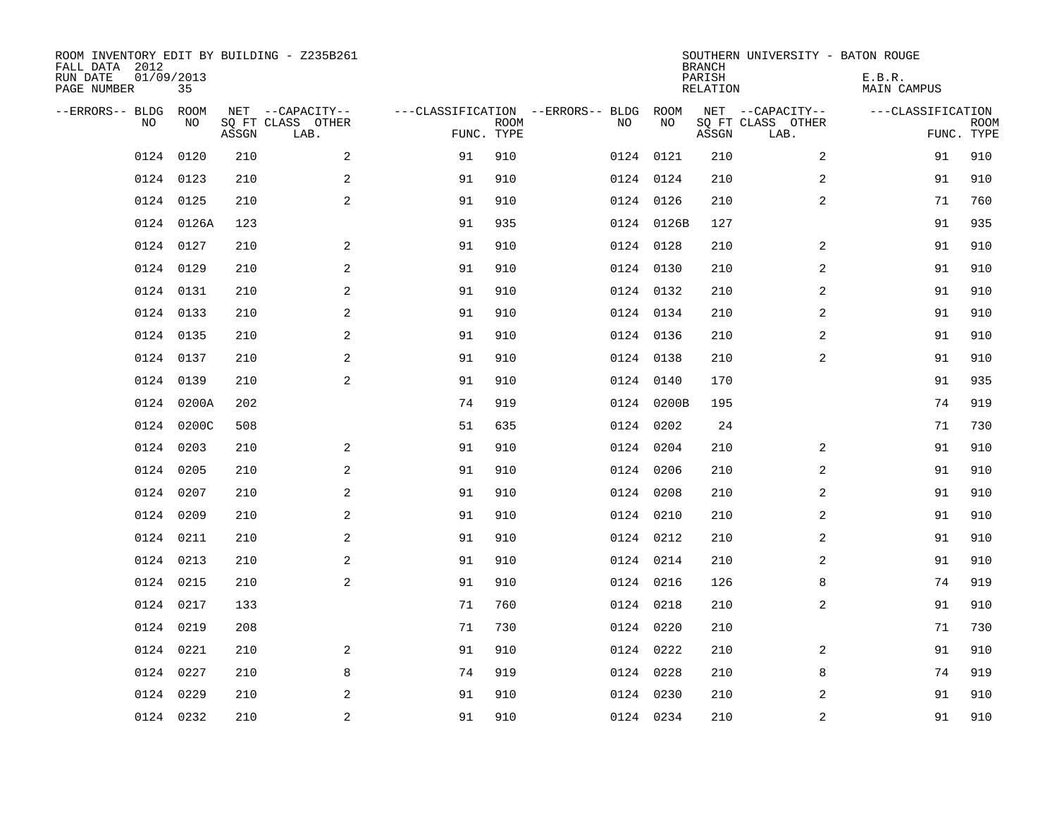ROOM INVENTORY EDIT BY BUILDING - Z235B261
FALL DATA 2012
RUN DATE 01/09/2013
PAGE NUMBER 35

SOUTHERN UNIVERSITY - BATON ROUGE
BRANCH
PARISH E.B.R.
RELATION MAIN CAMPUS

| --ERRORS-- | BLDG NO | ROOM NO | NET SQ FT ASSGN | --CAPACITY-- CLASS | OTHER LAB. | ---CLASSIFICATION FUNC. | ROOM TYPE | --ERRORS-- | BLDG NO | ROOM NO | NET SQ FT ASSGN | --CAPACITY-- CLASS | OTHER LAB. | ---CLASSIFICATION FUNC. | ROOM TYPE |
|---|---|---|---|---|---|---|---|---|---|---|---|---|---|---|---|
| | 0124 | 0120 | 210 | | 2 | 91 | 910 | | 0124 | 0121 | 210 | | 2 | 91 | 910 |
| | 0124 | 0123 | 210 | | 2 | 91 | 910 | | 0124 | 0124 | 210 | | 2 | 91 | 910 |
| | 0124 | 0125 | 210 | | 2 | 91 | 910 | | 0124 | 0126 | 210 | | 2 | 71 | 760 |
| | 0124 | 0126A | 123 | | | 91 | 935 | | 0124 | 0126B | 127 | | | 91 | 935 |
| | 0124 | 0127 | 210 | | 2 | 91 | 910 | | 0124 | 0128 | 210 | | 2 | 91 | 910 |
| | 0124 | 0129 | 210 | | 2 | 91 | 910 | | 0124 | 0130 | 210 | | 2 | 91 | 910 |
| | 0124 | 0131 | 210 | | 2 | 91 | 910 | | 0124 | 0132 | 210 | | 2 | 91 | 910 |
| | 0124 | 0133 | 210 | | 2 | 91 | 910 | | 0124 | 0134 | 210 | | 2 | 91 | 910 |
| | 0124 | 0135 | 210 | | 2 | 91 | 910 | | 0124 | 0136 | 210 | | 2 | 91 | 910 |
| | 0124 | 0137 | 210 | | 2 | 91 | 910 | | 0124 | 0138 | 210 | | 2 | 91 | 910 |
| | 0124 | 0139 | 210 | | 2 | 91 | 910 | | 0124 | 0140 | 170 | | | 91 | 935 |
| | 0124 | 0200A | 202 | | | 74 | 919 | | 0124 | 0200B | 195 | | | 74 | 919 |
| | 0124 | 0200C | 508 | | | 51 | 635 | | 0124 | 0202 | 24 | | | 71 | 730 |
| | 0124 | 0203 | 210 | | 2 | 91 | 910 | | 0124 | 0204 | 210 | | 2 | 91 | 910 |
| | 0124 | 0205 | 210 | | 2 | 91 | 910 | | 0124 | 0206 | 210 | | 2 | 91 | 910 |
| | 0124 | 0207 | 210 | | 2 | 91 | 910 | | 0124 | 0208 | 210 | | 2 | 91 | 910 |
| | 0124 | 0209 | 210 | | 2 | 91 | 910 | | 0124 | 0210 | 210 | | 2 | 91 | 910 |
| | 0124 | 0211 | 210 | | 2 | 91 | 910 | | 0124 | 0212 | 210 | | 2 | 91 | 910 |
| | 0124 | 0213 | 210 | | 2 | 91 | 910 | | 0124 | 0214 | 210 | | 2 | 91 | 910 |
| | 0124 | 0215 | 210 | | 2 | 91 | 910 | | 0124 | 0216 | 126 | | 8 | 74 | 919 |
| | 0124 | 0217 | 133 | | | 71 | 760 | | 0124 | 0218 | 210 | | 2 | 91 | 910 |
| | 0124 | 0219 | 208 | | | 71 | 730 | | 0124 | 0220 | 210 | | | 71 | 730 |
| | 0124 | 0221 | 210 | | 2 | 91 | 910 | | 0124 | 0222 | 210 | | 2 | 91 | 910 |
| | 0124 | 0227 | 210 | | 8 | 74 | 919 | | 0124 | 0228 | 210 | | 8 | 74 | 919 |
| | 0124 | 0229 | 210 | | 2 | 91 | 910 | | 0124 | 0230 | 210 | | 2 | 91 | 910 |
| | 0124 | 0232 | 210 | | 2 | 91 | 910 | | 0124 | 0234 | 210 | | 2 | 91 | 910 |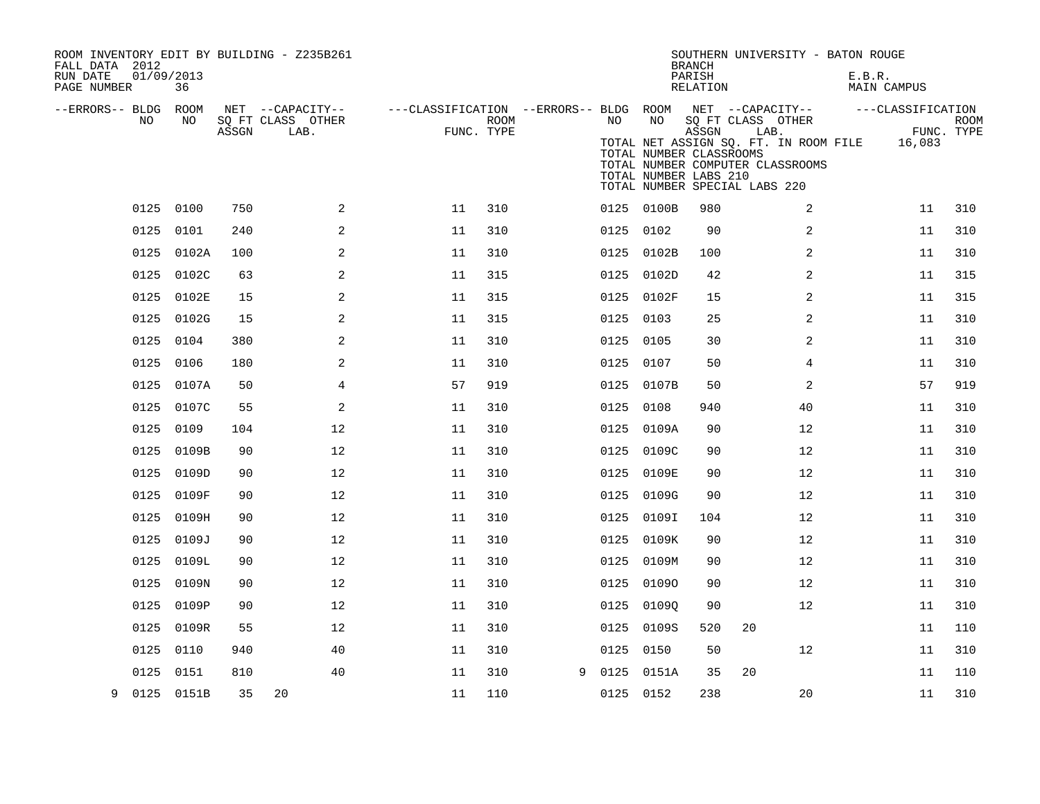ROOM INVENTORY EDIT BY BUILDING - Z235B261
FALL DATA 2012
RUN DATE 01/09/2013
PAGE NUMBER 36

SOUTHERN UNIVERSITY - BATON ROUGE
BRANCH
PARISH E.B.R.
RELATION MAIN CAMPUS

TOTAL NET ASSIGN SQ. FT. IN ROOM FILE 16,083
TOTAL NUMBER CLASSROOMS
TOTAL NUMBER COMPUTER CLASSROOMS
TOTAL NUMBER LABS 210
TOTAL NUMBER SPECIAL LABS 220

| --ERRORS-- | BLDG NO | ROOM NO | NET SQ FT ASSGN | CAPACITY CLASS | CAPACITY OTHER LAB. | CLASSIFICATION FUNC. | ROOM TYPE | --ERRORS-- | BLDG NO | ROOM NO | NET SQ FT ASSGN | CAPACITY CLASS | CAPACITY OTHER LAB. | CLASSIFICATION FUNC. | ROOM TYPE |
|---|---|---|---|---|---|---|---|---|---|---|---|---|---|---|---|
| | 0125 | 0100 | 750 | | 2 | 11 | 310 | | 0125 | 0100B | 980 | | 2 | 11 | 310 |
| | 0125 | 0101 | 240 | | 2 | 11 | 310 | | 0125 | 0102 | 90 | | 2 | 11 | 310 |
| | 0125 | 0102A | 100 | | 2 | 11 | 310 | | 0125 | 0102B | 100 | | 2 | 11 | 310 |
| | 0125 | 0102C | 63 | | 2 | 11 | 315 | | 0125 | 0102D | 42 | | 2 | 11 | 315 |
| | 0125 | 0102E | 15 | | 2 | 11 | 315 | | 0125 | 0102F | 15 | | 2 | 11 | 315 |
| | 0125 | 0102G | 15 | | 2 | 11 | 315 | | 0125 | 0103 | 25 | | 2 | 11 | 310 |
| | 0125 | 0104 | 380 | | 2 | 11 | 310 | | 0125 | 0105 | 30 | | 2 | 11 | 310 |
| | 0125 | 0106 | 180 | | 2 | 11 | 310 | | 0125 | 0107 | 50 | | 4 | 11 | 310 |
| | 0125 | 0107A | 50 | | 4 | 57 | 919 | | 0125 | 0107B | 50 | | 2 | 57 | 919 |
| | 0125 | 0107C | 55 | | 2 | 11 | 310 | | 0125 | 0108 | 940 | | 40 | 11 | 310 |
| | 0125 | 0109 | 104 | | 12 | 11 | 310 | | 0125 | 0109A | 90 | | 12 | 11 | 310 |
| | 0125 | 0109B | 90 | | 12 | 11 | 310 | | 0125 | 0109C | 90 | | 12 | 11 | 310 |
| | 0125 | 0109D | 90 | | 12 | 11 | 310 | | 0125 | 0109E | 90 | | 12 | 11 | 310 |
| | 0125 | 0109F | 90 | | 12 | 11 | 310 | | 0125 | 0109G | 90 | | 12 | 11 | 310 |
| | 0125 | 0109H | 90 | | 12 | 11 | 310 | | 0125 | 0109I | 104 | | 12 | 11 | 310 |
| | 0125 | 0109J | 90 | | 12 | 11 | 310 | | 0125 | 0109K | 90 | | 12 | 11 | 310 |
| | 0125 | 0109L | 90 | | 12 | 11 | 310 | | 0125 | 0109M | 90 | | 12 | 11 | 310 |
| | 0125 | 0109N | 90 | | 12 | 11 | 310 | | 0125 | 0109O | 90 | | 12 | 11 | 310 |
| | 0125 | 0109P | 90 | | 12 | 11 | 310 | | 0125 | 0109Q | 90 | | 12 | 11 | 310 |
| | 0125 | 0109R | 55 | | 12 | 11 | 310 | | 0125 | 0109S | 520 | 20 | | 11 | 110 |
| | 0125 | 0110 | 940 | | 40 | 11 | 310 | | 0125 | 0150 | 50 | | 12 | 11 | 310 |
| | 0125 | 0151 | 810 | | 40 | 11 | 310 | 9 | 0125 | 0151A | 35 | 20 | | 11 | 110 |
| 9 | 0125 | 0151B | 35 | 20 | | 11 | 110 | | 0125 | 0152 | 238 | | 20 | 11 | 310 |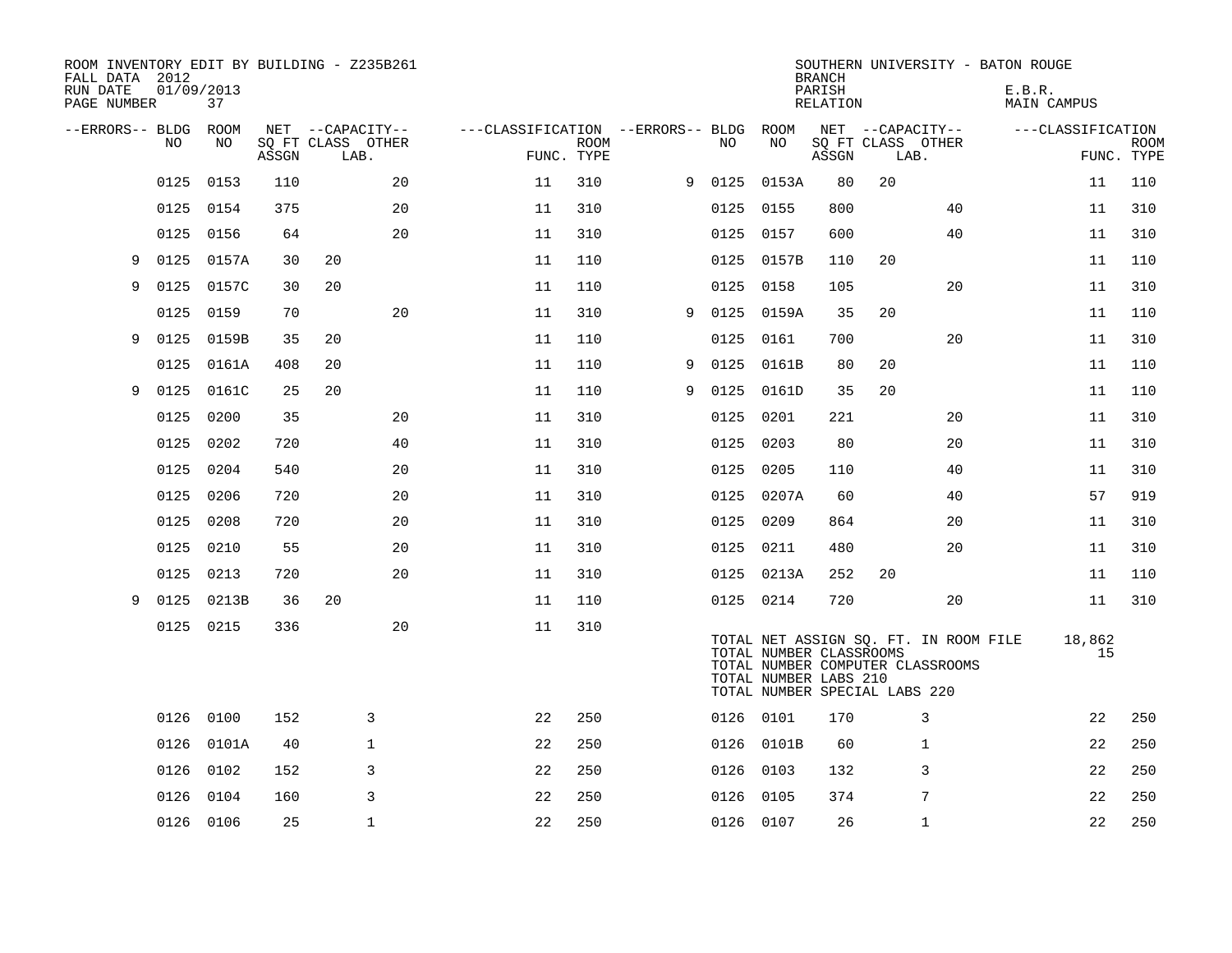ROOM INVENTORY EDIT BY BUILDING - Z235B261
FALL DATA 2012
RUN DATE 01/09/2013
PAGE NUMBER 37

SOUTHERN UNIVERSITY - BATON ROUGE
BRANCH
PARISH E.B.R.
RELATION MAIN CAMPUS

| --ERRORS-- | BLDG NO | ROOM NO | NET SQ FT ASSGN | CAPACITY CLASS LAB. | CAPACITY OTHER | CLASSIFICATION FUNC. | ROOM TYPE | --ERRORS-- | BLDG NO | ROOM NO | NET SQ FT ASSGN | CAPACITY CLASS LAB. | CAPACITY OTHER | CLASSIFICATION FUNC. | ROOM TYPE |
|---|---|---|---|---|---|---|---|---|---|---|---|---|---|---|---|
| | 0125 | 0153 | 110 | | 20 | 11 | 310 | 9 | 0125 | 0153A | 80 | 20 | | 11 | 110 |
| | 0125 | 0154 | 375 | | 20 | 11 | 310 | | 0125 | 0155 | 800 | | 40 | 11 | 310 |
| | 0125 | 0156 | 64 | | 20 | 11 | 310 | | 0125 | 0157 | 600 | | 40 | 11 | 310 |
| 9 | 0125 | 0157A | 30 | 20 | | 11 | 110 | | 0125 | 0157B | 110 | 20 | | 11 | 110 |
| 9 | 0125 | 0157C | 30 | 20 | | 11 | 110 | | 0125 | 0158 | 105 | | 20 | 11 | 310 |
| | 0125 | 0159 | 70 | | 20 | 11 | 310 | 9 | 0125 | 0159A | 35 | 20 | | 11 | 110 |
| 9 | 0125 | 0159B | 35 | 20 | | 11 | 110 | | 0125 | 0161 | 700 | | 20 | 11 | 310 |
| | 0125 | 0161A | 408 | 20 | | 11 | 110 | 9 | 0125 | 0161B | 80 | 20 | | 11 | 110 |
| 9 | 0125 | 0161C | 25 | 20 | | 11 | 110 | 9 | 0125 | 0161D | 35 | 20 | | 11 | 110 |
| | 0125 | 0200 | 35 | | 20 | 11 | 310 | | 0125 | 0201 | 221 | | 20 | 11 | 310 |
| | 0125 | 0202 | 720 | | 40 | 11 | 310 | | 0125 | 0203 | 80 | | 20 | 11 | 310 |
| | 0125 | 0204 | 540 | | 20 | 11 | 310 | | 0125 | 0205 | 110 | | 40 | 11 | 310 |
| | 0125 | 0206 | 720 | | 20 | 11 | 310 | | 0125 | 0207A | 60 | | 40 | 57 | 919 |
| | 0125 | 0208 | 720 | | 20 | 11 | 310 | | 0125 | 0209 | 864 | | 20 | 11 | 310 |
| | 0125 | 0210 | 55 | | 20 | 11 | 310 | | 0125 | 0211 | 480 | | 20 | 11 | 310 |
| | 0125 | 0213 | 720 | | 20 | 11 | 310 | | 0125 | 0213A | 252 | 20 | | 11 | 110 |
| 9 | 0125 | 0213B | 36 | 20 | | 11 | 110 | | 0125 | 0214 | 720 | | 20 | 11 | 310 |
| | 0125 | 0215 | 336 | | 20 | 11 | 310 | | | | | | | | |

TOTAL NET ASSIGN SQ. FT. IN ROOM FILE 18,862
TOTAL NUMBER CLASSROOMS 15
TOTAL NUMBER COMPUTER CLASSROOMS
TOTAL NUMBER LABS 210
TOTAL NUMBER SPECIAL LABS 220

| --ERRORS-- | BLDG NO | ROOM NO | NET SQ FT ASSGN | CAPACITY CLASS LAB. | CAPACITY OTHER | CLASSIFICATION FUNC. | ROOM TYPE | --ERRORS-- | BLDG NO | ROOM NO | NET SQ FT ASSGN | CAPACITY CLASS LAB. | CAPACITY OTHER | CLASSIFICATION FUNC. | ROOM TYPE |
|---|---|---|---|---|---|---|---|---|---|---|---|---|---|---|---|
| | 0126 | 0100 | 152 | | 3 | 22 | 250 | | 0126 | 0101 | 170 | | 3 | 22 | 250 |
| | 0126 | 0101A | 40 | | 1 | 22 | 250 | | 0126 | 0101B | 60 | | 1 | 22 | 250 |
| | 0126 | 0102 | 152 | | 3 | 22 | 250 | | 0126 | 0103 | 132 | | 3 | 22 | 250 |
| | 0126 | 0104 | 160 | | 3 | 22 | 250 | | 0126 | 0105 | 374 | | 7 | 22 | 250 |
| | 0126 | 0106 | 25 | | 1 | 22 | 250 | | 0126 | 0107 | 26 | | 1 | 22 | 250 |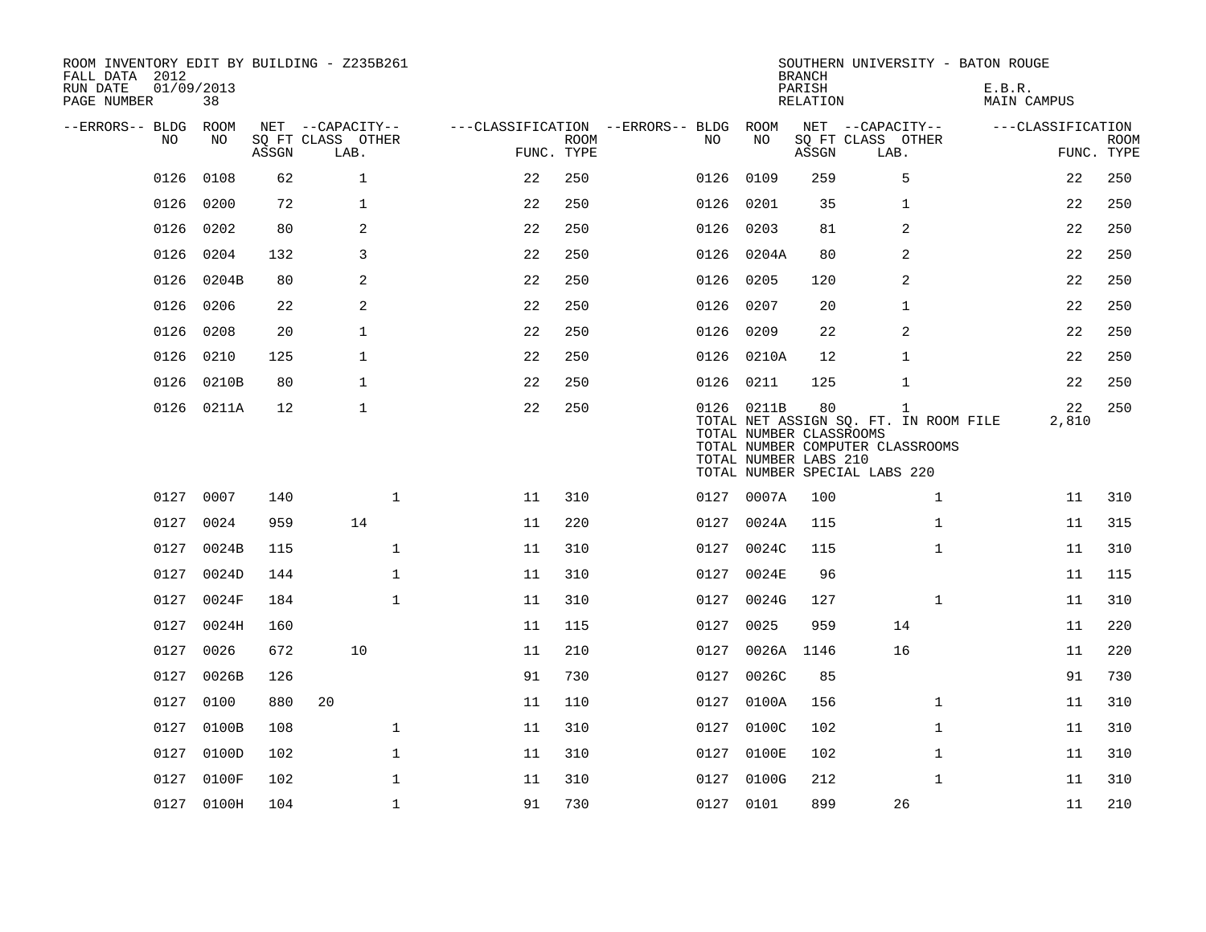ROOM INVENTORY EDIT BY BUILDING - Z235B261
FALL DATA 2012
RUN DATE 01/09/2013
PAGE NUMBER 38

SOUTHERN UNIVERSITY - BATON ROUGE
BRANCH
PARISH E.B.R.
RELATION MAIN CAMPUS

| --ERRORS-- | BLDG NO | ROOM NO | NET ASSGN SQ FT | CAPACITY CLASS LAB. | CAPACITY OTHER | CLASSIFICATION FUNC. | ROOM TYPE | --ERRORS-- | BLDG NO | ROOM NO | NET ASSGN SQ FT | CAPACITY CLASS LAB. | CAPACITY OTHER | CLASSIFICATION FUNC. | ROOM TYPE |
|---|---|---|---|---|---|---|---|---|---|---|---|---|---|---|---|
| | 0126 | 0108 | 62 | 1 | | 22 | 250 | | 0126 | 0109 | 259 | 5 | | 22 | 250 |
| | 0126 | 0200 | 72 | 1 | | 22 | 250 | | 0126 | 0201 | 35 | 1 | | 22 | 250 |
| | 0126 | 0202 | 80 | 2 | | 22 | 250 | | 0126 | 0203 | 81 | 2 | | 22 | 250 |
| | 0126 | 0204 | 132 | 3 | | 22 | 250 | | 0126 | 0204A | 80 | 2 | | 22 | 250 |
| | 0126 | 0204B | 80 | 2 | | 22 | 250 | | 0126 | 0205 | 120 | 2 | | 22 | 250 |
| | 0126 | 0206 | 22 | 2 | | 22 | 250 | | 0126 | 0207 | 20 | 1 | | 22 | 250 |
| | 0126 | 0208 | 20 | 1 | | 22 | 250 | | 0126 | 0209 | 22 | 2 | | 22 | 250 |
| | 0126 | 0210 | 125 | 1 | | 22 | 250 | | 0126 | 0210A | 12 | 1 | | 22 | 250 |
| | 0126 | 0210B | 80 | 1 | | 22 | 250 | | 0126 | 0211 | 125 | 1 | | 22 | 250 |
| | 0126 | 0211A | 12 | 1 | | 22 | 250 | | 0126 | 0211B | 80 | 1 | | 22 | 250 |
| | | | | | | | | | TOTAL NET ASSIGN SQ. FT. IN ROOM FILE | | | | | 2,810 | |
| | | | | | | | | | TOTAL NUMBER CLASSROOMS | | | | | | |
| | | | | | | | | | TOTAL NUMBER COMPUTER CLASSROOMS | | | | | | |
| | | | | | | | | | TOTAL NUMBER LABS 210 | | | | | | |
| | | | | | | | | | TOTAL NUMBER SPECIAL LABS 220 | | | | | | |
| | 0127 | 0007 | 140 | | 1 | 11 | 310 | | 0127 | 0007A | 100 | | 1 | 11 | 310 |
| | 0127 | 0024 | 959 | 14 | | 11 | 220 | | 0127 | 0024A | 115 | | 1 | 11 | 315 |
| | 0127 | 0024B | 115 | | 1 | 11 | 310 | | 0127 | 0024C | 115 | | 1 | 11 | 310 |
| | 0127 | 0024D | 144 | | 1 | 11 | 310 | | 0127 | 0024E | 96 | | | 11 | 115 |
| | 0127 | 0024F | 184 | | 1 | 11 | 310 | | 0127 | 0024G | 127 | | 1 | 11 | 310 |
| | 0127 | 0024H | 160 | | | 11 | 115 | | 0127 | 0025 | 959 | 14 | | 11 | 220 |
| | 0127 | 0026 | 672 | 10 | | 11 | 210 | | 0127 | 0026A | 1146 | 16 | | 11 | 220 |
| | 0127 | 0026B | 126 | | | 91 | 730 | | 0127 | 0026C | 85 | | | 91 | 730 |
| | 0127 | 0100 | 880 | 20 | | 11 | 110 | | 0127 | 0100A | 156 | | 1 | 11 | 310 |
| | 0127 | 0100B | 108 | | 1 | 11 | 310 | | 0127 | 0100C | 102 | | 1 | 11 | 310 |
| | 0127 | 0100D | 102 | | 1 | 11 | 310 | | 0127 | 0100E | 102 | | 1 | 11 | 310 |
| | 0127 | 0100F | 102 | | 1 | 11 | 310 | | 0127 | 0100G | 212 | | 1 | 11 | 310 |
| | 0127 | 0100H | 104 | | 1 | 91 | 730 | | 0127 | 0101 | 899 | 26 | | 11 | 210 |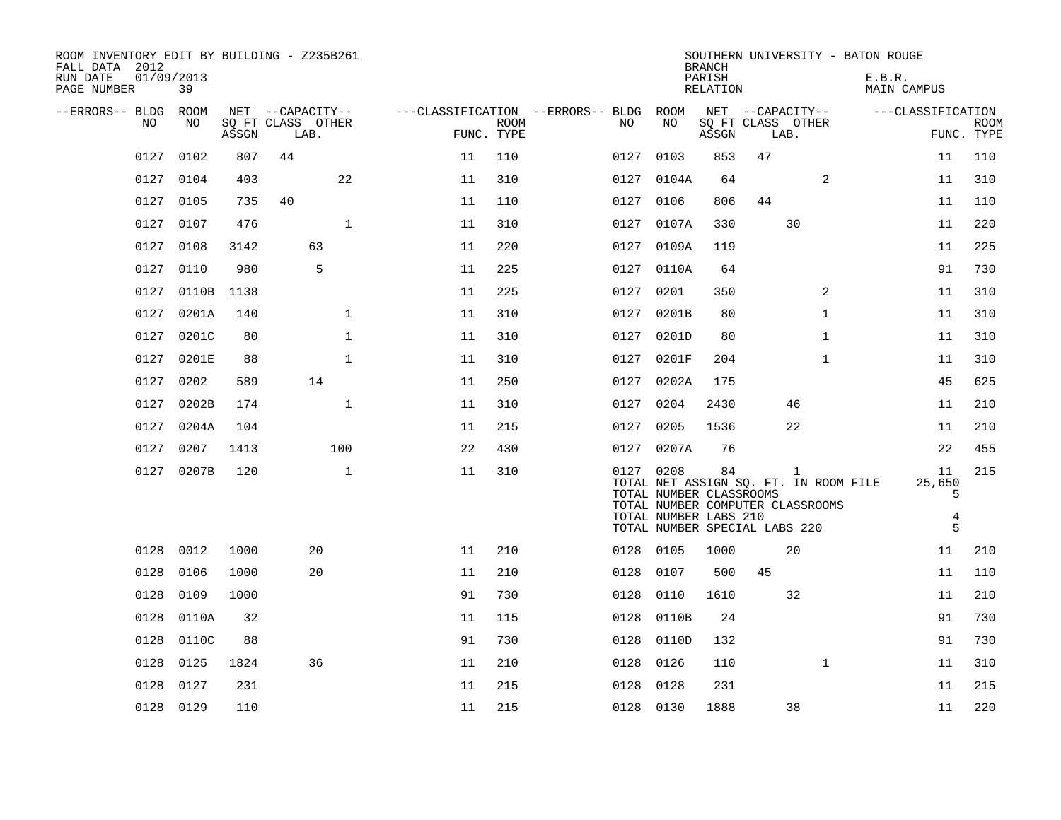ROOM INVENTORY EDIT BY BUILDING - Z235B261
FALL DATA 2012
RUN DATE 01/09/2013

SOUTHERN UNIVERSITY - BATON ROUGE
BRANCH
PARISH E.B.R.
RELATION MAIN CAMPUS

| --ERRORS-- | BLDG NO | ROOM NO | NET SQ FT ASSGN | CAPACITY CLASS LAB. | CAPACITY OTHER | CLASSIFICATION FUNC. | ROOM TYPE | --ERRORS-- | BLDG NO | ROOM NO | NET SQ FT ASSGN | CAPACITY CLASS LAB. | CAPACITY OTHER | CLASSIFICATION FUNC. | ROOM TYPE |
|---|---|---|---|---|---|---|---|---|---|---|---|---|---|---|---|
| | 0127 | 0102 | 807 | 44 | | 11 | 110 | | 0127 | 0103 | 853 | 47 | | 11 | 110 |
| | 0127 | 0104 | 403 | | 22 | 11 | 310 | | 0127 | 0104A | 64 | | 2 | 11 | 310 |
| | 0127 | 0105 | 735 | 40 | | 11 | 110 | | 0127 | 0106 | 806 | 44 | | 11 | 110 |
| | 0127 | 0107 | 476 | | 1 | 11 | 310 | | 0127 | 0107A | 330 | 30 | | 11 | 220 |
| | 0127 | 0108 | 3142 | 63 | | 11 | 220 | | 0127 | 0109A | 119 | | | 11 | 225 |
| | 0127 | 0110 | 980 | 5 | | 11 | 225 | | 0127 | 0110A | 64 | | | 91 | 730 |
| | 0127 | 0110B | 1138 | | | 11 | 225 | | 0127 | 0201 | 350 | | 2 | 11 | 310 |
| | 0127 | 0201A | 140 | | 1 | 11 | 310 | | 0127 | 0201B | 80 | | 1 | 11 | 310 |
| | 0127 | 0201C | 80 | | 1 | 11 | 310 | | 0127 | 0201D | 80 | | 1 | 11 | 310 |
| | 0127 | 0201E | 88 | | 1 | 11 | 310 | | 0127 | 0201F | 204 | | 1 | 11 | 310 |
| | 0127 | 0202 | 589 | 14 | | 11 | 250 | | 0127 | 0202A | 175 | | | 45 | 625 |
| | 0127 | 0202B | 174 | | 1 | 11 | 310 | | 0127 | 0204 | 2430 | 46 | | 11 | 210 |
| | 0127 | 0204A | 104 | | | 11 | 215 | | 0127 | 0205 | 1536 | 22 | | 11 | 210 |
| | 0127 | 0207 | 1413 | | 100 | 22 | 430 | | 0127 | 0207A | 76 | | | 22 | 455 |
| | 0127 | 0207B | 120 | | 1 | 11 | 310 | | 0127 | 0208 | 84 | 1 | | 11 | 215 |
| | | | | | | | | | | TOTAL NET ASSIGN SQ. FT. IN ROOM FILE | | | | 25,650 | |
| | | | | | | | | | | TOTAL NUMBER CLASSROOMS | | | | 5 | |
| | | | | | | | | | | TOTAL NUMBER COMPUTER CLASSROOMS | | | | | |
| | | | | | | | | | | TOTAL NUMBER LABS 210 | | | | 4 | |
| | | | | | | | | | | TOTAL NUMBER SPECIAL LABS 220 | | | | 5 | |
| | 0128 | 0012 | 1000 | 20 | | 11 | 210 | | 0128 | 0105 | 1000 | 20 | | 11 | 210 |
| | 0128 | 0106 | 1000 | 20 | | 11 | 210 | | 0128 | 0107 | 500 | 45 | | 11 | 110 |
| | 0128 | 0109 | 1000 | | | 91 | 730 | | 0128 | 0110 | 1610 | 32 | | 11 | 210 |
| | 0128 | 0110A | 32 | | | 11 | 115 | | 0128 | 0110B | 24 | | | 91 | 730 |
| | 0128 | 0110C | 88 | | | 91 | 730 | | 0128 | 0110D | 132 | | | 91 | 730 |
| | 0128 | 0125 | 1824 | 36 | | 11 | 210 | | 0128 | 0126 | 110 | | 1 | 11 | 310 |
| | 0128 | 0127 | 231 | | | 11 | 215 | | 0128 | 0128 | 231 | | | 11 | 215 |
| | 0128 | 0129 | 110 | | | 11 | 215 | | 0128 | 0130 | 1888 | 38 | | 11 | 220 |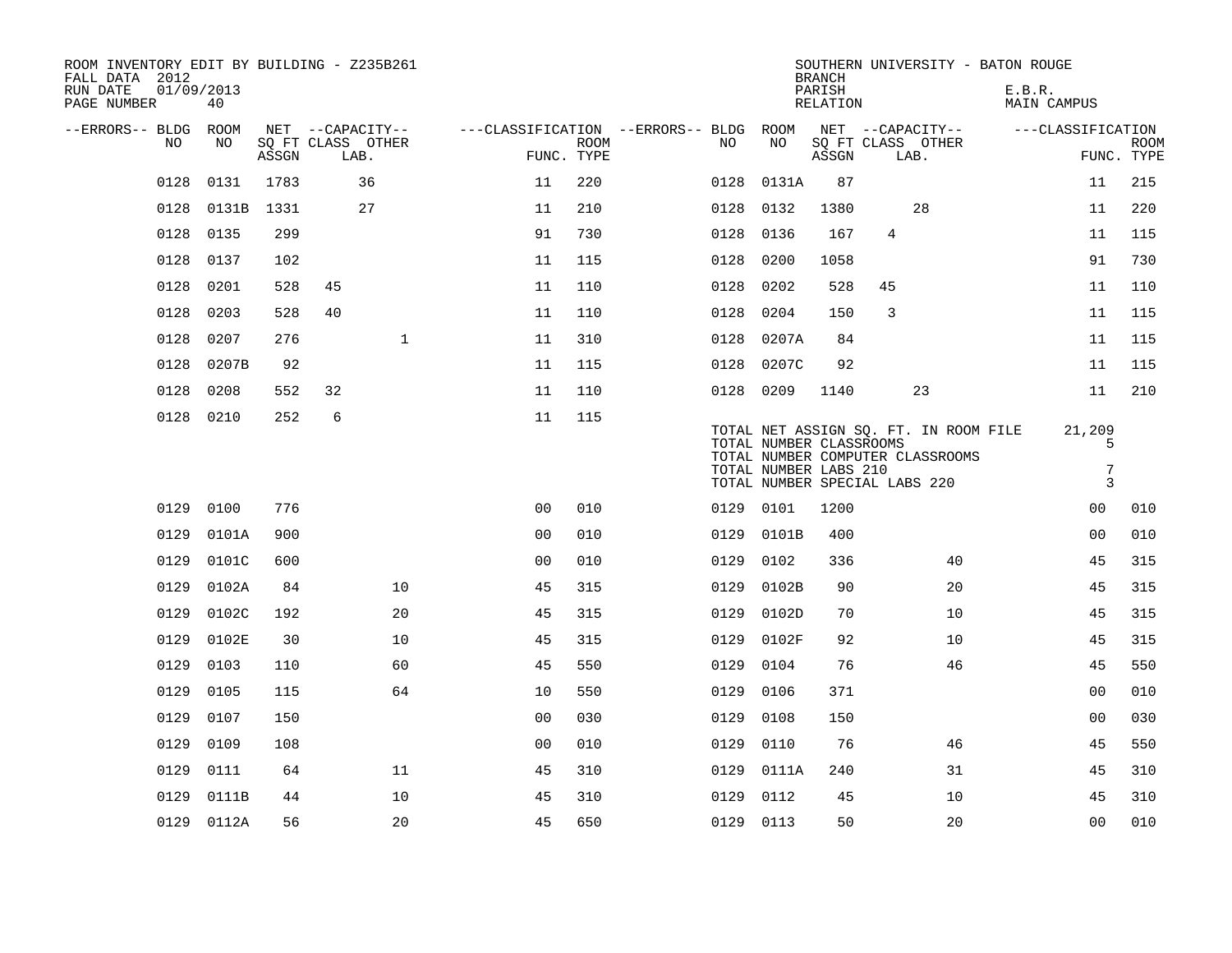ROOM INVENTORY EDIT BY BUILDING - Z235B261
FALL DATA 2012
RUN DATE 01/09/2013
PAGE NUMBER 40

SOUTHERN UNIVERSITY - BATON ROUGE
BRANCH
PARISH E.B.R.
RELATION MAIN CAMPUS

| --ERRORS-- | BLDG NO | ROOM NO | NET SQ FT ASSGN | CAPACITY CLASS LAB. | CAPACITY OTHER | CLASSIFICATION FUNC. | ROOM TYPE | --ERRORS-- | BLDG NO | ROOM NO | NET SQ FT ASSGN | CAPACITY CLASS LAB. | CAPACITY OTHER | CLASSIFICATION FUNC. | ROOM TYPE |
|---|---|---|---|---|---|---|---|---|---|---|---|---|---|---|---|
| | 0128 | 0131 | 1783 | 36 | | 11 | 220 | | 0128 | 0131A | 87 | | | 11 | 215 |
| | 0128 | 0131B | 1331 | 27 | | 11 | 210 | | 0128 | 0132 | 1380 | 28 | | 11 | 220 |
| | 0128 | 0135 | 299 | | | 91 | 730 | | 0128 | 0136 | 167 | 4 | | 11 | 115 |
| | 0128 | 0137 | 102 | | | 11 | 115 | | 0128 | 0200 | 1058 | | | 91 | 730 |
| | 0128 | 0201 | 528 | 45 | | 11 | 110 | | 0128 | 0202 | 528 | 45 | | 11 | 110 |
| | 0128 | 0203 | 528 | 40 | | 11 | 110 | | 0128 | 0204 | 150 | 3 | | 11 | 115 |
| | 0128 | 0207 | 276 | | 1 | 11 | 310 | | 0128 | 0207A | 84 | | | 11 | 115 |
| | 0128 | 0207B | 92 | | | 11 | 115 | | 0128 | 0207C | 92 | | | 11 | 115 |
| | 0128 | 0208 | 552 | 32 | | 11 | 110 | | 0128 | 0209 | 1140 | 23 | | 11 | 210 |
| | 0128 | 0210 | 252 | 6 | | 11 | 115 | | | | | | | | |

TOTAL NET ASSIGN SQ. FT. IN ROOM FILE 21,209
TOTAL NUMBER CLASSROOMS 5
TOTAL NUMBER COMPUTER CLASSROOMS
TOTAL NUMBER LABS 210 7
TOTAL NUMBER SPECIAL LABS 220 3

| --ERRORS-- | BLDG NO | ROOM NO | NET SQ FT ASSGN | CAPACITY CLASS LAB. | CAPACITY OTHER | CLASSIFICATION FUNC. | ROOM TYPE | --ERRORS-- | BLDG NO | ROOM NO | NET SQ FT ASSGN | CAPACITY CLASS LAB. | CAPACITY OTHER | CLASSIFICATION FUNC. | ROOM TYPE |
|---|---|---|---|---|---|---|---|---|---|---|---|---|---|---|---|
| | 0129 | 0100 | 776 | | | 00 | 010 | | 0129 | 0101 | 1200 | | | 00 | 010 |
| | 0129 | 0101A | 900 | | | 00 | 010 | | 0129 | 0101B | 400 | | | 00 | 010 |
| | 0129 | 0101C | 600 | | | 00 | 010 | | 0129 | 0102 | 336 | | 40 | 45 | 315 |
| | 0129 | 0102A | 84 | | 10 | 45 | 315 | | 0129 | 0102B | 90 | | 20 | 45 | 315 |
| | 0129 | 0102C | 192 | | 20 | 45 | 315 | | 0129 | 0102D | 70 | | 10 | 45 | 315 |
| | 0129 | 0102E | 30 | | 10 | 45 | 315 | | 0129 | 0102F | 92 | | 10 | 45 | 315 |
| | 0129 | 0103 | 110 | | 60 | 45 | 550 | | 0129 | 0104 | 76 | | 46 | 45 | 550 |
| | 0129 | 0105 | 115 | | 64 | 10 | 550 | | 0129 | 0106 | 371 | | | 00 | 010 |
| | 0129 | 0107 | 150 | | | 00 | 030 | | 0129 | 0108 | 150 | | | 00 | 030 |
| | 0129 | 0109 | 108 | | | 00 | 010 | | 0129 | 0110 | 76 | | 46 | 45 | 550 |
| | 0129 | 0111 | 64 | | 11 | 45 | 310 | | 0129 | 0111A | 240 | | 31 | 45 | 310 |
| | 0129 | 0111B | 44 | | 10 | 45 | 310 | | 0129 | 0112 | 45 | | 10 | 45 | 310 |
| | 0129 | 0112A | 56 | | 20 | 45 | 650 | | 0129 | 0113 | 50 | | 20 | 00 | 010 |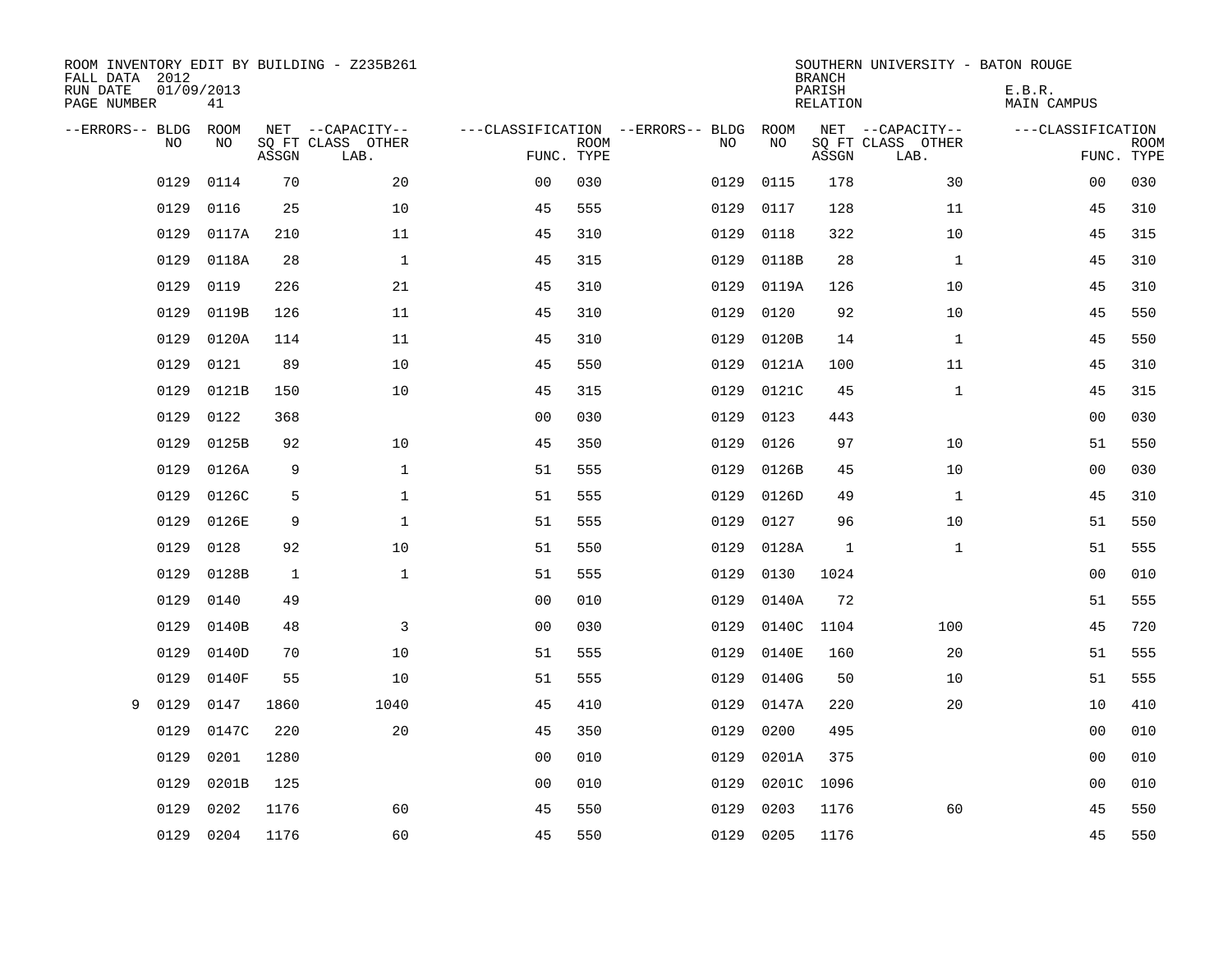ROOM INVENTORY EDIT BY BUILDING - Z235B261
FALL DATA 2012
RUN DATE 01/09/2013
PAGE NUMBER 41

SOUTHERN UNIVERSITY - BATON ROUGE
BRANCH
PARISH E.B.R.
RELATION MAIN CAMPUS

| --ERRORS-- | BLDG NO | ROOM NO | NET SQ FT ASSGN | --CAPACITY-- CLASS LAB. | OTHER | ---CLASSIFICATION FUNC. | ROOM TYPE | --ERRORS-- | BLDG NO | ROOM NO | NET SQ FT ASSGN | --CAPACITY-- CLASS LAB. | OTHER | ---CLASSIFICATION FUNC. | ROOM TYPE |
|---|---|---|---|---|---|---|---|---|---|---|---|---|---|---|---|
| | 0129 | 0114 | 70 | | 20 | 00 | 030 | | 0129 | 0115 | 178 | | 30 | 00 | 030 |
| | 0129 | 0116 | 25 | | 10 | 45 | 555 | | 0129 | 0117 | 128 | | 11 | 45 | 310 |
| | 0129 | 0117A | 210 | | 11 | 45 | 310 | | 0129 | 0118 | 322 | | 10 | 45 | 315 |
| | 0129 | 0118A | 28 | | 1 | 45 | 315 | | 0129 | 0118B | 28 | | 1 | 45 | 310 |
| | 0129 | 0119 | 226 | | 21 | 45 | 310 | | 0129 | 0119A | 126 | | 10 | 45 | 310 |
| | 0129 | 0119B | 126 | | 11 | 45 | 310 | | 0129 | 0120 | 92 | | 10 | 45 | 550 |
| | 0129 | 0120A | 114 | | 11 | 45 | 310 | | 0129 | 0120B | 14 | | 1 | 45 | 550 |
| | 0129 | 0121 | 89 | | 10 | 45 | 550 | | 0129 | 0121A | 100 | | 11 | 45 | 310 |
| | 0129 | 0121B | 150 | | 10 | 45 | 315 | | 0129 | 0121C | 45 | | 1 | 45 | 315 |
| | 0129 | 0122 | 368 | | | 00 | 030 | | 0129 | 0123 | 443 | | | 00 | 030 |
| | 0129 | 0125B | 92 | | 10 | 45 | 350 | | 0129 | 0126 | 97 | | 10 | 51 | 550 |
| | 0129 | 0126A | 9 | | 1 | 51 | 555 | | 0129 | 0126B | 45 | | 10 | 00 | 030 |
| | 0129 | 0126C | 5 | | 1 | 51 | 555 | | 0129 | 0126D | 49 | | 1 | 45 | 310 |
| | 0129 | 0126E | 9 | | 1 | 51 | 555 | | 0129 | 0127 | 96 | | 10 | 51 | 550 |
| | 0129 | 0128 | 92 | | 10 | 51 | 550 | | 0129 | 0128A | 1 | | 1 | 51 | 555 |
| | 0129 | 0128B | 1 | | 1 | 51 | 555 | | 0129 | 0130 | 1024 | | | 00 | 010 |
| | 0129 | 0140 | 49 | | | 00 | 010 | | 0129 | 0140A | 72 | | | 51 | 555 |
| | 0129 | 0140B | 48 | | 3 | 00 | 030 | | 0129 | 0140C | 1104 | | 100 | 45 | 720 |
| | 0129 | 0140D | 70 | | 10 | 51 | 555 | | 0129 | 0140E | 160 | | 20 | 51 | 555 |
| | 0129 | 0140F | 55 | | 10 | 51 | 555 | | 0129 | 0140G | 50 | | 10 | 51 | 555 |
| 9 | 0129 | 0147 | 1860 | | 1040 | 45 | 410 | | 0129 | 0147A | 220 | | 20 | 10 | 410 |
| | 0129 | 0147C | 220 | | 20 | 45 | 350 | | 0129 | 0200 | 495 | | | 00 | 010 |
| | 0129 | 0201 | 1280 | | | 00 | 010 | | 0129 | 0201A | 375 | | | 00 | 010 |
| | 0129 | 0201B | 125 | | | 00 | 010 | | 0129 | 0201C | 1096 | | | 00 | 010 |
| | 0129 | 0202 | 1176 | | 60 | 45 | 550 | | 0129 | 0203 | 1176 | | 60 | 45 | 550 |
| | 0129 | 0204 | 1176 | | 60 | 45 | 550 | | 0129 | 0205 | 1176 | | | 45 | 550 |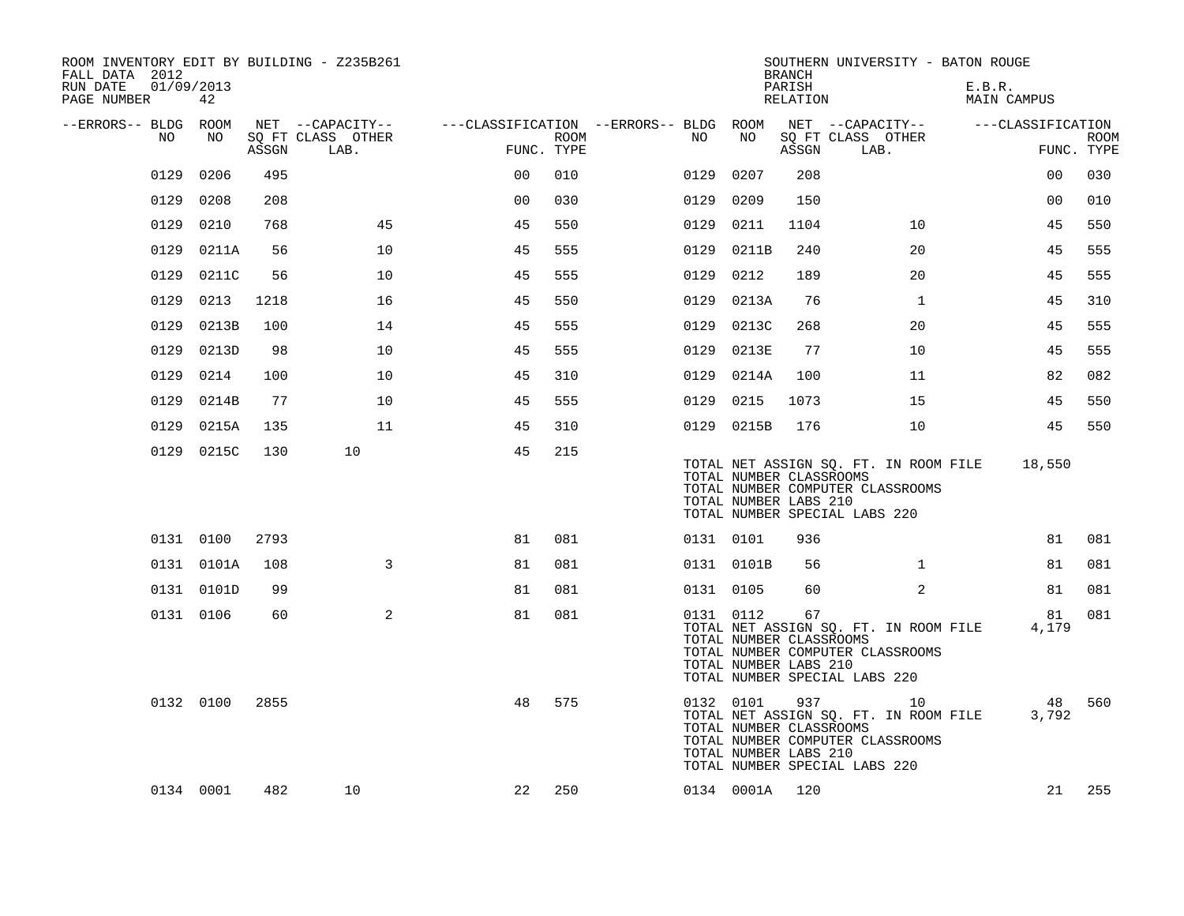ROOM INVENTORY EDIT BY BUILDING - Z235B261
FALL DATA 2012
RUN DATE 01/09/2013
PAGE NUMBER 42

SOUTHERN UNIVERSITY - BATON ROUGE
BRANCH
PARISH E.B.R.
RELATION MAIN CAMPUS

| --ERRORS-- | BLDG NO | ROOM NO | NET SQ FT ASSGN | CAPACITY CLASS LAB. | CAPACITY OTHER | CLASSIFICATION FUNC. | ROOM TYPE | --ERRORS-- | BLDG NO | ROOM NO | NET SQ FT ASSGN | CAPACITY CLASS LAB. | CAPACITY OTHER | CLASSIFICATION FUNC. | ROOM TYPE |
|---|---|---|---|---|---|---|---|---|---|---|---|---|---|---|---|
| | 0129 | 0206 | 495 | | | 00 | 010 | | 0129 | 0207 | 208 | | | 00 | 030 |
| | 0129 | 0208 | 208 | | | 00 | 030 | | 0129 | 0209 | 150 | | | 00 | 010 |
| | 0129 | 0210 | 768 | | 45 | 45 | 550 | | 0129 | 0211 | 1104 | | 10 | 45 | 550 |
| | 0129 | 0211A | 56 | | 10 | 45 | 555 | | 0129 | 0211B | 240 | | 20 | 45 | 555 |
| | 0129 | 0211C | 56 | | 10 | 45 | 555 | | 0129 | 0212 | 189 | | 20 | 45 | 555 |
| | 0129 | 0213 | 1218 | | 16 | 45 | 550 | | 0129 | 0213A | 76 | | 1 | 45 | 310 |
| | 0129 | 0213B | 100 | | 14 | 45 | 555 | | 0129 | 0213C | 268 | | 20 | 45 | 555 |
| | 0129 | 0213D | 98 | | 10 | 45 | 555 | | 0129 | 0213E | 77 | | 10 | 45 | 555 |
| | 0129 | 0214 | 100 | | 10 | 45 | 310 | | 0129 | 0214A | 100 | | 11 | 82 | 082 |
| | 0129 | 0214B | 77 | | 10 | 45 | 555 | | 0129 | 0215 | 1073 | | 15 | 45 | 550 |
| | 0129 | 0215A | 135 | | 11 | 45 | 310 | | 0129 | 0215B | 176 | | 10 | 45 | 550 |
| | 0129 | 0215C | 130 | 10 | | 45 | 215 | | | | | | | | |

TOTAL NET ASSIGN SQ. FT. IN ROOM FILE 18,550
TOTAL NUMBER CLASSROOMS
TOTAL NUMBER COMPUTER CLASSROOMS
TOTAL NUMBER LABS 210
TOTAL NUMBER SPECIAL LABS 220

| --ERRORS-- | BLDG NO | ROOM NO | NET SQ FT ASSGN | CAPACITY CLASS LAB. | CAPACITY OTHER | CLASSIFICATION FUNC. | ROOM TYPE | --ERRORS-- | BLDG NO | ROOM NO | NET SQ FT ASSGN | CAPACITY CLASS LAB. | CAPACITY OTHER | CLASSIFICATION FUNC. | ROOM TYPE |
|---|---|---|---|---|---|---|---|---|---|---|---|---|---|---|---|
| | 0131 | 0100 | 2793 | | | 81 | 081 | | 0131 | 0101 | 936 | | | 81 | 081 |
| | 0131 | 0101A | 108 | | 3 | 81 | 081 | | 0131 | 0101B | 56 | | 1 | 81 | 081 |
| | 0131 | 0101D | 99 | | | 81 | 081 | | 0131 | 0105 | 60 | | 2 | 81 | 081 |
| | 0131 | 0106 | 60 | | 2 | 81 | 081 | | 0131 | 0112 | 67 | | | 81 | 081 |

TOTAL NET ASSIGN SQ. FT. IN ROOM FILE 4,179
TOTAL NUMBER CLASSROOMS
TOTAL NUMBER COMPUTER CLASSROOMS
TOTAL NUMBER LABS 210
TOTAL NUMBER SPECIAL LABS 220

| --ERRORS-- | BLDG NO | ROOM NO | NET SQ FT ASSGN | CAPACITY CLASS LAB. | CAPACITY OTHER | CLASSIFICATION FUNC. | ROOM TYPE | --ERRORS-- | BLDG NO | ROOM NO | NET SQ FT ASSGN | CAPACITY CLASS LAB. | CAPACITY OTHER | CLASSIFICATION FUNC. | ROOM TYPE |
|---|---|---|---|---|---|---|---|---|---|---|---|---|---|---|---|
| | 0132 | 0100 | 2855 | | | 48 | 575 | | 0132 | 0101 | 937 | 10 | | 48 | 560 |

TOTAL NET ASSIGN SQ. FT. IN ROOM FILE 3,792
TOTAL NUMBER CLASSROOMS
TOTAL NUMBER COMPUTER CLASSROOMS
TOTAL NUMBER LABS 210
TOTAL NUMBER SPECIAL LABS 220

| --ERRORS-- | BLDG NO | ROOM NO | NET SQ FT ASSGN | CAPACITY CLASS LAB. | CAPACITY OTHER | CLASSIFICATION FUNC. | ROOM TYPE | --ERRORS-- | BLDG NO | ROOM NO | NET SQ FT ASSGN | CAPACITY CLASS LAB. | CAPACITY OTHER | CLASSIFICATION FUNC. | ROOM TYPE |
|---|---|---|---|---|---|---|---|---|---|---|---|---|---|---|---|
| | 0134 | 0001 | 482 | 10 | | 22 | 250 | | 0134 | 0001A | 120 | | | 21 | 255 |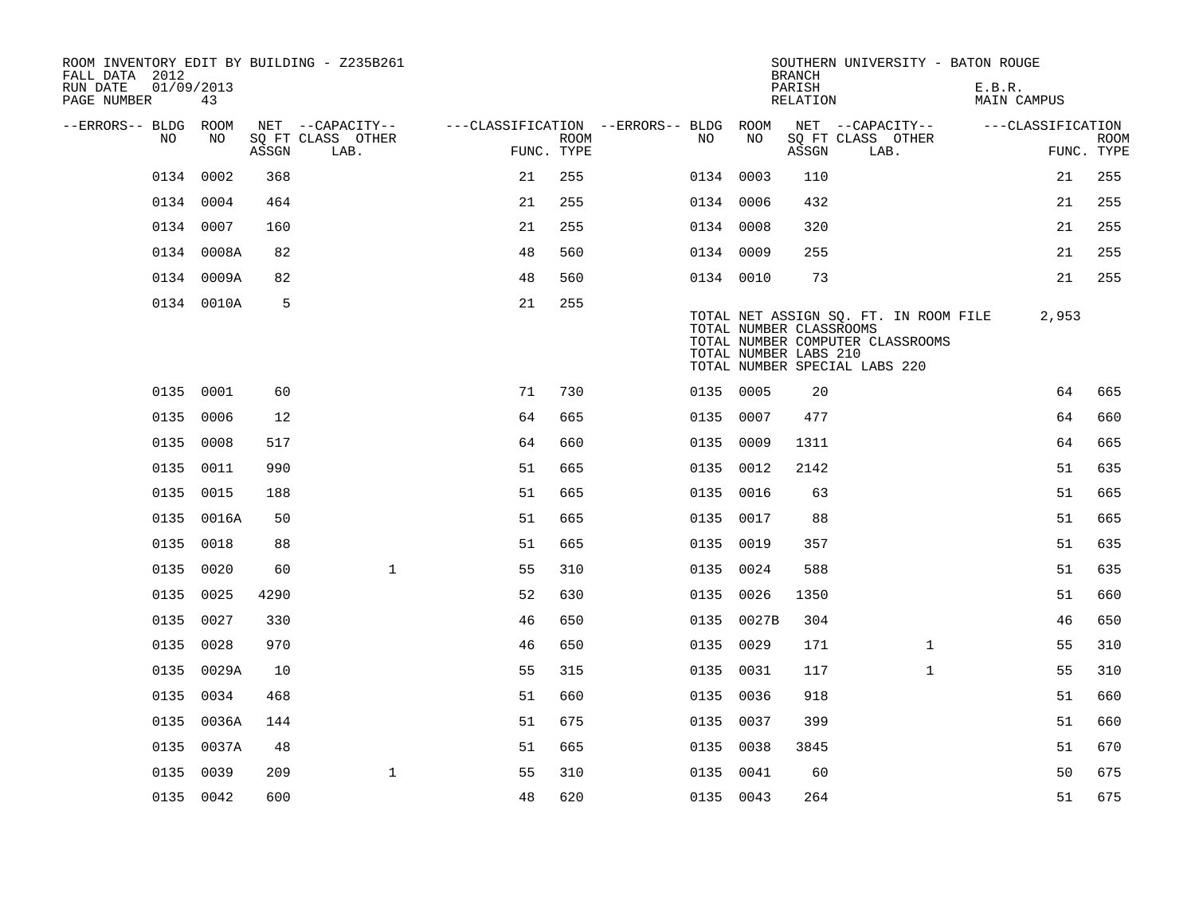ROOM INVENTORY EDIT BY BUILDING - Z235B261
FALL DATA 2012
RUN DATE 01/09/2013

SOUTHERN UNIVERSITY - BATON ROUGE
BRANCH
PARISH E.B.R.
RELATION MAIN CAMPUS

| --ERRORS-- | BLDG NO | ROOM NO | NET ASSGN SQ FT | CAPACITY CLASS LAB. | CAPACITY OTHER | CLASSIFICATION FUNC. | ROOM TYPE | --ERRORS-- | BLDG NO | ROOM NO | NET ASSGN SQ FT | CAPACITY CLASS LAB. | CAPACITY OTHER | CLASSIFICATION FUNC. | ROOM TYPE |
|---|---|---|---|---|---|---|---|---|---|---|---|---|---|---|---|
| | 0134 | 0002 | 368 | | | 21 | 255 | | 0134 | 0003 | 110 | | | 21 | 255 |
| | 0134 | 0004 | 464 | | | 21 | 255 | | 0134 | 0006 | 432 | | | 21 | 255 |
| | 0134 | 0007 | 160 | | | 21 | 255 | | 0134 | 0008 | 320 | | | 21 | 255 |
| | 0134 | 0008A | 82 | | | 48 | 560 | | 0134 | 0009 | 255 | | | 21 | 255 |
| | 0134 | 0009A | 82 | | | 48 | 560 | | 0134 | 0010 | 73 | | | 21 | 255 |
| | 0134 | 0010A | 5 | | | 21 | 255 | | | | | | | | |

TOTAL NET ASSIGN SQ. FT. IN ROOM FILE 2,953
TOTAL NUMBER CLASSROOMS
TOTAL NUMBER COMPUTER CLASSROOMS
TOTAL NUMBER LABS 210
TOTAL NUMBER SPECIAL LABS 220

| --ERRORS-- | BLDG NO | ROOM NO | NET ASSGN SQ FT | CAPACITY CLASS LAB. | CAPACITY OTHER | CLASSIFICATION FUNC. | ROOM TYPE | --ERRORS-- | BLDG NO | ROOM NO | NET ASSGN SQ FT | CAPACITY CLASS LAB. | CAPACITY OTHER | CLASSIFICATION FUNC. | ROOM TYPE |
|---|---|---|---|---|---|---|---|---|---|---|---|---|---|---|---|
| | 0135 | 0001 | 60 | | | 71 | 730 | | 0135 | 0005 | 20 | | | 64 | 665 |
| | 0135 | 0006 | 12 | | | 64 | 665 | | 0135 | 0007 | 477 | | | 64 | 660 |
| | 0135 | 0008 | 517 | | | 64 | 660 | | 0135 | 0009 | 1311 | | | 64 | 665 |
| | 0135 | 0011 | 990 | | | 51 | 665 | | 0135 | 0012 | 2142 | | | 51 | 635 |
| | 0135 | 0015 | 188 | | | 51 | 665 | | 0135 | 0016 | 63 | | | 51 | 665 |
| | 0135 | 0016A | 50 | | | 51 | 665 | | 0135 | 0017 | 88 | | | 51 | 665 |
| | 0135 | 0018 | 88 | | | 51 | 665 | | 0135 | 0019 | 357 | | | 51 | 635 |
| | 0135 | 0020 | 60 | | 1 | 55 | 310 | | 0135 | 0024 | 588 | | | 51 | 635 |
| | 0135 | 0025 | 4290 | | | 52 | 630 | | 0135 | 0026 | 1350 | | | 51 | 660 |
| | 0135 | 0027 | 330 | | | 46 | 650 | | 0135 | 0027B | 304 | | | 46 | 650 |
| | 0135 | 0028 | 970 | | | 46 | 650 | | 0135 | 0029 | 171 | | 1 | 55 | 310 |
| | 0135 | 0029A | 10 | | | 55 | 315 | | 0135 | 0031 | 117 | | 1 | 55 | 310 |
| | 0135 | 0034 | 468 | | | 51 | 660 | | 0135 | 0036 | 918 | | | 51 | 660 |
| | 0135 | 0036A | 144 | | | 51 | 675 | | 0135 | 0037 | 399 | | | 51 | 660 |
| | 0135 | 0037A | 48 | | | 51 | 665 | | 0135 | 0038 | 3845 | | | 51 | 670 |
| | 0135 | 0039 | 209 | | 1 | 55 | 310 | | 0135 | 0041 | 60 | | | 50 | 675 |
| | 0135 | 0042 | 600 | | | 48 | 620 | | 0135 | 0043 | 264 | | | 51 | 675 |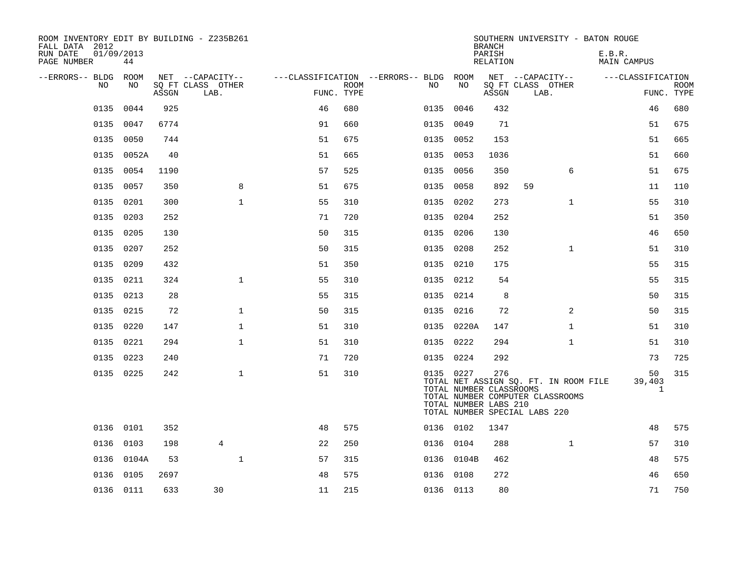ROOM INVENTORY EDIT BY BUILDING - Z235B261
FALL DATA 2012
RUN DATE 01/09/2013
PAGE NUMBER 44

SOUTHERN UNIVERSITY - BATON ROUGE
BRANCH
PARISH E.B.R.
RELATION MAIN CAMPUS

| --ERRORS-- | BLDG NO | ROOM NO | NET SQ FT ASSGN | CAPACITY CLASS LAB. | CAPACITY OTHER | CLASSIFICATION FUNC. | ROOM TYPE | --ERRORS-- | BLDG NO | ROOM NO | NET SQ FT ASSGN | CAPACITY CLASS LAB. | CAPACITY OTHER | CLASSIFICATION FUNC. | ROOM TYPE |
|---|---|---|---|---|---|---|---|---|---|---|---|---|---|---|---|
| | 0135 | 0044 | 925 | | | 46 | 680 | | 0135 | 0046 | 432 | | | 46 | 680 |
| | 0135 | 0047 | 6774 | | | 91 | 660 | | 0135 | 0049 | 71 | | | 51 | 675 |
| | 0135 | 0050 | 744 | | | 51 | 675 | | 0135 | 0052 | 153 | | | 51 | 665 |
| | 0135 | 0052A | 40 | | | 51 | 665 | | 0135 | 0053 | 1036 | | | 51 | 660 |
| | 0135 | 0054 | 1190 | | | 57 | 525 | | 0135 | 0056 | 350 | | 6 | 51 | 675 |
| | 0135 | 0057 | 350 | | 8 | 51 | 675 | | 0135 | 0058 | 892 | 59 | | 11 | 110 |
| | 0135 | 0201 | 300 | | 1 | 55 | 310 | | 0135 | 0202 | 273 | | 1 | 55 | 310 |
| | 0135 | 0203 | 252 | | | 71 | 720 | | 0135 | 0204 | 252 | | | 51 | 350 |
| | 0135 | 0205 | 130 | | | 50 | 315 | | 0135 | 0206 | 130 | | | 46 | 650 |
| | 0135 | 0207 | 252 | | | 50 | 315 | | 0135 | 0208 | 252 | | 1 | 51 | 310 |
| | 0135 | 0209 | 432 | | | 51 | 350 | | 0135 | 0210 | 175 | | | 55 | 315 |
| | 0135 | 0211 | 324 | | 1 | 55 | 310 | | 0135 | 0212 | 54 | | | 55 | 315 |
| | 0135 | 0213 | 28 | | | 55 | 315 | | 0135 | 0214 | 8 | | | 50 | 315 |
| | 0135 | 0215 | 72 | | 1 | 50 | 315 | | 0135 | 0216 | 72 | | 2 | 50 | 315 |
| | 0135 | 0220 | 147 | | 1 | 51 | 310 | | 0135 | 0220A | 147 | | 1 | 51 | 310 |
| | 0135 | 0221 | 294 | | 1 | 51 | 310 | | 0135 | 0222 | 294 | | 1 | 51 | 310 |
| | 0135 | 0223 | 240 | | | 71 | 720 | | 0135 | 0224 | 292 | | | 73 | 725 |
| | 0135 | 0225 | 242 | | 1 | 51 | 310 | | 0135 | 0227 | 276 | | | 50 | 315 |
| | | | | | | | | | TOTAL NET ASSIGN SQ. FT. IN ROOM FILE | | | | | 39,403 | |
| | | | | | | | | | TOTAL NUMBER CLASSROOMS | | | | | 1 | |
| | | | | | | | | | TOTAL NUMBER COMPUTER CLASSROOMS | | | | | | |
| | | | | | | | | | TOTAL NUMBER LABS 210 | | | | | | |
| | | | | | | | | | TOTAL NUMBER SPECIAL LABS 220 | | | | | | |
| | 0136 | 0101 | 352 | | | 48 | 575 | | 0136 | 0102 | 1347 | | | 48 | 575 |
| | 0136 | 0103 | 198 | 4 | | 22 | 250 | | 0136 | 0104 | 288 | | 1 | 57 | 310 |
| | 0136 | 0104A | 53 | | 1 | 57 | 315 | | 0136 | 0104B | 462 | | | 48 | 575 |
| | 0136 | 0105 | 2697 | | | 48 | 575 | | 0136 | 0108 | 272 | | | 46 | 650 |
| | 0136 | 0111 | 633 | 30 | | 11 | 215 | | 0136 | 0113 | 80 | | | 71 | 750 |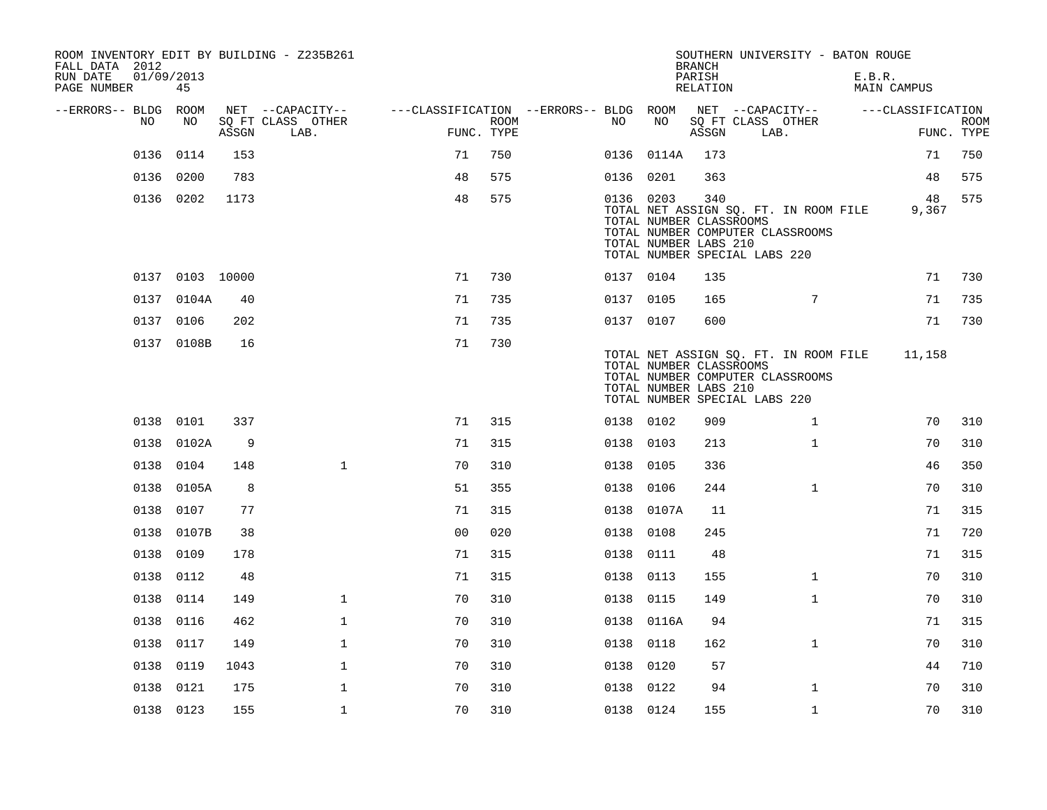ROOM INVENTORY EDIT BY BUILDING - Z235B261
FALL DATA 2012
RUN DATE 01/09/2013
PAGE NUMBER 45

SOUTHERN UNIVERSITY - BATON ROUGE
BRANCH
PARISH E.B.R.
RELATION MAIN CAMPUS

| --ERRORS-- | BLDG NO | ROOM NO | NET SQ FT ASSGN | --CAPACITY-- CLASS LAB. | OTHER | ---CLASSIFICATION FUNC. | ROOM TYPE | --ERRORS-- | BLDG NO | ROOM NO | NET SQ FT ASSGN | --CAPACITY-- CLASS LAB. | OTHER | ---CLASSIFICATION FUNC. | ROOM TYPE |
|---|---|---|---|---|---|---|---|---|---|---|---|---|---|---|---|
| | 0136 | 0114 | 153 | | | 71 | 750 | | 0136 | 0114A | 173 | | | 71 | 750 |
| | 0136 | 0200 | 783 | | | 48 | 575 | | 0136 | 0201 | 363 | | | 48 | 575 |
| | 0136 | 0202 | 1173 | | | 48 | 575 | | 0136 | 0203 | 340 | | | 48 | 575 |
| | | | | | | | | | TOTAL NET ASSIGN SQ. FT. IN ROOM FILE | | | | | 9,367 | |
| | | | | | | | | | TOTAL NUMBER CLASSROOMS | | | | | | |
| | | | | | | | | | TOTAL NUMBER COMPUTER CLASSROOMS | | | | | | |
| | | | | | | | | | TOTAL NUMBER LABS 210 | | | | | | |
| | | | | | | | | | TOTAL NUMBER SPECIAL LABS 220 | | | | | | |
| | 0137 | 0103 | 10000 | | | 71 | 730 | | 0137 | 0104 | 135 | | | 71 | 730 |
| | 0137 | 0104A | 40 | | | 71 | 735 | | 0137 | 0105 | 165 | | 7 | 71 | 735 |
| | 0137 | 0106 | 202 | | | 71 | 735 | | 0137 | 0107 | 600 | | | 71 | 730 |
| | 0137 | 0108B | 16 | | | 71 | 730 | | | | | | | | |
| | | | | | | | | | TOTAL NET ASSIGN SQ. FT. IN ROOM FILE | | | | | 11,158 | |
| | | | | | | | | | TOTAL NUMBER CLASSROOMS | | | | | | |
| | | | | | | | | | TOTAL NUMBER COMPUTER CLASSROOMS | | | | | | |
| | | | | | | | | | TOTAL NUMBER LABS 210 | | | | | | |
| | | | | | | | | | TOTAL NUMBER SPECIAL LABS 220 | | | | | | |
| | 0138 | 0101 | 337 | | | 71 | 315 | | 0138 | 0102 | 909 | | 1 | 70 | 310 |
| | 0138 | 0102A | 9 | | | 71 | 315 | | 0138 | 0103 | 213 | | 1 | 70 | 310 |
| | 0138 | 0104 | 148 | | 1 | 70 | 310 | | 0138 | 0105 | 336 | | | 46 | 350 |
| | 0138 | 0105A | 8 | | | 51 | 355 | | 0138 | 0106 | 244 | | 1 | 70 | 310 |
| | 0138 | 0107 | 77 | | | 71 | 315 | | 0138 | 0107A | 11 | | | 71 | 315 |
| | 0138 | 0107B | 38 | | | 00 | 020 | | 0138 | 0108 | 245 | | | 71 | 720 |
| | 0138 | 0109 | 178 | | | 71 | 315 | | 0138 | 0111 | 48 | | | 71 | 315 |
| | 0138 | 0112 | 48 | | | 71 | 315 | | 0138 | 0113 | 155 | | 1 | 70 | 310 |
| | 0138 | 0114 | 149 | | 1 | 70 | 310 | | 0138 | 0115 | 149 | | 1 | 70 | 310 |
| | 0138 | 0116 | 462 | | 1 | 70 | 310 | | 0138 | 0116A | 94 | | | 71 | 315 |
| | 0138 | 0117 | 149 | | 1 | 70 | 310 | | 0138 | 0118 | 162 | | 1 | 70 | 310 |
| | 0138 | 0119 | 1043 | | 1 | 70 | 310 | | 0138 | 0120 | 57 | | | 44 | 710 |
| | 0138 | 0121 | 175 | | 1 | 70 | 310 | | 0138 | 0122 | 94 | | 1 | 70 | 310 |
| | 0138 | 0123 | 155 | | 1 | 70 | 310 | | 0138 | 0124 | 155 | | 1 | 70 | 310 |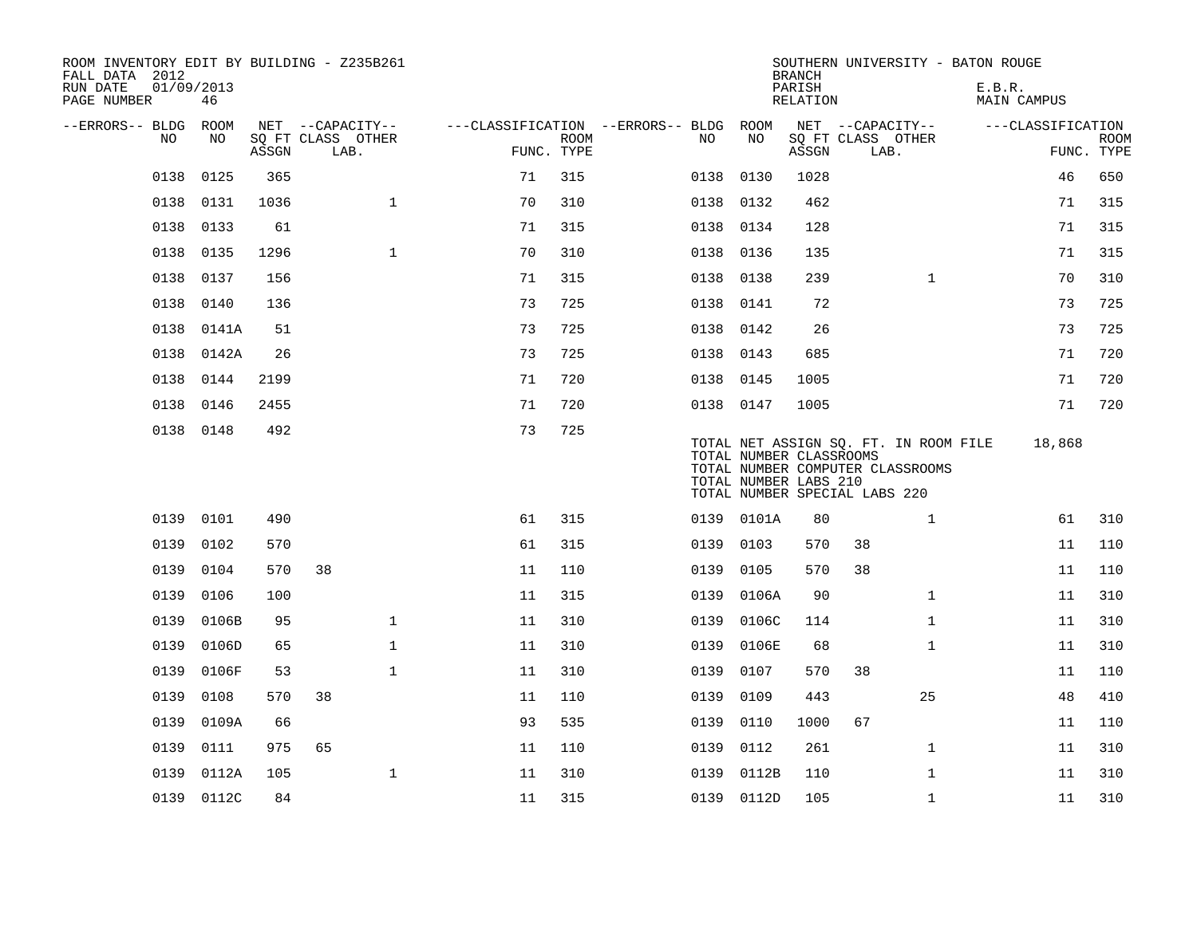ROOM INVENTORY EDIT BY BUILDING - Z235B261
FALL DATA 2012
RUN DATE 01/09/2013
PAGE NUMBER 46

SOUTHERN UNIVERSITY - BATON ROUGE
BRANCH
PARISH E.B.R.
RELATION MAIN CAMPUS

| --ERRORS-- | BLDG NO | ROOM NO | NET SQ FT ASSGN | --CAPACITY-- CLASS | LAB. | OTHER | ---CLASSIFICATION FUNC. | ROOM TYPE | --ERRORS-- | BLDG NO | ROOM NO | NET SQ FT ASSGN | --CAPACITY-- CLASS | LAB. | OTHER | ---CLASSIFICATION FUNC. | ROOM TYPE |
|---|---|---|---|---|---|---|---|---|---|---|---|---|---|---|---|---|---|
| | 0138 | 0125 | 365 | | | | 71 | 315 | | 0138 | 0130 | 1028 | | | | 46 | 650 |
| | 0138 | 0131 | 1036 | | | 1 | 70 | 310 | | 0138 | 0132 | 462 | | | | 71 | 315 |
| | 0138 | 0133 | 61 | | | | 71 | 315 | | 0138 | 0134 | 128 | | | | 71 | 315 |
| | 0138 | 0135 | 1296 | | | 1 | 70 | 310 | | 0138 | 0136 | 135 | | | | 71 | 315 |
| | 0138 | 0137 | 156 | | | | 71 | 315 | | 0138 | 0138 | 239 | | | 1 | 70 | 310 |
| | 0138 | 0140 | 136 | | | | 73 | 725 | | 0138 | 0141 | 72 | | | | 73 | 725 |
| | 0138 | 0141A | 51 | | | | 73 | 725 | | 0138 | 0142 | 26 | | | | 73 | 725 |
| | 0138 | 0142A | 26 | | | | 73 | 725 | | 0138 | 0143 | 685 | | | | 71 | 720 |
| | 0138 | 0144 | 2199 | | | | 71 | 720 | | 0138 | 0145 | 1005 | | | | 71 | 720 |
| | 0138 | 0146 | 2455 | | | | 71 | 720 | | 0138 | 0147 | 1005 | | | | 71 | 720 |
| | 0138 | 0148 | 492 | | | | 73 | 725 | | | | | | | | | |

TOTAL NET ASSIGN SQ. FT. IN ROOM FILE 18,868
TOTAL NUMBER CLASSROOMS
TOTAL NUMBER COMPUTER CLASSROOMS
TOTAL NUMBER LABS 210
TOTAL NUMBER SPECIAL LABS 220

| --ERRORS-- | BLDG NO | ROOM NO | NET SQ FT ASSGN | --CAPACITY-- CLASS | LAB. | OTHER | ---CLASSIFICATION FUNC. | ROOM TYPE | --ERRORS-- | BLDG NO | ROOM NO | NET SQ FT ASSGN | --CAPACITY-- CLASS | LAB. | OTHER | ---CLASSIFICATION FUNC. | ROOM TYPE |
|---|---|---|---|---|---|---|---|---|---|---|---|---|---|---|---|---|---|
| | 0139 | 0101 | 490 | | | | 61 | 315 | | 0139 | 0101A | 80 | | | 1 | 61 | 310 |
| | 0139 | 0102 | 570 | | | | 61 | 315 | | 0139 | 0103 | 570 | 38 | | | 11 | 110 |
| | 0139 | 0104 | 570 | 38 | | | 11 | 110 | | 0139 | 0105 | 570 | 38 | | | 11 | 110 |
| | 0139 | 0106 | 100 | | | | 11 | 315 | | 0139 | 0106A | 90 | | | 1 | 11 | 310 |
| | 0139 | 0106B | 95 | | | 1 | 11 | 310 | | 0139 | 0106C | 114 | | | 1 | 11 | 310 |
| | 0139 | 0106D | 65 | | | 1 | 11 | 310 | | 0139 | 0106E | 68 | | | 1 | 11 | 310 |
| | 0139 | 0106F | 53 | | | 1 | 11 | 310 | | 0139 | 0107 | 570 | 38 | | | 11 | 110 |
| | 0139 | 0108 | 570 | 38 | | | 11 | 110 | | 0139 | 0109 | 443 | | | 25 | 48 | 410 |
| | 0139 | 0109A | 66 | | | | 93 | 535 | | 0139 | 0110 | 1000 | 67 | | | 11 | 110 |
| | 0139 | 0111 | 975 | 65 | | | 11 | 110 | | 0139 | 0112 | 261 | | | 1 | 11 | 310 |
| | 0139 | 0112A | 105 | | | 1 | 11 | 310 | | 0139 | 0112B | 110 | | | 1 | 11 | 310 |
| | 0139 | 0112C | 84 | | | | 11 | 315 | | 0139 | 0112D | 105 | | | 1 | 11 | 310 |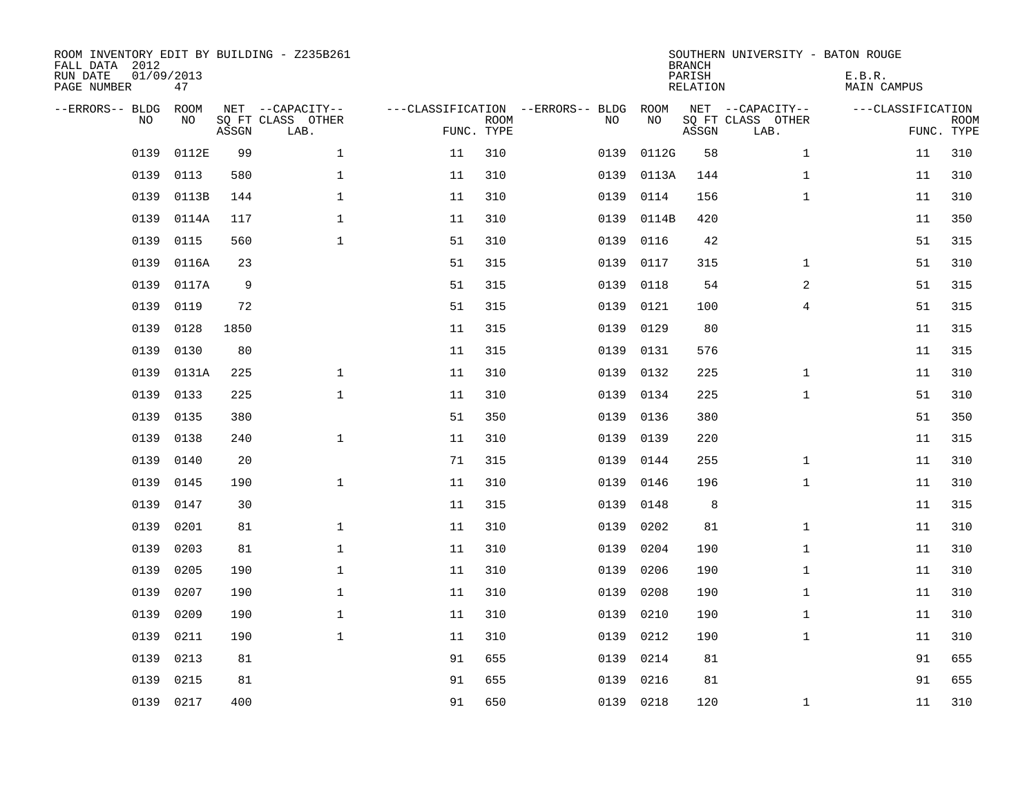ROOM INVENTORY EDIT BY BUILDING - Z235B261
FALL DATA 2012
RUN DATE 01/09/2013
PAGE NUMBER 47

SOUTHERN UNIVERSITY - BATON ROUGE
BRANCH
PARISH E.B.R.
RELATION MAIN CAMPUS

| --ERRORS-- | BLDG NO | ROOM NO | NET SQ FT ASSGN | --CAPACITY-- CLASS LAB. | OTHER | ---CLASSIFICATION FUNC. | ROOM TYPE | --ERRORS-- | BLDG NO | ROOM NO | NET SQ FT ASSGN | --CAPACITY-- CLASS LAB. | OTHER | ---CLASSIFICATION FUNC. | ROOM TYPE |
|---|---|---|---|---|---|---|---|---|---|---|---|---|---|---|---|
| | 0139 | 0112E | 99 | | 1 | 11 | 310 | | 0139 | 0112G | 58 | | 1 | 11 | 310 |
| | 0139 | 0113 | 580 | | 1 | 11 | 310 | | 0139 | 0113A | 144 | | 1 | 11 | 310 |
| | 0139 | 0113B | 144 | | 1 | 11 | 310 | | 0139 | 0114 | 156 | | 1 | 11 | 310 |
| | 0139 | 0114A | 117 | | 1 | 11 | 310 | | 0139 | 0114B | 420 | | | 11 | 350 |
| | 0139 | 0115 | 560 | | 1 | 51 | 310 | | 0139 | 0116 | 42 | | | 51 | 315 |
| | 0139 | 0116A | 23 | | | 51 | 315 | | 0139 | 0117 | 315 | | 1 | 51 | 310 |
| | 0139 | 0117A | 9 | | | 51 | 315 | | 0139 | 0118 | 54 | | 2 | 51 | 315 |
| | 0139 | 0119 | 72 | | | 51 | 315 | | 0139 | 0121 | 100 | | 4 | 51 | 315 |
| | 0139 | 0128 | 1850 | | | 11 | 315 | | 0139 | 0129 | 80 | | | 11 | 315 |
| | 0139 | 0130 | 80 | | | 11 | 315 | | 0139 | 0131 | 576 | | | 11 | 315 |
| | 0139 | 0131A | 225 | | 1 | 11 | 310 | | 0139 | 0132 | 225 | | 1 | 11 | 310 |
| | 0139 | 0133 | 225 | | 1 | 11 | 310 | | 0139 | 0134 | 225 | | 1 | 51 | 310 |
| | 0139 | 0135 | 380 | | | 51 | 350 | | 0139 | 0136 | 380 | | | 51 | 350 |
| | 0139 | 0138 | 240 | | 1 | 11 | 310 | | 0139 | 0139 | 220 | | | 11 | 315 |
| | 0139 | 0140 | 20 | | | 71 | 315 | | 0139 | 0144 | 255 | | 1 | 11 | 310 |
| | 0139 | 0145 | 190 | | 1 | 11 | 310 | | 0139 | 0146 | 196 | | 1 | 11 | 310 |
| | 0139 | 0147 | 30 | | | 11 | 315 | | 0139 | 0148 | 8 | | | 11 | 315 |
| | 0139 | 0201 | 81 | | 1 | 11 | 310 | | 0139 | 0202 | 81 | | 1 | 11 | 310 |
| | 0139 | 0203 | 81 | | 1 | 11 | 310 | | 0139 | 0204 | 190 | | 1 | 11 | 310 |
| | 0139 | 0205 | 190 | | 1 | 11 | 310 | | 0139 | 0206 | 190 | | 1 | 11 | 310 |
| | 0139 | 0207 | 190 | | 1 | 11 | 310 | | 0139 | 0208 | 190 | | 1 | 11 | 310 |
| | 0139 | 0209 | 190 | | 1 | 11 | 310 | | 0139 | 0210 | 190 | | 1 | 11 | 310 |
| | 0139 | 0211 | 190 | | 1 | 11 | 310 | | 0139 | 0212 | 190 | | 1 | 11 | 310 |
| | 0139 | 0213 | 81 | | | 91 | 655 | | 0139 | 0214 | 81 | | | 91 | 655 |
| | 0139 | 0215 | 81 | | | 91 | 655 | | 0139 | 0216 | 81 | | | 91 | 655 |
| | 0139 | 0217 | 400 | | | 91 | 650 | | 0139 | 0218 | 120 | | 1 | 11 | 310 |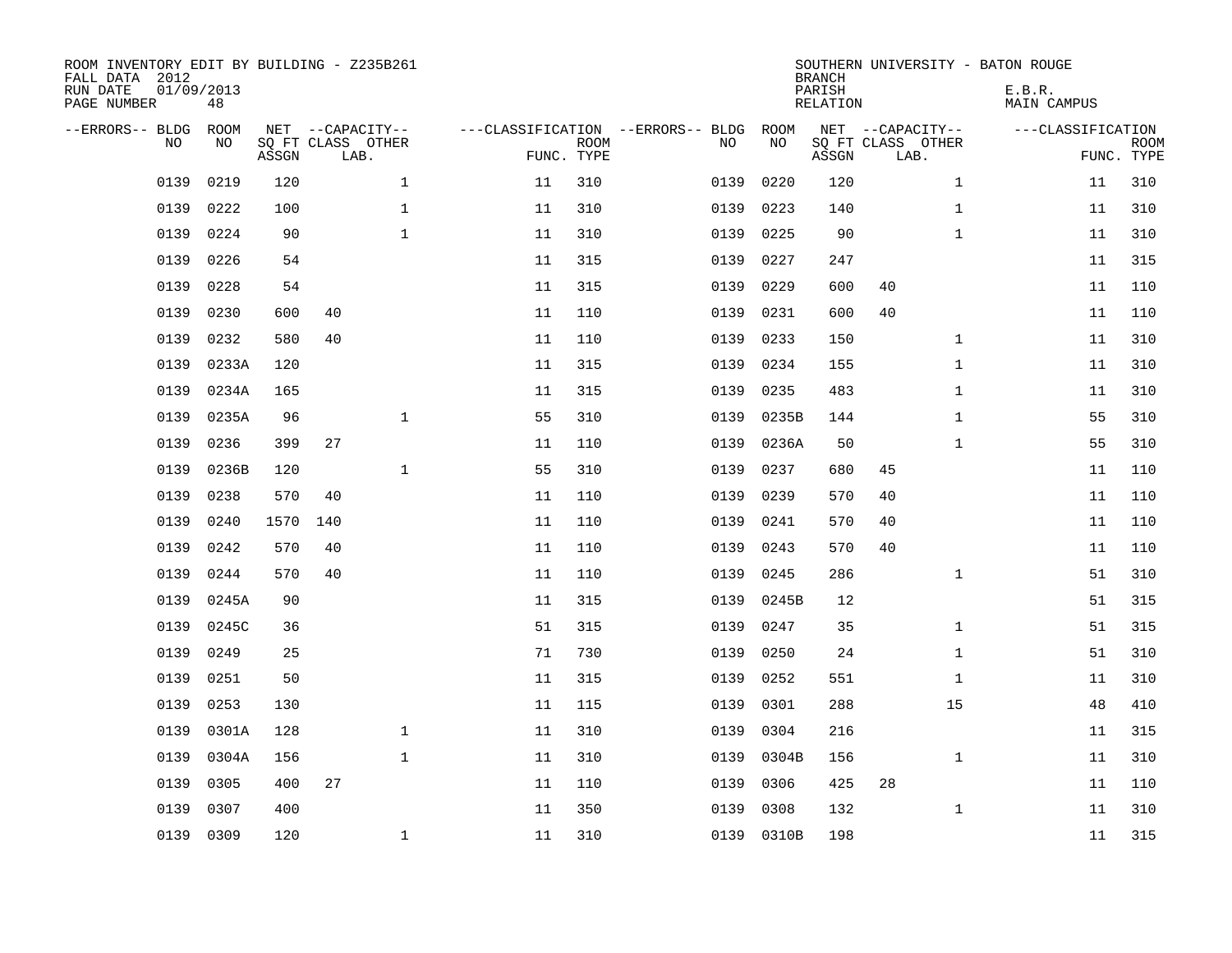ROOM INVENTORY EDIT BY BUILDING - Z235B261
FALL DATA 2012
RUN DATE 01/09/2013
PAGE NUMBER 48

SOUTHERN UNIVERSITY - BATON ROUGE
BRANCH
PARISH E.B.R.
RELATION MAIN CAMPUS

| --ERRORS-- | BLDG NO | ROOM NO | NET SQ FT ASSGN | --CAPACITY-- CLASS LAB. | OTHER | ---CLASSIFICATION FUNC. | ROOM TYPE | --ERRORS-- | BLDG NO | ROOM NO | NET SQ FT ASSGN | --CAPACITY-- CLASS LAB. | OTHER | ---CLASSIFICATION FUNC. | ROOM TYPE |
|---|---|---|---|---|---|---|---|---|---|---|---|---|---|---|---|
| | 0139 | 0219 | 120 | | 1 | 11 | 310 | | 0139 | 0220 | 120 | | 1 | 11 | 310 |
| | 0139 | 0222 | 100 | | 1 | 11 | 310 | | 0139 | 0223 | 140 | | 1 | 11 | 310 |
| | 0139 | 0224 | 90 | | 1 | 11 | 310 | | 0139 | 0225 | 90 | | 1 | 11 | 310 |
| | 0139 | 0226 | 54 | | | 11 | 315 | | 0139 | 0227 | 247 | | | 11 | 315 |
| | 0139 | 0228 | 54 | | | 11 | 315 | | 0139 | 0229 | 600 | 40 | | 11 | 110 |
| | 0139 | 0230 | 600 | 40 | | 11 | 110 | | 0139 | 0231 | 600 | 40 | | 11 | 110 |
| | 0139 | 0232 | 580 | 40 | | 11 | 110 | | 0139 | 0233 | 150 | | 1 | 11 | 310 |
| | 0139 | 0233A | 120 | | | 11 | 315 | | 0139 | 0234 | 155 | | 1 | 11 | 310 |
| | 0139 | 0234A | 165 | | | 11 | 315 | | 0139 | 0235 | 483 | | 1 | 11 | 310 |
| | 0139 | 0235A | 96 | | 1 | 55 | 310 | | 0139 | 0235B | 144 | | 1 | 55 | 310 |
| | 0139 | 0236 | 399 | 27 | | 11 | 110 | | 0139 | 0236A | 50 | | 1 | 55 | 310 |
| | 0139 | 0236B | 120 | | 1 | 55 | 310 | | 0139 | 0237 | 680 | 45 | | 11 | 110 |
| | 0139 | 0238 | 570 | 40 | | 11 | 110 | | 0139 | 0239 | 570 | 40 | | 11 | 110 |
| | 0139 | 0240 | 1570 | 140 | | 11 | 110 | | 0139 | 0241 | 570 | 40 | | 11 | 110 |
| | 0139 | 0242 | 570 | 40 | | 11 | 110 | | 0139 | 0243 | 570 | 40 | | 11 | 110 |
| | 0139 | 0244 | 570 | 40 | | 11 | 110 | | 0139 | 0245 | 286 | | 1 | 51 | 310 |
| | 0139 | 0245A | 90 | | | 11 | 315 | | 0139 | 0245B | 12 | | | 51 | 315 |
| | 0139 | 0245C | 36 | | | 51 | 315 | | 0139 | 0247 | 35 | | 1 | 51 | 315 |
| | 0139 | 0249 | 25 | | | 71 | 730 | | 0139 | 0250 | 24 | | 1 | 51 | 310 |
| | 0139 | 0251 | 50 | | | 11 | 315 | | 0139 | 0252 | 551 | | 1 | 11 | 310 |
| | 0139 | 0253 | 130 | | | 11 | 115 | | 0139 | 0301 | 288 | | 15 | 48 | 410 |
| | 0139 | 0301A | 128 | | 1 | 11 | 310 | | 0139 | 0304 | 216 | | | 11 | 315 |
| | 0139 | 0304A | 156 | | 1 | 11 | 310 | | 0139 | 0304B | 156 | | 1 | 11 | 310 |
| | 0139 | 0305 | 400 | 27 | | 11 | 110 | | 0139 | 0306 | 425 | 28 | | 11 | 110 |
| | 0139 | 0307 | 400 | | | 11 | 350 | | 0139 | 0308 | 132 | | 1 | 11 | 310 |
| | 0139 | 0309 | 120 | | 1 | 11 | 310 | | 0139 | 0310B | 198 | | | 11 | 315 |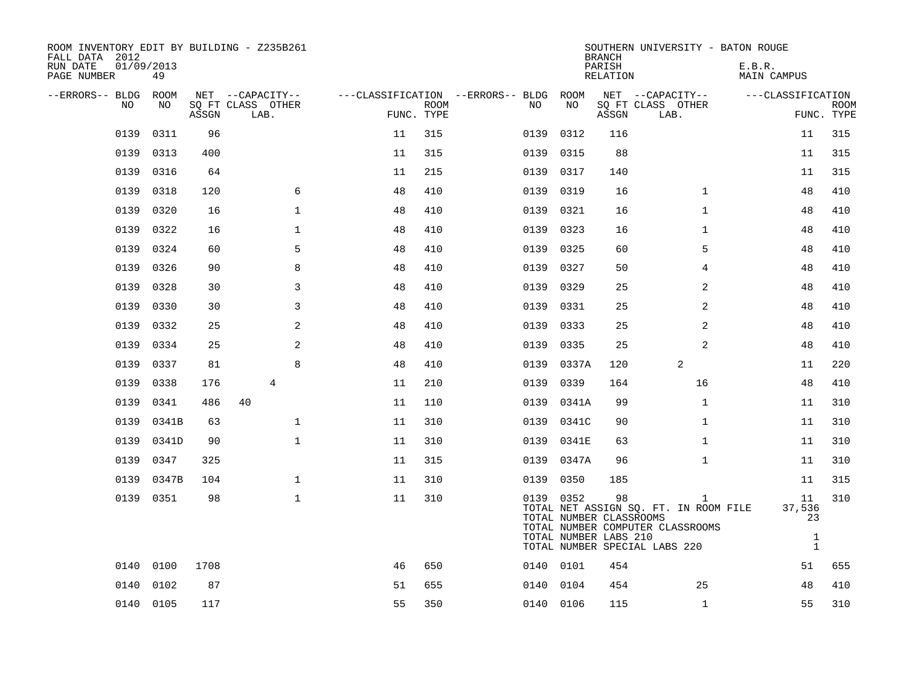ROOM INVENTORY EDIT BY BUILDING - Z235B261
FALL DATA 2012
RUN DATE 01/09/2013

SOUTHERN UNIVERSITY - BATON ROUGE
BRANCH
PARISH E.B.R.
RELATION MAIN CAMPUS

| --ERRORS-- | BLDG NO | ROOM NO | NET SQ FT ASSGN | CAPACITY CLASS | CAPACITY LAB. | CAPACITY OTHER | CLASSIFICATION FUNC. | ROOM TYPE | --ERRORS-- | BLDG NO | ROOM NO | NET SQ FT ASSGN | CAPACITY CLASS | CAPACITY LAB. | CAPACITY OTHER | CLASSIFICATION FUNC. | ROOM TYPE |
|---|---|---|---|---|---|---|---|---|---|---|---|---|---|---|---|---|---|
| | 0139 | 0311 | 96 | | | | 11 | 315 | | 0139 | 0312 | 116 | | | | 11 | 315 |
| | 0139 | 0313 | 400 | | | | 11 | 315 | | 0139 | 0315 | 88 | | | | 11 | 315 |
| | 0139 | 0316 | 64 | | | | 11 | 215 | | 0139 | 0317 | 140 | | | | 11 | 315 |
| | 0139 | 0318 | 120 | | | 6 | 48 | 410 | | 0139 | 0319 | 16 | | | 1 | 48 | 410 |
| | 0139 | 0320 | 16 | | | 1 | 48 | 410 | | 0139 | 0321 | 16 | | | 1 | 48 | 410 |
| | 0139 | 0322 | 16 | | | 1 | 48 | 410 | | 0139 | 0323 | 16 | | | 1 | 48 | 410 |
| | 0139 | 0324 | 60 | | | 5 | 48 | 410 | | 0139 | 0325 | 60 | | | 5 | 48 | 410 |
| | 0139 | 0326 | 90 | | | 8 | 48 | 410 | | 0139 | 0327 | 50 | | | 4 | 48 | 410 |
| | 0139 | 0328 | 30 | | | 3 | 48 | 410 | | 0139 | 0329 | 25 | | | 2 | 48 | 410 |
| | 0139 | 0330 | 30 | | | 3 | 48 | 410 | | 0139 | 0331 | 25 | | | 2 | 48 | 410 |
| | 0139 | 0332 | 25 | | | 2 | 48 | 410 | | 0139 | 0333 | 25 | | | 2 | 48 | 410 |
| | 0139 | 0334 | 25 | | | 2 | 48 | 410 | | 0139 | 0335 | 25 | | | 2 | 48 | 410 |
| | 0139 | 0337 | 81 | | | 8 | 48 | 410 | | 0139 | 0337A | 120 | | 2 | | 11 | 220 |
| | 0139 | 0338 | 176 | | 4 | | 11 | 210 | | 0139 | 0339 | 164 | | | 16 | 48 | 410 |
| | 0139 | 0341 | 486 | 40 | | | 11 | 110 | | 0139 | 0341A | 99 | | | 1 | 11 | 310 |
| | 0139 | 0341B | 63 | | | 1 | 11 | 310 | | 0139 | 0341C | 90 | | | 1 | 11 | 310 |
| | 0139 | 0341D | 90 | | | 1 | 11 | 310 | | 0139 | 0341E | 63 | | | 1 | 11 | 310 |
| | 0139 | 0347 | 325 | | | | 11 | 315 | | 0139 | 0347A | 96 | | | 1 | 11 | 310 |
| | 0139 | 0347B | 104 | | | 1 | 11 | 310 | | 0139 | 0350 | 185 | | | | 11 | 315 |
| | 0139 | 0351 | 98 | | | 1 | 11 | 310 | | 0139 | 0352 | 98 | | | 1 | 11 | 310 |
| | | | | | | | | | | TOTAL NET ASSIGN SQ. FT. IN ROOM FILE | | | | | | 37,536 | |
| | | | | | | | | | | TOTAL NUMBER CLASSROOMS | | | | | | 23 | |
| | | | | | | | | | | TOTAL NUMBER COMPUTER CLASSROOMS | | | | | | | |
| | | | | | | | | | | TOTAL NUMBER LABS 210 | | | | | | 1 | |
| | | | | | | | | | | TOTAL NUMBER SPECIAL LABS 220 | | | | | | 1 | |
| | 0140 | 0100 | 1708 | | | | 46 | 650 | | 0140 | 0101 | 454 | | | | 51 | 655 |
| | 0140 | 0102 | 87 | | | | 51 | 655 | | 0140 | 0104 | 454 | | | 25 | 48 | 410 |
| | 0140 | 0105 | 117 | | | | 55 | 350 | | 0140 | 0106 | 115 | | | 1 | 55 | 310 |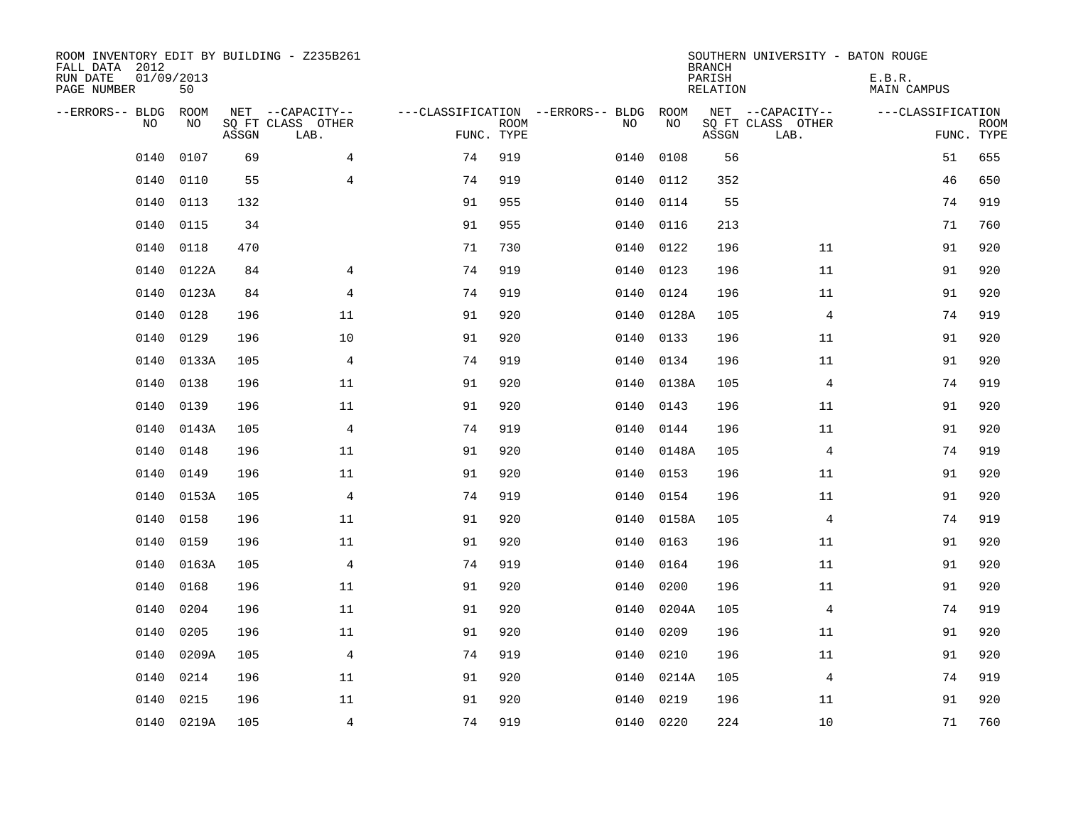ROOM INVENTORY EDIT BY BUILDING - Z235B261
FALL DATA 2012
RUN DATE 01/09/2013
PAGE NUMBER 50

SOUTHERN UNIVERSITY - BATON ROUGE
BRANCH
PARISH E.B.R.
RELATION MAIN CAMPUS

| --ERRORS-- | BLDG NO | ROOM NO | NET SQ FT ASSGN | --CAPACITY-- CLASS LAB. | OTHER | ---CLASSIFICATION FUNC. | ROOM TYPE | --ERRORS-- | BLDG NO | ROOM NO | NET SQ FT ASSGN | --CAPACITY-- CLASS LAB. | OTHER | ---CLASSIFICATION FUNC. | ROOM TYPE |
|---|---|---|---|---|---|---|---|---|---|---|---|---|---|---|---|
| | 0140 | 0107 | 69 | | 4 | 74 | 919 | | 0140 | 0108 | 56 | | | 51 | 655 |
| | 0140 | 0110 | 55 | | 4 | 74 | 919 | | 0140 | 0112 | 352 | | | 46 | 650 |
| | 0140 | 0113 | 132 | | | 91 | 955 | | 0140 | 0114 | 55 | | | 74 | 919 |
| | 0140 | 0115 | 34 | | | 91 | 955 | | 0140 | 0116 | 213 | | | 71 | 760 |
| | 0140 | 0118 | 470 | | | 71 | 730 | | 0140 | 0122 | 196 | | 11 | 91 | 920 |
| | 0140 | 0122A | 84 | | 4 | 74 | 919 | | 0140 | 0123 | 196 | | 11 | 91 | 920 |
| | 0140 | 0123A | 84 | | 4 | 74 | 919 | | 0140 | 0124 | 196 | | 11 | 91 | 920 |
| | 0140 | 0128 | 196 | | 11 | 91 | 920 | | 0140 | 0128A | 105 | | 4 | 74 | 919 |
| | 0140 | 0129 | 196 | | 10 | 91 | 920 | | 0140 | 0133 | 196 | | 11 | 91 | 920 |
| | 0140 | 0133A | 105 | | 4 | 74 | 919 | | 0140 | 0134 | 196 | | 11 | 91 | 920 |
| | 0140 | 0138 | 196 | | 11 | 91 | 920 | | 0140 | 0138A | 105 | | 4 | 74 | 919 |
| | 0140 | 0139 | 196 | | 11 | 91 | 920 | | 0140 | 0143 | 196 | | 11 | 91 | 920 |
| | 0140 | 0143A | 105 | | 4 | 74 | 919 | | 0140 | 0144 | 196 | | 11 | 91 | 920 |
| | 0140 | 0148 | 196 | | 11 | 91 | 920 | | 0140 | 0148A | 105 | | 4 | 74 | 919 |
| | 0140 | 0149 | 196 | | 11 | 91 | 920 | | 0140 | 0153 | 196 | | 11 | 91 | 920 |
| | 0140 | 0153A | 105 | | 4 | 74 | 919 | | 0140 | 0154 | 196 | | 11 | 91 | 920 |
| | 0140 | 0158 | 196 | | 11 | 91 | 920 | | 0140 | 0158A | 105 | | 4 | 74 | 919 |
| | 0140 | 0159 | 196 | | 11 | 91 | 920 | | 0140 | 0163 | 196 | | 11 | 91 | 920 |
| | 0140 | 0163A | 105 | | 4 | 74 | 919 | | 0140 | 0164 | 196 | | 11 | 91 | 920 |
| | 0140 | 0168 | 196 | | 11 | 91 | 920 | | 0140 | 0200 | 196 | | 11 | 91 | 920 |
| | 0140 | 0204 | 196 | | 11 | 91 | 920 | | 0140 | 0204A | 105 | | 4 | 74 | 919 |
| | 0140 | 0205 | 196 | | 11 | 91 | 920 | | 0140 | 0209 | 196 | | 11 | 91 | 920 |
| | 0140 | 0209A | 105 | | 4 | 74 | 919 | | 0140 | 0210 | 196 | | 11 | 91 | 920 |
| | 0140 | 0214 | 196 | | 11 | 91 | 920 | | 0140 | 0214A | 105 | | 4 | 74 | 919 |
| | 0140 | 0215 | 196 | | 11 | 91 | 920 | | 0140 | 0219 | 196 | | 11 | 91 | 920 |
| | 0140 | 0219A | 105 | | 4 | 74 | 919 | | 0140 | 0220 | 224 | | 10 | 71 | 760 |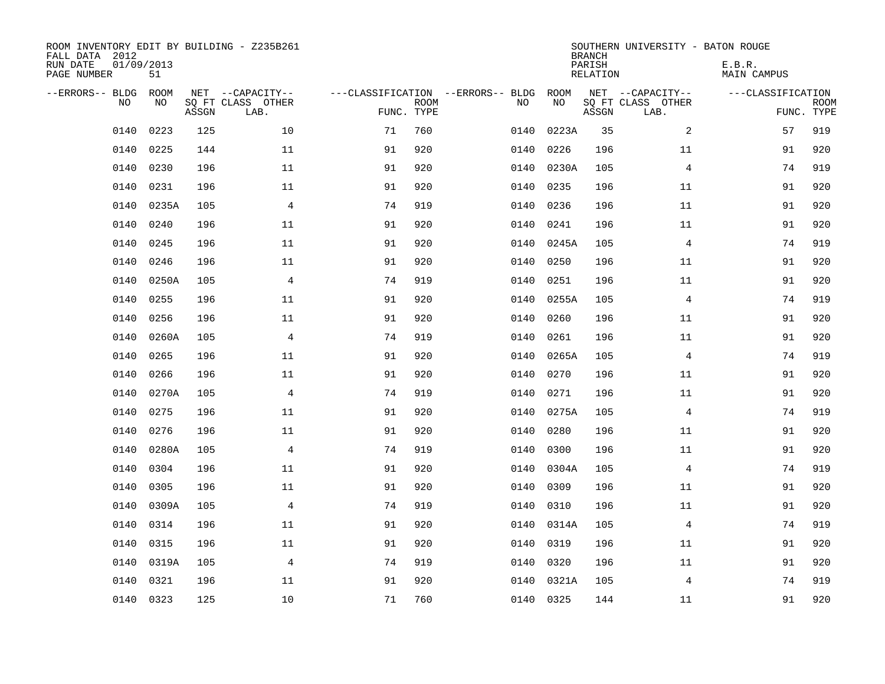ROOM INVENTORY EDIT BY BUILDING - Z235B261
FALL DATA 2012
RUN DATE 01/09/2013
PAGE NUMBER 51

SOUTHERN UNIVERSITY - BATON ROUGE
BRANCH
PARISH E.B.R.
RELATION MAIN CAMPUS

| --ERRORS-- | BLDG NO | ROOM NO | NET SQ FT ASSGN | --CAPACITY-- CLASS | OTHER LAB. | ---CLASSIFICATION FUNC. | ROOM TYPE | --ERRORS-- | BLDG NO | ROOM NO | NET SQ FT ASSGN | --CAPACITY-- CLASS | OTHER LAB. | ---CLASSIFICATION FUNC. | ROOM TYPE |
|---|---|---|---|---|---|---|---|---|---|---|---|---|---|---|---|
| | 0140 | 0223 | 125 | | 10 | 71 | 760 | | 0140 | 0223A | 35 | | 2 | 57 | 919 |
| | 0140 | 0225 | 144 | | 11 | 91 | 920 | | 0140 | 0226 | 196 | | 11 | 91 | 920 |
| | 0140 | 0230 | 196 | | 11 | 91 | 920 | | 0140 | 0230A | 105 | | 4 | 74 | 919 |
| | 0140 | 0231 | 196 | | 11 | 91 | 920 | | 0140 | 0235 | 196 | | 11 | 91 | 920 |
| | 0140 | 0235A | 105 | | 4 | 74 | 919 | | 0140 | 0236 | 196 | | 11 | 91 | 920 |
| | 0140 | 0240 | 196 | | 11 | 91 | 920 | | 0140 | 0241 | 196 | | 11 | 91 | 920 |
| | 0140 | 0245 | 196 | | 11 | 91 | 920 | | 0140 | 0245A | 105 | | 4 | 74 | 919 |
| | 0140 | 0246 | 196 | | 11 | 91 | 920 | | 0140 | 0250 | 196 | | 11 | 91 | 920 |
| | 0140 | 0250A | 105 | | 4 | 74 | 919 | | 0140 | 0251 | 196 | | 11 | 91 | 920 |
| | 0140 | 0255 | 196 | | 11 | 91 | 920 | | 0140 | 0255A | 105 | | 4 | 74 | 919 |
| | 0140 | 0256 | 196 | | 11 | 91 | 920 | | 0140 | 0260 | 196 | | 11 | 91 | 920 |
| | 0140 | 0260A | 105 | | 4 | 74 | 919 | | 0140 | 0261 | 196 | | 11 | 91 | 920 |
| | 0140 | 0265 | 196 | | 11 | 91 | 920 | | 0140 | 0265A | 105 | | 4 | 74 | 919 |
| | 0140 | 0266 | 196 | | 11 | 91 | 920 | | 0140 | 0270 | 196 | | 11 | 91 | 920 |
| | 0140 | 0270A | 105 | | 4 | 74 | 919 | | 0140 | 0271 | 196 | | 11 | 91 | 920 |
| | 0140 | 0275 | 196 | | 11 | 91 | 920 | | 0140 | 0275A | 105 | | 4 | 74 | 919 |
| | 0140 | 0276 | 196 | | 11 | 91 | 920 | | 0140 | 0280 | 196 | | 11 | 91 | 920 |
| | 0140 | 0280A | 105 | | 4 | 74 | 919 | | 0140 | 0300 | 196 | | 11 | 91 | 920 |
| | 0140 | 0304 | 196 | | 11 | 91 | 920 | | 0140 | 0304A | 105 | | 4 | 74 | 919 |
| | 0140 | 0305 | 196 | | 11 | 91 | 920 | | 0140 | 0309 | 196 | | 11 | 91 | 920 |
| | 0140 | 0309A | 105 | | 4 | 74 | 919 | | 0140 | 0310 | 196 | | 11 | 91 | 920 |
| | 0140 | 0314 | 196 | | 11 | 91 | 920 | | 0140 | 0314A | 105 | | 4 | 74 | 919 |
| | 0140 | 0315 | 196 | | 11 | 91 | 920 | | 0140 | 0319 | 196 | | 11 | 91 | 920 |
| | 0140 | 0319A | 105 | | 4 | 74 | 919 | | 0140 | 0320 | 196 | | 11 | 91 | 920 |
| | 0140 | 0321 | 196 | | 11 | 91 | 920 | | 0140 | 0321A | 105 | | 4 | 74 | 919 |
| | 0140 | 0323 | 125 | | 10 | 71 | 760 | | 0140 | 0325 | 144 | | 11 | 91 | 920 |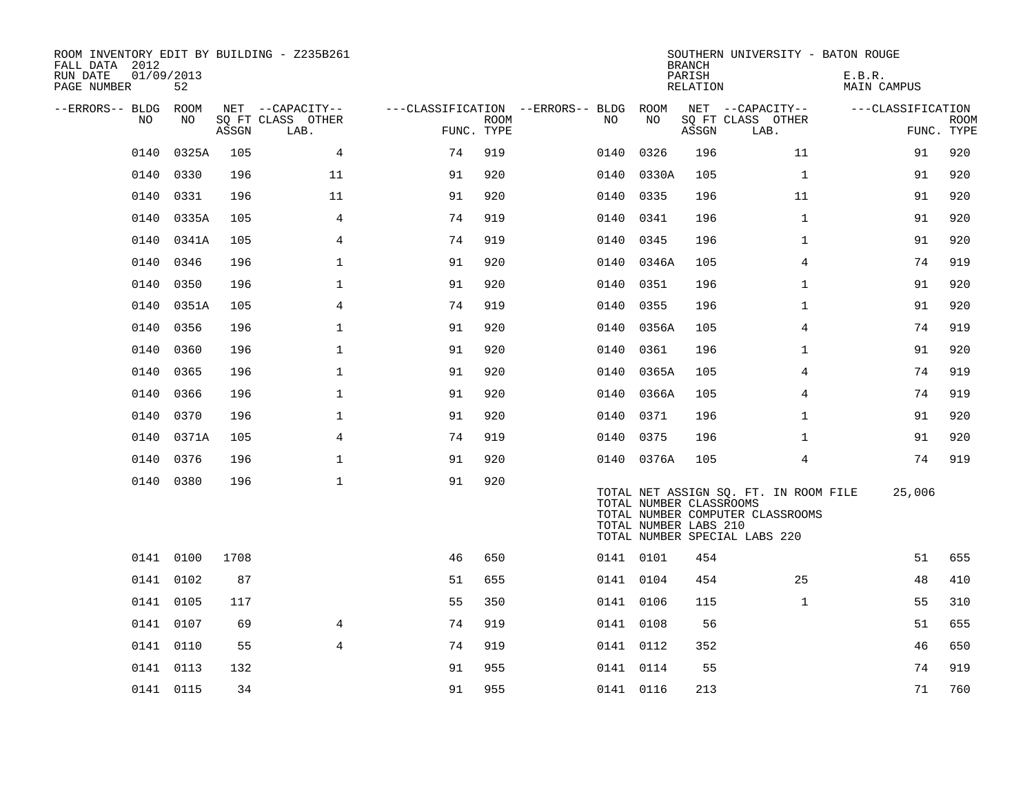ROOM INVENTORY EDIT BY BUILDING - Z235B261
FALL DATA 2012
RUN DATE 01/09/2013
PAGE NUMBER 52

SOUTHERN UNIVERSITY - BATON ROUGE
BRANCH
PARISH E.B.R.
RELATION MAIN CAMPUS

| --ERRORS-- | BLDG NO | ROOM NO | NET SQ FT ASSGN | --CAPACITY-- CLASS LAB. | OTHER | ---CLASSIFICATION FUNC. | ROOM TYPE | --ERRORS-- | BLDG NO | ROOM NO | NET SQ FT ASSGN | --CAPACITY-- CLASS LAB. | OTHER | ---CLASSIFICATION FUNC. | ROOM TYPE |
|---|---|---|---|---|---|---|---|---|---|---|---|---|---|---|---|
| | 0140 | 0325A | 105 | | 4 | 74 | 919 | | 0140 | 0326 | 196 | | 11 | 91 | 920 |
| | 0140 | 0330 | 196 | | 11 | 91 | 920 | | 0140 | 0330A | 105 | | 1 | 91 | 920 |
| | 0140 | 0331 | 196 | | 11 | 91 | 920 | | 0140 | 0335 | 196 | | 11 | 91 | 920 |
| | 0140 | 0335A | 105 | | 4 | 74 | 919 | | 0140 | 0341 | 196 | | 1 | 91 | 920 |
| | 0140 | 0341A | 105 | | 4 | 74 | 919 | | 0140 | 0345 | 196 | | 1 | 91 | 920 |
| | 0140 | 0346 | 196 | | 1 | 91 | 920 | | 0140 | 0346A | 105 | | 4 | 74 | 919 |
| | 0140 | 0350 | 196 | | 1 | 91 | 920 | | 0140 | 0351 | 196 | | 1 | 91 | 920 |
| | 0140 | 0351A | 105 | | 4 | 74 | 919 | | 0140 | 0355 | 196 | | 1 | 91 | 920 |
| | 0140 | 0356 | 196 | | 1 | 91 | 920 | | 0140 | 0356A | 105 | | 4 | 74 | 919 |
| | 0140 | 0360 | 196 | | 1 | 91 | 920 | | 0140 | 0361 | 196 | | 1 | 91 | 920 |
| | 0140 | 0365 | 196 | | 1 | 91 | 920 | | 0140 | 0365A | 105 | | 4 | 74 | 919 |
| | 0140 | 0366 | 196 | | 1 | 91 | 920 | | 0140 | 0366A | 105 | | 4 | 74 | 919 |
| | 0140 | 0370 | 196 | | 1 | 91 | 920 | | 0140 | 0371 | 196 | | 1 | 91 | 920 |
| | 0140 | 0371A | 105 | | 4 | 74 | 919 | | 0140 | 0375 | 196 | | 1 | 91 | 920 |
| | 0140 | 0376 | 196 | | 1 | 91 | 920 | | 0140 | 0376A | 105 | | 4 | 74 | 919 |
| | 0140 | 0380 | 196 | | 1 | 91 | 920 | | | | | | | | |

TOTAL NET ASSIGN SQ. FT. IN ROOM FILE 25,006
TOTAL NUMBER CLASSROOMS
TOTAL NUMBER COMPUTER CLASSROOMS
TOTAL NUMBER LABS 210
TOTAL NUMBER SPECIAL LABS 220

| --ERRORS-- | BLDG NO | ROOM NO | NET SQ FT ASSGN | --CAPACITY-- CLASS LAB. | OTHER | ---CLASSIFICATION FUNC. | ROOM TYPE | --ERRORS-- | BLDG NO | ROOM NO | NET SQ FT ASSGN | --CAPACITY-- CLASS LAB. | OTHER | ---CLASSIFICATION FUNC. | ROOM TYPE |
|---|---|---|---|---|---|---|---|---|---|---|---|---|---|---|---|
| | 0141 | 0100 | 1708 | | | 46 | 650 | | 0141 | 0101 | 454 | | | 51 | 655 |
| | 0141 | 0102 | 87 | | | 51 | 655 | | 0141 | 0104 | 454 | | 25 | 48 | 410 |
| | 0141 | 0105 | 117 | | | 55 | 350 | | 0141 | 0106 | 115 | | 1 | 55 | 310 |
| | 0141 | 0107 | 69 | | 4 | 74 | 919 | | 0141 | 0108 | 56 | | | 51 | 655 |
| | 0141 | 0110 | 55 | | 4 | 74 | 919 | | 0141 | 0112 | 352 | | | 46 | 650 |
| | 0141 | 0113 | 132 | | | 91 | 955 | | 0141 | 0114 | 55 | | | 74 | 919 |
| | 0141 | 0115 | 34 | | | 91 | 955 | | 0141 | 0116 | 213 | | | 71 | 760 |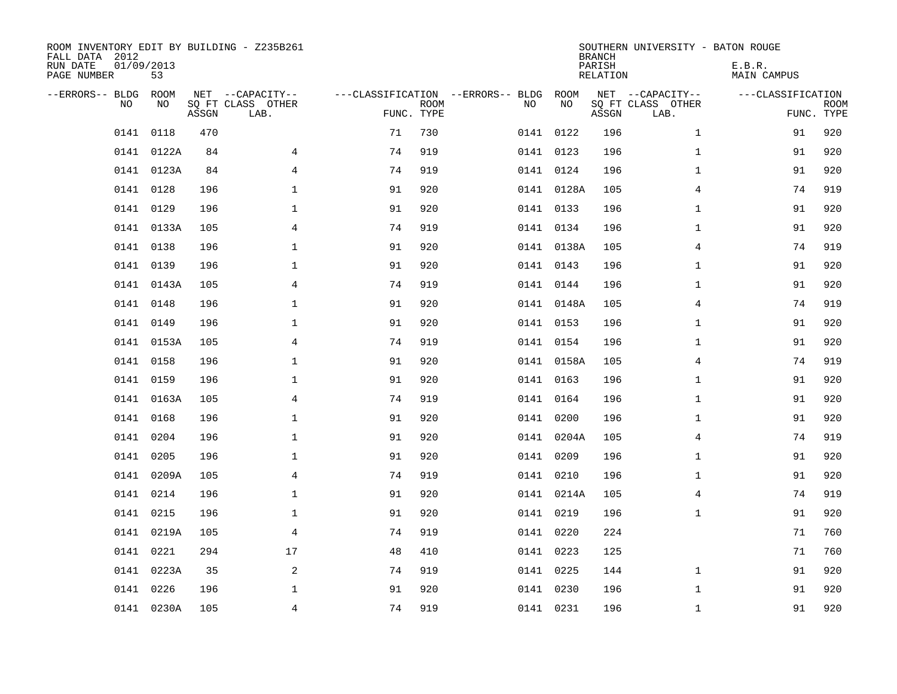ROOM INVENTORY EDIT BY BUILDING - Z235B261
FALL DATA 2012
RUN DATE 01/09/2013
PAGE NUMBER 53

SOUTHERN UNIVERSITY - BATON ROUGE
BRANCH
PARISH E.B.R.
RELATION MAIN CAMPUS

| --ERRORS-- | BLDG NO | ROOM NO | NET SQ FT ASSGN | --CAPACITY-- CLASS | OTHER LAB. | ---CLASSIFICATION FUNC. | ROOM TYPE | --ERRORS-- | BLDG NO | ROOM NO | NET SQ FT ASSGN | --CAPACITY-- CLASS | OTHER LAB. | ---CLASSIFICATION FUNC. | ROOM TYPE |
|---|---|---|---|---|---|---|---|---|---|---|---|---|---|---|---|
| | 0141 | 0118 | 470 | | | 71 | 730 | | 0141 | 0122 | 196 | | 1 | 91 | 920 |
| | 0141 | 0122A | 84 | | 4 | 74 | 919 | | 0141 | 0123 | 196 | | 1 | 91 | 920 |
| | 0141 | 0123A | 84 | | 4 | 74 | 919 | | 0141 | 0124 | 196 | | 1 | 91 | 920 |
| | 0141 | 0128 | 196 | | 1 | 91 | 920 | | 0141 | 0128A | 105 | | 4 | 74 | 919 |
| | 0141 | 0129 | 196 | | 1 | 91 | 920 | | 0141 | 0133 | 196 | | 1 | 91 | 920 |
| | 0141 | 0133A | 105 | | 4 | 74 | 919 | | 0141 | 0134 | 196 | | 1 | 91 | 920 |
| | 0141 | 0138 | 196 | | 1 | 91 | 920 | | 0141 | 0138A | 105 | | 4 | 74 | 919 |
| | 0141 | 0139 | 196 | | 1 | 91 | 920 | | 0141 | 0143 | 196 | | 1 | 91 | 920 |
| | 0141 | 0143A | 105 | | 4 | 74 | 919 | | 0141 | 0144 | 196 | | 1 | 91 | 920 |
| | 0141 | 0148 | 196 | | 1 | 91 | 920 | | 0141 | 0148A | 105 | | 4 | 74 | 919 |
| | 0141 | 0149 | 196 | | 1 | 91 | 920 | | 0141 | 0153 | 196 | | 1 | 91 | 920 |
| | 0141 | 0153A | 105 | | 4 | 74 | 919 | | 0141 | 0154 | 196 | | 1 | 91 | 920 |
| | 0141 | 0158 | 196 | | 1 | 91 | 920 | | 0141 | 0158A | 105 | | 4 | 74 | 919 |
| | 0141 | 0159 | 196 | | 1 | 91 | 920 | | 0141 | 0163 | 196 | | 1 | 91 | 920 |
| | 0141 | 0163A | 105 | | 4 | 74 | 919 | | 0141 | 0164 | 196 | | 1 | 91 | 920 |
| | 0141 | 0168 | 196 | | 1 | 91 | 920 | | 0141 | 0200 | 196 | | 1 | 91 | 920 |
| | 0141 | 0204 | 196 | | 1 | 91 | 920 | | 0141 | 0204A | 105 | | 4 | 74 | 919 |
| | 0141 | 0205 | 196 | | 1 | 91 | 920 | | 0141 | 0209 | 196 | | 1 | 91 | 920 |
| | 0141 | 0209A | 105 | | 4 | 74 | 919 | | 0141 | 0210 | 196 | | 1 | 91 | 920 |
| | 0141 | 0214 | 196 | | 1 | 91 | 920 | | 0141 | 0214A | 105 | | 4 | 74 | 919 |
| | 0141 | 0215 | 196 | | 1 | 91 | 920 | | 0141 | 0219 | 196 | | 1 | 91 | 920 |
| | 0141 | 0219A | 105 | | 4 | 74 | 919 | | 0141 | 0220 | 224 | | | 71 | 760 |
| | 0141 | 0221 | 294 | | 17 | 48 | 410 | | 0141 | 0223 | 125 | | | 71 | 760 |
| | 0141 | 0223A | 35 | | 2 | 74 | 919 | | 0141 | 0225 | 144 | | 1 | 91 | 920 |
| | 0141 | 0226 | 196 | | 1 | 91 | 920 | | 0141 | 0230 | 196 | | 1 | 91 | 920 |
| | 0141 | 0230A | 105 | | 4 | 74 | 919 | | 0141 | 0231 | 196 | | 1 | 91 | 920 |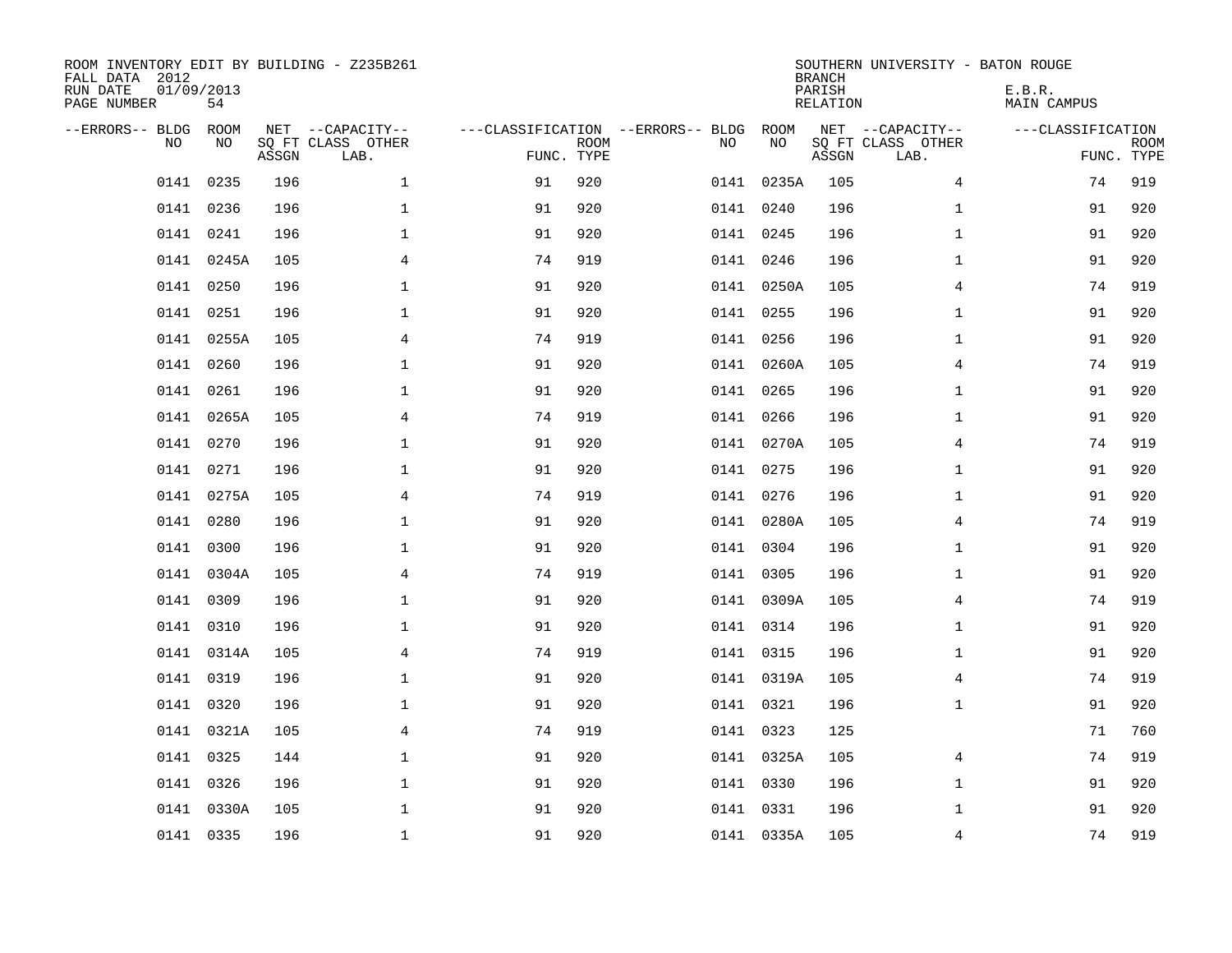ROOM INVENTORY EDIT BY BUILDING - Z235B261
FALL DATA 2012
RUN DATE 01/09/2013
PAGE NUMBER 54

SOUTHERN UNIVERSITY - BATON ROUGE
BRANCH
PARISH E.B.R.
RELATION MAIN CAMPUS

| --ERRORS-- | BLDG NO | ROOM NO | NET SQ FT ASSGN | --CAPACITY-- CLASS LAB. | OTHER | ---CLASSIFICATION FUNC. | ROOM TYPE | --ERRORS-- | BLDG NO | ROOM NO | NET SQ FT ASSGN | --CAPACITY-- CLASS LAB. | OTHER | ---CLASSIFICATION FUNC. | ROOM TYPE |
|---|---|---|---|---|---|---|---|---|---|---|---|---|---|---|---|
| | 0141 | 0235 | 196 | | 1 | 91 | 920 | | 0141 | 0235A | 105 | | 4 | 74 | 919 |
| | 0141 | 0236 | 196 | | 1 | 91 | 920 | | 0141 | 0240 | 196 | | 1 | 91 | 920 |
| | 0141 | 0241 | 196 | | 1 | 91 | 920 | | 0141 | 0245 | 196 | | 1 | 91 | 920 |
| | 0141 | 0245A | 105 | | 4 | 74 | 919 | | 0141 | 0246 | 196 | | 1 | 91 | 920 |
| | 0141 | 0250 | 196 | | 1 | 91 | 920 | | 0141 | 0250A | 105 | | 4 | 74 | 919 |
| | 0141 | 0251 | 196 | | 1 | 91 | 920 | | 0141 | 0255 | 196 | | 1 | 91 | 920 |
| | 0141 | 0255A | 105 | | 4 | 74 | 919 | | 0141 | 0256 | 196 | | 1 | 91 | 920 |
| | 0141 | 0260 | 196 | | 1 | 91 | 920 | | 0141 | 0260A | 105 | | 4 | 74 | 919 |
| | 0141 | 0261 | 196 | | 1 | 91 | 920 | | 0141 | 0265 | 196 | | 1 | 91 | 920 |
| | 0141 | 0265A | 105 | | 4 | 74 | 919 | | 0141 | 0266 | 196 | | 1 | 91 | 920 |
| | 0141 | 0270 | 196 | | 1 | 91 | 920 | | 0141 | 0270A | 105 | | 4 | 74 | 919 |
| | 0141 | 0271 | 196 | | 1 | 91 | 920 | | 0141 | 0275 | 196 | | 1 | 91 | 920 |
| | 0141 | 0275A | 105 | | 4 | 74 | 919 | | 0141 | 0276 | 196 | | 1 | 91 | 920 |
| | 0141 | 0280 | 196 | | 1 | 91 | 920 | | 0141 | 0280A | 105 | | 4 | 74 | 919 |
| | 0141 | 0300 | 196 | | 1 | 91 | 920 | | 0141 | 0304 | 196 | | 1 | 91 | 920 |
| | 0141 | 0304A | 105 | | 4 | 74 | 919 | | 0141 | 0305 | 196 | | 1 | 91 | 920 |
| | 0141 | 0309 | 196 | | 1 | 91 | 920 | | 0141 | 0309A | 105 | | 4 | 74 | 919 |
| | 0141 | 0310 | 196 | | 1 | 91 | 920 | | 0141 | 0314 | 196 | | 1 | 91 | 920 |
| | 0141 | 0314A | 105 | | 4 | 74 | 919 | | 0141 | 0315 | 196 | | 1 | 91 | 920 |
| | 0141 | 0319 | 196 | | 1 | 91 | 920 | | 0141 | 0319A | 105 | | 4 | 74 | 919 |
| | 0141 | 0320 | 196 | | 1 | 91 | 920 | | 0141 | 0321 | 196 | | 1 | 91 | 920 |
| | 0141 | 0321A | 105 | | 4 | 74 | 919 | | 0141 | 0323 | 125 | | | 71 | 760 |
| | 0141 | 0325 | 144 | | 1 | 91 | 920 | | 0141 | 0325A | 105 | | 4 | 74 | 919 |
| | 0141 | 0326 | 196 | | 1 | 91 | 920 | | 0141 | 0330 | 196 | | 1 | 91 | 920 |
| | 0141 | 0330A | 105 | | 1 | 91 | 920 | | 0141 | 0331 | 196 | | 1 | 91 | 920 |
| | 0141 | 0335 | 196 | | 1 | 91 | 920 | | 0141 | 0335A | 105 | | 4 | 74 | 919 |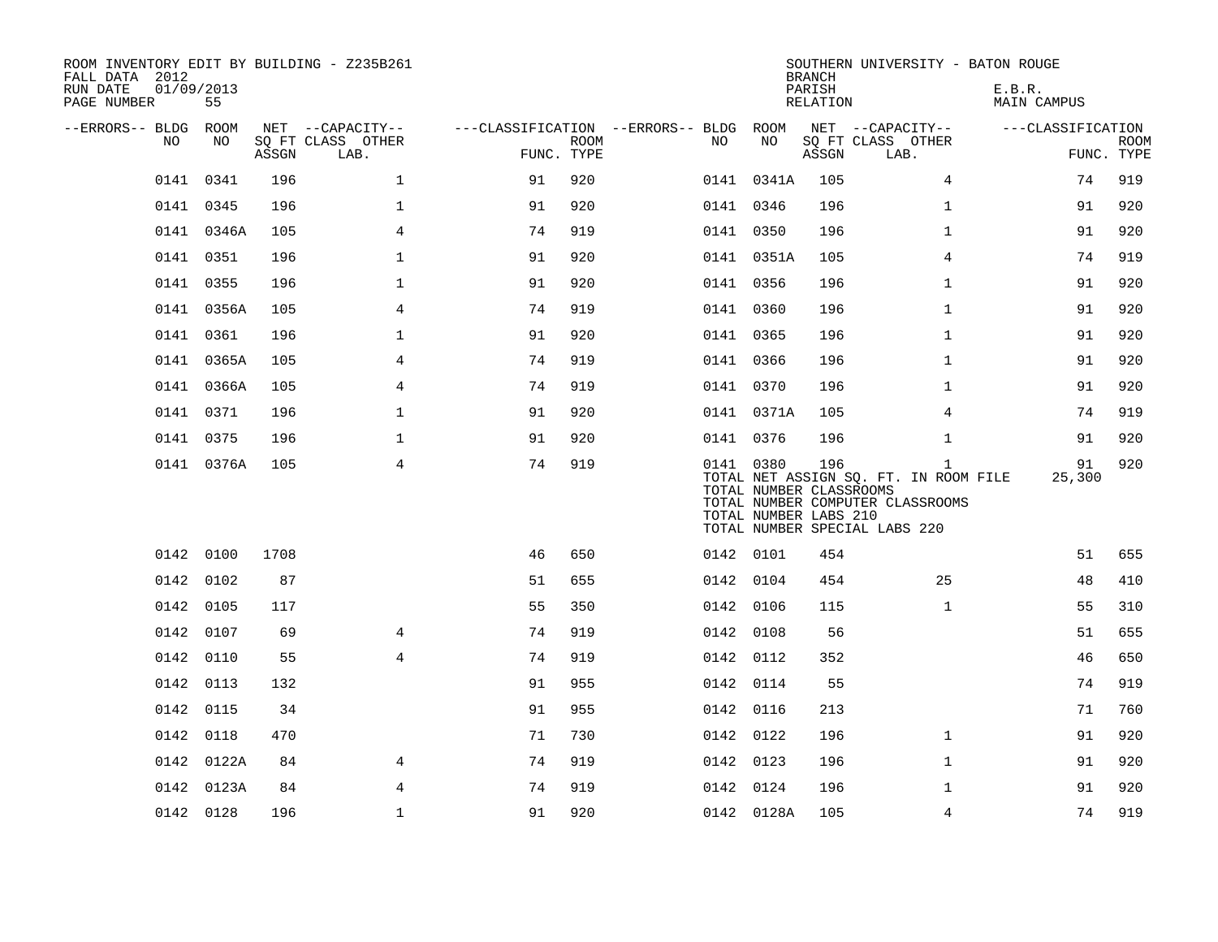ROOM INVENTORY EDIT BY BUILDING - Z235B261
FALL DATA 2012
RUN DATE 01/09/2013
PAGE NUMBER 55

SOUTHERN UNIVERSITY - BATON ROUGE
BRANCH
PARISH E.B.R.
RELATION MAIN CAMPUS

| --ERRORS-- | BLDG NO | ROOM NO | NET SQ FT ASSGN | --CAPACITY-- CLASS LAB. | OTHER | ---CLASSIFICATION FUNC. | ROOM TYPE | --ERRORS-- | BLDG NO | ROOM NO | NET SQ FT ASSGN | --CAPACITY-- CLASS LAB. | OTHER | ---CLASSIFICATION FUNC. | ROOM TYPE |
|---|---|---|---|---|---|---|---|---|---|---|---|---|---|---|---|
| | 0141 | 0341 | 196 | | 1 | 91 | 920 | | 0141 | 0341A | 105 | | 4 | 74 | 919 |
| | 0141 | 0345 | 196 | | 1 | 91 | 920 | | 0141 | 0346 | 196 | | 1 | 91 | 920 |
| | 0141 | 0346A | 105 | | 4 | 74 | 919 | | 0141 | 0350 | 196 | | 1 | 91 | 920 |
| | 0141 | 0351 | 196 | | 1 | 91 | 920 | | 0141 | 0351A | 105 | | 4 | 74 | 919 |
| | 0141 | 0355 | 196 | | 1 | 91 | 920 | | 0141 | 0356 | 196 | | 1 | 91 | 920 |
| | 0141 | 0356A | 105 | | 4 | 74 | 919 | | 0141 | 0360 | 196 | | 1 | 91 | 920 |
| | 0141 | 0361 | 196 | | 1 | 91 | 920 | | 0141 | 0365 | 196 | | 1 | 91 | 920 |
| | 0141 | 0365A | 105 | | 4 | 74 | 919 | | 0141 | 0366 | 196 | | 1 | 91 | 920 |
| | 0141 | 0366A | 105 | | 4 | 74 | 919 | | 0141 | 0370 | 196 | | 1 | 91 | 920 |
| | 0141 | 0371 | 196 | | 1 | 91 | 920 | | 0141 | 0371A | 105 | | 4 | 74 | 919 |
| | 0141 | 0375 | 196 | | 1 | 91 | 920 | | 0141 | 0376 | 196 | | 1 | 91 | 920 |
| | 0141 | 0376A | 105 | | 4 | 74 | 919 | | 0141 | 0380 | 196 | | 1 | 91 | 920 |

TOTAL NET ASSIGN SQ. FT. IN ROOM FILE 25,300
TOTAL NUMBER CLASSROOMS
TOTAL NUMBER COMPUTER CLASSROOMS
TOTAL NUMBER LABS 210
TOTAL NUMBER SPECIAL LABS 220

| --ERRORS-- | BLDG NO | ROOM NO | NET SQ FT ASSGN | --CAPACITY-- CLASS LAB. | OTHER | ---CLASSIFICATION FUNC. | ROOM TYPE | --ERRORS-- | BLDG NO | ROOM NO | NET SQ FT ASSGN | --CAPACITY-- CLASS LAB. | OTHER | ---CLASSIFICATION FUNC. | ROOM TYPE |
|---|---|---|---|---|---|---|---|---|---|---|---|---|---|---|---|
| | 0142 | 0100 | 1708 | | | 46 | 650 | | 0142 | 0101 | 454 | | | 51 | 655 |
| | 0142 | 0102 | 87 | | | 51 | 655 | | 0142 | 0104 | 454 | | 25 | 48 | 410 |
| | 0142 | 0105 | 117 | | | 55 | 350 | | 0142 | 0106 | 115 | | 1 | 55 | 310 |
| | 0142 | 0107 | 69 | | 4 | 74 | 919 | | 0142 | 0108 | 56 | | | 51 | 655 |
| | 0142 | 0110 | 55 | | 4 | 74 | 919 | | 0142 | 0112 | 352 | | | 46 | 650 |
| | 0142 | 0113 | 132 | | | 91 | 955 | | 0142 | 0114 | 55 | | | 74 | 919 |
| | 0142 | 0115 | 34 | | | 91 | 955 | | 0142 | 0116 | 213 | | | 71 | 760 |
| | 0142 | 0118 | 470 | | | 71 | 730 | | 0142 | 0122 | 196 | | 1 | 91 | 920 |
| | 0142 | 0122A | 84 | | 4 | 74 | 919 | | 0142 | 0123 | 196 | | 1 | 91 | 920 |
| | 0142 | 0123A | 84 | | 4 | 74 | 919 | | 0142 | 0124 | 196 | | 1 | 91 | 920 |
| | 0142 | 0128 | 196 | | 1 | 91 | 920 | | 0142 | 0128A | 105 | | 4 | 74 | 919 |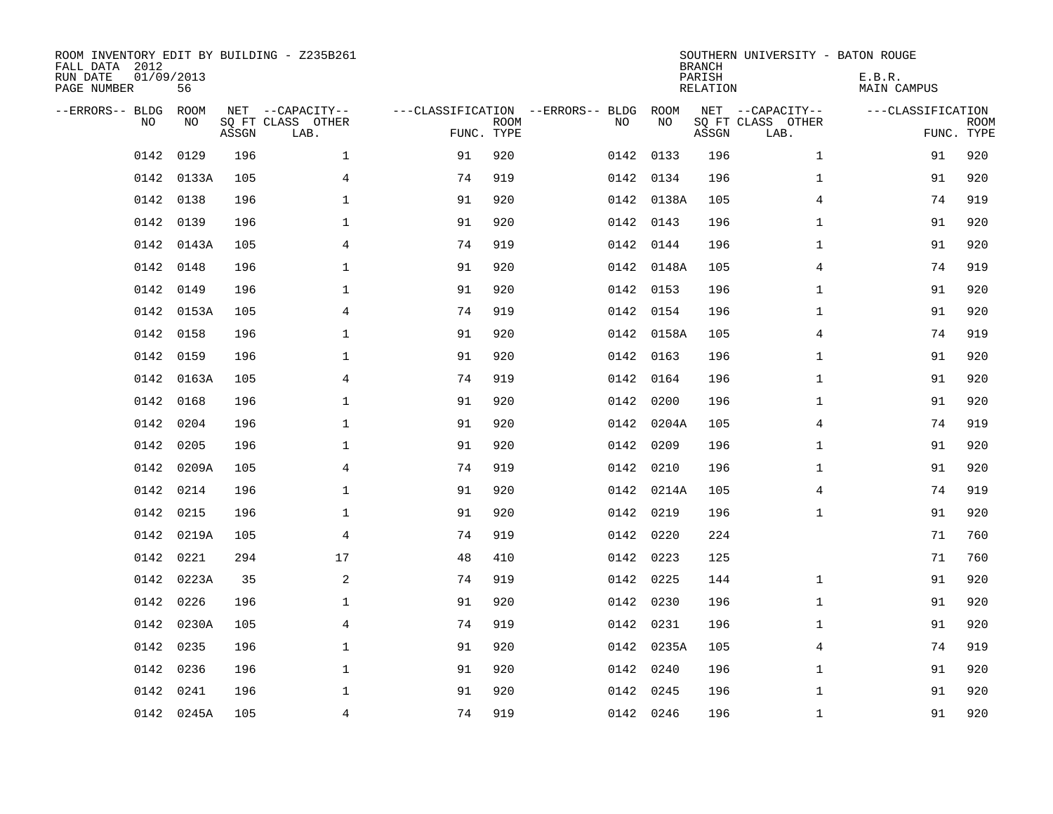ROOM INVENTORY EDIT BY BUILDING - Z235B261
FALL DATA 2012
RUN DATE 01/09/2013
PAGE NUMBER 56

SOUTHERN UNIVERSITY - BATON ROUGE
BRANCH
PARISH E.B.R.
RELATION MAIN CAMPUS

| --ERRORS-- | BLDG NO | ROOM NO | NET SQ FT ASSGN | --CAPACITY-- CLASS LAB. | OTHER | ---CLASSIFICATION FUNC. | ROOM TYPE | --ERRORS-- | BLDG NO | ROOM NO | NET SQ FT ASSGN | --CAPACITY-- CLASS LAB. | OTHER | ---CLASSIFICATION FUNC. | ROOM TYPE |
|---|---|---|---|---|---|---|---|---|---|---|---|---|---|---|---|
| | 0142 | 0129 | 196 | | 1 | 91 | 920 | | 0142 | 0133 | 196 | | 1 | 91 | 920 |
| | 0142 | 0133A | 105 | | 4 | 74 | 919 | | 0142 | 0134 | 196 | | 1 | 91 | 920 |
| | 0142 | 0138 | 196 | | 1 | 91 | 920 | | 0142 | 0138A | 105 | | 4 | 74 | 919 |
| | 0142 | 0139 | 196 | | 1 | 91 | 920 | | 0142 | 0143 | 196 | | 1 | 91 | 920 |
| | 0142 | 0143A | 105 | | 4 | 74 | 919 | | 0142 | 0144 | 196 | | 1 | 91 | 920 |
| | 0142 | 0148 | 196 | | 1 | 91 | 920 | | 0142 | 0148A | 105 | | 4 | 74 | 919 |
| | 0142 | 0149 | 196 | | 1 | 91 | 920 | | 0142 | 0153 | 196 | | 1 | 91 | 920 |
| | 0142 | 0153A | 105 | | 4 | 74 | 919 | | 0142 | 0154 | 196 | | 1 | 91 | 920 |
| | 0142 | 0158 | 196 | | 1 | 91 | 920 | | 0142 | 0158A | 105 | | 4 | 74 | 919 |
| | 0142 | 0159 | 196 | | 1 | 91 | 920 | | 0142 | 0163 | 196 | | 1 | 91 | 920 |
| | 0142 | 0163A | 105 | | 4 | 74 | 919 | | 0142 | 0164 | 196 | | 1 | 91 | 920 |
| | 0142 | 0168 | 196 | | 1 | 91 | 920 | | 0142 | 0200 | 196 | | 1 | 91 | 920 |
| | 0142 | 0204 | 196 | | 1 | 91 | 920 | | 0142 | 0204A | 105 | | 4 | 74 | 919 |
| | 0142 | 0205 | 196 | | 1 | 91 | 920 | | 0142 | 0209 | 196 | | 1 | 91 | 920 |
| | 0142 | 0209A | 105 | | 4 | 74 | 919 | | 0142 | 0210 | 196 | | 1 | 91 | 920 |
| | 0142 | 0214 | 196 | | 1 | 91 | 920 | | 0142 | 0214A | 105 | | 4 | 74 | 919 |
| | 0142 | 0215 | 196 | | 1 | 91 | 920 | | 0142 | 0219 | 196 | | 1 | 91 | 920 |
| | 0142 | 0219A | 105 | | 4 | 74 | 919 | | 0142 | 0220 | 224 | | | 71 | 760 |
| | 0142 | 0221 | 294 | | 17 | 48 | 410 | | 0142 | 0223 | 125 | | | 71 | 760 |
| | 0142 | 0223A | 35 | | 2 | 74 | 919 | | 0142 | 0225 | 144 | | 1 | 91 | 920 |
| | 0142 | 0226 | 196 | | 1 | 91 | 920 | | 0142 | 0230 | 196 | | 1 | 91 | 920 |
| | 0142 | 0230A | 105 | | 4 | 74 | 919 | | 0142 | 0231 | 196 | | 1 | 91 | 920 |
| | 0142 | 0235 | 196 | | 1 | 91 | 920 | | 0142 | 0235A | 105 | | 4 | 74 | 919 |
| | 0142 | 0236 | 196 | | 1 | 91 | 920 | | 0142 | 0240 | 196 | | 1 | 91 | 920 |
| | 0142 | 0241 | 196 | | 1 | 91 | 920 | | 0142 | 0245 | 196 | | 1 | 91 | 920 |
| | 0142 | 0245A | 105 | | 4 | 74 | 919 | | 0142 | 0246 | 196 | | 1 | 91 | 920 |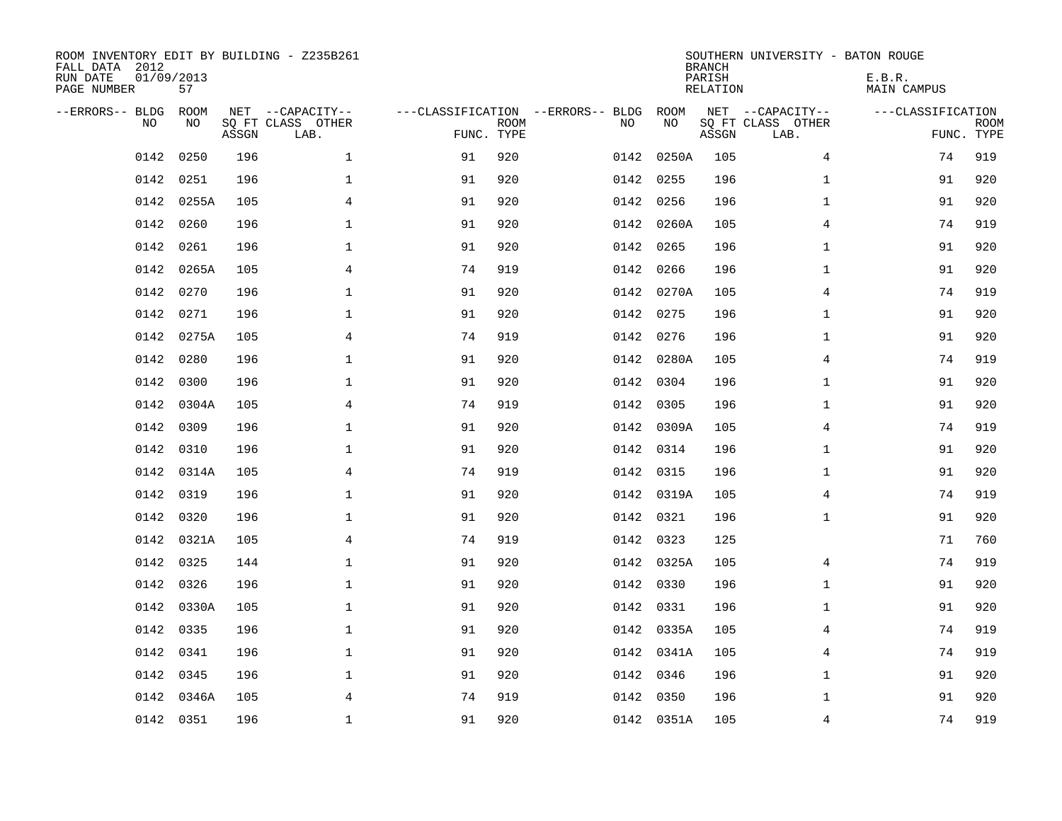ROOM INVENTORY EDIT BY BUILDING - Z235B261
FALL DATA 2012
RUN DATE 01/09/2013
PAGE NUMBER 57

SOUTHERN UNIVERSITY - BATON ROUGE
BRANCH
PARISH E.B.R.
RELATION MAIN CAMPUS

| --ERRORS-- | BLDG NO | ROOM NO | NET SQ FT ASSGN | --CAPACITY-- CLASS LAB. | OTHER | ---CLASSIFICATION FUNC. | ROOM TYPE | --ERRORS-- | BLDG NO | ROOM NO | NET SQ FT ASSGN | --CAPACITY-- CLASS LAB. | OTHER | ---CLASSIFICATION FUNC. | ROOM TYPE |
|---|---|---|---|---|---|---|---|---|---|---|---|---|---|---|---|
| | 0142 | 0250 | 196 | | 1 | 91 | 920 | | 0142 | 0250A | 105 | | 4 | 74 | 919 |
| | 0142 | 0251 | 196 | | 1 | 91 | 920 | | 0142 | 0255 | 196 | | 1 | 91 | 920 |
| | 0142 | 0255A | 105 | | 4 | 91 | 920 | | 0142 | 0256 | 196 | | 1 | 91 | 920 |
| | 0142 | 0260 | 196 | | 1 | 91 | 920 | | 0142 | 0260A | 105 | | 4 | 74 | 919 |
| | 0142 | 0261 | 196 | | 1 | 91 | 920 | | 0142 | 0265 | 196 | | 1 | 91 | 920 |
| | 0142 | 0265A | 105 | | 4 | 74 | 919 | | 0142 | 0266 | 196 | | 1 | 91 | 920 |
| | 0142 | 0270 | 196 | | 1 | 91 | 920 | | 0142 | 0270A | 105 | | 4 | 74 | 919 |
| | 0142 | 0271 | 196 | | 1 | 91 | 920 | | 0142 | 0275 | 196 | | 1 | 91 | 920 |
| | 0142 | 0275A | 105 | | 4 | 74 | 919 | | 0142 | 0276 | 196 | | 1 | 91 | 920 |
| | 0142 | 0280 | 196 | | 1 | 91 | 920 | | 0142 | 0280A | 105 | | 4 | 74 | 919 |
| | 0142 | 0300 | 196 | | 1 | 91 | 920 | | 0142 | 0304 | 196 | | 1 | 91 | 920 |
| | 0142 | 0304A | 105 | | 4 | 74 | 919 | | 0142 | 0305 | 196 | | 1 | 91 | 920 |
| | 0142 | 0309 | 196 | | 1 | 91 | 920 | | 0142 | 0309A | 105 | | 4 | 74 | 919 |
| | 0142 | 0310 | 196 | | 1 | 91 | 920 | | 0142 | 0314 | 196 | | 1 | 91 | 920 |
| | 0142 | 0314A | 105 | | 4 | 74 | 919 | | 0142 | 0315 | 196 | | 1 | 91 | 920 |
| | 0142 | 0319 | 196 | | 1 | 91 | 920 | | 0142 | 0319A | 105 | | 4 | 74 | 919 |
| | 0142 | 0320 | 196 | | 1 | 91 | 920 | | 0142 | 0321 | 196 | | 1 | 91 | 920 |
| | 0142 | 0321A | 105 | | 4 | 74 | 919 | | 0142 | 0323 | 125 | | | 71 | 760 |
| | 0142 | 0325 | 144 | | 1 | 91 | 920 | | 0142 | 0325A | 105 | | 4 | 74 | 919 |
| | 0142 | 0326 | 196 | | 1 | 91 | 920 | | 0142 | 0330 | 196 | | 1 | 91 | 920 |
| | 0142 | 0330A | 105 | | 1 | 91 | 920 | | 0142 | 0331 | 196 | | 1 | 91 | 920 |
| | 0142 | 0335 | 196 | | 1 | 91 | 920 | | 0142 | 0335A | 105 | | 4 | 74 | 919 |
| | 0142 | 0341 | 196 | | 1 | 91 | 920 | | 0142 | 0341A | 105 | | 4 | 74 | 919 |
| | 0142 | 0345 | 196 | | 1 | 91 | 920 | | 0142 | 0346 | 196 | | 1 | 91 | 920 |
| | 0142 | 0346A | 105 | | 4 | 74 | 919 | | 0142 | 0350 | 196 | | 1 | 91 | 920 |
| | 0142 | 0351 | 196 | | 1 | 91 | 920 | | 0142 | 0351A | 105 | | 4 | 74 | 919 |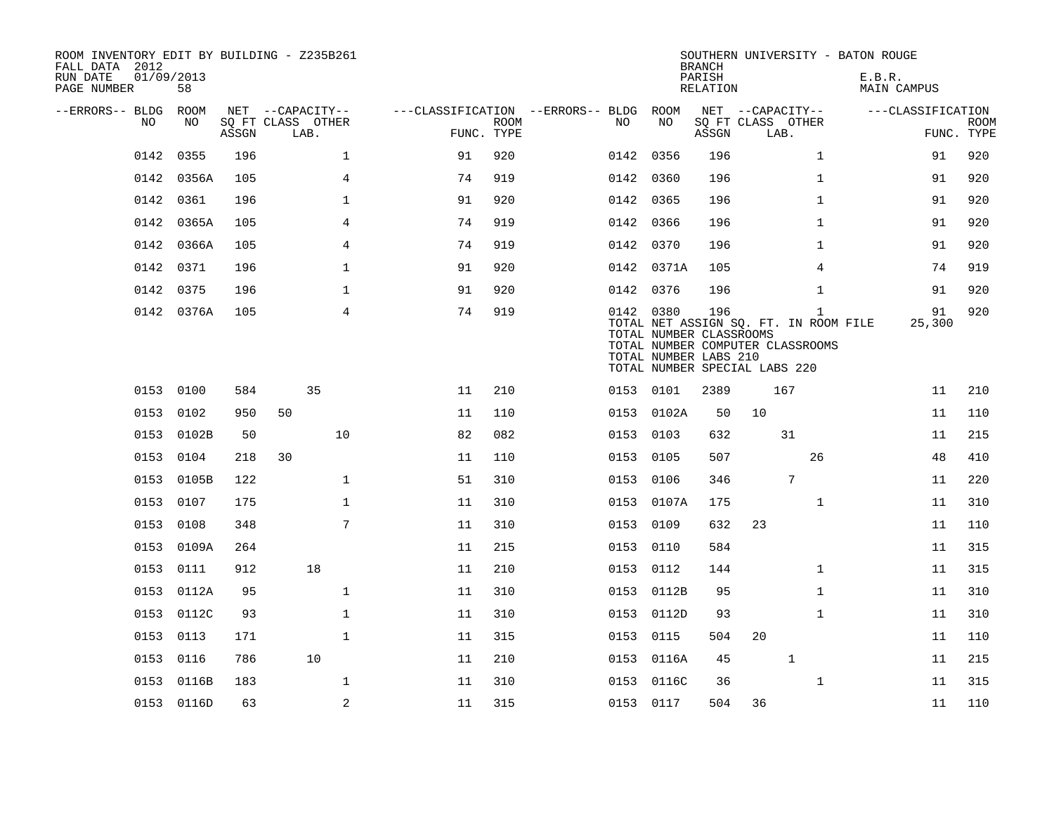ROOM INVENTORY EDIT BY BUILDING - Z235B261
FALL DATA 2012
RUN DATE 01/09/2013
PAGE NUMBER 58

SOUTHERN UNIVERSITY - BATON ROUGE
BRANCH
PARISH E.B.R.
RELATION MAIN CAMPUS

| --ERRORS-- | BLDG NO | ROOM NO | NET SQ FT ASSGN | CAPACITY CLASS | CAPACITY LAB. | CAPACITY OTHER | CLASSIFICATION FUNC. | ROOM TYPE | --ERRORS-- | BLDG NO | ROOM NO | NET SQ FT ASSGN | CAPACITY CLASS | CAPACITY LAB. | CAPACITY OTHER | CLASSIFICATION FUNC. | ROOM TYPE |
|---|---|---|---|---|---|---|---|---|---|---|---|---|---|---|---|---|---|
| | 0142 | 0355 | 196 | | | 1 | 91 | 920 | | 0142 | 0356 | 196 | | | 1 | 91 | 920 |
| | 0142 | 0356A | 105 | | | 4 | 74 | 919 | | 0142 | 0360 | 196 | | | 1 | 91 | 920 |
| | 0142 | 0361 | 196 | | | 1 | 91 | 920 | | 0142 | 0365 | 196 | | | 1 | 91 | 920 |
| | 0142 | 0365A | 105 | | | 4 | 74 | 919 | | 0142 | 0366 | 196 | | | 1 | 91 | 920 |
| | 0142 | 0366A | 105 | | | 4 | 74 | 919 | | 0142 | 0370 | 196 | | | 1 | 91 | 920 |
| | 0142 | 0371 | 196 | | | 1 | 91 | 920 | | 0142 | 0371A | 105 | | | 4 | 74 | 919 |
| | 0142 | 0375 | 196 | | | 1 | 91 | 920 | | 0142 | 0376 | 196 | | | 1 | 91 | 920 |
| | 0142 | 0376A | 105 | | | 4 | 74 | 919 | | 0142 | 0380 | 196 | | | 1 | 91 | 920 |
| | | | | | | | | | | TOTAL NET ASSIGN SQ. FT. IN ROOM FILE | | | | | | 25,300 | |
| | | | | | | | | | | TOTAL NUMBER CLASSROOMS | | | | | | | |
| | | | | | | | | | | TOTAL NUMBER COMPUTER CLASSROOMS | | | | | | | |
| | | | | | | | | | | TOTAL NUMBER LABS 210 | | | | | | | |
| | | | | | | | | | | TOTAL NUMBER SPECIAL LABS 220 | | | | | | | |
| | 0153 | 0100 | 584 | | 35 | | 11 | 210 | | 0153 | 0101 | 2389 | | 167 | | 11 | 210 |
| | 0153 | 0102 | 950 | 50 | | | 11 | 110 | | 0153 | 0102A | 50 | 10 | | | 11 | 110 |
| | 0153 | 0102B | 50 | | | 10 | 82 | 082 | | 0153 | 0103 | 632 | | 31 | | 11 | 215 |
| | 0153 | 0104 | 218 | 30 | | | 11 | 110 | | 0153 | 0105 | 507 | | | 26 | 48 | 410 |
| | 0153 | 0105B | 122 | | | 1 | 51 | 310 | | 0153 | 0106 | 346 | | 7 | | 11 | 220 |
| | 0153 | 0107 | 175 | | | 1 | 11 | 310 | | 0153 | 0107A | 175 | | | 1 | 11 | 310 |
| | 0153 | 0108 | 348 | | | 7 | 11 | 310 | | 0153 | 0109 | 632 | 23 | | | 11 | 110 |
| | 0153 | 0109A | 264 | | | | 11 | 215 | | 0153 | 0110 | 584 | | | | 11 | 315 |
| | 0153 | 0111 | 912 | | 18 | | 11 | 210 | | 0153 | 0112 | 144 | | | 1 | 11 | 315 |
| | 0153 | 0112A | 95 | | | 1 | 11 | 310 | | 0153 | 0112B | 95 | | | 1 | 11 | 310 |
| | 0153 | 0112C | 93 | | | 1 | 11 | 310 | | 0153 | 0112D | 93 | | | 1 | 11 | 310 |
| | 0153 | 0113 | 171 | | | 1 | 11 | 315 | | 0153 | 0115 | 504 | 20 | | | 11 | 110 |
| | 0153 | 0116 | 786 | | 10 | | 11 | 210 | | 0153 | 0116A | 45 | | 1 | | 11 | 215 |
| | 0153 | 0116B | 183 | | | 1 | 11 | 310 | | 0153 | 0116C | 36 | | | 1 | 11 | 315 |
| | 0153 | 0116D | 63 | | | 2 | 11 | 315 | | 0153 | 0117 | 504 | 36 | | | 11 | 110 |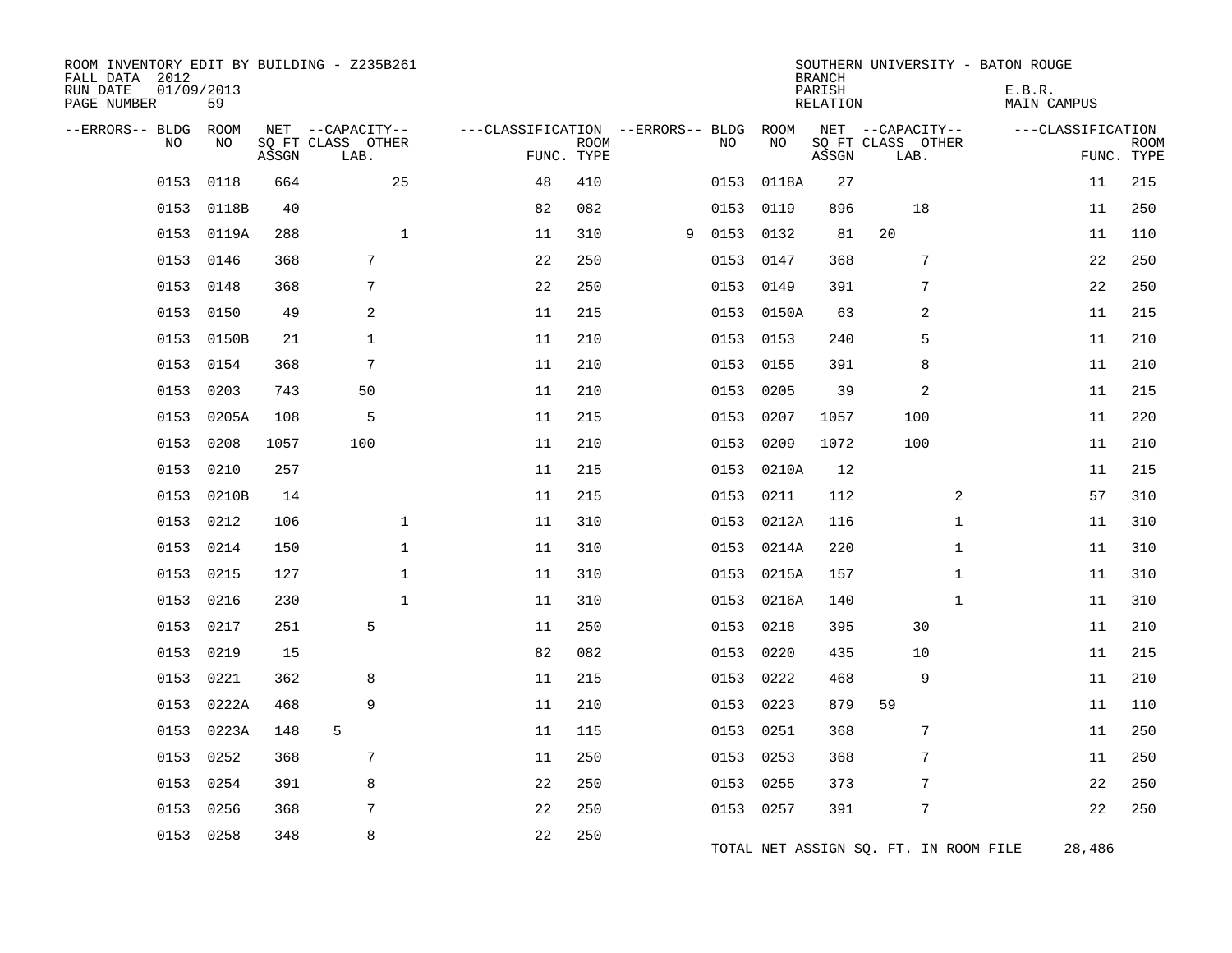ROOM INVENTORY EDIT BY BUILDING - Z235B261
FALL DATA 2012
RUN DATE 01/09/2013
PAGE NUMBER 59

SOUTHERN UNIVERSITY - BATON ROUGE
BRANCH
PARISH E.B.R.
RELATION MAIN CAMPUS

| --ERRORS-- | BLDG NO | ROOM NO | NET SQ FT ASSGN | CAPACITY CLASS LAB. | CAPACITY OTHER | CLASSIFICATION FUNC. | ROOM TYPE | --ERRORS-- | BLDG NO | ROOM NO | NET SQ FT ASSGN | CAPACITY CLASS LAB. | CAPACITY OTHER | CLASSIFICATION FUNC. | ROOM TYPE |
|---|---|---|---|---|---|---|---|---|---|---|---|---|---|---|---|
| | 0153 | 0118 | 664 | | 25 | 48 | 410 | | 0153 | 0118A | 27 | | | 11 | 215 |
| | 0153 | 0118B | 40 | | | 82 | 082 | | 0153 | 0119 | 896 | 18 | | 11 | 250 |
| | 0153 | 0119A | 288 | | 1 | 11 | 310 | 9 | 0153 | 0132 | 81 | 20 | | 11 | 110 |
| | 0153 | 0146 | 368 | 7 | | 22 | 250 | | 0153 | 0147 | 368 | 7 | | 22 | 250 |
| | 0153 | 0148 | 368 | 7 | | 22 | 250 | | 0153 | 0149 | 391 | 7 | | 22 | 250 |
| | 0153 | 0150 | 49 | 2 | | 11 | 215 | | 0153 | 0150A | 63 | 2 | | 11 | 215 |
| | 0153 | 0150B | 21 | 1 | | 11 | 210 | | 0153 | 0153 | 240 | 5 | | 11 | 210 |
| | 0153 | 0154 | 368 | 7 | | 11 | 210 | | 0153 | 0155 | 391 | 8 | | 11 | 210 |
| | 0153 | 0203 | 743 | 50 | | 11 | 210 | | 0153 | 0205 | 39 | 2 | | 11 | 215 |
| | 0153 | 0205A | 108 | 5 | | 11 | 215 | | 0153 | 0207 | 1057 | 100 | | 11 | 220 |
| | 0153 | 0208 | 1057 | 100 | | 11 | 210 | | 0153 | 0209 | 1072 | 100 | | 11 | 210 |
| | 0153 | 0210 | 257 | | | 11 | 215 | | 0153 | 0210A | 12 | | | 11 | 215 |
| | 0153 | 0210B | 14 | | | 11 | 215 | | 0153 | 0211 | 112 | | 2 | 57 | 310 |
| | 0153 | 0212 | 106 | | 1 | 11 | 310 | | 0153 | 0212A | 116 | | 1 | 11 | 310 |
| | 0153 | 0214 | 150 | | 1 | 11 | 310 | | 0153 | 0214A | 220 | | 1 | 11 | 310 |
| | 0153 | 0215 | 127 | | 1 | 11 | 310 | | 0153 | 0215A | 157 | | 1 | 11 | 310 |
| | 0153 | 0216 | 230 | | 1 | 11 | 310 | | 0153 | 0216A | 140 | | 1 | 11 | 310 |
| | 0153 | 0217 | 251 | 5 | | 11 | 250 | | 0153 | 0218 | 395 | 30 | | 11 | 210 |
| | 0153 | 0219 | 15 | | | 82 | 082 | | 0153 | 0220 | 435 | 10 | | 11 | 215 |
| | 0153 | 0221 | 362 | 8 | | 11 | 215 | | 0153 | 0222 | 468 | 9 | | 11 | 210 |
| | 0153 | 0222A | 468 | 9 | | 11 | 210 | | 0153 | 0223 | 879 | 59 | | 11 | 110 |
| | 0153 | 0223A | 148 | 5 | | 11 | 115 | | 0153 | 0251 | 368 | 7 | | 11 | 250 |
| | 0153 | 0252 | 368 | 7 | | 11 | 250 | | 0153 | 0253 | 368 | 7 | | 11 | 250 |
| | 0153 | 0254 | 391 | 8 | | 22 | 250 | | 0153 | 0255 | 373 | 7 | | 22 | 250 |
| | 0153 | 0256 | 368 | 7 | | 22 | 250 | | 0153 | 0257 | 391 | 7 | | 22 | 250 |
| | 0153 | 0258 | 348 | 8 | | 22 | 250 | | | | | | | | |

TOTAL NET ASSIGN SQ. FT. IN ROOM FILE 28,486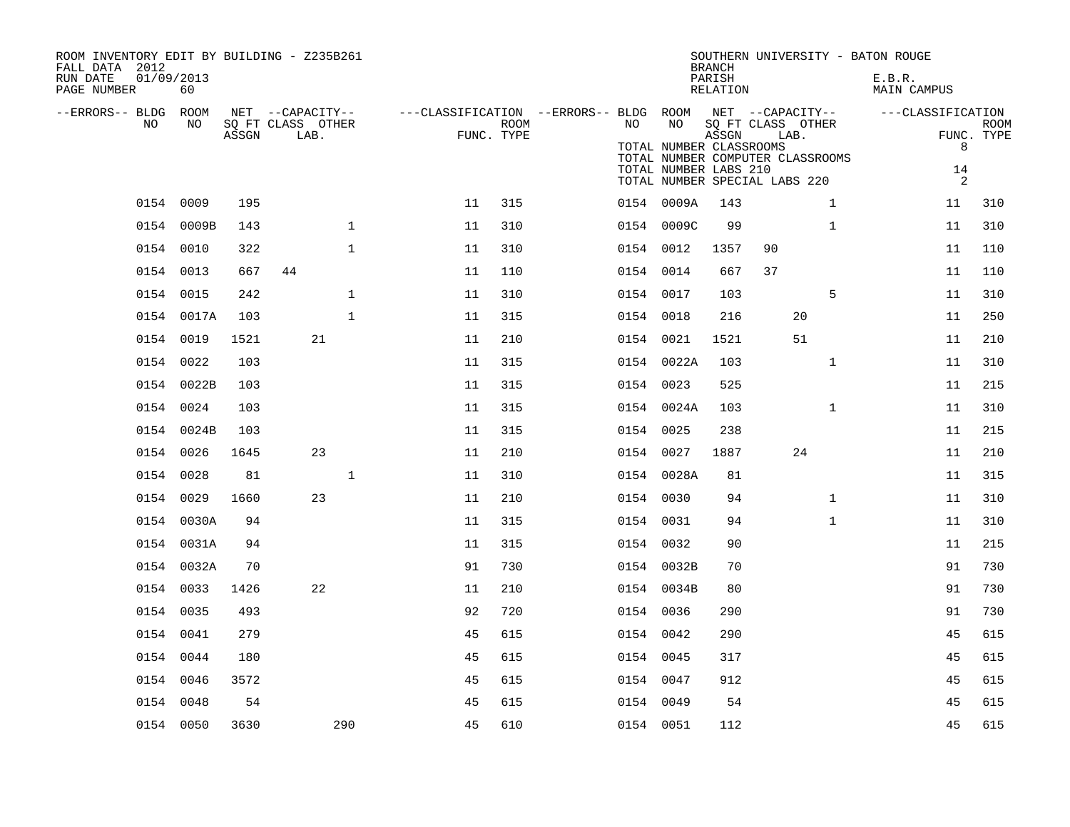ROOM INVENTORY EDIT BY BUILDING - Z235B261
FALL DATA 2012
RUN DATE 01/09/2013
PAGE NUMBER 60

SOUTHERN UNIVERSITY - BATON ROUGE
BRANCH
PARISH E.B.R.
RELATION MAIN CAMPUS

TOTAL NUMBER CLASSROOMS 8
TOTAL NUMBER COMPUTER CLASSROOMS
TOTAL NUMBER LABS 210 14
TOTAL NUMBER SPECIAL LABS 220 2

| --ERRORS-- | BLDG NO | ROOM NO | NET SQ FT ASSGN | CAPACITY CLASS | CAPACITY LAB. | CAPACITY OTHER | CLASSIFICATION FUNC. | ROOM TYPE | --ERRORS-- | BLDG NO | ROOM NO | NET SQ FT ASSGN | CAPACITY CLASS | CAPACITY LAB. | CAPACITY OTHER | CLASSIFICATION FUNC. | ROOM TYPE |
|---|---|---|---|---|---|---|---|---|---|---|---|---|---|---|---|---|---|
| | 0154 | 0009 | 195 | | | | 11 | 315 | | 0154 | 0009A | 143 | | | 1 | 11 | 310 |
| | 0154 | 0009B | 143 | | | 1 | 11 | 310 | | 0154 | 0009C | 99 | | | 1 | 11 | 310 |
| | 0154 | 0010 | 322 | | | 1 | 11 | 310 | | 0154 | 0012 | 1357 | 90 | | | 11 | 110 |
| | 0154 | 0013 | 667 | 44 | | | 11 | 110 | | 0154 | 0014 | 667 | 37 | | | 11 | 110 |
| | 0154 | 0015 | 242 | | | 1 | 11 | 310 | | 0154 | 0017 | 103 | | | 5 | 11 | 310 |
| | 0154 | 0017A | 103 | | | 1 | 11 | 315 | | 0154 | 0018 | 216 | | 20 | | 11 | 250 |
| | 0154 | 0019 | 1521 | | 21 | | 11 | 210 | | 0154 | 0021 | 1521 | | 51 | | 11 | 210 |
| | 0154 | 0022 | 103 | | | | 11 | 315 | | 0154 | 0022A | 103 | | | 1 | 11 | 310 |
| | 0154 | 0022B | 103 | | | | 11 | 315 | | 0154 | 0023 | 525 | | | | 11 | 215 |
| | 0154 | 0024 | 103 | | | | 11 | 315 | | 0154 | 0024A | 103 | | | 1 | 11 | 310 |
| | 0154 | 0024B | 103 | | | | 11 | 315 | | 0154 | 0025 | 238 | | | | 11 | 215 |
| | 0154 | 0026 | 1645 | | 23 | | 11 | 210 | | 0154 | 0027 | 1887 | | 24 | | 11 | 210 |
| | 0154 | 0028 | 81 | | | 1 | 11 | 310 | | 0154 | 0028A | 81 | | | | 11 | 315 |
| | 0154 | 0029 | 1660 | | 23 | | 11 | 210 | | 0154 | 0030 | 94 | | | 1 | 11 | 310 |
| | 0154 | 0030A | 94 | | | | 11 | 315 | | 0154 | 0031 | 94 | | | 1 | 11 | 310 |
| | 0154 | 0031A | 94 | | | | 11 | 315 | | 0154 | 0032 | 90 | | | | 11 | 215 |
| | 0154 | 0032A | 70 | | | | 91 | 730 | | 0154 | 0032B | 70 | | | | 91 | 730 |
| | 0154 | 0033 | 1426 | | 22 | | 11 | 210 | | 0154 | 0034B | 80 | | | | 91 | 730 |
| | 0154 | 0035 | 493 | | | | 92 | 720 | | 0154 | 0036 | 290 | | | | 91 | 730 |
| | 0154 | 0041 | 279 | | | | 45 | 615 | | 0154 | 0042 | 290 | | | | 45 | 615 |
| | 0154 | 0044 | 180 | | | | 45 | 615 | | 0154 | 0045 | 317 | | | | 45 | 615 |
| | 0154 | 0046 | 3572 | | | | 45 | 615 | | 0154 | 0047 | 912 | | | | 45 | 615 |
| | 0154 | 0048 | 54 | | | | 45 | 615 | | 0154 | 0049 | 54 | | | | 45 | 615 |
| | 0154 | 0050 | 3630 | | | 290 | 45 | 610 | | 0154 | 0051 | 112 | | | | 45 | 615 |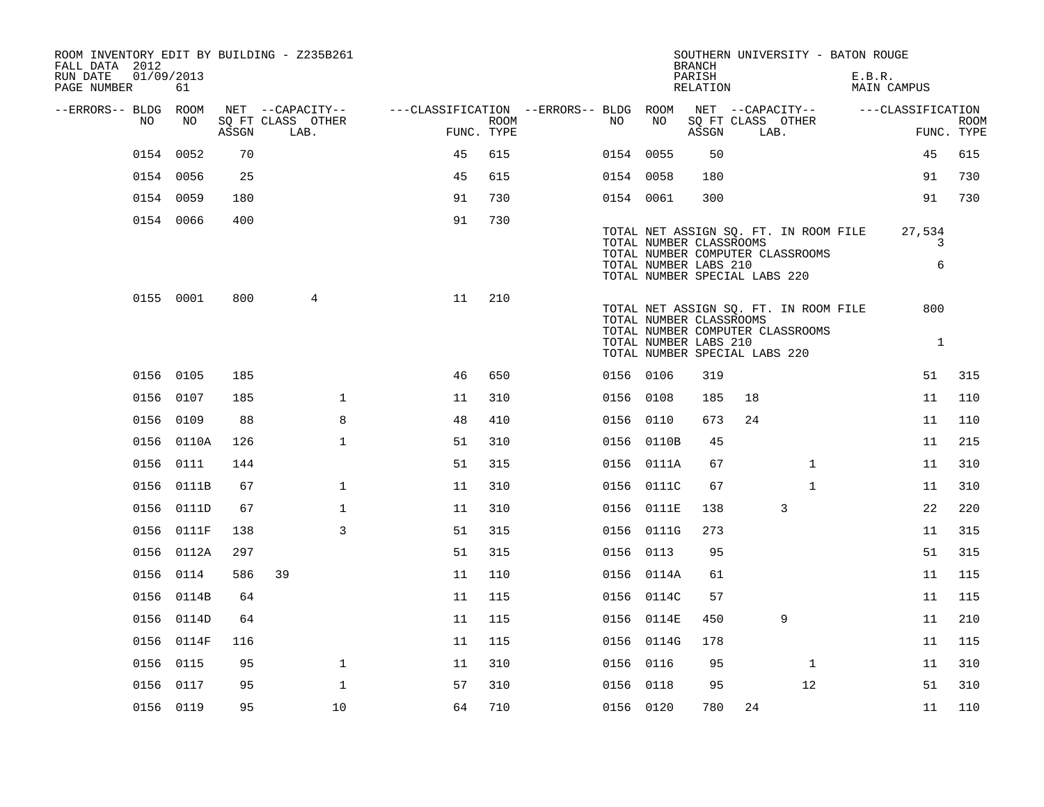ROOM INVENTORY EDIT BY BUILDING - Z235B261
FALL DATA 2012
RUN DATE 01/09/2013

SOUTHERN UNIVERSITY - BATON ROUGE
BRANCH
PARISH E.B.R.
RELATION MAIN CAMPUS

| --ERRORS-- | BLDG NO | ROOM NO | NET SQ FT ASSGN | --CAPACITY-- CLASS | LAB. | OTHER | ---CLASSIFICATION FUNC. | ROOM TYPE | --ERRORS-- | BLDG NO | ROOM NO | NET SQ FT ASSGN | --CAPACITY-- CLASS | LAB. | OTHER | ---CLASSIFICATION FUNC. | ROOM TYPE |
|---|---|---|---|---|---|---|---|---|---|---|---|---|---|---|---|---|---|
| | 0154 | 0052 | 70 | | | | 45 | 615 | | 0154 | 0055 | 50 | | | | 45 | 615 |
| | 0154 | 0056 | 25 | | | | 45 | 615 | | 0154 | 0058 | 180 | | | | 91 | 730 |
| | 0154 | 0059 | 180 | | | | 91 | 730 | | 0154 | 0061 | 300 | | | | 91 | 730 |
| | 0154 | 0066 | 400 | | | | 91 | 730 | | | | | | | | | |
| | 0155 | 0001 | 800 | | 4 | | 11 | 210 | | | | | | | | | |
| | 0156 | 0105 | 185 | | | | 46 | 650 | | 0156 | 0106 | 319 | | | | 51 | 315 |
| | 0156 | 0107 | 185 | | | 1 | 11 | 310 | | 0156 | 0108 | 185 | 18 | | | 11 | 110 |
| | 0156 | 0109 | 88 | | | 8 | 48 | 410 | | 0156 | 0110 | 673 | 24 | | | 11 | 110 |
| | 0156 | 0110A | 126 | | | 1 | 51 | 310 | | 0156 | 0110B | 45 | | | | 11 | 215 |
| | 0156 | 0111 | 144 | | | | 51 | 315 | | 0156 | 0111A | 67 | | | 1 | 11 | 310 |
| | 0156 | 0111B | 67 | | | 1 | 11 | 310 | | 0156 | 0111C | 67 | | | 1 | 11 | 310 |
| | 0156 | 0111D | 67 | | | 1 | 11 | 310 | | 0156 | 0111E | 138 | | 3 | | 22 | 220 |
| | 0156 | 0111F | 138 | | | 3 | 51 | 315 | | 0156 | 0111G | 273 | | | | 11 | 315 |
| | 0156 | 0112A | 297 | | | | 51 | 315 | | 0156 | 0113 | 95 | | | | 51 | 315 |
| | 0156 | 0114 | 586 | 39 | | | 11 | 110 | | 0156 | 0114A | 61 | | | | 11 | 115 |
| | 0156 | 0114B | 64 | | | | 11 | 115 | | 0156 | 0114C | 57 | | | | 11 | 115 |
| | 0156 | 0114D | 64 | | | | 11 | 115 | | 0156 | 0114E | 450 | | 9 | | 11 | 210 |
| | 0156 | 0114F | 116 | | | | 11 | 115 | | 0156 | 0114G | 178 | | | | 11 | 115 |
| | 0156 | 0115 | 95 | | | 1 | 11 | 310 | | 0156 | 0116 | 95 | | | 1 | 11 | 310 |
| | 0156 | 0117 | 95 | | | 1 | 57 | 310 | | 0156 | 0118 | 95 | | | 12 | 51 | 310 |
| | 0156 | 0119 | 95 | | | 10 | 64 | 710 | | 0156 | 0120 | 780 | 24 | | | 11 | 110 |

Building 0154 totals:

TOTAL NET ASSIGN SQ. FT. IN ROOM FILE 27,534
TOTAL NUMBER CLASSROOMS 3
TOTAL NUMBER COMPUTER CLASSROOMS
TOTAL NUMBER LABS 210 6
TOTAL NUMBER SPECIAL LABS 220

Building 0155 totals:

TOTAL NET ASSIGN SQ. FT. IN ROOM FILE 800
TOTAL NUMBER CLASSROOMS
TOTAL NUMBER COMPUTER CLASSROOMS
TOTAL NUMBER LABS 210 1
TOTAL NUMBER SPECIAL LABS 220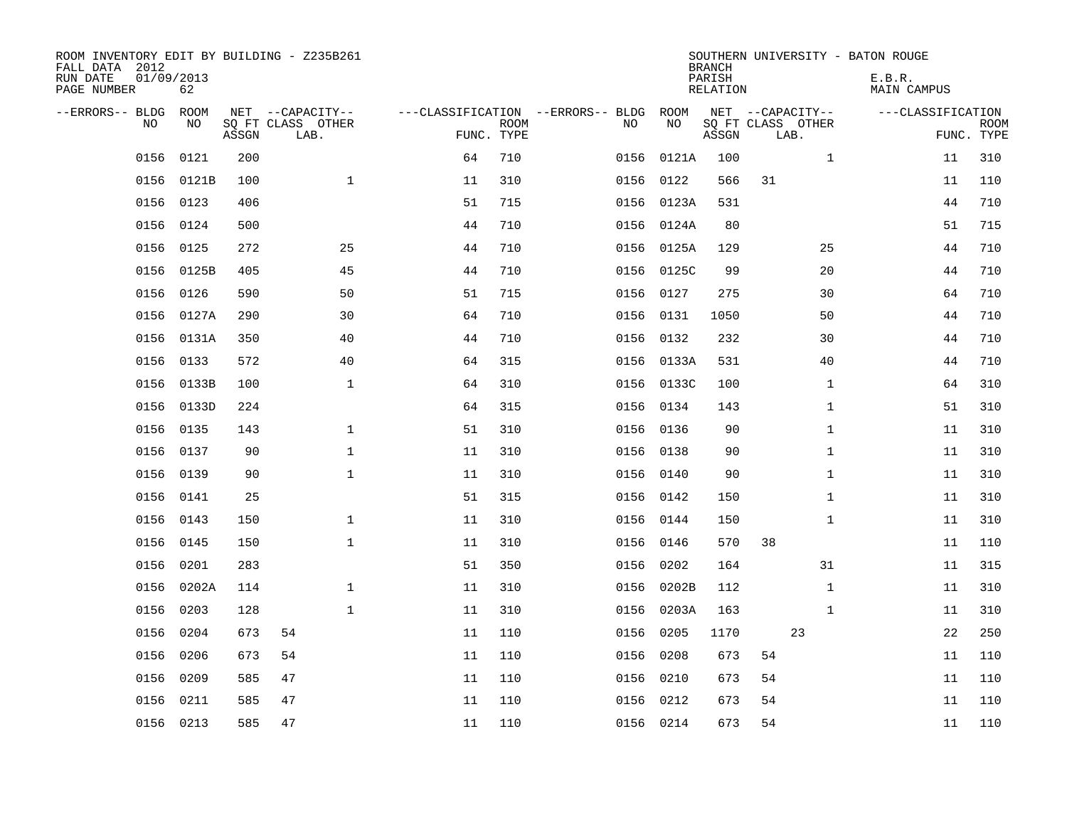ROOM INVENTORY EDIT BY BUILDING - Z235B261
FALL DATA 2012
RUN DATE 01/09/2013
PAGE NUMBER 62

SOUTHERN UNIVERSITY - BATON ROUGE
BRANCH
PARISH E.B.R.
RELATION MAIN CAMPUS

| --ERRORS-- | BLDG NO | ROOM NO | NET SQ FT ASSGN | CAPACITY CLASS | CAPACITY OTHER LAB. | CLASSIFICATION FUNC. | ROOM TYPE | --ERRORS-- | BLDG NO | ROOM NO | NET SQ FT ASSGN | CAPACITY CLASS | CAPACITY OTHER LAB. | CLASSIFICATION FUNC. | ROOM TYPE |
|---|---|---|---|---|---|---|---|---|---|---|---|---|---|---|---|
| | 0156 | 0121 | 200 | | | 64 | 710 | | 0156 | 0121A | 100 | | 1 | 11 | 310 |
| | 0156 | 0121B | 100 | | 1 | 11 | 310 | | 0156 | 0122 | 566 | 31 | | 11 | 110 |
| | 0156 | 0123 | 406 | | | 51 | 715 | | 0156 | 0123A | 531 | | | 44 | 710 |
| | 0156 | 0124 | 500 | | | 44 | 710 | | 0156 | 0124A | 80 | | | 51 | 715 |
| | 0156 | 0125 | 272 | | 25 | 44 | 710 | | 0156 | 0125A | 129 | | 25 | 44 | 710 |
| | 0156 | 0125B | 405 | | 45 | 44 | 710 | | 0156 | 0125C | 99 | | 20 | 44 | 710 |
| | 0156 | 0126 | 590 | | 50 | 51 | 715 | | 0156 | 0127 | 275 | | 30 | 64 | 710 |
| | 0156 | 0127A | 290 | | 30 | 64 | 710 | | 0156 | 0131 | 1050 | | 50 | 44 | 710 |
| | 0156 | 0131A | 350 | | 40 | 44 | 710 | | 0156 | 0132 | 232 | | 30 | 44 | 710 |
| | 0156 | 0133 | 572 | | 40 | 64 | 315 | | 0156 | 0133A | 531 | | 40 | 44 | 710 |
| | 0156 | 0133B | 100 | | 1 | 64 | 310 | | 0156 | 0133C | 100 | | 1 | 64 | 310 |
| | 0156 | 0133D | 224 | | | 64 | 315 | | 0156 | 0134 | 143 | | 1 | 51 | 310 |
| | 0156 | 0135 | 143 | | 1 | 51 | 310 | | 0156 | 0136 | 90 | | 1 | 11 | 310 |
| | 0156 | 0137 | 90 | | 1 | 11 | 310 | | 0156 | 0138 | 90 | | 1 | 11 | 310 |
| | 0156 | 0139 | 90 | | 1 | 11 | 310 | | 0156 | 0140 | 90 | | 1 | 11 | 310 |
| | 0156 | 0141 | 25 | | | 51 | 315 | | 0156 | 0142 | 150 | | 1 | 11 | 310 |
| | 0156 | 0143 | 150 | | 1 | 11 | 310 | | 0156 | 0144 | 150 | | 1 | 11 | 310 |
| | 0156 | 0145 | 150 | | 1 | 11 | 310 | | 0156 | 0146 | 570 | 38 | | 11 | 110 |
| | 0156 | 0201 | 283 | | | 51 | 350 | | 0156 | 0202 | 164 | | 31 | 11 | 315 |
| | 0156 | 0202A | 114 | | 1 | 11 | 310 | | 0156 | 0202B | 112 | | 1 | 11 | 310 |
| | 0156 | 0203 | 128 | | 1 | 11 | 310 | | 0156 | 0203A | 163 | | 1 | 11 | 310 |
| | 0156 | 0204 | 673 | 54 | | 11 | 110 | | 0156 | 0205 | 1170 | | 23 | 22 | 250 |
| | 0156 | 0206 | 673 | 54 | | 11 | 110 | | 0156 | 0208 | 673 | 54 | | 11 | 110 |
| | 0156 | 0209 | 585 | 47 | | 11 | 110 | | 0156 | 0210 | 673 | 54 | | 11 | 110 |
| | 0156 | 0211 | 585 | 47 | | 11 | 110 | | 0156 | 0212 | 673 | 54 | | 11 | 110 |
| | 0156 | 0213 | 585 | 47 | | 11 | 110 | | 0156 | 0214 | 673 | 54 | | 11 | 110 |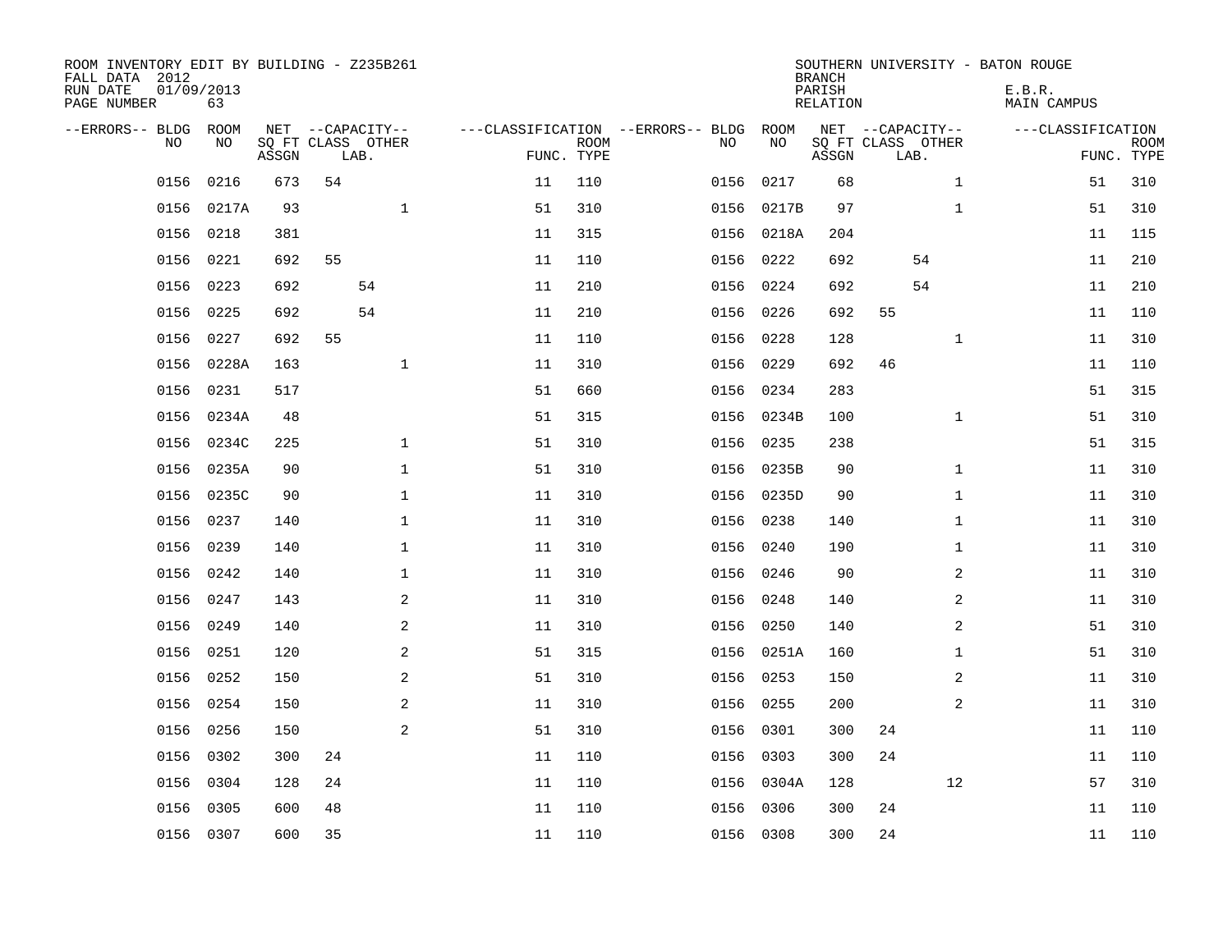ROOM INVENTORY EDIT BY BUILDING - Z235B261
FALL DATA 2012
RUN DATE 01/09/2013
PAGE NUMBER 63

SOUTHERN UNIVERSITY - BATON ROUGE
BRANCH
PARISH E.B.R.
RELATION MAIN CAMPUS

| --ERRORS-- | BLDG NO | ROOM NO | NET SQ FT ASSGN | CAPACITY CLASS | CAPACITY LAB. | CAPACITY OTHER | CLASSIFICATION FUNC. | ROOM TYPE | --ERRORS-- | BLDG NO | ROOM NO | NET SQ FT ASSGN | CAPACITY CLASS | CAPACITY LAB. | CAPACITY OTHER | CLASSIFICATION FUNC. | ROOM TYPE |
|---|---|---|---|---|---|---|---|---|---|---|---|---|---|---|---|---|---|
| | 0156 | 0216 | 673 | 54 | | | 11 | 110 | | 0156 | 0217 | 68 | | | 1 | 51 | 310 |
| | 0156 | 0217A | 93 | | | 1 | 51 | 310 | | 0156 | 0217B | 97 | | | 1 | 51 | 310 |
| | 0156 | 0218 | 381 | | | | 11 | 315 | | 0156 | 0218A | 204 | | | | 11 | 115 |
| | 0156 | 0221 | 692 | 55 | | | 11 | 110 | | 0156 | 0222 | 692 | | 54 | | 11 | 210 |
| | 0156 | 0223 | 692 | | 54 | | 11 | 210 | | 0156 | 0224 | 692 | | 54 | | 11 | 210 |
| | 0156 | 0225 | 692 | | 54 | | 11 | 210 | | 0156 | 0226 | 692 | 55 | | | 11 | 110 |
| | 0156 | 0227 | 692 | 55 | | | 11 | 110 | | 0156 | 0228 | 128 | | | 1 | 11 | 310 |
| | 0156 | 0228A | 163 | | | 1 | 11 | 310 | | 0156 | 0229 | 692 | 46 | | | 11 | 110 |
| | 0156 | 0231 | 517 | | | | 51 | 660 | | 0156 | 0234 | 283 | | | | 51 | 315 |
| | 0156 | 0234A | 48 | | | | 51 | 315 | | 0156 | 0234B | 100 | | | 1 | 51 | 310 |
| | 0156 | 0234C | 225 | | | 1 | 51 | 310 | | 0156 | 0235 | 238 | | | | 51 | 315 |
| | 0156 | 0235A | 90 | | | 1 | 51 | 310 | | 0156 | 0235B | 90 | | | 1 | 11 | 310 |
| | 0156 | 0235C | 90 | | | 1 | 11 | 310 | | 0156 | 0235D | 90 | | | 1 | 11 | 310 |
| | 0156 | 0237 | 140 | | | 1 | 11 | 310 | | 0156 | 0238 | 140 | | | 1 | 11 | 310 |
| | 0156 | 0239 | 140 | | | 1 | 11 | 310 | | 0156 | 0240 | 190 | | | 1 | 11 | 310 |
| | 0156 | 0242 | 140 | | | 1 | 11 | 310 | | 0156 | 0246 | 90 | | | 2 | 11 | 310 |
| | 0156 | 0247 | 143 | | | 2 | 11 | 310 | | 0156 | 0248 | 140 | | | 2 | 11 | 310 |
| | 0156 | 0249 | 140 | | | 2 | 11 | 310 | | 0156 | 0250 | 140 | | | 2 | 51 | 310 |
| | 0156 | 0251 | 120 | | | 2 | 51 | 315 | | 0156 | 0251A | 160 | | | 1 | 51 | 310 |
| | 0156 | 0252 | 150 | | | 2 | 51 | 310 | | 0156 | 0253 | 150 | | | 2 | 11 | 310 |
| | 0156 | 0254 | 150 | | | 2 | 11 | 310 | | 0156 | 0255 | 200 | | | 2 | 11 | 310 |
| | 0156 | 0256 | 150 | | | 2 | 51 | 310 | | 0156 | 0301 | 300 | 24 | | | 11 | 110 |
| | 0156 | 0302 | 300 | 24 | | | 11 | 110 | | 0156 | 0303 | 300 | 24 | | | 11 | 110 |
| | 0156 | 0304 | 128 | 24 | | | 11 | 110 | | 0156 | 0304A | 128 | | | 12 | 57 | 310 |
| | 0156 | 0305 | 600 | 48 | | | 11 | 110 | | 0156 | 0306 | 300 | 24 | | | 11 | 110 |
| | 0156 | 0307 | 600 | 35 | | | 11 | 110 | | 0156 | 0308 | 300 | 24 | | | 11 | 110 |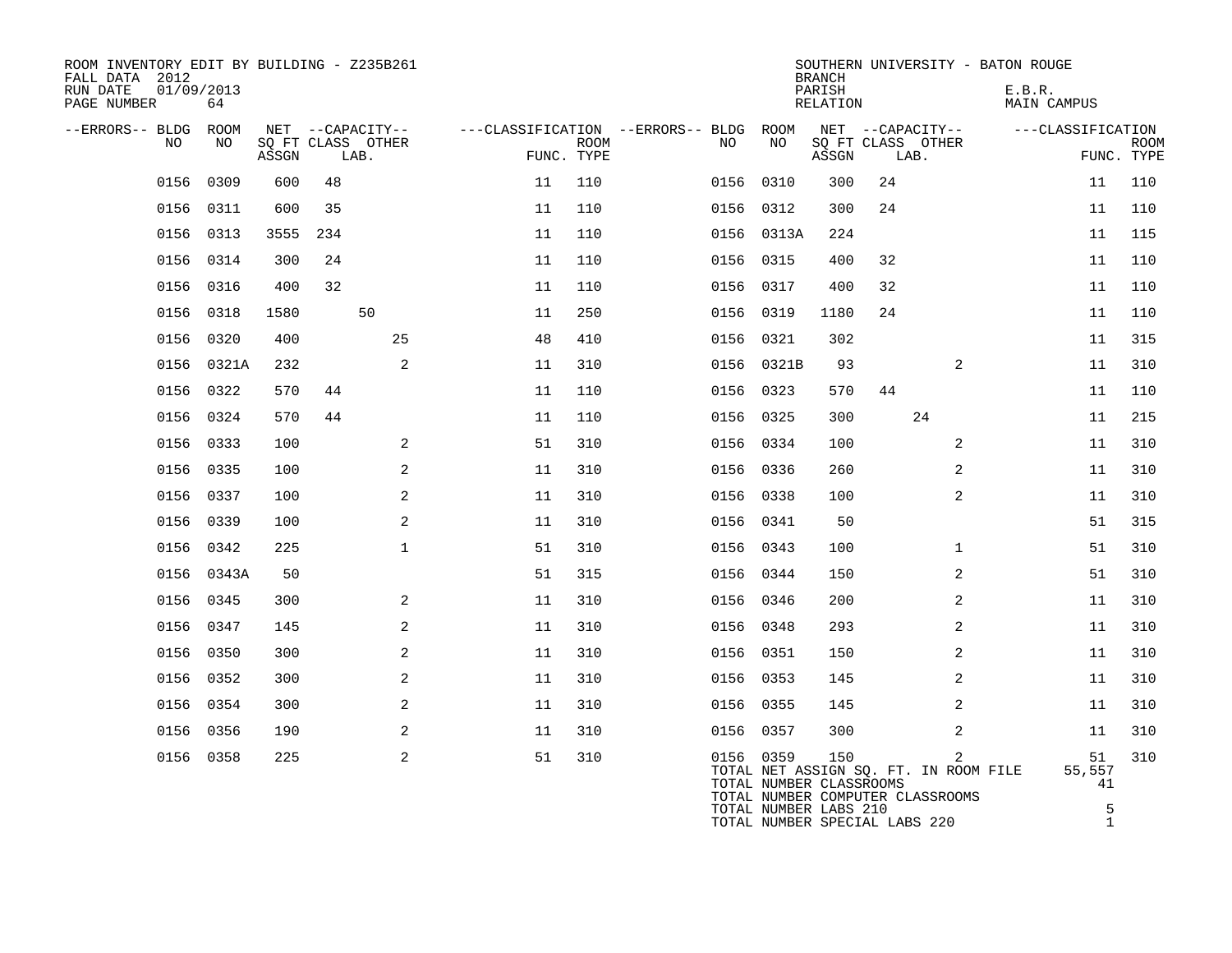ROOM INVENTORY EDIT BY BUILDING - Z235B261
FALL DATA 2012
RUN DATE 01/09/2013

SOUTHERN UNIVERSITY - BATON ROUGE
BRANCH
PARISH E.B.R.
RELATION MAIN CAMPUS

| --ERRORS-- | BLDG NO | ROOM NO | NET SQ FT ASSGN | CAPACITY CLASS | CAPACITY LAB. | CAPACITY OTHER | CLASSIFICATION FUNC. | ROOM TYPE | --ERRORS-- | BLDG NO | ROOM NO | NET SQ FT ASSGN | CAPACITY CLASS | CAPACITY LAB. | CAPACITY OTHER | CLASSIFICATION FUNC. | ROOM TYPE |
|---|---|---|---|---|---|---|---|---|---|---|---|---|---|---|---|---|---|
| | 0156 | 0309 | 600 | 48 | | | 11 | 110 | | 0156 | 0310 | 300 | 24 | | | 11 | 110 |
| | 0156 | 0311 | 600 | 35 | | | 11 | 110 | | 0156 | 0312 | 300 | 24 | | | 11 | 110 |
| | 0156 | 0313 | 3555 | 234 | | | 11 | 110 | | 0156 | 0313A | 224 | | | | 11 | 115 |
| | 0156 | 0314 | 300 | 24 | | | 11 | 110 | | 0156 | 0315 | 400 | 32 | | | 11 | 110 |
| | 0156 | 0316 | 400 | 32 | | | 11 | 110 | | 0156 | 0317 | 400 | 32 | | | 11 | 110 |
| | 0156 | 0318 | 1580 | | 50 | | 11 | 250 | | 0156 | 0319 | 1180 | 24 | | | 11 | 110 |
| | 0156 | 0320 | 400 | | | 25 | 48 | 410 | | 0156 | 0321 | 302 | | | | 11 | 315 |
| | 0156 | 0321A | 232 | | | 2 | 11 | 310 | | 0156 | 0321B | 93 | | | 2 | 11 | 310 |
| | 0156 | 0322 | 570 | 44 | | | 11 | 110 | | 0156 | 0323 | 570 | 44 | | | 11 | 110 |
| | 0156 | 0324 | 570 | 44 | | | 11 | 110 | | 0156 | 0325 | 300 | | 24 | | 11 | 215 |
| | 0156 | 0333 | 100 | | | 2 | 51 | 310 | | 0156 | 0334 | 100 | | | 2 | 11 | 310 |
| | 0156 | 0335 | 100 | | | 2 | 11 | 310 | | 0156 | 0336 | 260 | | | 2 | 11 | 310 |
| | 0156 | 0337 | 100 | | | 2 | 11 | 310 | | 0156 | 0338 | 100 | | | 2 | 11 | 310 |
| | 0156 | 0339 | 100 | | | 2 | 11 | 310 | | 0156 | 0341 | 50 | | | | 51 | 315 |
| | 0156 | 0342 | 225 | | | 1 | 51 | 310 | | 0156 | 0343 | 100 | | | 1 | 51 | 310 |
| | 0156 | 0343A | 50 | | | | 51 | 315 | | 0156 | 0344 | 150 | | | 2 | 51 | 310 |
| | 0156 | 0345 | 300 | | | 2 | 11 | 310 | | 0156 | 0346 | 200 | | | 2 | 11 | 310 |
| | 0156 | 0347 | 145 | | | 2 | 11 | 310 | | 0156 | 0348 | 293 | | | 2 | 11 | 310 |
| | 0156 | 0350 | 300 | | | 2 | 11 | 310 | | 0156 | 0351 | 150 | | | 2 | 11 | 310 |
| | 0156 | 0352 | 300 | | | 2 | 11 | 310 | | 0156 | 0353 | 145 | | | 2 | 11 | 310 |
| | 0156 | 0354 | 300 | | | 2 | 11 | 310 | | 0156 | 0355 | 145 | | | 2 | 11 | 310 |
| | 0156 | 0356 | 190 | | | 2 | 11 | 310 | | 0156 | 0357 | 300 | | | 2 | 11 | 310 |
| | 0156 | 0358 | 225 | | | 2 | 51 | 310 | | 0156 | 0359 | 150 | | | 2 | 51 | 310 |

| | |
|---|---|
| TOTAL NET ASSIGN SQ. FT. IN ROOM FILE | 55,557 |
| TOTAL NUMBER CLASSROOMS | 41 |
| TOTAL NUMBER COMPUTER CLASSROOMS | |
| TOTAL NUMBER LABS 210 | 5 |
| TOTAL NUMBER SPECIAL LABS 220 | 1 |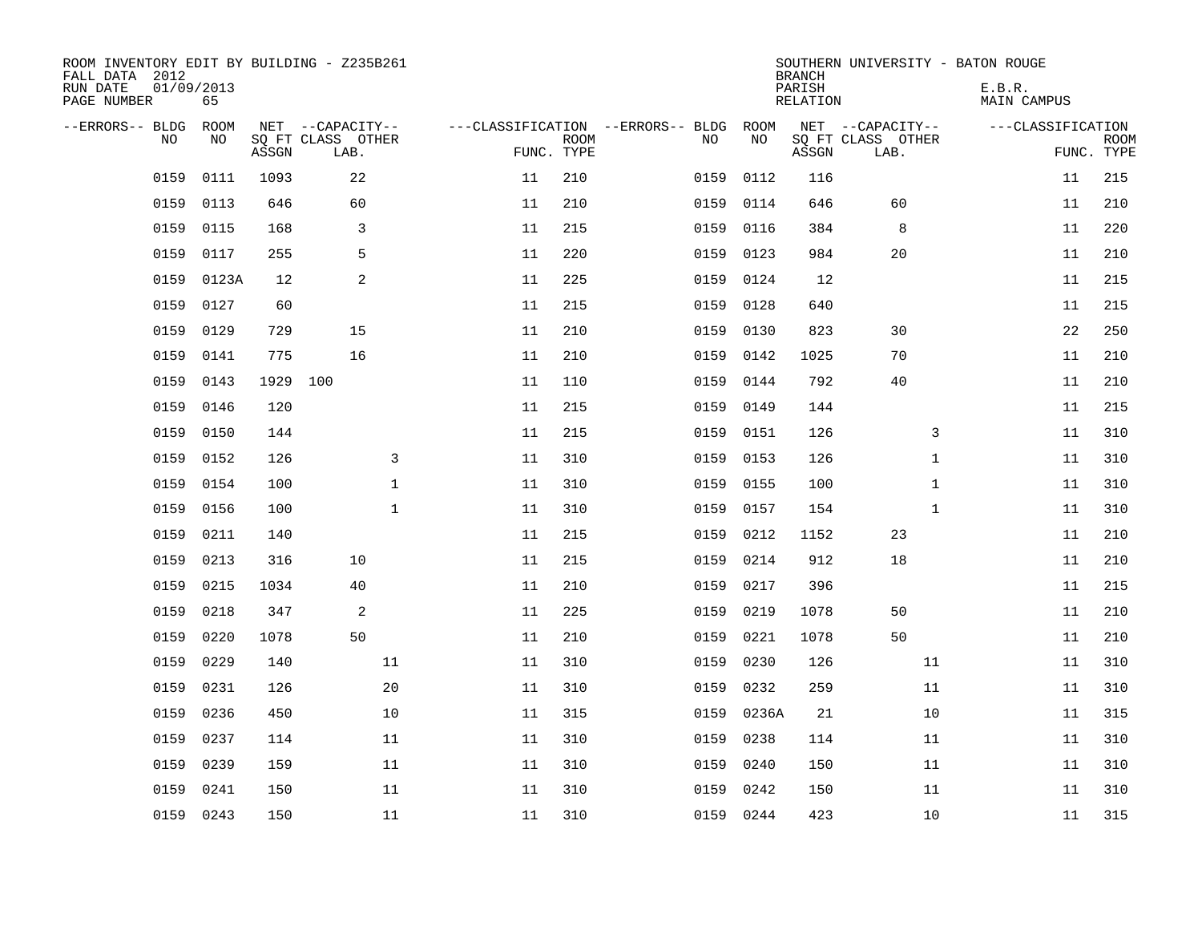ROOM INVENTORY EDIT BY BUILDING - Z235B261
FALL DATA 2012
RUN DATE 01/09/2013
PAGE NUMBER 65

SOUTHERN UNIVERSITY - BATON ROUGE
BRANCH
PARISH E.B.R.
RELATION MAIN CAMPUS

| --ERRORS-- | BLDG NO | ROOM NO | NET SQ FT ASSGN | CAPACITY CLASS LAB. | CAPACITY OTHER | CLASSIFICATION FUNC. | ROOM TYPE | --ERRORS-- | BLDG NO | ROOM NO | NET SQ FT ASSGN | CAPACITY CLASS LAB. | CAPACITY OTHER | CLASSIFICATION FUNC. | ROOM TYPE |
|---|---|---|---|---|---|---|---|---|---|---|---|---|---|---|---|
| | 0159 | 0111 | 1093 | 22 | | 11 | 210 | | 0159 | 0112 | 116 | | | 11 | 215 |
| | 0159 | 0113 | 646 | 60 | | 11 | 210 | | 0159 | 0114 | 646 | 60 | | 11 | 210 |
| | 0159 | 0115 | 168 | 3 | | 11 | 215 | | 0159 | 0116 | 384 | 8 | | 11 | 220 |
| | 0159 | 0117 | 255 | 5 | | 11 | 220 | | 0159 | 0123 | 984 | 20 | | 11 | 210 |
| | 0159 | 0123A | 12 | 2 | | 11 | 225 | | 0159 | 0124 | 12 | | | 11 | 215 |
| | 0159 | 0127 | 60 | | | 11 | 215 | | 0159 | 0128 | 640 | | | 11 | 215 |
| | 0159 | 0129 | 729 | 15 | | 11 | 210 | | 0159 | 0130 | 823 | 30 | | 22 | 250 |
| | 0159 | 0141 | 775 | 16 | | 11 | 210 | | 0159 | 0142 | 1025 | 70 | | 11 | 210 |
| | 0159 | 0143 | 1929 | 100 | | 11 | 110 | | 0159 | 0144 | 792 | 40 | | 11 | 210 |
| | 0159 | 0146 | 120 | | | 11 | 215 | | 0159 | 0149 | 144 | | | 11 | 215 |
| | 0159 | 0150 | 144 | | | 11 | 215 | | 0159 | 0151 | 126 | | 3 | 11 | 310 |
| | 0159 | 0152 | 126 | | 3 | 11 | 310 | | 0159 | 0153 | 126 | | 1 | 11 | 310 |
| | 0159 | 0154 | 100 | | 1 | 11 | 310 | | 0159 | 0155 | 100 | | 1 | 11 | 310 |
| | 0159 | 0156 | 100 | | 1 | 11 | 310 | | 0159 | 0157 | 154 | | 1 | 11 | 310 |
| | 0159 | 0211 | 140 | | | 11 | 215 | | 0159 | 0212 | 1152 | 23 | | 11 | 210 |
| | 0159 | 0213 | 316 | 10 | | 11 | 215 | | 0159 | 0214 | 912 | 18 | | 11 | 210 |
| | 0159 | 0215 | 1034 | 40 | | 11 | 210 | | 0159 | 0217 | 396 | | | 11 | 215 |
| | 0159 | 0218 | 347 | 2 | | 11 | 225 | | 0159 | 0219 | 1078 | 50 | | 11 | 210 |
| | 0159 | 0220 | 1078 | 50 | | 11 | 210 | | 0159 | 0221 | 1078 | 50 | | 11 | 210 |
| | 0159 | 0229 | 140 | | 11 | 11 | 310 | | 0159 | 0230 | 126 | | 11 | 11 | 310 |
| | 0159 | 0231 | 126 | | 20 | 11 | 310 | | 0159 | 0232 | 259 | | 11 | 11 | 310 |
| | 0159 | 0236 | 450 | | 10 | 11 | 315 | | 0159 | 0236A | 21 | | 10 | 11 | 315 |
| | 0159 | 0237 | 114 | | 11 | 11 | 310 | | 0159 | 0238 | 114 | | 11 | 11 | 310 |
| | 0159 | 0239 | 159 | | 11 | 11 | 310 | | 0159 | 0240 | 150 | | 11 | 11 | 310 |
| | 0159 | 0241 | 150 | | 11 | 11 | 310 | | 0159 | 0242 | 150 | | 11 | 11 | 310 |
| | 0159 | 0243 | 150 | | 11 | 11 | 310 | | 0159 | 0244 | 423 | | 10 | 11 | 315 |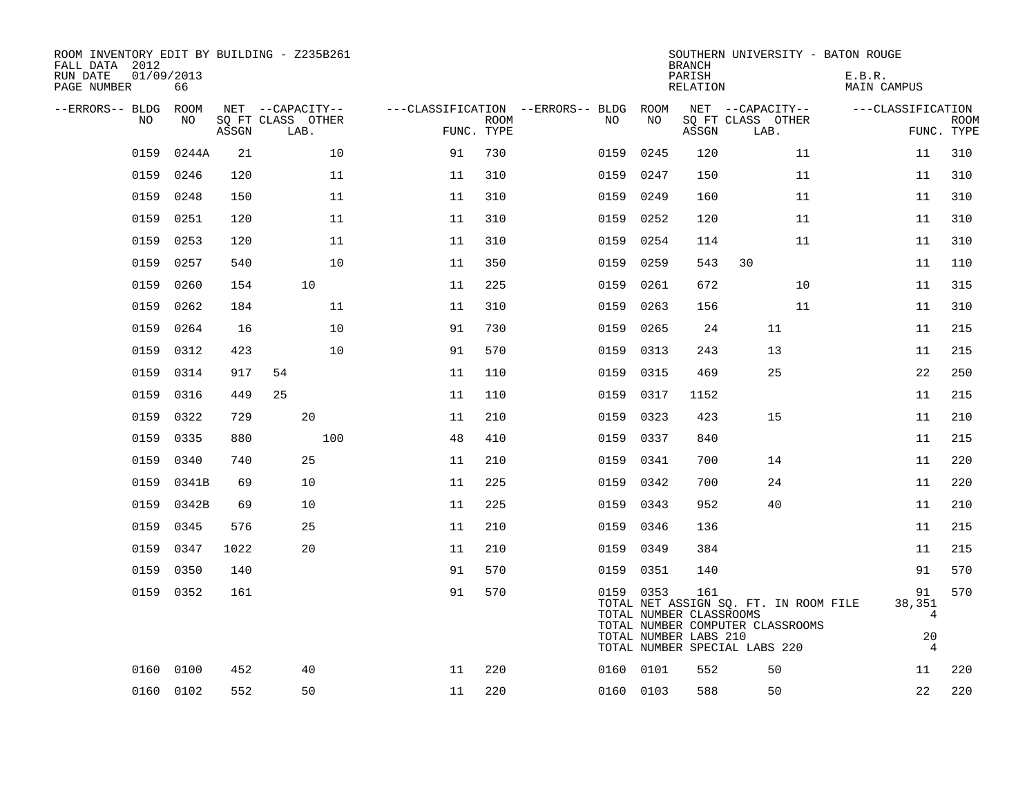ROOM INVENTORY EDIT BY BUILDING - Z235B261
FALL DATA 2012
RUN DATE 01/09/2013
PAGE NUMBER 66

SOUTHERN UNIVERSITY - BATON ROUGE
BRANCH
PARISH E.B.R.
RELATION MAIN CAMPUS

| --ERRORS-- | BLDG NO | ROOM NO | NET SQ FT ASSGN | CAPACITY CLASS | CAPACITY LAB. | CAPACITY OTHER | CLASSIFICATION FUNC. | ROOM TYPE | --ERRORS-- | BLDG NO | ROOM NO | NET SQ FT ASSGN | CAPACITY CLASS | CAPACITY LAB. | CAPACITY OTHER | CLASSIFICATION FUNC. | ROOM TYPE |
|---|---|---|---|---|---|---|---|---|---|---|---|---|---|---|---|---|---|
| | 0159 | 0244A | 21 | | | 10 | 91 | 730 | | 0159 | 0245 | 120 | | | 11 | 11 | 310 |
| | 0159 | 0246 | 120 | | | 11 | 11 | 310 | | 0159 | 0247 | 150 | | | 11 | 11 | 310 |
| | 0159 | 0248 | 150 | | | 11 | 11 | 310 | | 0159 | 0249 | 160 | | | 11 | 11 | 310 |
| | 0159 | 0251 | 120 | | | 11 | 11 | 310 | | 0159 | 0252 | 120 | | | 11 | 11 | 310 |
| | 0159 | 0253 | 120 | | | 11 | 11 | 310 | | 0159 | 0254 | 114 | | | 11 | 11 | 310 |
| | 0159 | 0257 | 540 | | | 10 | 11 | 350 | | 0159 | 0259 | 543 | 30 | | | 11 | 110 |
| | 0159 | 0260 | 154 | | 10 | | 11 | 225 | | 0159 | 0261 | 672 | | | 10 | 11 | 315 |
| | 0159 | 0262 | 184 | | | 11 | 11 | 310 | | 0159 | 0263 | 156 | | | 11 | 11 | 310 |
| | 0159 | 0264 | 16 | | | 10 | 91 | 730 | | 0159 | 0265 | 24 | | 11 | | 11 | 215 |
| | 0159 | 0312 | 423 | | | 10 | 91 | 570 | | 0159 | 0313 | 243 | | 13 | | 11 | 215 |
| | 0159 | 0314 | 917 | 54 | | | 11 | 110 | | 0159 | 0315 | 469 | | 25 | | 22 | 250 |
| | 0159 | 0316 | 449 | 25 | | | 11 | 110 | | 0159 | 0317 | 1152 | | | | 11 | 215 |
| | 0159 | 0322 | 729 | | 20 | | 11 | 210 | | 0159 | 0323 | 423 | | 15 | | 11 | 210 |
| | 0159 | 0335 | 880 | | | 100 | 48 | 410 | | 0159 | 0337 | 840 | | | | 11 | 215 |
| | 0159 | 0340 | 740 | | 25 | | 11 | 210 | | 0159 | 0341 | 700 | | 14 | | 11 | 220 |
| | 0159 | 0341B | 69 | | 10 | | 11 | 225 | | 0159 | 0342 | 700 | | 24 | | 11 | 220 |
| | 0159 | 0342B | 69 | | 10 | | 11 | 225 | | 0159 | 0343 | 952 | | 40 | | 11 | 210 |
| | 0159 | 0345 | 576 | | 25 | | 11 | 210 | | 0159 | 0346 | 136 | | | | 11 | 215 |
| | 0159 | 0347 | 1022 | | 20 | | 11 | 210 | | 0159 | 0349 | 384 | | | | 11 | 215 |
| | 0159 | 0350 | 140 | | | | 91 | 570 | | 0159 | 0351 | 140 | | | | 91 | 570 |
| | 0159 | 0352 | 161 | | | | 91 | 570 | | 0159 | 0353 | 161 | | | | 91 | 570 |

TOTAL NET ASSIGN SQ. FT. IN ROOM FILE 38,351
TOTAL NUMBER CLASSROOMS 4
TOTAL NUMBER COMPUTER CLASSROOMS
TOTAL NUMBER LABS 210 20
TOTAL NUMBER SPECIAL LABS 220 4

| --ERRORS-- | BLDG NO | ROOM NO | NET SQ FT ASSGN | CAPACITY CLASS | CAPACITY LAB. | CAPACITY OTHER | CLASSIFICATION FUNC. | ROOM TYPE | --ERRORS-- | BLDG NO | ROOM NO | NET SQ FT ASSGN | CAPACITY CLASS | CAPACITY LAB. | CAPACITY OTHER | CLASSIFICATION FUNC. | ROOM TYPE |
|---|---|---|---|---|---|---|---|---|---|---|---|---|---|---|---|---|---|
| | 0160 | 0100 | 452 | | 40 | | 11 | 220 | | 0160 | 0101 | 552 | | 50 | | 11 | 220 |
| | 0160 | 0102 | 552 | | 50 | | 11 | 220 | | 0160 | 0103 | 588 | | 50 | | 22 | 220 |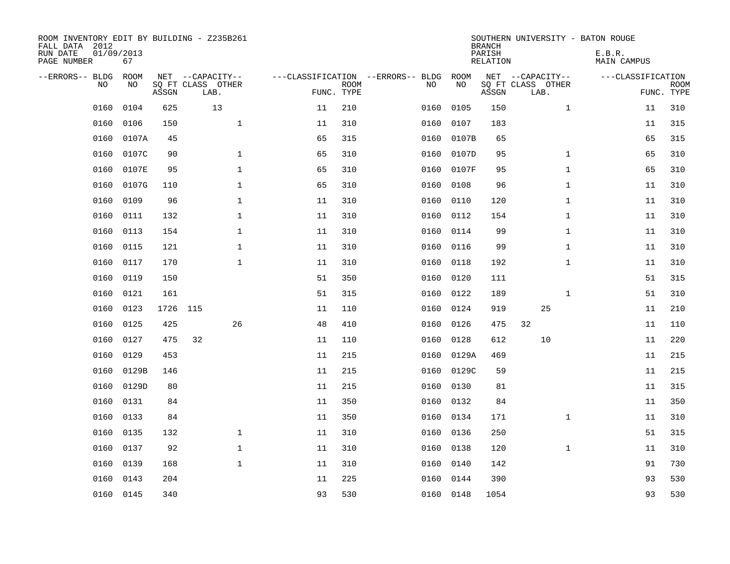ROOM INVENTORY EDIT BY BUILDING - Z235B261
FALL DATA 2012
RUN DATE 01/09/2013
PAGE NUMBER 67

SOUTHERN UNIVERSITY - BATON ROUGE
BRANCH
PARISH E.B.R.
RELATION MAIN CAMPUS

| --ERRORS-- | BLDG NO | ROOM NO | NET SQ FT ASSGN | CAPACITY CLASS | CAPACITY LAB. | CAPACITY OTHER | CLASSIFICATION FUNC. | ROOM TYPE | --ERRORS-- | BLDG NO | ROOM NO | NET SQ FT ASSGN | CAPACITY CLASS | CAPACITY LAB. | CAPACITY OTHER | CLASSIFICATION FUNC. | ROOM TYPE |
|---|---|---|---|---|---|---|---|---|---|---|---|---|---|---|---|---|---|
| | 0160 | 0104 | 625 | | 13 | | 11 | 210 | | 0160 | 0105 | 150 | | | 1 | 11 | 310 |
| | 0160 | 0106 | 150 | | | 1 | 11 | 310 | | 0160 | 0107 | 183 | | | | 11 | 315 |
| | 0160 | 0107A | 45 | | | | 65 | 315 | | 0160 | 0107B | 65 | | | | 65 | 315 |
| | 0160 | 0107C | 90 | | | 1 | 65 | 310 | | 0160 | 0107D | 95 | | | 1 | 65 | 310 |
| | 0160 | 0107E | 95 | | | 1 | 65 | 310 | | 0160 | 0107F | 95 | | | 1 | 65 | 310 |
| | 0160 | 0107G | 110 | | | 1 | 65 | 310 | | 0160 | 0108 | 96 | | | 1 | 11 | 310 |
| | 0160 | 0109 | 96 | | | 1 | 11 | 310 | | 0160 | 0110 | 120 | | | 1 | 11 | 310 |
| | 0160 | 0111 | 132 | | | 1 | 11 | 310 | | 0160 | 0112 | 154 | | | 1 | 11 | 310 |
| | 0160 | 0113 | 154 | | | 1 | 11 | 310 | | 0160 | 0114 | 99 | | | 1 | 11 | 310 |
| | 0160 | 0115 | 121 | | | 1 | 11 | 310 | | 0160 | 0116 | 99 | | | 1 | 11 | 310 |
| | 0160 | 0117 | 170 | | | 1 | 11 | 310 | | 0160 | 0118 | 192 | | | 1 | 11 | 310 |
| | 0160 | 0119 | 150 | | | | 51 | 350 | | 0160 | 0120 | 111 | | | | 51 | 315 |
| | 0160 | 0121 | 161 | | | | 51 | 315 | | 0160 | 0122 | 189 | | | 1 | 51 | 310 |
| | 0160 | 0123 | 1726 | 115 | | | 11 | 110 | | 0160 | 0124 | 919 | | 25 | | 11 | 210 |
| | 0160 | 0125 | 425 | | | 26 | 48 | 410 | | 0160 | 0126 | 475 | 32 | | | 11 | 110 |
| | 0160 | 0127 | 475 | 32 | | | 11 | 110 | | 0160 | 0128 | 612 | | 10 | | 11 | 220 |
| | 0160 | 0129 | 453 | | | | 11 | 215 | | 0160 | 0129A | 469 | | | | 11 | 215 |
| | 0160 | 0129B | 146 | | | | 11 | 215 | | 0160 | 0129C | 59 | | | | 11 | 215 |
| | 0160 | 0129D | 80 | | | | 11 | 215 | | 0160 | 0130 | 81 | | | | 11 | 315 |
| | 0160 | 0131 | 84 | | | | 11 | 350 | | 0160 | 0132 | 84 | | | | 11 | 350 |
| | 0160 | 0133 | 84 | | | | 11 | 350 | | 0160 | 0134 | 171 | | | 1 | 11 | 310 |
| | 0160 | 0135 | 132 | | | 1 | 11 | 310 | | 0160 | 0136 | 250 | | | | 51 | 315 |
| | 0160 | 0137 | 92 | | | 1 | 11 | 310 | | 0160 | 0138 | 120 | | | 1 | 11 | 310 |
| | 0160 | 0139 | 168 | | | 1 | 11 | 310 | | 0160 | 0140 | 142 | | | | 91 | 730 |
| | 0160 | 0143 | 204 | | | | 11 | 225 | | 0160 | 0144 | 390 | | | | 93 | 530 |
| | 0160 | 0145 | 340 | | | | 93 | 530 | | 0160 | 0148 | 1054 | | | | 93 | 530 |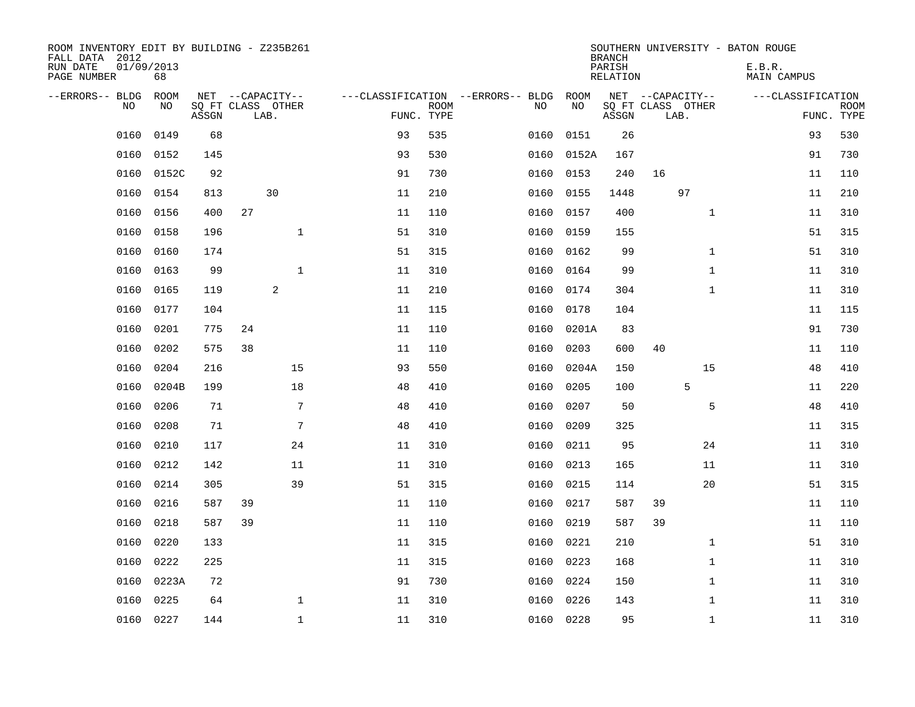ROOM INVENTORY EDIT BY BUILDING - Z235B261
FALL DATA 2012
RUN DATE 01/09/2013
PAGE NUMBER 68

SOUTHERN UNIVERSITY - BATON ROUGE
BRANCH
PARISH E.B.R.
RELATION MAIN CAMPUS

| --ERRORS-- | BLDG NO | ROOM NO | NET SQ FT ASSGN | CAPACITY CLASS LAB. | CAPACITY OTHER | CLASSIFICATION FUNC. | ROOM TYPE | --ERRORS-- | BLDG NO | ROOM NO | NET SQ FT ASSGN | CAPACITY CLASS LAB. | CAPACITY OTHER | CLASSIFICATION FUNC. | ROOM TYPE |
|---|---|---|---|---|---|---|---|---|---|---|---|---|---|---|---|
| | 0160 | 0149 | 68 | | | 93 | 535 | | 0160 | 0151 | 26 | | | 93 | 530 |
| | 0160 | 0152 | 145 | | | 93 | 530 | | 0160 | 0152A | 167 | | | 91 | 730 |
| | 0160 | 0152C | 92 | | | 91 | 730 | | 0160 | 0153 | 240 | 16 | | 11 | 110 |
| | 0160 | 0154 | 813 | 30 | | 11 | 210 | | 0160 | 0155 | 1448 | 97 | | 11 | 210 |
| | 0160 | 0156 | 400 | 27 | | 11 | 110 | | 0160 | 0157 | 400 | | 1 | 11 | 310 |
| | 0160 | 0158 | 196 | | 1 | 51 | 310 | | 0160 | 0159 | 155 | | | 51 | 315 |
| | 0160 | 0160 | 174 | | | 51 | 315 | | 0160 | 0162 | 99 | | 1 | 51 | 310 |
| | 0160 | 0163 | 99 | | 1 | 11 | 310 | | 0160 | 0164 | 99 | | 1 | 11 | 310 |
| | 0160 | 0165 | 119 | 2 | | 11 | 210 | | 0160 | 0174 | 304 | | 1 | 11 | 310 |
| | 0160 | 0177 | 104 | | | 11 | 115 | | 0160 | 0178 | 104 | | | 11 | 115 |
| | 0160 | 0201 | 775 | 24 | | 11 | 110 | | 0160 | 0201A | 83 | | | 91 | 730 |
| | 0160 | 0202 | 575 | 38 | | 11 | 110 | | 0160 | 0203 | 600 | 40 | | 11 | 110 |
| | 0160 | 0204 | 216 | | 15 | 93 | 550 | | 0160 | 0204A | 150 | | 15 | 48 | 410 |
| | 0160 | 0204B | 199 | | 18 | 48 | 410 | | 0160 | 0205 | 100 | 5 | | 11 | 220 |
| | 0160 | 0206 | 71 | | 7 | 48 | 410 | | 0160 | 0207 | 50 | | 5 | 48 | 410 |
| | 0160 | 0208 | 71 | | 7 | 48 | 410 | | 0160 | 0209 | 325 | | | 11 | 315 |
| | 0160 | 0210 | 117 | | 24 | 11 | 310 | | 0160 | 0211 | 95 | | 24 | 11 | 310 |
| | 0160 | 0212 | 142 | | 11 | 11 | 310 | | 0160 | 0213 | 165 | | 11 | 11 | 310 |
| | 0160 | 0214 | 305 | | 39 | 51 | 315 | | 0160 | 0215 | 114 | | 20 | 51 | 315 |
| | 0160 | 0216 | 587 | 39 | | 11 | 110 | | 0160 | 0217 | 587 | 39 | | 11 | 110 |
| | 0160 | 0218 | 587 | 39 | | 11 | 110 | | 0160 | 0219 | 587 | 39 | | 11 | 110 |
| | 0160 | 0220 | 133 | | | 11 | 315 | | 0160 | 0221 | 210 | | 1 | 51 | 310 |
| | 0160 | 0222 | 225 | | | 11 | 315 | | 0160 | 0223 | 168 | | 1 | 11 | 310 |
| | 0160 | 0223A | 72 | | | 91 | 730 | | 0160 | 0224 | 150 | | 1 | 11 | 310 |
| | 0160 | 0225 | 64 | | 1 | 11 | 310 | | 0160 | 0226 | 143 | | 1 | 11 | 310 |
| | 0160 | 0227 | 144 | | 1 | 11 | 310 | | 0160 | 0228 | 95 | | 1 | 11 | 310 |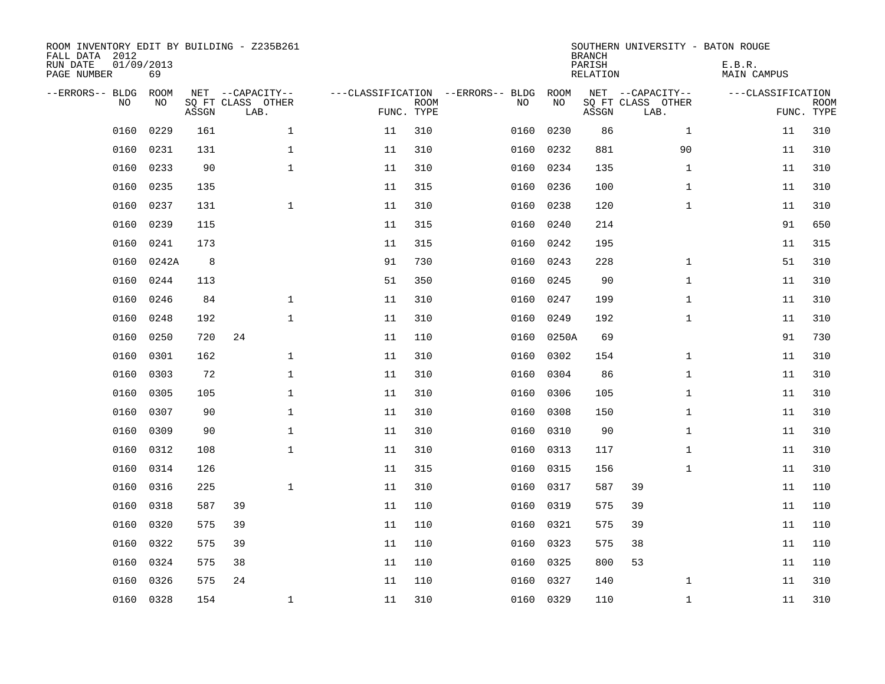ROOM INVENTORY EDIT BY BUILDING - Z235B261
FALL DATA 2012
RUN DATE 01/09/2013
PAGE NUMBER 69

SOUTHERN UNIVERSITY - BATON ROUGE
BRANCH
PARISH E.B.R.
RELATION MAIN CAMPUS

| --ERRORS-- | BLDG NO | ROOM NO | NET SQ FT ASSGN | --CAPACITY-- CLASS | LAB. | OTHER | ---CLASSIFICATION FUNC. | ROOM TYPE | --ERRORS-- | BLDG NO | ROOM NO | NET SQ FT ASSGN | --CAPACITY-- CLASS | LAB. | OTHER | ---CLASSIFICATION FUNC. | ROOM TYPE |
|---|---|---|---|---|---|---|---|---|---|---|---|---|---|---|---|---|---|
| | 0160 | 0229 | 161 | | | 1 | 11 | 310 | | 0160 | 0230 | 86 | | | 1 | 11 | 310 |
| | 0160 | 0231 | 131 | | | 1 | 11 | 310 | | 0160 | 0232 | 881 | | | 90 | 11 | 310 |
| | 0160 | 0233 | 90 | | | 1 | 11 | 310 | | 0160 | 0234 | 135 | | | 1 | 11 | 310 |
| | 0160 | 0235 | 135 | | | | 11 | 315 | | 0160 | 0236 | 100 | | | 1 | 11 | 310 |
| | 0160 | 0237 | 131 | | | 1 | 11 | 310 | | 0160 | 0238 | 120 | | | 1 | 11 | 310 |
| | 0160 | 0239 | 115 | | | | 11 | 315 | | 0160 | 0240 | 214 | | | | 91 | 650 |
| | 0160 | 0241 | 173 | | | | 11 | 315 | | 0160 | 0242 | 195 | | | | 11 | 315 |
| | 0160 | 0242A | 8 | | | | 91 | 730 | | 0160 | 0243 | 228 | | | 1 | 51 | 310 |
| | 0160 | 0244 | 113 | | | | 51 | 350 | | 0160 | 0245 | 90 | | | 1 | 11 | 310 |
| | 0160 | 0246 | 84 | | | 1 | 11 | 310 | | 0160 | 0247 | 199 | | | 1 | 11 | 310 |
| | 0160 | 0248 | 192 | | | 1 | 11 | 310 | | 0160 | 0249 | 192 | | | 1 | 11 | 310 |
| | 0160 | 0250 | 720 | 24 | | | 11 | 110 | | 0160 | 0250A | 69 | | | | 91 | 730 |
| | 0160 | 0301 | 162 | | | 1 | 11 | 310 | | 0160 | 0302 | 154 | | | 1 | 11 | 310 |
| | 0160 | 0303 | 72 | | | 1 | 11 | 310 | | 0160 | 0304 | 86 | | | 1 | 11 | 310 |
| | 0160 | 0305 | 105 | | | 1 | 11 | 310 | | 0160 | 0306 | 105 | | | 1 | 11 | 310 |
| | 0160 | 0307 | 90 | | | 1 | 11 | 310 | | 0160 | 0308 | 150 | | | 1 | 11 | 310 |
| | 0160 | 0309 | 90 | | | 1 | 11 | 310 | | 0160 | 0310 | 90 | | | 1 | 11 | 310 |
| | 0160 | 0312 | 108 | | | 1 | 11 | 310 | | 0160 | 0313 | 117 | | | 1 | 11 | 310 |
| | 0160 | 0314 | 126 | | | | 11 | 315 | | 0160 | 0315 | 156 | | | 1 | 11 | 310 |
| | 0160 | 0316 | 225 | | | 1 | 11 | 310 | | 0160 | 0317 | 587 | 39 | | | 11 | 110 |
| | 0160 | 0318 | 587 | 39 | | | 11 | 110 | | 0160 | 0319 | 575 | 39 | | | 11 | 110 |
| | 0160 | 0320 | 575 | 39 | | | 11 | 110 | | 0160 | 0321 | 575 | 39 | | | 11 | 110 |
| | 0160 | 0322 | 575 | 39 | | | 11 | 110 | | 0160 | 0323 | 575 | 38 | | | 11 | 110 |
| | 0160 | 0324 | 575 | 38 | | | 11 | 110 | | 0160 | 0325 | 800 | 53 | | | 11 | 110 |
| | 0160 | 0326 | 575 | 24 | | | 11 | 110 | | 0160 | 0327 | 140 | | | 1 | 11 | 310 |
| | 0160 | 0328 | 154 | | | 1 | 11 | 310 | | 0160 | 0329 | 110 | | | 1 | 11 | 310 |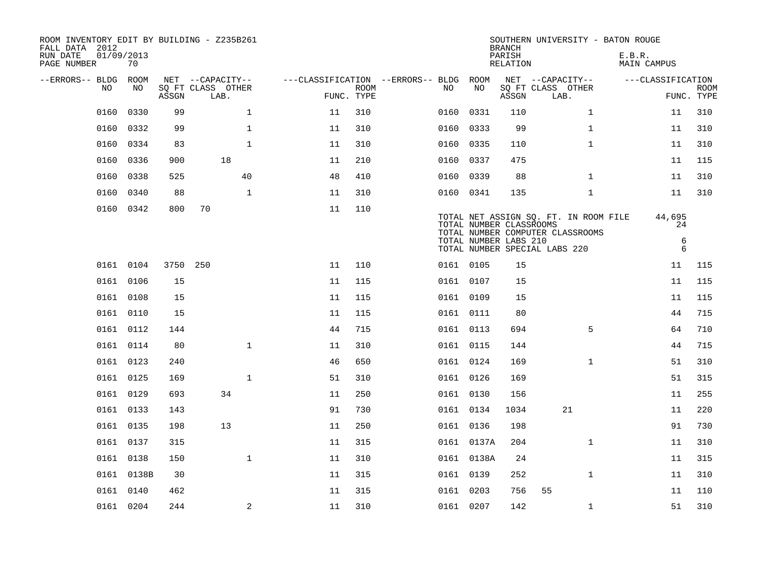ROOM INVENTORY EDIT BY BUILDING - Z235B261
FALL DATA 2012
RUN DATE 01/09/2013
PAGE NUMBER 70

SOUTHERN UNIVERSITY - BATON ROUGE
BRANCH
PARISH E.B.R.
RELATION MAIN CAMPUS

| --ERRORS-- | BLDG NO | ROOM NO | NET SQ FT ASSGN | CAPACITY CLASS LAB. | CAPACITY OTHER | CLASSIFICATION FUNC. | ROOM TYPE | --ERRORS-- | BLDG NO | ROOM NO | NET SQ FT ASSGN | CAPACITY CLASS LAB. | CAPACITY OTHER | CLASSIFICATION FUNC. | ROOM TYPE |
|---|---|---|---|---|---|---|---|---|---|---|---|---|---|---|---|
| | 0160 | 0330 | 99 | | 1 | 11 | 310 | | 0160 | 0331 | 110 | | 1 | 11 | 310 |
| | 0160 | 0332 | 99 | | 1 | 11 | 310 | | 0160 | 0333 | 99 | | 1 | 11 | 310 |
| | 0160 | 0334 | 83 | | 1 | 11 | 310 | | 0160 | 0335 | 110 | | 1 | 11 | 310 |
| | 0160 | 0336 | 900 | 18 | | 11 | 210 | | 0160 | 0337 | 475 | | | 11 | 115 |
| | 0160 | 0338 | 525 | | 40 | 48 | 410 | | 0160 | 0339 | 88 | | 1 | 11 | 310 |
| | 0160 | 0340 | 88 | | 1 | 11 | 310 | | 0160 | 0341 | 135 | | 1 | 11 | 310 |
| | 0160 | 0342 | 800 | 70 | | 11 | 110 | | | | | | | | |

TOTAL NET ASSIGN SQ. FT. IN ROOM FILE 44,695
TOTAL NUMBER CLASSROOMS 24
TOTAL NUMBER COMPUTER CLASSROOMS
TOTAL NUMBER LABS 210 6
TOTAL NUMBER SPECIAL LABS 220 6

| --ERRORS-- | BLDG NO | ROOM NO | NET SQ FT ASSGN | CAPACITY CLASS LAB. | CAPACITY OTHER | CLASSIFICATION FUNC. | ROOM TYPE | --ERRORS-- | BLDG NO | ROOM NO | NET SQ FT ASSGN | CAPACITY CLASS LAB. | CAPACITY OTHER | CLASSIFICATION FUNC. | ROOM TYPE |
|---|---|---|---|---|---|---|---|---|---|---|---|---|---|---|---|
| | 0161 | 0104 | 3750 | 250 | | 11 | 110 | | 0161 | 0105 | 15 | | | 11 | 115 |
| | 0161 | 0106 | 15 | | | 11 | 115 | | 0161 | 0107 | 15 | | | 11 | 115 |
| | 0161 | 0108 | 15 | | | 11 | 115 | | 0161 | 0109 | 15 | | | 11 | 115 |
| | 0161 | 0110 | 15 | | | 11 | 115 | | 0161 | 0111 | 80 | | | 44 | 715 |
| | 0161 | 0112 | 144 | | | 44 | 715 | | 0161 | 0113 | 694 | | 5 | 64 | 710 |
| | 0161 | 0114 | 80 | | 1 | 11 | 310 | | 0161 | 0115 | 144 | | | 44 | 715 |
| | 0161 | 0123 | 240 | | | 46 | 650 | | 0161 | 0124 | 169 | | 1 | 51 | 310 |
| | 0161 | 0125 | 169 | | 1 | 51 | 310 | | 0161 | 0126 | 169 | | | 51 | 315 |
| | 0161 | 0129 | 693 | 34 | | 11 | 250 | | 0161 | 0130 | 156 | | | 11 | 255 |
| | 0161 | 0133 | 143 | | | 91 | 730 | | 0161 | 0134 | 1034 | 21 | | 11 | 220 |
| | 0161 | 0135 | 198 | 13 | | 11 | 250 | | 0161 | 0136 | 198 | | | 91 | 730 |
| | 0161 | 0137 | 315 | | | 11 | 315 | | 0161 | 0137A | 204 | | 1 | 11 | 310 |
| | 0161 | 0138 | 150 | | 1 | 11 | 310 | | 0161 | 0138A | 24 | | | 11 | 315 |
| | 0161 | 0138B | 30 | | | 11 | 315 | | 0161 | 0139 | 252 | | 1 | 11 | 310 |
| | 0161 | 0140 | 462 | | | 11 | 315 | | 0161 | 0203 | 756 | 55 | | 11 | 110 |
| | 0161 | 0204 | 244 | | 2 | 11 | 310 | | 0161 | 0207 | 142 | | 1 | 51 | 310 |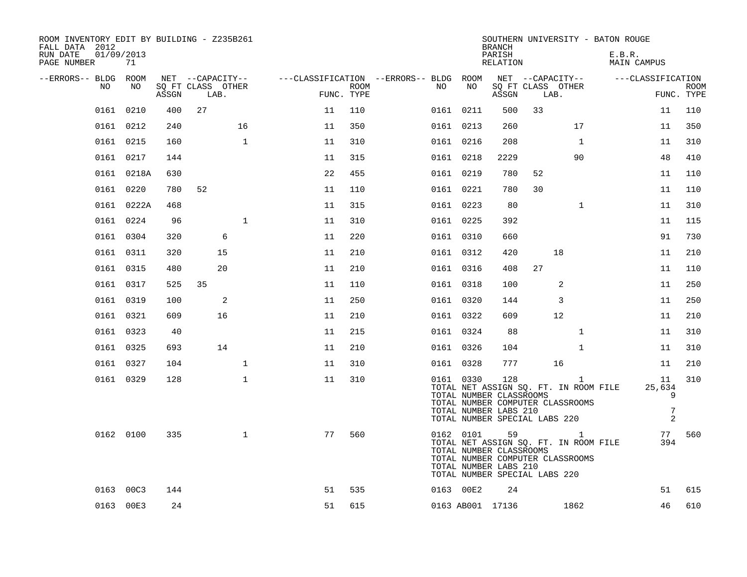ROOM INVENTORY EDIT BY BUILDING - Z235B261
FALL DATA 2012
RUN DATE 01/09/2013
PAGE NUMBER 71

SOUTHERN UNIVERSITY - BATON ROUGE
BRANCH
PARISH E.B.R.
RELATION MAIN CAMPUS

| --ERRORS-- | BLDG NO | ROOM NO | NET SQ FT ASSGN | CLASS | LAB. | OTHER | FUNC. | ROOM TYPE | --ERRORS-- | BLDG NO | ROOM NO | NET SQ FT ASSGN | CLASS | LAB. | OTHER | FUNC. | ROOM TYPE |
|---|---|---|---|---|---|---|---|---|---|---|---|---|---|---|---|---|---|
| | 0161 | 0210 | 400 | 27 | | | 11 | 110 | | 0161 | 0211 | 500 | 33 | | | 11 | 110 |
| | 0161 | 0212 | 240 | | | 16 | 11 | 350 | | 0161 | 0213 | 260 | | | 17 | 11 | 350 |
| | 0161 | 0215 | 160 | | | 1 | 11 | 310 | | 0161 | 0216 | 208 | | | 1 | 11 | 310 |
| | 0161 | 0217 | 144 | | | | 11 | 315 | | 0161 | 0218 | 2229 | | | 90 | 48 | 410 |
| | 0161 | 0218A | 630 | | | | 22 | 455 | | 0161 | 0219 | 780 | 52 | | | 11 | 110 |
| | 0161 | 0220 | 780 | 52 | | | 11 | 110 | | 0161 | 0221 | 780 | 30 | | | 11 | 110 |
| | 0161 | 0222A | 468 | | | | 11 | 315 | | 0161 | 0223 | 80 | | | 1 | 11 | 310 |
| | 0161 | 0224 | 96 | | | 1 | 11 | 310 | | 0161 | 0225 | 392 | | | | 11 | 115 |
| | 0161 | 0304 | 320 | | 6 | | 11 | 220 | | 0161 | 0310 | 660 | | | | 91 | 730 |
| | 0161 | 0311 | 320 | | 15 | | 11 | 210 | | 0161 | 0312 | 420 | | 18 | | 11 | 210 |
| | 0161 | 0315 | 480 | | 20 | | 11 | 210 | | 0161 | 0316 | 408 | 27 | | | 11 | 110 |
| | 0161 | 0317 | 525 | 35 | | | 11 | 110 | | 0161 | 0318 | 100 | | 2 | | 11 | 250 |
| | 0161 | 0319 | 100 | | 2 | | 11 | 250 | | 0161 | 0320 | 144 | | 3 | | 11 | 250 |
| | 0161 | 0321 | 609 | | 16 | | 11 | 210 | | 0161 | 0322 | 609 | | 12 | | 11 | 210 |
| | 0161 | 0323 | 40 | | | | 11 | 215 | | 0161 | 0324 | 88 | | | 1 | 11 | 310 |
| | 0161 | 0325 | 693 | | 14 | | 11 | 210 | | 0161 | 0326 | 104 | | | 1 | 11 | 310 |
| | 0161 | 0327 | 104 | | | 1 | 11 | 310 | | 0161 | 0328 | 777 | | 16 | | 11 | 210 |
| | 0161 | 0329 | 128 | | | 1 | 11 | 310 | | 0161 | 0330 | 128 | | | 1 | 11 | 310 |
| | | | | | | | | | | TOTAL NET ASSIGN SQ. FT. IN ROOM FILE | | | | | | 25,634 | |
| | | | | | | | | | | TOTAL NUMBER CLASSROOMS | | | | | | 9 | |
| | | | | | | | | | | TOTAL NUMBER COMPUTER CLASSROOMS | | | | | | | |
| | | | | | | | | | | TOTAL NUMBER LABS 210 | | | | | | 7 | |
| | | | | | | | | | | TOTAL NUMBER SPECIAL LABS 220 | | | | | | 2 | |
| | 0162 | 0100 | 335 | | | 1 | 77 | 560 | | 0162 | 0101 | 59 | | | 1 | 77 | 560 |
| | | | | | | | | | | TOTAL NET ASSIGN SQ. FT. IN ROOM FILE | | | | | | 394 | |
| | | | | | | | | | | TOTAL NUMBER CLASSROOMS | | | | | | | |
| | | | | | | | | | | TOTAL NUMBER COMPUTER CLASSROOMS | | | | | | | |
| | | | | | | | | | | TOTAL NUMBER LABS 210 | | | | | | | |
| | | | | | | | | | | TOTAL NUMBER SPECIAL LABS 220 | | | | | | | |
| | 0163 | 00C3 | 144 | | | | 51 | 535 | | 0163 | 00E2 | 24 | | | | 51 | 615 |
| | 0163 | 00E3 | 24 | | | | 51 | 615 | | 0163 | AB001 | 17136 | | | 1862 | 46 | 610 |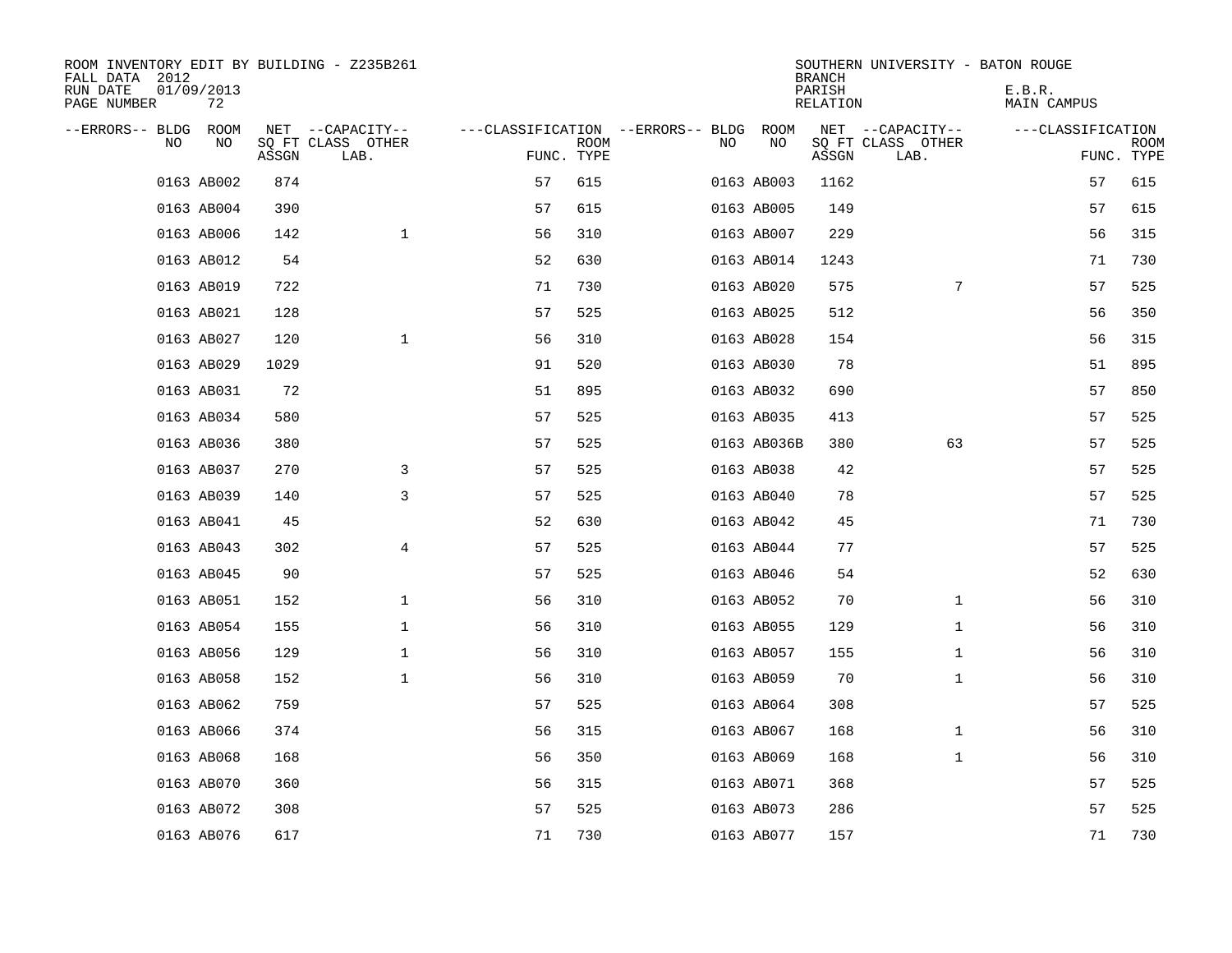ROOM INVENTORY EDIT BY BUILDING - Z235B261
FALL DATA 2012
RUN DATE 01/09/2013
PAGE NUMBER 72

SOUTHERN UNIVERSITY - BATON ROUGE
BRANCH
PARISH E.B.R.
RELATION MAIN CAMPUS

| --ERRORS-- | BLDG NO | ROOM NO | NET SQ FT ASSGN | --CAPACITY-- CLASS LAB. | OTHER | ---CLASSIFICATION FUNC. | ROOM TYPE | --ERRORS-- | BLDG NO | ROOM NO | NET SQ FT ASSGN | --CAPACITY-- CLASS LAB. | OTHER | ---CLASSIFICATION FUNC. | ROOM TYPE |
|---|---|---|---|---|---|---|---|---|---|---|---|---|---|---|---|
| | 0163 | AB002 | 874 | | | 57 | 615 | | 0163 | AB003 | 1162 | | | 57 | 615 |
| | 0163 | AB004 | 390 | | | 57 | 615 | | 0163 | AB005 | 149 | | | 57 | 615 |
| | 0163 | AB006 | 142 | | 1 | 56 | 310 | | 0163 | AB007 | 229 | | | 56 | 315 |
| | 0163 | AB012 | 54 | | | 52 | 630 | | 0163 | AB014 | 1243 | | | 71 | 730 |
| | 0163 | AB019 | 722 | | | 71 | 730 | | 0163 | AB020 | 575 | | 7 | 57 | 525 |
| | 0163 | AB021 | 128 | | | 57 | 525 | | 0163 | AB025 | 512 | | | 56 | 350 |
| | 0163 | AB027 | 120 | | 1 | 56 | 310 | | 0163 | AB028 | 154 | | | 56 | 315 |
| | 0163 | AB029 | 1029 | | | 91 | 520 | | 0163 | AB030 | 78 | | | 51 | 895 |
| | 0163 | AB031 | 72 | | | 51 | 895 | | 0163 | AB032 | 690 | | | 57 | 850 |
| | 0163 | AB034 | 580 | | | 57 | 525 | | 0163 | AB035 | 413 | | | 57 | 525 |
| | 0163 | AB036 | 380 | | | 57 | 525 | | 0163 | AB036B | 380 | | 63 | 57 | 525 |
| | 0163 | AB037 | 270 | | 3 | 57 | 525 | | 0163 | AB038 | 42 | | | 57 | 525 |
| | 0163 | AB039 | 140 | | 3 | 57 | 525 | | 0163 | AB040 | 78 | | | 57 | 525 |
| | 0163 | AB041 | 45 | | | 52 | 630 | | 0163 | AB042 | 45 | | | 71 | 730 |
| | 0163 | AB043 | 302 | | 4 | 57 | 525 | | 0163 | AB044 | 77 | | | 57 | 525 |
| | 0163 | AB045 | 90 | | | 57 | 525 | | 0163 | AB046 | 54 | | | 52 | 630 |
| | 0163 | AB051 | 152 | | 1 | 56 | 310 | | 0163 | AB052 | 70 | | 1 | 56 | 310 |
| | 0163 | AB054 | 155 | | 1 | 56 | 310 | | 0163 | AB055 | 129 | | 1 | 56 | 310 |
| | 0163 | AB056 | 129 | | 1 | 56 | 310 | | 0163 | AB057 | 155 | | 1 | 56 | 310 |
| | 0163 | AB058 | 152 | | 1 | 56 | 310 | | 0163 | AB059 | 70 | | 1 | 56 | 310 |
| | 0163 | AB062 | 759 | | | 57 | 525 | | 0163 | AB064 | 308 | | | 57 | 525 |
| | 0163 | AB066 | 374 | | | 56 | 315 | | 0163 | AB067 | 168 | | 1 | 56 | 310 |
| | 0163 | AB068 | 168 | | | 56 | 350 | | 0163 | AB069 | 168 | | 1 | 56 | 310 |
| | 0163 | AB070 | 360 | | | 56 | 315 | | 0163 | AB071 | 368 | | | 57 | 525 |
| | 0163 | AB072 | 308 | | | 57 | 525 | | 0163 | AB073 | 286 | | | 57 | 525 |
| | 0163 | AB076 | 617 | | | 71 | 730 | | 0163 | AB077 | 157 | | | 71 | 730 |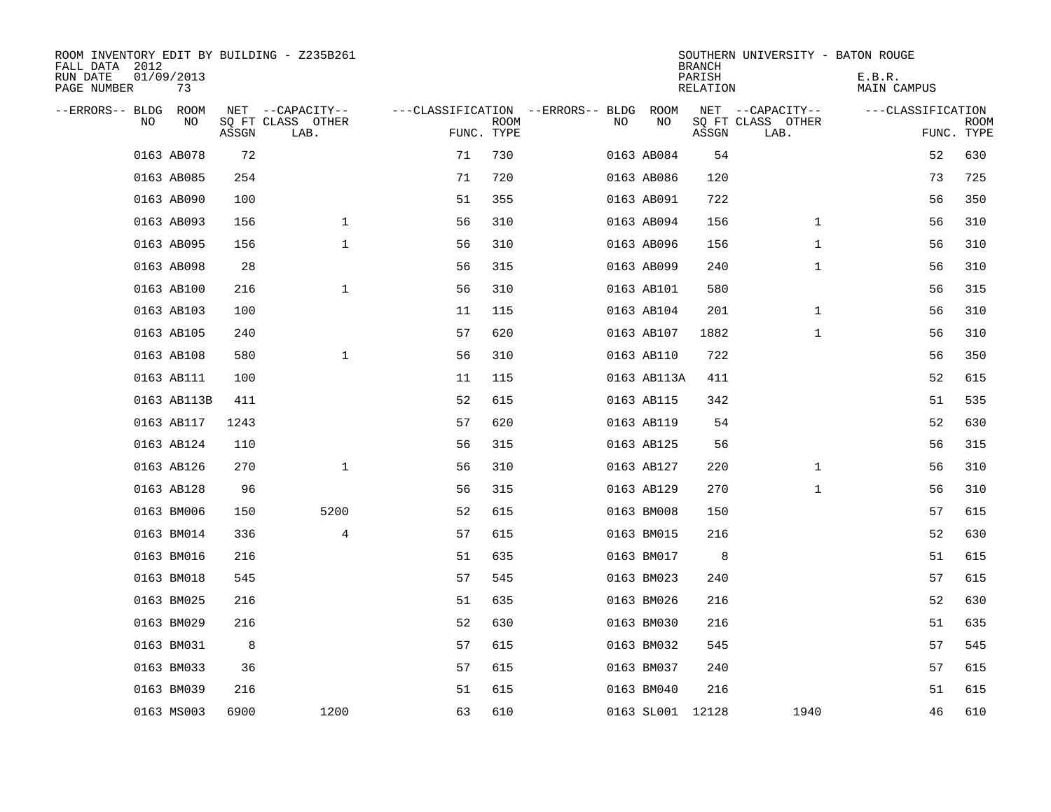ROOM INVENTORY EDIT BY BUILDING - Z235B261
FALL DATA 2012
RUN DATE 01/09/2013
PAGE NUMBER 73

SOUTHERN UNIVERSITY - BATON ROUGE
BRANCH
PARISH E.B.R.
RELATION MAIN CAMPUS

| --ERRORS-- | BLDG NO | ROOM NO | NET ASSGN SQ FT | --CAPACITY-- CLASS LAB. | OTHER | ---CLASSIFICATION FUNC. | ROOM TYPE | --ERRORS-- | BLDG NO | ROOM NO | NET ASSGN SQ FT | --CAPACITY-- CLASS LAB. | OTHER | ---CLASSIFICATION FUNC. | ROOM TYPE |
|---|---|---|---|---|---|---|---|---|---|---|---|---|---|---|---|
| | 0163 | AB078 | 72 | | | 71 | 730 | | 0163 | AB084 | 54 | | | 52 | 630 |
| | 0163 | AB085 | 254 | | | 71 | 720 | | 0163 | AB086 | 120 | | | 73 | 725 |
| | 0163 | AB090 | 100 | | | 51 | 355 | | 0163 | AB091 | 722 | | | 56 | 350 |
| | 0163 | AB093 | 156 | | 1 | 56 | 310 | | 0163 | AB094 | 156 | | 1 | 56 | 310 |
| | 0163 | AB095 | 156 | | 1 | 56 | 310 | | 0163 | AB096 | 156 | | 1 | 56 | 310 |
| | 0163 | AB098 | 28 | | | 56 | 315 | | 0163 | AB099 | 240 | | 1 | 56 | 310 |
| | 0163 | AB100 | 216 | | 1 | 56 | 310 | | 0163 | AB101 | 580 | | | 56 | 315 |
| | 0163 | AB103 | 100 | | | 11 | 115 | | 0163 | AB104 | 201 | | 1 | 56 | 310 |
| | 0163 | AB105 | 240 | | | 57 | 620 | | 0163 | AB107 | 1882 | | 1 | 56 | 310 |
| | 0163 | AB108 | 580 | | 1 | 56 | 310 | | 0163 | AB110 | 722 | | | 56 | 350 |
| | 0163 | AB111 | 100 | | | 11 | 115 | | 0163 | AB113A | 411 | | | 52 | 615 |
| | 0163 | AB113B | 411 | | | 52 | 615 | | 0163 | AB115 | 342 | | | 51 | 535 |
| | 0163 | AB117 | 1243 | | | 57 | 620 | | 0163 | AB119 | 54 | | | 52 | 630 |
| | 0163 | AB124 | 110 | | | 56 | 315 | | 0163 | AB125 | 56 | | | 56 | 315 |
| | 0163 | AB126 | 270 | | 1 | 56 | 310 | | 0163 | AB127 | 220 | | 1 | 56 | 310 |
| | 0163 | AB128 | 96 | | | 56 | 315 | | 0163 | AB129 | 270 | | 1 | 56 | 310 |
| | 0163 | BM006 | 150 | | 5200 | 52 | 615 | | 0163 | BM008 | 150 | | | 57 | 615 |
| | 0163 | BM014 | 336 | | 4 | 57 | 615 | | 0163 | BM015 | 216 | | | 52 | 630 |
| | 0163 | BM016 | 216 | | | 51 | 635 | | 0163 | BM017 | 8 | | | 51 | 615 |
| | 0163 | BM018 | 545 | | | 57 | 545 | | 0163 | BM023 | 240 | | | 57 | 615 |
| | 0163 | BM025 | 216 | | | 51 | 635 | | 0163 | BM026 | 216 | | | 52 | 630 |
| | 0163 | BM029 | 216 | | | 52 | 630 | | 0163 | BM030 | 216 | | | 51 | 635 |
| | 0163 | BM031 | 8 | | | 57 | 615 | | 0163 | BM032 | 545 | | | 57 | 545 |
| | 0163 | BM033 | 36 | | | 57 | 615 | | 0163 | BM037 | 240 | | | 57 | 615 |
| | 0163 | BM039 | 216 | | | 51 | 615 | | 0163 | BM040 | 216 | | | 51 | 615 |
| | 0163 | MS003 | 6900 | | 1200 | 63 | 610 | | 0163 | SL001 | 12128 | | 1940 | 46 | 610 |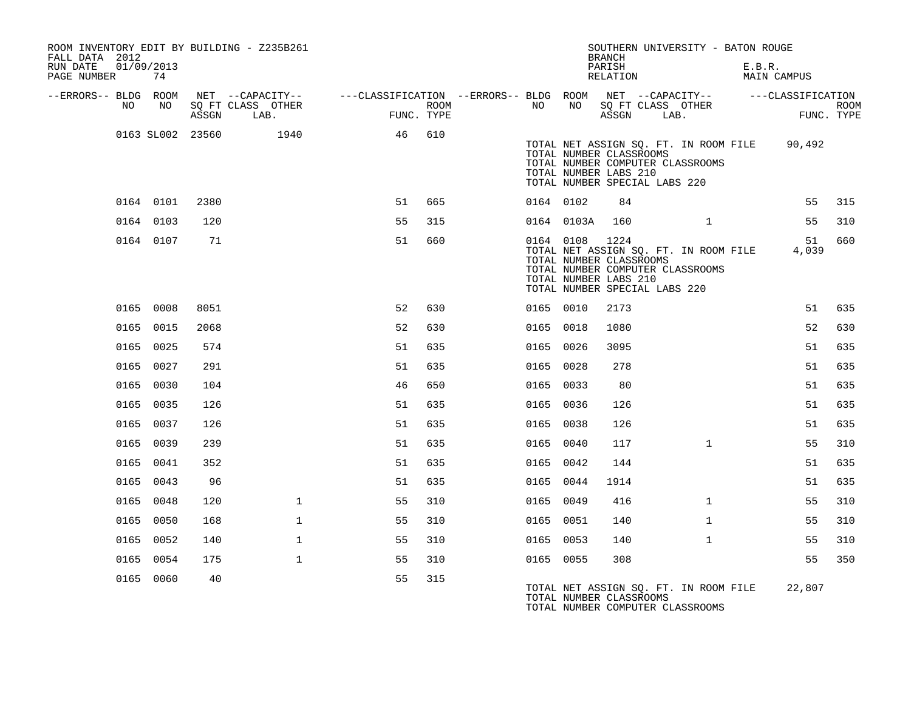ROOM INVENTORY EDIT BY BUILDING - Z235B261
FALL DATA 2012
RUN DATE 01/09/2013
PAGE NUMBER 74

SOUTHERN UNIVERSITY - BATON ROUGE
BRANCH
PARISH E.B.R.
RELATION MAIN CAMPUS

| --ERRORS-- | BLDG NO | ROOM NO | NET SQ FT ASSGN | --CAPACITY-- CLASS LAB. | OTHER | ---CLASSIFICATION FUNC. | ROOM TYPE | --ERRORS-- | BLDG NO | ROOM NO | NET SQ FT ASSGN | --CAPACITY-- CLASS LAB. | OTHER | ---CLASSIFICATION FUNC. | ROOM TYPE |
|---|---|---|---|---|---|---|---|---|---|---|---|---|---|---|---|
| | 0163 | SL002 | 23560 | | 1940 | 46 | 610 | | | | | | | | |
| | | | | | | | | | TOTAL NET ASSIGN SQ. FT. IN ROOM FILE | | | | | 90,492 | |
| | | | | | | | | | TOTAL NUMBER CLASSROOMS | | | | | | |
| | | | | | | | | | TOTAL NUMBER COMPUTER CLASSROOMS | | | | | | |
| | | | | | | | | | TOTAL NUMBER LABS 210 | | | | | | |
| | | | | | | | | | TOTAL NUMBER SPECIAL LABS 220 | | | | | | |
| | 0164 | 0101 | 2380 | | | 51 | 665 | | 0164 | 0102 | 84 | | | 55 | 315 |
| | 0164 | 0103 | 120 | | | 55 | 315 | | 0164 | 0103A | 160 | | 1 | 55 | 310 |
| | 0164 | 0107 | 71 | | | 51 | 660 | | 0164 | 0108 | 1224 | | | 51 | 660 |
| | | | | | | | | | TOTAL NET ASSIGN SQ. FT. IN ROOM FILE | | | | | 4,039 | |
| | | | | | | | | | TOTAL NUMBER CLASSROOMS | | | | | | |
| | | | | | | | | | TOTAL NUMBER COMPUTER CLASSROOMS | | | | | | |
| | | | | | | | | | TOTAL NUMBER LABS 210 | | | | | | |
| | | | | | | | | | TOTAL NUMBER SPECIAL LABS 220 | | | | | | |
| | 0165 | 0008 | 8051 | | | 52 | 630 | | 0165 | 0010 | 2173 | | | 51 | 635 |
| | 0165 | 0015 | 2068 | | | 52 | 630 | | 0165 | 0018 | 1080 | | | 52 | 630 |
| | 0165 | 0025 | 574 | | | 51 | 635 | | 0165 | 0026 | 3095 | | | 51 | 635 |
| | 0165 | 0027 | 291 | | | 51 | 635 | | 0165 | 0028 | 278 | | | 51 | 635 |
| | 0165 | 0030 | 104 | | | 46 | 650 | | 0165 | 0033 | 80 | | | 51 | 635 |
| | 0165 | 0035 | 126 | | | 51 | 635 | | 0165 | 0036 | 126 | | | 51 | 635 |
| | 0165 | 0037 | 126 | | | 51 | 635 | | 0165 | 0038 | 126 | | | 51 | 635 |
| | 0165 | 0039 | 239 | | | 51 | 635 | | 0165 | 0040 | 117 | | 1 | 55 | 310 |
| | 0165 | 0041 | 352 | | | 51 | 635 | | 0165 | 0042 | 144 | | | 51 | 635 |
| | 0165 | 0043 | 96 | | | 51 | 635 | | 0165 | 0044 | 1914 | | | 51 | 635 |
| | 0165 | 0048 | 120 | | 1 | 55 | 310 | | 0165 | 0049 | 416 | | 1 | 55 | 310 |
| | 0165 | 0050 | 168 | | 1 | 55 | 310 | | 0165 | 0051 | 140 | | 1 | 55 | 310 |
| | 0165 | 0052 | 140 | | 1 | 55 | 310 | | 0165 | 0053 | 140 | | 1 | 55 | 310 |
| | 0165 | 0054 | 175 | | 1 | 55 | 310 | | 0165 | 0055 | 308 | | | 55 | 350 |
| | 0165 | 0060 | 40 | | | 55 | 315 | | | | | | | | |
| | | | | | | | | | TOTAL NET ASSIGN SQ. FT. IN ROOM FILE | | | | | 22,807 | |
| | | | | | | | | | TOTAL NUMBER CLASSROOMS | | | | | | |
| | | | | | | | | | TOTAL NUMBER COMPUTER CLASSROOMS | | | | | | |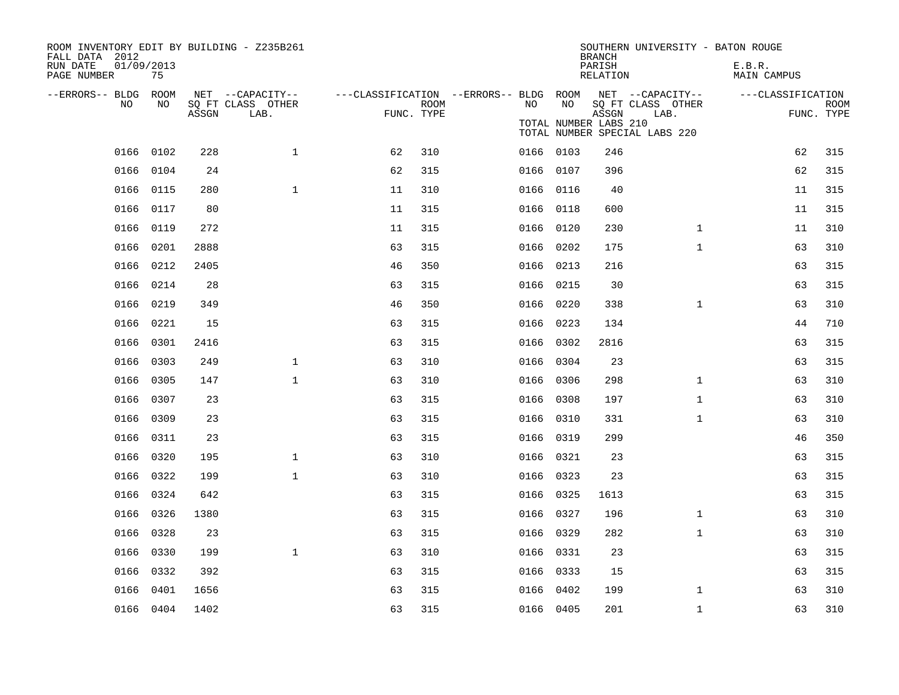ROOM INVENTORY EDIT BY BUILDING - Z235B261
FALL DATA 2012
RUN DATE 01/09/2013
PAGE NUMBER 75

SOUTHERN UNIVERSITY - BATON ROUGE
BRANCH E.B.R.
PARISH MAIN CAMPUS
RELATION

TOTAL NUMBER LABS 210
TOTAL NUMBER SPECIAL LABS 220

| --ERRORS-- | BLDG NO | ROOM NO | NET SQ FT ASSGN | CAPACITY CLASS LAB. | CAPACITY OTHER | CLASSIFICATION FUNC. | ROOM TYPE | --ERRORS-- | BLDG NO | ROOM NO | NET SQ FT ASSGN | CAPACITY CLASS LAB. | CAPACITY OTHER | CLASSIFICATION FUNC. | ROOM TYPE |
|---|---|---|---|---|---|---|---|---|---|---|---|---|---|---|---|
| | 0166 | 0102 | 228 | 1 | | 62 | 310 | | 0166 | 0103 | 246 | | | 62 | 315 |
| | 0166 | 0104 | 24 | | | 62 | 315 | | 0166 | 0107 | 396 | | | 62 | 315 |
| | 0166 | 0115 | 280 | 1 | | 11 | 310 | | 0166 | 0116 | 40 | | | 11 | 315 |
| | 0166 | 0117 | 80 | | | 11 | 315 | | 0166 | 0118 | 600 | | | 11 | 315 |
| | 0166 | 0119 | 272 | | | 11 | 315 | | 0166 | 0120 | 230 | 1 | | 11 | 310 |
| | 0166 | 0201 | 2888 | | | 63 | 315 | | 0166 | 0202 | 175 | 1 | | 63 | 310 |
| | 0166 | 0212 | 2405 | | | 46 | 350 | | 0166 | 0213 | 216 | | | 63 | 315 |
| | 0166 | 0214 | 28 | | | 63 | 315 | | 0166 | 0215 | 30 | | | 63 | 315 |
| | 0166 | 0219 | 349 | | | 46 | 350 | | 0166 | 0220 | 338 | 1 | | 63 | 310 |
| | 0166 | 0221 | 15 | | | 63 | 315 | | 0166 | 0223 | 134 | | | 44 | 710 |
| | 0166 | 0301 | 2416 | | | 63 | 315 | | 0166 | 0302 | 2816 | | | 63 | 315 |
| | 0166 | 0303 | 249 | 1 | | 63 | 310 | | 0166 | 0304 | 23 | | | 63 | 315 |
| | 0166 | 0305 | 147 | 1 | | 63 | 310 | | 0166 | 0306 | 298 | 1 | | 63 | 310 |
| | 0166 | 0307 | 23 | | | 63 | 315 | | 0166 | 0308 | 197 | 1 | | 63 | 310 |
| | 0166 | 0309 | 23 | | | 63 | 315 | | 0166 | 0310 | 331 | 1 | | 63 | 310 |
| | 0166 | 0311 | 23 | | | 63 | 315 | | 0166 | 0319 | 299 | | | 46 | 350 |
| | 0166 | 0320 | 195 | 1 | | 63 | 310 | | 0166 | 0321 | 23 | | | 63 | 315 |
| | 0166 | 0322 | 199 | 1 | | 63 | 310 | | 0166 | 0323 | 23 | | | 63 | 315 |
| | 0166 | 0324 | 642 | | | 63 | 315 | | 0166 | 0325 | 1613 | | | 63 | 315 |
| | 0166 | 0326 | 1380 | | | 63 | 315 | | 0166 | 0327 | 196 | 1 | | 63 | 310 |
| | 0166 | 0328 | 23 | | | 63 | 315 | | 0166 | 0329 | 282 | 1 | | 63 | 310 |
| | 0166 | 0330 | 199 | 1 | | 63 | 310 | | 0166 | 0331 | 23 | | | 63 | 315 |
| | 0166 | 0332 | 392 | | | 63 | 315 | | 0166 | 0333 | 15 | | | 63 | 315 |
| | 0166 | 0401 | 1656 | | | 63 | 315 | | 0166 | 0402 | 199 | 1 | | 63 | 310 |
| | 0166 | 0404 | 1402 | | | 63 | 315 | | 0166 | 0405 | 201 | 1 | | 63 | 310 |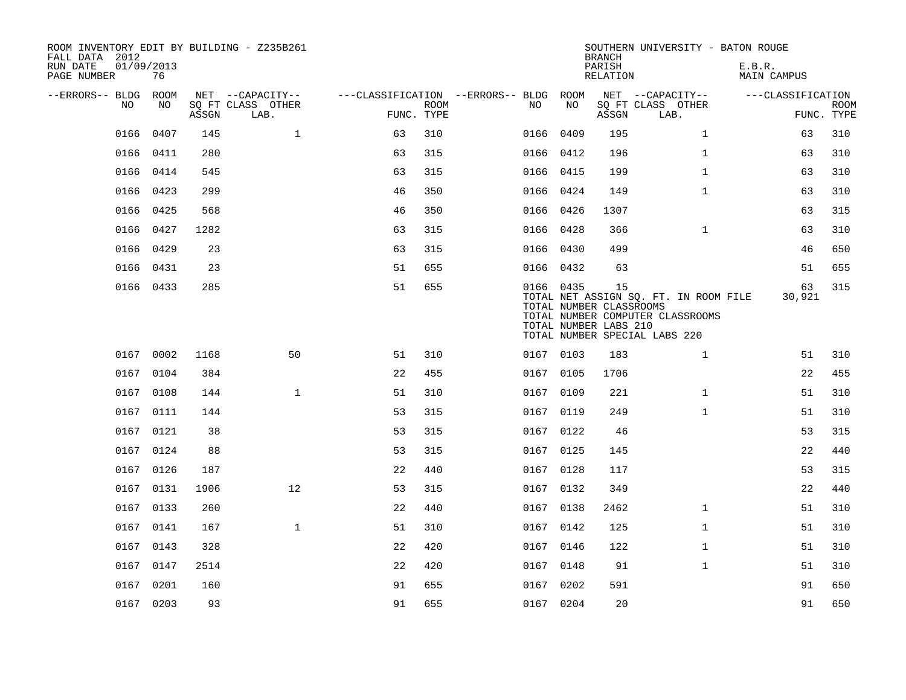ROOM INVENTORY EDIT BY BUILDING - Z235B261
FALL DATA 2012
RUN DATE 01/09/2013
PAGE NUMBER 76

SOUTHERN UNIVERSITY - BATON ROUGE
BRANCH
PARISH E.B.R.
RELATION MAIN CAMPUS

| --ERRORS-- | BLDG NO | ROOM NO | NET SQ FT ASSGN | --CAPACITY-- CLASS LAB. | OTHER | ---CLASSIFICATION FUNC. | ROOM TYPE | --ERRORS-- | BLDG NO | ROOM NO | NET SQ FT ASSGN | --CAPACITY-- CLASS LAB. | OTHER | ---CLASSIFICATION FUNC. | ROOM TYPE |
|---|---|---|---|---|---|---|---|---|---|---|---|---|---|---|---|
| | 0166 | 0407 | 145 | | 1 | 63 | 310 | | 0166 | 0409 | 195 | | 1 | 63 | 310 |
| | 0166 | 0411 | 280 | | | 63 | 315 | | 0166 | 0412 | 196 | | 1 | 63 | 310 |
| | 0166 | 0414 | 545 | | | 63 | 315 | | 0166 | 0415 | 199 | | 1 | 63 | 310 |
| | 0166 | 0423 | 299 | | | 46 | 350 | | 0166 | 0424 | 149 | | 1 | 63 | 310 |
| | 0166 | 0425 | 568 | | | 46 | 350 | | 0166 | 0426 | 1307 | | | 63 | 315 |
| | 0166 | 0427 | 1282 | | | 63 | 315 | | 0166 | 0428 | 366 | | 1 | 63 | 310 |
| | 0166 | 0429 | 23 | | | 63 | 315 | | 0166 | 0430 | 499 | | | 46 | 650 |
| | 0166 | 0431 | 23 | | | 51 | 655 | | 0166 | 0432 | 63 | | | 51 | 655 |
| | 0166 | 0433 | 285 | | | 51 | 655 | | 0166 | 0435 | 15 | | | 63 | 315 |
| | | | | | | | | | TOTAL NET ASSIGN SQ. FT. IN ROOM FILE | | | | | 30,921 | |
| | | | | | | | | | TOTAL NUMBER CLASSROOMS | | | | | | |
| | | | | | | | | | TOTAL NUMBER COMPUTER CLASSROOMS | | | | | | |
| | | | | | | | | | TOTAL NUMBER LABS 210 | | | | | | |
| | | | | | | | | | TOTAL NUMBER SPECIAL LABS 220 | | | | | | |
| | 0167 | 0002 | 1168 | | 50 | 51 | 310 | | 0167 | 0103 | 183 | | 1 | 51 | 310 |
| | 0167 | 0104 | 384 | | | 22 | 455 | | 0167 | 0105 | 1706 | | | 22 | 455 |
| | 0167 | 0108 | 144 | | 1 | 51 | 310 | | 0167 | 0109 | 221 | | 1 | 51 | 310 |
| | 0167 | 0111 | 144 | | | 53 | 315 | | 0167 | 0119 | 249 | | 1 | 51 | 310 |
| | 0167 | 0121 | 38 | | | 53 | 315 | | 0167 | 0122 | 46 | | | 53 | 315 |
| | 0167 | 0124 | 88 | | | 53 | 315 | | 0167 | 0125 | 145 | | | 22 | 440 |
| | 0167 | 0126 | 187 | | | 22 | 440 | | 0167 | 0128 | 117 | | | 53 | 315 |
| | 0167 | 0131 | 1906 | | 12 | 53 | 315 | | 0167 | 0132 | 349 | | | 22 | 440 |
| | 0167 | 0133 | 260 | | | 22 | 440 | | 0167 | 0138 | 2462 | | 1 | 51 | 310 |
| | 0167 | 0141 | 167 | | 1 | 51 | 310 | | 0167 | 0142 | 125 | | 1 | 51 | 310 |
| | 0167 | 0143 | 328 | | | 22 | 420 | | 0167 | 0146 | 122 | | 1 | 51 | 310 |
| | 0167 | 0147 | 2514 | | | 22 | 420 | | 0167 | 0148 | 91 | | 1 | 51 | 310 |
| | 0167 | 0201 | 160 | | | 91 | 655 | | 0167 | 0202 | 591 | | | 91 | 650 |
| | 0167 | 0203 | 93 | | | 91 | 655 | | 0167 | 0204 | 20 | | | 91 | 650 |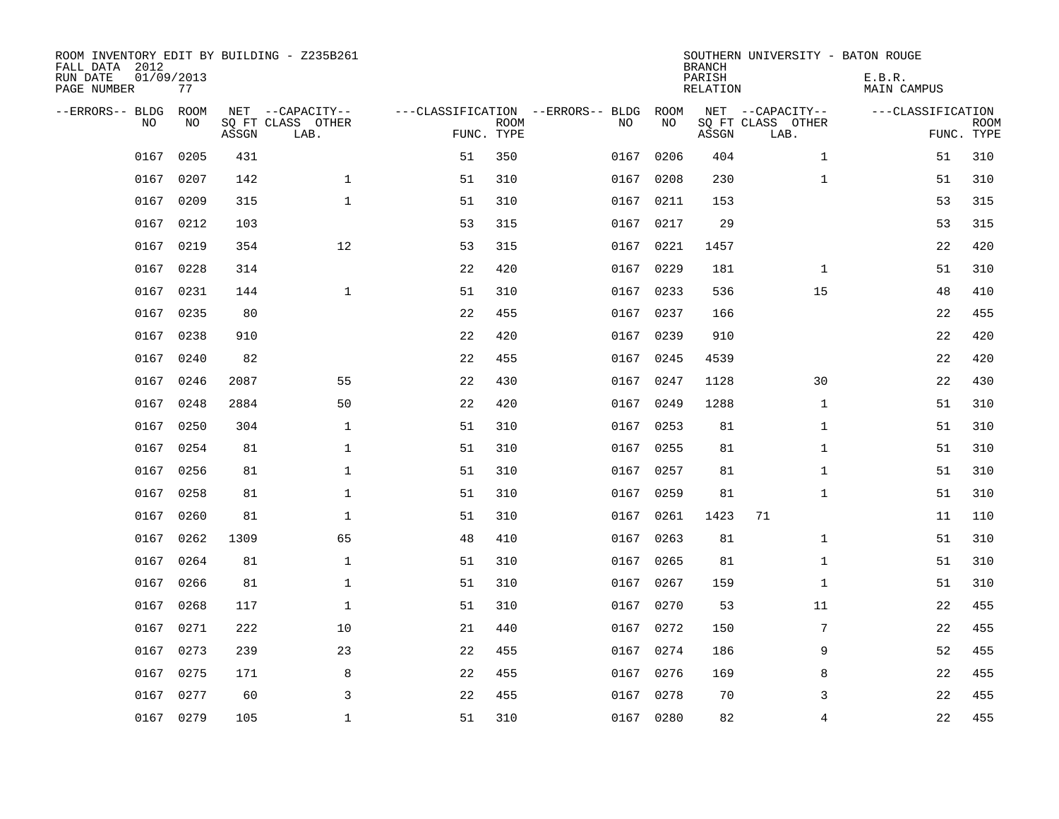ROOM INVENTORY EDIT BY BUILDING - Z235B261
FALL DATA 2012
RUN DATE 01/09/2013
PAGE NUMBER 77

SOUTHERN UNIVERSITY - BATON ROUGE
BRANCH
PARISH E.B.R.
RELATION MAIN CAMPUS

| --ERRORS-- | BLDG NO | ROOM NO | NET SQ FT ASSGN | --CAPACITY-- CLASS | OTHER LAB. | ---CLASSIFICATION FUNC. | ROOM TYPE | --ERRORS-- | BLDG NO | ROOM NO | NET SQ FT ASSGN | --CAPACITY-- CLASS | OTHER LAB. | ---CLASSIFICATION FUNC. | ROOM TYPE |
|---|---|---|---|---|---|---|---|---|---|---|---|---|---|---|---|
| | 0167 | 0205 | 431 | | | 51 | 350 | | 0167 | 0206 | 404 | | 1 | 51 | 310 |
| | 0167 | 0207 | 142 | | 1 | 51 | 310 | | 0167 | 0208 | 230 | | 1 | 51 | 310 |
| | 0167 | 0209 | 315 | | 1 | 51 | 310 | | 0167 | 0211 | 153 | | | 53 | 315 |
| | 0167 | 0212 | 103 | | | 53 | 315 | | 0167 | 0217 | 29 | | | 53 | 315 |
| | 0167 | 0219 | 354 | | 12 | 53 | 315 | | 0167 | 0221 | 1457 | | | 22 | 420 |
| | 0167 | 0228 | 314 | | | 22 | 420 | | 0167 | 0229 | 181 | | 1 | 51 | 310 |
| | 0167 | 0231 | 144 | | 1 | 51 | 310 | | 0167 | 0233 | 536 | | 15 | 48 | 410 |
| | 0167 | 0235 | 80 | | | 22 | 455 | | 0167 | 0237 | 166 | | | 22 | 455 |
| | 0167 | 0238 | 910 | | | 22 | 420 | | 0167 | 0239 | 910 | | | 22 | 420 |
| | 0167 | 0240 | 82 | | | 22 | 455 | | 0167 | 0245 | 4539 | | | 22 | 420 |
| | 0167 | 0246 | 2087 | | 55 | 22 | 430 | | 0167 | 0247 | 1128 | | 30 | 22 | 430 |
| | 0167 | 0248 | 2884 | | 50 | 22 | 420 | | 0167 | 0249 | 1288 | | 1 | 51 | 310 |
| | 0167 | 0250 | 304 | | 1 | 51 | 310 | | 0167 | 0253 | 81 | | 1 | 51 | 310 |
| | 0167 | 0254 | 81 | | 1 | 51 | 310 | | 0167 | 0255 | 81 | | 1 | 51 | 310 |
| | 0167 | 0256 | 81 | | 1 | 51 | 310 | | 0167 | 0257 | 81 | | 1 | 51 | 310 |
| | 0167 | 0258 | 81 | | 1 | 51 | 310 | | 0167 | 0259 | 81 | | 1 | 51 | 310 |
| | 0167 | 0260 | 81 | | 1 | 51 | 310 | | 0167 | 0261 | 1423 | 71 | | 11 | 110 |
| | 0167 | 0262 | 1309 | | 65 | 48 | 410 | | 0167 | 0263 | 81 | | 1 | 51 | 310 |
| | 0167 | 0264 | 81 | | 1 | 51 | 310 | | 0167 | 0265 | 81 | | 1 | 51 | 310 |
| | 0167 | 0266 | 81 | | 1 | 51 | 310 | | 0167 | 0267 | 159 | | 1 | 51 | 310 |
| | 0167 | 0268 | 117 | | 1 | 51 | 310 | | 0167 | 0270 | 53 | | 11 | 22 | 455 |
| | 0167 | 0271 | 222 | | 10 | 21 | 440 | | 0167 | 0272 | 150 | | 7 | 22 | 455 |
| | 0167 | 0273 | 239 | | 23 | 22 | 455 | | 0167 | 0274 | 186 | | 9 | 52 | 455 |
| | 0167 | 0275 | 171 | | 8 | 22 | 455 | | 0167 | 0276 | 169 | | 8 | 22 | 455 |
| | 0167 | 0277 | 60 | | 3 | 22 | 455 | | 0167 | 0278 | 70 | | 3 | 22 | 455 |
| | 0167 | 0279 | 105 | | 1 | 51 | 310 | | 0167 | 0280 | 82 | | 4 | 22 | 455 |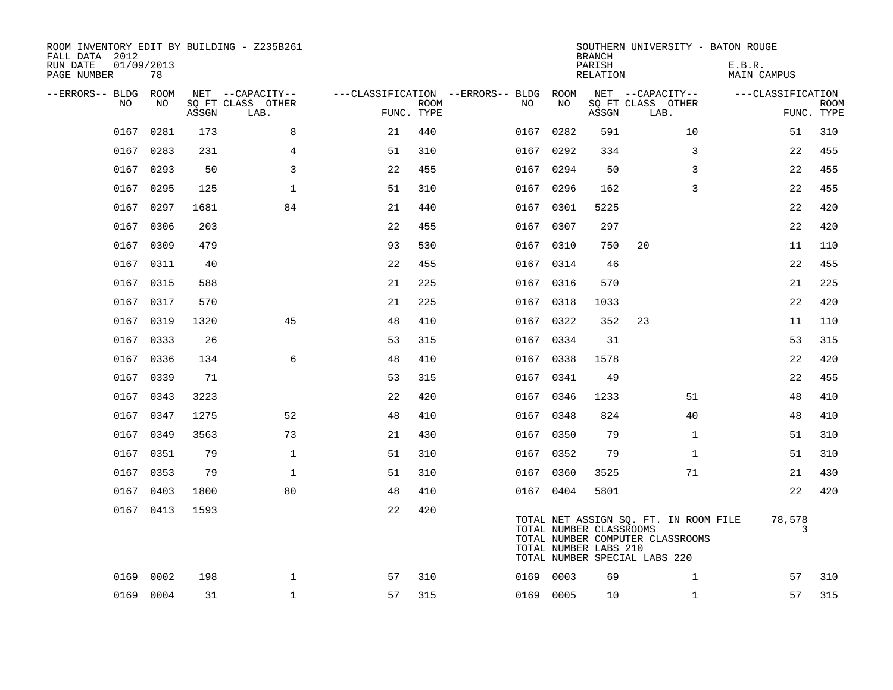ROOM INVENTORY EDIT BY BUILDING - Z235B261
FALL DATA 2012
RUN DATE 01/09/2013
PAGE NUMBER 78

SOUTHERN UNIVERSITY - BATON ROUGE
BRANCH
PARISH E.B.R.
RELATION MAIN CAMPUS

| --ERRORS-- | BLDG NO | ROOM NO | NET SQ FT ASSGN | CAPACITY CLASS | CAPACITY OTHER LAB. | CLASSIFICATION FUNC. | ROOM TYPE | --ERRORS-- | BLDG NO | ROOM NO | NET SQ FT ASSGN | CAPACITY CLASS | CAPACITY OTHER LAB. | CLASSIFICATION FUNC. | ROOM TYPE |
|---|---|---|---|---|---|---|---|---|---|---|---|---|---|---|---|
| | 0167 | 0281 | 173 | | 8 | 21 | 440 | | 0167 | 0282 | 591 | | 10 | 51 | 310 |
| | 0167 | 0283 | 231 | | 4 | 51 | 310 | | 0167 | 0292 | 334 | | 3 | 22 | 455 |
| | 0167 | 0293 | 50 | | 3 | 22 | 455 | | 0167 | 0294 | 50 | | 3 | 22 | 455 |
| | 0167 | 0295 | 125 | | 1 | 51 | 310 | | 0167 | 0296 | 162 | | 3 | 22 | 455 |
| | 0167 | 0297 | 1681 | | 84 | 21 | 440 | | 0167 | 0301 | 5225 | | | 22 | 420 |
| | 0167 | 0306 | 203 | | | 22 | 455 | | 0167 | 0307 | 297 | | | 22 | 420 |
| | 0167 | 0309 | 479 | | | 93 | 530 | | 0167 | 0310 | 750 | 20 | | 11 | 110 |
| | 0167 | 0311 | 40 | | | 22 | 455 | | 0167 | 0314 | 46 | | | 22 | 455 |
| | 0167 | 0315 | 588 | | | 21 | 225 | | 0167 | 0316 | 570 | | | 21 | 225 |
| | 0167 | 0317 | 570 | | | 21 | 225 | | 0167 | 0318 | 1033 | | | 22 | 420 |
| | 0167 | 0319 | 1320 | | 45 | 48 | 410 | | 0167 | 0322 | 352 | 23 | | 11 | 110 |
| | 0167 | 0333 | 26 | | | 53 | 315 | | 0167 | 0334 | 31 | | | 53 | 315 |
| | 0167 | 0336 | 134 | | 6 | 48 | 410 | | 0167 | 0338 | 1578 | | | 22 | 420 |
| | 0167 | 0339 | 71 | | | 53 | 315 | | 0167 | 0341 | 49 | | | 22 | 455 |
| | 0167 | 0343 | 3223 | | | 22 | 420 | | 0167 | 0346 | 1233 | | 51 | 48 | 410 |
| | 0167 | 0347 | 1275 | | 52 | 48 | 410 | | 0167 | 0348 | 824 | | 40 | 48 | 410 |
| | 0167 | 0349 | 3563 | | 73 | 21 | 430 | | 0167 | 0350 | 79 | | 1 | 51 | 310 |
| | 0167 | 0351 | 79 | | 1 | 51 | 310 | | 0167 | 0352 | 79 | | 1 | 51 | 310 |
| | 0167 | 0353 | 79 | | 1 | 51 | 310 | | 0167 | 0360 | 3525 | | 71 | 21 | 430 |
| | 0167 | 0403 | 1800 | | 80 | 48 | 410 | | 0167 | 0404 | 5801 | | | 22 | 420 |
| | 0167 | 0413 | 1593 | | | 22 | 420 | | | | | | | | |

TOTAL NET ASSIGN SQ. FT. IN ROOM FILE 78,578
TOTAL NUMBER CLASSROOMS 3
TOTAL NUMBER COMPUTER CLASSROOMS
TOTAL NUMBER LABS 210
TOTAL NUMBER SPECIAL LABS 220

| --ERRORS-- | BLDG NO | ROOM NO | NET SQ FT ASSGN | CAPACITY CLASS | CAPACITY OTHER LAB. | CLASSIFICATION FUNC. | ROOM TYPE | --ERRORS-- | BLDG NO | ROOM NO | NET SQ FT ASSGN | CAPACITY CLASS | CAPACITY OTHER LAB. | CLASSIFICATION FUNC. | ROOM TYPE |
|---|---|---|---|---|---|---|---|---|---|---|---|---|---|---|---|
| | 0169 | 0002 | 198 | | 1 | 57 | 310 | | 0169 | 0003 | 69 | | 1 | 57 | 310 |
| | 0169 | 0004 | 31 | | 1 | 57 | 315 | | 0169 | 0005 | 10 | | 1 | 57 | 315 |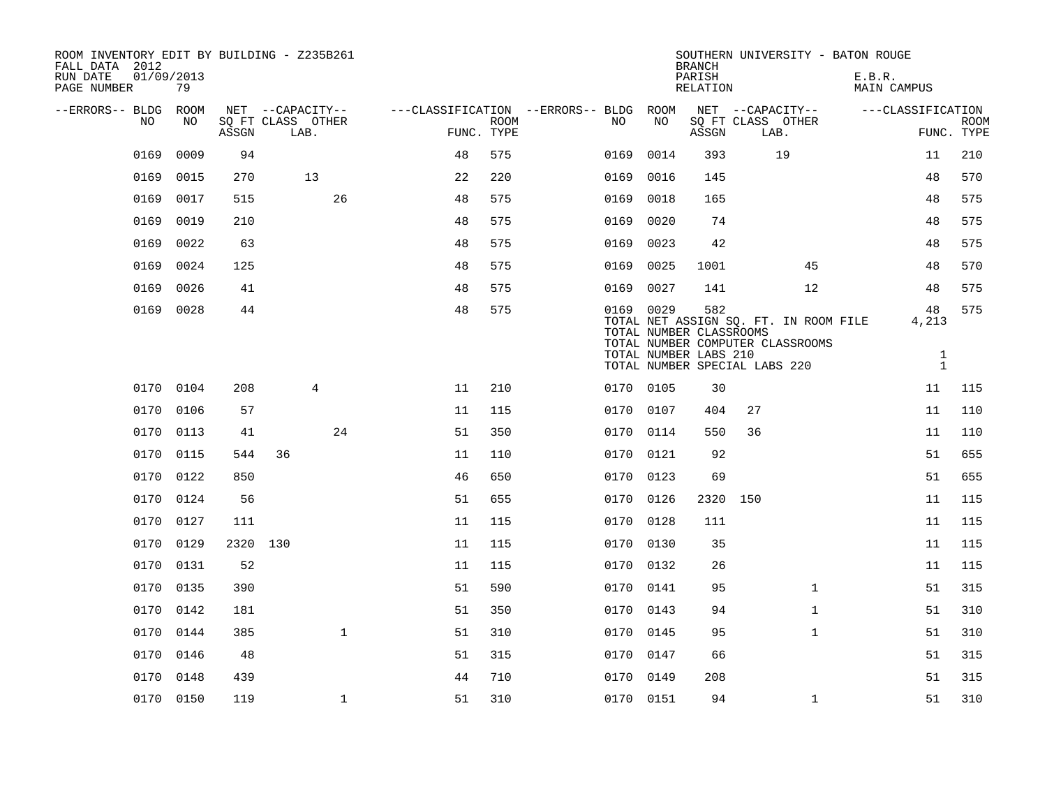ROOM INVENTORY EDIT BY BUILDING - Z235B261
FALL DATA 2012
RUN DATE 01/09/2013
PAGE NUMBER 79

SOUTHERN UNIVERSITY - BATON ROUGE
BRANCH
PARISH E.B.R.
RELATION MAIN CAMPUS

| --ERRORS-- | BLDG NO | ROOM NO | NET SQ FT ASSGN | CAPACITY CLASS | CAPACITY LAB. | CAPACITY OTHER | CLASSIFICATION FUNC. | ROOM TYPE | --ERRORS-- | BLDG NO | ROOM NO | NET SQ FT ASSGN | CAPACITY CLASS | CAPACITY LAB. | CAPACITY OTHER | CLASSIFICATION FUNC. | ROOM TYPE |
|---|---|---|---|---|---|---|---|---|---|---|---|---|---|---|---|---|---|
| | 0169 | 0009 | 94 | | | | 48 | 575 | | 0169 | 0014 | 393 | | 19 | | 11 | 210 |
| | 0169 | 0015 | 270 | | 13 | | 22 | 220 | | 0169 | 0016 | 145 | | | | 48 | 570 |
| | 0169 | 0017 | 515 | | | 26 | 48 | 575 | | 0169 | 0018 | 165 | | | | 48 | 575 |
| | 0169 | 0019 | 210 | | | | 48 | 575 | | 0169 | 0020 | 74 | | | | 48 | 575 |
| | 0169 | 0022 | 63 | | | | 48 | 575 | | 0169 | 0023 | 42 | | | | 48 | 575 |
| | 0169 | 0024 | 125 | | | | 48 | 575 | | 0169 | 0025 | 1001 | | | 45 | 48 | 570 |
| | 0169 | 0026 | 41 | | | | 48 | 575 | | 0169 | 0027 | 141 | | | 12 | 48 | 575 |
| | 0169 | 0028 | 44 | | | | 48 | 575 | | 0169 | 0029 | 582 | | | | 48 | 575 |
| | | | | | | | | | | | TOTAL NET ASSIGN SQ. FT. IN ROOM FILE | | | | | 4,213 | |
| | | | | | | | | | | | TOTAL NUMBER CLASSROOMS | | | | | | |
| | | | | | | | | | | | TOTAL NUMBER COMPUTER CLASSROOMS | | | | | | |
| | | | | | | | | | | | TOTAL NUMBER LABS 210 | | | | | 1 | |
| | | | | | | | | | | | TOTAL NUMBER SPECIAL LABS 220 | | | | | 1 | |
| | 0170 | 0104 | 208 | | 4 | | 11 | 210 | | 0170 | 0105 | 30 | | | | 11 | 115 |
| | 0170 | 0106 | 57 | | | | 11 | 115 | | 0170 | 0107 | 404 | 27 | | | 11 | 110 |
| | 0170 | 0113 | 41 | | | 24 | 51 | 350 | | 0170 | 0114 | 550 | 36 | | | 11 | 110 |
| | 0170 | 0115 | 544 | 36 | | | 11 | 110 | | 0170 | 0121 | 92 | | | | 51 | 655 |
| | 0170 | 0122 | 850 | | | | 46 | 650 | | 0170 | 0123 | 69 | | | | 51 | 655 |
| | 0170 | 0124 | 56 | | | | 51 | 655 | | 0170 | 0126 | 2320 | 150 | | | 11 | 115 |
| | 0170 | 0127 | 111 | | | | 11 | 115 | | 0170 | 0128 | 111 | | | | 11 | 115 |
| | 0170 | 0129 | 2320 | 130 | | | 11 | 115 | | 0170 | 0130 | 35 | | | | 11 | 115 |
| | 0170 | 0131 | 52 | | | | 11 | 115 | | 0170 | 0132 | 26 | | | | 11 | 115 |
| | 0170 | 0135 | 390 | | | | 51 | 590 | | 0170 | 0141 | 95 | | | 1 | 51 | 315 |
| | 0170 | 0142 | 181 | | | | 51 | 350 | | 0170 | 0143 | 94 | | | 1 | 51 | 310 |
| | 0170 | 0144 | 385 | | | 1 | 51 | 310 | | 0170 | 0145 | 95 | | | 1 | 51 | 310 |
| | 0170 | 0146 | 48 | | | | 51 | 315 | | 0170 | 0147 | 66 | | | | 51 | 315 |
| | 0170 | 0148 | 439 | | | | 44 | 710 | | 0170 | 0149 | 208 | | | | 51 | 315 |
| | 0170 | 0150 | 119 | | | 1 | 51 | 310 | | 0170 | 0151 | 94 | | | 1 | 51 | 310 |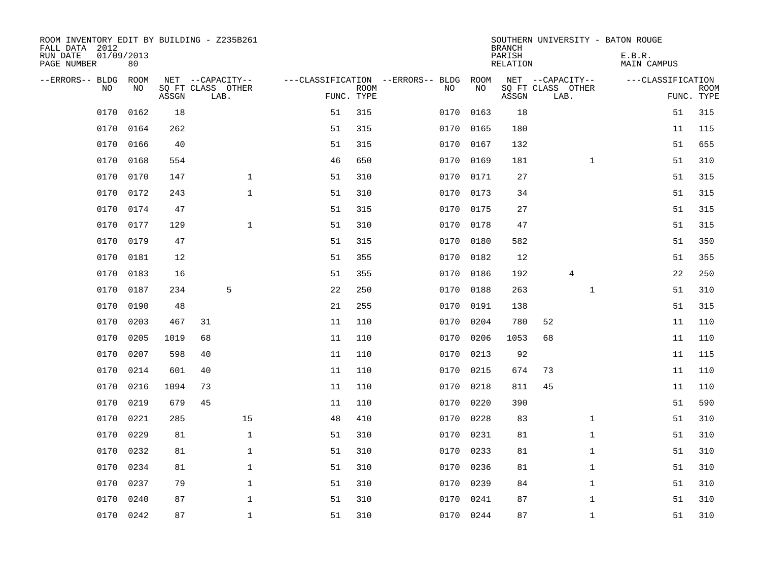ROOM INVENTORY EDIT BY BUILDING - Z235B261
FALL DATA 2012
RUN DATE 01/09/2013
PAGE NUMBER 80

SOUTHERN UNIVERSITY - BATON ROUGE
BRANCH
PARISH E.B.R.
RELATION MAIN CAMPUS

| --ERRORS-- | BLDG NO | ROOM NO | NET SQ FT ASSGN | CAPACITY CLASS | CAPACITY LAB. | CAPACITY OTHER | CLASSIFICATION FUNC. | ROOM TYPE | --ERRORS-- | BLDG NO | ROOM NO | NET SQ FT ASSGN | CAPACITY CLASS | CAPACITY LAB. | CAPACITY OTHER | CLASSIFICATION FUNC. | ROOM TYPE |
|---|---|---|---|---|---|---|---|---|---|---|---|---|---|---|---|---|---|
| | 0170 | 0162 | 18 | | | | 51 | 315 | | 0170 | 0163 | 18 | | | | 51 | 315 |
| | 0170 | 0164 | 262 | | | | 51 | 315 | | 0170 | 0165 | 180 | | | | 11 | 115 |
| | 0170 | 0166 | 40 | | | | 51 | 315 | | 0170 | 0167 | 132 | | | | 51 | 655 |
| | 0170 | 0168 | 554 | | | | 46 | 650 | | 0170 | 0169 | 181 | | | 1 | 51 | 310 |
| | 0170 | 0170 | 147 | | | 1 | 51 | 310 | | 0170 | 0171 | 27 | | | | 51 | 315 |
| | 0170 | 0172 | 243 | | | 1 | 51 | 310 | | 0170 | 0173 | 34 | | | | 51 | 315 |
| | 0170 | 0174 | 47 | | | | 51 | 315 | | 0170 | 0175 | 27 | | | | 51 | 315 |
| | 0170 | 0177 | 129 | | | 1 | 51 | 310 | | 0170 | 0178 | 47 | | | | 51 | 315 |
| | 0170 | 0179 | 47 | | | | 51 | 315 | | 0170 | 0180 | 582 | | | | 51 | 350 |
| | 0170 | 0181 | 12 | | | | 51 | 355 | | 0170 | 0182 | 12 | | | | 51 | 355 |
| | 0170 | 0183 | 16 | | | | 51 | 355 | | 0170 | 0186 | 192 | | 4 | | 22 | 250 |
| | 0170 | 0187 | 234 | | 5 | | 22 | 250 | | 0170 | 0188 | 263 | | | 1 | 51 | 310 |
| | 0170 | 0190 | 48 | | | | 21 | 255 | | 0170 | 0191 | 138 | | | | 51 | 315 |
| | 0170 | 0203 | 467 | 31 | | | 11 | 110 | | 0170 | 0204 | 780 | 52 | | | 11 | 110 |
| | 0170 | 0205 | 1019 | 68 | | | 11 | 110 | | 0170 | 0206 | 1053 | 68 | | | 11 | 110 |
| | 0170 | 0207 | 598 | 40 | | | 11 | 110 | | 0170 | 0213 | 92 | | | | 11 | 115 |
| | 0170 | 0214 | 601 | 40 | | | 11 | 110 | | 0170 | 0215 | 674 | 73 | | | 11 | 110 |
| | 0170 | 0216 | 1094 | 73 | | | 11 | 110 | | 0170 | 0218 | 811 | 45 | | | 11 | 110 |
| | 0170 | 0219 | 679 | 45 | | | 11 | 110 | | 0170 | 0220 | 390 | | | | 51 | 590 |
| | 0170 | 0221 | 285 | | | 15 | 48 | 410 | | 0170 | 0228 | 83 | | | 1 | 51 | 310 |
| | 0170 | 0229 | 81 | | | 1 | 51 | 310 | | 0170 | 0231 | 81 | | | 1 | 51 | 310 |
| | 0170 | 0232 | 81 | | | 1 | 51 | 310 | | 0170 | 0233 | 81 | | | 1 | 51 | 310 |
| | 0170 | 0234 | 81 | | | 1 | 51 | 310 | | 0170 | 0236 | 81 | | | 1 | 51 | 310 |
| | 0170 | 0237 | 79 | | | 1 | 51 | 310 | | 0170 | 0239 | 84 | | | 1 | 51 | 310 |
| | 0170 | 0240 | 87 | | | 1 | 51 | 310 | | 0170 | 0241 | 87 | | | 1 | 51 | 310 |
| | 0170 | 0242 | 87 | | | 1 | 51 | 310 | | 0170 | 0244 | 87 | | | 1 | 51 | 310 |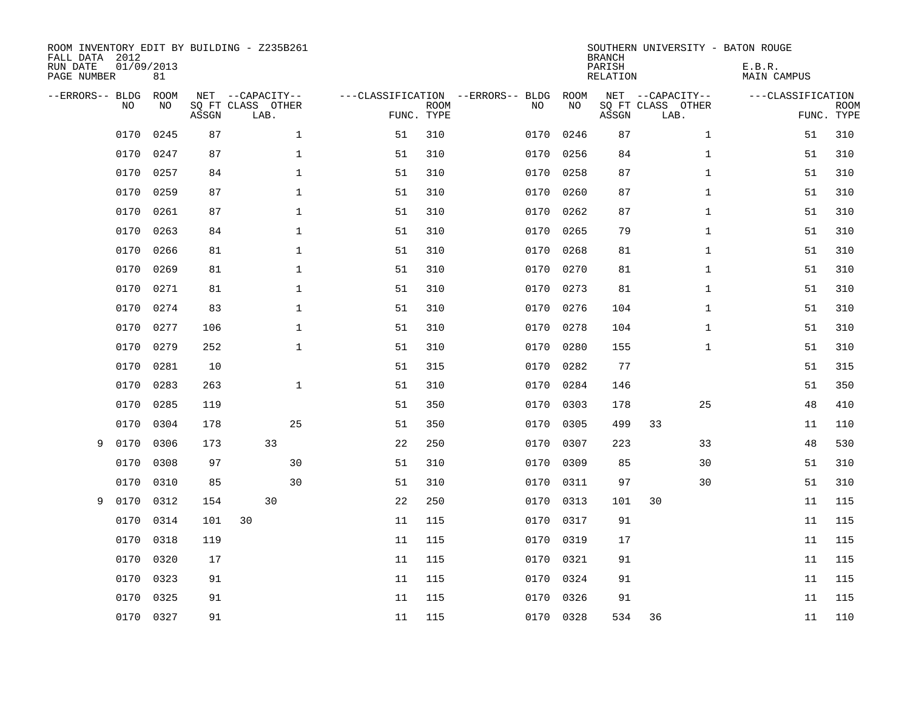ROOM INVENTORY EDIT BY BUILDING - Z235B261
FALL DATA 2012
RUN DATE 01/09/2013
PAGE NUMBER 81

SOUTHERN UNIVERSITY - BATON ROUGE
BRANCH
PARISH E.B.R.
RELATION MAIN CAMPUS

| --ERRORS-- | BLDG NO | ROOM NO | NET SQ FT ASSGN | --CAPACITY-- CLASS | LAB. | OTHER | ---CLASSIFICATION FUNC. | ROOM TYPE | --ERRORS-- | BLDG NO | ROOM NO | NET SQ FT ASSGN | --CAPACITY-- CLASS | LAB. | OTHER | ---CLASSIFICATION FUNC. | ROOM TYPE |
|---|---|---|---|---|---|---|---|---|---|---|---|---|---|---|---|---|---|
| | 0170 | 0245 | 87 | | | 1 | 51 | 310 | | 0170 | 0246 | 87 | | | 1 | 51 | 310 |
| | 0170 | 0247 | 87 | | | 1 | 51 | 310 | | 0170 | 0256 | 84 | | | 1 | 51 | 310 |
| | 0170 | 0257 | 84 | | | 1 | 51 | 310 | | 0170 | 0258 | 87 | | | 1 | 51 | 310 |
| | 0170 | 0259 | 87 | | | 1 | 51 | 310 | | 0170 | 0260 | 87 | | | 1 | 51 | 310 |
| | 0170 | 0261 | 87 | | | 1 | 51 | 310 | | 0170 | 0262 | 87 | | | 1 | 51 | 310 |
| | 0170 | 0263 | 84 | | | 1 | 51 | 310 | | 0170 | 0265 | 79 | | | 1 | 51 | 310 |
| | 0170 | 0266 | 81 | | | 1 | 51 | 310 | | 0170 | 0268 | 81 | | | 1 | 51 | 310 |
| | 0170 | 0269 | 81 | | | 1 | 51 | 310 | | 0170 | 0270 | 81 | | | 1 | 51 | 310 |
| | 0170 | 0271 | 81 | | | 1 | 51 | 310 | | 0170 | 0273 | 81 | | | 1 | 51 | 310 |
| | 0170 | 0274 | 83 | | | 1 | 51 | 310 | | 0170 | 0276 | 104 | | | 1 | 51 | 310 |
| | 0170 | 0277 | 106 | | | 1 | 51 | 310 | | 0170 | 0278 | 104 | | | 1 | 51 | 310 |
| | 0170 | 0279 | 252 | | | 1 | 51 | 310 | | 0170 | 0280 | 155 | | | 1 | 51 | 310 |
| | 0170 | 0281 | 10 | | | | 51 | 315 | | 0170 | 0282 | 77 | | | | 51 | 315 |
| | 0170 | 0283 | 263 | | | 1 | 51 | 310 | | 0170 | 0284 | 146 | | | | 51 | 350 |
| | 0170 | 0285 | 119 | | | | 51 | 350 | | 0170 | 0303 | 178 | | | 25 | 48 | 410 |
| | 0170 | 0304 | 178 | | | 25 | 51 | 350 | | 0170 | 0305 | 499 | 33 | | | 11 | 110 |
| 9 | 0170 | 0306 | 173 | | 33 | | 22 | 250 | | 0170 | 0307 | 223 | | | 33 | 48 | 530 |
| | 0170 | 0308 | 97 | | | 30 | 51 | 310 | | 0170 | 0309 | 85 | | | 30 | 51 | 310 |
| | 0170 | 0310 | 85 | | | 30 | 51 | 310 | | 0170 | 0311 | 97 | | | 30 | 51 | 310 |
| 9 | 0170 | 0312 | 154 | | 30 | | 22 | 250 | | 0170 | 0313 | 101 | 30 | | | 11 | 115 |
| | 0170 | 0314 | 101 | 30 | | | 11 | 115 | | 0170 | 0317 | 91 | | | | 11 | 115 |
| | 0170 | 0318 | 119 | | | | 11 | 115 | | 0170 | 0319 | 17 | | | | 11 | 115 |
| | 0170 | 0320 | 17 | | | | 11 | 115 | | 0170 | 0321 | 91 | | | | 11 | 115 |
| | 0170 | 0323 | 91 | | | | 11 | 115 | | 0170 | 0324 | 91 | | | | 11 | 115 |
| | 0170 | 0325 | 91 | | | | 11 | 115 | | 0170 | 0326 | 91 | | | | 11 | 115 |
| | 0170 | 0327 | 91 | | | | 11 | 115 | | 0170 | 0328 | 534 | 36 | | | 11 | 110 |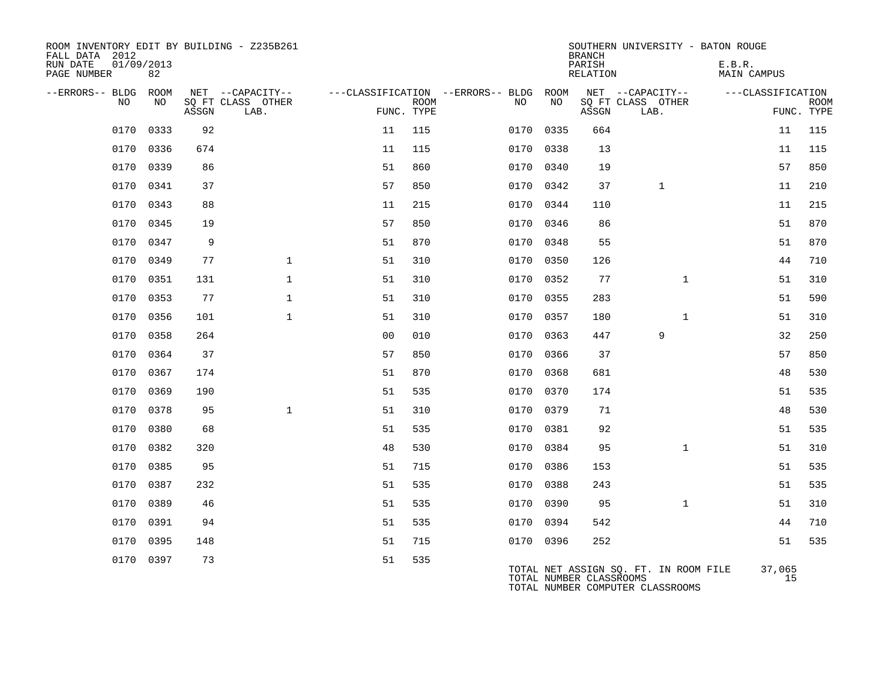ROOM INVENTORY EDIT BY BUILDING - Z235B261
FALL DATA 2012
RUN DATE 01/09/2013
PAGE NUMBER 82

SOUTHERN UNIVERSITY - BATON ROUGE
BRANCH
PARISH E.B.R.
RELATION MAIN CAMPUS

| --ERRORS-- | BLDG NO | ROOM NO | NET SQ FT ASSGN | --CAPACITY-- CLASS | OTHER LAB. | ---CLASSIFICATION FUNC. | ROOM TYPE | --ERRORS-- | BLDG NO | ROOM NO | NET SQ FT ASSGN | --CAPACITY-- CLASS | OTHER LAB. | ---CLASSIFICATION FUNC. | ROOM TYPE |
|---|---|---|---|---|---|---|---|---|---|---|---|---|---|---|---|
| | 0170 | 0333 | 92 | | | 11 | 115 | | 0170 | 0335 | 664 | | | 11 | 115 |
| | 0170 | 0336 | 674 | | | 11 | 115 | | 0170 | 0338 | 13 | | | 11 | 115 |
| | 0170 | 0339 | 86 | | | 51 | 860 | | 0170 | 0340 | 19 | | | 57 | 850 |
| | 0170 | 0341 | 37 | | | 57 | 850 | | 0170 | 0342 | 37 | 1 | | 11 | 210 |
| | 0170 | 0343 | 88 | | | 11 | 215 | | 0170 | 0344 | 110 | | | 11 | 215 |
| | 0170 | 0345 | 19 | | | 57 | 850 | | 0170 | 0346 | 86 | | | 51 | 870 |
| | 0170 | 0347 | 9 | | | 51 | 870 | | 0170 | 0348 | 55 | | | 51 | 870 |
| | 0170 | 0349 | 77 | | 1 | 51 | 310 | | 0170 | 0350 | 126 | | | 44 | 710 |
| | 0170 | 0351 | 131 | | 1 | 51 | 310 | | 0170 | 0352 | 77 | | 1 | 51 | 310 |
| | 0170 | 0353 | 77 | | 1 | 51 | 310 | | 0170 | 0355 | 283 | | | 51 | 590 |
| | 0170 | 0356 | 101 | | 1 | 51 | 310 | | 0170 | 0357 | 180 | | 1 | 51 | 310 |
| | 0170 | 0358 | 264 | | | 00 | 010 | | 0170 | 0363 | 447 | 9 | | 32 | 250 |
| | 0170 | 0364 | 37 | | | 57 | 850 | | 0170 | 0366 | 37 | | | 57 | 850 |
| | 0170 | 0367 | 174 | | | 51 | 870 | | 0170 | 0368 | 681 | | | 48 | 530 |
| | 0170 | 0369 | 190 | | | 51 | 535 | | 0170 | 0370 | 174 | | | 51 | 535 |
| | 0170 | 0378 | 95 | | 1 | 51 | 310 | | 0170 | 0379 | 71 | | | 48 | 530 |
| | 0170 | 0380 | 68 | | | 51 | 535 | | 0170 | 0381 | 92 | | | 51 | 535 |
| | 0170 | 0382 | 320 | | | 48 | 530 | | 0170 | 0384 | 95 | | 1 | 51 | 310 |
| | 0170 | 0385 | 95 | | | 51 | 715 | | 0170 | 0386 | 153 | | | 51 | 535 |
| | 0170 | 0387 | 232 | | | 51 | 535 | | 0170 | 0388 | 243 | | | 51 | 535 |
| | 0170 | 0389 | 46 | | | 51 | 535 | | 0170 | 0390 | 95 | | 1 | 51 | 310 |
| | 0170 | 0391 | 94 | | | 51 | 535 | | 0170 | 0394 | 542 | | | 44 | 710 |
| | 0170 | 0395 | 148 | | | 51 | 715 | | 0170 | 0396 | 252 | | | 51 | 535 |
| | 0170 | 0397 | 73 | | | 51 | 535 | | | | | | | | |

TOTAL NET ASSIGN SQ. FT. IN ROOM FILE 37,065
TOTAL NUMBER CLASSROOMS 15
TOTAL NUMBER COMPUTER CLASSROOMS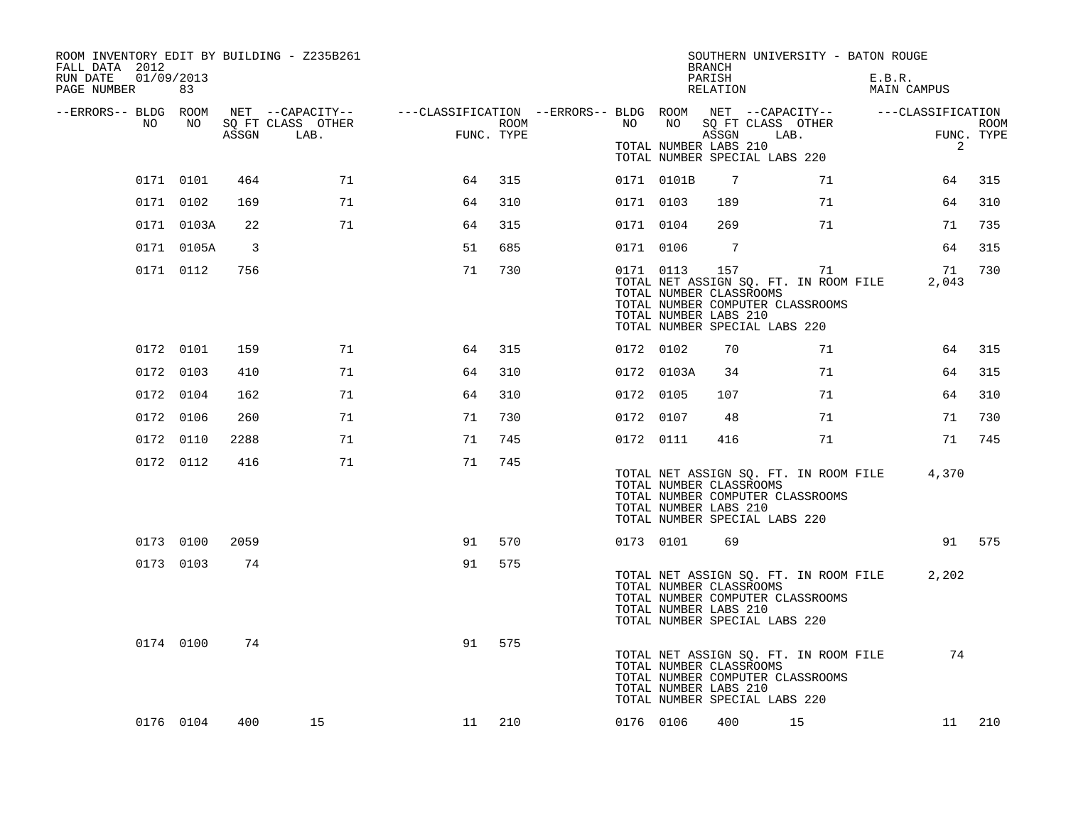ROOM INVENTORY EDIT BY BUILDING - Z235B261
FALL DATA 2012
RUN DATE 01/09/2013
PAGE NUMBER 83

SOUTHERN UNIVERSITY - BATON ROUGE
BRANCH
PARISH E.B.R.
RELATION MAIN CAMPUS

| --ERRORS-- | BLDG NO | ROOM NO | NET SQ FT ASSGN | --CAPACITY-- CLASS LAB. | OTHER | ---CLASSIFICATION FUNC. | ROOM TYPE | --ERRORS-- | BLDG NO | ROOM NO | NET SQ FT ASSGN | --CAPACITY-- CLASS LAB. | OTHER | ---CLASSIFICATION FUNC. | ROOM TYPE |
|---|---|---|---|---|---|---|---|---|---|---|---|---|---|---|---|
| | | | | | | | | | TOTAL NUMBER LABS 210 | | | | | 2 | |
| | | | | | | | | | TOTAL NUMBER SPECIAL LABS 220 | | | | | | |
| | 0171 | 0101 | 464 | | 71 | 64 | 315 | | 0171 | 0101B | 7 | | 71 | 64 | 315 |
| | 0171 | 0102 | 169 | | 71 | 64 | 310 | | 0171 | 0103 | 189 | | 71 | 64 | 310 |
| | 0171 | 0103A | 22 | | 71 | 64 | 315 | | 0171 | 0104 | 269 | | 71 | 71 | 735 |
| | 0171 | 0105A | 3 | | | 51 | 685 | | 0171 | 0106 | 7 | | | 64 | 315 |
| | 0171 | 0112 | 756 | | | 71 | 730 | | 0171 | 0113 | 157 | | 71 | 71 | 730 |
| | | | | | | | | | TOTAL NET ASSIGN SQ. FT. IN ROOM FILE | | | | | 2,043 | |
| | | | | | | | | | TOTAL NUMBER CLASSROOMS | | | | | | |
| | | | | | | | | | TOTAL NUMBER COMPUTER CLASSROOMS | | | | | | |
| | | | | | | | | | TOTAL NUMBER LABS 210 | | | | | | |
| | | | | | | | | | TOTAL NUMBER SPECIAL LABS 220 | | | | | | |
| | 0172 | 0101 | 159 | | 71 | 64 | 315 | | 0172 | 0102 | 70 | | 71 | 64 | 315 |
| | 0172 | 0103 | 410 | | 71 | 64 | 310 | | 0172 | 0103A | 34 | | 71 | 64 | 315 |
| | 0172 | 0104 | 162 | | 71 | 64 | 310 | | 0172 | 0105 | 107 | | 71 | 64 | 310 |
| | 0172 | 0106 | 260 | | 71 | 71 | 730 | | 0172 | 0107 | 48 | | 71 | 71 | 730 |
| | 0172 | 0110 | 2288 | | 71 | 71 | 745 | | 0172 | 0111 | 416 | | 71 | 71 | 745 |
| | 0172 | 0112 | 416 | | 71 | 71 | 745 | | | | | | | | |
| | | | | | | | | | TOTAL NET ASSIGN SQ. FT. IN ROOM FILE | | | | | 4,370 | |
| | | | | | | | | | TOTAL NUMBER CLASSROOMS | | | | | | |
| | | | | | | | | | TOTAL NUMBER COMPUTER CLASSROOMS | | | | | | |
| | | | | | | | | | TOTAL NUMBER LABS 210 | | | | | | |
| | | | | | | | | | TOTAL NUMBER SPECIAL LABS 220 | | | | | | |
| | 0173 | 0100 | 2059 | | | 91 | 570 | | 0173 | 0101 | 69 | | | 91 | 575 |
| | 0173 | 0103 | 74 | | | 91 | 575 | | | | | | | | |
| | | | | | | | | | TOTAL NET ASSIGN SQ. FT. IN ROOM FILE | | | | | 2,202 | |
| | | | | | | | | | TOTAL NUMBER CLASSROOMS | | | | | | |
| | | | | | | | | | TOTAL NUMBER COMPUTER CLASSROOMS | | | | | | |
| | | | | | | | | | TOTAL NUMBER LABS 210 | | | | | | |
| | | | | | | | | | TOTAL NUMBER SPECIAL LABS 220 | | | | | | |
| | 0174 | 0100 | 74 | | | 91 | 575 | | | | | | | | |
| | | | | | | | | | TOTAL NET ASSIGN SQ. FT. IN ROOM FILE | | | | | 74 | |
| | | | | | | | | | TOTAL NUMBER CLASSROOMS | | | | | | |
| | | | | | | | | | TOTAL NUMBER COMPUTER CLASSROOMS | | | | | | |
| | | | | | | | | | TOTAL NUMBER LABS 210 | | | | | | |
| | | | | | | | | | TOTAL NUMBER SPECIAL LABS 220 | | | | | | |
| | 0176 | 0104 | 400 | 15 | | 11 | 210 | | 0176 | 0106 | 400 | 15 | | 11 | 210 |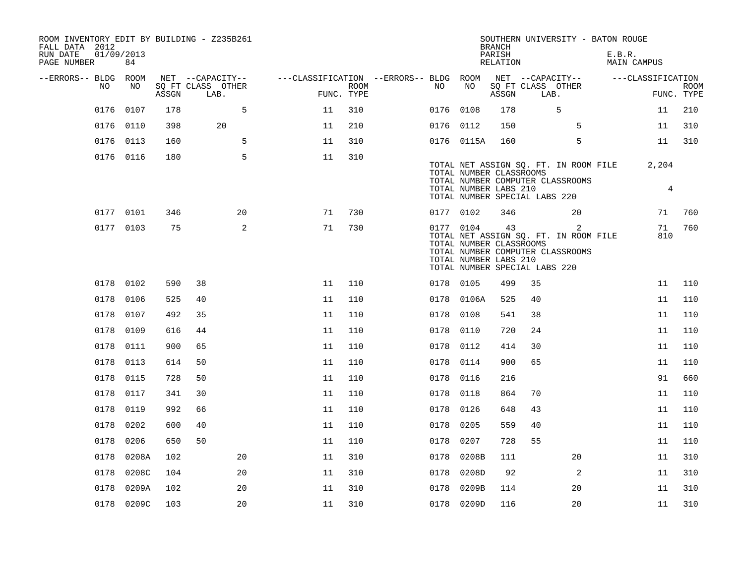ROOM INVENTORY EDIT BY BUILDING - Z235B261
FALL DATA 2012
RUN DATE 01/09/2013
PAGE NUMBER 84

SOUTHERN UNIVERSITY - BATON ROUGE
BRANCH
PARISH E.B.R.
RELATION MAIN CAMPUS

| --ERRORS-- | BLDG NO | ROOM NO | NET SQ FT ASSGN | CAPACITY CLASS LAB. | CAPACITY OTHER | CLASSIFICATION FUNC. | ROOM TYPE | --ERRORS-- | BLDG NO | ROOM NO | NET SQ FT ASSGN | CAPACITY CLASS LAB. | CAPACITY OTHER | CLASSIFICATION FUNC. | ROOM TYPE |
|---|---|---|---|---|---|---|---|---|---|---|---|---|---|---|---|
| | 0176 | 0107 | 178 | | 5 | 11 | 310 | | 0176 | 0108 | 178 | 5 | | 11 | 210 |
| | 0176 | 0110 | 398 | 20 | | 11 | 210 | | 0176 | 0112 | 150 | | 5 | 11 | 310 |
| | 0176 | 0113 | 160 | | 5 | 11 | 310 | | 0176 | 0115A | 160 | | 5 | 11 | 310 |
| | 0176 | 0116 | 180 | | 5 | 11 | 310 | | | | | | | | |

TOTAL NET ASSIGN SQ. FT. IN ROOM FILE 2,204
TOTAL NUMBER CLASSROOMS
TOTAL NUMBER COMPUTER CLASSROOMS
TOTAL NUMBER LABS 210 4
TOTAL NUMBER SPECIAL LABS 220

| --ERRORS-- | BLDG NO | ROOM NO | NET SQ FT ASSGN | CAPACITY CLASS LAB. | CAPACITY OTHER | CLASSIFICATION FUNC. | ROOM TYPE | --ERRORS-- | BLDG NO | ROOM NO | NET SQ FT ASSGN | CAPACITY CLASS LAB. | CAPACITY OTHER | CLASSIFICATION FUNC. | ROOM TYPE |
|---|---|---|---|---|---|---|---|---|---|---|---|---|---|---|---|
| | 0177 | 0101 | 346 | | 20 | 71 | 730 | | 0177 | 0102 | 346 | | 20 | 71 | 760 |
| | 0177 | 0103 | 75 | | 2 | 71 | 730 | | 0177 | 0104 | 43 | | 2 | 71 | 760 |

TOTAL NET ASSIGN SQ. FT. IN ROOM FILE 810
TOTAL NUMBER CLASSROOMS
TOTAL NUMBER COMPUTER CLASSROOMS
TOTAL NUMBER LABS 210
TOTAL NUMBER SPECIAL LABS 220

| --ERRORS-- | BLDG NO | ROOM NO | NET SQ FT ASSGN | CAPACITY CLASS LAB. | CAPACITY OTHER | CLASSIFICATION FUNC. | ROOM TYPE | --ERRORS-- | BLDG NO | ROOM NO | NET SQ FT ASSGN | CAPACITY CLASS LAB. | CAPACITY OTHER | CLASSIFICATION FUNC. | ROOM TYPE |
|---|---|---|---|---|---|---|---|---|---|---|---|---|---|---|---|
| | 0178 | 0102 | 590 | 38 | | 11 | 110 | | 0178 | 0105 | 499 | 35 | | 11 | 110 |
| | 0178 | 0106 | 525 | 40 | | 11 | 110 | | 0178 | 0106A | 525 | 40 | | 11 | 110 |
| | 0178 | 0107 | 492 | 35 | | 11 | 110 | | 0178 | 0108 | 541 | 38 | | 11 | 110 |
| | 0178 | 0109 | 616 | 44 | | 11 | 110 | | 0178 | 0110 | 720 | 24 | | 11 | 110 |
| | 0178 | 0111 | 900 | 65 | | 11 | 110 | | 0178 | 0112 | 414 | 30 | | 11 | 110 |
| | 0178 | 0113 | 614 | 50 | | 11 | 110 | | 0178 | 0114 | 900 | 65 | | 11 | 110 |
| | 0178 | 0115 | 728 | 50 | | 11 | 110 | | 0178 | 0116 | 216 | | | 91 | 660 |
| | 0178 | 0117 | 341 | 30 | | 11 | 110 | | 0178 | 0118 | 864 | 70 | | 11 | 110 |
| | 0178 | 0119 | 992 | 66 | | 11 | 110 | | 0178 | 0126 | 648 | 43 | | 11 | 110 |
| | 0178 | 0202 | 600 | 40 | | 11 | 110 | | 0178 | 0205 | 559 | 40 | | 11 | 110 |
| | 0178 | 0206 | 650 | 50 | | 11 | 110 | | 0178 | 0207 | 728 | 55 | | 11 | 110 |
| | 0178 | 0208A | 102 | | 20 | 11 | 310 | | 0178 | 0208B | 111 | | 20 | 11 | 310 |
| | 0178 | 0208C | 104 | | 20 | 11 | 310 | | 0178 | 0208D | 92 | | 2 | 11 | 310 |
| | 0178 | 0209A | 102 | | 20 | 11 | 310 | | 0178 | 0209B | 114 | | 20 | 11 | 310 |
| | 0178 | 0209C | 103 | | 20 | 11 | 310 | | 0178 | 0209D | 116 | | 20 | 11 | 310 |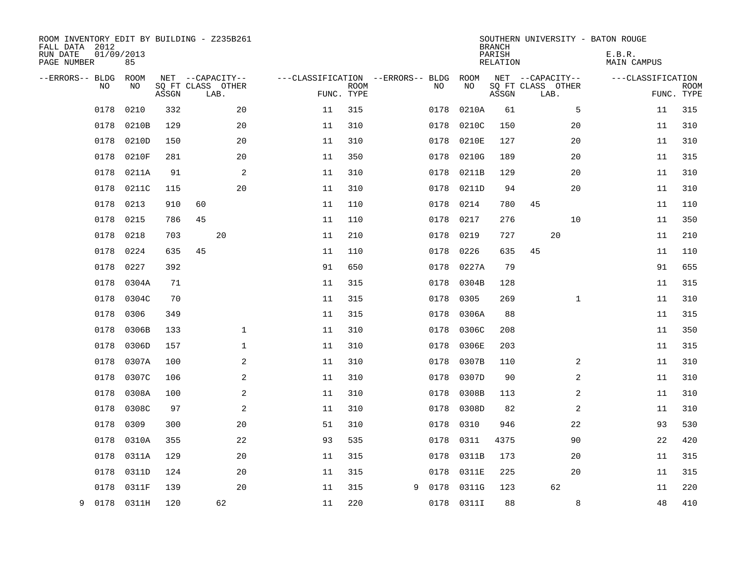ROOM INVENTORY EDIT BY BUILDING - Z235B261
FALL DATA 2012
RUN DATE 01/09/2013
PAGE NUMBER 85

SOUTHERN UNIVERSITY - BATON ROUGE
BRANCH
PARISH E.B.R.
RELATION MAIN CAMPUS

| --ERRORS-- | BLDG NO | ROOM NO | NET SQ FT ASSGN | CAPACITY CLASS | CAPACITY LAB. | CAPACITY OTHER | CLASSIFICATION FUNC. | ROOM TYPE | --ERRORS-- | BLDG NO | ROOM NO | NET SQ FT ASSGN | CAPACITY CLASS | CAPACITY LAB. | CAPACITY OTHER | CLASSIFICATION FUNC. | ROOM TYPE |
|---|---|---|---|---|---|---|---|---|---|---|---|---|---|---|---|---|---|
| | 0178 | 0210 | 332 | | | 20 | 11 | 315 | | 0178 | 0210A | 61 | | | 5 | 11 | 315 |
| | 0178 | 0210B | 129 | | | 20 | 11 | 310 | | 0178 | 0210C | 150 | | | 20 | 11 | 310 |
| | 0178 | 0210D | 150 | | | 20 | 11 | 310 | | 0178 | 0210E | 127 | | | 20 | 11 | 310 |
| | 0178 | 0210F | 281 | | | 20 | 11 | 350 | | 0178 | 0210G | 189 | | | 20 | 11 | 315 |
| | 0178 | 0211A | 91 | | | 2 | 11 | 310 | | 0178 | 0211B | 129 | | | 20 | 11 | 310 |
| | 0178 | 0211C | 115 | | | 20 | 11 | 310 | | 0178 | 0211D | 94 | | | 20 | 11 | 310 |
| | 0178 | 0213 | 910 | 60 | | | 11 | 110 | | 0178 | 0214 | 780 | 45 | | | 11 | 110 |
| | 0178 | 0215 | 786 | 45 | | | 11 | 110 | | 0178 | 0217 | 276 | | | 10 | 11 | 350 |
| | 0178 | 0218 | 703 | | 20 | | 11 | 210 | | 0178 | 0219 | 727 | | 20 | | 11 | 210 |
| | 0178 | 0224 | 635 | 45 | | | 11 | 110 | | 0178 | 0226 | 635 | 45 | | | 11 | 110 |
| | 0178 | 0227 | 392 | | | | 91 | 650 | | 0178 | 0227A | 79 | | | | 91 | 655 |
| | 0178 | 0304A | 71 | | | | 11 | 315 | | 0178 | 0304B | 128 | | | | 11 | 315 |
| | 0178 | 0304C | 70 | | | | 11 | 315 | | 0178 | 0305 | 269 | | | 1 | 11 | 310 |
| | 0178 | 0306 | 349 | | | | 11 | 315 | | 0178 | 0306A | 88 | | | | 11 | 315 |
| | 0178 | 0306B | 133 | | | 1 | 11 | 310 | | 0178 | 0306C | 208 | | | | 11 | 350 |
| | 0178 | 0306D | 157 | | | 1 | 11 | 310 | | 0178 | 0306E | 203 | | | | 11 | 315 |
| | 0178 | 0307A | 100 | | | 2 | 11 | 310 | | 0178 | 0307B | 110 | | | 2 | 11 | 310 |
| | 0178 | 0307C | 106 | | | 2 | 11 | 310 | | 0178 | 0307D | 90 | | | 2 | 11 | 310 |
| | 0178 | 0308A | 100 | | | 2 | 11 | 310 | | 0178 | 0308B | 113 | | | 2 | 11 | 310 |
| | 0178 | 0308C | 97 | | | 2 | 11 | 310 | | 0178 | 0308D | 82 | | | 2 | 11 | 310 |
| | 0178 | 0309 | 300 | | | 20 | 51 | 310 | | 0178 | 0310 | 946 | | | 22 | 93 | 530 |
| | 0178 | 0310A | 355 | | | 22 | 93 | 535 | | 0178 | 0311 | 4375 | | | 90 | 22 | 420 |
| | 0178 | 0311A | 129 | | | 20 | 11 | 315 | | 0178 | 0311B | 173 | | | 20 | 11 | 315 |
| | 0178 | 0311D | 124 | | | 20 | 11 | 315 | | 0178 | 0311E | 225 | | | 20 | 11 | 315 |
| | 0178 | 0311F | 139 | | | 20 | 11 | 315 | 9 | 0178 | 0311G | 123 | | 62 | | 11 | 220 |
| 9 | 0178 | 0311H | 120 | | 62 | | 11 | 220 | | 0178 | 0311I | 88 | | | 8 | 48 | 410 |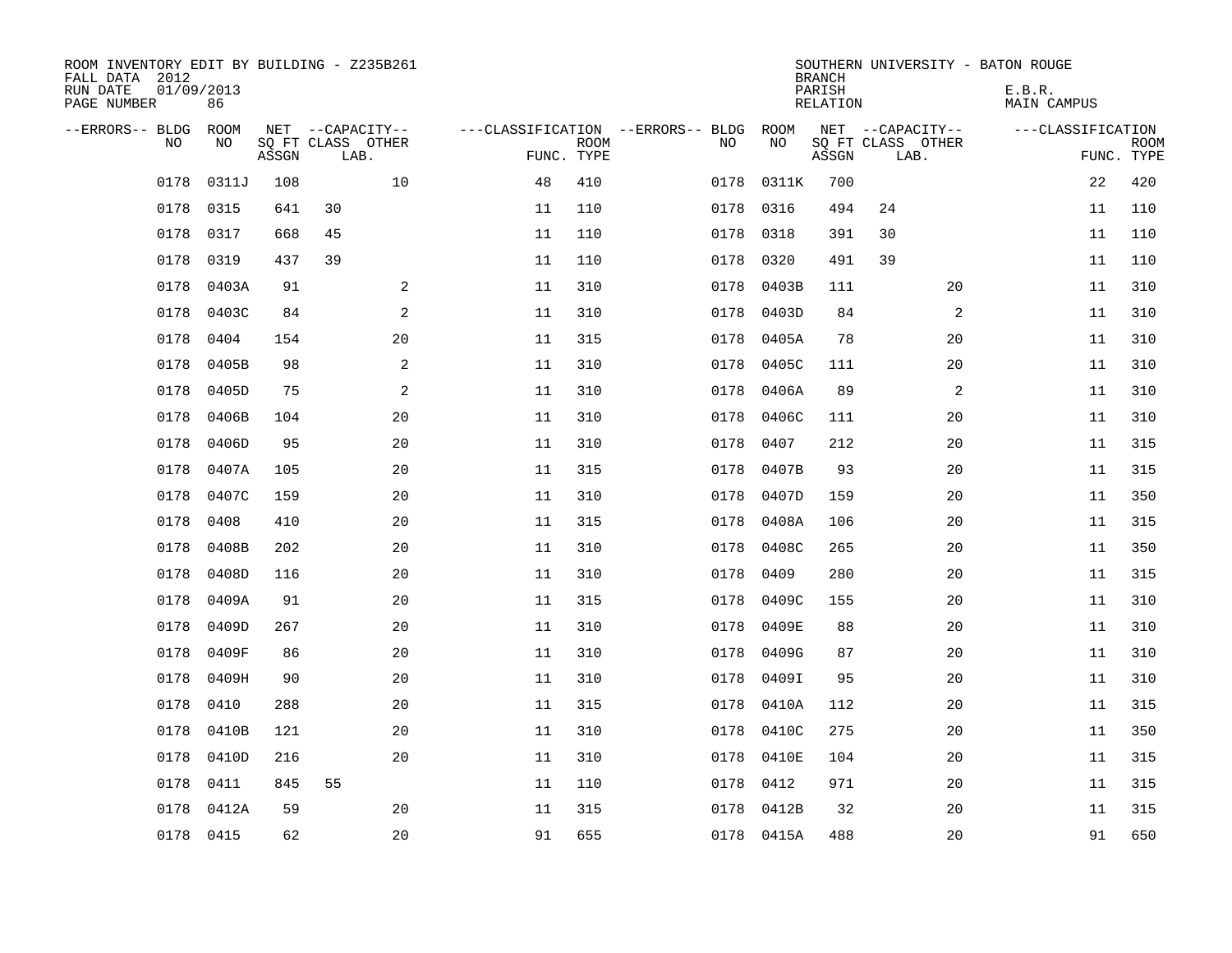ROOM INVENTORY EDIT BY BUILDING - Z235B261
FALL DATA 2012
RUN DATE 01/09/2013
PAGE NUMBER 86

SOUTHERN UNIVERSITY - BATON ROUGE
BRANCH
PARISH E.B.R.
RELATION MAIN CAMPUS

| --ERRORS-- | BLDG NO | ROOM NO | NET SQ FT ASSGN | CAPACITY CLASS | CAPACITY OTHER LAB. | CLASSIFICATION FUNC. | ROOM TYPE | --ERRORS-- | BLDG NO | ROOM NO | NET SQ FT ASSGN | CAPACITY CLASS | CAPACITY OTHER LAB. | CLASSIFICATION FUNC. | ROOM TYPE |
|---|---|---|---|---|---|---|---|---|---|---|---|---|---|---|---|
| | 0178 | 0311J | 108 | | 10 | 48 | 410 | | 0178 | 0311K | 700 | | | 22 | 420 |
| | 0178 | 0315 | 641 | 30 | | 11 | 110 | | 0178 | 0316 | 494 | 24 | | 11 | 110 |
| | 0178 | 0317 | 668 | 45 | | 11 | 110 | | 0178 | 0318 | 391 | 30 | | 11 | 110 |
| | 0178 | 0319 | 437 | 39 | | 11 | 110 | | 0178 | 0320 | 491 | 39 | | 11 | 110 |
| | 0178 | 0403A | 91 | | 2 | 11 | 310 | | 0178 | 0403B | 111 | | 20 | 11 | 310 |
| | 0178 | 0403C | 84 | | 2 | 11 | 310 | | 0178 | 0403D | 84 | | 2 | 11 | 310 |
| | 0178 | 0404 | 154 | | 20 | 11 | 315 | | 0178 | 0405A | 78 | | 20 | 11 | 310 |
| | 0178 | 0405B | 98 | | 2 | 11 | 310 | | 0178 | 0405C | 111 | | 20 | 11 | 310 |
| | 0178 | 0405D | 75 | | 2 | 11 | 310 | | 0178 | 0406A | 89 | | 2 | 11 | 310 |
| | 0178 | 0406B | 104 | | 20 | 11 | 310 | | 0178 | 0406C | 111 | | 20 | 11 | 310 |
| | 0178 | 0406D | 95 | | 20 | 11 | 310 | | 0178 | 0407 | 212 | | 20 | 11 | 315 |
| | 0178 | 0407A | 105 | | 20 | 11 | 315 | | 0178 | 0407B | 93 | | 20 | 11 | 315 |
| | 0178 | 0407C | 159 | | 20 | 11 | 310 | | 0178 | 0407D | 159 | | 20 | 11 | 350 |
| | 0178 | 0408 | 410 | | 20 | 11 | 315 | | 0178 | 0408A | 106 | | 20 | 11 | 315 |
| | 0178 | 0408B | 202 | | 20 | 11 | 310 | | 0178 | 0408C | 265 | | 20 | 11 | 350 |
| | 0178 | 0408D | 116 | | 20 | 11 | 310 | | 0178 | 0409 | 280 | | 20 | 11 | 315 |
| | 0178 | 0409A | 91 | | 20 | 11 | 315 | | 0178 | 0409C | 155 | | 20 | 11 | 310 |
| | 0178 | 0409D | 267 | | 20 | 11 | 310 | | 0178 | 0409E | 88 | | 20 | 11 | 310 |
| | 0178 | 0409F | 86 | | 20 | 11 | 310 | | 0178 | 0409G | 87 | | 20 | 11 | 310 |
| | 0178 | 0409H | 90 | | 20 | 11 | 310 | | 0178 | 0409I | 95 | | 20 | 11 | 310 |
| | 0178 | 0410 | 288 | | 20 | 11 | 315 | | 0178 | 0410A | 112 | | 20 | 11 | 315 |
| | 0178 | 0410B | 121 | | 20 | 11 | 310 | | 0178 | 0410C | 275 | | 20 | 11 | 350 |
| | 0178 | 0410D | 216 | | 20 | 11 | 310 | | 0178 | 0410E | 104 | | 20 | 11 | 315 |
| | 0178 | 0411 | 845 | 55 | | 11 | 110 | | 0178 | 0412 | 971 | | 20 | 11 | 315 |
| | 0178 | 0412A | 59 | | 20 | 11 | 315 | | 0178 | 0412B | 32 | | 20 | 11 | 315 |
| | 0178 | 0415 | 62 | | 20 | 91 | 655 | | 0178 | 0415A | 488 | | 20 | 91 | 650 |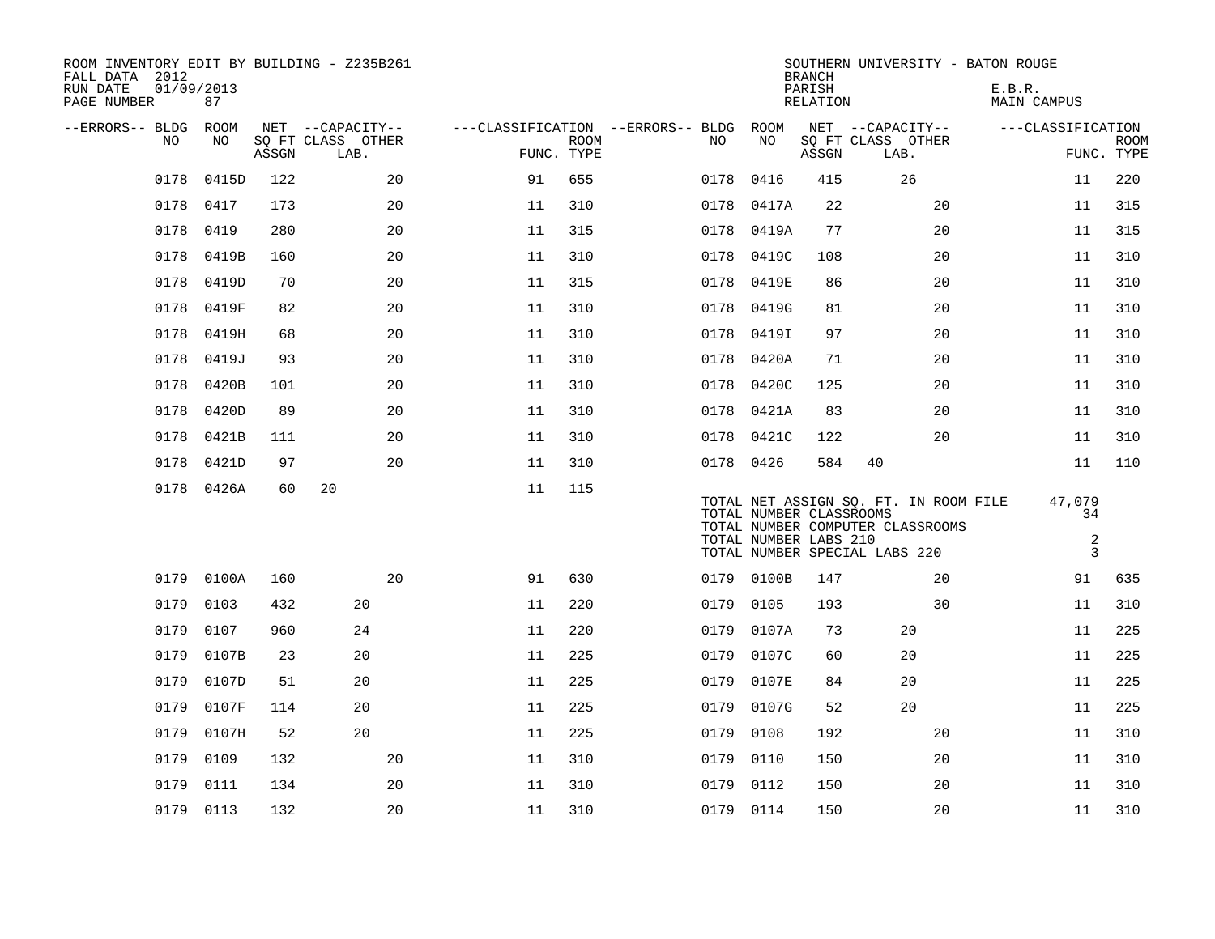ROOM INVENTORY EDIT BY BUILDING - Z235B261
FALL DATA 2012
RUN DATE 01/09/2013
PAGE NUMBER 87

SOUTHERN UNIVERSITY - BATON ROUGE
BRANCH
PARISH E.B.R.
RELATION MAIN CAMPUS

| --ERRORS-- | BLDG NO | ROOM NO | NET SQ FT ASSGN | CAPACITY CLASS | CAPACITY LAB. | CAPACITY OTHER | CLASSIFICATION FUNC. | ROOM TYPE | --ERRORS-- | BLDG NO | ROOM NO | NET SQ FT ASSGN | CAPACITY CLASS | CAPACITY LAB. | CAPACITY OTHER | CLASSIFICATION FUNC. | ROOM TYPE |
|---|---|---|---|---|---|---|---|---|---|---|---|---|---|---|---|---|---|
| | 0178 | 0415D | 122 | | | 20 | 91 | 655 | | 0178 | 0416 | 415 | | 26 | | 11 | 220 |
| | 0178 | 0417 | 173 | | | 20 | 11 | 310 | | 0178 | 0417A | 22 | | | 20 | 11 | 315 |
| | 0178 | 0419 | 280 | | | 20 | 11 | 315 | | 0178 | 0419A | 77 | | | 20 | 11 | 315 |
| | 0178 | 0419B | 160 | | | 20 | 11 | 310 | | 0178 | 0419C | 108 | | | 20 | 11 | 310 |
| | 0178 | 0419D | 70 | | | 20 | 11 | 315 | | 0178 | 0419E | 86 | | | 20 | 11 | 310 |
| | 0178 | 0419F | 82 | | | 20 | 11 | 310 | | 0178 | 0419G | 81 | | | 20 | 11 | 310 |
| | 0178 | 0419H | 68 | | | 20 | 11 | 310 | | 0178 | 0419I | 97 | | | 20 | 11 | 310 |
| | 0178 | 0419J | 93 | | | 20 | 11 | 310 | | 0178 | 0420A | 71 | | | 20 | 11 | 310 |
| | 0178 | 0420B | 101 | | | 20 | 11 | 310 | | 0178 | 0420C | 125 | | | 20 | 11 | 310 |
| | 0178 | 0420D | 89 | | | 20 | 11 | 310 | | 0178 | 0421A | 83 | | | 20 | 11 | 310 |
| | 0178 | 0421B | 111 | | | 20 | 11 | 310 | | 0178 | 0421C | 122 | | | 20 | 11 | 310 |
| | 0178 | 0421D | 97 | | | 20 | 11 | 310 | | 0178 | 0426 | 584 | 40 | | | 11 | 110 |
| | 0178 | 0426A | 60 | 20 | | | 11 | 115 | | | | | | | | | |
| | 0179 | 0100A | 160 | | | 20 | 91 | 630 | | 0179 | 0100B | 147 | | | 20 | 91 | 635 |
| | 0179 | 0103 | 432 | | 20 | | 11 | 220 | | 0179 | 0105 | 193 | | | 30 | 11 | 310 |
| | 0179 | 0107 | 960 | | 24 | | 11 | 220 | | 0179 | 0107A | 73 | | 20 | | 11 | 225 |
| | 0179 | 0107B | 23 | | 20 | | 11 | 225 | | 0179 | 0107C | 60 | | 20 | | 11 | 225 |
| | 0179 | 0107D | 51 | | 20 | | 11 | 225 | | 0179 | 0107E | 84 | | 20 | | 11 | 225 |
| | 0179 | 0107F | 114 | | 20 | | 11 | 225 | | 0179 | 0107G | 52 | | 20 | | 11 | 225 |
| | 0179 | 0107H | 52 | | 20 | | 11 | 225 | | 0179 | 0108 | 192 | | | 20 | 11 | 310 |
| | 0179 | 0109 | 132 | | | 20 | 11 | 310 | | 0179 | 0110 | 150 | | | 20 | 11 | 310 |
| | 0179 | 0111 | 134 | | | 20 | 11 | 310 | | 0179 | 0112 | 150 | | | 20 | 11 | 310 |
| | 0179 | 0113 | 132 | | | 20 | 11 | 310 | | 0179 | 0114 | 150 | | | 20 | 11 | 310 |

Building 0178 totals:

| | |
|---|---|
| TOTAL NET ASSIGN SQ. FT. IN ROOM FILE | 47,079 |
| TOTAL NUMBER CLASSROOMS | 34 |
| TOTAL NUMBER COMPUTER CLASSROOMS | |
| TOTAL NUMBER LABS 210 | 2 |
| TOTAL NUMBER SPECIAL LABS 220 | 3 |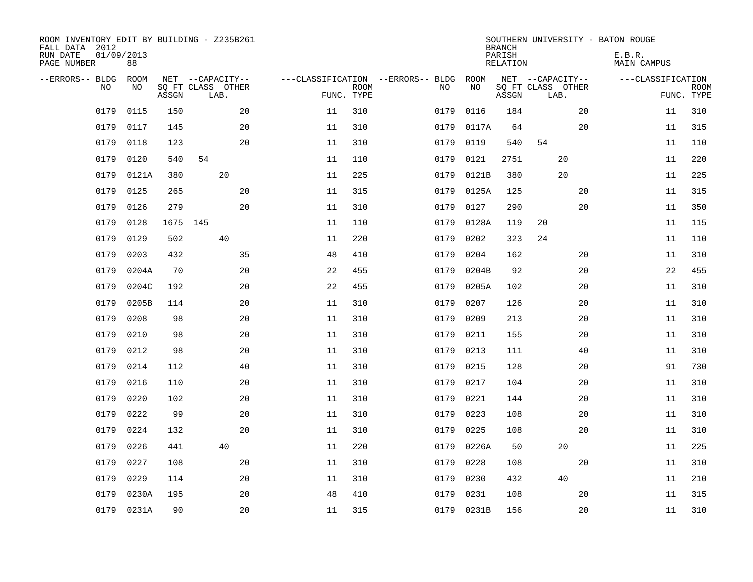ROOM INVENTORY EDIT BY BUILDING - Z235B261
FALL DATA 2012
RUN DATE 01/09/2013
PAGE NUMBER 88

SOUTHERN UNIVERSITY - BATON ROUGE
BRANCH
PARISH E.B.R.
RELATION MAIN CAMPUS

| --ERRORS-- | BLDG NO | ROOM NO | NET SQ FT ASSGN | CAPACITY CLASS LAB. | CAPACITY OTHER | CLASSIFICATION FUNC. | ROOM TYPE | --ERRORS-- | BLDG NO | ROOM NO | NET SQ FT ASSGN | CAPACITY CLASS LAB. | CAPACITY OTHER | CLASSIFICATION FUNC. | ROOM TYPE |
|---|---|---|---|---|---|---|---|---|---|---|---|---|---|---|---|
| | 0179 | 0115 | 150 | | 20 | 11 | 310 | | 0179 | 0116 | 184 | | 20 | 11 | 310 |
| | 0179 | 0117 | 145 | | 20 | 11 | 310 | | 0179 | 0117A | 64 | | 20 | 11 | 315 |
| | 0179 | 0118 | 123 | | 20 | 11 | 310 | | 0179 | 0119 | 540 | 54 | | 11 | 110 |
| | 0179 | 0120 | 540 | 54 | | 11 | 110 | | 0179 | 0121 | 2751 | 20 | | 11 | 220 |
| | 0179 | 0121A | 380 | 20 | | 11 | 225 | | 0179 | 0121B | 380 | 20 | | 11 | 225 |
| | 0179 | 0125 | 265 | | 20 | 11 | 315 | | 0179 | 0125A | 125 | | 20 | 11 | 315 |
| | 0179 | 0126 | 279 | | 20 | 11 | 310 | | 0179 | 0127 | 290 | | 20 | 11 | 350 |
| | 0179 | 0128 | 1675 | 145 | | 11 | 110 | | 0179 | 0128A | 119 | 20 | | 11 | 115 |
| | 0179 | 0129 | 502 | 40 | | 11 | 220 | | 0179 | 0202 | 323 | 24 | | 11 | 110 |
| | 0179 | 0203 | 432 | | 35 | 48 | 410 | | 0179 | 0204 | 162 | | 20 | 11 | 310 |
| | 0179 | 0204A | 70 | | 20 | 22 | 455 | | 0179 | 0204B | 92 | | 20 | 22 | 455 |
| | 0179 | 0204C | 192 | | 20 | 22 | 455 | | 0179 | 0205A | 102 | | 20 | 11 | 310 |
| | 0179 | 0205B | 114 | | 20 | 11 | 310 | | 0179 | 0207 | 126 | | 20 | 11 | 310 |
| | 0179 | 0208 | 98 | | 20 | 11 | 310 | | 0179 | 0209 | 213 | | 20 | 11 | 310 |
| | 0179 | 0210 | 98 | | 20 | 11 | 310 | | 0179 | 0211 | 155 | | 20 | 11 | 310 |
| | 0179 | 0212 | 98 | | 20 | 11 | 310 | | 0179 | 0213 | 111 | | 40 | 11 | 310 |
| | 0179 | 0214 | 112 | | 40 | 11 | 310 | | 0179 | 0215 | 128 | | 20 | 91 | 730 |
| | 0179 | 0216 | 110 | | 20 | 11 | 310 | | 0179 | 0217 | 104 | | 20 | 11 | 310 |
| | 0179 | 0220 | 102 | | 20 | 11 | 310 | | 0179 | 0221 | 144 | | 20 | 11 | 310 |
| | 0179 | 0222 | 99 | | 20 | 11 | 310 | | 0179 | 0223 | 108 | | 20 | 11 | 310 |
| | 0179 | 0224 | 132 | | 20 | 11 | 310 | | 0179 | 0225 | 108 | | 20 | 11 | 310 |
| | 0179 | 0226 | 441 | 40 | | 11 | 220 | | 0179 | 0226A | 50 | 20 | | 11 | 225 |
| | 0179 | 0227 | 108 | | 20 | 11 | 310 | | 0179 | 0228 | 108 | | 20 | 11 | 310 |
| | 0179 | 0229 | 114 | | 20 | 11 | 310 | | 0179 | 0230 | 432 | 40 | | 11 | 210 |
| | 0179 | 0230A | 195 | | 20 | 48 | 410 | | 0179 | 0231 | 108 | | 20 | 11 | 315 |
| | 0179 | 0231A | 90 | | 20 | 11 | 315 | | 0179 | 0231B | 156 | | 20 | 11 | 310 |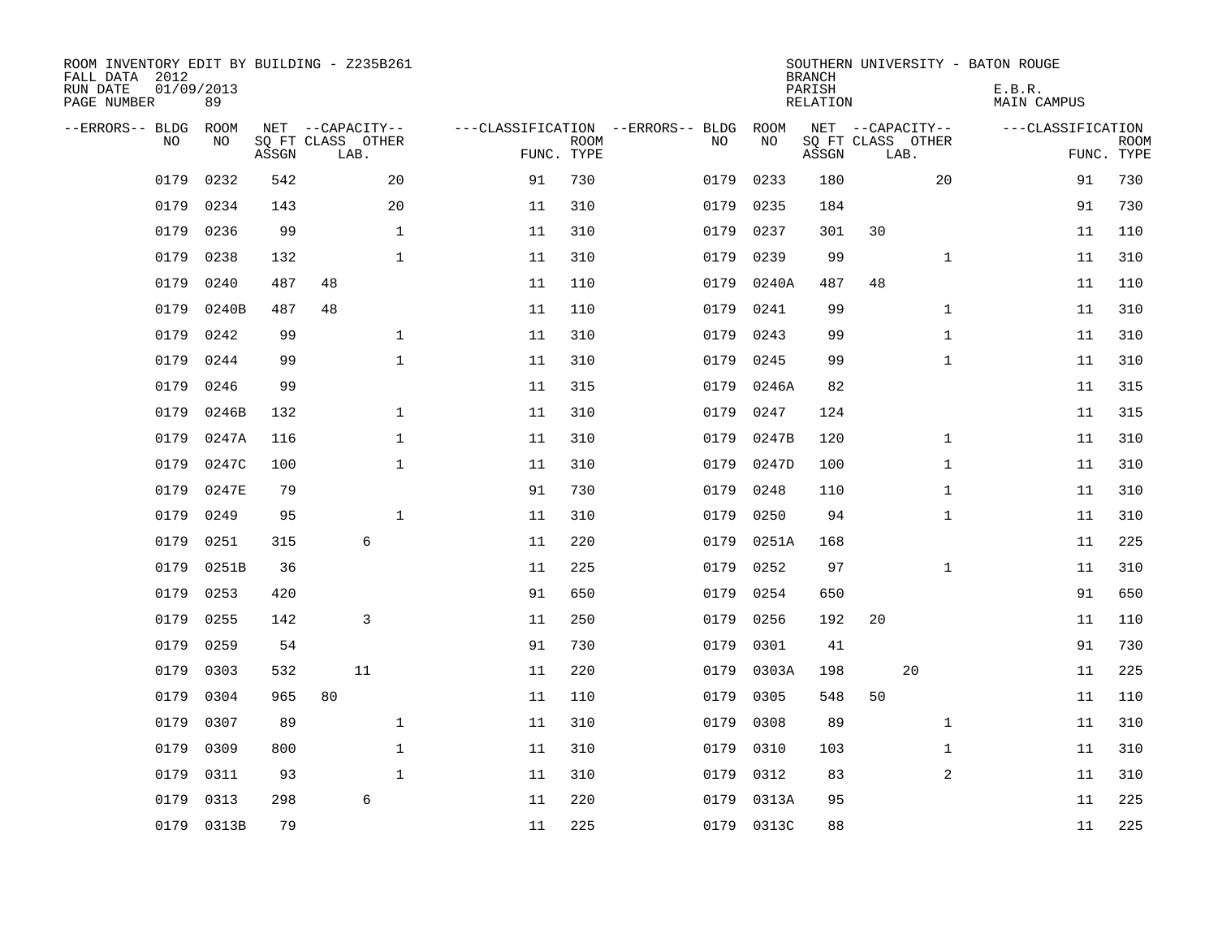ROOM INVENTORY EDIT BY BUILDING - Z235B261
FALL DATA 2012
RUN DATE 01/09/2013
PAGE NUMBER 89

SOUTHERN UNIVERSITY - BATON ROUGE
BRANCH
PARISH E.B.R.
RELATION MAIN CAMPUS

| --ERRORS-- | BLDG NO | ROOM NO | NET ASSGN SQ FT | CAPACITY CLASS | CAPACITY LAB. | CAPACITY OTHER | CLASSIFICATION FUNC. | ROOM TYPE | --ERRORS-- | BLDG NO | ROOM NO | NET ASSGN SQ FT | CAPACITY CLASS | CAPACITY LAB. | CAPACITY OTHER | CLASSIFICATION FUNC. | ROOM TYPE |
|---|---|---|---|---|---|---|---|---|---|---|---|---|---|---|---|---|---|
| | 0179 | 0232 | 542 | | | 20 | 91 | 730 | | 0179 | 0233 | 180 | | | 20 | 91 | 730 |
| | 0179 | 0234 | 143 | | | 20 | 11 | 310 | | 0179 | 0235 | 184 | | | | 91 | 730 |
| | 0179 | 0236 | 99 | | | 1 | 11 | 310 | | 0179 | 0237 | 301 | 30 | | | 11 | 110 |
| | 0179 | 0238 | 132 | | | 1 | 11 | 310 | | 0179 | 0239 | 99 | | | 1 | 11 | 310 |
| | 0179 | 0240 | 487 | 48 | | | 11 | 110 | | 0179 | 0240A | 487 | 48 | | | 11 | 110 |
| | 0179 | 0240B | 487 | 48 | | | 11 | 110 | | 0179 | 0241 | 99 | | | 1 | 11 | 310 |
| | 0179 | 0242 | 99 | | | 1 | 11 | 310 | | 0179 | 0243 | 99 | | | 1 | 11 | 310 |
| | 0179 | 0244 | 99 | | | 1 | 11 | 310 | | 0179 | 0245 | 99 | | | 1 | 11 | 310 |
| | 0179 | 0246 | 99 | | | | 11 | 315 | | 0179 | 0246A | 82 | | | | 11 | 315 |
| | 0179 | 0246B | 132 | | | 1 | 11 | 310 | | 0179 | 0247 | 124 | | | | 11 | 315 |
| | 0179 | 0247A | 116 | | | 1 | 11 | 310 | | 0179 | 0247B | 120 | | | 1 | 11 | 310 |
| | 0179 | 0247C | 100 | | | 1 | 11 | 310 | | 0179 | 0247D | 100 | | | 1 | 11 | 310 |
| | 0179 | 0247E | 79 | | | | 91 | 730 | | 0179 | 0248 | 110 | | | 1 | 11 | 310 |
| | 0179 | 0249 | 95 | | | 1 | 11 | 310 | | 0179 | 0250 | 94 | | | 1 | 11 | 310 |
| | 0179 | 0251 | 315 | | 6 | | 11 | 220 | | 0179 | 0251A | 168 | | | | 11 | 225 |
| | 0179 | 0251B | 36 | | | | 11 | 225 | | 0179 | 0252 | 97 | | | 1 | 11 | 310 |
| | 0179 | 0253 | 420 | | | | 91 | 650 | | 0179 | 0254 | 650 | | | | 91 | 650 |
| | 0179 | 0255 | 142 | | 3 | | 11 | 250 | | 0179 | 0256 | 192 | 20 | | | 11 | 110 |
| | 0179 | 0259 | 54 | | | | 91 | 730 | | 0179 | 0301 | 41 | | | | 91 | 730 |
| | 0179 | 0303 | 532 | | 11 | | 11 | 220 | | 0179 | 0303A | 198 | | 20 | | 11 | 225 |
| | 0179 | 0304 | 965 | 80 | | | 11 | 110 | | 0179 | 0305 | 548 | 50 | | | 11 | 110 |
| | 0179 | 0307 | 89 | | | 1 | 11 | 310 | | 0179 | 0308 | 89 | | | 1 | 11 | 310 |
| | 0179 | 0309 | 800 | | | 1 | 11 | 310 | | 0179 | 0310 | 103 | | | 1 | 11 | 310 |
| | 0179 | 0311 | 93 | | | 1 | 11 | 310 | | 0179 | 0312 | 83 | | | 2 | 11 | 310 |
| | 0179 | 0313 | 298 | | 6 | | 11 | 220 | | 0179 | 0313A | 95 | | | | 11 | 225 |
| | 0179 | 0313B | 79 | | | | 11 | 225 | | 0179 | 0313C | 88 | | | | 11 | 225 |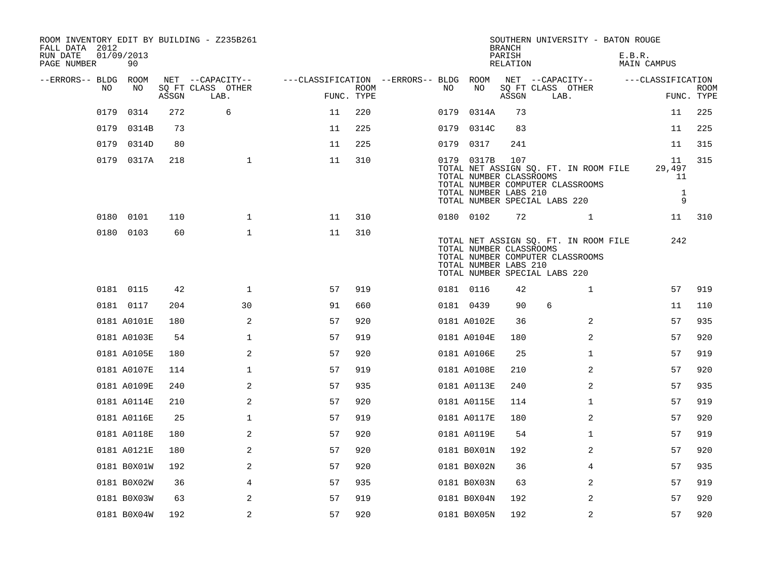ROOM INVENTORY EDIT BY BUILDING - Z235B261
FALL DATA 2012
RUN DATE 01/09/2013
PAGE NUMBER 90

SOUTHERN UNIVERSITY - BATON ROUGE
BRANCH
PARISH E.B.R.
RELATION MAIN CAMPUS

| --ERRORS-- | BLDG NO | ROOM NO | NET SQ FT ASSGN | --CAPACITY-- CLASS | LAB. | OTHER | ---CLASSIFICATION FUNC. | ROOM TYPE | --ERRORS-- | BLDG NO | ROOM NO | NET SQ FT ASSGN | --CAPACITY-- CLASS | LAB. | OTHER | ---CLASSIFICATION FUNC. | ROOM TYPE |
|---|---|---|---|---|---|---|---|---|---|---|---|---|---|---|---|---|---|
| | 0179 | 0314 | 272 | 6 | | | 11 | 220 | | 0179 | 0314A | 73 | | | | 11 | 225 |
| | 0179 | 0314B | 73 | | | | 11 | 225 | | 0179 | 0314C | 83 | | | | 11 | 225 |
| | 0179 | 0314D | 80 | | | | 11 | 225 | | 0179 | 0317 | 241 | | | | 11 | 315 |
| | 0179 | 0317A | 218 | | | 1 | 11 | 310 | | 0179 | 0317B | 107 | | | | 11 | 315 |
| | | | | | | | | | | TOTAL NET ASSIGN SQ. FT. IN ROOM FILE | | | | | | 29,497 | |
| | | | | | | | | | | TOTAL NUMBER CLASSROOMS | | | | | | 11 | |
| | | | | | | | | | | TOTAL NUMBER COMPUTER CLASSROOMS | | | | | | | |
| | | | | | | | | | | TOTAL NUMBER LABS 210 | | | | | | 1 | |
| | | | | | | | | | | TOTAL NUMBER SPECIAL LABS 220 | | | | | | 9 | |
| | 0180 | 0101 | 110 | | | 1 | 11 | 310 | | 0180 | 0102 | 72 | | | 1 | 11 | 310 |
| | 0180 | 0103 | 60 | | | 1 | 11 | 310 | | | | | | | | | |
| | | | | | | | | | | TOTAL NET ASSIGN SQ. FT. IN ROOM FILE | | | | | | 242 | |
| | | | | | | | | | | TOTAL NUMBER CLASSROOMS | | | | | | | |
| | | | | | | | | | | TOTAL NUMBER COMPUTER CLASSROOMS | | | | | | | |
| | | | | | | | | | | TOTAL NUMBER LABS 210 | | | | | | | |
| | | | | | | | | | | TOTAL NUMBER SPECIAL LABS 220 | | | | | | | |
| | 0181 | 0115 | 42 | | | 1 | 57 | 919 | | 0181 | 0116 | 42 | | | 1 | 57 | 919 |
| | 0181 | 0117 | 204 | | | 30 | 91 | 660 | | 0181 | 0439 | 90 | 6 | | | 11 | 110 |
| | 0181 | A0101E | 180 | | | 2 | 57 | 920 | | 0181 | A0102E | 36 | | | 2 | 57 | 935 |
| | 0181 | A0103E | 54 | | | 1 | 57 | 919 | | 0181 | A0104E | 180 | | | 2 | 57 | 920 |
| | 0181 | A0105E | 180 | | | 2 | 57 | 920 | | 0181 | A0106E | 25 | | | 1 | 57 | 919 |
| | 0181 | A0107E | 114 | | | 1 | 57 | 919 | | 0181 | A0108E | 210 | | | 2 | 57 | 920 |
| | 0181 | A0109E | 240 | | | 2 | 57 | 935 | | 0181 | A0113E | 240 | | | 2 | 57 | 935 |
| | 0181 | A0114E | 210 | | | 2 | 57 | 920 | | 0181 | A0115E | 114 | | | 1 | 57 | 919 |
| | 0181 | A0116E | 25 | | | 1 | 57 | 919 | | 0181 | A0117E | 180 | | | 2 | 57 | 920 |
| | 0181 | A0118E | 180 | | | 2 | 57 | 920 | | 0181 | A0119E | 54 | | | 1 | 57 | 919 |
| | 0181 | A0121E | 180 | | | 2 | 57 | 920 | | 0181 | B0X01N | 192 | | | 2 | 57 | 920 |
| | 0181 | B0X01W | 192 | | | 2 | 57 | 920 | | 0181 | B0X02N | 36 | | | 4 | 57 | 935 |
| | 0181 | B0X02W | 36 | | | 4 | 57 | 935 | | 0181 | B0X03N | 63 | | | 2 | 57 | 919 |
| | 0181 | B0X03W | 63 | | | 2 | 57 | 919 | | 0181 | B0X04N | 192 | | | 2 | 57 | 920 |
| | 0181 | B0X04W | 192 | | | 2 | 57 | 920 | | 0181 | B0X05N | 192 | | | 2 | 57 | 920 |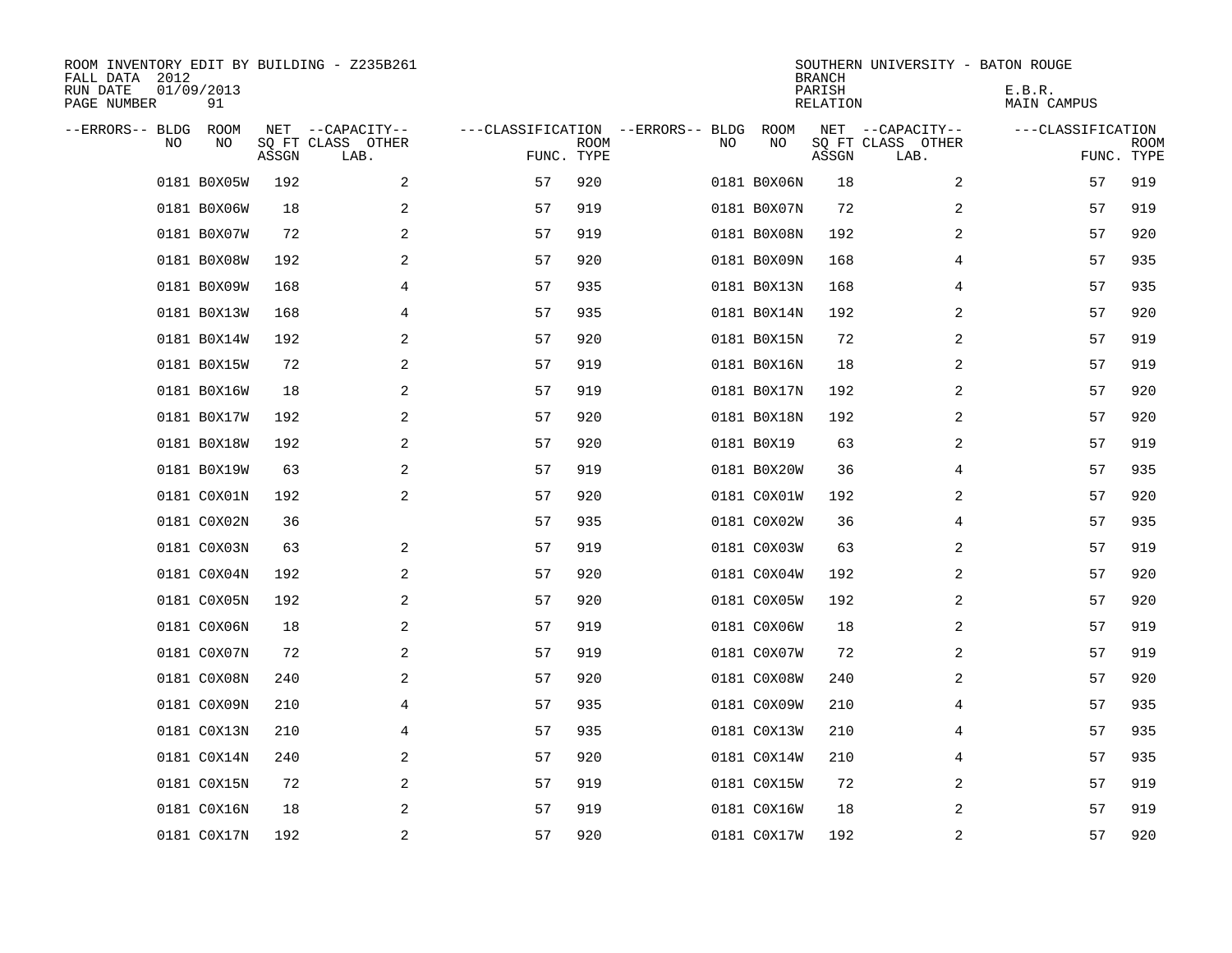ROOM INVENTORY EDIT BY BUILDING - Z235B261
FALL DATA 2012
RUN DATE 01/09/2013

SOUTHERN UNIVERSITY - BATON ROUGE
BRANCH
PARISH E.B.R.
RELATION MAIN CAMPUS

| --ERRORS-- | BLDG NO | ROOM NO | NET SQ FT ASSGN | --CAPACITY-- CLASS LAB. | OTHER | ---CLASSIFICATION FUNC. | ROOM TYPE | --ERRORS-- | BLDG NO | ROOM NO | NET SQ FT ASSGN | --CAPACITY-- CLASS LAB. | OTHER | ---CLASSIFICATION FUNC. | ROOM TYPE |
|---|---|---|---|---|---|---|---|---|---|---|---|---|---|---|---|
| | 0181 | B0X05W | 192 | | 2 | 57 | 920 | | 0181 | B0X06N | 18 | | 2 | 57 | 919 |
| | 0181 | B0X06W | 18 | | 2 | 57 | 919 | | 0181 | B0X07N | 72 | | 2 | 57 | 919 |
| | 0181 | B0X07W | 72 | | 2 | 57 | 919 | | 0181 | B0X08N | 192 | | 2 | 57 | 920 |
| | 0181 | B0X08W | 192 | | 2 | 57 | 920 | | 0181 | B0X09N | 168 | | 4 | 57 | 935 |
| | 0181 | B0X09W | 168 | | 4 | 57 | 935 | | 0181 | B0X13N | 168 | | 4 | 57 | 935 |
| | 0181 | B0X13W | 168 | | 4 | 57 | 935 | | 0181 | B0X14N | 192 | | 2 | 57 | 920 |
| | 0181 | B0X14W | 192 | | 2 | 57 | 920 | | 0181 | B0X15N | 72 | | 2 | 57 | 919 |
| | 0181 | B0X15W | 72 | | 2 | 57 | 919 | | 0181 | B0X16N | 18 | | 2 | 57 | 919 |
| | 0181 | B0X16W | 18 | | 2 | 57 | 919 | | 0181 | B0X17N | 192 | | 2 | 57 | 920 |
| | 0181 | B0X17W | 192 | | 2 | 57 | 920 | | 0181 | B0X18N | 192 | | 2 | 57 | 920 |
| | 0181 | B0X18W | 192 | | 2 | 57 | 920 | | 0181 | B0X19 | 63 | | 2 | 57 | 919 |
| | 0181 | B0X19W | 63 | | 2 | 57 | 919 | | 0181 | B0X20W | 36 | | 4 | 57 | 935 |
| | 0181 | C0X01N | 192 | | 2 | 57 | 920 | | 0181 | C0X01W | 192 | | 2 | 57 | 920 |
| | 0181 | C0X02N | 36 | | | 57 | 935 | | 0181 | C0X02W | 36 | | 4 | 57 | 935 |
| | 0181 | C0X03N | 63 | | 2 | 57 | 919 | | 0181 | C0X03W | 63 | | 2 | 57 | 919 |
| | 0181 | C0X04N | 192 | | 2 | 57 | 920 | | 0181 | C0X04W | 192 | | 2 | 57 | 920 |
| | 0181 | C0X05N | 192 | | 2 | 57 | 920 | | 0181 | C0X05W | 192 | | 2 | 57 | 920 |
| | 0181 | C0X06N | 18 | | 2 | 57 | 919 | | 0181 | C0X06W | 18 | | 2 | 57 | 919 |
| | 0181 | C0X07N | 72 | | 2 | 57 | 919 | | 0181 | C0X07W | 72 | | 2 | 57 | 919 |
| | 0181 | C0X08N | 240 | | 2 | 57 | 920 | | 0181 | C0X08W | 240 | | 2 | 57 | 920 |
| | 0181 | C0X09N | 210 | | 4 | 57 | 935 | | 0181 | C0X09W | 210 | | 4 | 57 | 935 |
| | 0181 | C0X13N | 210 | | 4 | 57 | 935 | | 0181 | C0X13W | 210 | | 4 | 57 | 935 |
| | 0181 | C0X14N | 240 | | 2 | 57 | 920 | | 0181 | C0X14W | 210 | | 4 | 57 | 935 |
| | 0181 | C0X15N | 72 | | 2 | 57 | 919 | | 0181 | C0X15W | 72 | | 2 | 57 | 919 |
| | 0181 | C0X16N | 18 | | 2 | 57 | 919 | | 0181 | C0X16W | 18 | | 2 | 57 | 919 |
| | 0181 | C0X17N | 192 | | 2 | 57 | 920 | | 0181 | C0X17W | 192 | | 2 | 57 | 920 |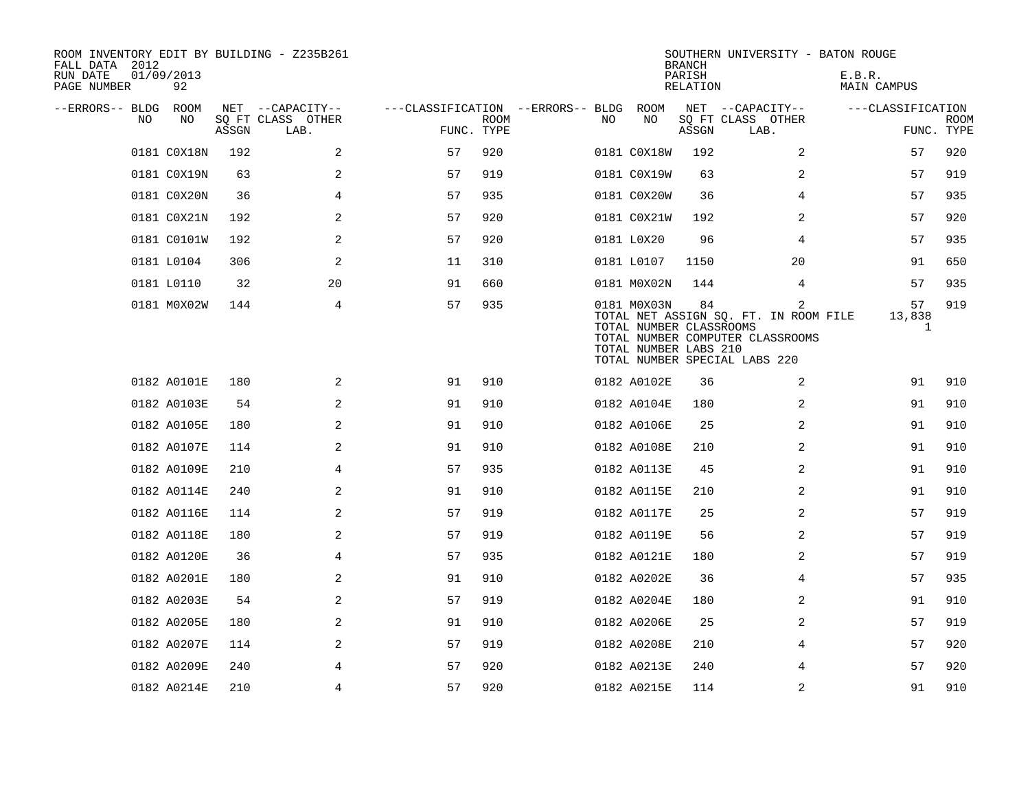ROOM INVENTORY EDIT BY BUILDING - Z235B261
FALL DATA 2012
RUN DATE 01/09/2013

SOUTHERN UNIVERSITY - BATON ROUGE
BRANCH
PARISH E.B.R.
RELATION MAIN CAMPUS

| --ERRORS-- | BLDG NO | ROOM NO | NET SQ FT ASSGN | CAPACITY CLASS LAB. | CAPACITY OTHER | CLASSIFICATION FUNC. | ROOM TYPE | --ERRORS-- | BLDG NO | ROOM NO | NET SQ FT ASSGN | CAPACITY CLASS LAB. | CAPACITY OTHER | CLASSIFICATION FUNC. | ROOM TYPE |
|---|---|---|---|---|---|---|---|---|---|---|---|---|---|---|---|
| | 0181 | C0X18N | 192 | | 2 | 57 | 920 | | 0181 | C0X18W | 192 | | 2 | 57 | 920 |
| | 0181 | C0X19N | 63 | | 2 | 57 | 919 | | 0181 | C0X19W | 63 | | 2 | 57 | 919 |
| | 0181 | C0X20N | 36 | | 4 | 57 | 935 | | 0181 | C0X20W | 36 | | 4 | 57 | 935 |
| | 0181 | C0X21N | 192 | | 2 | 57 | 920 | | 0181 | C0X21W | 192 | | 2 | 57 | 920 |
| | 0181 | C0101W | 192 | | 2 | 57 | 920 | | 0181 | L0X20 | 96 | | 4 | 57 | 935 |
| | 0181 | L0104 | 306 | | 2 | 11 | 310 | | 0181 | L0107 | 1150 | | 20 | 91 | 650 |
| | 0181 | L0110 | 32 | | 20 | 91 | 660 | | 0181 | M0X02N | 144 | | 4 | 57 | 935 |
| | 0181 | M0X02W | 144 | | 4 | 57 | 935 | | 0181 | M0X03N | 84 | | 2 | 57 | 919 |

TOTAL NET ASSIGN SQ. FT. IN ROOM FILE 13,838
TOTAL NUMBER CLASSROOMS 1
TOTAL NUMBER COMPUTER CLASSROOMS
TOTAL NUMBER LABS 210
TOTAL NUMBER SPECIAL LABS 220

| --ERRORS-- | BLDG NO | ROOM NO | NET SQ FT ASSGN | CAPACITY CLASS LAB. | CAPACITY OTHER | CLASSIFICATION FUNC. | ROOM TYPE | --ERRORS-- | BLDG NO | ROOM NO | NET SQ FT ASSGN | CAPACITY CLASS LAB. | CAPACITY OTHER | CLASSIFICATION FUNC. | ROOM TYPE |
|---|---|---|---|---|---|---|---|---|---|---|---|---|---|---|---|
| | 0182 | A0101E | 180 | | 2 | 91 | 910 | | 0182 | A0102E | 36 | | 2 | 91 | 910 |
| | 0182 | A0103E | 54 | | 2 | 91 | 910 | | 0182 | A0104E | 180 | | 2 | 91 | 910 |
| | 0182 | A0105E | 180 | | 2 | 91 | 910 | | 0182 | A0106E | 25 | | 2 | 91 | 910 |
| | 0182 | A0107E | 114 | | 2 | 91 | 910 | | 0182 | A0108E | 210 | | 2 | 91 | 910 |
| | 0182 | A0109E | 210 | | 4 | 57 | 935 | | 0182 | A0113E | 45 | | 2 | 91 | 910 |
| | 0182 | A0114E | 240 | | 2 | 91 | 910 | | 0182 | A0115E | 210 | | 2 | 91 | 910 |
| | 0182 | A0116E | 114 | | 2 | 57 | 919 | | 0182 | A0117E | 25 | | 2 | 57 | 919 |
| | 0182 | A0118E | 180 | | 2 | 57 | 919 | | 0182 | A0119E | 56 | | 2 | 57 | 919 |
| | 0182 | A0120E | 36 | | 4 | 57 | 935 | | 0182 | A0121E | 180 | | 2 | 57 | 919 |
| | 0182 | A0201E | 180 | | 2 | 91 | 910 | | 0182 | A0202E | 36 | | 4 | 57 | 935 |
| | 0182 | A0203E | 54 | | 2 | 57 | 919 | | 0182 | A0204E | 180 | | 2 | 91 | 910 |
| | 0182 | A0205E | 180 | | 2 | 91 | 910 | | 0182 | A0206E | 25 | | 2 | 57 | 919 |
| | 0182 | A0207E | 114 | | 2 | 57 | 919 | | 0182 | A0208E | 210 | | 4 | 57 | 920 |
| | 0182 | A0209E | 240 | | 4 | 57 | 920 | | 0182 | A0213E | 240 | | 4 | 57 | 920 |
| | 0182 | A0214E | 210 | | 4 | 57 | 920 | | 0182 | A0215E | 114 | | 2 | 91 | 910 |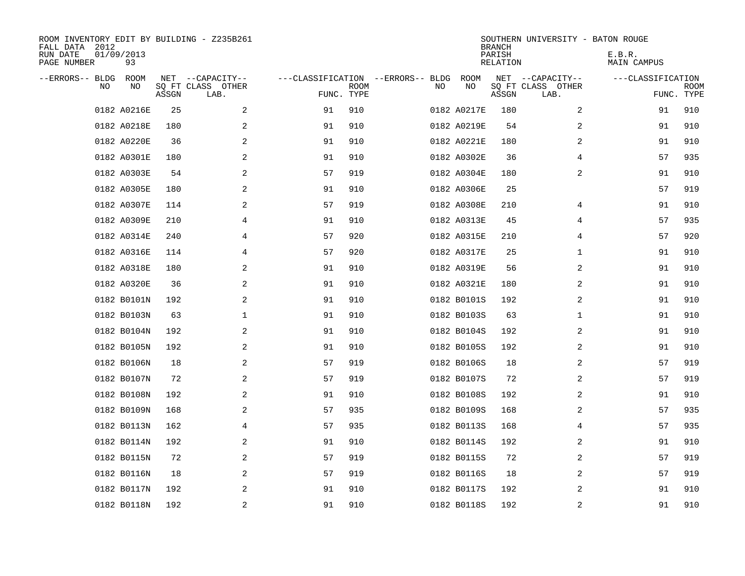ROOM INVENTORY EDIT BY BUILDING - Z235B261
FALL DATA 2012
RUN DATE 01/09/2013
PAGE NUMBER 93

SOUTHERN UNIVERSITY - BATON ROUGE
BRANCH
PARISH E.B.R.
RELATION MAIN CAMPUS

| --ERRORS-- | BLDG NO | ROOM NO | NET SQ FT ASSGN | --CAPACITY-- CLASS | OTHER LAB. | ---CLASSIFICATION FUNC. | ROOM TYPE | --ERRORS-- | BLDG NO | ROOM NO | NET SQ FT ASSGN | --CAPACITY-- CLASS | OTHER LAB. | ---CLASSIFICATION FUNC. | ROOM TYPE |
|---|---|---|---|---|---|---|---|---|---|---|---|---|---|---|---|
| | 0182 | A0216E | 25 | 2 | | 91 | 910 | | 0182 | A0217E | 180 | 2 | | 91 | 910 |
| | 0182 | A0218E | 180 | 2 | | 91 | 910 | | 0182 | A0219E | 54 | 2 | | 91 | 910 |
| | 0182 | A0220E | 36 | 2 | | 91 | 910 | | 0182 | A0221E | 180 | 2 | | 91 | 910 |
| | 0182 | A0301E | 180 | 2 | | 91 | 910 | | 0182 | A0302E | 36 | 4 | | 57 | 935 |
| | 0182 | A0303E | 54 | 2 | | 57 | 919 | | 0182 | A0304E | 180 | 2 | | 91 | 910 |
| | 0182 | A0305E | 180 | 2 | | 91 | 910 | | 0182 | A0306E | 25 | | | 57 | 919 |
| | 0182 | A0307E | 114 | 2 | | 57 | 919 | | 0182 | A0308E | 210 | 4 | | 91 | 910 |
| | 0182 | A0309E | 210 | 4 | | 91 | 910 | | 0182 | A0313E | 45 | 4 | | 57 | 935 |
| | 0182 | A0314E | 240 | 4 | | 57 | 920 | | 0182 | A0315E | 210 | 4 | | 57 | 920 |
| | 0182 | A0316E | 114 | 4 | | 57 | 920 | | 0182 | A0317E | 25 | 1 | | 91 | 910 |
| | 0182 | A0318E | 180 | 2 | | 91 | 910 | | 0182 | A0319E | 56 | 2 | | 91 | 910 |
| | 0182 | A0320E | 36 | 2 | | 91 | 910 | | 0182 | A0321E | 180 | 2 | | 91 | 910 |
| | 0182 | B0101N | 192 | 2 | | 91 | 910 | | 0182 | B0101S | 192 | 2 | | 91 | 910 |
| | 0182 | B0103N | 63 | 1 | | 91 | 910 | | 0182 | B0103S | 63 | 1 | | 91 | 910 |
| | 0182 | B0104N | 192 | 2 | | 91 | 910 | | 0182 | B0104S | 192 | 2 | | 91 | 910 |
| | 0182 | B0105N | 192 | 2 | | 91 | 910 | | 0182 | B0105S | 192 | 2 | | 91 | 910 |
| | 0182 | B0106N | 18 | 2 | | 57 | 919 | | 0182 | B0106S | 18 | 2 | | 57 | 919 |
| | 0182 | B0107N | 72 | 2 | | 57 | 919 | | 0182 | B0107S | 72 | 2 | | 57 | 919 |
| | 0182 | B0108N | 192 | 2 | | 91 | 910 | | 0182 | B0108S | 192 | 2 | | 91 | 910 |
| | 0182 | B0109N | 168 | 2 | | 57 | 935 | | 0182 | B0109S | 168 | 2 | | 57 | 935 |
| | 0182 | B0113N | 162 | 4 | | 57 | 935 | | 0182 | B0113S | 168 | 4 | | 57 | 935 |
| | 0182 | B0114N | 192 | 2 | | 91 | 910 | | 0182 | B0114S | 192 | 2 | | 91 | 910 |
| | 0182 | B0115N | 72 | 2 | | 57 | 919 | | 0182 | B0115S | 72 | 2 | | 57 | 919 |
| | 0182 | B0116N | 18 | 2 | | 57 | 919 | | 0182 | B0116S | 18 | 2 | | 57 | 919 |
| | 0182 | B0117N | 192 | 2 | | 91 | 910 | | 0182 | B0117S | 192 | 2 | | 91 | 910 |
| | 0182 | B0118N | 192 | 2 | | 91 | 910 | | 0182 | B0118S | 192 | 2 | | 91 | 910 |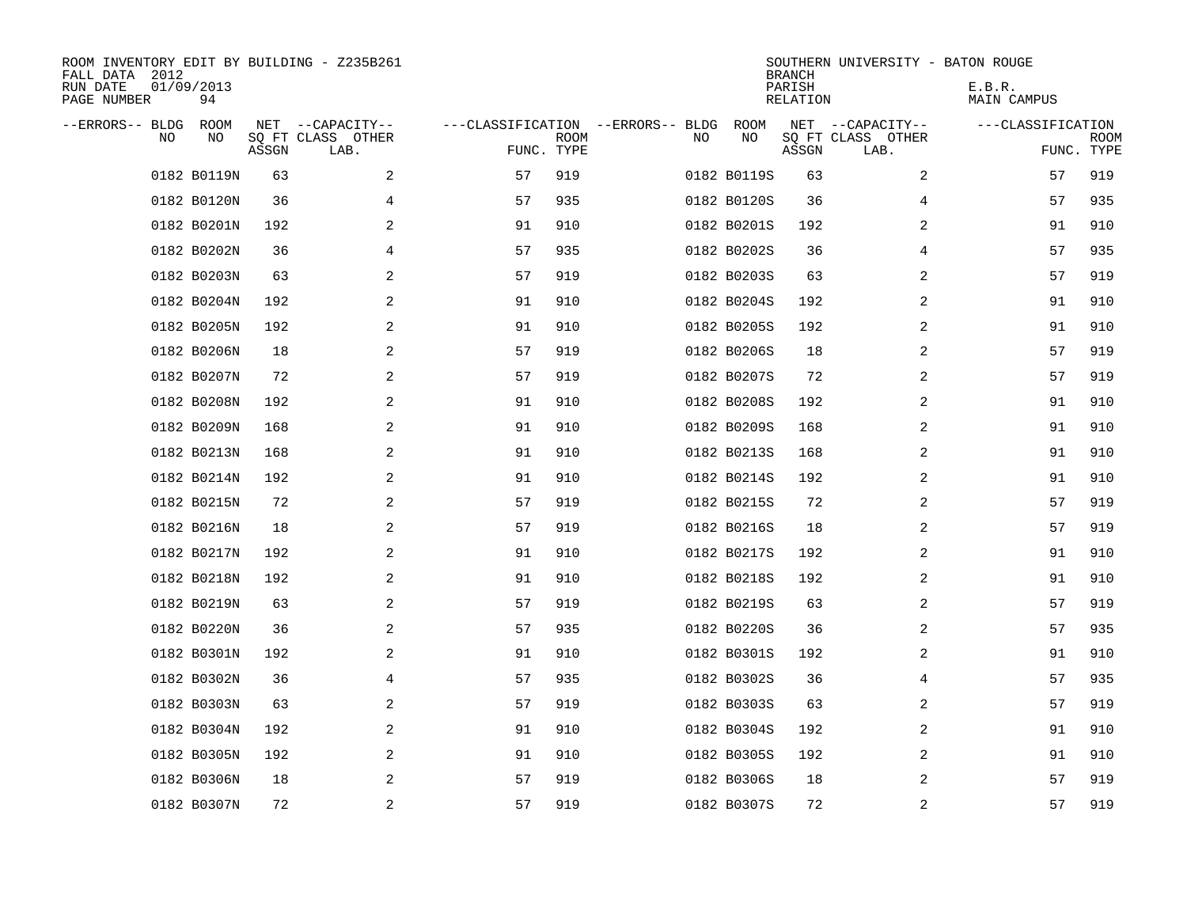ROOM INVENTORY EDIT BY BUILDING - Z235B261
FALL DATA 2012
RUN DATE 01/09/2013
PAGE NUMBER 94

SOUTHERN UNIVERSITY - BATON ROUGE
BRANCH
PARISH E.B.R.
RELATION MAIN CAMPUS

| --ERRORS-- | BLDG NO | ROOM NO | NET SQ FT ASSGN | --CAPACITY-- CLASS LAB. | OTHER | ---CLASSIFICATION FUNC. | ROOM TYPE | --ERRORS-- | BLDG NO | ROOM NO | NET SQ FT ASSGN | --CAPACITY-- CLASS LAB. | OTHER | ---CLASSIFICATION FUNC. | ROOM TYPE |
|---|---|---|---|---|---|---|---|---|---|---|---|---|---|---|---|
| | 0182 | B0119N | 63 | | 2 | 57 | 919 | | 0182 | B0119S | 63 | | 2 | 57 | 919 |
| | 0182 | B0120N | 36 | | 4 | 57 | 935 | | 0182 | B0120S | 36 | | 4 | 57 | 935 |
| | 0182 | B0201N | 192 | | 2 | 91 | 910 | | 0182 | B0201S | 192 | | 2 | 91 | 910 |
| | 0182 | B0202N | 36 | | 4 | 57 | 935 | | 0182 | B0202S | 36 | | 4 | 57 | 935 |
| | 0182 | B0203N | 63 | | 2 | 57 | 919 | | 0182 | B0203S | 63 | | 2 | 57 | 919 |
| | 0182 | B0204N | 192 | | 2 | 91 | 910 | | 0182 | B0204S | 192 | | 2 | 91 | 910 |
| | 0182 | B0205N | 192 | | 2 | 91 | 910 | | 0182 | B0205S | 192 | | 2 | 91 | 910 |
| | 0182 | B0206N | 18 | | 2 | 57 | 919 | | 0182 | B0206S | 18 | | 2 | 57 | 919 |
| | 0182 | B0207N | 72 | | 2 | 57 | 919 | | 0182 | B0207S | 72 | | 2 | 57 | 919 |
| | 0182 | B0208N | 192 | | 2 | 91 | 910 | | 0182 | B0208S | 192 | | 2 | 91 | 910 |
| | 0182 | B0209N | 168 | | 2 | 91 | 910 | | 0182 | B0209S | 168 | | 2 | 91 | 910 |
| | 0182 | B0213N | 168 | | 2 | 91 | 910 | | 0182 | B0213S | 168 | | 2 | 91 | 910 |
| | 0182 | B0214N | 192 | | 2 | 91 | 910 | | 0182 | B0214S | 192 | | 2 | 91 | 910 |
| | 0182 | B0215N | 72 | | 2 | 57 | 919 | | 0182 | B0215S | 72 | | 2 | 57 | 919 |
| | 0182 | B0216N | 18 | | 2 | 57 | 919 | | 0182 | B0216S | 18 | | 2 | 57 | 919 |
| | 0182 | B0217N | 192 | | 2 | 91 | 910 | | 0182 | B0217S | 192 | | 2 | 91 | 910 |
| | 0182 | B0218N | 192 | | 2 | 91 | 910 | | 0182 | B0218S | 192 | | 2 | 91 | 910 |
| | 0182 | B0219N | 63 | | 2 | 57 | 919 | | 0182 | B0219S | 63 | | 2 | 57 | 919 |
| | 0182 | B0220N | 36 | | 2 | 57 | 935 | | 0182 | B0220S | 36 | | 2 | 57 | 935 |
| | 0182 | B0301N | 192 | | 2 | 91 | 910 | | 0182 | B0301S | 192 | | 2 | 91 | 910 |
| | 0182 | B0302N | 36 | | 4 | 57 | 935 | | 0182 | B0302S | 36 | | 4 | 57 | 935 |
| | 0182 | B0303N | 63 | | 2 | 57 | 919 | | 0182 | B0303S | 63 | | 2 | 57 | 919 |
| | 0182 | B0304N | 192 | | 2 | 91 | 910 | | 0182 | B0304S | 192 | | 2 | 91 | 910 |
| | 0182 | B0305N | 192 | | 2 | 91 | 910 | | 0182 | B0305S | 192 | | 2 | 91 | 910 |
| | 0182 | B0306N | 18 | | 2 | 57 | 919 | | 0182 | B0306S | 18 | | 2 | 57 | 919 |
| | 0182 | B0307N | 72 | | 2 | 57 | 919 | | 0182 | B0307S | 72 | | 2 | 57 | 919 |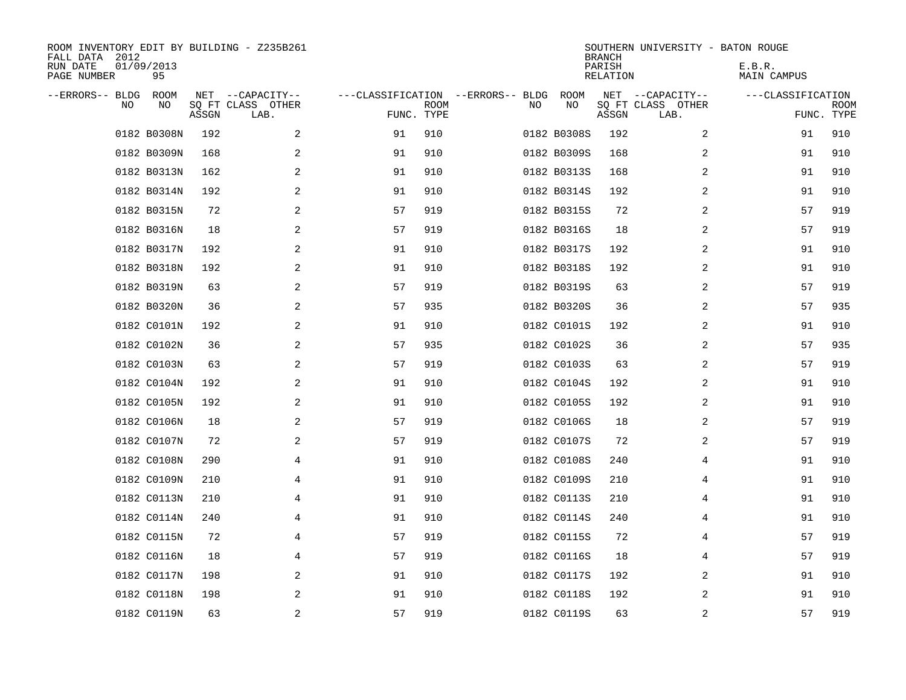ROOM INVENTORY EDIT BY BUILDING - Z235B261
FALL DATA 2012
RUN DATE 01/09/2013
PAGE NUMBER 95

SOUTHERN UNIVERSITY - BATON ROUGE
BRANCH
PARISH E.B.R.
RELATION MAIN CAMPUS

| --ERRORS-- | BLDG NO | ROOM NO | NET SQ FT ASSGN | --CAPACITY-- CLASS LAB. | OTHER | ---CLASSIFICATION FUNC. | ROOM TYPE | --ERRORS-- | BLDG NO | ROOM NO | NET SQ FT ASSGN | --CAPACITY-- CLASS LAB. | OTHER | ---CLASSIFICATION FUNC. | ROOM TYPE |
|---|---|---|---|---|---|---|---|---|---|---|---|---|---|---|---|
| | 0182 | B0308N | 192 | | 2 | 91 | 910 | | 0182 | B0308S | 192 | | 2 | 91 | 910 |
| | 0182 | B0309N | 168 | | 2 | 91 | 910 | | 0182 | B0309S | 168 | | 2 | 91 | 910 |
| | 0182 | B0313N | 162 | | 2 | 91 | 910 | | 0182 | B0313S | 168 | | 2 | 91 | 910 |
| | 0182 | B0314N | 192 | | 2 | 91 | 910 | | 0182 | B0314S | 192 | | 2 | 91 | 910 |
| | 0182 | B0315N | 72 | | 2 | 57 | 919 | | 0182 | B0315S | 72 | | 2 | 57 | 919 |
| | 0182 | B0316N | 18 | | 2 | 57 | 919 | | 0182 | B0316S | 18 | | 2 | 57 | 919 |
| | 0182 | B0317N | 192 | | 2 | 91 | 910 | | 0182 | B0317S | 192 | | 2 | 91 | 910 |
| | 0182 | B0318N | 192 | | 2 | 91 | 910 | | 0182 | B0318S | 192 | | 2 | 91 | 910 |
| | 0182 | B0319N | 63 | | 2 | 57 | 919 | | 0182 | B0319S | 63 | | 2 | 57 | 919 |
| | 0182 | B0320N | 36 | | 2 | 57 | 935 | | 0182 | B0320S | 36 | | 2 | 57 | 935 |
| | 0182 | C0101N | 192 | | 2 | 91 | 910 | | 0182 | C0101S | 192 | | 2 | 91 | 910 |
| | 0182 | C0102N | 36 | | 2 | 57 | 935 | | 0182 | C0102S | 36 | | 2 | 57 | 935 |
| | 0182 | C0103N | 63 | | 2 | 57 | 919 | | 0182 | C0103S | 63 | | 2 | 57 | 919 |
| | 0182 | C0104N | 192 | | 2 | 91 | 910 | | 0182 | C0104S | 192 | | 2 | 91 | 910 |
| | 0182 | C0105N | 192 | | 2 | 91 | 910 | | 0182 | C0105S | 192 | | 2 | 91 | 910 |
| | 0182 | C0106N | 18 | | 2 | 57 | 919 | | 0182 | C0106S | 18 | | 2 | 57 | 919 |
| | 0182 | C0107N | 72 | | 2 | 57 | 919 | | 0182 | C0107S | 72 | | 2 | 57 | 919 |
| | 0182 | C0108N | 290 | | 4 | 91 | 910 | | 0182 | C0108S | 240 | | 4 | 91 | 910 |
| | 0182 | C0109N | 210 | | 4 | 91 | 910 | | 0182 | C0109S | 210 | | 4 | 91 | 910 |
| | 0182 | C0113N | 210 | | 4 | 91 | 910 | | 0182 | C0113S | 210 | | 4 | 91 | 910 |
| | 0182 | C0114N | 240 | | 4 | 91 | 910 | | 0182 | C0114S | 240 | | 4 | 91 | 910 |
| | 0182 | C0115N | 72 | | 4 | 57 | 919 | | 0182 | C0115S | 72 | | 4 | 57 | 919 |
| | 0182 | C0116N | 18 | | 4 | 57 | 919 | | 0182 | C0116S | 18 | | 4 | 57 | 919 |
| | 0182 | C0117N | 198 | | 2 | 91 | 910 | | 0182 | C0117S | 192 | | 2 | 91 | 910 |
| | 0182 | C0118N | 198 | | 2 | 91 | 910 | | 0182 | C0118S | 192 | | 2 | 91 | 910 |
| | 0182 | C0119N | 63 | | 2 | 57 | 919 | | 0182 | C0119S | 63 | | 2 | 57 | 919 |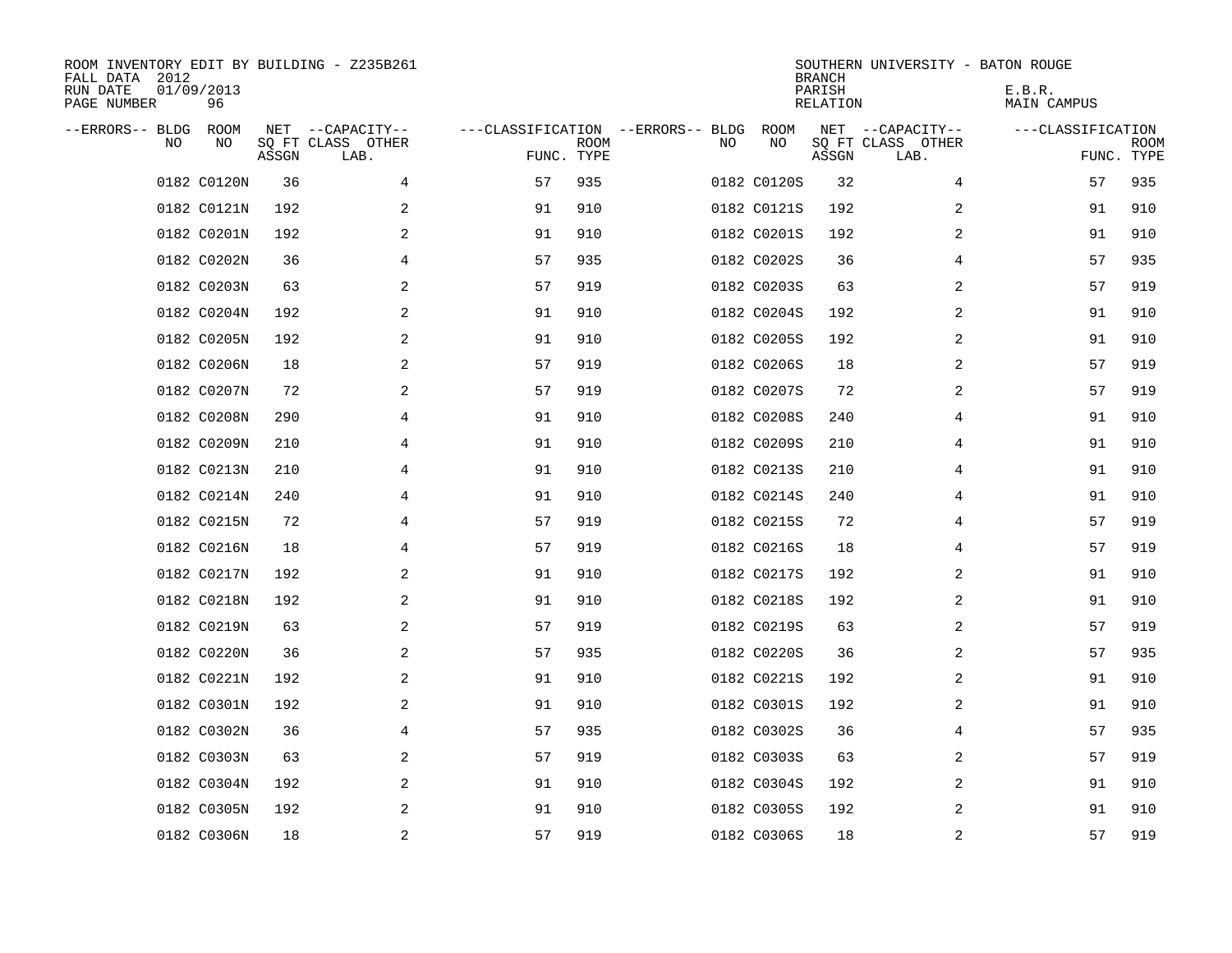ROOM INVENTORY EDIT BY BUILDING - Z235B261
FALL DATA 2012
RUN DATE 01/09/2013
PAGE NUMBER 96

SOUTHERN UNIVERSITY - BATON ROUGE
BRANCH
PARISH E.B.R.
RELATION MAIN CAMPUS

| --ERRORS-- | BLDG NO | ROOM NO | NET SQ FT ASSGN | --CAPACITY-- CLASS | OTHER LAB. | ---CLASSIFICATION FUNC. | ROOM TYPE | --ERRORS-- | BLDG NO | ROOM NO | NET SQ FT ASSGN | --CAPACITY-- CLASS | OTHER LAB. | ---CLASSIFICATION FUNC. | ROOM TYPE |
|---|---|---|---|---|---|---|---|---|---|---|---|---|---|---|---|
| | 0182 | C0120N | 36 | | 4 | 57 | 935 | | 0182 | C0120S | 32 | | 4 | 57 | 935 |
| | 0182 | C0121N | 192 | | 2 | 91 | 910 | | 0182 | C0121S | 192 | | 2 | 91 | 910 |
| | 0182 | C0201N | 192 | | 2 | 91 | 910 | | 0182 | C0201S | 192 | | 2 | 91 | 910 |
| | 0182 | C0202N | 36 | | 4 | 57 | 935 | | 0182 | C0202S | 36 | | 4 | 57 | 935 |
| | 0182 | C0203N | 63 | | 2 | 57 | 919 | | 0182 | C0203S | 63 | | 2 | 57 | 919 |
| | 0182 | C0204N | 192 | | 2 | 91 | 910 | | 0182 | C0204S | 192 | | 2 | 91 | 910 |
| | 0182 | C0205N | 192 | | 2 | 91 | 910 | | 0182 | C0205S | 192 | | 2 | 91 | 910 |
| | 0182 | C0206N | 18 | | 2 | 57 | 919 | | 0182 | C0206S | 18 | | 2 | 57 | 919 |
| | 0182 | C0207N | 72 | | 2 | 57 | 919 | | 0182 | C0207S | 72 | | 2 | 57 | 919 |
| | 0182 | C0208N | 290 | | 4 | 91 | 910 | | 0182 | C0208S | 240 | | 4 | 91 | 910 |
| | 0182 | C0209N | 210 | | 4 | 91 | 910 | | 0182 | C0209S | 210 | | 4 | 91 | 910 |
| | 0182 | C0213N | 210 | | 4 | 91 | 910 | | 0182 | C0213S | 210 | | 4 | 91 | 910 |
| | 0182 | C0214N | 240 | | 4 | 91 | 910 | | 0182 | C0214S | 240 | | 4 | 91 | 910 |
| | 0182 | C0215N | 72 | | 4 | 57 | 919 | | 0182 | C0215S | 72 | | 4 | 57 | 919 |
| | 0182 | C0216N | 18 | | 4 | 57 | 919 | | 0182 | C0216S | 18 | | 4 | 57 | 919 |
| | 0182 | C0217N | 192 | | 2 | 91 | 910 | | 0182 | C0217S | 192 | | 2 | 91 | 910 |
| | 0182 | C0218N | 192 | | 2 | 91 | 910 | | 0182 | C0218S | 192 | | 2 | 91 | 910 |
| | 0182 | C0219N | 63 | | 2 | 57 | 919 | | 0182 | C0219S | 63 | | 2 | 57 | 919 |
| | 0182 | C0220N | 36 | | 2 | 57 | 935 | | 0182 | C0220S | 36 | | 2 | 57 | 935 |
| | 0182 | C0221N | 192 | | 2 | 91 | 910 | | 0182 | C0221S | 192 | | 2 | 91 | 910 |
| | 0182 | C0301N | 192 | | 2 | 91 | 910 | | 0182 | C0301S | 192 | | 2 | 91 | 910 |
| | 0182 | C0302N | 36 | | 4 | 57 | 935 | | 0182 | C0302S | 36 | | 4 | 57 | 935 |
| | 0182 | C0303N | 63 | | 2 | 57 | 919 | | 0182 | C0303S | 63 | | 2 | 57 | 919 |
| | 0182 | C0304N | 192 | | 2 | 91 | 910 | | 0182 | C0304S | 192 | | 2 | 91 | 910 |
| | 0182 | C0305N | 192 | | 2 | 91 | 910 | | 0182 | C0305S | 192 | | 2 | 91 | 910 |
| | 0182 | C0306N | 18 | | 2 | 57 | 919 | | 0182 | C0306S | 18 | | 2 | 57 | 919 |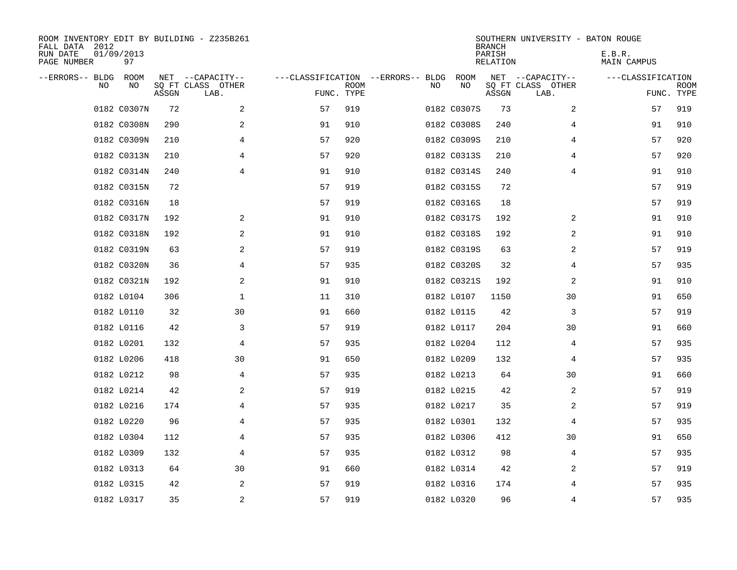ROOM INVENTORY EDIT BY BUILDING - Z235B261
FALL DATA 2012
RUN DATE 01/09/2013
PAGE NUMBER 97

SOUTHERN UNIVERSITY - BATON ROUGE
BRANCH
PARISH E.B.R.
RELATION MAIN CAMPUS

| --ERRORS-- | BLDG NO | ROOM NO | NET SQ FT ASSGN | --CAPACITY-- CLASS | OTHER LAB. | ---CLASSIFICATION FUNC. | ROOM TYPE | --ERRORS-- | BLDG NO | ROOM NO | NET SQ FT ASSGN | --CAPACITY-- CLASS | OTHER LAB. | ---CLASSIFICATION FUNC. | ROOM TYPE |
|---|---|---|---|---|---|---|---|---|---|---|---|---|---|---|---|
| | 0182 | C0307N | 72 | | 2 | 57 | 919 | | 0182 | C0307S | 73 | | 2 | 57 | 919 |
| | 0182 | C0308N | 290 | | 2 | 91 | 910 | | 0182 | C0308S | 240 | | 4 | 91 | 910 |
| | 0182 | C0309N | 210 | | 4 | 57 | 920 | | 0182 | C0309S | 210 | | 4 | 57 | 920 |
| | 0182 | C0313N | 210 | | 4 | 57 | 920 | | 0182 | C0313S | 210 | | 4 | 57 | 920 |
| | 0182 | C0314N | 240 | | 4 | 91 | 910 | | 0182 | C0314S | 240 | | 4 | 91 | 910 |
| | 0182 | C0315N | 72 | | | 57 | 919 | | 0182 | C0315S | 72 | | | 57 | 919 |
| | 0182 | C0316N | 18 | | | 57 | 919 | | 0182 | C0316S | 18 | | | 57 | 919 |
| | 0182 | C0317N | 192 | | 2 | 91 | 910 | | 0182 | C0317S | 192 | | 2 | 91 | 910 |
| | 0182 | C0318N | 192 | | 2 | 91 | 910 | | 0182 | C0318S | 192 | | 2 | 91 | 910 |
| | 0182 | C0319N | 63 | | 2 | 57 | 919 | | 0182 | C0319S | 63 | | 2 | 57 | 919 |
| | 0182 | C0320N | 36 | | 4 | 57 | 935 | | 0182 | C0320S | 32 | | 4 | 57 | 935 |
| | 0182 | C0321N | 192 | | 2 | 91 | 910 | | 0182 | C0321S | 192 | | 2 | 91 | 910 |
| | 0182 | L0104 | 306 | | 1 | 11 | 310 | | 0182 | L0107 | 1150 | | 30 | 91 | 650 |
| | 0182 | L0110 | 32 | | 30 | 91 | 660 | | 0182 | L0115 | 42 | | 3 | 57 | 919 |
| | 0182 | L0116 | 42 | | 3 | 57 | 919 | | 0182 | L0117 | 204 | | 30 | 91 | 660 |
| | 0182 | L0201 | 132 | | 4 | 57 | 935 | | 0182 | L0204 | 112 | | 4 | 57 | 935 |
| | 0182 | L0206 | 418 | | 30 | 91 | 650 | | 0182 | L0209 | 132 | | 4 | 57 | 935 |
| | 0182 | L0212 | 98 | | 4 | 57 | 935 | | 0182 | L0213 | 64 | | 30 | 91 | 660 |
| | 0182 | L0214 | 42 | | 2 | 57 | 919 | | 0182 | L0215 | 42 | | 2 | 57 | 919 |
| | 0182 | L0216 | 174 | | 4 | 57 | 935 | | 0182 | L0217 | 35 | | 2 | 57 | 919 |
| | 0182 | L0220 | 96 | | 4 | 57 | 935 | | 0182 | L0301 | 132 | | 4 | 57 | 935 |
| | 0182 | L0304 | 112 | | 4 | 57 | 935 | | 0182 | L0306 | 412 | | 30 | 91 | 650 |
| | 0182 | L0309 | 132 | | 4 | 57 | 935 | | 0182 | L0312 | 98 | | 4 | 57 | 935 |
| | 0182 | L0313 | 64 | | 30 | 91 | 660 | | 0182 | L0314 | 42 | | 2 | 57 | 919 |
| | 0182 | L0315 | 42 | | 2 | 57 | 919 | | 0182 | L0316 | 174 | | 4 | 57 | 935 |
| | 0182 | L0317 | 35 | | 2 | 57 | 919 | | 0182 | L0320 | 96 | | 4 | 57 | 935 |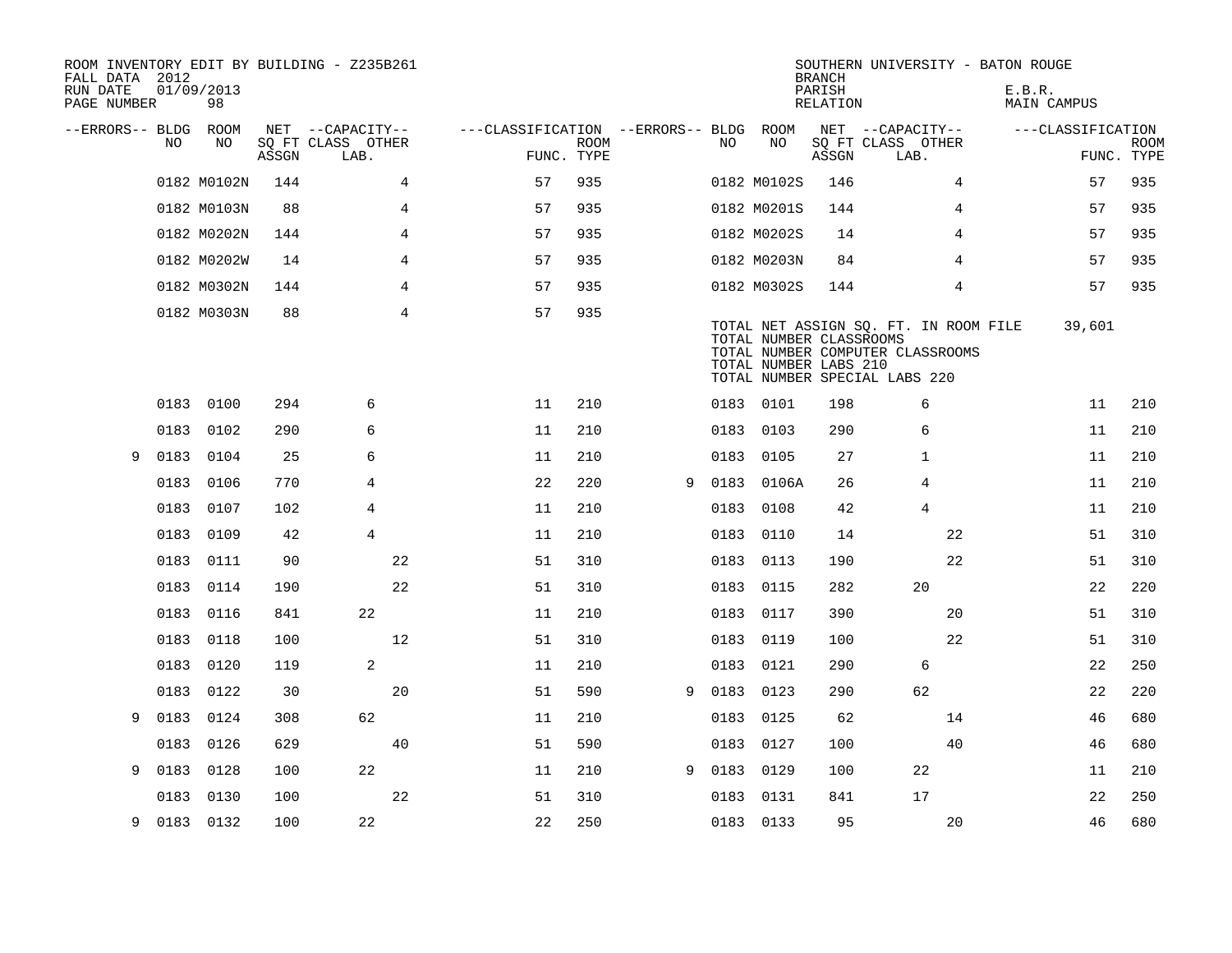ROOM INVENTORY EDIT BY BUILDING - Z235B261
FALL DATA 2012
RUN DATE 01/09/2013
PAGE NUMBER 98

SOUTHERN UNIVERSITY - BATON ROUGE
BRANCH
PARISH E.B.R.
RELATION MAIN CAMPUS

| --ERRORS-- | BLDG NO | ROOM NO | NET SQ FT ASSGN | CAPACITY CLASS LAB. | CAPACITY OTHER | CLASSIFICATION FUNC. | ROOM TYPE | --ERRORS-- | BLDG NO | ROOM NO | NET SQ FT ASSGN | CAPACITY CLASS LAB. | CAPACITY OTHER | CLASSIFICATION FUNC. | ROOM TYPE |
|---|---|---|---|---|---|---|---|---|---|---|---|---|---|---|---|
| | 0182 | M0102N | 144 | | 4 | 57 | 935 | | 0182 | M0102S | 146 | | 4 | 57 | 935 |
| | 0182 | M0103N | 88 | | 4 | 57 | 935 | | 0182 | M0201S | 144 | | 4 | 57 | 935 |
| | 0182 | M0202N | 144 | | 4 | 57 | 935 | | 0182 | M0202S | 14 | | 4 | 57 | 935 |
| | 0182 | M0202W | 14 | | 4 | 57 | 935 | | 0182 | M0203N | 84 | | 4 | 57 | 935 |
| | 0182 | M0302N | 144 | | 4 | 57 | 935 | | 0182 | M0302S | 144 | | 4 | 57 | 935 |
| | 0182 | M0303N | 88 | | 4 | 57 | 935 | | | | | | | | |

TOTAL NET ASSIGN SQ. FT. IN ROOM FILE 39,601
TOTAL NUMBER CLASSROOMS
TOTAL NUMBER COMPUTER CLASSROOMS
TOTAL NUMBER LABS 210
TOTAL NUMBER SPECIAL LABS 220

| --ERRORS-- | BLDG NO | ROOM NO | NET SQ FT ASSGN | CAPACITY CLASS LAB. | CAPACITY OTHER | CLASSIFICATION FUNC. | ROOM TYPE | --ERRORS-- | BLDG NO | ROOM NO | NET SQ FT ASSGN | CAPACITY CLASS LAB. | CAPACITY OTHER | CLASSIFICATION FUNC. | ROOM TYPE |
|---|---|---|---|---|---|---|---|---|---|---|---|---|---|---|---|
| | 0183 | 0100 | 294 | 6 | | 11 | 210 | | 0183 | 0101 | 198 | 6 | | 11 | 210 |
| | 0183 | 0102 | 290 | 6 | | 11 | 210 | | 0183 | 0103 | 290 | 6 | | 11 | 210 |
| 9 | 0183 | 0104 | 25 | 6 | | 11 | 210 | | 0183 | 0105 | 27 | 1 | | 11 | 210 |
| | 0183 | 0106 | 770 | 4 | | 22 | 220 | 9 | 0183 | 0106A | 26 | 4 | | 11 | 210 |
| | 0183 | 0107 | 102 | 4 | | 11 | 210 | | 0183 | 0108 | 42 | 4 | | 11 | 210 |
| | 0183 | 0109 | 42 | 4 | | 11 | 210 | | 0183 | 0110 | 14 | | 22 | 51 | 310 |
| | 0183 | 0111 | 90 | | 22 | 51 | 310 | | 0183 | 0113 | 190 | | 22 | 51 | 310 |
| | 0183 | 0114 | 190 | | 22 | 51 | 310 | | 0183 | 0115 | 282 | 20 | | 22 | 220 |
| | 0183 | 0116 | 841 | 22 | | 11 | 210 | | 0183 | 0117 | 390 | | 20 | 51 | 310 |
| | 0183 | 0118 | 100 | | 12 | 51 | 310 | | 0183 | 0119 | 100 | | 22 | 51 | 310 |
| | 0183 | 0120 | 119 | 2 | | 11 | 210 | | 0183 | 0121 | 290 | 6 | | 22 | 250 |
| | 0183 | 0122 | 30 | | 20 | 51 | 590 | 9 | 0183 | 0123 | 290 | 62 | | 22 | 220 |
| 9 | 0183 | 0124 | 308 | 62 | | 11 | 210 | | 0183 | 0125 | 62 | | 14 | 46 | 680 |
| | 0183 | 0126 | 629 | | 40 | 51 | 590 | | 0183 | 0127 | 100 | | 40 | 46 | 680 |
| 9 | 0183 | 0128 | 100 | 22 | | 11 | 210 | 9 | 0183 | 0129 | 100 | 22 | | 11 | 210 |
| | 0183 | 0130 | 100 | | 22 | 51 | 310 | | 0183 | 0131 | 841 | 17 | | 22 | 250 |
| 9 | 0183 | 0132 | 100 | 22 | | 22 | 250 | | 0183 | 0133 | 95 | | 20 | 46 | 680 |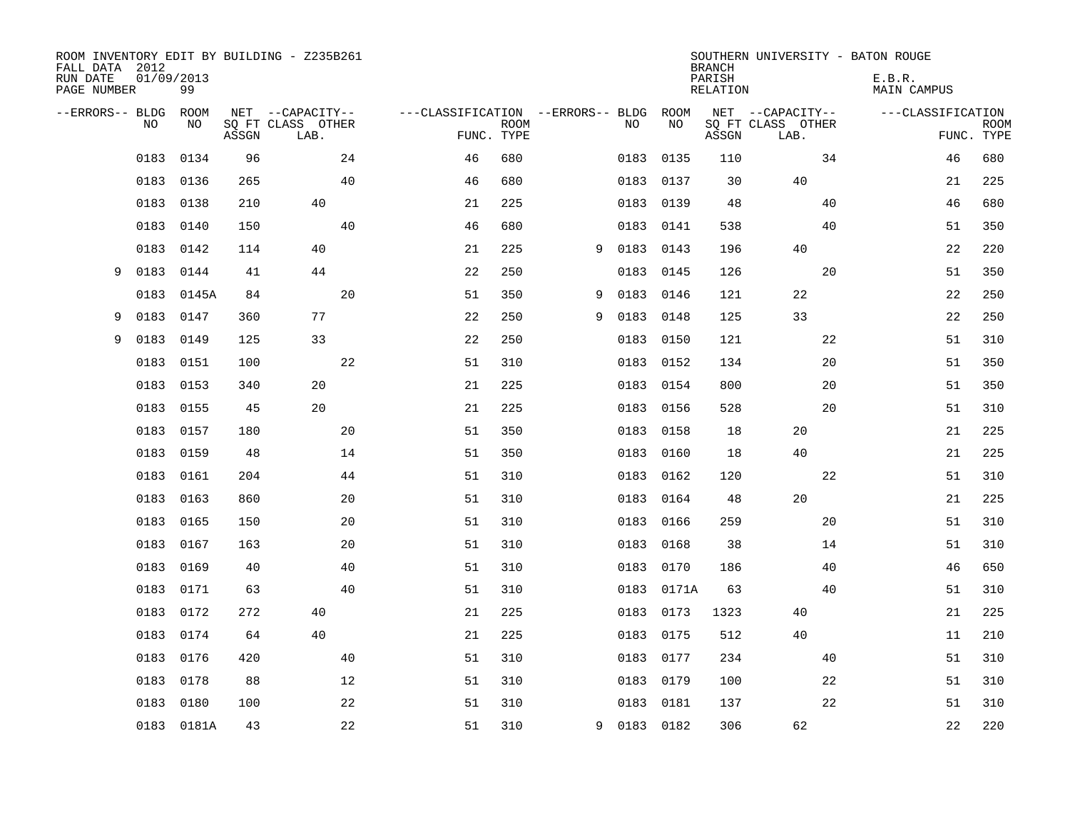ROOM INVENTORY EDIT BY BUILDING - Z235B261
FALL DATA 2012
RUN DATE 01/09/2013
PAGE NUMBER 99

SOUTHERN UNIVERSITY - BATON ROUGE
BRANCH
PARISH E.B.R.
RELATION MAIN CAMPUS

| --ERRORS-- | BLDG NO | ROOM NO | NET SQ FT ASSGN | --CAPACITY-- CLASS LAB. | OTHER | ---CLASSIFICATION FUNC. | ROOM TYPE | --ERRORS-- | BLDG NO | ROOM NO | NET SQ FT ASSGN | --CAPACITY-- CLASS LAB. | OTHER | ---CLASSIFICATION FUNC. | ROOM TYPE |
|---|---|---|---|---|---|---|---|---|---|---|---|---|---|---|---|
| | 0183 | 0134 | 96 | | 24 | 46 | 680 | | 0183 | 0135 | 110 | | 34 | 46 | 680 |
| | 0183 | 0136 | 265 | | 40 | 46 | 680 | | 0183 | 0137 | 30 | 40 | | 21 | 225 |
| | 0183 | 0138 | 210 | 40 | | 21 | 225 | | 0183 | 0139 | 48 | | 40 | 46 | 680 |
| | 0183 | 0140 | 150 | | 40 | 46 | 680 | | 0183 | 0141 | 538 | | 40 | 51 | 350 |
| | 0183 | 0142 | 114 | 40 | | 21 | 225 | 9 | 0183 | 0143 | 196 | 40 | | 22 | 220 |
| 9 | 0183 | 0144 | 41 | 44 | | 22 | 250 | | 0183 | 0145 | 126 | | 20 | 51 | 350 |
| | 0183 | 0145A | 84 | | 20 | 51 | 350 | 9 | 0183 | 0146 | 121 | 22 | | 22 | 250 |
| 9 | 0183 | 0147 | 360 | 77 | | 22 | 250 | 9 | 0183 | 0148 | 125 | 33 | | 22 | 250 |
| 9 | 0183 | 0149 | 125 | 33 | | 22 | 250 | | 0183 | 0150 | 121 | | 22 | 51 | 310 |
| | 0183 | 0151 | 100 | | 22 | 51 | 310 | | 0183 | 0152 | 134 | | 20 | 51 | 350 |
| | 0183 | 0153 | 340 | 20 | | 21 | 225 | | 0183 | 0154 | 800 | | 20 | 51 | 350 |
| | 0183 | 0155 | 45 | 20 | | 21 | 225 | | 0183 | 0156 | 528 | | 20 | 51 | 310 |
| | 0183 | 0157 | 180 | | 20 | 51 | 350 | | 0183 | 0158 | 18 | 20 | | 21 | 225 |
| | 0183 | 0159 | 48 | | 14 | 51 | 350 | | 0183 | 0160 | 18 | 40 | | 21 | 225 |
| | 0183 | 0161 | 204 | | 44 | 51 | 310 | | 0183 | 0162 | 120 | | 22 | 51 | 310 |
| | 0183 | 0163 | 860 | | 20 | 51 | 310 | | 0183 | 0164 | 48 | 20 | | 21 | 225 |
| | 0183 | 0165 | 150 | | 20 | 51 | 310 | | 0183 | 0166 | 259 | | 20 | 51 | 310 |
| | 0183 | 0167 | 163 | | 20 | 51 | 310 | | 0183 | 0168 | 38 | | 14 | 51 | 310 |
| | 0183 | 0169 | 40 | | 40 | 51 | 310 | | 0183 | 0170 | 186 | | 40 | 46 | 650 |
| | 0183 | 0171 | 63 | | 40 | 51 | 310 | | 0183 | 0171A | 63 | | 40 | 51 | 310 |
| | 0183 | 0172 | 272 | 40 | | 21 | 225 | | 0183 | 0173 | 1323 | 40 | | 21 | 225 |
| | 0183 | 0174 | 64 | 40 | | 21 | 225 | | 0183 | 0175 | 512 | 40 | | 11 | 210 |
| | 0183 | 0176 | 420 | | 40 | 51 | 310 | | 0183 | 0177 | 234 | | 40 | 51 | 310 |
| | 0183 | 0178 | 88 | | 12 | 51 | 310 | | 0183 | 0179 | 100 | | 22 | 51 | 310 |
| | 0183 | 0180 | 100 | | 22 | 51 | 310 | | 0183 | 0181 | 137 | | 22 | 51 | 310 |
| | 0183 | 0181A | 43 | | 22 | 51 | 310 | 9 | 0183 | 0182 | 306 | 62 | | 22 | 220 |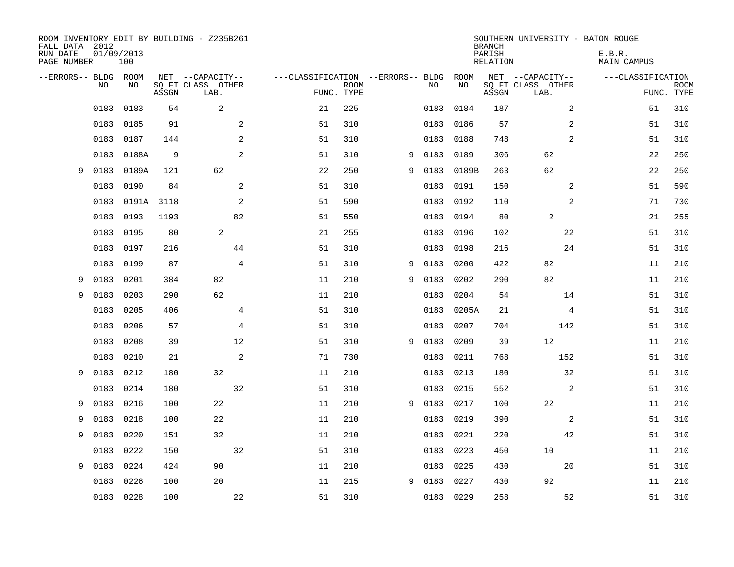ROOM INVENTORY EDIT BY BUILDING - Z235B261
FALL DATA 2012
RUN DATE 01/09/2013
PAGE NUMBER 100

SOUTHERN UNIVERSITY - BATON ROUGE
BRANCH
PARISH E.B.R.
RELATION MAIN CAMPUS

| --ERRORS-- | BLDG NO | ROOM NO | NET SQ FT ASSGN | CAPACITY CLASS LAB. | CAPACITY OTHER | CLASSIFICATION FUNC. | ROOM TYPE | --ERRORS-- | BLDG NO | ROOM NO | NET SQ FT ASSGN | CAPACITY CLASS LAB. | CAPACITY OTHER | CLASSIFICATION FUNC. | ROOM TYPE |
|---|---|---|---|---|---|---|---|---|---|---|---|---|---|---|---|
| | 0183 | 0183 | 54 | 2 | | 21 | 225 | | 0183 | 0184 | 187 | | 2 | 51 | 310 |
| | 0183 | 0185 | 91 | | 2 | 51 | 310 | | 0183 | 0186 | 57 | | 2 | 51 | 310 |
| | 0183 | 0187 | 144 | | 2 | 51 | 310 | | 0183 | 0188 | 748 | | 2 | 51 | 310 |
| | 0183 | 0188A | 9 | | 2 | 51 | 310 | 9 | 0183 | 0189 | 306 | 62 | | 22 | 250 |
| 9 | 0183 | 0189A | 121 | 62 | | 22 | 250 | 9 | 0183 | 0189B | 263 | 62 | | 22 | 250 |
| | 0183 | 0190 | 84 | | 2 | 51 | 310 | | 0183 | 0191 | 150 | | 2 | 51 | 590 |
| | 0183 | 0191A | 3118 | | 2 | 51 | 590 | | 0183 | 0192 | 110 | | 2 | 71 | 730 |
| | 0183 | 0193 | 1193 | | 82 | 51 | 550 | | 0183 | 0194 | 80 | 2 | | 21 | 255 |
| | 0183 | 0195 | 80 | 2 | | 21 | 255 | | 0183 | 0196 | 102 | | 22 | 51 | 310 |
| | 0183 | 0197 | 216 | | 44 | 51 | 310 | | 0183 | 0198 | 216 | | 24 | 51 | 310 |
| | 0183 | 0199 | 87 | | 4 | 51 | 310 | 9 | 0183 | 0200 | 422 | 82 | | 11 | 210 |
| 9 | 0183 | 0201 | 384 | 82 | | 11 | 210 | 9 | 0183 | 0202 | 290 | 82 | | 11 | 210 |
| 9 | 0183 | 0203 | 290 | 62 | | 11 | 210 | | 0183 | 0204 | 54 | | 14 | 51 | 310 |
| | 0183 | 0205 | 406 | | 4 | 51 | 310 | | 0183 | 0205A | 21 | | 4 | 51 | 310 |
| | 0183 | 0206 | 57 | | 4 | 51 | 310 | | 0183 | 0207 | 704 | | 142 | 51 | 310 |
| | 0183 | 0208 | 39 | | 12 | 51 | 310 | 9 | 0183 | 0209 | 39 | 12 | | 11 | 210 |
| | 0183 | 0210 | 21 | | 2 | 71 | 730 | | 0183 | 0211 | 768 | | 152 | 51 | 310 |
| 9 | 0183 | 0212 | 180 | 32 | | 11 | 210 | | 0183 | 0213 | 180 | | 32 | 51 | 310 |
| | 0183 | 0214 | 180 | | 32 | 51 | 310 | | 0183 | 0215 | 552 | | 2 | 51 | 310 |
| 9 | 0183 | 0216 | 100 | 22 | | 11 | 210 | 9 | 0183 | 0217 | 100 | 22 | | 11 | 210 |
| 9 | 0183 | 0218 | 100 | 22 | | 11 | 210 | | 0183 | 0219 | 390 | | 2 | 51 | 310 |
| 9 | 0183 | 0220 | 151 | 32 | | 11 | 210 | | 0183 | 0221 | 220 | | 42 | 51 | 310 |
| | 0183 | 0222 | 150 | | 32 | 51 | 310 | | 0183 | 0223 | 450 | 10 | | 11 | 210 |
| 9 | 0183 | 0224 | 424 | 90 | | 11 | 210 | | 0183 | 0225 | 430 | | 20 | 51 | 310 |
| | 0183 | 0226 | 100 | 20 | | 11 | 215 | 9 | 0183 | 0227 | 430 | 92 | | 11 | 210 |
| | 0183 | 0228 | 100 | | 22 | 51 | 310 | | 0183 | 0229 | 258 | | 52 | 51 | 310 |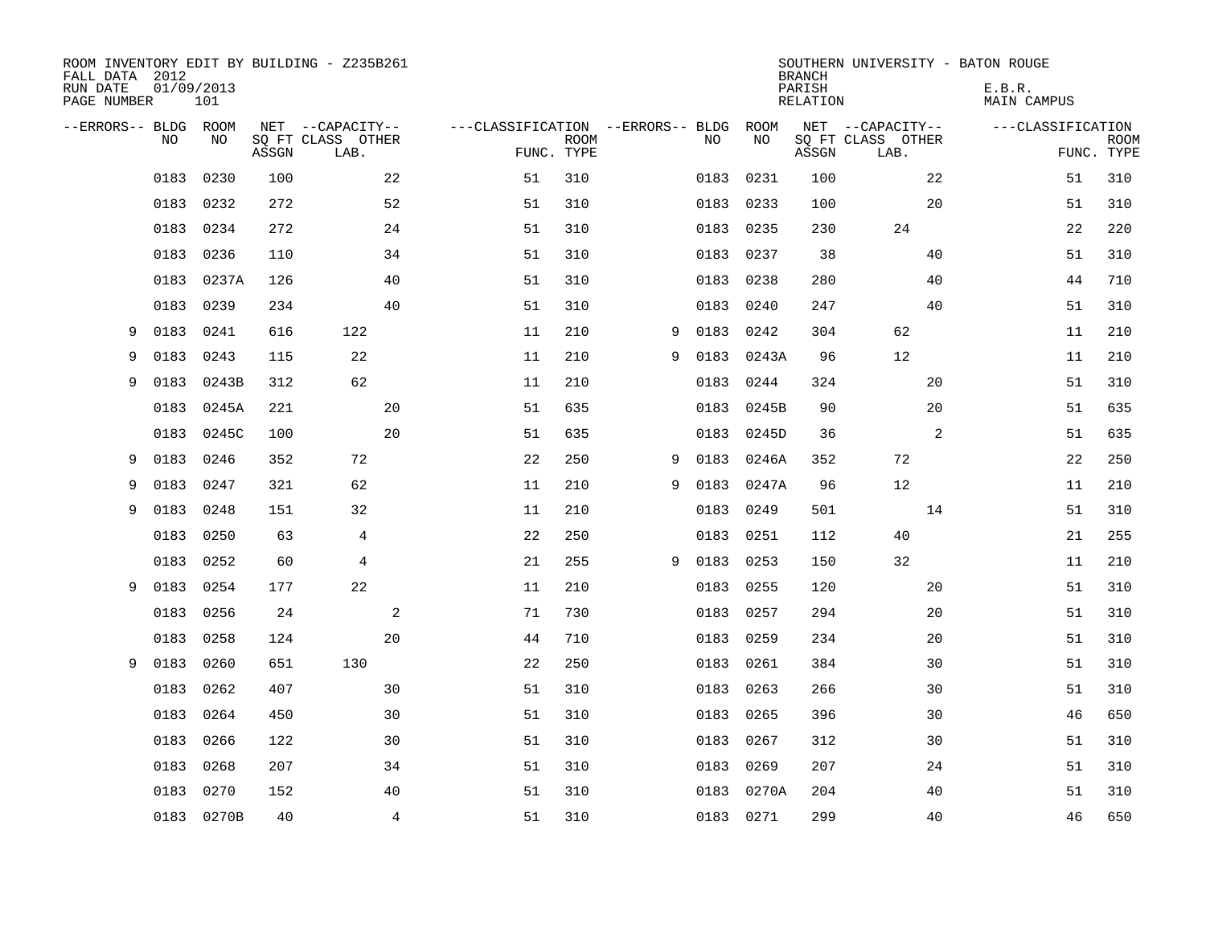ROOM INVENTORY EDIT BY BUILDING - Z235B261
FALL DATA 2012
RUN DATE 01/09/2013
PAGE NUMBER 101

SOUTHERN UNIVERSITY - BATON ROUGE
BRANCH
PARISH E.B.R.
RELATION MAIN CAMPUS

| --ERRORS-- | BLDG NO | ROOM NO | NET SQ FT ASSGN | --CAPACITY-- CLASS LAB. | OTHER | ---CLASSIFICATION FUNC. | ROOM TYPE | --ERRORS-- | BLDG NO | ROOM NO | NET SQ FT ASSGN | --CAPACITY-- CLASS LAB. | OTHER | ---CLASSIFICATION FUNC. | ROOM TYPE |
|---|---|---|---|---|---|---|---|---|---|---|---|---|---|---|---|
| | 0183 | 0230 | 100 | | 22 | 51 | 310 | | 0183 | 0231 | 100 | | 22 | 51 | 310 |
| | 0183 | 0232 | 272 | | 52 | 51 | 310 | | 0183 | 0233 | 100 | | 20 | 51 | 310 |
| | 0183 | 0234 | 272 | | 24 | 51 | 310 | | 0183 | 0235 | 230 | 24 | | 22 | 220 |
| | 0183 | 0236 | 110 | | 34 | 51 | 310 | | 0183 | 0237 | 38 | | 40 | 51 | 310 |
| | 0183 | 0237A | 126 | | 40 | 51 | 310 | | 0183 | 0238 | 280 | | 40 | 44 | 710 |
| | 0183 | 0239 | 234 | | 40 | 51 | 310 | | 0183 | 0240 | 247 | | 40 | 51 | 310 |
| 9 | 0183 | 0241 | 616 | 122 | | 11 | 210 | 9 | 0183 | 0242 | 304 | 62 | | 11 | 210 |
| 9 | 0183 | 0243 | 115 | 22 | | 11 | 210 | 9 | 0183 | 0243A | 96 | 12 | | 11 | 210 |
| 9 | 0183 | 0243B | 312 | 62 | | 11 | 210 | | 0183 | 0244 | 324 | | 20 | 51 | 310 |
| | 0183 | 0245A | 221 | | 20 | 51 | 635 | | 0183 | 0245B | 90 | | 20 | 51 | 635 |
| | 0183 | 0245C | 100 | | 20 | 51 | 635 | | 0183 | 0245D | 36 | | 2 | 51 | 635 |
| 9 | 0183 | 0246 | 352 | 72 | | 22 | 250 | 9 | 0183 | 0246A | 352 | 72 | | 22 | 250 |
| 9 | 0183 | 0247 | 321 | 62 | | 11 | 210 | 9 | 0183 | 0247A | 96 | 12 | | 11 | 210 |
| 9 | 0183 | 0248 | 151 | 32 | | 11 | 210 | | 0183 | 0249 | 501 | | 14 | 51 | 310 |
| | 0183 | 0250 | 63 | 4 | | 22 | 250 | | 0183 | 0251 | 112 | 40 | | 21 | 255 |
| | 0183 | 0252 | 60 | 4 | | 21 | 255 | 9 | 0183 | 0253 | 150 | 32 | | 11 | 210 |
| 9 | 0183 | 0254 | 177 | 22 | | 11 | 210 | | 0183 | 0255 | 120 | | 20 | 51 | 310 |
| | 0183 | 0256 | 24 | | 2 | 71 | 730 | | 0183 | 0257 | 294 | | 20 | 51 | 310 |
| | 0183 | 0258 | 124 | | 20 | 44 | 710 | | 0183 | 0259 | 234 | | 20 | 51 | 310 |
| 9 | 0183 | 0260 | 651 | 130 | | 22 | 250 | | 0183 | 0261 | 384 | | 30 | 51 | 310 |
| | 0183 | 0262 | 407 | | 30 | 51 | 310 | | 0183 | 0263 | 266 | | 30 | 51 | 310 |
| | 0183 | 0264 | 450 | | 30 | 51 | 310 | | 0183 | 0265 | 396 | | 30 | 46 | 650 |
| | 0183 | 0266 | 122 | | 30 | 51 | 310 | | 0183 | 0267 | 312 | | 30 | 51 | 310 |
| | 0183 | 0268 | 207 | | 34 | 51 | 310 | | 0183 | 0269 | 207 | | 24 | 51 | 310 |
| | 0183 | 0270 | 152 | | 40 | 51 | 310 | | 0183 | 0270A | 204 | | 40 | 51 | 310 |
| | 0183 | 0270B | 40 | | 4 | 51 | 310 | | 0183 | 0271 | 299 | | 40 | 46 | 650 |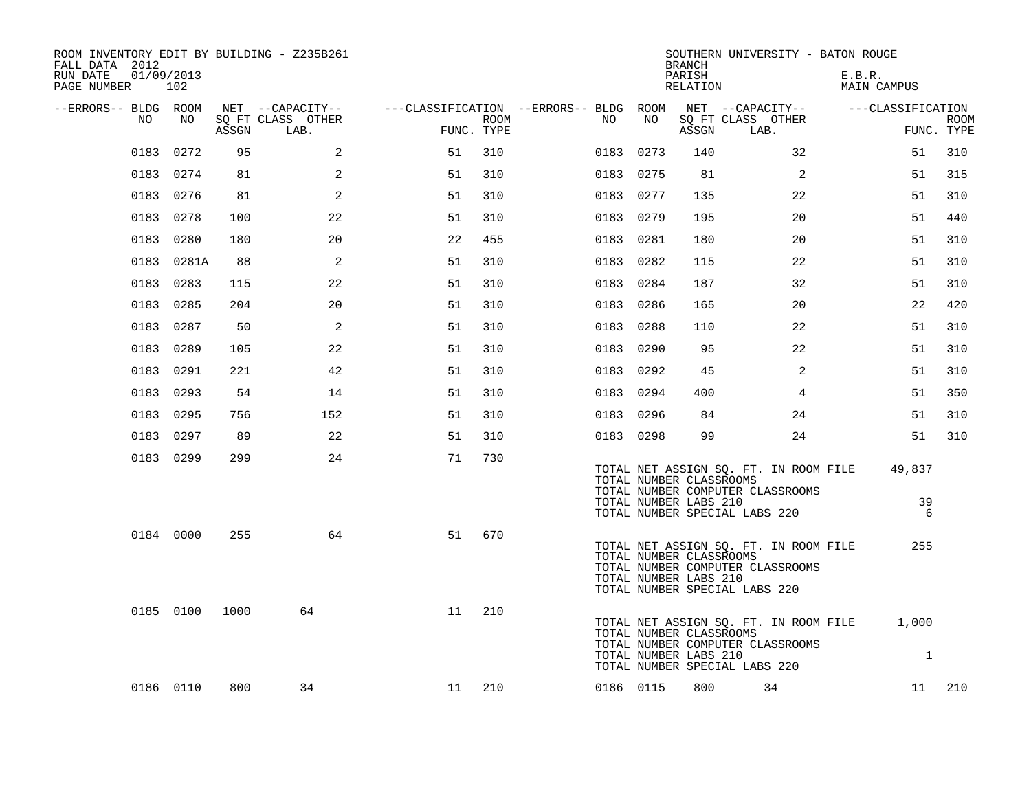ROOM INVENTORY EDIT BY BUILDING - Z235B261
FALL DATA 2012
RUN DATE 01/09/2013

SOUTHERN UNIVERSITY - BATON ROUGE
BRANCH
PARISH E.B.R.
RELATION MAIN CAMPUS

| --ERRORS-- | BLDG NO | ROOM NO | NET SQ FT ASSGN | --CAPACITY-- CLASS LAB. | OTHER | ---CLASSIFICATION FUNC. | ROOM TYPE | --ERRORS-- | BLDG NO | ROOM NO | NET SQ FT ASSGN | --CAPACITY-- CLASS LAB. | OTHER | ---CLASSIFICATION FUNC. | ROOM TYPE |
|---|---|---|---|---|---|---|---|---|---|---|---|---|---|---|---|
| | 0183 | 0272 | 95 | | 2 | 51 | 310 | | 0183 | 0273 | 140 | | 32 | 51 | 310 |
| | 0183 | 0274 | 81 | | 2 | 51 | 310 | | 0183 | 0275 | 81 | | 2 | 51 | 315 |
| | 0183 | 0276 | 81 | | 2 | 51 | 310 | | 0183 | 0277 | 135 | | 22 | 51 | 310 |
| | 0183 | 0278 | 100 | | 22 | 51 | 310 | | 0183 | 0279 | 195 | | 20 | 51 | 440 |
| | 0183 | 0280 | 180 | | 20 | 22 | 455 | | 0183 | 0281 | 180 | | 20 | 51 | 310 |
| | 0183 | 0281A | 88 | | 2 | 51 | 310 | | 0183 | 0282 | 115 | | 22 | 51 | 310 |
| | 0183 | 0283 | 115 | | 22 | 51 | 310 | | 0183 | 0284 | 187 | | 32 | 51 | 310 |
| | 0183 | 0285 | 204 | | 20 | 51 | 310 | | 0183 | 0286 | 165 | | 20 | 22 | 420 |
| | 0183 | 0287 | 50 | | 2 | 51 | 310 | | 0183 | 0288 | 110 | | 22 | 51 | 310 |
| | 0183 | 0289 | 105 | | 22 | 51 | 310 | | 0183 | 0290 | 95 | | 22 | 51 | 310 |
| | 0183 | 0291 | 221 | | 42 | 51 | 310 | | 0183 | 0292 | 45 | | 2 | 51 | 310 |
| | 0183 | 0293 | 54 | | 14 | 51 | 310 | | 0183 | 0294 | 400 | | 4 | 51 | 350 |
| | 0183 | 0295 | 756 | | 152 | 51 | 310 | | 0183 | 0296 | 84 | | 24 | 51 | 310 |
| | 0183 | 0297 | 89 | | 22 | 51 | 310 | | 0183 | 0298 | 99 | | 24 | 51 | 310 |
| | 0183 | 0299 | 299 | | 24 | 71 | 730 | | | | | | | | |

TOTAL NET ASSIGN SQ. FT. IN ROOM FILE 49,837
TOTAL NUMBER CLASSROOMS
TOTAL NUMBER COMPUTER CLASSROOMS
TOTAL NUMBER LABS 210 39
TOTAL NUMBER SPECIAL LABS 220 6

| --ERRORS-- | BLDG NO | ROOM NO | NET SQ FT ASSGN | --CAPACITY-- CLASS LAB. | OTHER | FUNC. | ROOM TYPE |
|---|---|---|---|---|---|---|---|
| | 0184 | 0000 | 255 | | 64 | 51 | 670 |

TOTAL NET ASSIGN SQ. FT. IN ROOM FILE 255
TOTAL NUMBER CLASSROOMS
TOTAL NUMBER COMPUTER CLASSROOMS
TOTAL NUMBER LABS 210
TOTAL NUMBER SPECIAL LABS 220

| --ERRORS-- | BLDG NO | ROOM NO | NET SQ FT ASSGN | --CAPACITY-- CLASS LAB. | OTHER | FUNC. | ROOM TYPE |
|---|---|---|---|---|---|---|---|
| | 0185 | 0100 | 1000 | 64 | | 11 | 210 |

TOTAL NET ASSIGN SQ. FT. IN ROOM FILE 1,000
TOTAL NUMBER CLASSROOMS
TOTAL NUMBER COMPUTER CLASSROOMS
TOTAL NUMBER LABS 210 1
TOTAL NUMBER SPECIAL LABS 220

| --ERRORS-- | BLDG NO | ROOM NO | NET SQ FT ASSGN | --CAPACITY-- CLASS LAB. | OTHER | FUNC. | ROOM TYPE | --ERRORS-- | BLDG NO | ROOM NO | NET SQ FT ASSGN | --CAPACITY-- CLASS LAB. | OTHER | FUNC. | ROOM TYPE |
|---|---|---|---|---|---|---|---|---|---|---|---|---|---|---|---|
| | 0186 | 0110 | 800 | 34 | | 11 | 210 | | 0186 | 0115 | 800 | 34 | | 11 | 210 |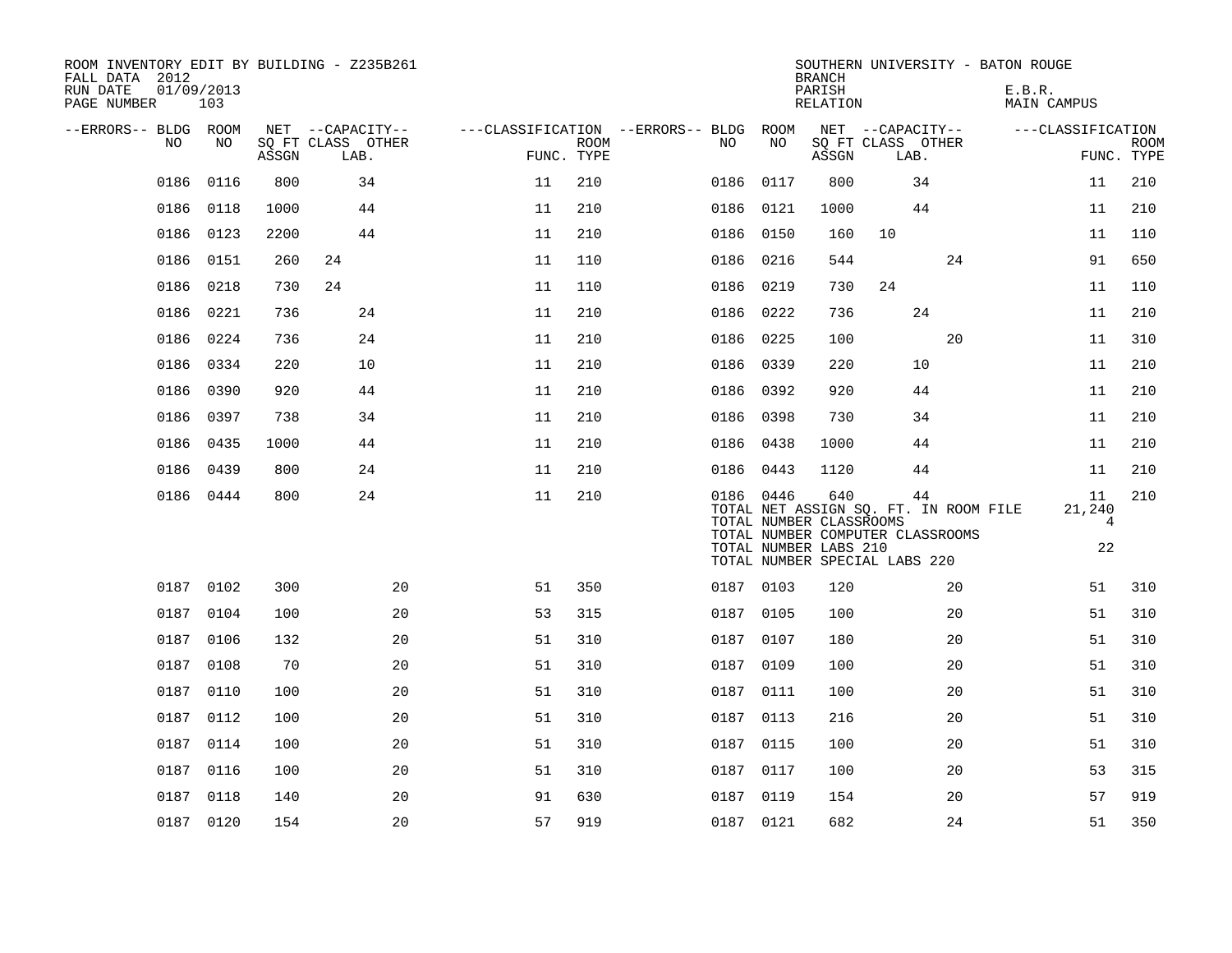ROOM INVENTORY EDIT BY BUILDING - Z235B261
FALL DATA 2012
RUN DATE 01/09/2013
PAGE NUMBER 103

SOUTHERN UNIVERSITY - BATON ROUGE
BRANCH
PARISH E.B.R.
RELATION MAIN CAMPUS

| --ERRORS-- | BLDG NO | ROOM NO | NET SQ FT ASSGN | CAPACITY CLASS LAB. | CAPACITY OTHER | CLASSIFICATION FUNC. | ROOM TYPE | --ERRORS-- | BLDG NO | ROOM NO | NET SQ FT ASSGN | CAPACITY CLASS LAB. | CAPACITY OTHER | CLASSIFICATION FUNC. | ROOM TYPE |
|---|---|---|---|---|---|---|---|---|---|---|---|---|---|---|---|
| | 0186 | 0116 | 800 | 34 | | 11 | 210 | | 0186 | 0117 | 800 | 34 | | 11 | 210 |
| | 0186 | 0118 | 1000 | 44 | | 11 | 210 | | 0186 | 0121 | 1000 | 44 | | 11 | 210 |
| | 0186 | 0123 | 2200 | 44 | | 11 | 210 | | 0186 | 0150 | 160 | 10 | | 11 | 110 |
| | 0186 | 0151 | 260 | 24 | | 11 | 110 | | 0186 | 0216 | 544 | | 24 | 91 | 650 |
| | 0186 | 0218 | 730 | 24 | | 11 | 110 | | 0186 | 0219 | 730 | 24 | | 11 | 110 |
| | 0186 | 0221 | 736 | 24 | | 11 | 210 | | 0186 | 0222 | 736 | 24 | | 11 | 210 |
| | 0186 | 0224 | 736 | 24 | | 11 | 210 | | 0186 | 0225 | 100 | | 20 | 11 | 310 |
| | 0186 | 0334 | 220 | 10 | | 11 | 210 | | 0186 | 0339 | 220 | 10 | | 11 | 210 |
| | 0186 | 0390 | 920 | 44 | | 11 | 210 | | 0186 | 0392 | 920 | 44 | | 11 | 210 |
| | 0186 | 0397 | 738 | 34 | | 11 | 210 | | 0186 | 0398 | 730 | 34 | | 11 | 210 |
| | 0186 | 0435 | 1000 | 44 | | 11 | 210 | | 0186 | 0438 | 1000 | 44 | | 11 | 210 |
| | 0186 | 0439 | 800 | 24 | | 11 | 210 | | 0186 | 0443 | 1120 | 44 | | 11 | 210 |
| | 0186 | 0444 | 800 | 24 | | 11 | 210 | | 0186 | 0446 | 640 | 44 | | 11 | 210 |
| | | | | | | | | | TOTAL NET ASSIGN SQ. FT. IN ROOM FILE | | | | | 21,240 | |
| | | | | | | | | | TOTAL NUMBER CLASSROOMS | | | | | 4 | |
| | | | | | | | | | TOTAL NUMBER COMPUTER CLASSROOMS | | | | | | |
| | | | | | | | | | TOTAL NUMBER LABS 210 | | | | | 22 | |
| | | | | | | | | | TOTAL NUMBER SPECIAL LABS 220 | | | | | | |
| | 0187 | 0102 | 300 | | 20 | 51 | 350 | | 0187 | 0103 | 120 | | 20 | 51 | 310 |
| | 0187 | 0104 | 100 | | 20 | 53 | 315 | | 0187 | 0105 | 100 | | 20 | 51 | 310 |
| | 0187 | 0106 | 132 | | 20 | 51 | 310 | | 0187 | 0107 | 180 | | 20 | 51 | 310 |
| | 0187 | 0108 | 70 | | 20 | 51 | 310 | | 0187 | 0109 | 100 | | 20 | 51 | 310 |
| | 0187 | 0110 | 100 | | 20 | 51 | 310 | | 0187 | 0111 | 100 | | 20 | 51 | 310 |
| | 0187 | 0112 | 100 | | 20 | 51 | 310 | | 0187 | 0113 | 216 | | 20 | 51 | 310 |
| | 0187 | 0114 | 100 | | 20 | 51 | 310 | | 0187 | 0115 | 100 | | 20 | 51 | 310 |
| | 0187 | 0116 | 100 | | 20 | 51 | 310 | | 0187 | 0117 | 100 | | 20 | 53 | 315 |
| | 0187 | 0118 | 140 | | 20 | 91 | 630 | | 0187 | 0119 | 154 | | 20 | 57 | 919 |
| | 0187 | 0120 | 154 | | 20 | 57 | 919 | | 0187 | 0121 | 682 | | 24 | 51 | 350 |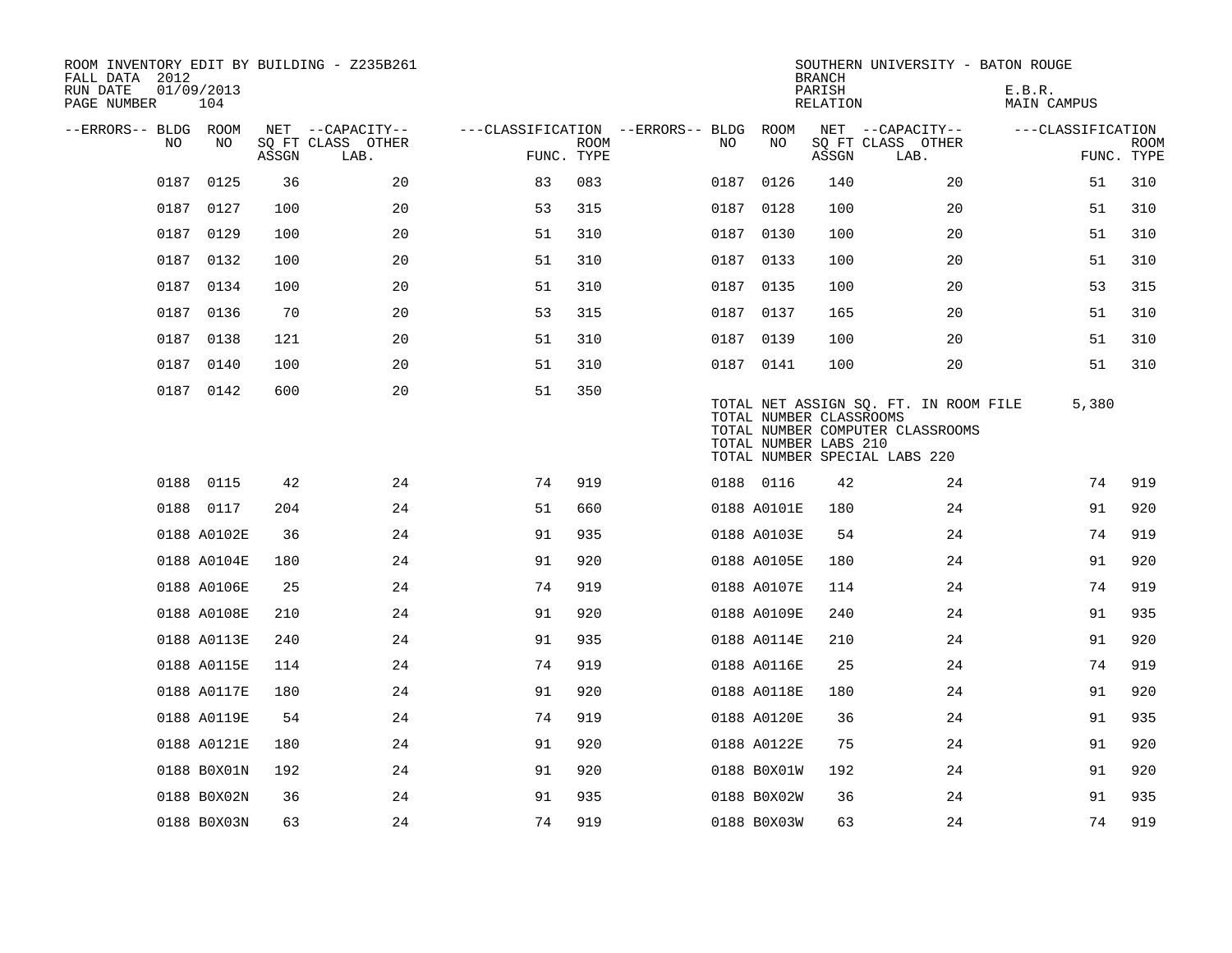ROOM INVENTORY EDIT BY BUILDING - Z235B261
FALL DATA 2012
RUN DATE 01/09/2013
PAGE NUMBER 104

SOUTHERN UNIVERSITY - BATON ROUGE
BRANCH
PARISH E.B.R.
RELATION MAIN CAMPUS

| --ERRORS-- | BLDG NO | ROOM NO | NET SQ FT ASSGN | --CAPACITY-- CLASS LAB. | OTHER | ---CLASSIFICATION FUNC. | ROOM TYPE | --ERRORS-- | BLDG NO | ROOM NO | NET SQ FT ASSGN | --CAPACITY-- CLASS LAB. | OTHER | ---CLASSIFICATION FUNC. | ROOM TYPE |
|---|---|---|---|---|---|---|---|---|---|---|---|---|---|---|---|
| | 0187 | 0125 | 36 | | 20 | 83 | 083 | | 0187 | 0126 | 140 | | 20 | 51 | 310 |
| | 0187 | 0127 | 100 | | 20 | 53 | 315 | | 0187 | 0128 | 100 | | 20 | 51 | 310 |
| | 0187 | 0129 | 100 | | 20 | 51 | 310 | | 0187 | 0130 | 100 | | 20 | 51 | 310 |
| | 0187 | 0132 | 100 | | 20 | 51 | 310 | | 0187 | 0133 | 100 | | 20 | 51 | 310 |
| | 0187 | 0134 | 100 | | 20 | 51 | 310 | | 0187 | 0135 | 100 | | 20 | 53 | 315 |
| | 0187 | 0136 | 70 | | 20 | 53 | 315 | | 0187 | 0137 | 165 | | 20 | 51 | 310 |
| | 0187 | 0138 | 121 | | 20 | 51 | 310 | | 0187 | 0139 | 100 | | 20 | 51 | 310 |
| | 0187 | 0140 | 100 | | 20 | 51 | 310 | | 0187 | 0141 | 100 | | 20 | 51 | 310 |
| | 0187 | 0142 | 600 | | 20 | 51 | 350 | | | | | | | | |

TOTAL NET ASSIGN SQ. FT. IN ROOM FILE 5,380
TOTAL NUMBER CLASSROOMS
TOTAL NUMBER COMPUTER CLASSROOMS
TOTAL NUMBER LABS 210
TOTAL NUMBER SPECIAL LABS 220

| --ERRORS-- | BLDG NO | ROOM NO | NET SQ FT ASSGN | --CAPACITY-- CLASS LAB. | OTHER | ---CLASSIFICATION FUNC. | ROOM TYPE | --ERRORS-- | BLDG NO | ROOM NO | NET SQ FT ASSGN | --CAPACITY-- CLASS LAB. | OTHER | ---CLASSIFICATION FUNC. | ROOM TYPE |
|---|---|---|---|---|---|---|---|---|---|---|---|---|---|---|---|
| | 0188 | 0115 | 42 | | 24 | 74 | 919 | | 0188 | 0116 | 42 | | 24 | 74 | 919 |
| | 0188 | 0117 | 204 | | 24 | 51 | 660 | | 0188 | A0101E | 180 | | 24 | 91 | 920 |
| | 0188 | A0102E | 36 | | 24 | 91 | 935 | | 0188 | A0103E | 54 | | 24 | 74 | 919 |
| | 0188 | A0104E | 180 | | 24 | 91 | 920 | | 0188 | A0105E | 180 | | 24 | 91 | 920 |
| | 0188 | A0106E | 25 | | 24 | 74 | 919 | | 0188 | A0107E | 114 | | 24 | 74 | 919 |
| | 0188 | A0108E | 210 | | 24 | 91 | 920 | | 0188 | A0109E | 240 | | 24 | 91 | 935 |
| | 0188 | A0113E | 240 | | 24 | 91 | 935 | | 0188 | A0114E | 210 | | 24 | 91 | 920 |
| | 0188 | A0115E | 114 | | 24 | 74 | 919 | | 0188 | A0116E | 25 | | 24 | 74 | 919 |
| | 0188 | A0117E | 180 | | 24 | 91 | 920 | | 0188 | A0118E | 180 | | 24 | 91 | 920 |
| | 0188 | A0119E | 54 | | 24 | 74 | 919 | | 0188 | A0120E | 36 | | 24 | 91 | 935 |
| | 0188 | A0121E | 180 | | 24 | 91 | 920 | | 0188 | A0122E | 75 | | 24 | 91 | 920 |
| | 0188 | B0X01N | 192 | | 24 | 91 | 920 | | 0188 | B0X01W | 192 | | 24 | 91 | 920 |
| | 0188 | B0X02N | 36 | | 24 | 91 | 935 | | 0188 | B0X02W | 36 | | 24 | 91 | 935 |
| | 0188 | B0X03N | 63 | | 24 | 74 | 919 | | 0188 | B0X03W | 63 | | 24 | 74 | 919 |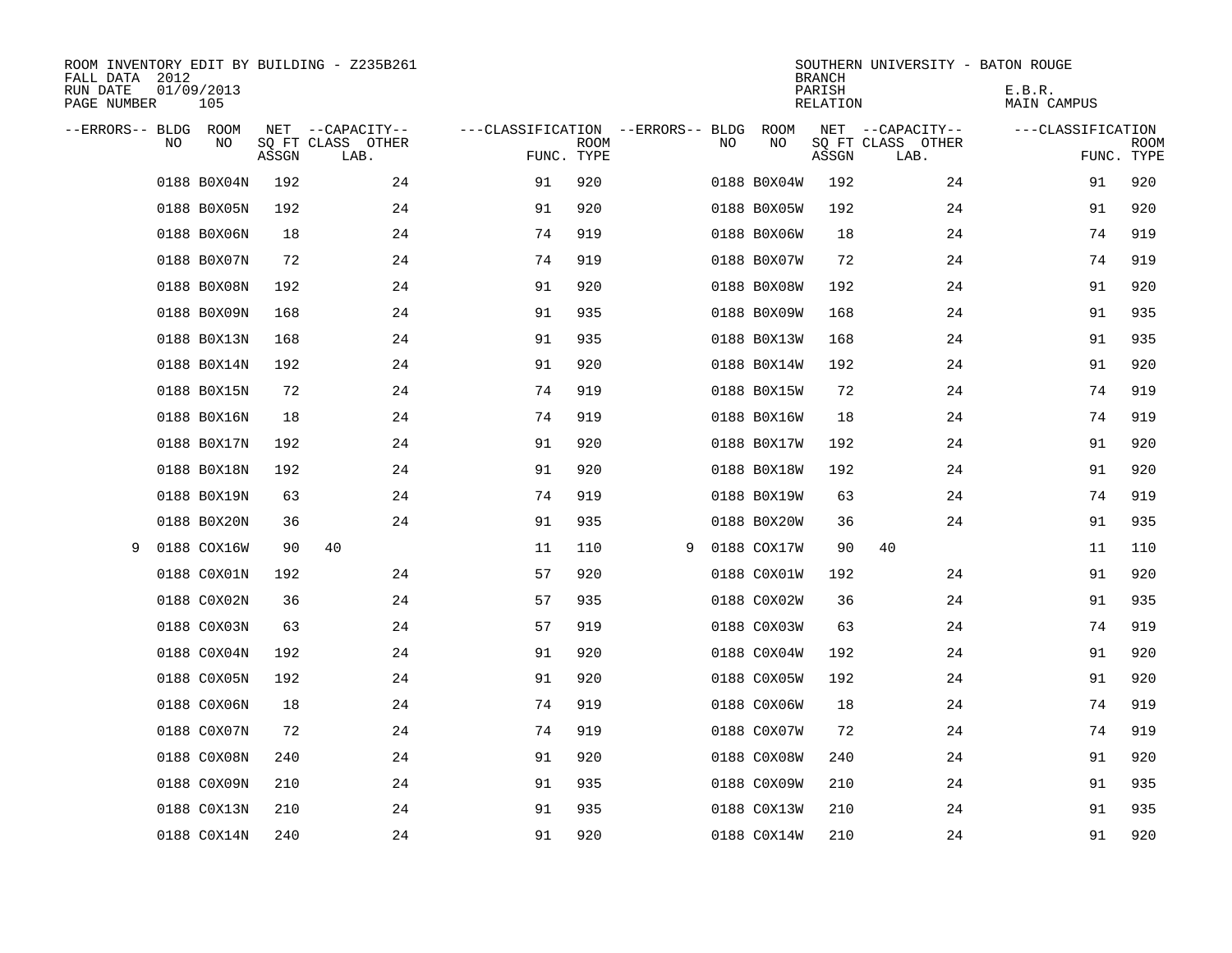ROOM INVENTORY EDIT BY BUILDING - Z235B261
FALL DATA 2012
RUN DATE 01/09/2013
PAGE NUMBER 105

SOUTHERN UNIVERSITY - BATON ROUGE
BRANCH
PARISH E.B.R.
RELATION MAIN CAMPUS

| --ERRORS-- | BLDG NO | ROOM NO | NET SQ FT ASSGN | --CAPACITY-- CLASS | LAB. | OTHER | ---CLASSIFICATION FUNC. | ROOM TYPE | --ERRORS-- | BLDG NO | ROOM NO | NET SQ FT ASSGN | --CAPACITY-- CLASS | LAB. | OTHER | ---CLASSIFICATION FUNC. | ROOM TYPE |
|---|---|---|---|---|---|---|---|---|---|---|---|---|---|---|---|---|---|
| | 0188 | B0X04N | 192 | | | 24 | 91 | 920 | | 0188 | B0X04W | 192 | | | 24 | 91 | 920 |
| | 0188 | B0X05N | 192 | | | 24 | 91 | 920 | | 0188 | B0X05W | 192 | | | 24 | 91 | 920 |
| | 0188 | B0X06N | 18 | | | 24 | 74 | 919 | | 0188 | B0X06W | 18 | | | 24 | 74 | 919 |
| | 0188 | B0X07N | 72 | | | 24 | 74 | 919 | | 0188 | B0X07W | 72 | | | 24 | 74 | 919 |
| | 0188 | B0X08N | 192 | | | 24 | 91 | 920 | | 0188 | B0X08W | 192 | | | 24 | 91 | 920 |
| | 0188 | B0X09N | 168 | | | 24 | 91 | 935 | | 0188 | B0X09W | 168 | | | 24 | 91 | 935 |
| | 0188 | B0X13N | 168 | | | 24 | 91 | 935 | | 0188 | B0X13W | 168 | | | 24 | 91 | 935 |
| | 0188 | B0X14N | 192 | | | 24 | 91 | 920 | | 0188 | B0X14W | 192 | | | 24 | 91 | 920 |
| | 0188 | B0X15N | 72 | | | 24 | 74 | 919 | | 0188 | B0X15W | 72 | | | 24 | 74 | 919 |
| | 0188 | B0X16N | 18 | | | 24 | 74 | 919 | | 0188 | B0X16W | 18 | | | 24 | 74 | 919 |
| | 0188 | B0X17N | 192 | | | 24 | 91 | 920 | | 0188 | B0X17W | 192 | | | 24 | 91 | 920 |
| | 0188 | B0X18N | 192 | | | 24 | 91 | 920 | | 0188 | B0X18W | 192 | | | 24 | 91 | 920 |
| | 0188 | B0X19N | 63 | | | 24 | 74 | 919 | | 0188 | B0X19W | 63 | | | 24 | 74 | 919 |
| | 0188 | B0X20N | 36 | | | 24 | 91 | 935 | | 0188 | B0X20W | 36 | | | 24 | 91 | 935 |
| 9 | 0188 | COX16W | 90 | 40 | | | 11 | 110 | 9 | 0188 | COX17W | 90 | 40 | | | 11 | 110 |
| | 0188 | C0X01N | 192 | | | 24 | 57 | 920 | | 0188 | C0X01W | 192 | | | 24 | 91 | 920 |
| | 0188 | C0X02N | 36 | | | 24 | 57 | 935 | | 0188 | C0X02W | 36 | | | 24 | 91 | 935 |
| | 0188 | C0X03N | 63 | | | 24 | 57 | 919 | | 0188 | C0X03W | 63 | | | 24 | 74 | 919 |
| | 0188 | C0X04N | 192 | | | 24 | 91 | 920 | | 0188 | C0X04W | 192 | | | 24 | 91 | 920 |
| | 0188 | C0X05N | 192 | | | 24 | 91 | 920 | | 0188 | C0X05W | 192 | | | 24 | 91 | 920 |
| | 0188 | C0X06N | 18 | | | 24 | 74 | 919 | | 0188 | C0X06W | 18 | | | 24 | 74 | 919 |
| | 0188 | C0X07N | 72 | | | 24 | 74 | 919 | | 0188 | C0X07W | 72 | | | 24 | 74 | 919 |
| | 0188 | C0X08N | 240 | | | 24 | 91 | 920 | | 0188 | C0X08W | 240 | | | 24 | 91 | 920 |
| | 0188 | C0X09N | 210 | | | 24 | 91 | 935 | | 0188 | C0X09W | 210 | | | 24 | 91 | 935 |
| | 0188 | C0X13N | 210 | | | 24 | 91 | 935 | | 0188 | C0X13W | 210 | | | 24 | 91 | 935 |
| | 0188 | C0X14N | 240 | | | 24 | 91 | 920 | | 0188 | C0X14W | 210 | | | 24 | 91 | 920 |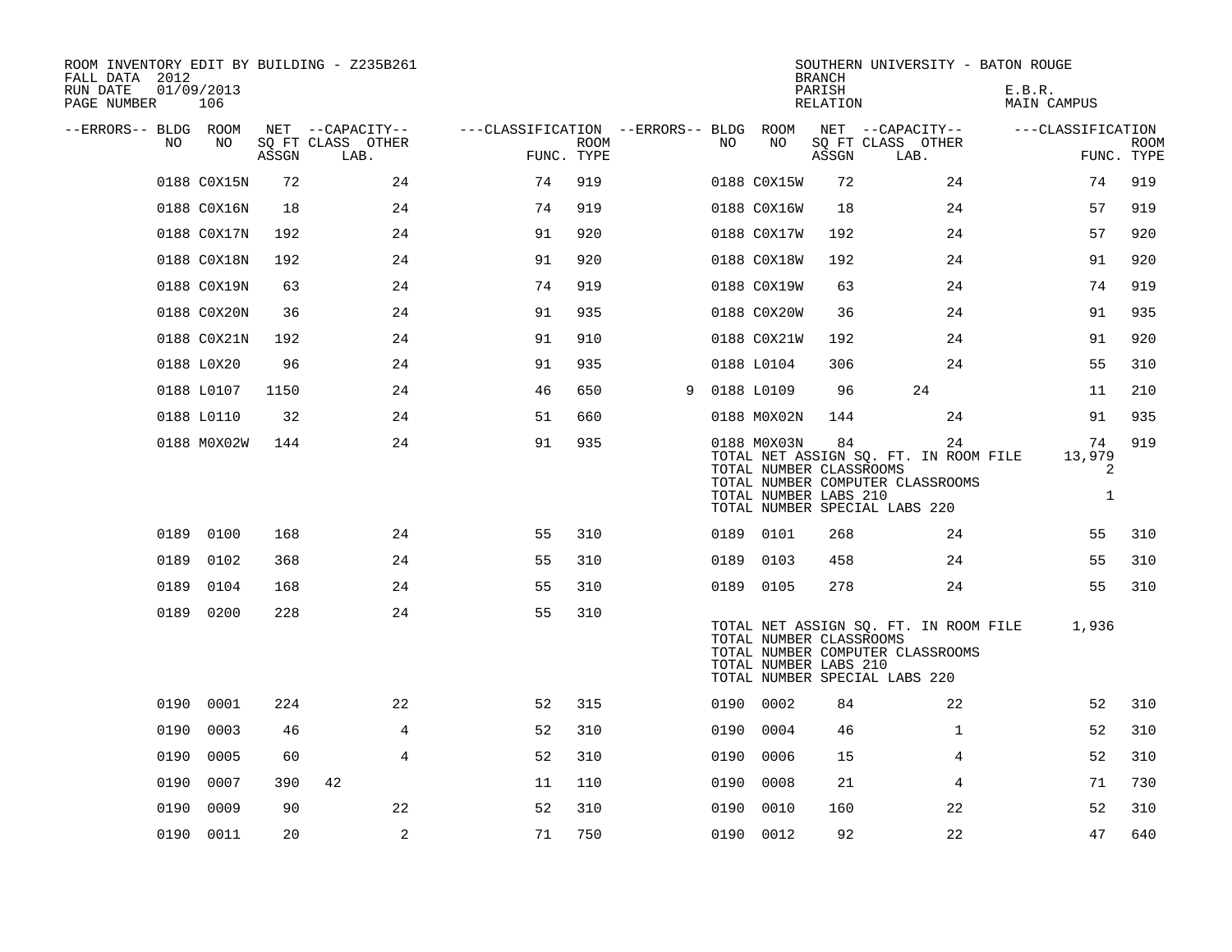ROOM INVENTORY EDIT BY BUILDING - Z235B261
FALL DATA 2012
RUN DATE 01/09/2013

SOUTHERN UNIVERSITY - BATON ROUGE
BRANCH
PARISH E.B.R.
RELATION MAIN CAMPUS

| --ERRORS-- | BLDG NO | ROOM NO | NET SQ FT ASSGN | CAPACITY CLASS LAB. | CAPACITY OTHER | CLASSIFICATION FUNC. | ROOM TYPE | --ERRORS-- | BLDG NO | ROOM NO | NET SQ FT ASSGN | CAPACITY CLASS LAB. | CAPACITY OTHER | CLASSIFICATION FUNC. | ROOM TYPE |
|---|---|---|---|---|---|---|---|---|---|---|---|---|---|---|---|
| | 0188 | C0X15N | 72 | | 24 | 74 | 919 | | 0188 | C0X15W | 72 | | 24 | 74 | 919 |
| | 0188 | C0X16N | 18 | | 24 | 74 | 919 | | 0188 | C0X16W | 18 | | 24 | 57 | 919 |
| | 0188 | C0X17N | 192 | | 24 | 91 | 920 | | 0188 | C0X17W | 192 | | 24 | 57 | 920 |
| | 0188 | C0X18N | 192 | | 24 | 91 | 920 | | 0188 | C0X18W | 192 | | 24 | 91 | 920 |
| | 0188 | C0X19N | 63 | | 24 | 74 | 919 | | 0188 | C0X19W | 63 | | 24 | 74 | 919 |
| | 0188 | C0X20N | 36 | | 24 | 91 | 935 | | 0188 | C0X20W | 36 | | 24 | 91 | 935 |
| | 0188 | C0X21N | 192 | | 24 | 91 | 910 | | 0188 | C0X21W | 192 | | 24 | 91 | 920 |
| | 0188 | L0X20 | 96 | | 24 | 91 | 935 | | 0188 | L0104 | 306 | | 24 | 55 | 310 |
| | 0188 | L0107 | 1150 | | 24 | 46 | 650 | 9 | 0188 | L0109 | 96 | 24 | | 11 | 210 |
| | 0188 | L0110 | 32 | | 24 | 51 | 660 | | 0188 | M0X02N | 144 | | 24 | 91 | 935 |
| | 0188 | M0X02W | 144 | | 24 | 91 | 935 | | 0188 | M0X03N | 84 | | 24 | 74 | 919 |

TOTAL NET ASSIGN SQ. FT. IN ROOM FILE 13,979
TOTAL NUMBER CLASSROOMS 2
TOTAL NUMBER COMPUTER CLASSROOMS
TOTAL NUMBER LABS 210 1
TOTAL NUMBER SPECIAL LABS 220

| --ERRORS-- | BLDG NO | ROOM NO | NET SQ FT ASSGN | CAPACITY CLASS LAB. | CAPACITY OTHER | CLASSIFICATION FUNC. | ROOM TYPE | --ERRORS-- | BLDG NO | ROOM NO | NET SQ FT ASSGN | CAPACITY CLASS LAB. | CAPACITY OTHER | CLASSIFICATION FUNC. | ROOM TYPE |
|---|---|---|---|---|---|---|---|---|---|---|---|---|---|---|---|
| | 0189 | 0100 | 168 | | 24 | 55 | 310 | | 0189 | 0101 | 268 | | 24 | 55 | 310 |
| | 0189 | 0102 | 368 | | 24 | 55 | 310 | | 0189 | 0103 | 458 | | 24 | 55 | 310 |
| | 0189 | 0104 | 168 | | 24 | 55 | 310 | | 0189 | 0105 | 278 | | 24 | 55 | 310 |
| | 0189 | 0200 | 228 | | 24 | 55 | 310 | | | | | | | | |

TOTAL NET ASSIGN SQ. FT. IN ROOM FILE 1,936
TOTAL NUMBER CLASSROOMS
TOTAL NUMBER COMPUTER CLASSROOMS
TOTAL NUMBER LABS 210
TOTAL NUMBER SPECIAL LABS 220

| --ERRORS-- | BLDG NO | ROOM NO | NET SQ FT ASSGN | CAPACITY CLASS LAB. | CAPACITY OTHER | CLASSIFICATION FUNC. | ROOM TYPE | --ERRORS-- | BLDG NO | ROOM NO | NET SQ FT ASSGN | CAPACITY CLASS LAB. | CAPACITY OTHER | CLASSIFICATION FUNC. | ROOM TYPE |
|---|---|---|---|---|---|---|---|---|---|---|---|---|---|---|---|
| | 0190 | 0001 | 224 | | 22 | 52 | 315 | | 0190 | 0002 | 84 | | 22 | 52 | 310 |
| | 0190 | 0003 | 46 | | 4 | 52 | 310 | | 0190 | 0004 | 46 | | 1 | 52 | 310 |
| | 0190 | 0005 | 60 | | 4 | 52 | 310 | | 0190 | 0006 | 15 | | 4 | 52 | 310 |
| | 0190 | 0007 | 390 | 42 | | 11 | 110 | | 0190 | 0008 | 21 | | 4 | 71 | 730 |
| | 0190 | 0009 | 90 | | 22 | 52 | 310 | | 0190 | 0010 | 160 | | 22 | 52 | 310 |
| | 0190 | 0011 | 20 | | 2 | 71 | 750 | | 0190 | 0012 | 92 | | 22 | 47 | 640 |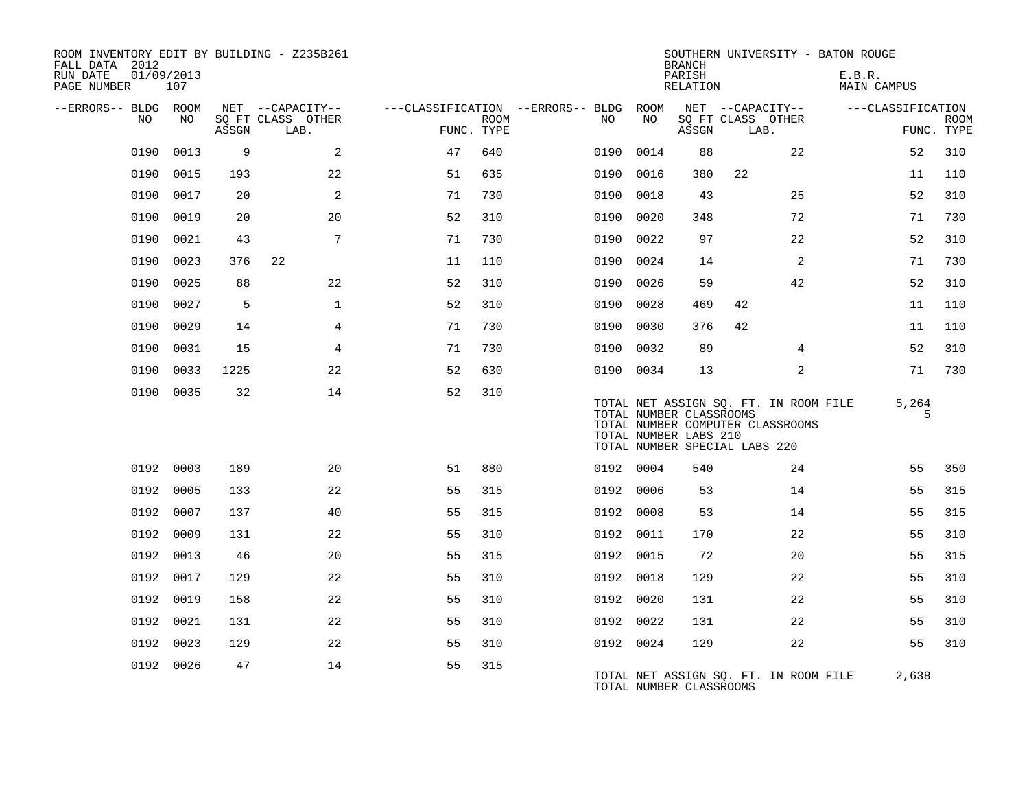ROOM INVENTORY EDIT BY BUILDING - Z235B261
FALL DATA 2012
RUN DATE 01/09/2013
PAGE NUMBER 107

SOUTHERN UNIVERSITY - BATON ROUGE
BRANCH
PARISH E.B.R.
RELATION MAIN CAMPUS

| --ERRORS-- | BLDG NO | ROOM NO | NET SQ FT ASSGN | CAPACITY CLASS LAB. | CAPACITY OTHER | CLASSIFICATION FUNC. | ROOM TYPE | --ERRORS-- | BLDG NO | ROOM NO | NET SQ FT ASSGN | CAPACITY CLASS LAB. | CAPACITY OTHER | CLASSIFICATION FUNC. | ROOM TYPE |
|---|---|---|---|---|---|---|---|---|---|---|---|---|---|---|---|
| | 0190 | 0013 | 9 | | 2 | 47 | 640 | | 0190 | 0014 | 88 | | 22 | 52 | 310 |
| | 0190 | 0015 | 193 | | 22 | 51 | 635 | | 0190 | 0016 | 380 | 22 | | 11 | 110 |
| | 0190 | 0017 | 20 | | 2 | 71 | 730 | | 0190 | 0018 | 43 | | 25 | 52 | 310 |
| | 0190 | 0019 | 20 | | 20 | 52 | 310 | | 0190 | 0020 | 348 | | 72 | 71 | 730 |
| | 0190 | 0021 | 43 | | 7 | 71 | 730 | | 0190 | 0022 | 97 | | 22 | 52 | 310 |
| | 0190 | 0023 | 376 | 22 | | 11 | 110 | | 0190 | 0024 | 14 | | 2 | 71 | 730 |
| | 0190 | 0025 | 88 | | 22 | 52 | 310 | | 0190 | 0026 | 59 | | 42 | 52 | 310 |
| | 0190 | 0027 | 5 | | 1 | 52 | 310 | | 0190 | 0028 | 469 | 42 | | 11 | 110 |
| | 0190 | 0029 | 14 | | 4 | 71 | 730 | | 0190 | 0030 | 376 | 42 | | 11 | 110 |
| | 0190 | 0031 | 15 | | 4 | 71 | 730 | | 0190 | 0032 | 89 | | 4 | 52 | 310 |
| | 0190 | 0033 | 1225 | | 22 | 52 | 630 | | 0190 | 0034 | 13 | | 2 | 71 | 730 |
| | 0190 | 0035 | 32 | | 14 | 52 | 310 | | | | | | | | |

TOTAL NET ASSIGN SQ. FT. IN ROOM FILE 5,264
TOTAL NUMBER CLASSROOMS 5
TOTAL NUMBER COMPUTER CLASSROOMS
TOTAL NUMBER LABS 210
TOTAL NUMBER SPECIAL LABS 220

| --ERRORS-- | BLDG NO | ROOM NO | NET SQ FT ASSGN | CAPACITY CLASS LAB. | CAPACITY OTHER | CLASSIFICATION FUNC. | ROOM TYPE | --ERRORS-- | BLDG NO | ROOM NO | NET SQ FT ASSGN | CAPACITY CLASS LAB. | CAPACITY OTHER | CLASSIFICATION FUNC. | ROOM TYPE |
|---|---|---|---|---|---|---|---|---|---|---|---|---|---|---|---|
| | 0192 | 0003 | 189 | | 20 | 51 | 880 | | 0192 | 0004 | 540 | | 24 | 55 | 350 |
| | 0192 | 0005 | 133 | | 22 | 55 | 315 | | 0192 | 0006 | 53 | | 14 | 55 | 315 |
| | 0192 | 0007 | 137 | | 40 | 55 | 315 | | 0192 | 0008 | 53 | | 14 | 55 | 315 |
| | 0192 | 0009 | 131 | | 22 | 55 | 310 | | 0192 | 0011 | 170 | | 22 | 55 | 310 |
| | 0192 | 0013 | 46 | | 20 | 55 | 315 | | 0192 | 0015 | 72 | | 20 | 55 | 315 |
| | 0192 | 0017 | 129 | | 22 | 55 | 310 | | 0192 | 0018 | 129 | | 22 | 55 | 310 |
| | 0192 | 0019 | 158 | | 22 | 55 | 310 | | 0192 | 0020 | 131 | | 22 | 55 | 310 |
| | 0192 | 0021 | 131 | | 22 | 55 | 310 | | 0192 | 0022 | 131 | | 22 | 55 | 310 |
| | 0192 | 0023 | 129 | | 22 | 55 | 310 | | 0192 | 0024 | 129 | | 22 | 55 | 310 |
| | 0192 | 0026 | 47 | | 14 | 55 | 315 | | | | | | | | |

TOTAL NET ASSIGN SQ. FT. IN ROOM FILE 2,638
TOTAL NUMBER CLASSROOMS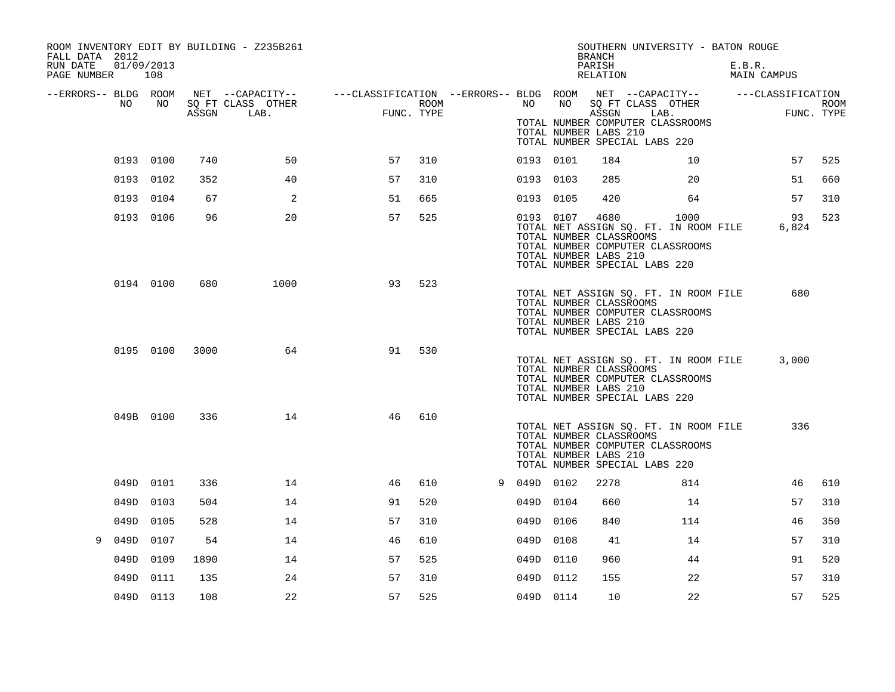ROOM INVENTORY EDIT BY BUILDING - Z235B261
FALL DATA 2012
RUN DATE 01/09/2013
PAGE NUMBER 108

SOUTHERN UNIVERSITY - BATON ROUGE
BRANCH
PARISH E.B.R.
RELATION MAIN CAMPUS

| --ERRORS-- | BLDG NO | ROOM NO | NET SQ FT ASSGN | --CAPACITY-- CLASS LAB. | OTHER | ---CLASSIFICATION FUNC. | ROOM TYPE | --ERRORS-- | BLDG NO | ROOM NO | NET SQ FT ASSGN | --CAPACITY-- CLASS LAB. | OTHER | ---CLASSIFICATION FUNC. | ROOM TYPE |
|---|---|---|---|---|---|---|---|---|---|---|---|---|---|---|---|
| | | | | | | | | | TOTAL NUMBER COMPUTER CLASSROOMS<br>TOTAL NUMBER LABS 210<br>TOTAL NUMBER SPECIAL LABS 220 | | | | | | |
| | 0193 | 0100 | 740 | | 50 | 57 | 310 | | 0193 | 0101 | 184 | | 10 | 57 | 525 |
| | 0193 | 0102 | 352 | | 40 | 57 | 310 | | 0193 | 0103 | 285 | | 20 | 51 | 660 |
| | 0193 | 0104 | 67 | | 2 | 51 | 665 | | 0193 | 0105 | 420 | | 64 | 57 | 310 |
| | 0193 | 0106 | 96 | | 20 | 57 | 525 | | 0193 | 0107 | 4680 | | 1000 | 93 | 523 |
| | | | | | | | | | TOTAL NET ASSIGN SQ. FT. IN ROOM FILE<br>TOTAL NUMBER CLASSROOMS<br>TOTAL NUMBER COMPUTER CLASSROOMS<br>TOTAL NUMBER LABS 210<br>TOTAL NUMBER SPECIAL LABS 220 | | | | | 6,824 | |
| | 0194 | 0100 | 680 | | 1000 | 93 | 523 | | | | | | | | |
| | | | | | | | | | TOTAL NET ASSIGN SQ. FT. IN ROOM FILE<br>TOTAL NUMBER CLASSROOMS<br>TOTAL NUMBER COMPUTER CLASSROOMS<br>TOTAL NUMBER LABS 210<br>TOTAL NUMBER SPECIAL LABS 220 | | | | | 680 | |
| | 0195 | 0100 | 3000 | | 64 | 91 | 530 | | | | | | | | |
| | | | | | | | | | TOTAL NET ASSIGN SQ. FT. IN ROOM FILE<br>TOTAL NUMBER CLASSROOMS<br>TOTAL NUMBER COMPUTER CLASSROOMS<br>TOTAL NUMBER LABS 210<br>TOTAL NUMBER SPECIAL LABS 220 | | | | | 3,000 | |
| | 049B | 0100 | 336 | | 14 | 46 | 610 | | | | | | | | |
| | | | | | | | | | TOTAL NET ASSIGN SQ. FT. IN ROOM FILE<br>TOTAL NUMBER CLASSROOMS<br>TOTAL NUMBER COMPUTER CLASSROOMS<br>TOTAL NUMBER LABS 210<br>TOTAL NUMBER SPECIAL LABS 220 | | | | | 336 | |
| | 049D | 0101 | 336 | | 14 | 46 | 610 | 9 | 049D | 0102 | 2278 | | 814 | 46 | 610 |
| | 049D | 0103 | 504 | | 14 | 91 | 520 | | 049D | 0104 | 660 | | 14 | 57 | 310 |
| | 049D | 0105 | 528 | | 14 | 57 | 310 | | 049D | 0106 | 840 | | 114 | 46 | 350 |
| 9 | 049D | 0107 | 54 | | 14 | 46 | 610 | | 049D | 0108 | 41 | | 14 | 57 | 310 |
| | 049D | 0109 | 1890 | | 14 | 57 | 525 | | 049D | 0110 | 960 | | 44 | 91 | 520 |
| | 049D | 0111 | 135 | | 24 | 57 | 310 | | 049D | 0112 | 155 | | 22 | 57 | 310 |
| | 049D | 0113 | 108 | | 22 | 57 | 525 | | 049D | 0114 | 10 | | 22 | 57 | 525 |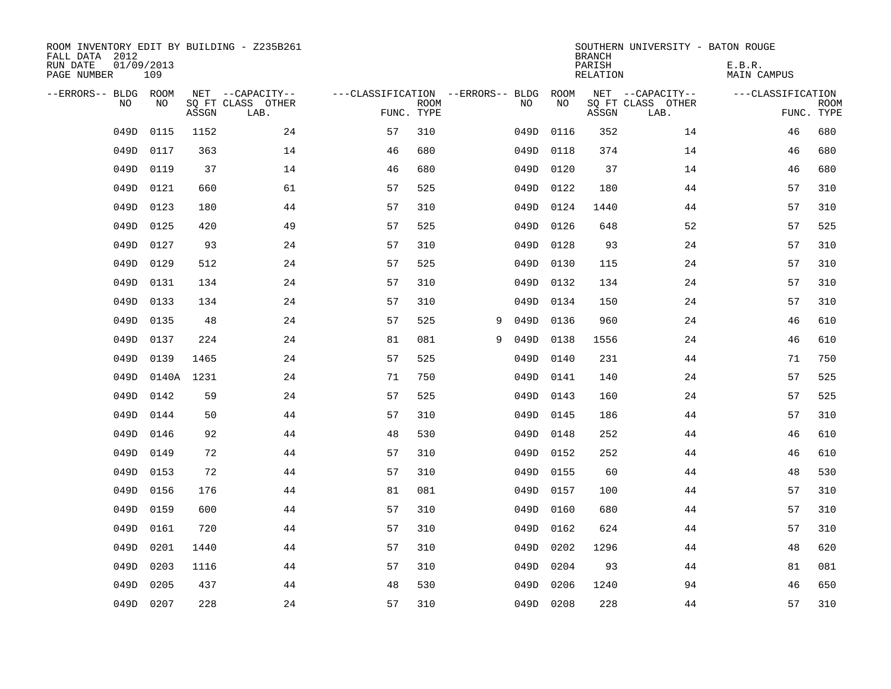ROOM INVENTORY EDIT BY BUILDING - Z235B261
FALL DATA 2012
RUN DATE 01/09/2013
PAGE NUMBER 109

SOUTHERN UNIVERSITY - BATON ROUGE
BRANCH
PARISH E.B.R.
RELATION MAIN CAMPUS

| --ERRORS-- | BLDG NO | ROOM NO | NET SQ FT ASSGN | --CAPACITY-- CLASS LAB. | OTHER | ---CLASSIFICATION FUNC. | ROOM TYPE | --ERRORS-- | BLDG NO | ROOM NO | NET SQ FT ASSGN | --CAPACITY-- CLASS LAB. | OTHER | ---CLASSIFICATION FUNC. | ROOM TYPE |
|---|---|---|---|---|---|---|---|---|---|---|---|---|---|---|---|
| | 049D | 0115 | 1152 | | 24 | 57 | 310 | | 049D | 0116 | 352 | | 14 | 46 | 680 |
| | 049D | 0117 | 363 | | 14 | 46 | 680 | | 049D | 0118 | 374 | | 14 | 46 | 680 |
| | 049D | 0119 | 37 | | 14 | 46 | 680 | | 049D | 0120 | 37 | | 14 | 46 | 680 |
| | 049D | 0121 | 660 | | 61 | 57 | 525 | | 049D | 0122 | 180 | | 44 | 57 | 310 |
| | 049D | 0123 | 180 | | 44 | 57 | 310 | | 049D | 0124 | 1440 | | 44 | 57 | 310 |
| | 049D | 0125 | 420 | | 49 | 57 | 525 | | 049D | 0126 | 648 | | 52 | 57 | 525 |
| | 049D | 0127 | 93 | | 24 | 57 | 310 | | 049D | 0128 | 93 | | 24 | 57 | 310 |
| | 049D | 0129 | 512 | | 24 | 57 | 525 | | 049D | 0130 | 115 | | 24 | 57 | 310 |
| | 049D | 0131 | 134 | | 24 | 57 | 310 | | 049D | 0132 | 134 | | 24 | 57 | 310 |
| | 049D | 0133 | 134 | | 24 | 57 | 310 | | 049D | 0134 | 150 | | 24 | 57 | 310 |
| | 049D | 0135 | 48 | | 24 | 57 | 525 | 9 | 049D | 0136 | 960 | | 24 | 46 | 610 |
| | 049D | 0137 | 224 | | 24 | 81 | 081 | 9 | 049D | 0138 | 1556 | | 24 | 46 | 610 |
| | 049D | 0139 | 1465 | | 24 | 57 | 525 | | 049D | 0140 | 231 | | 44 | 71 | 750 |
| | 049D | 0140A | 1231 | | 24 | 71 | 750 | | 049D | 0141 | 140 | | 24 | 57 | 525 |
| | 049D | 0142 | 59 | | 24 | 57 | 525 | | 049D | 0143 | 160 | | 24 | 57 | 525 |
| | 049D | 0144 | 50 | | 44 | 57 | 310 | | 049D | 0145 | 186 | | 44 | 57 | 310 |
| | 049D | 0146 | 92 | | 44 | 48 | 530 | | 049D | 0148 | 252 | | 44 | 46 | 610 |
| | 049D | 0149 | 72 | | 44 | 57 | 310 | | 049D | 0152 | 252 | | 44 | 46 | 610 |
| | 049D | 0153 | 72 | | 44 | 57 | 310 | | 049D | 0155 | 60 | | 44 | 48 | 530 |
| | 049D | 0156 | 176 | | 44 | 81 | 081 | | 049D | 0157 | 100 | | 44 | 57 | 310 |
| | 049D | 0159 | 600 | | 44 | 57 | 310 | | 049D | 0160 | 680 | | 44 | 57 | 310 |
| | 049D | 0161 | 720 | | 44 | 57 | 310 | | 049D | 0162 | 624 | | 44 | 57 | 310 |
| | 049D | 0201 | 1440 | | 44 | 57 | 310 | | 049D | 0202 | 1296 | | 44 | 48 | 620 |
| | 049D | 0203 | 1116 | | 44 | 57 | 310 | | 049D | 0204 | 93 | | 44 | 81 | 081 |
| | 049D | 0205 | 437 | | 44 | 48 | 530 | | 049D | 0206 | 1240 | | 94 | 46 | 650 |
| | 049D | 0207 | 228 | | 24 | 57 | 310 | | 049D | 0208 | 228 | | 44 | 57 | 310 |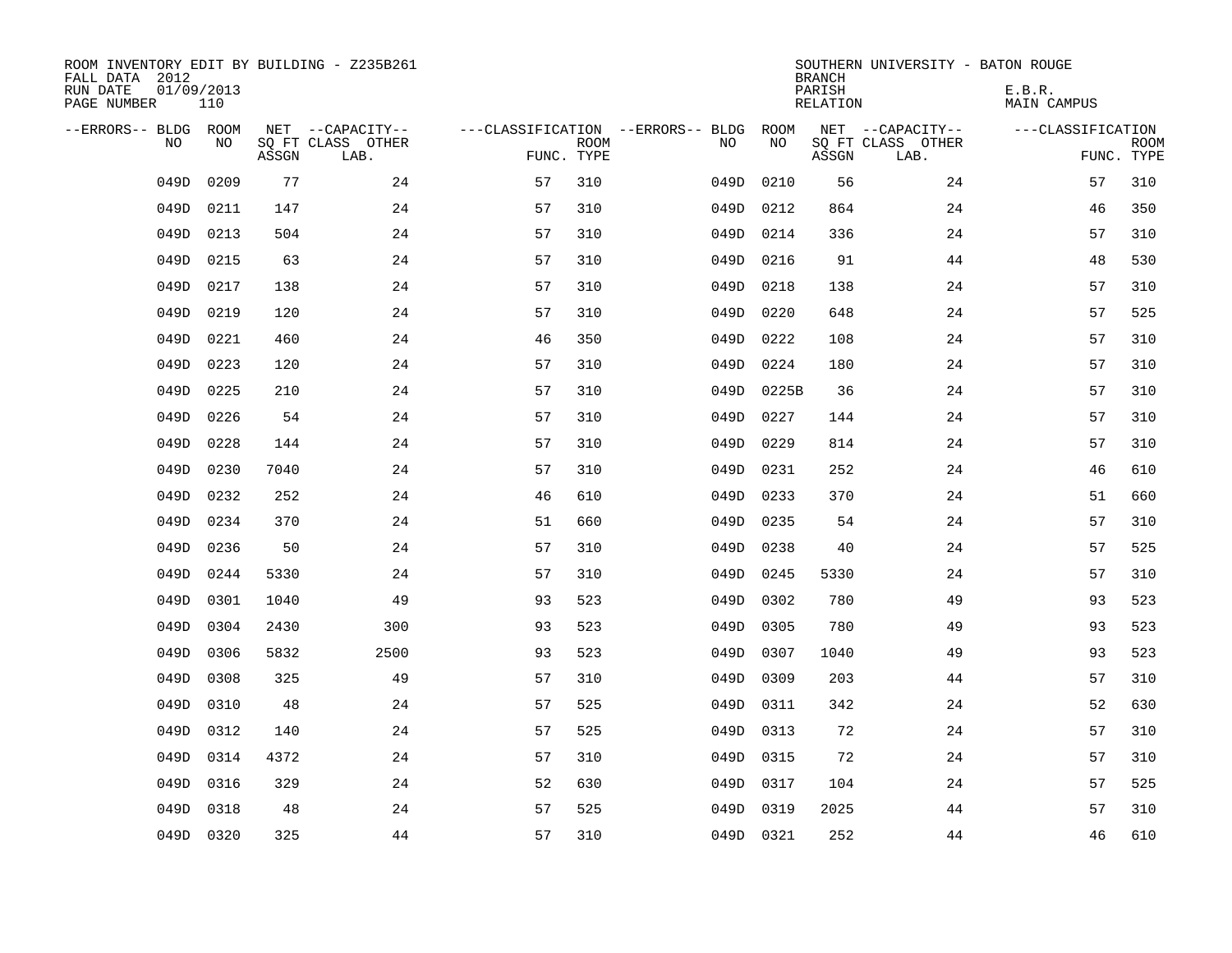ROOM INVENTORY EDIT BY BUILDING - Z235B261
FALL DATA 2012
RUN DATE 01/09/2013
PAGE NUMBER 110

SOUTHERN UNIVERSITY - BATON ROUGE
BRANCH
PARISH E.B.R.
RELATION MAIN CAMPUS

| --ERRORS-- | BLDG NO | ROOM NO | NET ASSGN SQ FT | CAPACITY CLASS LAB. | CAPACITY OTHER | CLASSIFICATION FUNC. | ROOM TYPE | --ERRORS-- | BLDG NO | ROOM NO | NET ASSGN SQ FT | CAPACITY CLASS LAB. | CAPACITY OTHER | CLASSIFICATION FUNC. | ROOM TYPE |
|---|---|---|---|---|---|---|---|---|---|---|---|---|---|---|---|
| | 049D | 0209 | 77 | | 24 | 57 | 310 | | 049D | 0210 | 56 | | 24 | 57 | 310 |
| | 049D | 0211 | 147 | | 24 | 57 | 310 | | 049D | 0212 | 864 | | 24 | 46 | 350 |
| | 049D | 0213 | 504 | | 24 | 57 | 310 | | 049D | 0214 | 336 | | 24 | 57 | 310 |
| | 049D | 0215 | 63 | | 24 | 57 | 310 | | 049D | 0216 | 91 | | 44 | 48 | 530 |
| | 049D | 0217 | 138 | | 24 | 57 | 310 | | 049D | 0218 | 138 | | 24 | 57 | 310 |
| | 049D | 0219 | 120 | | 24 | 57 | 310 | | 049D | 0220 | 648 | | 24 | 57 | 525 |
| | 049D | 0221 | 460 | | 24 | 46 | 350 | | 049D | 0222 | 108 | | 24 | 57 | 310 |
| | 049D | 0223 | 120 | | 24 | 57 | 310 | | 049D | 0224 | 180 | | 24 | 57 | 310 |
| | 049D | 0225 | 210 | | 24 | 57 | 310 | | 049D | 0225B | 36 | | 24 | 57 | 310 |
| | 049D | 0226 | 54 | | 24 | 57 | 310 | | 049D | 0227 | 144 | | 24 | 57 | 310 |
| | 049D | 0228 | 144 | | 24 | 57 | 310 | | 049D | 0229 | 814 | | 24 | 57 | 310 |
| | 049D | 0230 | 7040 | | 24 | 57 | 310 | | 049D | 0231 | 252 | | 24 | 46 | 610 |
| | 049D | 0232 | 252 | | 24 | 46 | 610 | | 049D | 0233 | 370 | | 24 | 51 | 660 |
| | 049D | 0234 | 370 | | 24 | 51 | 660 | | 049D | 0235 | 54 | | 24 | 57 | 310 |
| | 049D | 0236 | 50 | | 24 | 57 | 310 | | 049D | 0238 | 40 | | 24 | 57 | 525 |
| | 049D | 0244 | 5330 | | 24 | 57 | 310 | | 049D | 0245 | 5330 | | 24 | 57 | 310 |
| | 049D | 0301 | 1040 | | 49 | 93 | 523 | | 049D | 0302 | 780 | | 49 | 93 | 523 |
| | 049D | 0304 | 2430 | | 300 | 93 | 523 | | 049D | 0305 | 780 | | 49 | 93 | 523 |
| | 049D | 0306 | 5832 | | 2500 | 93 | 523 | | 049D | 0307 | 1040 | | 49 | 93 | 523 |
| | 049D | 0308 | 325 | | 49 | 57 | 310 | | 049D | 0309 | 203 | | 44 | 57 | 310 |
| | 049D | 0310 | 48 | | 24 | 57 | 525 | | 049D | 0311 | 342 | | 24 | 52 | 630 |
| | 049D | 0312 | 140 | | 24 | 57 | 525 | | 049D | 0313 | 72 | | 24 | 57 | 310 |
| | 049D | 0314 | 4372 | | 24 | 57 | 310 | | 049D | 0315 | 72 | | 24 | 57 | 310 |
| | 049D | 0316 | 329 | | 24 | 52 | 630 | | 049D | 0317 | 104 | | 24 | 57 | 525 |
| | 049D | 0318 | 48 | | 24 | 57 | 525 | | 049D | 0319 | 2025 | | 44 | 57 | 310 |
| | 049D | 0320 | 325 | | 44 | 57 | 310 | | 049D | 0321 | 252 | | 44 | 46 | 610 |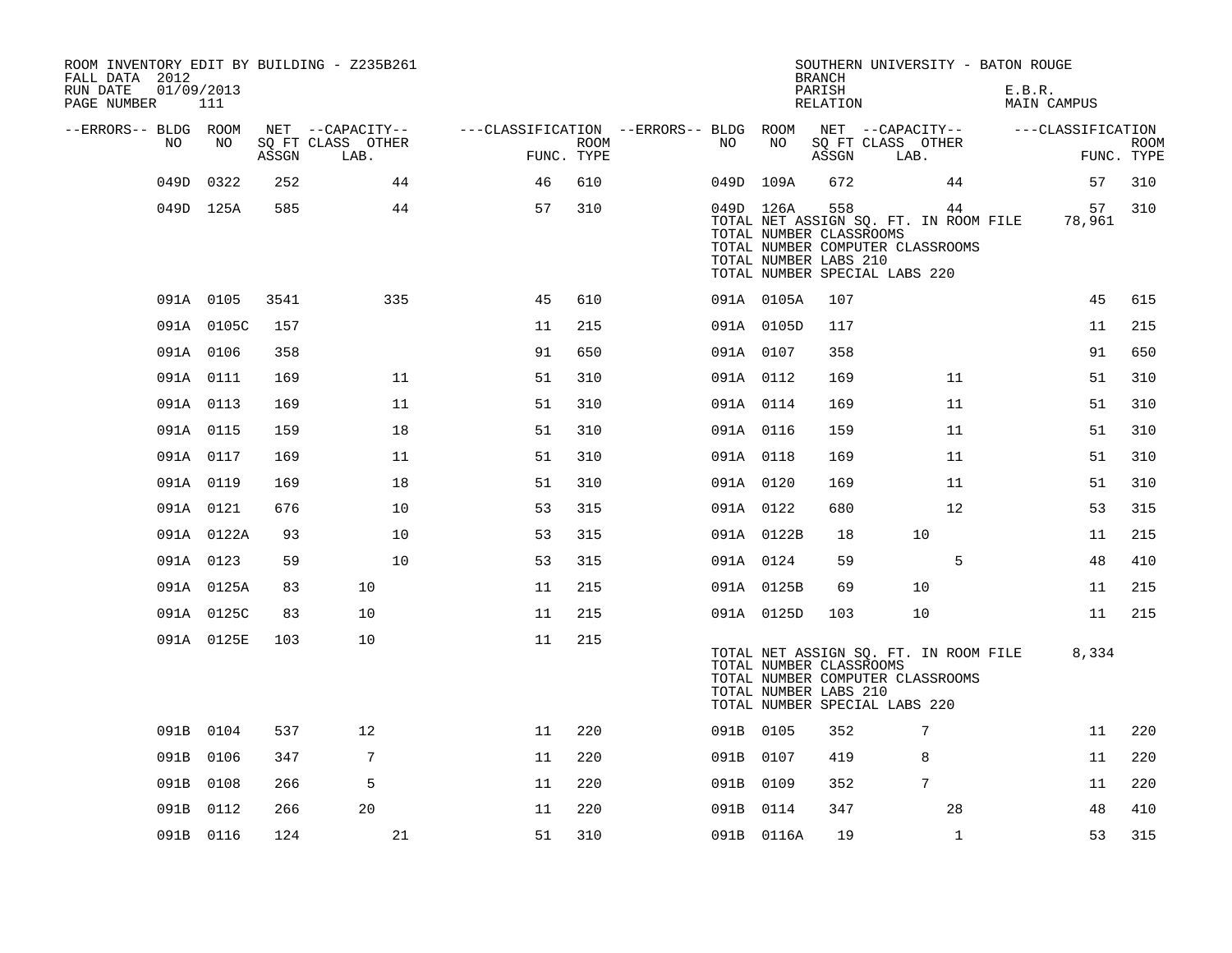ROOM INVENTORY EDIT BY BUILDING - Z235B261
FALL DATA 2012
RUN DATE 01/09/2013

SOUTHERN UNIVERSITY - BATON ROUGE
BRANCH
PARISH E.B.R.
RELATION MAIN CAMPUS

| --ERRORS-- | BLDG NO | ROOM NO | NET SQ FT ASSGN | CAPACITY CLASS LAB. | CAPACITY OTHER | CLASSIFICATION FUNC. | ROOM TYPE | --ERRORS-- | BLDG NO | ROOM NO | NET SQ FT ASSGN | CAPACITY CLASS LAB. | CAPACITY OTHER | CLASSIFICATION FUNC. | ROOM TYPE |
|---|---|---|---|---|---|---|---|---|---|---|---|---|---|---|---|
| | 049D | 0322 | 252 | | 44 | 46 | 610 | | 049D | 109A | 672 | | 44 | 57 | 310 |
| | 049D | 125A | 585 | | 44 | 57 | 310 | | 049D | 126A | 558 | | 44 | 57 | 310 |

TOTAL NET ASSIGN SQ. FT. IN ROOM FILE 78,961
TOTAL NUMBER CLASSROOMS
TOTAL NUMBER COMPUTER CLASSROOMS
TOTAL NUMBER LABS 210
TOTAL NUMBER SPECIAL LABS 220

| --ERRORS-- | BLDG NO | ROOM NO | NET SQ FT ASSGN | CAPACITY CLASS LAB. | CAPACITY OTHER | CLASSIFICATION FUNC. | ROOM TYPE | --ERRORS-- | BLDG NO | ROOM NO | NET SQ FT ASSGN | CAPACITY CLASS LAB. | CAPACITY OTHER | CLASSIFICATION FUNC. | ROOM TYPE |
|---|---|---|---|---|---|---|---|---|---|---|---|---|---|---|---|
| | 091A | 0105 | 3541 | | 335 | 45 | 610 | | 091A | 0105A | 107 | | | 45 | 615 |
| | 091A | 0105C | 157 | | | 11 | 215 | | 091A | 0105D | 117 | | | 11 | 215 |
| | 091A | 0106 | 358 | | | 91 | 650 | | 091A | 0107 | 358 | | | 91 | 650 |
| | 091A | 0111 | 169 | | 11 | 51 | 310 | | 091A | 0112 | 169 | | 11 | 51 | 310 |
| | 091A | 0113 | 169 | | 11 | 51 | 310 | | 091A | 0114 | 169 | | 11 | 51 | 310 |
| | 091A | 0115 | 159 | | 18 | 51 | 310 | | 091A | 0116 | 159 | | 11 | 51 | 310 |
| | 091A | 0117 | 169 | | 11 | 51 | 310 | | 091A | 0118 | 169 | | 11 | 51 | 310 |
| | 091A | 0119 | 169 | | 18 | 51 | 310 | | 091A | 0120 | 169 | | 11 | 51 | 310 |
| | 091A | 0121 | 676 | | 10 | 53 | 315 | | 091A | 0122 | 680 | | 12 | 53 | 315 |
| | 091A | 0122A | 93 | | 10 | 53 | 315 | | 091A | 0122B | 18 | 10 | | 11 | 215 |
| | 091A | 0123 | 59 | | 10 | 53 | 315 | | 091A | 0124 | 59 | | 5 | 48 | 410 |
| | 091A | 0125A | 83 | 10 | | 11 | 215 | | 091A | 0125B | 69 | 10 | | 11 | 215 |
| | 091A | 0125C | 83 | 10 | | 11 | 215 | | 091A | 0125D | 103 | 10 | | 11 | 215 |
| | 091A | 0125E | 103 | 10 | | 11 | 215 | | | | | | | | |

TOTAL NET ASSIGN SQ. FT. IN ROOM FILE 8,334
TOTAL NUMBER CLASSROOMS
TOTAL NUMBER COMPUTER CLASSROOMS
TOTAL NUMBER LABS 210
TOTAL NUMBER SPECIAL LABS 220

| --ERRORS-- | BLDG NO | ROOM NO | NET SQ FT ASSGN | CAPACITY CLASS LAB. | CAPACITY OTHER | CLASSIFICATION FUNC. | ROOM TYPE | --ERRORS-- | BLDG NO | ROOM NO | NET SQ FT ASSGN | CAPACITY CLASS LAB. | CAPACITY OTHER | CLASSIFICATION FUNC. | ROOM TYPE |
|---|---|---|---|---|---|---|---|---|---|---|---|---|---|---|---|
| | 091B | 0104 | 537 | 12 | | 11 | 220 | | 091B | 0105 | 352 | 7 | | 11 | 220 |
| | 091B | 0106 | 347 | 7 | | 11 | 220 | | 091B | 0107 | 419 | 8 | | 11 | 220 |
| | 091B | 0108 | 266 | 5 | | 11 | 220 | | 091B | 0109 | 352 | 7 | | 11 | 220 |
| | 091B | 0112 | 266 | 20 | | 11 | 220 | | 091B | 0114 | 347 | | 28 | 48 | 410 |
| | 091B | 0116 | 124 | | 21 | 51 | 310 | | 091B | 0116A | 19 | | 1 | 53 | 315 |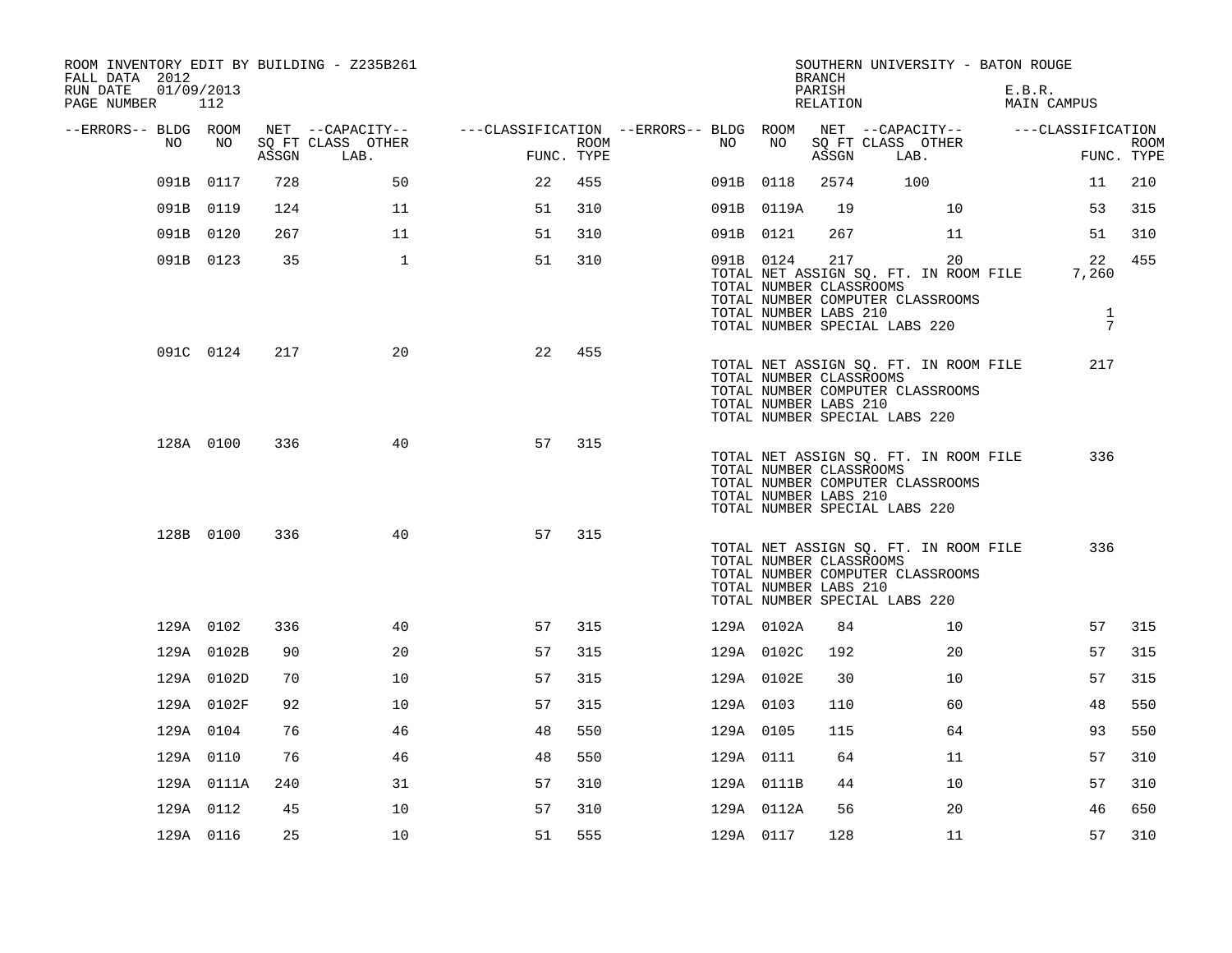ROOM INVENTORY EDIT BY BUILDING - Z235B261
FALL DATA 2012
RUN DATE 01/09/2013

SOUTHERN UNIVERSITY - BATON ROUGE
BRANCH
PARISH E.B.R.
RELATION MAIN CAMPUS

| --ERRORS-- | BLDG NO | ROOM NO | NET SQ FT ASSGN | CAPACITY CLASS LAB. | CAPACITY OTHER | CLASSIFICATION FUNC. | ROOM TYPE | --ERRORS-- | BLDG NO | ROOM NO | NET SQ FT ASSGN | CAPACITY CLASS LAB. | CAPACITY OTHER | CLASSIFICATION FUNC. | ROOM TYPE |
|---|---|---|---|---|---|---|---|---|---|---|---|---|---|---|---|
| | 091B | 0117 | 728 | | 50 | 22 | 455 | | 091B | 0118 | 2574 | 100 | | 11 | 210 |
| | 091B | 0119 | 124 | | 11 | 51 | 310 | | 091B | 0119A | 19 | | 10 | 53 | 315 |
| | 091B | 0120 | 267 | | 11 | 51 | 310 | | 091B | 0121 | 267 | | 11 | 51 | 310 |
| | 091B | 0123 | 35 | | 1 | 51 | 310 | | 091B | 0124 | 217 | | 20 | 22 | 455 |

TOTAL NET ASSIGN SQ. FT. IN ROOM FILE 7,260
TOTAL NUMBER CLASSROOMS
TOTAL NUMBER COMPUTER CLASSROOMS
TOTAL NUMBER LABS 210 1
TOTAL NUMBER SPECIAL LABS 220 7

| --ERRORS-- | BLDG NO | ROOM NO | NET SQ FT ASSGN | CAPACITY CLASS LAB. | CAPACITY OTHER | CLASSIFICATION FUNC. | ROOM TYPE |
|---|---|---|---|---|---|---|---|
| | 091C | 0124 | 217 | | 20 | 22 | 455 |

TOTAL NET ASSIGN SQ. FT. IN ROOM FILE 217
TOTAL NUMBER CLASSROOMS
TOTAL NUMBER COMPUTER CLASSROOMS
TOTAL NUMBER LABS 210
TOTAL NUMBER SPECIAL LABS 220

| --ERRORS-- | BLDG NO | ROOM NO | NET SQ FT ASSGN | CAPACITY CLASS LAB. | CAPACITY OTHER | CLASSIFICATION FUNC. | ROOM TYPE |
|---|---|---|---|---|---|---|---|
| | 128A | 0100 | 336 | | 40 | 57 | 315 |

TOTAL NET ASSIGN SQ. FT. IN ROOM FILE 336
TOTAL NUMBER CLASSROOMS
TOTAL NUMBER COMPUTER CLASSROOMS
TOTAL NUMBER LABS 210
TOTAL NUMBER SPECIAL LABS 220

| --ERRORS-- | BLDG NO | ROOM NO | NET SQ FT ASSGN | CAPACITY CLASS LAB. | CAPACITY OTHER | CLASSIFICATION FUNC. | ROOM TYPE |
|---|---|---|---|---|---|---|---|
| | 128B | 0100 | 336 | | 40 | 57 | 315 |

TOTAL NET ASSIGN SQ. FT. IN ROOM FILE 336
TOTAL NUMBER CLASSROOMS
TOTAL NUMBER COMPUTER CLASSROOMS
TOTAL NUMBER LABS 210
TOTAL NUMBER SPECIAL LABS 220

| --ERRORS-- | BLDG NO | ROOM NO | NET SQ FT ASSGN | CAPACITY CLASS LAB. | CAPACITY OTHER | CLASSIFICATION FUNC. | ROOM TYPE | --ERRORS-- | BLDG NO | ROOM NO | NET SQ FT ASSGN | CAPACITY CLASS LAB. | CAPACITY OTHER | CLASSIFICATION FUNC. | ROOM TYPE |
|---|---|---|---|---|---|---|---|---|---|---|---|---|---|---|---|
| | 129A | 0102 | 336 | | 40 | 57 | 315 | | 129A | 0102A | 84 | | 10 | 57 | 315 |
| | 129A | 0102B | 90 | | 20 | 57 | 315 | | 129A | 0102C | 192 | | 20 | 57 | 315 |
| | 129A | 0102D | 70 | | 10 | 57 | 315 | | 129A | 0102E | 30 | | 10 | 57 | 315 |
| | 129A | 0102F | 92 | | 10 | 57 | 315 | | 129A | 0103 | 110 | | 60 | 48 | 550 |
| | 129A | 0104 | 76 | | 46 | 48 | 550 | | 129A | 0105 | 115 | | 64 | 93 | 550 |
| | 129A | 0110 | 76 | | 46 | 48 | 550 | | 129A | 0111 | 64 | | 11 | 57 | 310 |
| | 129A | 0111A | 240 | | 31 | 57 | 310 | | 129A | 0111B | 44 | | 10 | 57 | 310 |
| | 129A | 0112 | 45 | | 10 | 57 | 310 | | 129A | 0112A | 56 | | 20 | 46 | 650 |
| | 129A | 0116 | 25 | | 10 | 51 | 555 | | 129A | 0117 | 128 | | 11 | 57 | 310 |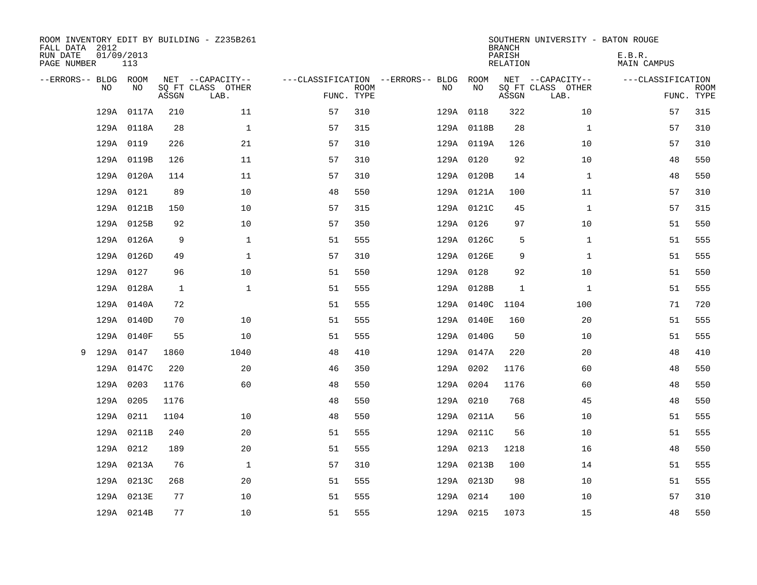ROOM INVENTORY EDIT BY BUILDING - Z235B261
FALL DATA 2012
RUN DATE 01/09/2013
PAGE NUMBER 113

SOUTHERN UNIVERSITY - BATON ROUGE
BRANCH
PARISH E.B.R.
RELATION MAIN CAMPUS

| --ERRORS-- | BLDG NO | ROOM NO | NET SQ FT ASSGN | --CAPACITY-- CLASS | OTHER LAB. | ---CLASSIFICATION FUNC. | ROOM TYPE | --ERRORS-- | BLDG NO | ROOM NO | NET SQ FT ASSGN | --CAPACITY-- CLASS | OTHER LAB. | ---CLASSIFICATION FUNC. | ROOM TYPE |
|---|---|---|---|---|---|---|---|---|---|---|---|---|---|---|---|
| | 129A | 0117A | 210 | 11 | | 57 | 310 | | 129A | 0118 | 322 | 10 | | 57 | 315 |
| | 129A | 0118A | 28 | 1 | | 57 | 315 | | 129A | 0118B | 28 | 1 | | 57 | 310 |
| | 129A | 0119 | 226 | 21 | | 57 | 310 | | 129A | 0119A | 126 | 10 | | 57 | 310 |
| | 129A | 0119B | 126 | 11 | | 57 | 310 | | 129A | 0120 | 92 | 10 | | 48 | 550 |
| | 129A | 0120A | 114 | 11 | | 57 | 310 | | 129A | 0120B | 14 | 1 | | 48 | 550 |
| | 129A | 0121 | 89 | 10 | | 48 | 550 | | 129A | 0121A | 100 | 11 | | 57 | 310 |
| | 129A | 0121B | 150 | 10 | | 57 | 315 | | 129A | 0121C | 45 | 1 | | 57 | 315 |
| | 129A | 0125B | 92 | 10 | | 57 | 350 | | 129A | 0126 | 97 | 10 | | 51 | 550 |
| | 129A | 0126A | 9 | 1 | | 51 | 555 | | 129A | 0126C | 5 | 1 | | 51 | 555 |
| | 129A | 0126D | 49 | 1 | | 57 | 310 | | 129A | 0126E | 9 | 1 | | 51 | 555 |
| | 129A | 0127 | 96 | 10 | | 51 | 550 | | 129A | 0128 | 92 | 10 | | 51 | 550 |
| | 129A | 0128A | 1 | 1 | | 51 | 555 | | 129A | 0128B | 1 | 1 | | 51 | 555 |
| | 129A | 0140A | 72 | | | 51 | 555 | | 129A | 0140C | 1104 | 100 | | 71 | 720 |
| | 129A | 0140D | 70 | 10 | | 51 | 555 | | 129A | 0140E | 160 | 20 | | 51 | 555 |
| | 129A | 0140F | 55 | 10 | | 51 | 555 | | 129A | 0140G | 50 | 10 | | 51 | 555 |
| 9 | 129A | 0147 | 1860 | 1040 | | 48 | 410 | | 129A | 0147A | 220 | 20 | | 48 | 410 |
| | 129A | 0147C | 220 | 20 | | 46 | 350 | | 129A | 0202 | 1176 | 60 | | 48 | 550 |
| | 129A | 0203 | 1176 | 60 | | 48 | 550 | | 129A | 0204 | 1176 | 60 | | 48 | 550 |
| | 129A | 0205 | 1176 | | | 48 | 550 | | 129A | 0210 | 768 | 45 | | 48 | 550 |
| | 129A | 0211 | 1104 | 10 | | 48 | 550 | | 129A | 0211A | 56 | 10 | | 51 | 555 |
| | 129A | 0211B | 240 | 20 | | 51 | 555 | | 129A | 0211C | 56 | 10 | | 51 | 555 |
| | 129A | 0212 | 189 | 20 | | 51 | 555 | | 129A | 0213 | 1218 | 16 | | 48 | 550 |
| | 129A | 0213A | 76 | 1 | | 57 | 310 | | 129A | 0213B | 100 | 14 | | 51 | 555 |
| | 129A | 0213C | 268 | 20 | | 51 | 555 | | 129A | 0213D | 98 | 10 | | 51 | 555 |
| | 129A | 0213E | 77 | 10 | | 51 | 555 | | 129A | 0214 | 100 | 10 | | 57 | 310 |
| | 129A | 0214B | 77 | 10 | | 51 | 555 | | 129A | 0215 | 1073 | 15 | | 48 | 550 |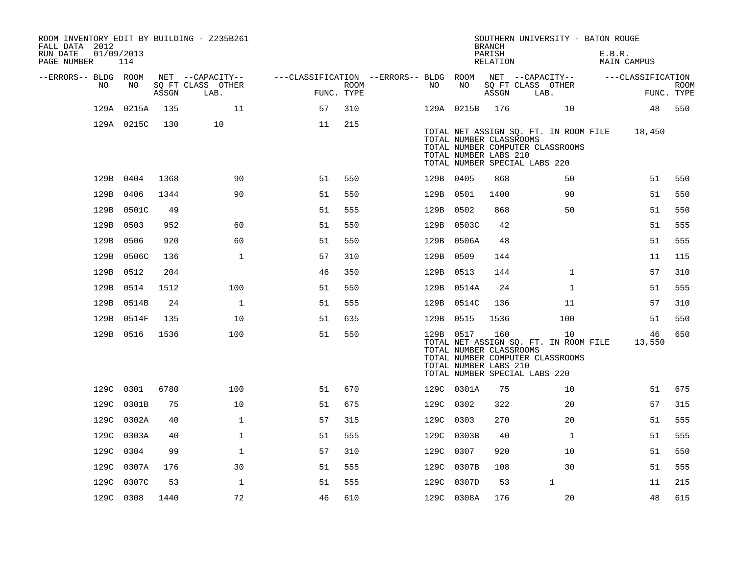ROOM INVENTORY EDIT BY BUILDING - Z235B261
FALL DATA 2012
RUN DATE 01/09/2013
PAGE NUMBER 114

SOUTHERN UNIVERSITY - BATON ROUGE
BRANCH
PARISH E.B.R.
RELATION MAIN CAMPUS

| --ERRORS-- | BLDG NO | ROOM NO | NET SQ FT ASSGN | CAPACITY CLASS LAB. | CAPACITY OTHER | CLASSIFICATION FUNC. | ROOM TYPE | --ERRORS-- | BLDG NO | ROOM NO | NET SQ FT ASSGN | CAPACITY CLASS LAB. | CAPACITY OTHER | CLASSIFICATION FUNC. | ROOM TYPE |
|---|---|---|---|---|---|---|---|---|---|---|---|---|---|---|---|
| | 129A | 0215A | 135 | | 11 | 57 | 310 | | 129A | 0215B | 176 | | 10 | 48 | 550 |
| | 129A | 0215C | 130 | 10 | | 11 | 215 | | | | | | | | |
| | | | | | | | | | TOTAL NET ASSIGN SQ. FT. IN ROOM FILE | | | | | 18,450 | |
| | | | | | | | | | TOTAL NUMBER CLASSROOMS | | | | | | |
| | | | | | | | | | TOTAL NUMBER COMPUTER CLASSROOMS | | | | | | |
| | | | | | | | | | TOTAL NUMBER LABS 210 | | | | | | |
| | | | | | | | | | TOTAL NUMBER SPECIAL LABS 220 | | | | | | |
| | 129B | 0404 | 1368 | | 90 | 51 | 550 | | 129B | 0405 | 868 | | 50 | 51 | 550 |
| | 129B | 0406 | 1344 | | 90 | 51 | 550 | | 129B | 0501 | 1400 | | 90 | 51 | 550 |
| | 129B | 0501C | 49 | | | 51 | 555 | | 129B | 0502 | 868 | | 50 | 51 | 550 |
| | 129B | 0503 | 952 | | 60 | 51 | 550 | | 129B | 0503C | 42 | | | 51 | 555 |
| | 129B | 0506 | 920 | | 60 | 51 | 550 | | 129B | 0506A | 48 | | | 51 | 555 |
| | 129B | 0506C | 136 | | 1 | 57 | 310 | | 129B | 0509 | 144 | | | 11 | 115 |
| | 129B | 0512 | 204 | | | 46 | 350 | | 129B | 0513 | 144 | | 1 | 57 | 310 |
| | 129B | 0514 | 1512 | | 100 | 51 | 550 | | 129B | 0514A | 24 | | 1 | 51 | 555 |
| | 129B | 0514B | 24 | | 1 | 51 | 555 | | 129B | 0514C | 136 | | 11 | 57 | 310 |
| | 129B | 0514F | 135 | | 10 | 51 | 635 | | 129B | 0515 | 1536 | | 100 | 51 | 550 |
| | 129B | 0516 | 1536 | | 100 | 51 | 550 | | 129B | 0517 | 160 | | 10 | 46 | 650 |
| | | | | | | | | | TOTAL NET ASSIGN SQ. FT. IN ROOM FILE | | | | | 13,550 | |
| | | | | | | | | | TOTAL NUMBER CLASSROOMS | | | | | | |
| | | | | | | | | | TOTAL NUMBER COMPUTER CLASSROOMS | | | | | | |
| | | | | | | | | | TOTAL NUMBER LABS 210 | | | | | | |
| | | | | | | | | | TOTAL NUMBER SPECIAL LABS 220 | | | | | | |
| | 129C | 0301 | 6780 | | 100 | 51 | 670 | | 129C | 0301A | 75 | | 10 | 51 | 675 |
| | 129C | 0301B | 75 | | 10 | 51 | 675 | | 129C | 0302 | 322 | | 20 | 57 | 315 |
| | 129C | 0302A | 40 | | 1 | 57 | 315 | | 129C | 0303 | 270 | | 20 | 51 | 555 |
| | 129C | 0303A | 40 | | 1 | 51 | 555 | | 129C | 0303B | 40 | | 1 | 51 | 555 |
| | 129C | 0304 | 99 | | 1 | 57 | 310 | | 129C | 0307 | 920 | | 10 | 51 | 550 |
| | 129C | 0307A | 176 | | 30 | 51 | 555 | | 129C | 0307B | 108 | | 30 | 51 | 555 |
| | 129C | 0307C | 53 | | 1 | 51 | 555 | | 129C | 0307D | 53 | 1 | | 11 | 215 |
| | 129C | 0308 | 1440 | | 72 | 46 | 610 | | 129C | 0308A | 176 | | 20 | 48 | 615 |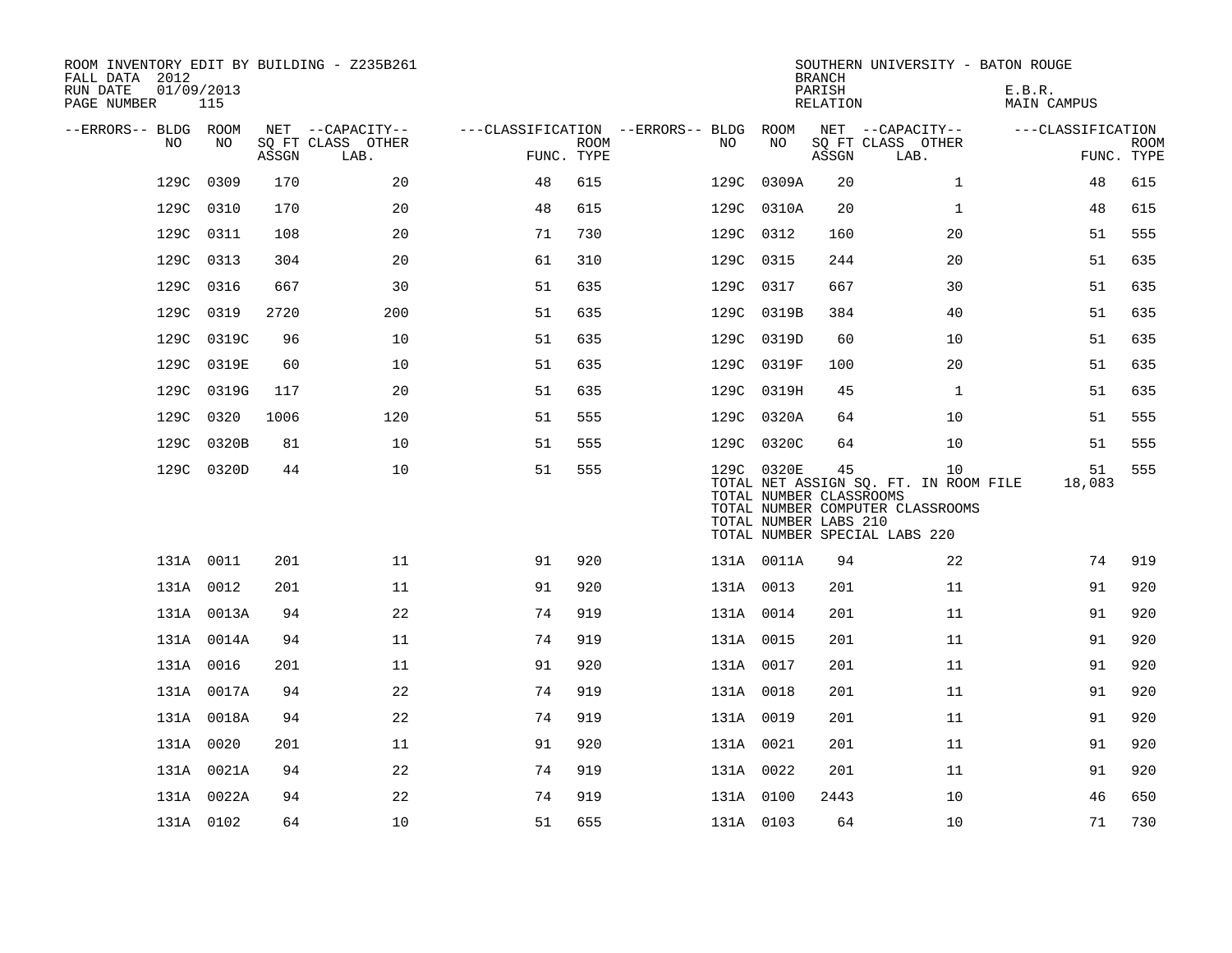ROOM INVENTORY EDIT BY BUILDING - Z235B261
FALL DATA 2012
RUN DATE 01/09/2013
PAGE NUMBER 115

SOUTHERN UNIVERSITY - BATON ROUGE
BRANCH
PARISH E.B.R.
RELATION MAIN CAMPUS

| --ERRORS-- | BLDG NO | ROOM NO | NET SQ FT ASSGN | --CAPACITY-- CLASS LAB. | OTHER | ---CLASSIFICATION FUNC. | ROOM TYPE | --ERRORS-- | BLDG NO | ROOM NO | NET SQ FT ASSGN | --CAPACITY-- CLASS LAB. | OTHER | ---CLASSIFICATION FUNC. | ROOM TYPE |
|---|---|---|---|---|---|---|---|---|---|---|---|---|---|---|---|
| | 129C | 0309 | 170 | | 20 | 48 | 615 | | 129C | 0309A | 20 | | 1 | 48 | 615 |
| | 129C | 0310 | 170 | | 20 | 48 | 615 | | 129C | 0310A | 20 | | 1 | 48 | 615 |
| | 129C | 0311 | 108 | | 20 | 71 | 730 | | 129C | 0312 | 160 | | 20 | 51 | 555 |
| | 129C | 0313 | 304 | | 20 | 61 | 310 | | 129C | 0315 | 244 | | 20 | 51 | 635 |
| | 129C | 0316 | 667 | | 30 | 51 | 635 | | 129C | 0317 | 667 | | 30 | 51 | 635 |
| | 129C | 0319 | 2720 | | 200 | 51 | 635 | | 129C | 0319B | 384 | | 40 | 51 | 635 |
| | 129C | 0319C | 96 | | 10 | 51 | 635 | | 129C | 0319D | 60 | | 10 | 51 | 635 |
| | 129C | 0319E | 60 | | 10 | 51 | 635 | | 129C | 0319F | 100 | | 20 | 51 | 635 |
| | 129C | 0319G | 117 | | 20 | 51 | 635 | | 129C | 0319H | 45 | | 1 | 51 | 635 |
| | 129C | 0320 | 1006 | | 120 | 51 | 555 | | 129C | 0320A | 64 | | 10 | 51 | 555 |
| | 129C | 0320B | 81 | | 10 | 51 | 555 | | 129C | 0320C | 64 | | 10 | 51 | 555 |
| | 129C | 0320D | 44 | | 10 | 51 | 555 | | 129C | 0320E | 45 | | 10 | 51 | 555 |
| | | | | | | | | | TOTAL NET ASSIGN SQ. FT. IN ROOM FILE | | | | | 18,083 | |
| | | | | | | | | | TOTAL NUMBER CLASSROOMS | | | | | | |
| | | | | | | | | | TOTAL NUMBER COMPUTER CLASSROOMS | | | | | | |
| | | | | | | | | | TOTAL NUMBER LABS 210 | | | | | | |
| | | | | | | | | | TOTAL NUMBER SPECIAL LABS 220 | | | | | | |
| | 131A | 0011 | 201 | | 11 | 91 | 920 | | 131A | 0011A | 94 | | 22 | 74 | 919 |
| | 131A | 0012 | 201 | | 11 | 91 | 920 | | 131A | 0013 | 201 | | 11 | 91 | 920 |
| | 131A | 0013A | 94 | | 22 | 74 | 919 | | 131A | 0014 | 201 | | 11 | 91 | 920 |
| | 131A | 0014A | 94 | | 11 | 74 | 919 | | 131A | 0015 | 201 | | 11 | 91 | 920 |
| | 131A | 0016 | 201 | | 11 | 91 | 920 | | 131A | 0017 | 201 | | 11 | 91 | 920 |
| | 131A | 0017A | 94 | | 22 | 74 | 919 | | 131A | 0018 | 201 | | 11 | 91 | 920 |
| | 131A | 0018A | 94 | | 22 | 74 | 919 | | 131A | 0019 | 201 | | 11 | 91 | 920 |
| | 131A | 0020 | 201 | | 11 | 91 | 920 | | 131A | 0021 | 201 | | 11 | 91 | 920 |
| | 131A | 0021A | 94 | | 22 | 74 | 919 | | 131A | 0022 | 201 | | 11 | 91 | 920 |
| | 131A | 0022A | 94 | | 22 | 74 | 919 | | 131A | 0100 | 2443 | | 10 | 46 | 650 |
| | 131A | 0102 | 64 | | 10 | 51 | 655 | | 131A | 0103 | 64 | | 10 | 71 | 730 |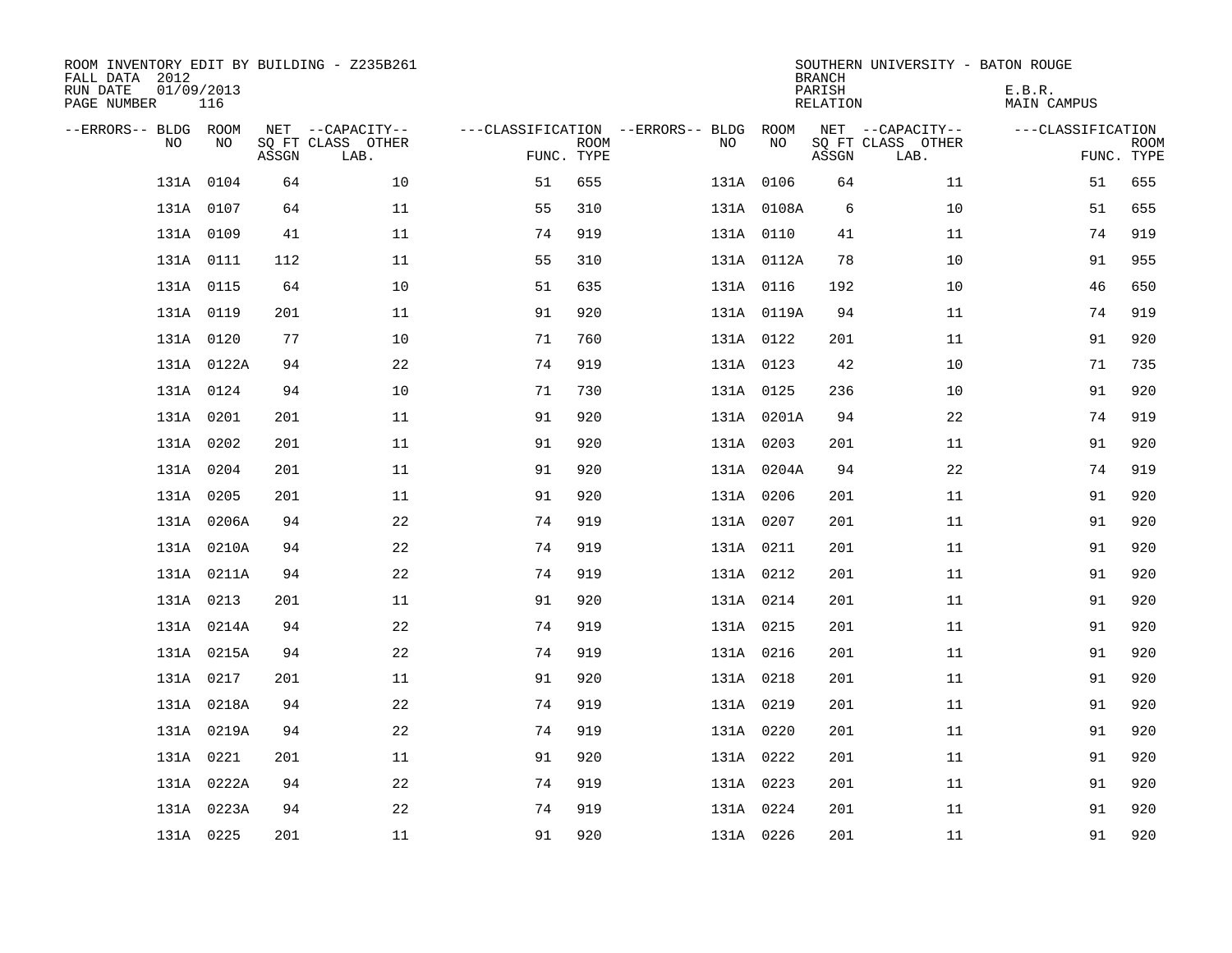ROOM INVENTORY EDIT BY BUILDING - Z235B261
FALL DATA 2012
RUN DATE 01/09/2013
PAGE NUMBER 116

SOUTHERN UNIVERSITY - BATON ROUGE
BRANCH
PARISH E.B.R.
RELATION MAIN CAMPUS

| --ERRORS-- | BLDG NO | ROOM NO | NET SQ FT ASSGN | --CAPACITY-- CLASS LAB. | OTHER | ---CLASSIFICATION FUNC. | ROOM TYPE | --ERRORS-- | BLDG NO | ROOM NO | NET SQ FT ASSGN | --CAPACITY-- CLASS LAB. | OTHER | ---CLASSIFICATION FUNC. | ROOM TYPE |
|---|---|---|---|---|---|---|---|---|---|---|---|---|---|---|---|
| | 131A | 0104 | 64 | | 10 | 51 | 655 | | 131A | 0106 | 64 | | 11 | 51 | 655 |
| | 131A | 0107 | 64 | | 11 | 55 | 310 | | 131A | 0108A | 6 | | 10 | 51 | 655 |
| | 131A | 0109 | 41 | | 11 | 74 | 919 | | 131A | 0110 | 41 | | 11 | 74 | 919 |
| | 131A | 0111 | 112 | | 11 | 55 | 310 | | 131A | 0112A | 78 | | 10 | 91 | 955 |
| | 131A | 0115 | 64 | | 10 | 51 | 635 | | 131A | 0116 | 192 | | 10 | 46 | 650 |
| | 131A | 0119 | 201 | | 11 | 91 | 920 | | 131A | 0119A | 94 | | 11 | 74 | 919 |
| | 131A | 0120 | 77 | | 10 | 71 | 760 | | 131A | 0122 | 201 | | 11 | 91 | 920 |
| | 131A | 0122A | 94 | | 22 | 74 | 919 | | 131A | 0123 | 42 | | 10 | 71 | 735 |
| | 131A | 0124 | 94 | | 10 | 71 | 730 | | 131A | 0125 | 236 | | 10 | 91 | 920 |
| | 131A | 0201 | 201 | | 11 | 91 | 920 | | 131A | 0201A | 94 | | 22 | 74 | 919 |
| | 131A | 0202 | 201 | | 11 | 91 | 920 | | 131A | 0203 | 201 | | 11 | 91 | 920 |
| | 131A | 0204 | 201 | | 11 | 91 | 920 | | 131A | 0204A | 94 | | 22 | 74 | 919 |
| | 131A | 0205 | 201 | | 11 | 91 | 920 | | 131A | 0206 | 201 | | 11 | 91 | 920 |
| | 131A | 0206A | 94 | | 22 | 74 | 919 | | 131A | 0207 | 201 | | 11 | 91 | 920 |
| | 131A | 0210A | 94 | | 22 | 74 | 919 | | 131A | 0211 | 201 | | 11 | 91 | 920 |
| | 131A | 0211A | 94 | | 22 | 74 | 919 | | 131A | 0212 | 201 | | 11 | 91 | 920 |
| | 131A | 0213 | 201 | | 11 | 91 | 920 | | 131A | 0214 | 201 | | 11 | 91 | 920 |
| | 131A | 0214A | 94 | | 22 | 74 | 919 | | 131A | 0215 | 201 | | 11 | 91 | 920 |
| | 131A | 0215A | 94 | | 22 | 74 | 919 | | 131A | 0216 | 201 | | 11 | 91 | 920 |
| | 131A | 0217 | 201 | | 11 | 91 | 920 | | 131A | 0218 | 201 | | 11 | 91 | 920 |
| | 131A | 0218A | 94 | | 22 | 74 | 919 | | 131A | 0219 | 201 | | 11 | 91 | 920 |
| | 131A | 0219A | 94 | | 22 | 74 | 919 | | 131A | 0220 | 201 | | 11 | 91 | 920 |
| | 131A | 0221 | 201 | | 11 | 91 | 920 | | 131A | 0222 | 201 | | 11 | 91 | 920 |
| | 131A | 0222A | 94 | | 22 | 74 | 919 | | 131A | 0223 | 201 | | 11 | 91 | 920 |
| | 131A | 0223A | 94 | | 22 | 74 | 919 | | 131A | 0224 | 201 | | 11 | 91 | 920 |
| | 131A | 0225 | 201 | | 11 | 91 | 920 | | 131A | 0226 | 201 | | 11 | 91 | 920 |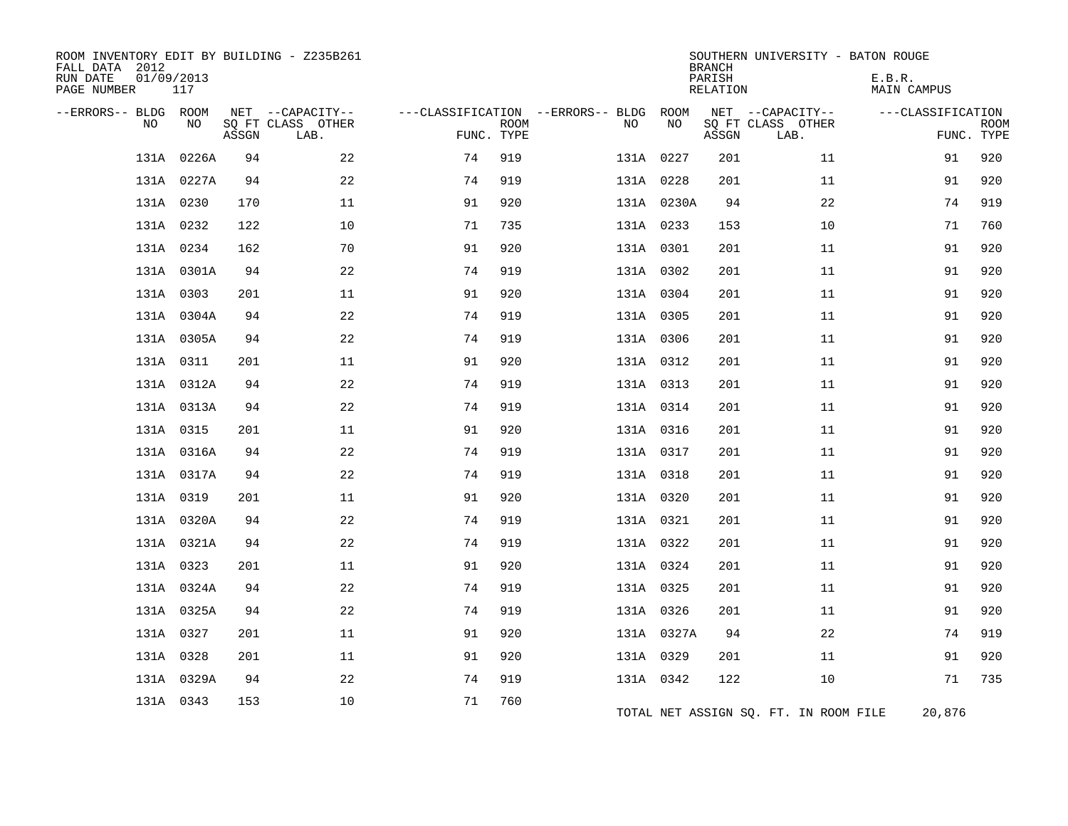ROOM INVENTORY EDIT BY BUILDING - Z235B261
FALL DATA 2012
RUN DATE 01/09/2013
PAGE NUMBER 117

SOUTHERN UNIVERSITY - BATON ROUGE
BRANCH
PARISH E.B.R.
RELATION MAIN CAMPUS

| --ERRORS-- | BLDG NO | ROOM NO | NET SQ FT ASSGN | --CAPACITY-- CLASS | OTHER LAB. | ---CLASSIFICATION FUNC. | ROOM TYPE | --ERRORS-- | BLDG NO | ROOM NO | NET SQ FT ASSGN | --CAPACITY-- CLASS | OTHER LAB. | ---CLASSIFICATION FUNC. | ROOM TYPE |
|---|---|---|---|---|---|---|---|---|---|---|---|---|---|---|---|
| | 131A | 0226A | 94 | | 22 | 74 | 919 | | 131A | 0227 | 201 | | 11 | 91 | 920 |
| | 131A | 0227A | 94 | | 22 | 74 | 919 | | 131A | 0228 | 201 | | 11 | 91 | 920 |
| | 131A | 0230 | 170 | | 11 | 91 | 920 | | 131A | 0230A | 94 | | 22 | 74 | 919 |
| | 131A | 0232 | 122 | | 10 | 71 | 735 | | 131A | 0233 | 153 | | 10 | 71 | 760 |
| | 131A | 0234 | 162 | | 70 | 91 | 920 | | 131A | 0301 | 201 | | 11 | 91 | 920 |
| | 131A | 0301A | 94 | | 22 | 74 | 919 | | 131A | 0302 | 201 | | 11 | 91 | 920 |
| | 131A | 0303 | 201 | | 11 | 91 | 920 | | 131A | 0304 | 201 | | 11 | 91 | 920 |
| | 131A | 0304A | 94 | | 22 | 74 | 919 | | 131A | 0305 | 201 | | 11 | 91 | 920 |
| | 131A | 0305A | 94 | | 22 | 74 | 919 | | 131A | 0306 | 201 | | 11 | 91 | 920 |
| | 131A | 0311 | 201 | | 11 | 91 | 920 | | 131A | 0312 | 201 | | 11 | 91 | 920 |
| | 131A | 0312A | 94 | | 22 | 74 | 919 | | 131A | 0313 | 201 | | 11 | 91 | 920 |
| | 131A | 0313A | 94 | | 22 | 74 | 919 | | 131A | 0314 | 201 | | 11 | 91 | 920 |
| | 131A | 0315 | 201 | | 11 | 91 | 920 | | 131A | 0316 | 201 | | 11 | 91 | 920 |
| | 131A | 0316A | 94 | | 22 | 74 | 919 | | 131A | 0317 | 201 | | 11 | 91 | 920 |
| | 131A | 0317A | 94 | | 22 | 74 | 919 | | 131A | 0318 | 201 | | 11 | 91 | 920 |
| | 131A | 0319 | 201 | | 11 | 91 | 920 | | 131A | 0320 | 201 | | 11 | 91 | 920 |
| | 131A | 0320A | 94 | | 22 | 74 | 919 | | 131A | 0321 | 201 | | 11 | 91 | 920 |
| | 131A | 0321A | 94 | | 22 | 74 | 919 | | 131A | 0322 | 201 | | 11 | 91 | 920 |
| | 131A | 0323 | 201 | | 11 | 91 | 920 | | 131A | 0324 | 201 | | 11 | 91 | 920 |
| | 131A | 0324A | 94 | | 22 | 74 | 919 | | 131A | 0325 | 201 | | 11 | 91 | 920 |
| | 131A | 0325A | 94 | | 22 | 74 | 919 | | 131A | 0326 | 201 | | 11 | 91 | 920 |
| | 131A | 0327 | 201 | | 11 | 91 | 920 | | 131A | 0327A | 94 | | 22 | 74 | 919 |
| | 131A | 0328 | 201 | | 11 | 91 | 920 | | 131A | 0329 | 201 | | 11 | 91 | 920 |
| | 131A | 0329A | 94 | | 22 | 74 | 919 | | 131A | 0342 | 122 | | 10 | 71 | 735 |
| | 131A | 0343 | 153 | | 10 | 71 | 760 | | | | | | | | |

TOTAL NET ASSIGN SQ. FT. IN ROOM FILE 20,876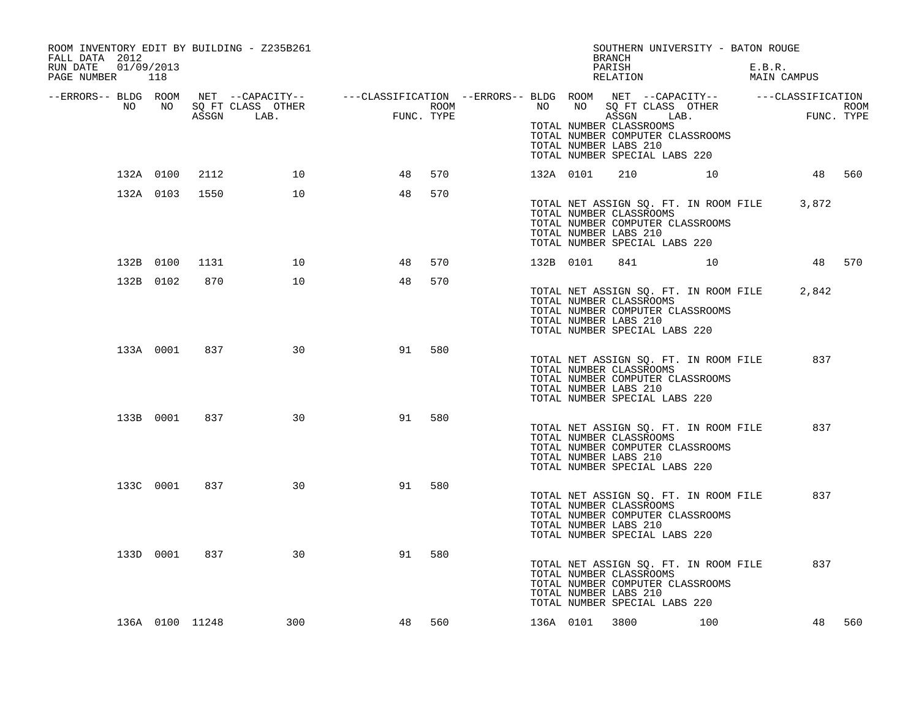ROOM INVENTORY EDIT BY BUILDING - Z235B261
FALL DATA 2012
RUN DATE 01/09/2013
PAGE NUMBER 118

SOUTHERN UNIVERSITY - BATON ROUGE
BRANCH
PARISH E.B.R.
RELATION MAIN CAMPUS

| --ERRORS-- | BLDG NO | ROOM NO | NET SQ FT ASSGN | --CAPACITY-- CLASS LAB. | OTHER | ---CLASSIFICATION FUNC. | ROOM TYPE | --ERRORS-- | BLDG NO | ROOM NO | NET SQ FT ASSGN | --CAPACITY-- CLASS LAB. | OTHER | ---CLASSIFICATION FUNC. | ROOM TYPE |
|---|---|---|---|---|---|---|---|---|---|---|---|---|---|---|---|
| | | | | | | | | | TOTAL NUMBER CLASSROOMS | | | | | | |
| | | | | | | | | | TOTAL NUMBER COMPUTER CLASSROOMS | | | | | | |
| | | | | | | | | | TOTAL NUMBER LABS 210 | | | | | | |
| | | | | | | | | | TOTAL NUMBER SPECIAL LABS 220 | | | | | | |
| | 132A | 0100 | 2112 | | 10 | 48 | 570 | | 132A | 0101 | 210 | | 10 | 48 | 560 |
| | 132A | 0103 | 1550 | | 10 | 48 | 570 | | | | | | | | |
| | | | | | | | | | TOTAL NET ASSIGN SQ. FT. IN ROOM FILE | | 3,872 | | | | |
| | | | | | | | | | TOTAL NUMBER CLASSROOMS | | | | | | |
| | | | | | | | | | TOTAL NUMBER COMPUTER CLASSROOMS | | | | | | |
| | | | | | | | | | TOTAL NUMBER LABS 210 | | | | | | |
| | | | | | | | | | TOTAL NUMBER SPECIAL LABS 220 | | | | | | |
| | 132B | 0100 | 1131 | | 10 | 48 | 570 | | 132B | 0101 | 841 | | 10 | 48 | 570 |
| | 132B | 0102 | 870 | | 10 | 48 | 570 | | | | | | | | |
| | | | | | | | | | TOTAL NET ASSIGN SQ. FT. IN ROOM FILE | | 2,842 | | | | |
| | | | | | | | | | TOTAL NUMBER CLASSROOMS | | | | | | |
| | | | | | | | | | TOTAL NUMBER COMPUTER CLASSROOMS | | | | | | |
| | | | | | | | | | TOTAL NUMBER LABS 210 | | | | | | |
| | | | | | | | | | TOTAL NUMBER SPECIAL LABS 220 | | | | | | |
| | 133A | 0001 | 837 | | 30 | 91 | 580 | | | | | | | | |
| | | | | | | | | | TOTAL NET ASSIGN SQ. FT. IN ROOM FILE | | 837 | | | | |
| | | | | | | | | | TOTAL NUMBER CLASSROOMS | | | | | | |
| | | | | | | | | | TOTAL NUMBER COMPUTER CLASSROOMS | | | | | | |
| | | | | | | | | | TOTAL NUMBER LABS 210 | | | | | | |
| | | | | | | | | | TOTAL NUMBER SPECIAL LABS 220 | | | | | | |
| | 133B | 0001 | 837 | | 30 | 91 | 580 | | | | | | | | |
| | | | | | | | | | TOTAL NET ASSIGN SQ. FT. IN ROOM FILE | | 837 | | | | |
| | | | | | | | | | TOTAL NUMBER CLASSROOMS | | | | | | |
| | | | | | | | | | TOTAL NUMBER COMPUTER CLASSROOMS | | | | | | |
| | | | | | | | | | TOTAL NUMBER LABS 210 | | | | | | |
| | | | | | | | | | TOTAL NUMBER SPECIAL LABS 220 | | | | | | |
| | 133C | 0001 | 837 | | 30 | 91 | 580 | | | | | | | | |
| | | | | | | | | | TOTAL NET ASSIGN SQ. FT. IN ROOM FILE | | 837 | | | | |
| | | | | | | | | | TOTAL NUMBER CLASSROOMS | | | | | | |
| | | | | | | | | | TOTAL NUMBER COMPUTER CLASSROOMS | | | | | | |
| | | | | | | | | | TOTAL NUMBER LABS 210 | | | | | | |
| | | | | | | | | | TOTAL NUMBER SPECIAL LABS 220 | | | | | | |
| | 133D | 0001 | 837 | | 30 | 91 | 580 | | | | | | | | |
| | | | | | | | | | TOTAL NET ASSIGN SQ. FT. IN ROOM FILE | | 837 | | | | |
| | | | | | | | | | TOTAL NUMBER CLASSROOMS | | | | | | |
| | | | | | | | | | TOTAL NUMBER COMPUTER CLASSROOMS | | | | | | |
| | | | | | | | | | TOTAL NUMBER LABS 210 | | | | | | |
| | | | | | | | | | TOTAL NUMBER SPECIAL LABS 220 | | | | | | |
| | 136A | 0100 | 11248 | | 300 | 48 | 560 | | 136A | 0101 | 3800 | | 100 | 48 | 560 |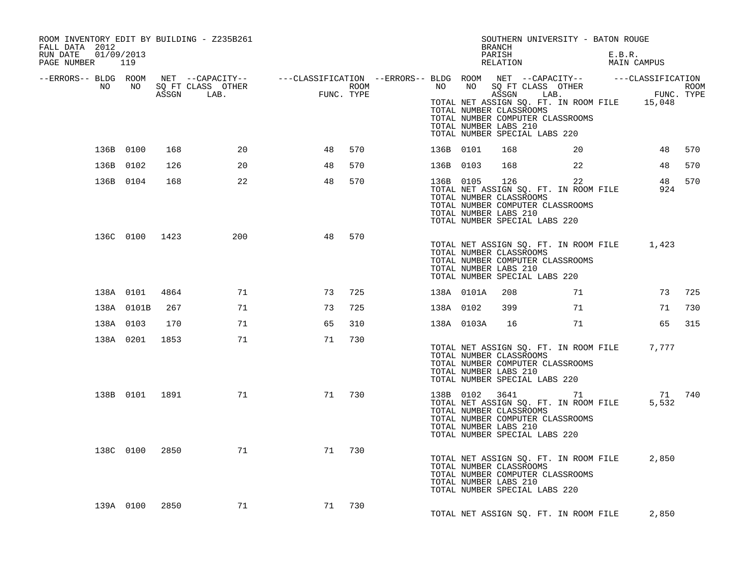ROOM INVENTORY EDIT BY BUILDING - Z235B261
FALL DATA 2012
RUN DATE 01/09/2013
PAGE NUMBER 119

SOUTHERN UNIVERSITY - BATON ROUGE
BRANCH
PARISH E.B.R.
RELATION MAIN CAMPUS

| --ERRORS-- | BLDG NO | ROOM NO | NET SQ FT ASSGN | --CAPACITY-- CLASS LAB. | OTHER | ---CLASSIFICATION FUNC. | ROOM TYPE | --ERRORS-- | BLDG NO | ROOM NO | NET SQ FT ASSGN | --CAPACITY-- CLASS LAB. | OTHER | ---CLASSIFICATION FUNC. | ROOM TYPE |
|---|---|---|---|---|---|---|---|---|---|---|---|---|---|---|---|
| | | | | | | | | | TOTAL NET ASSIGN SQ. FT. IN ROOM FILE | | | | | 15,048 | |
| | | | | | | | | | TOTAL NUMBER CLASSROOMS | | | | | | |
| | | | | | | | | | TOTAL NUMBER COMPUTER CLASSROOMS | | | | | | |
| | | | | | | | | | TOTAL NUMBER LABS 210 | | | | | | |
| | | | | | | | | | TOTAL NUMBER SPECIAL LABS 220 | | | | | | |
| | 136B | 0100 | 168 | | 20 | 48 | 570 | | 136B | 0101 | 168 | | 20 | 48 | 570 |
| | 136B | 0102 | 126 | | 20 | 48 | 570 | | 136B | 0103 | 168 | | 22 | 48 | 570 |
| | 136B | 0104 | 168 | | 22 | 48 | 570 | | 136B | 0105 | 126 | | 22 | 48 | 570 |
| | | | | | | | | | TOTAL NET ASSIGN SQ. FT. IN ROOM FILE | | | | | 924 | |
| | | | | | | | | | TOTAL NUMBER CLASSROOMS | | | | | | |
| | | | | | | | | | TOTAL NUMBER COMPUTER CLASSROOMS | | | | | | |
| | | | | | | | | | TOTAL NUMBER LABS 210 | | | | | | |
| | | | | | | | | | TOTAL NUMBER SPECIAL LABS 220 | | | | | | |
| | 136C | 0100 | 1423 | | 200 | 48 | 570 | | | | | | | | |
| | | | | | | | | | TOTAL NET ASSIGN SQ. FT. IN ROOM FILE | | | | | 1,423 | |
| | | | | | | | | | TOTAL NUMBER CLASSROOMS | | | | | | |
| | | | | | | | | | TOTAL NUMBER COMPUTER CLASSROOMS | | | | | | |
| | | | | | | | | | TOTAL NUMBER LABS 210 | | | | | | |
| | | | | | | | | | TOTAL NUMBER SPECIAL LABS 220 | | | | | | |
| | 138A | 0101 | 4864 | | 71 | 73 | 725 | | 138A | 0101A | 208 | | 71 | 73 | 725 |
| | 138A | 0101B | 267 | | 71 | 73 | 725 | | 138A | 0102 | 399 | | 71 | 71 | 730 |
| | 138A | 0103 | 170 | | 71 | 65 | 310 | | 138A | 0103A | 16 | | 71 | 65 | 315 |
| | 138A | 0201 | 1853 | | 71 | 71 | 730 | | | | | | | | |
| | | | | | | | | | TOTAL NET ASSIGN SQ. FT. IN ROOM FILE | | | | | 7,777 | |
| | | | | | | | | | TOTAL NUMBER CLASSROOMS | | | | | | |
| | | | | | | | | | TOTAL NUMBER COMPUTER CLASSROOMS | | | | | | |
| | | | | | | | | | TOTAL NUMBER LABS 210 | | | | | | |
| | | | | | | | | | TOTAL NUMBER SPECIAL LABS 220 | | | | | | |
| | 138B | 0101 | 1891 | | 71 | 71 | 730 | | 138B | 0102 | 3641 | | 71 | 71 | 740 |
| | | | | | | | | | TOTAL NET ASSIGN SQ. FT. IN ROOM FILE | | | | | 5,532 | |
| | | | | | | | | | TOTAL NUMBER CLASSROOMS | | | | | | |
| | | | | | | | | | TOTAL NUMBER COMPUTER CLASSROOMS | | | | | | |
| | | | | | | | | | TOTAL NUMBER LABS 210 | | | | | | |
| | | | | | | | | | TOTAL NUMBER SPECIAL LABS 220 | | | | | | |
| | 138C | 0100 | 2850 | | 71 | 71 | 730 | | | | | | | | |
| | | | | | | | | | TOTAL NET ASSIGN SQ. FT. IN ROOM FILE | | | | | 2,850 | |
| | | | | | | | | | TOTAL NUMBER CLASSROOMS | | | | | | |
| | | | | | | | | | TOTAL NUMBER COMPUTER CLASSROOMS | | | | | | |
| | | | | | | | | | TOTAL NUMBER LABS 210 | | | | | | |
| | | | | | | | | | TOTAL NUMBER SPECIAL LABS 220 | | | | | | |
| | 139A | 0100 | 2850 | | 71 | 71 | 730 | | | | | | | | |
| | | | | | | | | | TOTAL NET ASSIGN SQ. FT. IN ROOM FILE | | | | | 2,850 | |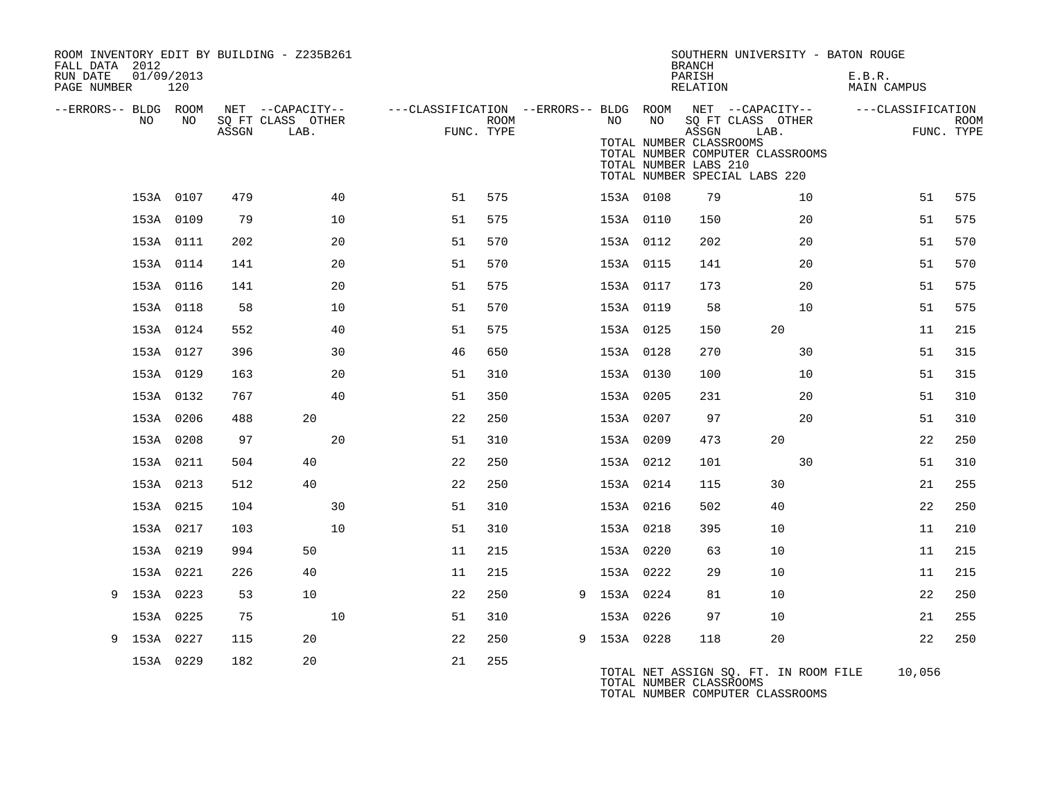ROOM INVENTORY EDIT BY BUILDING - Z235B261
FALL DATA 2012
RUN DATE 01/09/2013
PAGE NUMBER 120

SOUTHERN UNIVERSITY - BATON ROUGE
BRANCH
PARISH E.B.R.
RELATION MAIN CAMPUS

| --ERRORS-- | BLDG NO | ROOM NO | NET SQ FT ASSGN | CAPACITY CLASS LAB. | CAPACITY OTHER | CLASSIFICATION FUNC. | ROOM TYPE | --ERRORS-- | BLDG NO | ROOM NO | NET SQ FT ASSGN | CAPACITY CLASS LAB. | CAPACITY OTHER | CLASSIFICATION FUNC. | ROOM TYPE |
|---|---|---|---|---|---|---|---|---|---|---|---|---|---|---|---|
| | 153A | 0107 | 479 | | 40 | 51 | 575 | | 153A | 0108 | 79 | | 10 | 51 | 575 |
| | 153A | 0109 | 79 | | 10 | 51 | 575 | | 153A | 0110 | 150 | | 20 | 51 | 575 |
| | 153A | 0111 | 202 | | 20 | 51 | 570 | | 153A | 0112 | 202 | | 20 | 51 | 570 |
| | 153A | 0114 | 141 | | 20 | 51 | 570 | | 153A | 0115 | 141 | | 20 | 51 | 570 |
| | 153A | 0116 | 141 | | 20 | 51 | 575 | | 153A | 0117 | 173 | | 20 | 51 | 575 |
| | 153A | 0118 | 58 | | 10 | 51 | 570 | | 153A | 0119 | 58 | | 10 | 51 | 575 |
| | 153A | 0124 | 552 | | 40 | 51 | 575 | | 153A | 0125 | 150 | 20 | | 11 | 215 |
| | 153A | 0127 | 396 | | 30 | 46 | 650 | | 153A | 0128 | 270 | | 30 | 51 | 315 |
| | 153A | 0129 | 163 | | 20 | 51 | 310 | | 153A | 0130 | 100 | | 10 | 51 | 315 |
| | 153A | 0132 | 767 | | 40 | 51 | 350 | | 153A | 0205 | 231 | | 20 | 51 | 310 |
| | 153A | 0206 | 488 | 20 | | 22 | 250 | | 153A | 0207 | 97 | | 20 | 51 | 310 |
| | 153A | 0208 | 97 | | 20 | 51 | 310 | | 153A | 0209 | 473 | 20 | | 22 | 250 |
| | 153A | 0211 | 504 | 40 | | 22 | 250 | | 153A | 0212 | 101 | | 30 | 51 | 310 |
| | 153A | 0213 | 512 | 40 | | 22 | 250 | | 153A | 0214 | 115 | 30 | | 21 | 255 |
| | 153A | 0215 | 104 | | 30 | 51 | 310 | | 153A | 0216 | 502 | 40 | | 22 | 250 |
| | 153A | 0217 | 103 | | 10 | 51 | 310 | | 153A | 0218 | 395 | 10 | | 11 | 210 |
| | 153A | 0219 | 994 | 50 | | 11 | 215 | | 153A | 0220 | 63 | 10 | | 11 | 215 |
| | 153A | 0221 | 226 | 40 | | 11 | 215 | | 153A | 0222 | 29 | 10 | | 11 | 215 |
| 9 | 153A | 0223 | 53 | 10 | | 22 | 250 | 9 | 153A | 0224 | 81 | 10 | | 22 | 250 |
| | 153A | 0225 | 75 | | 10 | 51 | 310 | | 153A | 0226 | 97 | 10 | | 21 | 255 |
| 9 | 153A | 0227 | 115 | 20 | | 22 | 250 | 9 | 153A | 0228 | 118 | 20 | | 22 | 250 |
| | 153A | 0229 | 182 | 20 | | 21 | 255 | | | | | | | | |

TOTAL NUMBER CLASSROOMS
TOTAL NUMBER COMPUTER CLASSROOMS
TOTAL NUMBER LABS 210
TOTAL NUMBER SPECIAL LABS 220

TOTAL NET ASSIGN SQ. FT. IN ROOM FILE 10,056
TOTAL NUMBER CLASSROOMS
TOTAL NUMBER COMPUTER CLASSROOMS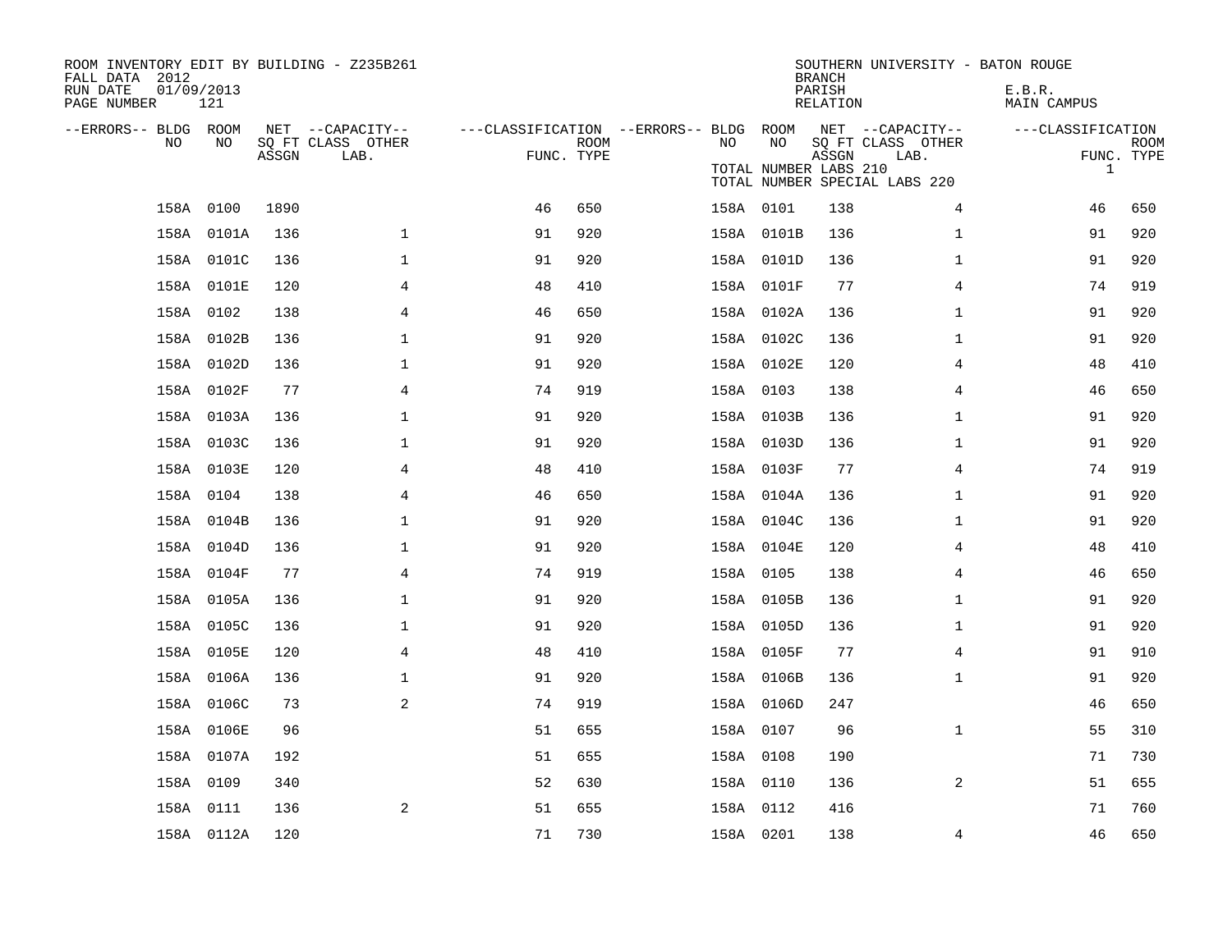ROOM INVENTORY EDIT BY BUILDING - Z235B261
FALL DATA 2012
RUN DATE 01/09/2013
PAGE NUMBER 121

SOUTHERN UNIVERSITY - BATON ROUGE
BRANCH
PARISH E.B.R.
RELATION MAIN CAMPUS

TOTAL NUMBER LABS 210
TOTAL NUMBER SPECIAL LABS 220

| --ERRORS-- | BLDG NO | ROOM NO | NET SQ FT ASSGN | CAPACITY CLASS LAB. | CAPACITY OTHER | CLASSIFICATION FUNC. | ROOM TYPE | --ERRORS-- | BLDG NO | ROOM NO | NET SQ FT ASSGN | CAPACITY CLASS LAB. | CAPACITY OTHER | CLASSIFICATION FUNC. | ROOM TYPE |
|---|---|---|---|---|---|---|---|---|---|---|---|---|---|---|---|
| | | | | | | | | | | | | | | 1 | |
| | 158A | 0100 | 1890 | | | 46 | 650 | | 158A | 0101 | 138 | | 4 | 46 | 650 |
| | 158A | 0101A | 136 | | 1 | 91 | 920 | | 158A | 0101B | 136 | | 1 | 91 | 920 |
| | 158A | 0101C | 136 | | 1 | 91 | 920 | | 158A | 0101D | 136 | | 1 | 91 | 920 |
| | 158A | 0101E | 120 | | 4 | 48 | 410 | | 158A | 0101F | 77 | | 4 | 74 | 919 |
| | 158A | 0102 | 138 | | 4 | 46 | 650 | | 158A | 0102A | 136 | | 1 | 91 | 920 |
| | 158A | 0102B | 136 | | 1 | 91 | 920 | | 158A | 0102C | 136 | | 1 | 91 | 920 |
| | 158A | 0102D | 136 | | 1 | 91 | 920 | | 158A | 0102E | 120 | | 4 | 48 | 410 |
| | 158A | 0102F | 77 | | 4 | 74 | 919 | | 158A | 0103 | 138 | | 4 | 46 | 650 |
| | 158A | 0103A | 136 | | 1 | 91 | 920 | | 158A | 0103B | 136 | | 1 | 91 | 920 |
| | 158A | 0103C | 136 | | 1 | 91 | 920 | | 158A | 0103D | 136 | | 1 | 91 | 920 |
| | 158A | 0103E | 120 | | 4 | 48 | 410 | | 158A | 0103F | 77 | | 4 | 74 | 919 |
| | 158A | 0104 | 138 | | 4 | 46 | 650 | | 158A | 0104A | 136 | | 1 | 91 | 920 |
| | 158A | 0104B | 136 | | 1 | 91 | 920 | | 158A | 0104C | 136 | | 1 | 91 | 920 |
| | 158A | 0104D | 136 | | 1 | 91 | 920 | | 158A | 0104E | 120 | | 4 | 48 | 410 |
| | 158A | 0104F | 77 | | 4 | 74 | 919 | | 158A | 0105 | 138 | | 4 | 46 | 650 |
| | 158A | 0105A | 136 | | 1 | 91 | 920 | | 158A | 0105B | 136 | | 1 | 91 | 920 |
| | 158A | 0105C | 136 | | 1 | 91 | 920 | | 158A | 0105D | 136 | | 1 | 91 | 920 |
| | 158A | 0105E | 120 | | 4 | 48 | 410 | | 158A | 0105F | 77 | | 4 | 91 | 910 |
| | 158A | 0106A | 136 | | 1 | 91 | 920 | | 158A | 0106B | 136 | | 1 | 91 | 920 |
| | 158A | 0106C | 73 | | 2 | 74 | 919 | | 158A | 0106D | 247 | | | 46 | 650 |
| | 158A | 0106E | 96 | | | 51 | 655 | | 158A | 0107 | 96 | | 1 | 55 | 310 |
| | 158A | 0107A | 192 | | | 51 | 655 | | 158A | 0108 | 190 | | | 71 | 730 |
| | 158A | 0109 | 340 | | | 52 | 630 | | 158A | 0110 | 136 | | 2 | 51 | 655 |
| | 158A | 0111 | 136 | | 2 | 51 | 655 | | 158A | 0112 | 416 | | | 71 | 760 |
| | 158A | 0112A | 120 | | | 71 | 730 | | 158A | 0201 | 138 | | 4 | 46 | 650 |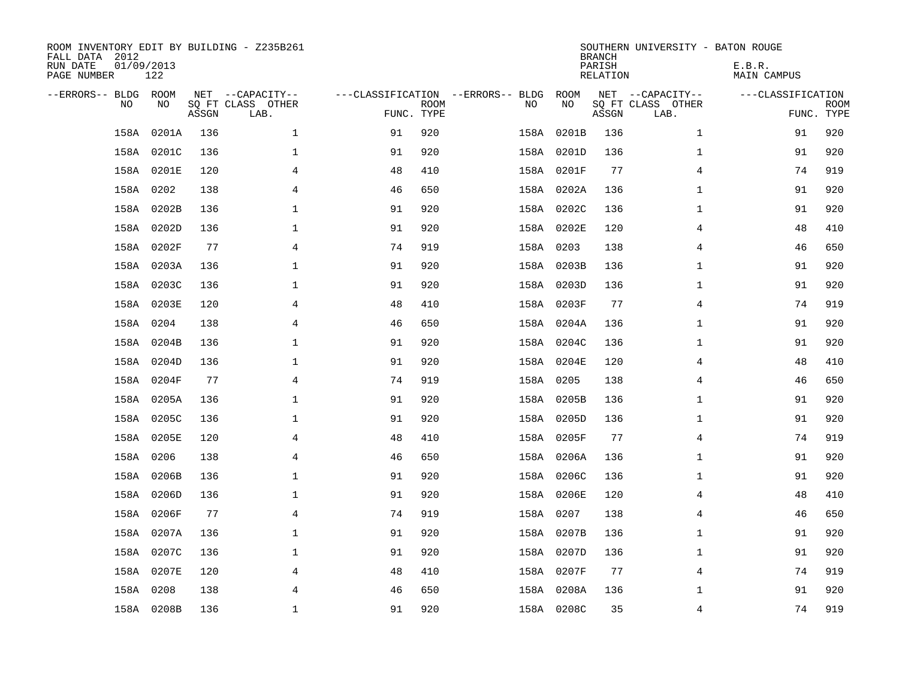ROOM INVENTORY EDIT BY BUILDING - Z235B261
FALL DATA 2012
RUN DATE 01/09/2013
PAGE NUMBER 122

SOUTHERN UNIVERSITY - BATON ROUGE
BRANCH
PARISH E.B.R.
RELATION MAIN CAMPUS

| --ERRORS-- | BLDG NO | ROOM NO | NET SQ FT ASSGN | --CAPACITY-- CLASS LAB. | OTHER | ---CLASSIFICATION FUNC. | ROOM TYPE | --ERRORS-- | BLDG NO | ROOM NO | NET SQ FT ASSGN | --CAPACITY-- CLASS LAB. | OTHER | ---CLASSIFICATION FUNC. | ROOM TYPE |
|---|---|---|---|---|---|---|---|---|---|---|---|---|---|---|---|
| | 158A | 0201A | 136 | | 1 | 91 | 920 | | 158A | 0201B | 136 | | 1 | 91 | 920 |
| | 158A | 0201C | 136 | | 1 | 91 | 920 | | 158A | 0201D | 136 | | 1 | 91 | 920 |
| | 158A | 0201E | 120 | | 4 | 48 | 410 | | 158A | 0201F | 77 | | 4 | 74 | 919 |
| | 158A | 0202 | 138 | | 4 | 46 | 650 | | 158A | 0202A | 136 | | 1 | 91 | 920 |
| | 158A | 0202B | 136 | | 1 | 91 | 920 | | 158A | 0202C | 136 | | 1 | 91 | 920 |
| | 158A | 0202D | 136 | | 1 | 91 | 920 | | 158A | 0202E | 120 | | 4 | 48 | 410 |
| | 158A | 0202F | 77 | | 4 | 74 | 919 | | 158A | 0203 | 138 | | 4 | 46 | 650 |
| | 158A | 0203A | 136 | | 1 | 91 | 920 | | 158A | 0203B | 136 | | 1 | 91 | 920 |
| | 158A | 0203C | 136 | | 1 | 91 | 920 | | 158A | 0203D | 136 | | 1 | 91 | 920 |
| | 158A | 0203E | 120 | | 4 | 48 | 410 | | 158A | 0203F | 77 | | 4 | 74 | 919 |
| | 158A | 0204 | 138 | | 4 | 46 | 650 | | 158A | 0204A | 136 | | 1 | 91 | 920 |
| | 158A | 0204B | 136 | | 1 | 91 | 920 | | 158A | 0204C | 136 | | 1 | 91 | 920 |
| | 158A | 0204D | 136 | | 1 | 91 | 920 | | 158A | 0204E | 120 | | 4 | 48 | 410 |
| | 158A | 0204F | 77 | | 4 | 74 | 919 | | 158A | 0205 | 138 | | 4 | 46 | 650 |
| | 158A | 0205A | 136 | | 1 | 91 | 920 | | 158A | 0205B | 136 | | 1 | 91 | 920 |
| | 158A | 0205C | 136 | | 1 | 91 | 920 | | 158A | 0205D | 136 | | 1 | 91 | 920 |
| | 158A | 0205E | 120 | | 4 | 48 | 410 | | 158A | 0205F | 77 | | 4 | 74 | 919 |
| | 158A | 0206 | 138 | | 4 | 46 | 650 | | 158A | 0206A | 136 | | 1 | 91 | 920 |
| | 158A | 0206B | 136 | | 1 | 91 | 920 | | 158A | 0206C | 136 | | 1 | 91 | 920 |
| | 158A | 0206D | 136 | | 1 | 91 | 920 | | 158A | 0206E | 120 | | 4 | 48 | 410 |
| | 158A | 0206F | 77 | | 4 | 74 | 919 | | 158A | 0207 | 138 | | 4 | 46 | 650 |
| | 158A | 0207A | 136 | | 1 | 91 | 920 | | 158A | 0207B | 136 | | 1 | 91 | 920 |
| | 158A | 0207C | 136 | | 1 | 91 | 920 | | 158A | 0207D | 136 | | 1 | 91 | 920 |
| | 158A | 0207E | 120 | | 4 | 48 | 410 | | 158A | 0207F | 77 | | 4 | 74 | 919 |
| | 158A | 0208 | 138 | | 4 | 46 | 650 | | 158A | 0208A | 136 | | 1 | 91 | 920 |
| | 158A | 0208B | 136 | | 1 | 91 | 920 | | 158A | 0208C | 35 | | 4 | 74 | 919 |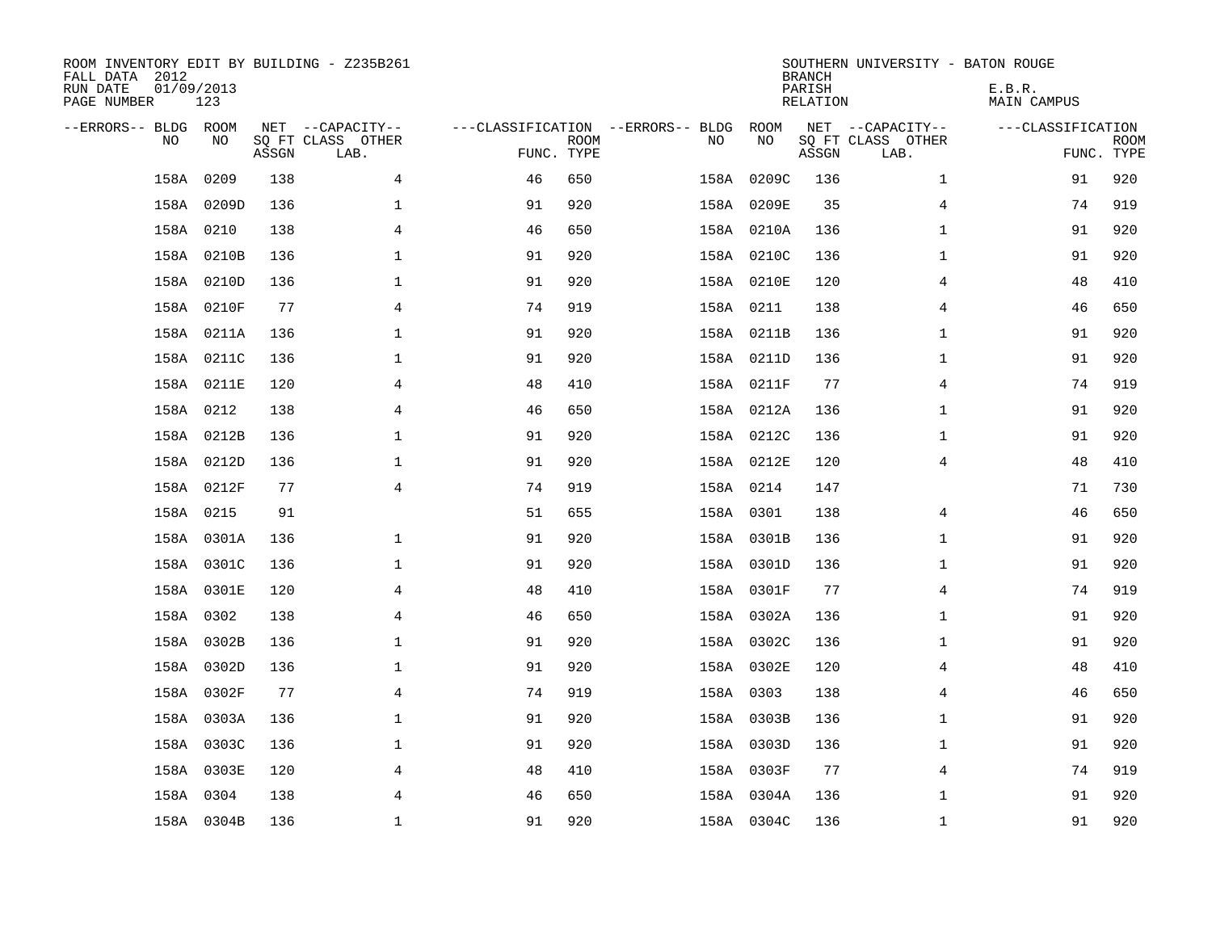ROOM INVENTORY EDIT BY BUILDING - Z235B261
FALL DATA 2012
RUN DATE 01/09/2013
PAGE NUMBER 123

SOUTHERN UNIVERSITY - BATON ROUGE
BRANCH
PARISH E.B.R.
RELATION MAIN CAMPUS

| --ERRORS-- | BLDG NO | ROOM NO | NET SQ FT ASSGN | --CAPACITY-- CLASS LAB. | OTHER | ---CLASSIFICATION FUNC. | ROOM TYPE | --ERRORS-- | BLDG NO | ROOM NO | NET SQ FT ASSGN | --CAPACITY-- CLASS LAB. | OTHER | ---CLASSIFICATION FUNC. | ROOM TYPE |
|---|---|---|---|---|---|---|---|---|---|---|---|---|---|---|---|
| | 158A | 0209 | 138 | | 4 | 46 | 650 | | 158A | 0209C | 136 | | 1 | 91 | 920 |
| | 158A | 0209D | 136 | | 1 | 91 | 920 | | 158A | 0209E | 35 | | 4 | 74 | 919 |
| | 158A | 0210 | 138 | | 4 | 46 | 650 | | 158A | 0210A | 136 | | 1 | 91 | 920 |
| | 158A | 0210B | 136 | | 1 | 91 | 920 | | 158A | 0210C | 136 | | 1 | 91 | 920 |
| | 158A | 0210D | 136 | | 1 | 91 | 920 | | 158A | 0210E | 120 | | 4 | 48 | 410 |
| | 158A | 0210F | 77 | | 4 | 74 | 919 | | 158A | 0211 | 138 | | 4 | 46 | 650 |
| | 158A | 0211A | 136 | | 1 | 91 | 920 | | 158A | 0211B | 136 | | 1 | 91 | 920 |
| | 158A | 0211C | 136 | | 1 | 91 | 920 | | 158A | 0211D | 136 | | 1 | 91 | 920 |
| | 158A | 0211E | 120 | | 4 | 48 | 410 | | 158A | 0211F | 77 | | 4 | 74 | 919 |
| | 158A | 0212 | 138 | | 4 | 46 | 650 | | 158A | 0212A | 136 | | 1 | 91 | 920 |
| | 158A | 0212B | 136 | | 1 | 91 | 920 | | 158A | 0212C | 136 | | 1 | 91 | 920 |
| | 158A | 0212D | 136 | | 1 | 91 | 920 | | 158A | 0212E | 120 | | 4 | 48 | 410 |
| | 158A | 0212F | 77 | | 4 | 74 | 919 | | 158A | 0214 | 147 | | | 71 | 730 |
| | 158A | 0215 | 91 | | | 51 | 655 | | 158A | 0301 | 138 | | 4 | 46 | 650 |
| | 158A | 0301A | 136 | | 1 | 91 | 920 | | 158A | 0301B | 136 | | 1 | 91 | 920 |
| | 158A | 0301C | 136 | | 1 | 91 | 920 | | 158A | 0301D | 136 | | 1 | 91 | 920 |
| | 158A | 0301E | 120 | | 4 | 48 | 410 | | 158A | 0301F | 77 | | 4 | 74 | 919 |
| | 158A | 0302 | 138 | | 4 | 46 | 650 | | 158A | 0302A | 136 | | 1 | 91 | 920 |
| | 158A | 0302B | 136 | | 1 | 91 | 920 | | 158A | 0302C | 136 | | 1 | 91 | 920 |
| | 158A | 0302D | 136 | | 1 | 91 | 920 | | 158A | 0302E | 120 | | 4 | 48 | 410 |
| | 158A | 0302F | 77 | | 4 | 74 | 919 | | 158A | 0303 | 138 | | 4 | 46 | 650 |
| | 158A | 0303A | 136 | | 1 | 91 | 920 | | 158A | 0303B | 136 | | 1 | 91 | 920 |
| | 158A | 0303C | 136 | | 1 | 91 | 920 | | 158A | 0303D | 136 | | 1 | 91 | 920 |
| | 158A | 0303E | 120 | | 4 | 48 | 410 | | 158A | 0303F | 77 | | 4 | 74 | 919 |
| | 158A | 0304 | 138 | | 4 | 46 | 650 | | 158A | 0304A | 136 | | 1 | 91 | 920 |
| | 158A | 0304B | 136 | | 1 | 91 | 920 | | 158A | 0304C | 136 | | 1 | 91 | 920 |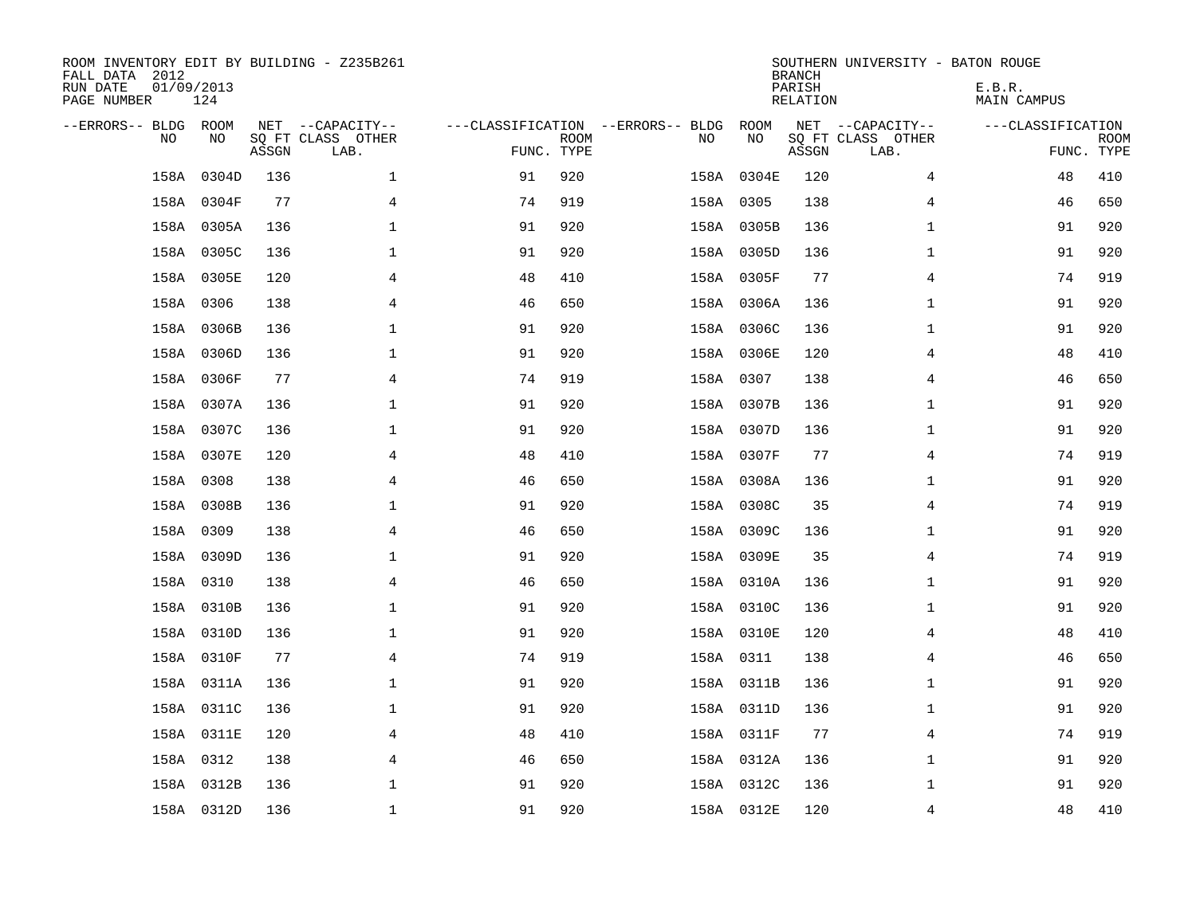ROOM INVENTORY EDIT BY BUILDING - Z235B261
FALL DATA 2012
RUN DATE 01/09/2013
PAGE NUMBER 124

SOUTHERN UNIVERSITY - BATON ROUGE
BRANCH
PARISH E.B.R.
RELATION MAIN CAMPUS

| --ERRORS-- | BLDG NO | ROOM NO | NET SQ FT ASSGN | --CAPACITY-- CLASS | OTHER LAB. | ---CLASSIFICATION FUNC. | ROOM TYPE | --ERRORS-- | BLDG NO | ROOM NO | NET SQ FT ASSGN | --CAPACITY-- CLASS | OTHER LAB. | ---CLASSIFICATION FUNC. | ROOM TYPE |
|---|---|---|---|---|---|---|---|---|---|---|---|---|---|---|---|
| | 158A | 0304D | 136 | | 1 | 91 | 920 | | 158A | 0304E | 120 | | 4 | 48 | 410 |
| | 158A | 0304F | 77 | | 4 | 74 | 919 | | 158A | 0305 | 138 | | 4 | 46 | 650 |
| | 158A | 0305A | 136 | | 1 | 91 | 920 | | 158A | 0305B | 136 | | 1 | 91 | 920 |
| | 158A | 0305C | 136 | | 1 | 91 | 920 | | 158A | 0305D | 136 | | 1 | 91 | 920 |
| | 158A | 0305E | 120 | | 4 | 48 | 410 | | 158A | 0305F | 77 | | 4 | 74 | 919 |
| | 158A | 0306 | 138 | | 4 | 46 | 650 | | 158A | 0306A | 136 | | 1 | 91 | 920 |
| | 158A | 0306B | 136 | | 1 | 91 | 920 | | 158A | 0306C | 136 | | 1 | 91 | 920 |
| | 158A | 0306D | 136 | | 1 | 91 | 920 | | 158A | 0306E | 120 | | 4 | 48 | 410 |
| | 158A | 0306F | 77 | | 4 | 74 | 919 | | 158A | 0307 | 138 | | 4 | 46 | 650 |
| | 158A | 0307A | 136 | | 1 | 91 | 920 | | 158A | 0307B | 136 | | 1 | 91 | 920 |
| | 158A | 0307C | 136 | | 1 | 91 | 920 | | 158A | 0307D | 136 | | 1 | 91 | 920 |
| | 158A | 0307E | 120 | | 4 | 48 | 410 | | 158A | 0307F | 77 | | 4 | 74 | 919 |
| | 158A | 0308 | 138 | | 4 | 46 | 650 | | 158A | 0308A | 136 | | 1 | 91 | 920 |
| | 158A | 0308B | 136 | | 1 | 91 | 920 | | 158A | 0308C | 35 | | 4 | 74 | 919 |
| | 158A | 0309 | 138 | | 4 | 46 | 650 | | 158A | 0309C | 136 | | 1 | 91 | 920 |
| | 158A | 0309D | 136 | | 1 | 91 | 920 | | 158A | 0309E | 35 | | 4 | 74 | 919 |
| | 158A | 0310 | 138 | | 4 | 46 | 650 | | 158A | 0310A | 136 | | 1 | 91 | 920 |
| | 158A | 0310B | 136 | | 1 | 91 | 920 | | 158A | 0310C | 136 | | 1 | 91 | 920 |
| | 158A | 0310D | 136 | | 1 | 91 | 920 | | 158A | 0310E | 120 | | 4 | 48 | 410 |
| | 158A | 0310F | 77 | | 4 | 74 | 919 | | 158A | 0311 | 138 | | 4 | 46 | 650 |
| | 158A | 0311A | 136 | | 1 | 91 | 920 | | 158A | 0311B | 136 | | 1 | 91 | 920 |
| | 158A | 0311C | 136 | | 1 | 91 | 920 | | 158A | 0311D | 136 | | 1 | 91 | 920 |
| | 158A | 0311E | 120 | | 4 | 48 | 410 | | 158A | 0311F | 77 | | 4 | 74 | 919 |
| | 158A | 0312 | 138 | | 4 | 46 | 650 | | 158A | 0312A | 136 | | 1 | 91 | 920 |
| | 158A | 0312B | 136 | | 1 | 91 | 920 | | 158A | 0312C | 136 | | 1 | 91 | 920 |
| | 158A | 0312D | 136 | | 1 | 91 | 920 | | 158A | 0312E | 120 | | 4 | 48 | 410 |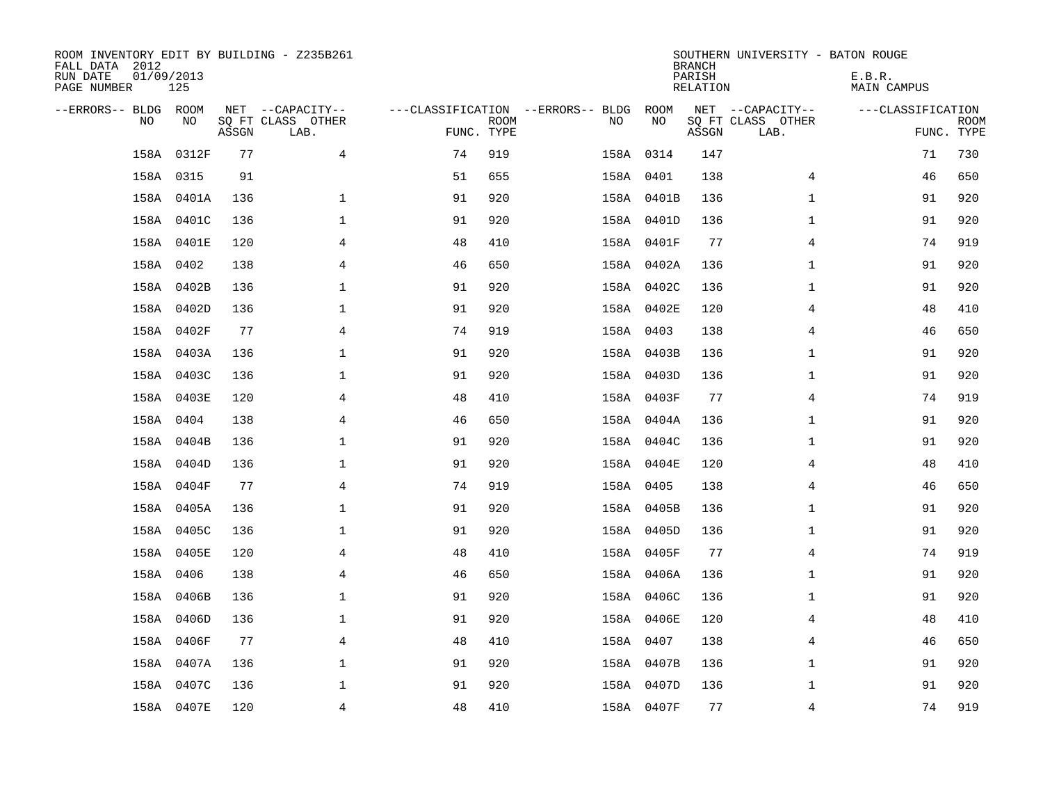ROOM INVENTORY EDIT BY BUILDING - Z235B261
FALL DATA 2012
RUN DATE 01/09/2013
PAGE NUMBER 125

SOUTHERN UNIVERSITY - BATON ROUGE
BRANCH
PARISH E.B.R.
RELATION MAIN CAMPUS

| --ERRORS-- | BLDG NO | ROOM NO | NET SQ FT ASSGN | --CAPACITY-- CLASS | OTHER LAB. | ---CLASSIFICATION FUNC. | ROOM TYPE | --ERRORS-- | BLDG NO | ROOM NO | NET SQ FT ASSGN | --CAPACITY-- CLASS | OTHER LAB. | ---CLASSIFICATION FUNC. | ROOM TYPE |
|---|---|---|---|---|---|---|---|---|---|---|---|---|---|---|---|
| | 158A | 0312F | 77 | | 4 | 74 | 919 | | 158A | 0314 | 147 | | | 71 | 730 |
| | 158A | 0315 | 91 | | | 51 | 655 | | 158A | 0401 | 138 | | 4 | 46 | 650 |
| | 158A | 0401A | 136 | | 1 | 91 | 920 | | 158A | 0401B | 136 | | 1 | 91 | 920 |
| | 158A | 0401C | 136 | | 1 | 91 | 920 | | 158A | 0401D | 136 | | 1 | 91 | 920 |
| | 158A | 0401E | 120 | | 4 | 48 | 410 | | 158A | 0401F | 77 | | 4 | 74 | 919 |
| | 158A | 0402 | 138 | | 4 | 46 | 650 | | 158A | 0402A | 136 | | 1 | 91 | 920 |
| | 158A | 0402B | 136 | | 1 | 91 | 920 | | 158A | 0402C | 136 | | 1 | 91 | 920 |
| | 158A | 0402D | 136 | | 1 | 91 | 920 | | 158A | 0402E | 120 | | 4 | 48 | 410 |
| | 158A | 0402F | 77 | | 4 | 74 | 919 | | 158A | 0403 | 138 | | 4 | 46 | 650 |
| | 158A | 0403A | 136 | | 1 | 91 | 920 | | 158A | 0403B | 136 | | 1 | 91 | 920 |
| | 158A | 0403C | 136 | | 1 | 91 | 920 | | 158A | 0403D | 136 | | 1 | 91 | 920 |
| | 158A | 0403E | 120 | | 4 | 48 | 410 | | 158A | 0403F | 77 | | 4 | 74 | 919 |
| | 158A | 0404 | 138 | | 4 | 46 | 650 | | 158A | 0404A | 136 | | 1 | 91 | 920 |
| | 158A | 0404B | 136 | | 1 | 91 | 920 | | 158A | 0404C | 136 | | 1 | 91 | 920 |
| | 158A | 0404D | 136 | | 1 | 91 | 920 | | 158A | 0404E | 120 | | 4 | 48 | 410 |
| | 158A | 0404F | 77 | | 4 | 74 | 919 | | 158A | 0405 | 138 | | 4 | 46 | 650 |
| | 158A | 0405A | 136 | | 1 | 91 | 920 | | 158A | 0405B | 136 | | 1 | 91 | 920 |
| | 158A | 0405C | 136 | | 1 | 91 | 920 | | 158A | 0405D | 136 | | 1 | 91 | 920 |
| | 158A | 0405E | 120 | | 4 | 48 | 410 | | 158A | 0405F | 77 | | 4 | 74 | 919 |
| | 158A | 0406 | 138 | | 4 | 46 | 650 | | 158A | 0406A | 136 | | 1 | 91 | 920 |
| | 158A | 0406B | 136 | | 1 | 91 | 920 | | 158A | 0406C | 136 | | 1 | 91 | 920 |
| | 158A | 0406D | 136 | | 1 | 91 | 920 | | 158A | 0406E | 120 | | 4 | 48 | 410 |
| | 158A | 0406F | 77 | | 4 | 48 | 410 | | 158A | 0407 | 138 | | 4 | 46 | 650 |
| | 158A | 0407A | 136 | | 1 | 91 | 920 | | 158A | 0407B | 136 | | 1 | 91 | 920 |
| | 158A | 0407C | 136 | | 1 | 91 | 920 | | 158A | 0407D | 136 | | 1 | 91 | 920 |
| | 158A | 0407E | 120 | | 4 | 48 | 410 | | 158A | 0407F | 77 | | 4 | 74 | 919 |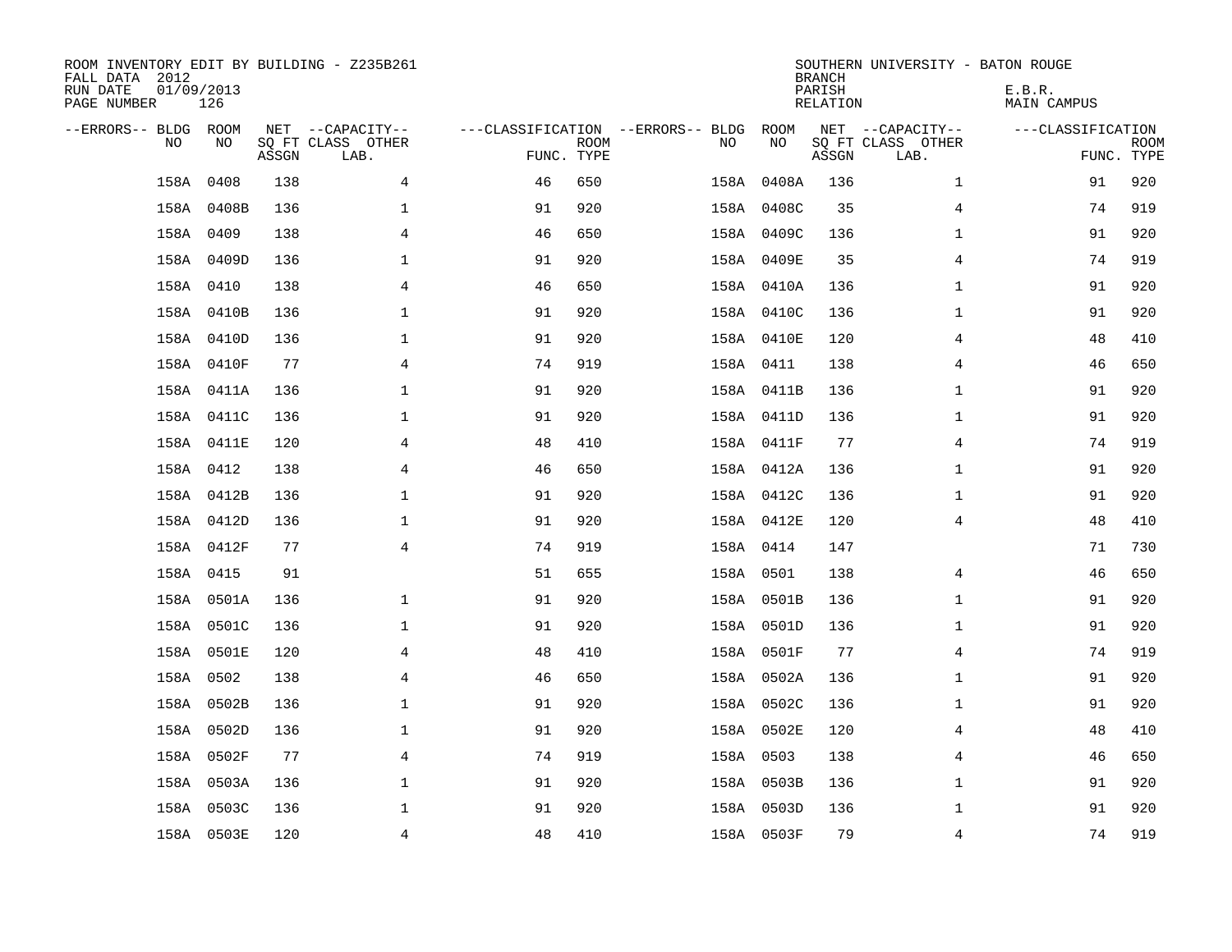ROOM INVENTORY EDIT BY BUILDING - Z235B261
FALL DATA 2012
RUN DATE 01/09/2013
PAGE NUMBER 126

SOUTHERN UNIVERSITY - BATON ROUGE
BRANCH
PARISH E.B.R.
RELATION MAIN CAMPUS

| --ERRORS-- | BLDG NO | ROOM NO | NET SQ FT ASSGN | --CAPACITY-- CLASS | OTHER LAB. | ---CLASSIFICATION FUNC. | ROOM TYPE | --ERRORS-- | BLDG NO | ROOM NO | NET SQ FT ASSGN | --CAPACITY-- CLASS | OTHER LAB. | ---CLASSIFICATION FUNC. | ROOM TYPE |
|---|---|---|---|---|---|---|---|---|---|---|---|---|---|---|---|
| | 158A | 0408 | 138 | | 4 | 46 | 650 | | 158A | 0408A | 136 | | 1 | 91 | 920 |
| | 158A | 0408B | 136 | | 1 | 91 | 920 | | 158A | 0408C | 35 | | 4 | 74 | 919 |
| | 158A | 0409 | 138 | | 4 | 46 | 650 | | 158A | 0409C | 136 | | 1 | 91 | 920 |
| | 158A | 0409D | 136 | | 1 | 91 | 920 | | 158A | 0409E | 35 | | 4 | 74 | 919 |
| | 158A | 0410 | 138 | | 4 | 46 | 650 | | 158A | 0410A | 136 | | 1 | 91 | 920 |
| | 158A | 0410B | 136 | | 1 | 91 | 920 | | 158A | 0410C | 136 | | 1 | 91 | 920 |
| | 158A | 0410D | 136 | | 1 | 91 | 920 | | 158A | 0410E | 120 | | 4 | 48 | 410 |
| | 158A | 0410F | 77 | | 4 | 74 | 919 | | 158A | 0411 | 138 | | 4 | 46 | 650 |
| | 158A | 0411A | 136 | | 1 | 91 | 920 | | 158A | 0411B | 136 | | 1 | 91 | 920 |
| | 158A | 0411C | 136 | | 1 | 91 | 920 | | 158A | 0411D | 136 | | 1 | 91 | 920 |
| | 158A | 0411E | 120 | | 4 | 48 | 410 | | 158A | 0411F | 77 | | 4 | 74 | 919 |
| | 158A | 0412 | 138 | | 4 | 46 | 650 | | 158A | 0412A | 136 | | 1 | 91 | 920 |
| | 158A | 0412B | 136 | | 1 | 91 | 920 | | 158A | 0412C | 136 | | 1 | 91 | 920 |
| | 158A | 0412D | 136 | | 1 | 91 | 920 | | 158A | 0412E | 120 | | 4 | 48 | 410 |
| | 158A | 0412F | 77 | | 4 | 74 | 919 | | 158A | 0414 | 147 | | | 71 | 730 |
| | 158A | 0415 | 91 | | | 51 | 655 | | 158A | 0501 | 138 | | 4 | 46 | 650 |
| | 158A | 0501A | 136 | | 1 | 91 | 920 | | 158A | 0501B | 136 | | 1 | 91 | 920 |
| | 158A | 0501C | 136 | | 1 | 91 | 920 | | 158A | 0501D | 136 | | 1 | 91 | 920 |
| | 158A | 0501E | 120 | | 4 | 48 | 410 | | 158A | 0501F | 77 | | 4 | 74 | 919 |
| | 158A | 0502 | 138 | | 4 | 46 | 650 | | 158A | 0502A | 136 | | 1 | 91 | 920 |
| | 158A | 0502B | 136 | | 1 | 91 | 920 | | 158A | 0502C | 136 | | 1 | 91 | 920 |
| | 158A | 0502D | 136 | | 1 | 91 | 920 | | 158A | 0502E | 120 | | 4 | 48 | 410 |
| | 158A | 0502F | 77 | | 4 | 74 | 919 | | 158A | 0503 | 138 | | 4 | 46 | 650 |
| | 158A | 0503A | 136 | | 1 | 91 | 920 | | 158A | 0503B | 136 | | 1 | 91 | 920 |
| | 158A | 0503C | 136 | | 1 | 91 | 920 | | 158A | 0503D | 136 | | 1 | 91 | 920 |
| | 158A | 0503E | 120 | | 4 | 48 | 410 | | 158A | 0503F | 79 | | 4 | 74 | 919 |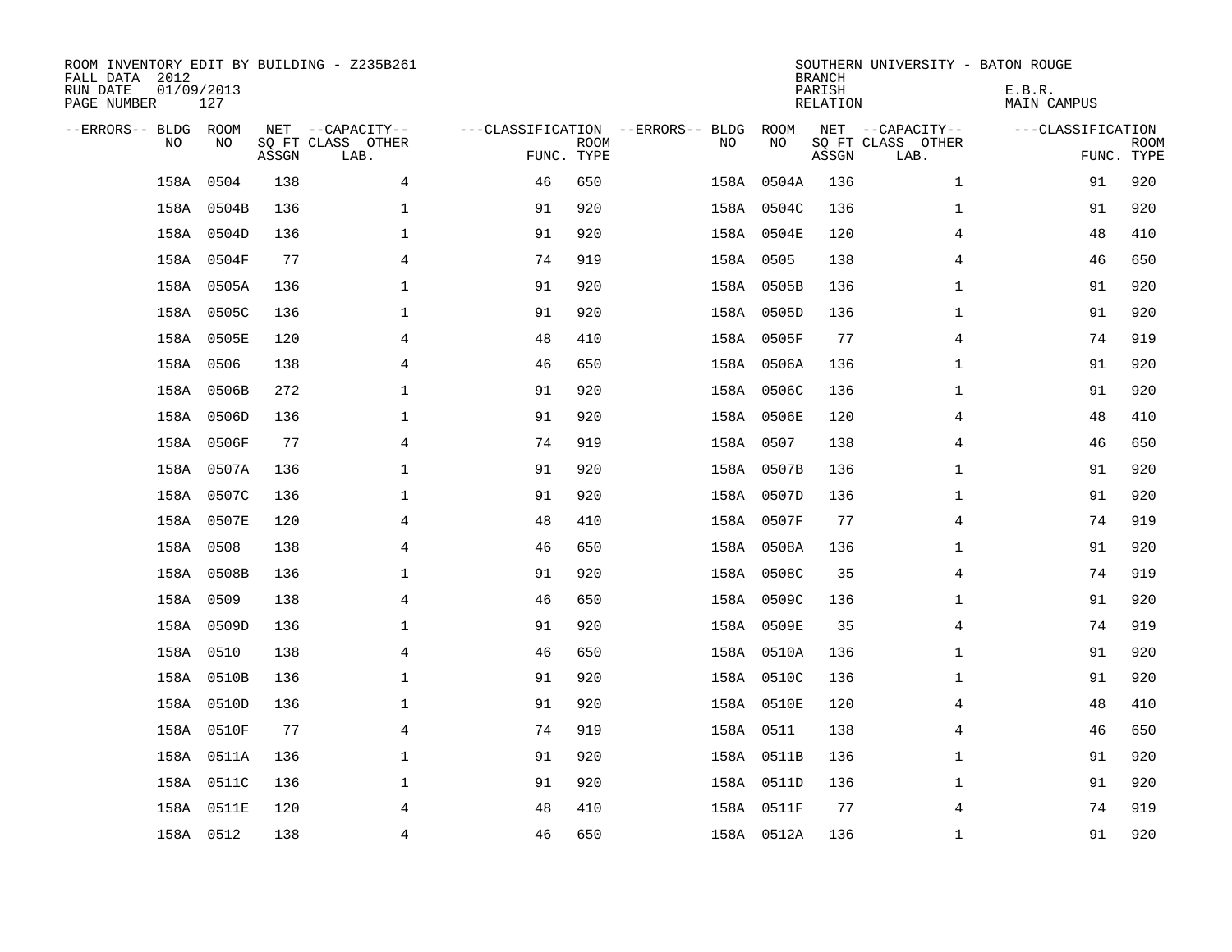ROOM INVENTORY EDIT BY BUILDING - Z235B261
FALL DATA 2012
RUN DATE 01/09/2013
PAGE NUMBER 127

SOUTHERN UNIVERSITY - BATON ROUGE
BRANCH
PARISH E.B.R.
RELATION MAIN CAMPUS

| --ERRORS-- | BLDG NO | ROOM NO | NET SQ FT ASSGN | --CAPACITY-- CLASS LAB. | OTHER | ---CLASSIFICATION FUNC. | ROOM TYPE | --ERRORS-- | BLDG NO | ROOM NO | NET SQ FT ASSGN | --CAPACITY-- CLASS LAB. | OTHER | ---CLASSIFICATION FUNC. | ROOM TYPE |
|---|---|---|---|---|---|---|---|---|---|---|---|---|---|---|---|
| | 158A | 0504 | 138 | | 4 | 46 | 650 | | 158A | 0504A | 136 | | 1 | 91 | 920 |
| | 158A | 0504B | 136 | | 1 | 91 | 920 | | 158A | 0504C | 136 | | 1 | 91 | 920 |
| | 158A | 0504D | 136 | | 1 | 91 | 920 | | 158A | 0504E | 120 | | 4 | 48 | 410 |
| | 158A | 0504F | 77 | | 4 | 74 | 919 | | 158A | 0505 | 138 | | 4 | 46 | 650 |
| | 158A | 0505A | 136 | | 1 | 91 | 920 | | 158A | 0505B | 136 | | 1 | 91 | 920 |
| | 158A | 0505C | 136 | | 1 | 91 | 920 | | 158A | 0505D | 136 | | 1 | 91 | 920 |
| | 158A | 0505E | 120 | | 4 | 48 | 410 | | 158A | 0505F | 77 | | 4 | 74 | 919 |
| | 158A | 0506 | 138 | | 4 | 46 | 650 | | 158A | 0506A | 136 | | 1 | 91 | 920 |
| | 158A | 0506B | 272 | | 1 | 91 | 920 | | 158A | 0506C | 136 | | 1 | 91 | 920 |
| | 158A | 0506D | 136 | | 1 | 91 | 920 | | 158A | 0506E | 120 | | 4 | 48 | 410 |
| | 158A | 0506F | 77 | | 4 | 74 | 919 | | 158A | 0507 | 138 | | 4 | 46 | 650 |
| | 158A | 0507A | 136 | | 1 | 91 | 920 | | 158A | 0507B | 136 | | 1 | 91 | 920 |
| | 158A | 0507C | 136 | | 1 | 91 | 920 | | 158A | 0507D | 136 | | 1 | 91 | 920 |
| | 158A | 0507E | 120 | | 4 | 48 | 410 | | 158A | 0507F | 77 | | 4 | 74 | 919 |
| | 158A | 0508 | 138 | | 4 | 46 | 650 | | 158A | 0508A | 136 | | 1 | 91 | 920 |
| | 158A | 0508B | 136 | | 1 | 91 | 920 | | 158A | 0508C | 35 | | 4 | 74 | 919 |
| | 158A | 0509 | 138 | | 4 | 46 | 650 | | 158A | 0509C | 136 | | 1 | 91 | 920 |
| | 158A | 0509D | 136 | | 1 | 91 | 920 | | 158A | 0509E | 35 | | 4 | 74 | 919 |
| | 158A | 0510 | 138 | | 4 | 46 | 650 | | 158A | 0510A | 136 | | 1 | 91 | 920 |
| | 158A | 0510B | 136 | | 1 | 91 | 920 | | 158A | 0510C | 136 | | 1 | 91 | 920 |
| | 158A | 0510D | 136 | | 1 | 91 | 920 | | 158A | 0510E | 120 | | 4 | 48 | 410 |
| | 158A | 0510F | 77 | | 4 | 74 | 919 | | 158A | 0511 | 138 | | 4 | 46 | 650 |
| | 158A | 0511A | 136 | | 1 | 91 | 920 | | 158A | 0511B | 136 | | 1 | 91 | 920 |
| | 158A | 0511C | 136 | | 1 | 91 | 920 | | 158A | 0511D | 136 | | 1 | 91 | 920 |
| | 158A | 0511E | 120 | | 4 | 48 | 410 | | 158A | 0511F | 77 | | 4 | 74 | 919 |
| | 158A | 0512 | 138 | | 4 | 46 | 650 | | 158A | 0512A | 136 | | 1 | 91 | 920 |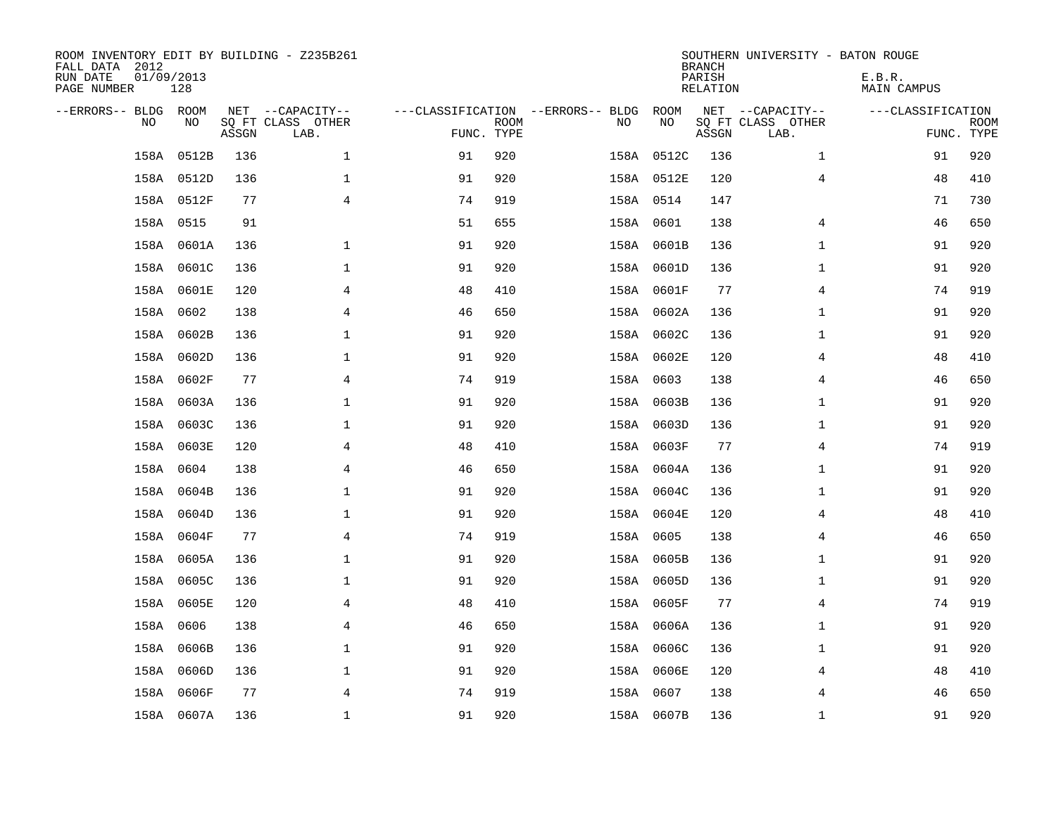ROOM INVENTORY EDIT BY BUILDING - Z235B261
FALL DATA 2012
RUN DATE 01/09/2013
PAGE NUMBER 128

SOUTHERN UNIVERSITY - BATON ROUGE
BRANCH
PARISH E.B.R.
RELATION MAIN CAMPUS

| --ERRORS-- | BLDG NO | ROOM NO | NET SQ FT ASSGN | --CAPACITY-- CLASS LAB. | OTHER | ---CLASSIFICATION FUNC. | ROOM TYPE | --ERRORS-- | BLDG NO | ROOM NO | NET SQ FT ASSGN | --CAPACITY-- CLASS LAB. | OTHER | ---CLASSIFICATION FUNC. | ROOM TYPE |
|---|---|---|---|---|---|---|---|---|---|---|---|---|---|---|---|
| | 158A | 0512B | 136 | | 1 | 91 | 920 | | 158A | 0512C | 136 | | 1 | 91 | 920 |
| | 158A | 0512D | 136 | | 1 | 91 | 920 | | 158A | 0512E | 120 | | 4 | 48 | 410 |
| | 158A | 0512F | 77 | | 4 | 74 | 919 | | 158A | 0514 | 147 | | | 71 | 730 |
| | 158A | 0515 | 91 | | | 51 | 655 | | 158A | 0601 | 138 | | 4 | 46 | 650 |
| | 158A | 0601A | 136 | | 1 | 91 | 920 | | 158A | 0601B | 136 | | 1 | 91 | 920 |
| | 158A | 0601C | 136 | | 1 | 91 | 920 | | 158A | 0601D | 136 | | 1 | 91 | 920 |
| | 158A | 0601E | 120 | | 4 | 48 | 410 | | 158A | 0601F | 77 | | 4 | 74 | 919 |
| | 158A | 0602 | 138 | | 4 | 46 | 650 | | 158A | 0602A | 136 | | 1 | 91 | 920 |
| | 158A | 0602B | 136 | | 1 | 91 | 920 | | 158A | 0602C | 136 | | 1 | 91 | 920 |
| | 158A | 0602D | 136 | | 1 | 91 | 920 | | 158A | 0602E | 120 | | 4 | 48 | 410 |
| | 158A | 0602F | 77 | | 4 | 74 | 919 | | 158A | 0603 | 138 | | 4 | 46 | 650 |
| | 158A | 0603A | 136 | | 1 | 91 | 920 | | 158A | 0603B | 136 | | 1 | 91 | 920 |
| | 158A | 0603C | 136 | | 1 | 91 | 920 | | 158A | 0603D | 136 | | 1 | 91 | 920 |
| | 158A | 0603E | 120 | | 4 | 48 | 410 | | 158A | 0603F | 77 | | 4 | 74 | 919 |
| | 158A | 0604 | 138 | | 4 | 46 | 650 | | 158A | 0604A | 136 | | 1 | 91 | 920 |
| | 158A | 0604B | 136 | | 1 | 91 | 920 | | 158A | 0604C | 136 | | 1 | 91 | 920 |
| | 158A | 0604D | 136 | | 1 | 91 | 920 | | 158A | 0604E | 120 | | 4 | 48 | 410 |
| | 158A | 0604F | 77 | | 4 | 74 | 919 | | 158A | 0605 | 138 | | 4 | 46 | 650 |
| | 158A | 0605A | 136 | | 1 | 91 | 920 | | 158A | 0605B | 136 | | 1 | 91 | 920 |
| | 158A | 0605C | 136 | | 1 | 91 | 920 | | 158A | 0605D | 136 | | 1 | 91 | 920 |
| | 158A | 0605E | 120 | | 4 | 48 | 410 | | 158A | 0605F | 77 | | 4 | 74 | 919 |
| | 158A | 0606 | 138 | | 4 | 46 | 650 | | 158A | 0606A | 136 | | 1 | 91 | 920 |
| | 158A | 0606B | 136 | | 1 | 91 | 920 | | 158A | 0606C | 136 | | 1 | 91 | 920 |
| | 158A | 0606D | 136 | | 1 | 91 | 920 | | 158A | 0606E | 120 | | 4 | 48 | 410 |
| | 158A | 0606F | 77 | | 4 | 74 | 919 | | 158A | 0607 | 138 | | 4 | 46 | 650 |
| | 158A | 0607A | 136 | | 1 | 91 | 920 | | 158A | 0607B | 136 | | 1 | 91 | 920 |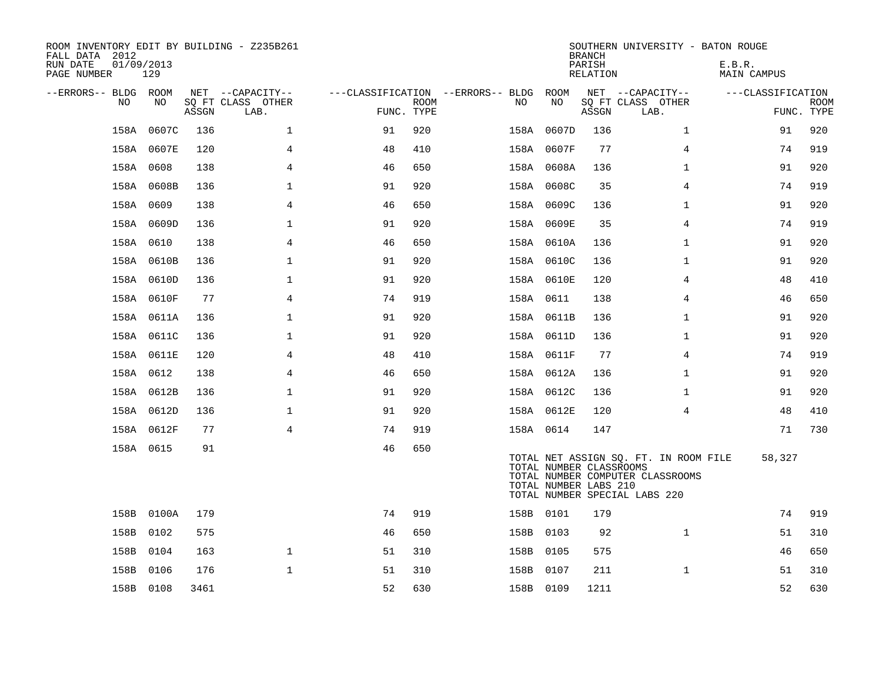ROOM INVENTORY EDIT BY BUILDING - Z235B261
FALL DATA 2012
RUN DATE 01/09/2013
PAGE NUMBER 129

SOUTHERN UNIVERSITY - BATON ROUGE
BRANCH
PARISH E.B.R.
RELATION MAIN CAMPUS

| --ERRORS-- | BLDG NO | ROOM NO | NET SQ FT ASSGN | CAPACITY CLASS LAB. | CAPACITY OTHER | CLASSIFICATION FUNC. | ROOM TYPE | --ERRORS-- | BLDG NO | ROOM NO | NET SQ FT ASSGN | CAPACITY CLASS LAB. | CAPACITY OTHER | CLASSIFICATION FUNC. | ROOM TYPE |
|---|---|---|---|---|---|---|---|---|---|---|---|---|---|---|---|
| | 158A | 0607C | 136 | | 1 | 91 | 920 | | 158A | 0607D | 136 | | 1 | 91 | 920 |
| | 158A | 0607E | 120 | | 4 | 48 | 410 | | 158A | 0607F | 77 | | 4 | 74 | 919 |
| | 158A | 0608 | 138 | | 4 | 46 | 650 | | 158A | 0608A | 136 | | 1 | 91 | 920 |
| | 158A | 0608B | 136 | | 1 | 91 | 920 | | 158A | 0608C | 35 | | 4 | 74 | 919 |
| | 158A | 0609 | 138 | | 4 | 46 | 650 | | 158A | 0609C | 136 | | 1 | 91 | 920 |
| | 158A | 0609D | 136 | | 1 | 91 | 920 | | 158A | 0609E | 35 | | 4 | 74 | 919 |
| | 158A | 0610 | 138 | | 4 | 46 | 650 | | 158A | 0610A | 136 | | 1 | 91 | 920 |
| | 158A | 0610B | 136 | | 1 | 91 | 920 | | 158A | 0610C | 136 | | 1 | 91 | 920 |
| | 158A | 0610D | 136 | | 1 | 91 | 920 | | 158A | 0610E | 120 | | 4 | 48 | 410 |
| | 158A | 0610F | 77 | | 4 | 74 | 919 | | 158A | 0611 | 138 | | 4 | 46 | 650 |
| | 158A | 0611A | 136 | | 1 | 91 | 920 | | 158A | 0611B | 136 | | 1 | 91 | 920 |
| | 158A | 0611C | 136 | | 1 | 91 | 920 | | 158A | 0611D | 136 | | 1 | 91 | 920 |
| | 158A | 0611E | 120 | | 4 | 48 | 410 | | 158A | 0611F | 77 | | 4 | 74 | 919 |
| | 158A | 0612 | 138 | | 4 | 46 | 650 | | 158A | 0612A | 136 | | 1 | 91 | 920 |
| | 158A | 0612B | 136 | | 1 | 91 | 920 | | 158A | 0612C | 136 | | 1 | 91 | 920 |
| | 158A | 0612D | 136 | | 1 | 91 | 920 | | 158A | 0612E | 120 | | 4 | 48 | 410 |
| | 158A | 0612F | 77 | | 4 | 74 | 919 | | 158A | 0614 | 147 | | | 71 | 730 |
| | 158A | 0615 | 91 | | | 46 | 650 | | | | | | | | |

TOTAL NET ASSIGN SQ. FT. IN ROOM FILE 58,327
TOTAL NUMBER CLASSROOMS
TOTAL NUMBER COMPUTER CLASSROOMS
TOTAL NUMBER LABS 210
TOTAL NUMBER SPECIAL LABS 220

| --ERRORS-- | BLDG NO | ROOM NO | NET SQ FT ASSGN | CAPACITY CLASS LAB. | CAPACITY OTHER | CLASSIFICATION FUNC. | ROOM TYPE | --ERRORS-- | BLDG NO | ROOM NO | NET SQ FT ASSGN | CAPACITY CLASS LAB. | CAPACITY OTHER | CLASSIFICATION FUNC. | ROOM TYPE |
|---|---|---|---|---|---|---|---|---|---|---|---|---|---|---|---|
| | 158B | 0100A | 179 | | | 74 | 919 | | 158B | 0101 | 179 | | | 74 | 919 |
| | 158B | 0102 | 575 | | | 46 | 650 | | 158B | 0103 | 92 | | 1 | 51 | 310 |
| | 158B | 0104 | 163 | | 1 | 51 | 310 | | 158B | 0105 | 575 | | | 46 | 650 |
| | 158B | 0106 | 176 | | 1 | 51 | 310 | | 158B | 0107 | 211 | | 1 | 51 | 310 |
| | 158B | 0108 | 3461 | | | 52 | 630 | | 158B | 0109 | 1211 | | | 52 | 630 |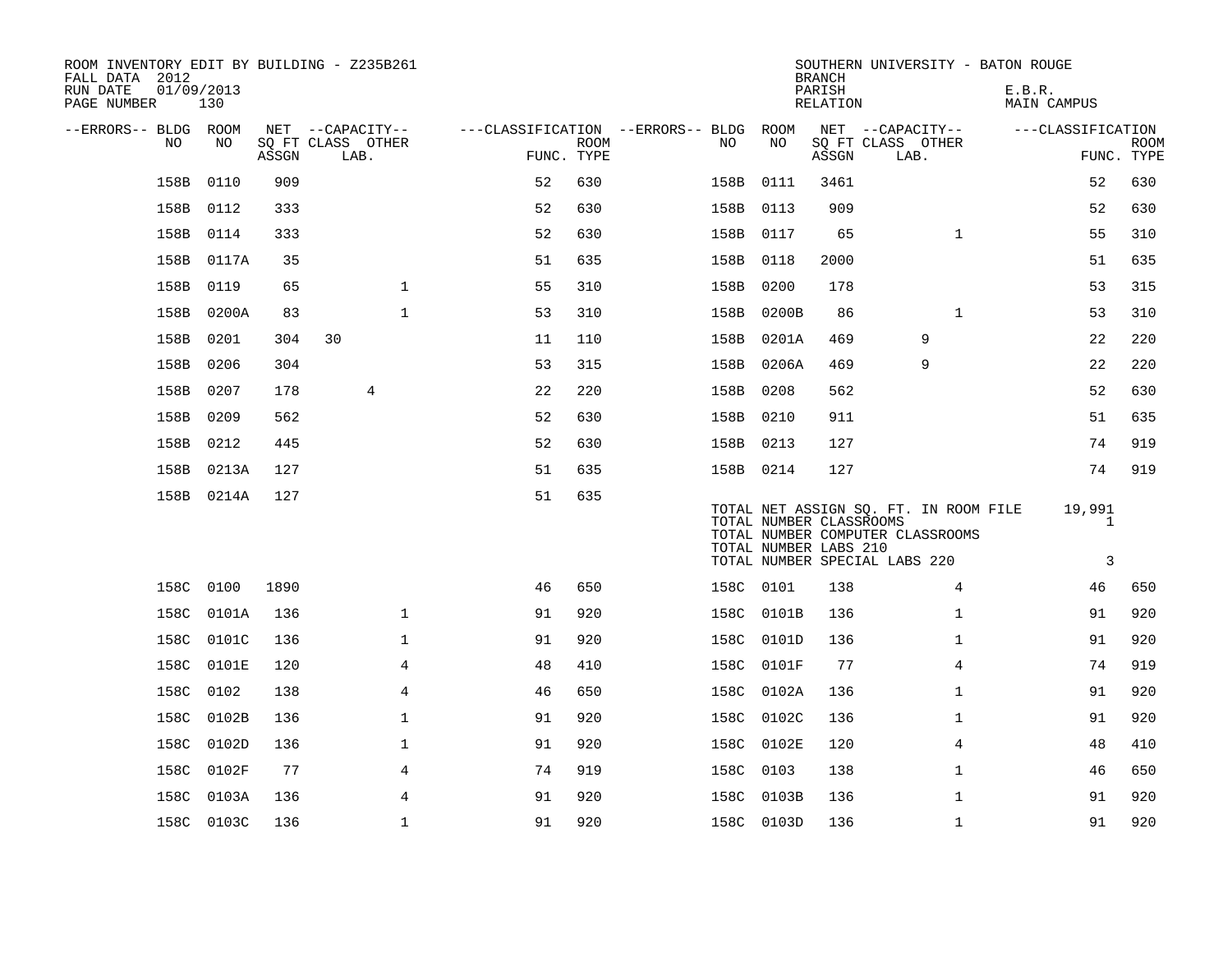ROOM INVENTORY EDIT BY BUILDING - Z235B261
FALL DATA 2012
RUN DATE 01/09/2013

SOUTHERN UNIVERSITY - BATON ROUGE
BRANCH
PARISH E.B.R.
RELATION MAIN CAMPUS

| --ERRORS-- | BLDG NO | ROOM NO | NET SQ FT ASSGN | CAPACITY CLASS | CAPACITY LAB. | CAPACITY OTHER | CLASSIFICATION FUNC. | ROOM TYPE | --ERRORS-- | BLDG NO | ROOM NO | NET SQ FT ASSGN | CAPACITY CLASS | CAPACITY LAB. | CAPACITY OTHER | CLASSIFICATION FUNC. | ROOM TYPE |
|---|---|---|---|---|---|---|---|---|---|---|---|---|---|---|---|---|---|
| | 158B | 0110 | 909 | | | | 52 | 630 | | 158B | 0111 | 3461 | | | | 52 | 630 |
| | 158B | 0112 | 333 | | | | 52 | 630 | | 158B | 0113 | 909 | | | | 52 | 630 |
| | 158B | 0114 | 333 | | | | 52 | 630 | | 158B | 0117 | 65 | | | 1 | 55 | 310 |
| | 158B | 0117A | 35 | | | | 51 | 635 | | 158B | 0118 | 2000 | | | | 51 | 635 |
| | 158B | 0119 | 65 | | | 1 | 55 | 310 | | 158B | 0200 | 178 | | | | 53 | 315 |
| | 158B | 0200A | 83 | | | 1 | 53 | 310 | | 158B | 0200B | 86 | | | 1 | 53 | 310 |
| | 158B | 0201 | 304 | 30 | | | 11 | 110 | | 158B | 0201A | 469 | | 9 | | 22 | 220 |
| | 158B | 0206 | 304 | | | | 53 | 315 | | 158B | 0206A | 469 | | 9 | | 22 | 220 |
| | 158B | 0207 | 178 | | 4 | | 22 | 220 | | 158B | 0208 | 562 | | | | 52 | 630 |
| | 158B | 0209 | 562 | | | | 52 | 630 | | 158B | 0210 | 911 | | | | 51 | 635 |
| | 158B | 0212 | 445 | | | | 52 | 630 | | 158B | 0213 | 127 | | | | 74 | 919 |
| | 158B | 0213A | 127 | | | | 51 | 635 | | 158B | 0214 | 127 | | | | 74 | 919 |
| | 158B | 0214A | 127 | | | | 51 | 635 | | | | | | | | | |

TOTAL NET ASSIGN SQ. FT. IN ROOM FILE 19,991
TOTAL NUMBER CLASSROOMS 1
TOTAL NUMBER COMPUTER CLASSROOMS
TOTAL NUMBER LABS 210
TOTAL NUMBER SPECIAL LABS 220 3

| --ERRORS-- | BLDG NO | ROOM NO | NET SQ FT ASSGN | CAPACITY CLASS | CAPACITY LAB. | CAPACITY OTHER | CLASSIFICATION FUNC. | ROOM TYPE | --ERRORS-- | BLDG NO | ROOM NO | NET SQ FT ASSGN | CAPACITY CLASS | CAPACITY LAB. | CAPACITY OTHER | CLASSIFICATION FUNC. | ROOM TYPE |
|---|---|---|---|---|---|---|---|---|---|---|---|---|---|---|---|---|---|
| | 158C | 0100 | 1890 | | | | 46 | 650 | | 158C | 0101 | 138 | | | 4 | 46 | 650 |
| | 158C | 0101A | 136 | | | 1 | 91 | 920 | | 158C | 0101B | 136 | | | 1 | 91 | 920 |
| | 158C | 0101C | 136 | | | 1 | 91 | 920 | | 158C | 0101D | 136 | | | 1 | 91 | 920 |
| | 158C | 0101E | 120 | | | 4 | 48 | 410 | | 158C | 0101F | 77 | | | 4 | 74 | 919 |
| | 158C | 0102 | 138 | | | 4 | 46 | 650 | | 158C | 0102A | 136 | | | 1 | 91 | 920 |
| | 158C | 0102B | 136 | | | 1 | 91 | 920 | | 158C | 0102C | 136 | | | 1 | 91 | 920 |
| | 158C | 0102D | 136 | | | 1 | 91 | 920 | | 158C | 0102E | 120 | | | 4 | 48 | 410 |
| | 158C | 0102F | 77 | | | 4 | 74 | 919 | | 158C | 0103 | 138 | | | 1 | 46 | 650 |
| | 158C | 0103A | 136 | | | 4 | 91 | 920 | | 158C | 0103B | 136 | | | 1 | 91 | 920 |
| | 158C | 0103C | 136 | | | 1 | 91 | 920 | | 158C | 0103D | 136 | | | 1 | 91 | 920 |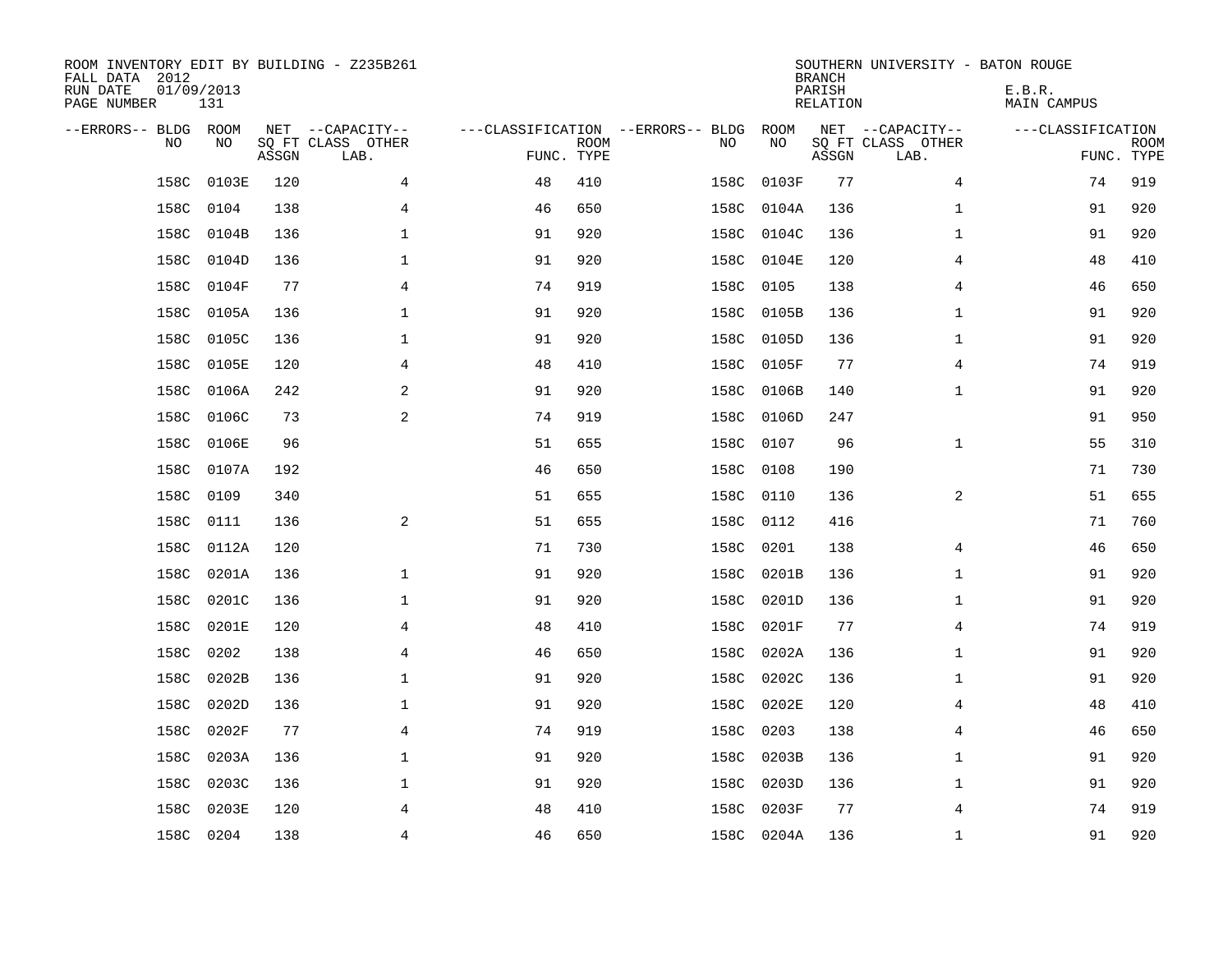ROOM INVENTORY EDIT BY BUILDING - Z235B261
FALL DATA 2012
RUN DATE 01/09/2013
PAGE NUMBER 131

SOUTHERN UNIVERSITY - BATON ROUGE
BRANCH
PARISH E.B.R.
RELATION MAIN CAMPUS

| --ERRORS-- | BLDG NO | ROOM NO | NET SQ FT ASSGN | --CAPACITY-- CLASS LAB. | OTHER | ---CLASSIFICATION FUNC. | ROOM TYPE | --ERRORS-- | BLDG NO | ROOM NO | NET SQ FT ASSGN | --CAPACITY-- CLASS LAB. | OTHER | ---CLASSIFICATION FUNC. | ROOM TYPE |
|---|---|---|---|---|---|---|---|---|---|---|---|---|---|---|---|
| | 158C | 0103E | 120 | | 4 | 48 | 410 | | 158C | 0103F | 77 | | 4 | 74 | 919 |
| | 158C | 0104 | 138 | | 4 | 46 | 650 | | 158C | 0104A | 136 | | 1 | 91 | 920 |
| | 158C | 0104B | 136 | | 1 | 91 | 920 | | 158C | 0104C | 136 | | 1 | 91 | 920 |
| | 158C | 0104D | 136 | | 1 | 91 | 920 | | 158C | 0104E | 120 | | 4 | 48 | 410 |
| | 158C | 0104F | 77 | | 4 | 74 | 919 | | 158C | 0105 | 138 | | 4 | 46 | 650 |
| | 158C | 0105A | 136 | | 1 | 91 | 920 | | 158C | 0105B | 136 | | 1 | 91 | 920 |
| | 158C | 0105C | 136 | | 1 | 91 | 920 | | 158C | 0105D | 136 | | 1 | 91 | 920 |
| | 158C | 0105E | 120 | | 4 | 48 | 410 | | 158C | 0105F | 77 | | 4 | 74 | 919 |
| | 158C | 0106A | 242 | | 2 | 91 | 920 | | 158C | 0106B | 140 | | 1 | 91 | 920 |
| | 158C | 0106C | 73 | | 2 | 74 | 919 | | 158C | 0106D | 247 | | | 91 | 950 |
| | 158C | 0106E | 96 | | | 51 | 655 | | 158C | 0107 | 96 | | 1 | 55 | 310 |
| | 158C | 0107A | 192 | | | 46 | 650 | | 158C | 0108 | 190 | | | 71 | 730 |
| | 158C | 0109 | 340 | | | 51 | 655 | | 158C | 0110 | 136 | | 2 | 51 | 655 |
| | 158C | 0111 | 136 | | 2 | 51 | 655 | | 158C | 0112 | 416 | | | 71 | 760 |
| | 158C | 0112A | 120 | | | 71 | 730 | | 158C | 0201 | 138 | | 4 | 46 | 650 |
| | 158C | 0201A | 136 | | 1 | 91 | 920 | | 158C | 0201B | 136 | | 1 | 91 | 920 |
| | 158C | 0201C | 136 | | 1 | 91 | 920 | | 158C | 0201D | 136 | | 1 | 91 | 920 |
| | 158C | 0201E | 120 | | 4 | 48 | 410 | | 158C | 0201F | 77 | | 4 | 74 | 919 |
| | 158C | 0202 | 138 | | 4 | 46 | 650 | | 158C | 0202A | 136 | | 1 | 91 | 920 |
| | 158C | 0202B | 136 | | 1 | 91 | 920 | | 158C | 0202C | 136 | | 1 | 91 | 920 |
| | 158C | 0202D | 136 | | 1 | 91 | 920 | | 158C | 0202E | 120 | | 4 | 48 | 410 |
| | 158C | 0202F | 77 | | 4 | 74 | 919 | | 158C | 0203 | 138 | | 4 | 46 | 650 |
| | 158C | 0203A | 136 | | 1 | 91 | 920 | | 158C | 0203B | 136 | | 1 | 91 | 920 |
| | 158C | 0203C | 136 | | 1 | 91 | 920 | | 158C | 0203D | 136 | | 1 | 91 | 920 |
| | 158C | 0203E | 120 | | 4 | 48 | 410 | | 158C | 0203F | 77 | | 4 | 74 | 919 |
| | 158C | 0204 | 138 | | 4 | 46 | 650 | | 158C | 0204A | 136 | | 1 | 91 | 920 |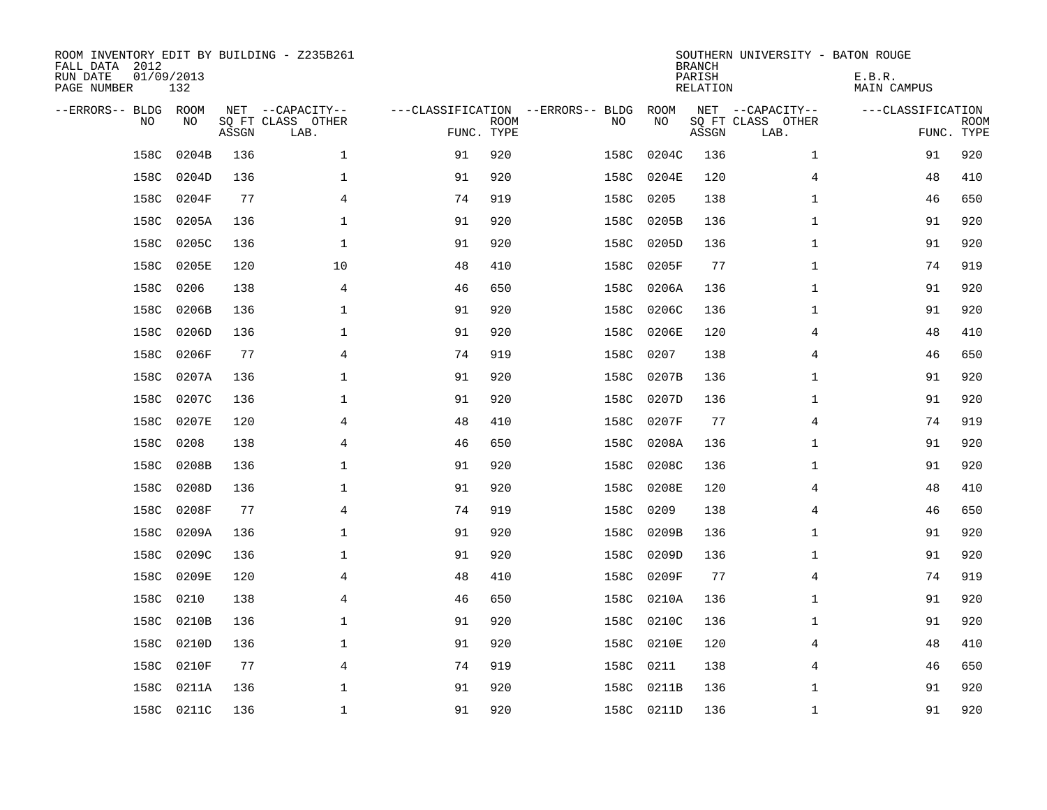ROOM INVENTORY EDIT BY BUILDING - Z235B261
FALL DATA 2012
RUN DATE 01/09/2013
PAGE NUMBER 132

SOUTHERN UNIVERSITY - BATON ROUGE
BRANCH
PARISH E.B.R.
RELATION MAIN CAMPUS

| --ERRORS-- | BLDG NO | ROOM NO | NET SQ FT ASSGN | --CAPACITY-- CLASS | OTHER LAB. | ---CLASSIFICATION FUNC. | ROOM TYPE | --ERRORS-- | BLDG NO | ROOM NO | NET SQ FT ASSGN | --CAPACITY-- CLASS | OTHER LAB. | ---CLASSIFICATION FUNC. | ROOM TYPE |
|---|---|---|---|---|---|---|---|---|---|---|---|---|---|---|---|
| | 158C | 0204B | 136 | | 1 | 91 | 920 | | 158C | 0204C | 136 | | 1 | 91 | 920 |
| | 158C | 0204D | 136 | | 1 | 91 | 920 | | 158C | 0204E | 120 | | 4 | 48 | 410 |
| | 158C | 0204F | 77 | | 4 | 74 | 919 | | 158C | 0205 | 138 | | 1 | 46 | 650 |
| | 158C | 0205A | 136 | | 1 | 91 | 920 | | 158C | 0205B | 136 | | 1 | 91 | 920 |
| | 158C | 0205C | 136 | | 1 | 91 | 920 | | 158C | 0205D | 136 | | 1 | 91 | 920 |
| | 158C | 0205E | 120 | | 10 | 48 | 410 | | 158C | 0205F | 77 | | 1 | 74 | 919 |
| | 158C | 0206 | 138 | | 4 | 46 | 650 | | 158C | 0206A | 136 | | 1 | 91 | 920 |
| | 158C | 0206B | 136 | | 1 | 91 | 920 | | 158C | 0206C | 136 | | 1 | 91 | 920 |
| | 158C | 0206D | 136 | | 1 | 91 | 920 | | 158C | 0206E | 120 | | 4 | 48 | 410 |
| | 158C | 0206F | 77 | | 4 | 74 | 919 | | 158C | 0207 | 138 | | 4 | 46 | 650 |
| | 158C | 0207A | 136 | | 1 | 91 | 920 | | 158C | 0207B | 136 | | 1 | 91 | 920 |
| | 158C | 0207C | 136 | | 1 | 91 | 920 | | 158C | 0207D | 136 | | 1 | 91 | 920 |
| | 158C | 0207E | 120 | | 4 | 48 | 410 | | 158C | 0207F | 77 | | 4 | 74 | 919 |
| | 158C | 0208 | 138 | | 4 | 46 | 650 | | 158C | 0208A | 136 | | 1 | 91 | 920 |
| | 158C | 0208B | 136 | | 1 | 91 | 920 | | 158C | 0208C | 136 | | 1 | 91 | 920 |
| | 158C | 0208D | 136 | | 1 | 91 | 920 | | 158C | 0208E | 120 | | 4 | 48 | 410 |
| | 158C | 0208F | 77 | | 4 | 74 | 919 | | 158C | 0209 | 138 | | 4 | 46 | 650 |
| | 158C | 0209A | 136 | | 1 | 91 | 920 | | 158C | 0209B | 136 | | 1 | 91 | 920 |
| | 158C | 0209C | 136 | | 1 | 91 | 920 | | 158C | 0209D | 136 | | 1 | 91 | 920 |
| | 158C | 0209E | 120 | | 4 | 48 | 410 | | 158C | 0209F | 77 | | 4 | 74 | 919 |
| | 158C | 0210 | 138 | | 4 | 46 | 650 | | 158C | 0210A | 136 | | 1 | 91 | 920 |
| | 158C | 0210B | 136 | | 1 | 91 | 920 | | 158C | 0210C | 136 | | 1 | 91 | 920 |
| | 158C | 0210D | 136 | | 1 | 91 | 920 | | 158C | 0210E | 120 | | 4 | 48 | 410 |
| | 158C | 0210F | 77 | | 4 | 74 | 919 | | 158C | 0211 | 138 | | 4 | 46 | 650 |
| | 158C | 0211A | 136 | | 1 | 91 | 920 | | 158C | 0211B | 136 | | 1 | 91 | 920 |
| | 158C | 0211C | 136 | | 1 | 91 | 920 | | 158C | 0211D | 136 | | 1 | 91 | 920 |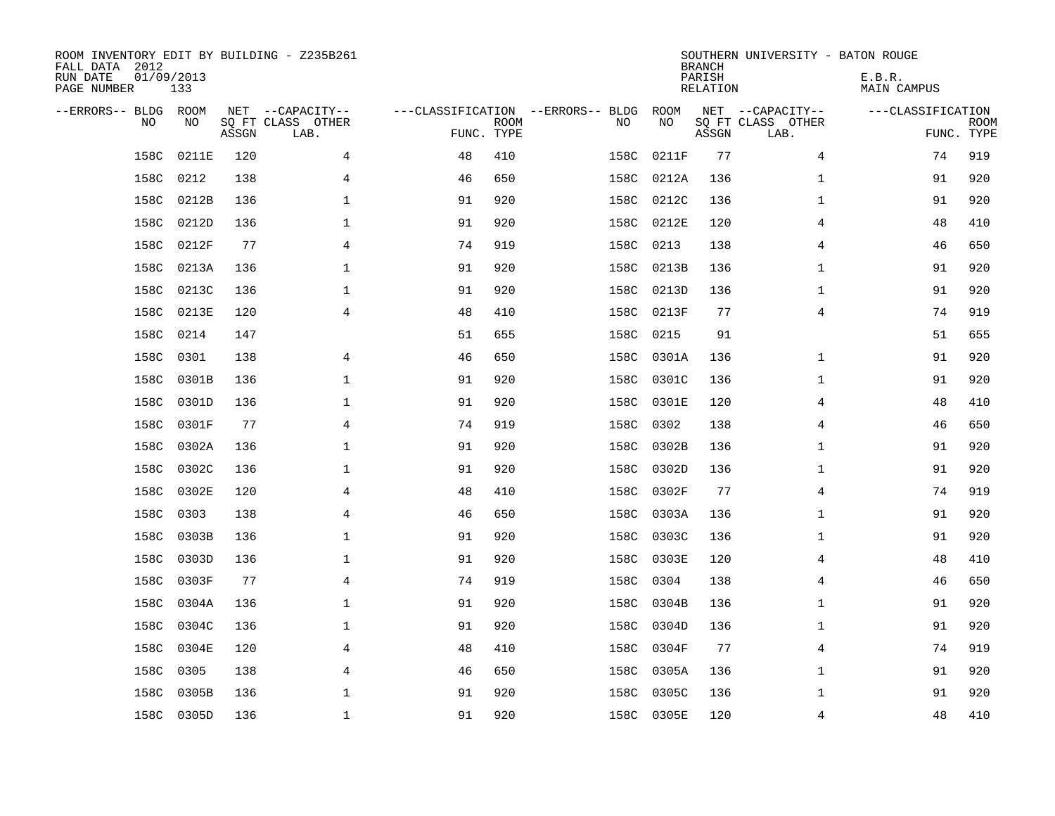ROOM INVENTORY EDIT BY BUILDING - Z235B261
FALL DATA 2012
RUN DATE 01/09/2013
PAGE NUMBER 133

SOUTHERN UNIVERSITY - BATON ROUGE
BRANCH
PARISH E.B.R.
RELATION MAIN CAMPUS

| --ERRORS-- | BLDG NO | ROOM NO | NET SQ FT ASSGN | --CAPACITY-- CLASS LAB. | OTHER | ---CLASSIFICATION FUNC. | ROOM TYPE | --ERRORS-- | BLDG NO | ROOM NO | NET SQ FT ASSGN | --CAPACITY-- CLASS LAB. | OTHER | ---CLASSIFICATION FUNC. | ROOM TYPE |
|---|---|---|---|---|---|---|---|---|---|---|---|---|---|---|---|
| | 158C | 0211E | 120 | | 4 | 48 | 410 | | 158C | 0211F | 77 | | 4 | 74 | 919 |
| | 158C | 0212 | 138 | | 4 | 46 | 650 | | 158C | 0212A | 136 | | 1 | 91 | 920 |
| | 158C | 0212B | 136 | | 1 | 91 | 920 | | 158C | 0212C | 136 | | 1 | 91 | 920 |
| | 158C | 0212D | 136 | | 1 | 91 | 920 | | 158C | 0212E | 120 | | 4 | 48 | 410 |
| | 158C | 0212F | 77 | | 4 | 74 | 919 | | 158C | 0213 | 138 | | 4 | 46 | 650 |
| | 158C | 0213A | 136 | | 1 | 91 | 920 | | 158C | 0213B | 136 | | 1 | 91 | 920 |
| | 158C | 0213C | 136 | | 1 | 91 | 920 | | 158C | 0213D | 136 | | 1 | 91 | 920 |
| | 158C | 0213E | 120 | | 4 | 48 | 410 | | 158C | 0213F | 77 | | 4 | 74 | 919 |
| | 158C | 0214 | 147 | | | 51 | 655 | | 158C | 0215 | 91 | | | 51 | 655 |
| | 158C | 0301 | 138 | | 4 | 46 | 650 | | 158C | 0301A | 136 | | 1 | 91 | 920 |
| | 158C | 0301B | 136 | | 1 | 91 | 920 | | 158C | 0301C | 136 | | 1 | 91 | 920 |
| | 158C | 0301D | 136 | | 1 | 91 | 920 | | 158C | 0301E | 120 | | 4 | 48 | 410 |
| | 158C | 0301F | 77 | | 4 | 74 | 919 | | 158C | 0302 | 138 | | 4 | 46 | 650 |
| | 158C | 0302A | 136 | | 1 | 91 | 920 | | 158C | 0302B | 136 | | 1 | 91 | 920 |
| | 158C | 0302C | 136 | | 1 | 91 | 920 | | 158C | 0302D | 136 | | 1 | 91 | 920 |
| | 158C | 0302E | 120 | | 4 | 48 | 410 | | 158C | 0302F | 77 | | 4 | 74 | 919 |
| | 158C | 0303 | 138 | | 4 | 46 | 650 | | 158C | 0303A | 136 | | 1 | 91 | 920 |
| | 158C | 0303B | 136 | | 1 | 91 | 920 | | 158C | 0303C | 136 | | 1 | 91 | 920 |
| | 158C | 0303D | 136 | | 1 | 91 | 920 | | 158C | 0303E | 120 | | 4 | 48 | 410 |
| | 158C | 0303F | 77 | | 4 | 74 | 919 | | 158C | 0304 | 138 | | 4 | 46 | 650 |
| | 158C | 0304A | 136 | | 1 | 91 | 920 | | 158C | 0304B | 136 | | 1 | 91 | 920 |
| | 158C | 0304C | 136 | | 1 | 91 | 920 | | 158C | 0304D | 136 | | 1 | 91 | 920 |
| | 158C | 0304E | 120 | | 4 | 48 | 410 | | 158C | 0304F | 77 | | 4 | 74 | 919 |
| | 158C | 0305 | 138 | | 4 | 46 | 650 | | 158C | 0305A | 136 | | 1 | 91 | 920 |
| | 158C | 0305B | 136 | | 1 | 91 | 920 | | 158C | 0305C | 136 | | 1 | 91 | 920 |
| | 158C | 0305D | 136 | | 1 | 91 | 920 | | 158C | 0305E | 120 | | 4 | 48 | 410 |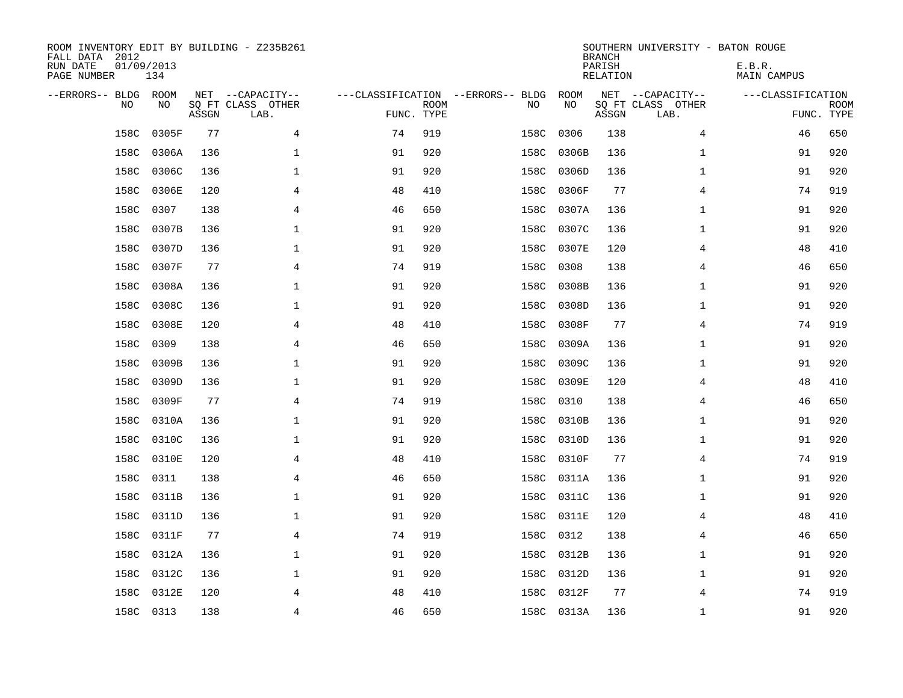ROOM INVENTORY EDIT BY BUILDING - Z235B261
FALL DATA 2012
RUN DATE 01/09/2013
PAGE NUMBER 134

SOUTHERN UNIVERSITY - BATON ROUGE
BRANCH
PARISH E.B.R.
RELATION MAIN CAMPUS

| --ERRORS-- | BLDG NO | ROOM NO | NET SQ FT ASSGN | --CAPACITY-- CLASS LAB. | OTHER | ---CLASSIFICATION FUNC. | ROOM TYPE | --ERRORS-- | BLDG NO | ROOM NO | NET SQ FT ASSGN | --CAPACITY-- CLASS LAB. | OTHER | ---CLASSIFICATION FUNC. | ROOM TYPE |
|---|---|---|---|---|---|---|---|---|---|---|---|---|---|---|---|
| | 158C | 0305F | 77 | | 4 | 74 | 919 | | 158C | 0306 | 138 | | 4 | 46 | 650 |
| | 158C | 0306A | 136 | | 1 | 91 | 920 | | 158C | 0306B | 136 | | 1 | 91 | 920 |
| | 158C | 0306C | 136 | | 1 | 91 | 920 | | 158C | 0306D | 136 | | 1 | 91 | 920 |
| | 158C | 0306E | 120 | | 4 | 48 | 410 | | 158C | 0306F | 77 | | 4 | 74 | 919 |
| | 158C | 0307 | 138 | | 4 | 46 | 650 | | 158C | 0307A | 136 | | 1 | 91 | 920 |
| | 158C | 0307B | 136 | | 1 | 91 | 920 | | 158C | 0307C | 136 | | 1 | 91 | 920 |
| | 158C | 0307D | 136 | | 1 | 91 | 920 | | 158C | 0307E | 120 | | 4 | 48 | 410 |
| | 158C | 0307F | 77 | | 4 | 74 | 919 | | 158C | 0308 | 138 | | 4 | 46 | 650 |
| | 158C | 0308A | 136 | | 1 | 91 | 920 | | 158C | 0308B | 136 | | 1 | 91 | 920 |
| | 158C | 0308C | 136 | | 1 | 91 | 920 | | 158C | 0308D | 136 | | 1 | 91 | 920 |
| | 158C | 0308E | 120 | | 4 | 48 | 410 | | 158C | 0308F | 77 | | 4 | 74 | 919 |
| | 158C | 0309 | 138 | | 4 | 46 | 650 | | 158C | 0309A | 136 | | 1 | 91 | 920 |
| | 158C | 0309B | 136 | | 1 | 91 | 920 | | 158C | 0309C | 136 | | 1 | 91 | 920 |
| | 158C | 0309D | 136 | | 1 | 91 | 920 | | 158C | 0309E | 120 | | 4 | 48 | 410 |
| | 158C | 0309F | 77 | | 4 | 74 | 919 | | 158C | 0310 | 138 | | 4 | 46 | 650 |
| | 158C | 0310A | 136 | | 1 | 91 | 920 | | 158C | 0310B | 136 | | 1 | 91 | 920 |
| | 158C | 0310C | 136 | | 1 | 91 | 920 | | 158C | 0310D | 136 | | 1 | 91 | 920 |
| | 158C | 0310E | 120 | | 4 | 48 | 410 | | 158C | 0310F | 77 | | 4 | 74 | 919 |
| | 158C | 0311 | 138 | | 4 | 46 | 650 | | 158C | 0311A | 136 | | 1 | 91 | 920 |
| | 158C | 0311B | 136 | | 1 | 91 | 920 | | 158C | 0311C | 136 | | 1 | 91 | 920 |
| | 158C | 0311D | 136 | | 1 | 91 | 920 | | 158C | 0311E | 120 | | 4 | 48 | 410 |
| | 158C | 0311F | 77 | | 4 | 74 | 919 | | 158C | 0312 | 138 | | 4 | 46 | 650 |
| | 158C | 0312A | 136 | | 1 | 91 | 920 | | 158C | 0312B | 136 | | 1 | 91 | 920 |
| | 158C | 0312C | 136 | | 1 | 91 | 920 | | 158C | 0312D | 136 | | 1 | 91 | 920 |
| | 158C | 0312E | 120 | | 4 | 48 | 410 | | 158C | 0312F | 77 | | 4 | 74 | 919 |
| | 158C | 0313 | 138 | | 4 | 46 | 650 | | 158C | 0313A | 136 | | 1 | 91 | 920 |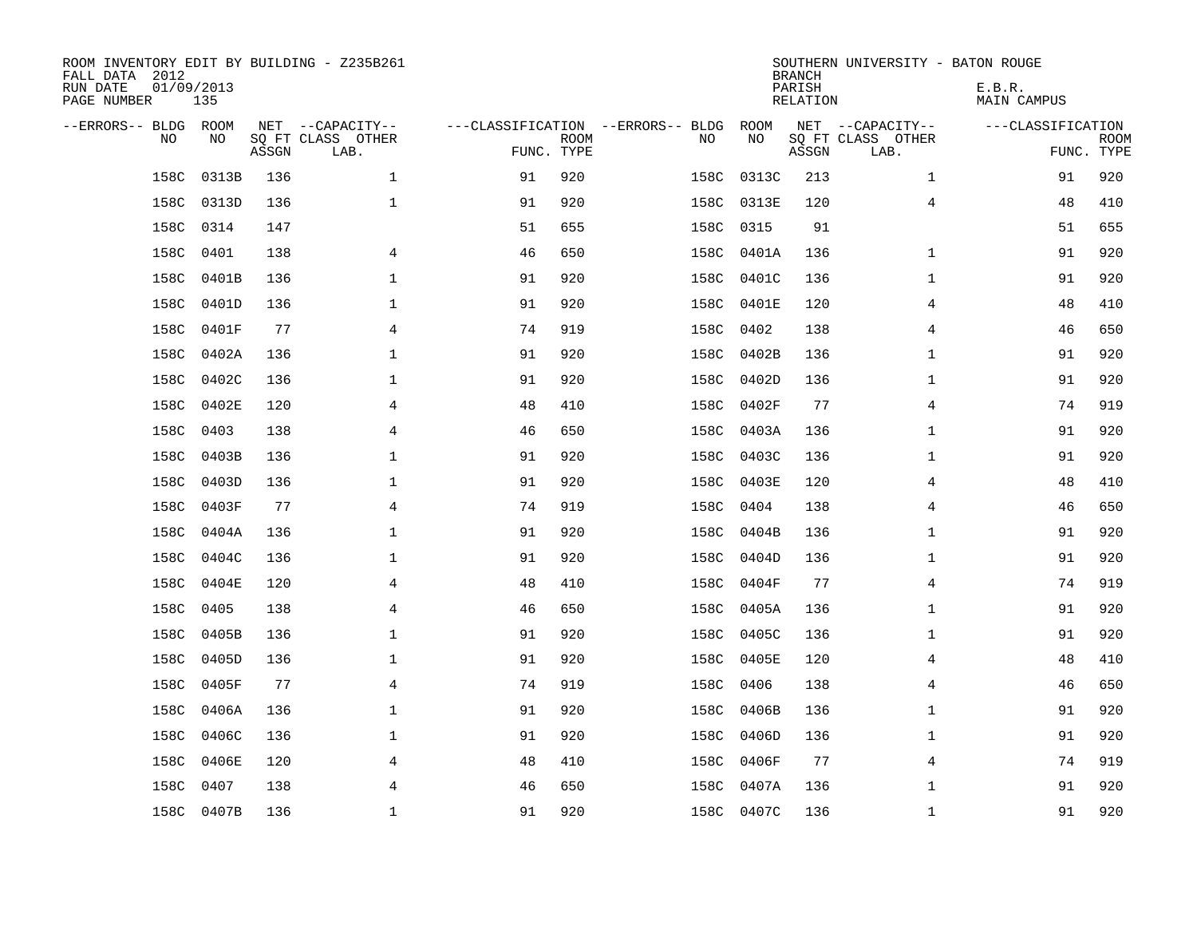ROOM INVENTORY EDIT BY BUILDING - Z235B261
FALL DATA 2012
RUN DATE 01/09/2013
PAGE NUMBER 135

SOUTHERN UNIVERSITY - BATON ROUGE
BRANCH
PARISH E.B.R.
RELATION MAIN CAMPUS

| --ERRORS-- | BLDG NO | ROOM NO | NET SQ FT ASSGN | --CAPACITY-- CLASS LAB. | OTHER | ---CLASSIFICATION FUNC. | ROOM TYPE | --ERRORS-- | BLDG NO | ROOM NO | NET SQ FT ASSGN | --CAPACITY-- CLASS LAB. | OTHER | ---CLASSIFICATION FUNC. | ROOM TYPE |
|---|---|---|---|---|---|---|---|---|---|---|---|---|---|---|---|
| | 158C | 0313B | 136 | | 1 | 91 | 920 | | 158C | 0313C | 213 | | 1 | 91 | 920 |
| | 158C | 0313D | 136 | | 1 | 91 | 920 | | 158C | 0313E | 120 | | 4 | 48 | 410 |
| | 158C | 0314 | 147 | | | 51 | 655 | | 158C | 0315 | 91 | | | 51 | 655 |
| | 158C | 0401 | 138 | | 4 | 46 | 650 | | 158C | 0401A | 136 | | 1 | 91 | 920 |
| | 158C | 0401B | 136 | | 1 | 91 | 920 | | 158C | 0401C | 136 | | 1 | 91 | 920 |
| | 158C | 0401D | 136 | | 1 | 91 | 920 | | 158C | 0401E | 120 | | 4 | 48 | 410 |
| | 158C | 0401F | 77 | | 4 | 74 | 919 | | 158C | 0402 | 138 | | 4 | 46 | 650 |
| | 158C | 0402A | 136 | | 1 | 91 | 920 | | 158C | 0402B | 136 | | 1 | 91 | 920 |
| | 158C | 0402C | 136 | | 1 | 91 | 920 | | 158C | 0402D | 136 | | 1 | 91 | 920 |
| | 158C | 0402E | 120 | | 4 | 48 | 410 | | 158C | 0402F | 77 | | 4 | 74 | 919 |
| | 158C | 0403 | 138 | | 4 | 46 | 650 | | 158C | 0403A | 136 | | 1 | 91 | 920 |
| | 158C | 0403B | 136 | | 1 | 91 | 920 | | 158C | 0403C | 136 | | 1 | 91 | 920 |
| | 158C | 0403D | 136 | | 1 | 91 | 920 | | 158C | 0403E | 120 | | 4 | 48 | 410 |
| | 158C | 0403F | 77 | | 4 | 74 | 919 | | 158C | 0404 | 138 | | 4 | 46 | 650 |
| | 158C | 0404A | 136 | | 1 | 91 | 920 | | 158C | 0404B | 136 | | 1 | 91 | 920 |
| | 158C | 0404C | 136 | | 1 | 91 | 920 | | 158C | 0404D | 136 | | 1 | 91 | 920 |
| | 158C | 0404E | 120 | | 4 | 48 | 410 | | 158C | 0404F | 77 | | 4 | 74 | 919 |
| | 158C | 0405 | 138 | | 4 | 46 | 650 | | 158C | 0405A | 136 | | 1 | 91 | 920 |
| | 158C | 0405B | 136 | | 1 | 91 | 920 | | 158C | 0405C | 136 | | 1 | 91 | 920 |
| | 158C | 0405D | 136 | | 1 | 91 | 920 | | 158C | 0405E | 120 | | 4 | 48 | 410 |
| | 158C | 0405F | 77 | | 4 | 74 | 919 | | 158C | 0406 | 138 | | 4 | 46 | 650 |
| | 158C | 0406A | 136 | | 1 | 91 | 920 | | 158C | 0406B | 136 | | 1 | 91 | 920 |
| | 158C | 0406C | 136 | | 1 | 91 | 920 | | 158C | 0406D | 136 | | 1 | 91 | 920 |
| | 158C | 0406E | 120 | | 4 | 48 | 410 | | 158C | 0406F | 77 | | 4 | 74 | 919 |
| | 158C | 0407 | 138 | | 4 | 46 | 650 | | 158C | 0407A | 136 | | 1 | 91 | 920 |
| | 158C | 0407B | 136 | | 1 | 91 | 920 | | 158C | 0407C | 136 | | 1 | 91 | 920 |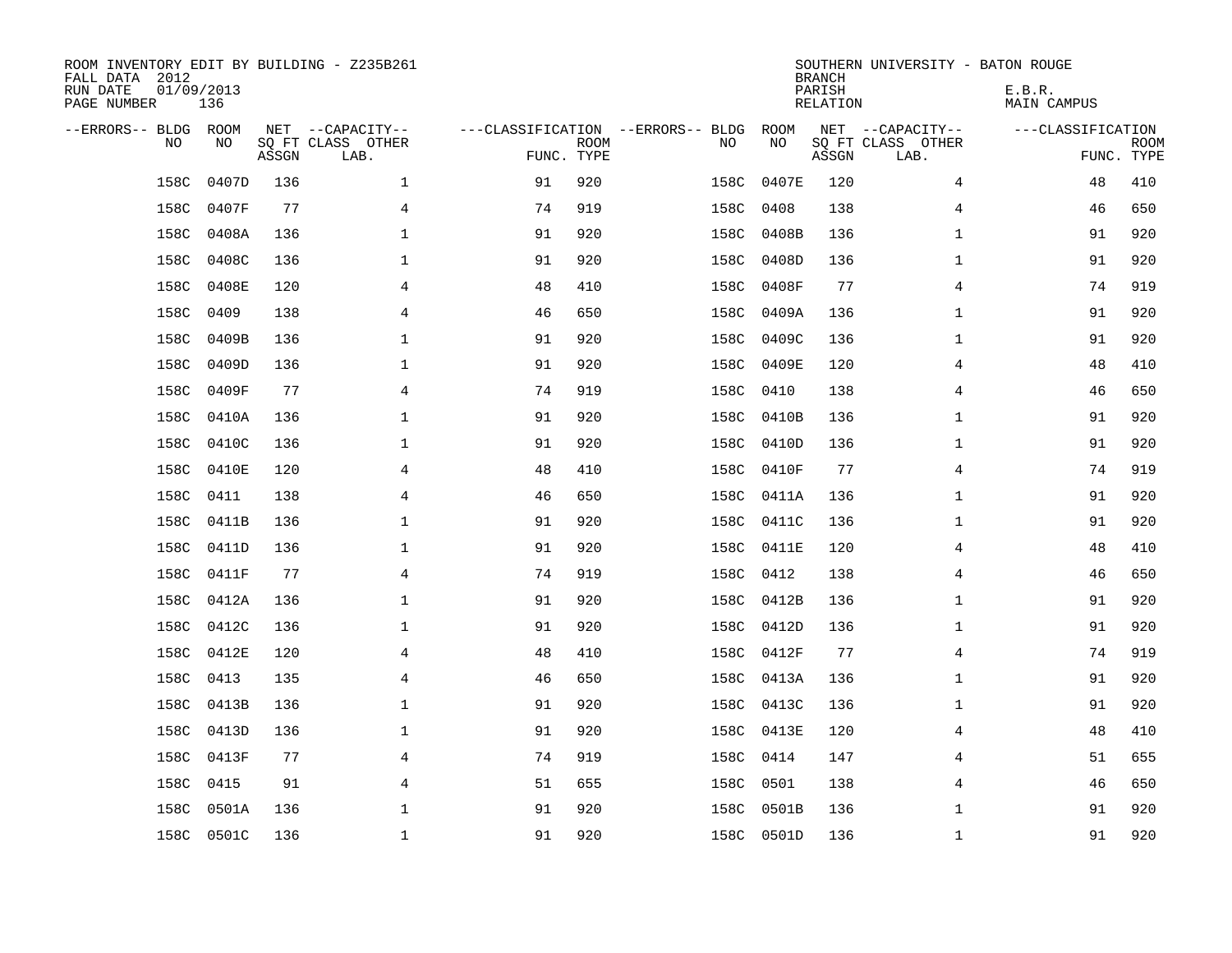ROOM INVENTORY EDIT BY BUILDING - Z235B261
FALL DATA 2012
RUN DATE 01/09/2013
PAGE NUMBER 136

SOUTHERN UNIVERSITY - BATON ROUGE
BRANCH
PARISH E.B.R.
RELATION MAIN CAMPUS

| --ERRORS-- | BLDG NO | ROOM NO | NET SQ FT ASSGN | --CAPACITY-- CLASS LAB. | OTHER | ---CLASSIFICATION FUNC. | ROOM TYPE | --ERRORS-- | BLDG NO | ROOM NO | NET SQ FT ASSGN | --CAPACITY-- CLASS LAB. | OTHER | ---CLASSIFICATION FUNC. | ROOM TYPE |
|---|---|---|---|---|---|---|---|---|---|---|---|---|---|---|---|
| | 158C | 0407D | 136 | | 1 | 91 | 920 | | 158C | 0407E | 120 | | 4 | 48 | 410 |
| | 158C | 0407F | 77 | | 4 | 74 | 919 | | 158C | 0408 | 138 | | 4 | 46 | 650 |
| | 158C | 0408A | 136 | | 1 | 91 | 920 | | 158C | 0408B | 136 | | 1 | 91 | 920 |
| | 158C | 0408C | 136 | | 1 | 91 | 920 | | 158C | 0408D | 136 | | 1 | 91 | 920 |
| | 158C | 0408E | 120 | | 4 | 48 | 410 | | 158C | 0408F | 77 | | 4 | 74 | 919 |
| | 158C | 0409 | 138 | | 4 | 46 | 650 | | 158C | 0409A | 136 | | 1 | 91 | 920 |
| | 158C | 0409B | 136 | | 1 | 91 | 920 | | 158C | 0409C | 136 | | 1 | 91 | 920 |
| | 158C | 0409D | 136 | | 1 | 91 | 920 | | 158C | 0409E | 120 | | 4 | 48 | 410 |
| | 158C | 0409F | 77 | | 4 | 74 | 919 | | 158C | 0410 | 138 | | 4 | 46 | 650 |
| | 158C | 0410A | 136 | | 1 | 91 | 920 | | 158C | 0410B | 136 | | 1 | 91 | 920 |
| | 158C | 0410C | 136 | | 1 | 91 | 920 | | 158C | 0410D | 136 | | 1 | 91 | 920 |
| | 158C | 0410E | 120 | | 4 | 48 | 410 | | 158C | 0410F | 77 | | 4 | 74 | 919 |
| | 158C | 0411 | 138 | | 4 | 46 | 650 | | 158C | 0411A | 136 | | 1 | 91 | 920 |
| | 158C | 0411B | 136 | | 1 | 91 | 920 | | 158C | 0411C | 136 | | 1 | 91 | 920 |
| | 158C | 0411D | 136 | | 1 | 91 | 920 | | 158C | 0411E | 120 | | 4 | 48 | 410 |
| | 158C | 0411F | 77 | | 4 | 74 | 919 | | 158C | 0412 | 138 | | 4 | 46 | 650 |
| | 158C | 0412A | 136 | | 1 | 91 | 920 | | 158C | 0412B | 136 | | 1 | 91 | 920 |
| | 158C | 0412C | 136 | | 1 | 91 | 920 | | 158C | 0412D | 136 | | 1 | 91 | 920 |
| | 158C | 0412E | 120 | | 4 | 48 | 410 | | 158C | 0412F | 77 | | 4 | 74 | 919 |
| | 158C | 0413 | 135 | | 4 | 46 | 650 | | 158C | 0413A | 136 | | 1 | 91 | 920 |
| | 158C | 0413B | 136 | | 1 | 91 | 920 | | 158C | 0413C | 136 | | 1 | 91 | 920 |
| | 158C | 0413D | 136 | | 1 | 91 | 920 | | 158C | 0413E | 120 | | 4 | 48 | 410 |
| | 158C | 0413F | 77 | | 4 | 74 | 919 | | 158C | 0414 | 147 | | 4 | 51 | 655 |
| | 158C | 0415 | 91 | | 4 | 51 | 655 | | 158C | 0501 | 138 | | 4 | 46 | 650 |
| | 158C | 0501A | 136 | | 1 | 91 | 920 | | 158C | 0501B | 136 | | 1 | 91 | 920 |
| | 158C | 0501C | 136 | | 1 | 91 | 920 | | 158C | 0501D | 136 | | 1 | 91 | 920 |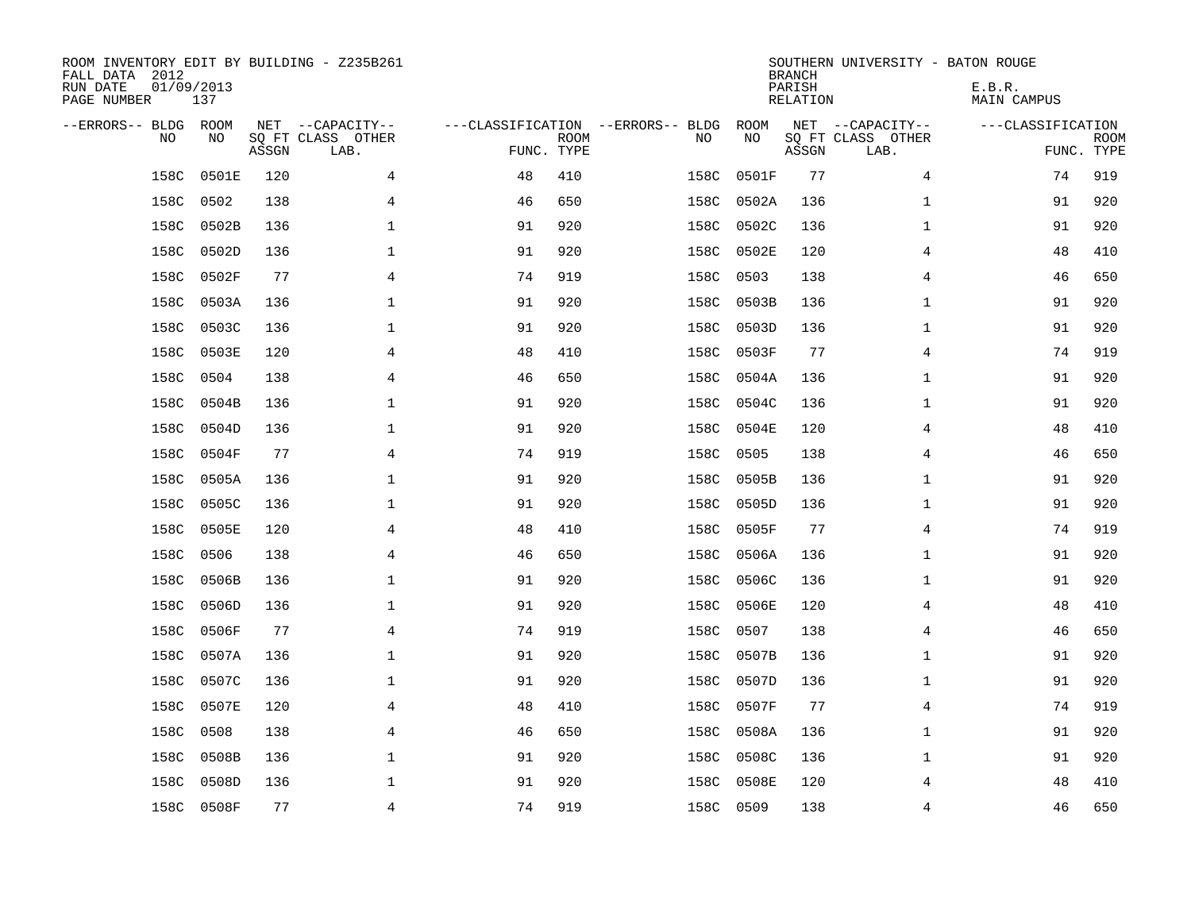ROOM INVENTORY EDIT BY BUILDING - Z235B261
FALL DATA 2012
RUN DATE 01/09/2013
PAGE NUMBER 137

SOUTHERN UNIVERSITY - BATON ROUGE
BRANCH
PARISH E.B.R.
RELATION MAIN CAMPUS

| --ERRORS-- | BLDG NO | ROOM NO | NET SQ FT ASSGN | --CAPACITY-- CLASS LAB. | OTHER | ---CLASSIFICATION FUNC. | ROOM TYPE | --ERRORS-- | BLDG NO | ROOM NO | NET SQ FT ASSGN | --CAPACITY-- CLASS LAB. | OTHER | ---CLASSIFICATION FUNC. | ROOM TYPE |
|---|---|---|---|---|---|---|---|---|---|---|---|---|---|---|---|
| | 158C | 0501E | 120 | | 4 | 48 | 410 | | 158C | 0501F | 77 | | 4 | 74 | 919 |
| | 158C | 0502 | 138 | | 4 | 46 | 650 | | 158C | 0502A | 136 | | 1 | 91 | 920 |
| | 158C | 0502B | 136 | | 1 | 91 | 920 | | 158C | 0502C | 136 | | 1 | 91 | 920 |
| | 158C | 0502D | 136 | | 1 | 91 | 920 | | 158C | 0502E | 120 | | 4 | 48 | 410 |
| | 158C | 0502F | 77 | | 4 | 74 | 919 | | 158C | 0503 | 138 | | 4 | 46 | 650 |
| | 158C | 0503A | 136 | | 1 | 91 | 920 | | 158C | 0503B | 136 | | 1 | 91 | 920 |
| | 158C | 0503C | 136 | | 1 | 91 | 920 | | 158C | 0503D | 136 | | 1 | 91 | 920 |
| | 158C | 0503E | 120 | | 4 | 48 | 410 | | 158C | 0503F | 77 | | 4 | 74 | 919 |
| | 158C | 0504 | 138 | | 4 | 46 | 650 | | 158C | 0504A | 136 | | 1 | 91 | 920 |
| | 158C | 0504B | 136 | | 1 | 91 | 920 | | 158C | 0504C | 136 | | 1 | 91 | 920 |
| | 158C | 0504D | 136 | | 1 | 91 | 920 | | 158C | 0504E | 120 | | 4 | 48 | 410 |
| | 158C | 0504F | 77 | | 4 | 74 | 919 | | 158C | 0505 | 138 | | 4 | 46 | 650 |
| | 158C | 0505A | 136 | | 1 | 91 | 920 | | 158C | 0505B | 136 | | 1 | 91 | 920 |
| | 158C | 0505C | 136 | | 1 | 91 | 920 | | 158C | 0505D | 136 | | 1 | 91 | 920 |
| | 158C | 0505E | 120 | | 4 | 48 | 410 | | 158C | 0505F | 77 | | 4 | 74 | 919 |
| | 158C | 0506 | 138 | | 4 | 46 | 650 | | 158C | 0506A | 136 | | 1 | 91 | 920 |
| | 158C | 0506B | 136 | | 1 | 91 | 920 | | 158C | 0506C | 136 | | 1 | 91 | 920 |
| | 158C | 0506D | 136 | | 1 | 91 | 920 | | 158C | 0506E | 120 | | 4 | 48 | 410 |
| | 158C | 0506F | 77 | | 4 | 74 | 919 | | 158C | 0507 | 138 | | 4 | 46 | 650 |
| | 158C | 0507A | 136 | | 1 | 91 | 920 | | 158C | 0507B | 136 | | 1 | 91 | 920 |
| | 158C | 0507C | 136 | | 1 | 91 | 920 | | 158C | 0507D | 136 | | 1 | 91 | 920 |
| | 158C | 0507E | 120 | | 4 | 48 | 410 | | 158C | 0507F | 77 | | 4 | 74 | 919 |
| | 158C | 0508 | 138 | | 4 | 46 | 650 | | 158C | 0508A | 136 | | 1 | 91 | 920 |
| | 158C | 0508B | 136 | | 1 | 91 | 920 | | 158C | 0508C | 136 | | 1 | 91 | 920 |
| | 158C | 0508D | 136 | | 1 | 91 | 920 | | 158C | 0508E | 120 | | 4 | 48 | 410 |
| | 158C | 0508F | 77 | | 4 | 74 | 919 | | 158C | 0509 | 138 | | 4 | 46 | 650 |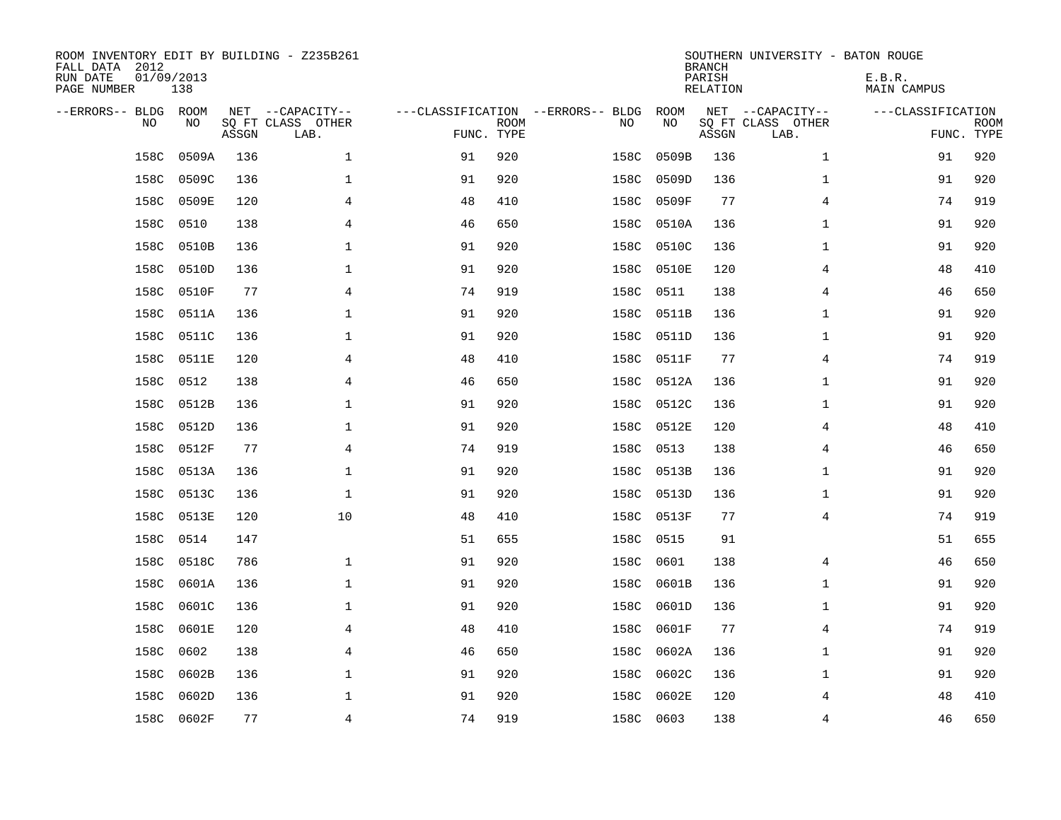ROOM INVENTORY EDIT BY BUILDING - Z235B261
FALL DATA 2012
RUN DATE 01/09/2013
PAGE NUMBER 138

SOUTHERN UNIVERSITY - BATON ROUGE
BRANCH
PARISH E.B.R.
RELATION MAIN CAMPUS

| --ERRORS-- | BLDG NO | ROOM NO | NET SQ FT ASSGN | --CAPACITY-- CLASS | OTHER LAB. | ---CLASSIFICATION FUNC. | ROOM TYPE | --ERRORS-- | BLDG NO | ROOM NO | NET SQ FT ASSGN | --CAPACITY-- CLASS | OTHER LAB. | ---CLASSIFICATION FUNC. | ROOM TYPE |
|---|---|---|---|---|---|---|---|---|---|---|---|---|---|---|---|
| | 158C | 0509A | 136 | | 1 | 91 | 920 | | 158C | 0509B | 136 | | 1 | 91 | 920 |
| | 158C | 0509C | 136 | | 1 | 91 | 920 | | 158C | 0509D | 136 | | 1 | 91 | 920 |
| | 158C | 0509E | 120 | | 4 | 48 | 410 | | 158C | 0509F | 77 | | 4 | 74 | 919 |
| | 158C | 0510 | 138 | | 4 | 46 | 650 | | 158C | 0510A | 136 | | 1 | 91 | 920 |
| | 158C | 0510B | 136 | | 1 | 91 | 920 | | 158C | 0510C | 136 | | 1 | 91 | 920 |
| | 158C | 0510D | 136 | | 1 | 91 | 920 | | 158C | 0510E | 120 | | 4 | 48 | 410 |
| | 158C | 0510F | 77 | | 4 | 74 | 919 | | 158C | 0511 | 138 | | 4 | 46 | 650 |
| | 158C | 0511A | 136 | | 1 | 91 | 920 | | 158C | 0511B | 136 | | 1 | 91 | 920 |
| | 158C | 0511C | 136 | | 1 | 91 | 920 | | 158C | 0511D | 136 | | 1 | 91 | 920 |
| | 158C | 0511E | 120 | | 4 | 48 | 410 | | 158C | 0511F | 77 | | 4 | 74 | 919 |
| | 158C | 0512 | 138 | | 4 | 46 | 650 | | 158C | 0512A | 136 | | 1 | 91 | 920 |
| | 158C | 0512B | 136 | | 1 | 91 | 920 | | 158C | 0512C | 136 | | 1 | 91 | 920 |
| | 158C | 0512D | 136 | | 1 | 91 | 920 | | 158C | 0512E | 120 | | 4 | 48 | 410 |
| | 158C | 0512F | 77 | | 4 | 74 | 919 | | 158C | 0513 | 138 | | 4 | 46 | 650 |
| | 158C | 0513A | 136 | | 1 | 91 | 920 | | 158C | 0513B | 136 | | 1 | 91 | 920 |
| | 158C | 0513C | 136 | | 1 | 91 | 920 | | 158C | 0513D | 136 | | 1 | 91 | 920 |
| | 158C | 0513E | 120 | | 10 | 48 | 410 | | 158C | 0513F | 77 | | 4 | 74 | 919 |
| | 158C | 0514 | 147 | | | 51 | 655 | | 158C | 0515 | 91 | | | 51 | 655 |
| | 158C | 0518C | 786 | | 1 | 91 | 920 | | 158C | 0601 | 138 | | 4 | 46 | 650 |
| | 158C | 0601A | 136 | | 1 | 91 | 920 | | 158C | 0601B | 136 | | 1 | 91 | 920 |
| | 158C | 0601C | 136 | | 1 | 91 | 920 | | 158C | 0601D | 136 | | 1 | 91 | 920 |
| | 158C | 0601E | 120 | | 4 | 48 | 410 | | 158C | 0601F | 77 | | 4 | 74 | 919 |
| | 158C | 0602 | 138 | | 4 | 46 | 650 | | 158C | 0602A | 136 | | 1 | 91 | 920 |
| | 158C | 0602B | 136 | | 1 | 91 | 920 | | 158C | 0602C | 136 | | 1 | 91 | 920 |
| | 158C | 0602D | 136 | | 1 | 91 | 920 | | 158C | 0602E | 120 | | 4 | 48 | 410 |
| | 158C | 0602F | 77 | | 4 | 74 | 919 | | 158C | 0603 | 138 | | 4 | 46 | 650 |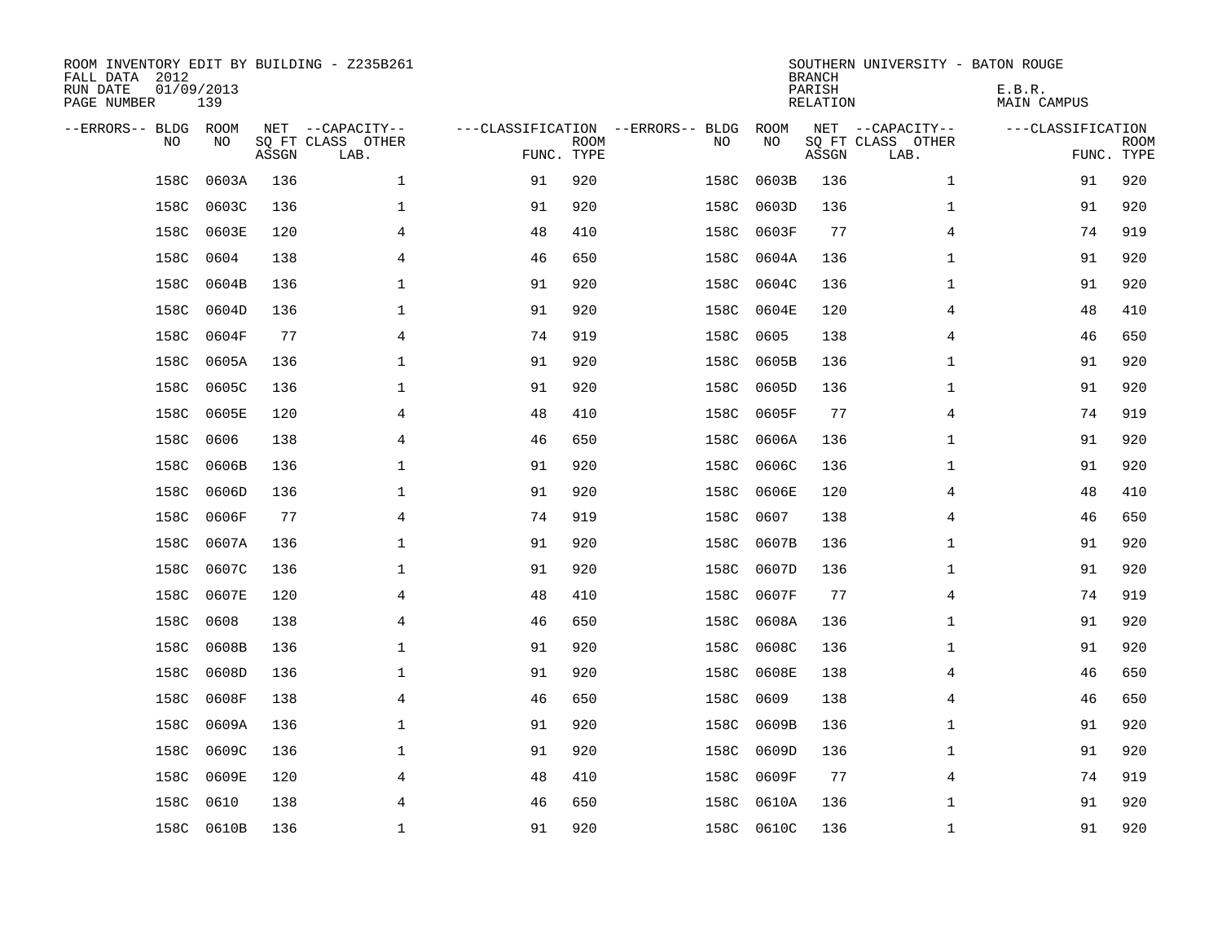ROOM INVENTORY EDIT BY BUILDING - Z235B261
FALL DATA 2012
RUN DATE 01/09/2013
PAGE NUMBER 139

SOUTHERN UNIVERSITY - BATON ROUGE
BRANCH
PARISH E.B.R.
RELATION MAIN CAMPUS

| --ERRORS-- | BLDG NO | ROOM NO | NET SQ FT ASSGN | --CAPACITY-- CLASS LAB. | OTHER | ---CLASSIFICATION FUNC. | ROOM TYPE | --ERRORS-- | BLDG NO | ROOM NO | NET SQ FT ASSGN | --CAPACITY-- CLASS LAB. | OTHER | ---CLASSIFICATION FUNC. | ROOM TYPE |
|---|---|---|---|---|---|---|---|---|---|---|---|---|---|---|---|
| | 158C | 0603A | 136 | | 1 | 91 | 920 | | 158C | 0603B | 136 | | 1 | 91 | 920 |
| | 158C | 0603C | 136 | | 1 | 91 | 920 | | 158C | 0603D | 136 | | 1 | 91 | 920 |
| | 158C | 0603E | 120 | | 4 | 48 | 410 | | 158C | 0603F | 77 | | 4 | 74 | 919 |
| | 158C | 0604 | 138 | | 4 | 46 | 650 | | 158C | 0604A | 136 | | 1 | 91 | 920 |
| | 158C | 0604B | 136 | | 1 | 91 | 920 | | 158C | 0604C | 136 | | 1 | 91 | 920 |
| | 158C | 0604D | 136 | | 1 | 91 | 920 | | 158C | 0604E | 120 | | 4 | 48 | 410 |
| | 158C | 0604F | 77 | | 4 | 74 | 919 | | 158C | 0605 | 138 | | 4 | 46 | 650 |
| | 158C | 0605A | 136 | | 1 | 91 | 920 | | 158C | 0605B | 136 | | 1 | 91 | 920 |
| | 158C | 0605C | 136 | | 1 | 91 | 920 | | 158C | 0605D | 136 | | 1 | 91 | 920 |
| | 158C | 0605E | 120 | | 4 | 48 | 410 | | 158C | 0605F | 77 | | 4 | 74 | 919 |
| | 158C | 0606 | 138 | | 4 | 46 | 650 | | 158C | 0606A | 136 | | 1 | 91 | 920 |
| | 158C | 0606B | 136 | | 1 | 91 | 920 | | 158C | 0606C | 136 | | 1 | 91 | 920 |
| | 158C | 0606D | 136 | | 1 | 91 | 920 | | 158C | 0606E | 120 | | 4 | 48 | 410 |
| | 158C | 0606F | 77 | | 4 | 74 | 919 | | 158C | 0607 | 138 | | 4 | 46 | 650 |
| | 158C | 0607A | 136 | | 1 | 91 | 920 | | 158C | 0607B | 136 | | 1 | 91 | 920 |
| | 158C | 0607C | 136 | | 1 | 91 | 920 | | 158C | 0607D | 136 | | 1 | 91 | 920 |
| | 158C | 0607E | 120 | | 4 | 48 | 410 | | 158C | 0607F | 77 | | 4 | 74 | 919 |
| | 158C | 0608 | 138 | | 4 | 46 | 650 | | 158C | 0608A | 136 | | 1 | 91 | 920 |
| | 158C | 0608B | 136 | | 1 | 91 | 920 | | 158C | 0608C | 136 | | 1 | 91 | 920 |
| | 158C | 0608D | 136 | | 1 | 91 | 920 | | 158C | 0608E | 138 | | 4 | 46 | 650 |
| | 158C | 0608F | 138 | | 4 | 46 | 650 | | 158C | 0609 | 138 | | 4 | 46 | 650 |
| | 158C | 0609A | 136 | | 1 | 91 | 920 | | 158C | 0609B | 136 | | 1 | 91 | 920 |
| | 158C | 0609C | 136 | | 1 | 91 | 920 | | 158C | 0609D | 136 | | 1 | 91 | 920 |
| | 158C | 0609E | 120 | | 4 | 48 | 410 | | 158C | 0609F | 77 | | 4 | 74 | 919 |
| | 158C | 0610 | 138 | | 4 | 46 | 650 | | 158C | 0610A | 136 | | 1 | 91 | 920 |
| | 158C | 0610B | 136 | | 1 | 91 | 920 | | 158C | 0610C | 136 | | 1 | 91 | 920 |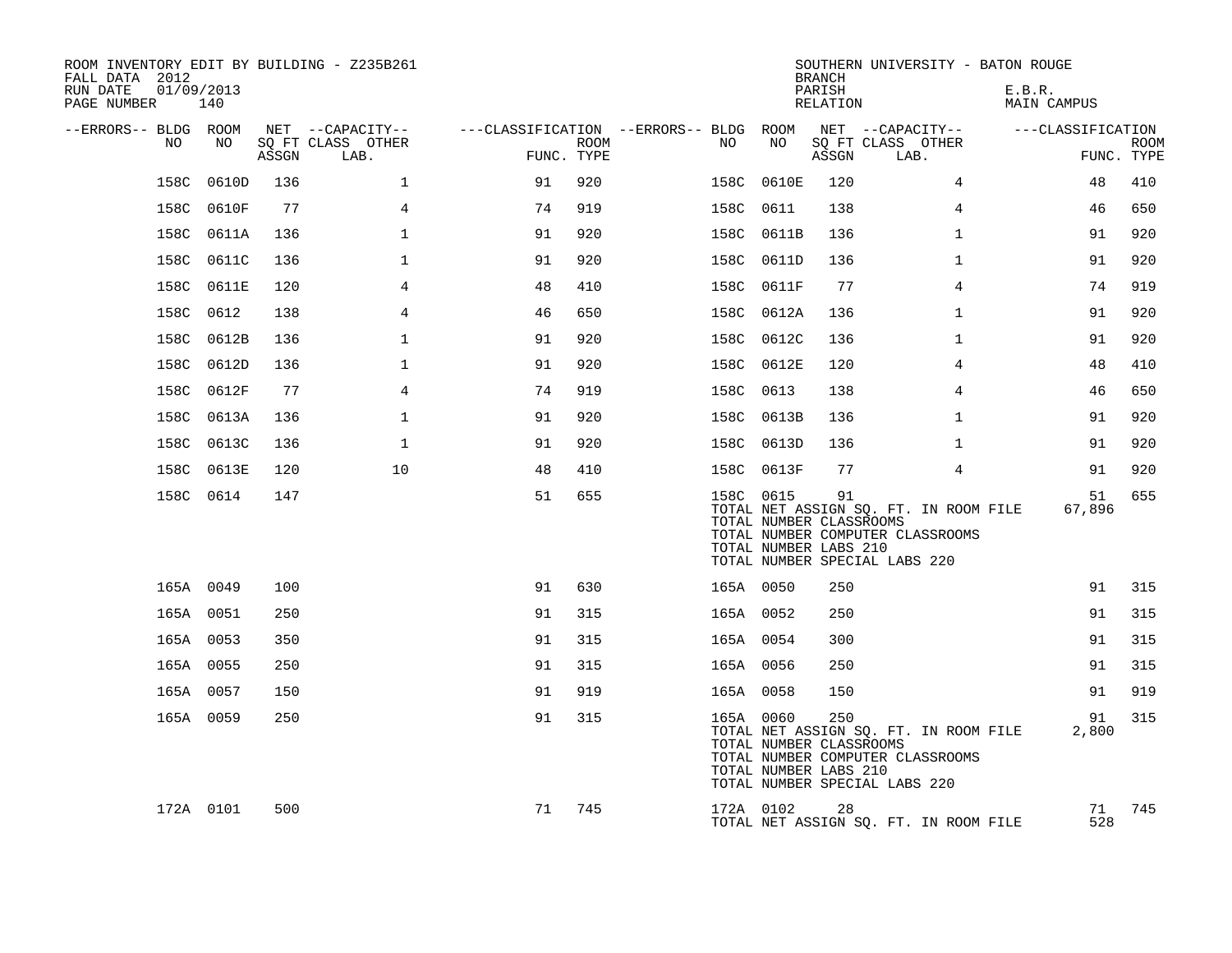ROOM INVENTORY EDIT BY BUILDING - Z235B261
FALL DATA 2012
RUN DATE 01/09/2013
PAGE NUMBER 140

SOUTHERN UNIVERSITY - BATON ROUGE
BRANCH
PARISH E.B.R.
RELATION MAIN CAMPUS

| --ERRORS-- | BLDG NO | ROOM NO | NET SQ FT ASSGN | --CAPACITY-- CLASS | OTHER LAB. | ---CLASSIFICATION FUNC. | ROOM TYPE | --ERRORS-- | BLDG NO | ROOM NO | NET SQ FT ASSGN | --CAPACITY-- CLASS | OTHER LAB. | ---CLASSIFICATION FUNC. | ROOM TYPE |
|---|---|---|---|---|---|---|---|---|---|---|---|---|---|---|---|
| | 158C | 0610D | 136 | | 1 | 91 | 920 | | 158C | 0610E | 120 | | 4 | 48 | 410 |
| | 158C | 0610F | 77 | | 4 | 74 | 919 | | 158C | 0611 | 138 | | 4 | 46 | 650 |
| | 158C | 0611A | 136 | | 1 | 91 | 920 | | 158C | 0611B | 136 | | 1 | 91 | 920 |
| | 158C | 0611C | 136 | | 1 | 91 | 920 | | 158C | 0611D | 136 | | 1 | 91 | 920 |
| | 158C | 0611E | 120 | | 4 | 48 | 410 | | 158C | 0611F | 77 | | 4 | 74 | 919 |
| | 158C | 0612 | 138 | | 4 | 46 | 650 | | 158C | 0612A | 136 | | 1 | 91 | 920 |
| | 158C | 0612B | 136 | | 1 | 91 | 920 | | 158C | 0612C | 136 | | 1 | 91 | 920 |
| | 158C | 0612D | 136 | | 1 | 91 | 920 | | 158C | 0612E | 120 | | 4 | 48 | 410 |
| | 158C | 0612F | 77 | | 4 | 74 | 919 | | 158C | 0613 | 138 | | 4 | 46 | 650 |
| | 158C | 0613A | 136 | | 1 | 91 | 920 | | 158C | 0613B | 136 | | 1 | 91 | 920 |
| | 158C | 0613C | 136 | | 1 | 91 | 920 | | 158C | 0613D | 136 | | 1 | 91 | 920 |
| | 158C | 0613E | 120 | | 10 | 48 | 410 | | 158C | 0613F | 77 | | 4 | 91 | 920 |
| | 158C | 0614 | 147 | | | 51 | 655 | | 158C | 0615 | 91 | | | 51 | 655 |
| | | | | | | | | | TOTAL NET ASSIGN SQ. FT. IN ROOM FILE | | | | | 67,896 | |
| | | | | | | | | | TOTAL NUMBER CLASSROOMS | | | | | | |
| | | | | | | | | | TOTAL NUMBER COMPUTER CLASSROOMS | | | | | | |
| | | | | | | | | | TOTAL NUMBER LABS 210 | | | | | | |
| | | | | | | | | | TOTAL NUMBER SPECIAL LABS 220 | | | | | | |
| | 165A | 0049 | 100 | | | 91 | 630 | | 165A | 0050 | 250 | | | 91 | 315 |
| | 165A | 0051 | 250 | | | 91 | 315 | | 165A | 0052 | 250 | | | 91 | 315 |
| | 165A | 0053 | 350 | | | 91 | 315 | | 165A | 0054 | 300 | | | 91 | 315 |
| | 165A | 0055 | 250 | | | 91 | 315 | | 165A | 0056 | 250 | | | 91 | 315 |
| | 165A | 0057 | 150 | | | 91 | 919 | | 165A | 0058 | 150 | | | 91 | 919 |
| | 165A | 0059 | 250 | | | 91 | 315 | | 165A | 0060 | 250 | | | 91 | 315 |
| | | | | | | | | | TOTAL NET ASSIGN SQ. FT. IN ROOM FILE | | | | | 2,800 | |
| | | | | | | | | | TOTAL NUMBER CLASSROOMS | | | | | | |
| | | | | | | | | | TOTAL NUMBER COMPUTER CLASSROOMS | | | | | | |
| | | | | | | | | | TOTAL NUMBER LABS 210 | | | | | | |
| | | | | | | | | | TOTAL NUMBER SPECIAL LABS 220 | | | | | | |
| | 172A | 0101 | 500 | | | 71 | 745 | | 172A | 0102 | 28 | | | 71 | 745 |
| | | | | | | | | | TOTAL NET ASSIGN SQ. FT. IN ROOM FILE | | | | | 528 | |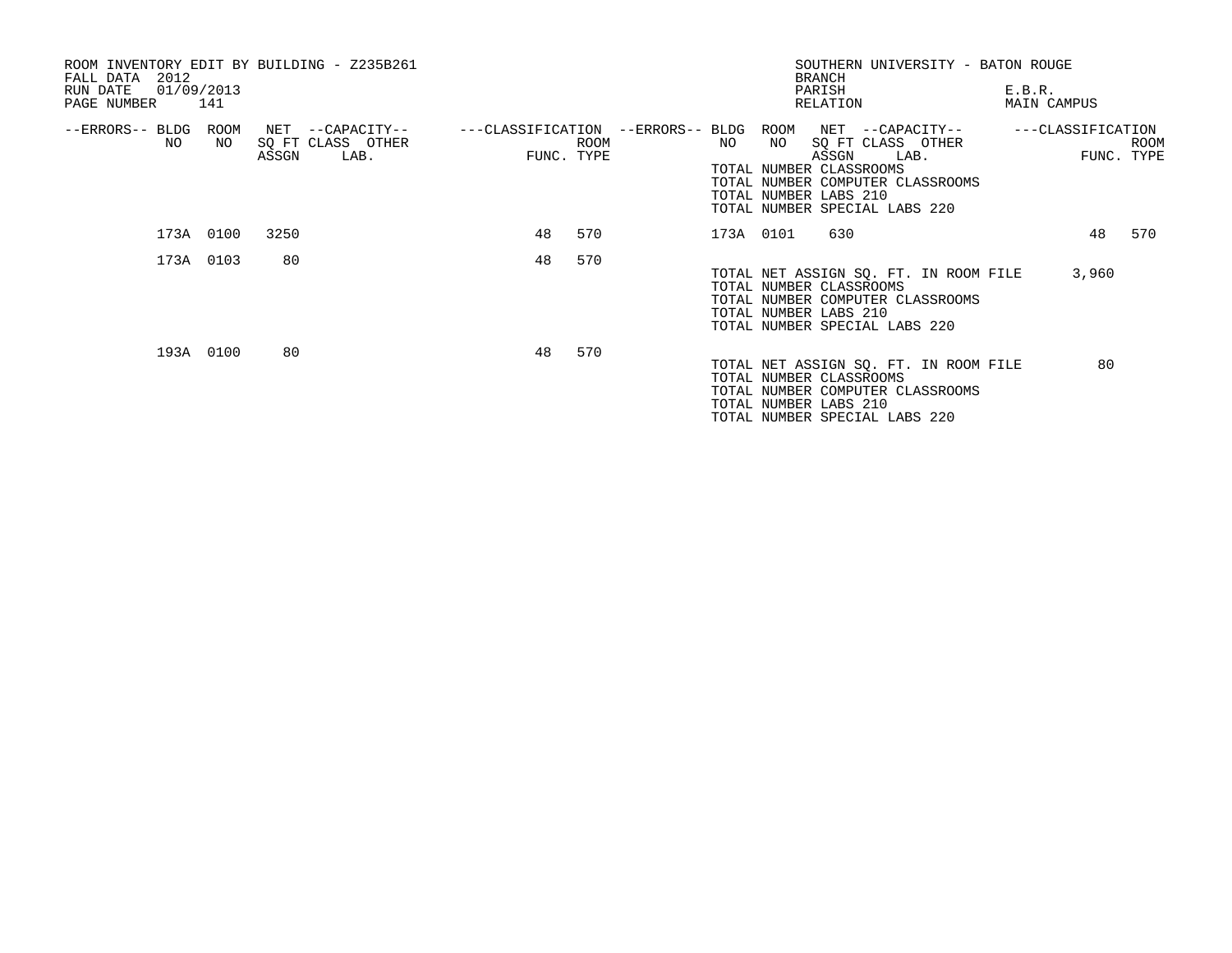ROOM INVENTORY EDIT BY BUILDING - Z235B261
FALL DATA 2012
RUN DATE 01/09/2013
PAGE NUMBER 141

SOUTHERN UNIVERSITY - BATON ROUGE
BRANCH
PARISH E.B.R.
RELATION MAIN CAMPUS

| --ERRORS-- | BLDG NO | ROOM NO | NET SQ FT ASSGN | --CAPACITY-- CLASS | OTHER LAB. | ---CLASSIFICATION FUNC. | ROOM TYPE |
|---|---|---|---|---|---|---|---|
| | | | | | | | |

TOTAL NUMBER CLASSROOMS
TOTAL NUMBER COMPUTER CLASSROOMS
TOTAL NUMBER LABS 210
TOTAL NUMBER SPECIAL LABS 220

| --ERRORS-- | BLDG NO | ROOM NO | NET SQ FT ASSGN | --CAPACITY-- CLASS | OTHER LAB. | ---CLASSIFICATION FUNC. | ROOM TYPE |
|---|---|---|---|---|---|---|---|
| | 173A | 0100 | 3250 | | | 48 | 570 |
| | 173A | 0101 | 630 | | | 48 | 570 |
| | 173A | 0103 | 80 | | | 48 | 570 |

TOTAL NET ASSIGN SQ. FT. IN ROOM FILE 3,960
TOTAL NUMBER CLASSROOMS
TOTAL NUMBER COMPUTER CLASSROOMS
TOTAL NUMBER LABS 210
TOTAL NUMBER SPECIAL LABS 220

| --ERRORS-- | BLDG NO | ROOM NO | NET SQ FT ASSGN | --CAPACITY-- CLASS | OTHER LAB. | ---CLASSIFICATION FUNC. | ROOM TYPE |
|---|---|---|---|---|---|---|---|
| | 193A | 0100 | 80 | | | 48 | 570 |

TOTAL NET ASSIGN SQ. FT. IN ROOM FILE 80
TOTAL NUMBER CLASSROOMS
TOTAL NUMBER COMPUTER CLASSROOMS
TOTAL NUMBER LABS 210
TOTAL NUMBER SPECIAL LABS 220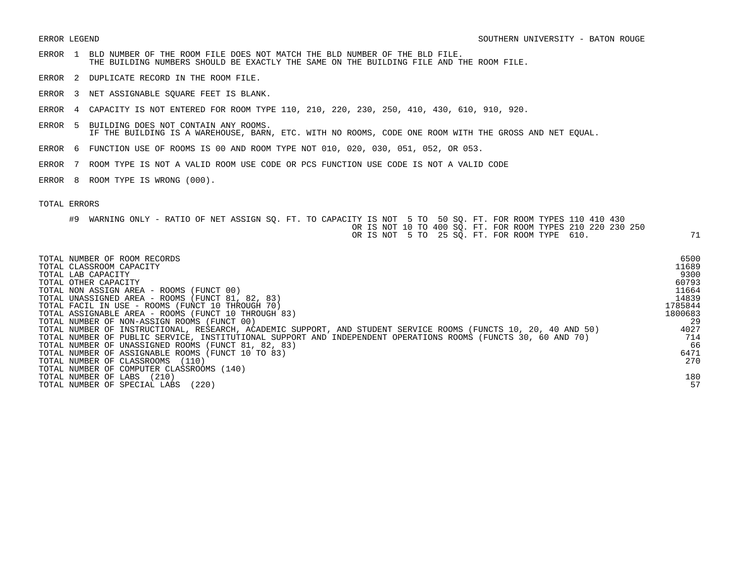ERROR LEGEND

SOUTHERN UNIVERSITY - BATON ROUGE

ERROR 1 BLD NUMBER OF THE ROOM FILE DOES NOT MATCH THE BLD NUMBER OF THE BLD FILE.
THE BUILDING NUMBERS SHOULD BE EXACTLY THE SAME ON THE BUILDING FILE AND THE ROOM FILE.

ERROR 2 DUPLICATE RECORD IN THE ROOM FILE.

ERROR 3 NET ASSIGNABLE SQUARE FEET IS BLANK.

ERROR 4 CAPACITY IS NOT ENTERED FOR ROOM TYPE 110, 210, 220, 230, 250, 410, 430, 610, 910, 920.

ERROR 5 BUILDING DOES NOT CONTAIN ANY ROOMS.
IF THE BUILDING IS A WAREHOUSE, BARN, ETC. WITH NO ROOMS, CODE ONE ROOM WITH THE GROSS AND NET EQUAL.

ERROR 6 FUNCTION USE OF ROOMS IS 00 AND ROOM TYPE NOT 010, 020, 030, 051, 052, OR 053.

ERROR 7 ROOM TYPE IS NOT A VALID ROOM USE CODE OR PCS FUNCTION USE CODE IS NOT A VALID CODE

ERROR 8 ROOM TYPE IS WRONG (000).

TOTAL ERRORS

#9 WARNING ONLY - RATIO OF NET ASSIGN SQ. FT. TO CAPACITY IS NOT 5 TO 50 SQ. FT. FOR ROOM TYPES 110 410 430
OR IS NOT 10 TO 400 SQ. FT. FOR ROOM TYPES 210 220 230 250
OR IS NOT 5 TO 25 SQ. FT. FOR ROOM TYPE 610. 71

| | |
|---|---|
| TOTAL NUMBER OF ROOM RECORDS | 6500 |
| TOTAL CLASSROOM CAPACITY | 11689 |
| TOTAL LAB CAPACITY | 9300 |
| TOTAL OTHER CAPACITY | 60793 |
| TOTAL NON ASSIGN AREA - ROOMS (FUNCT 00) | 11664 |
| TOTAL UNASSIGNED AREA - ROOMS (FUNCT 81, 82, 83) | 14839 |
| TOTAL FACIL IN USE - ROOMS (FUNCT 10 THROUGH 70) | 1785844 |
| TOTAL ASSIGNABLE AREA - ROOMS (FUNCT 10 THROUGH 83) | 1800683 |
| TOTAL NUMBER OF NON-ASSIGN ROOMS (FUNCT 00) | 29 |
| TOTAL NUMBER OF INSTRUCTIONAL, RESEARCH, ACADEMIC SUPPORT, AND STUDENT SERVICE ROOMS (FUNCTS 10, 20, 40 AND 50) | 4027 |
| TOTAL NUMBER OF PUBLIC SERVICE, INSTITUTIONAL SUPPORT AND INDEPENDENT OPERATIONS ROOMS (FUNCTS 30, 60 AND 70) | 714 |
| TOTAL NUMBER OF UNASSIGNED ROOMS (FUNCT 81, 82, 83) | 66 |
| TOTAL NUMBER OF ASSIGNABLE ROOMS (FUNCT 10 TO 83) | 6471 |
| TOTAL NUMBER OF CLASSROOMS (110) | 270 |
| TOTAL NUMBER OF COMPUTER CLASSROOMS (140) | |
| TOTAL NUMBER OF LABS (210) | 180 |
| TOTAL NUMBER OF SPECIAL LABS (220) | 57 |